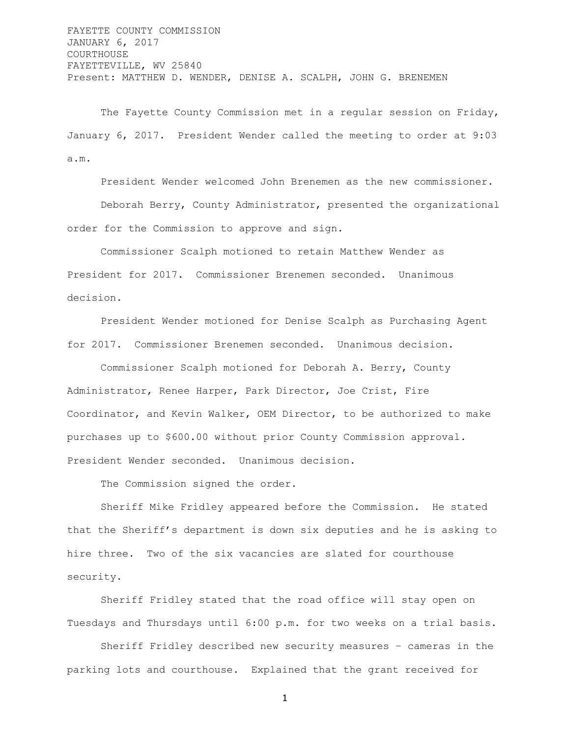FAYETTE COUNTY COMMISSION
JANUARY 6, 2017
COURTHOUSE
FAYETTEVILLE, WV 25840
Present: MATTHEW D. WENDER, DENISE A. SCALPH, JOHN G. BRENEMEN

The Fayette County Commission met in a regular session on Friday, January 6, 2017. President Wender called the meeting to order at 9:03 a.m.

President Wender welcomed John Brenemen as the new commissioner.

Deborah Berry, County Administrator, presented the organizational order for the Commission to approve and sign.

Commissioner Scalph motioned to retain Matthew Wender as President for 2017. Commissioner Brenemen seconded. Unanimous decision.

President Wender motioned for Denise Scalph as Purchasing Agent for 2017. Commissioner Brenemen seconded. Unanimous decision.

Commissioner Scalph motioned for Deborah A. Berry, County Administrator, Renee Harper, Park Director, Joe Crist, Fire Coordinator, and Kevin Walker, OEM Director, to be authorized to make purchases up to $600.00 without prior County Commission approval. President Wender seconded. Unanimous decision.

The Commission signed the order.

Sheriff Mike Fridley appeared before the Commission. He stated that the Sheriff's department is down six deputies and he is asking to hire three. Two of the six vacancies are slated for courthouse security.

Sheriff Fridley stated that the road office will stay open on Tuesdays and Thursdays until 6:00 p.m. for two weeks on a trial basis.

Sheriff Fridley described new security measures – cameras in the parking lots and courthouse. Explained that the grant received for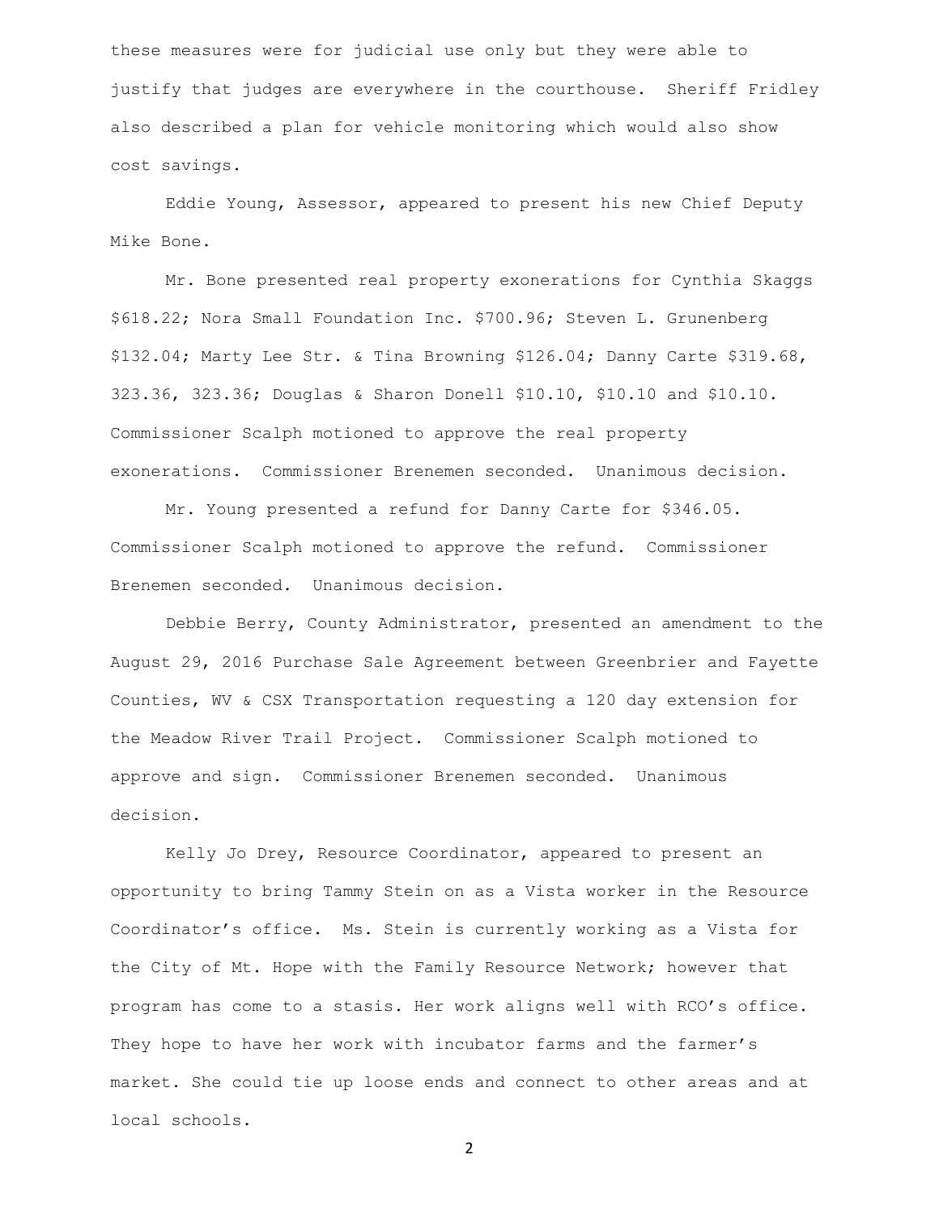these measures were for judicial use only but they were able to justify that judges are everywhere in the courthouse. Sheriff Fridley also described a plan for vehicle monitoring which would also show cost savings.

Eddie Young, Assessor, appeared to present his new Chief Deputy Mike Bone.

Mr. Bone presented real property exonerations for Cynthia Skaggs $618.22; Nora Small Foundation Inc. $700.96; Steven L. Grunenberg $132.04; Marty Lee Str. & Tina Browning $126.04; Danny Carte $319.68, 323.36, 323.36; Douglas & Sharon Donell $10.10, $10.10 and $10.10. Commissioner Scalph motioned to approve the real property exonerations. Commissioner Brenemen seconded. Unanimous decision.

Mr. Young presented a refund for Danny Carte for $346.05. Commissioner Scalph motioned to approve the refund. Commissioner Brenemen seconded. Unanimous decision.

Debbie Berry, County Administrator, presented an amendment to the August 29, 2016 Purchase Sale Agreement between Greenbrier and Fayette Counties, WV & CSX Transportation requesting a 120 day extension for the Meadow River Trail Project. Commissioner Scalph motioned to approve and sign. Commissioner Brenemen seconded. Unanimous decision.

Kelly Jo Drey, Resource Coordinator, appeared to present an opportunity to bring Tammy Stein on as a Vista worker in the Resource Coordinator's office. Ms. Stein is currently working as a Vista for the City of Mt. Hope with the Family Resource Network; however that program has come to a stasis. Her work aligns well with RCO's office. They hope to have her work with incubator farms and the farmer's market. She could tie up loose ends and connect to other areas and at local schools.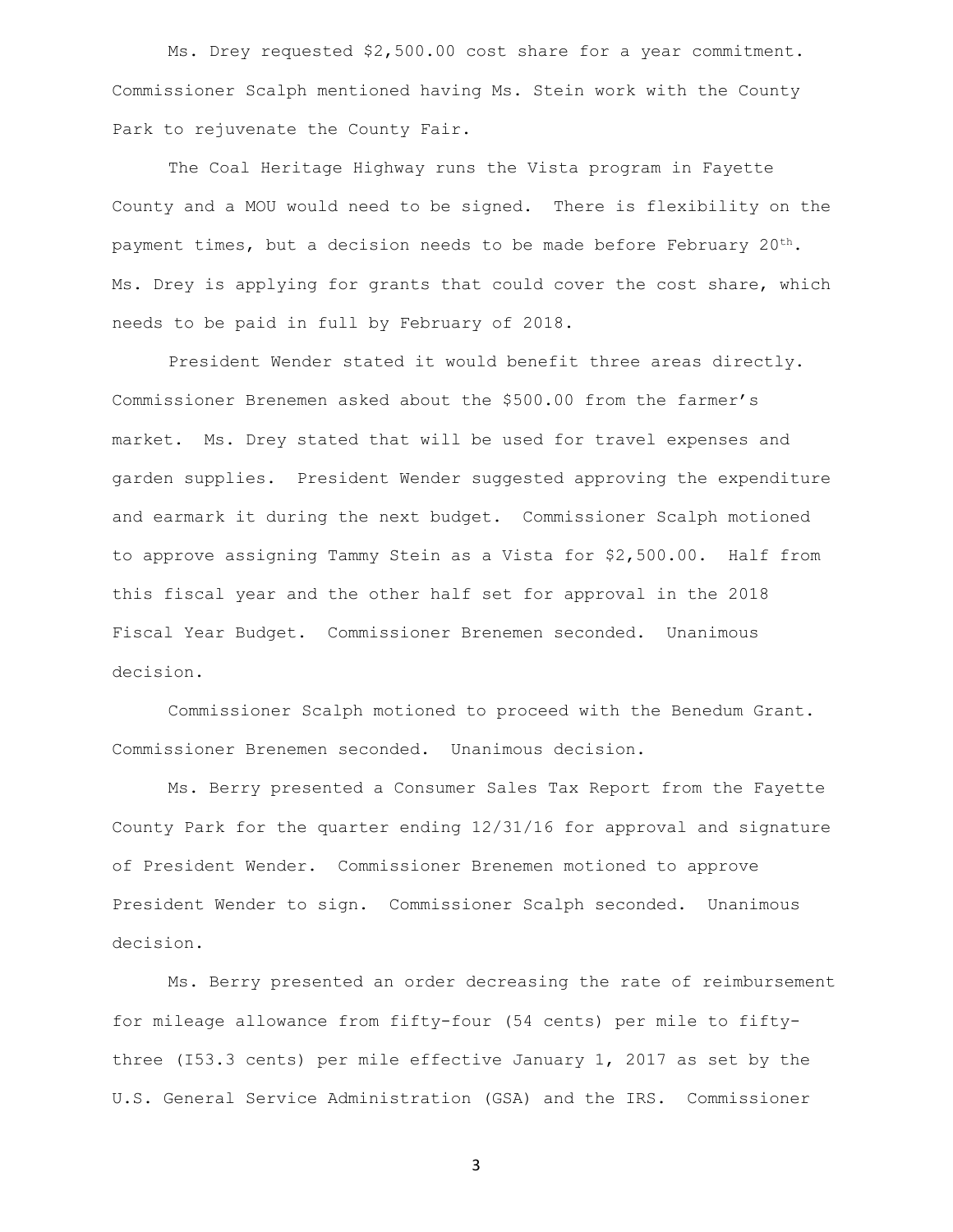Ms. Drey requested $2,500.00 cost share for a year commitment. Commissioner Scalph mentioned having Ms. Stein work with the County Park to rejuvenate the County Fair.

The Coal Heritage Highway runs the Vista program in Fayette County and a MOU would need to be signed. There is flexibility on the payment times, but a decision needs to be made before February 20th. Ms. Drey is applying for grants that could cover the cost share, which needs to be paid in full by February of 2018.

President Wender stated it would benefit three areas directly. Commissioner Brenemen asked about the $500.00 from the farmer's market. Ms. Drey stated that will be used for travel expenses and garden supplies. President Wender suggested approving the expenditure and earmark it during the next budget. Commissioner Scalph motioned to approve assigning Tammy Stein as a Vista for $2,500.00. Half from this fiscal year and the other half set for approval in the 2018 Fiscal Year Budget. Commissioner Brenemen seconded. Unanimous decision.

Commissioner Scalph motioned to proceed with the Benedum Grant. Commissioner Brenemen seconded. Unanimous decision.

Ms. Berry presented a Consumer Sales Tax Report from the Fayette County Park for the quarter ending 12/31/16 for approval and signature of President Wender. Commissioner Brenemen motioned to approve President Wender to sign. Commissioner Scalph seconded. Unanimous decision.

Ms. Berry presented an order decreasing the rate of reimbursement for mileage allowance from fifty-four (54 cents) per mile to fifty-three (I53.3 cents) per mile effective January 1, 2017 as set by the U.S. General Service Administration (GSA) and the IRS. Commissioner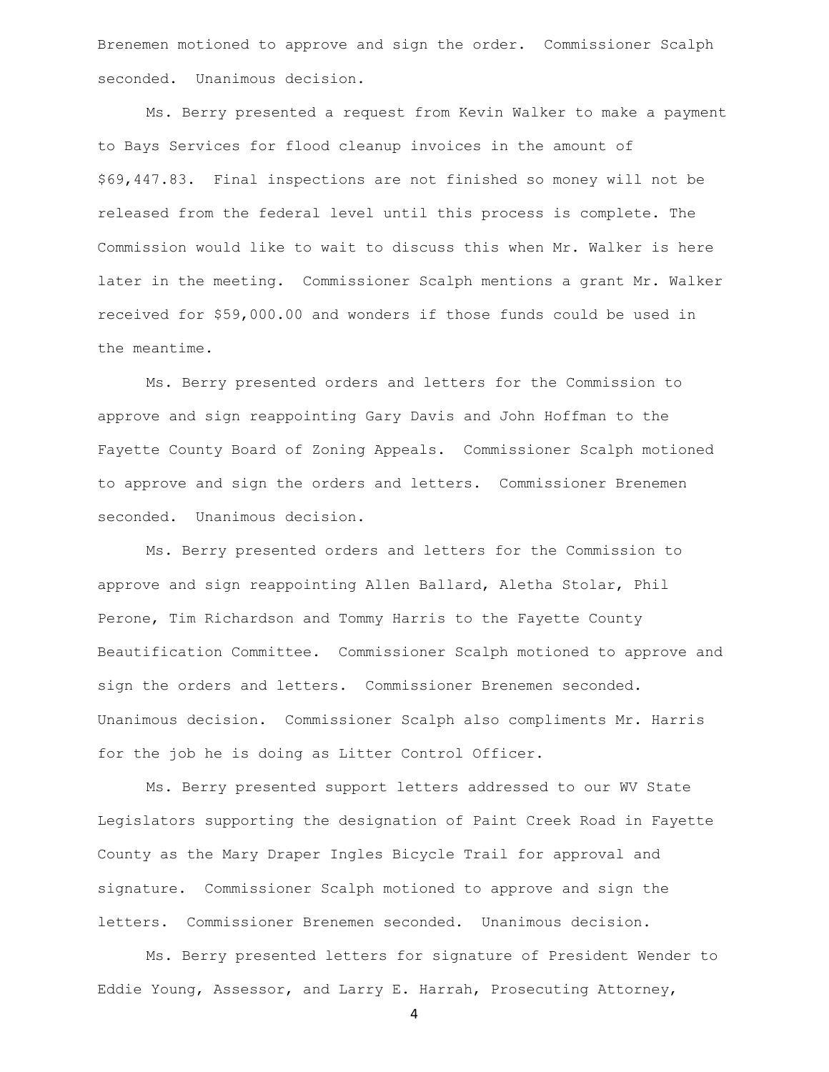Brenemen motioned to approve and sign the order. Commissioner Scalph seconded. Unanimous decision.

Ms. Berry presented a request from Kevin Walker to make a payment to Bays Services for flood cleanup invoices in the amount of $69,447.83. Final inspections are not finished so money will not be released from the federal level until this process is complete. The Commission would like to wait to discuss this when Mr. Walker is here later in the meeting. Commissioner Scalph mentions a grant Mr. Walker received for $59,000.00 and wonders if those funds could be used in the meantime.

Ms. Berry presented orders and letters for the Commission to approve and sign reappointing Gary Davis and John Hoffman to the Fayette County Board of Zoning Appeals. Commissioner Scalph motioned to approve and sign the orders and letters. Commissioner Brenemen seconded. Unanimous decision.

Ms. Berry presented orders and letters for the Commission to approve and sign reappointing Allen Ballard, Aletha Stolar, Phil Perone, Tim Richardson and Tommy Harris to the Fayette County Beautification Committee. Commissioner Scalph motioned to approve and sign the orders and letters. Commissioner Brenemen seconded. Unanimous decision. Commissioner Scalph also compliments Mr. Harris for the job he is doing as Litter Control Officer.

Ms. Berry presented support letters addressed to our WV State Legislators supporting the designation of Paint Creek Road in Fayette County as the Mary Draper Ingles Bicycle Trail for approval and signature. Commissioner Scalph motioned to approve and sign the letters. Commissioner Brenemen seconded. Unanimous decision.

Ms. Berry presented letters for signature of President Wender to Eddie Young, Assessor, and Larry E. Harrah, Prosecuting Attorney,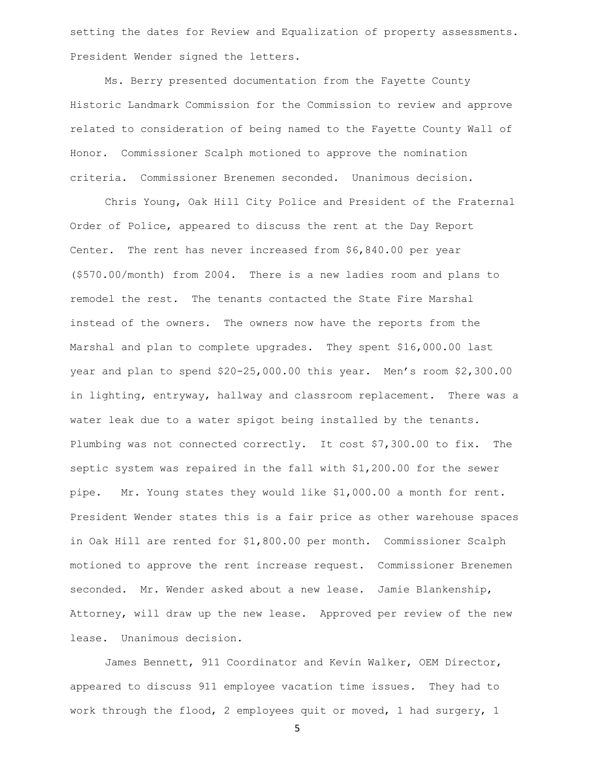setting the dates for Review and Equalization of property assessments. President Wender signed the letters.

Ms. Berry presented documentation from the Fayette County Historic Landmark Commission for the Commission to review and approve related to consideration of being named to the Fayette County Wall of Honor. Commissioner Scalph motioned to approve the nomination criteria. Commissioner Brenemen seconded. Unanimous decision.

Chris Young, Oak Hill City Police and President of the Fraternal Order of Police, appeared to discuss the rent at the Day Report Center. The rent has never increased from $6,840.00 per year ($570.00/month) from 2004. There is a new ladies room and plans to remodel the rest. The tenants contacted the State Fire Marshal instead of the owners. The owners now have the reports from the Marshal and plan to complete upgrades. They spent $16,000.00 last year and plan to spend $20-25,000.00 this year. Men's room $2,300.00 in lighting, entryway, hallway and classroom replacement. There was a water leak due to a water spigot being installed by the tenants. Plumbing was not connected correctly. It cost $7,300.00 to fix. The septic system was repaired in the fall with $1,200.00 for the sewer pipe. Mr. Young states they would like $1,000.00 a month for rent. President Wender states this is a fair price as other warehouse spaces in Oak Hill are rented for $1,800.00 per month. Commissioner Scalph motioned to approve the rent increase request. Commissioner Brenemen seconded. Mr. Wender asked about a new lease. Jamie Blankenship, Attorney, will draw up the new lease. Approved per review of the new lease. Unanimous decision.

James Bennett, 911 Coordinator and Kevin Walker, OEM Director, appeared to discuss 911 employee vacation time issues. They had to work through the flood, 2 employees quit or moved, 1 had surgery, 1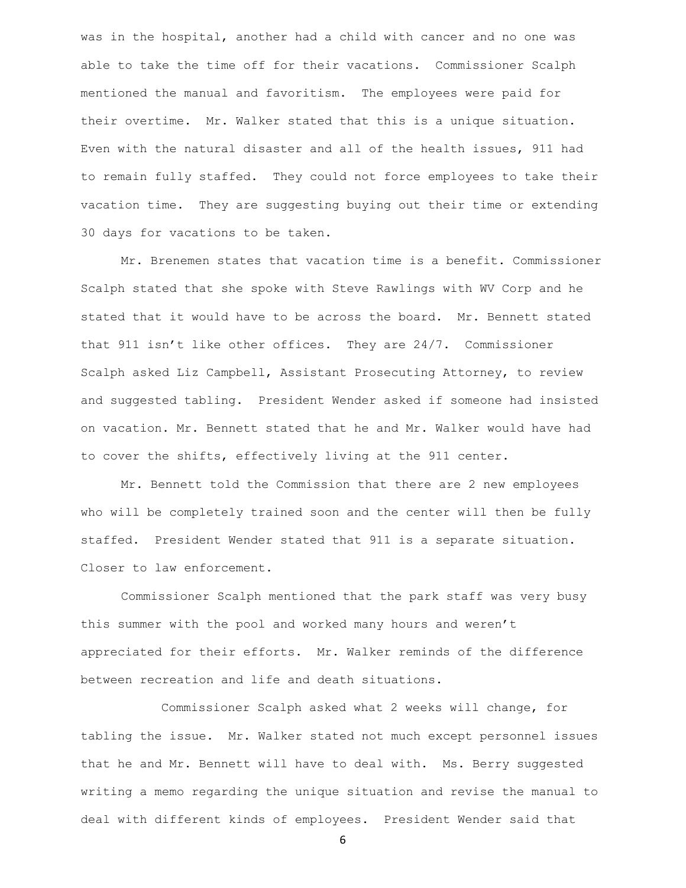was in the hospital, another had a child with cancer and no one was able to take the time off for their vacations. Commissioner Scalph mentioned the manual and favoritism. The employees were paid for their overtime. Mr. Walker stated that this is a unique situation. Even with the natural disaster and all of the health issues, 911 had to remain fully staffed. They could not force employees to take their vacation time. They are suggesting buying out their time or extending 30 days for vacations to be taken.

Mr. Brenemen states that vacation time is a benefit. Commissioner Scalph stated that she spoke with Steve Rawlings with WV Corp and he stated that it would have to be across the board. Mr. Bennett stated that 911 isn't like other offices. They are 24/7. Commissioner Scalph asked Liz Campbell, Assistant Prosecuting Attorney, to review and suggested tabling. President Wender asked if someone had insisted on vacation. Mr. Bennett stated that he and Mr. Walker would have had to cover the shifts, effectively living at the 911 center.

Mr. Bennett told the Commission that there are 2 new employees who will be completely trained soon and the center will then be fully staffed. President Wender stated that 911 is a separate situation. Closer to law enforcement.

Commissioner Scalph mentioned that the park staff was very busy this summer with the pool and worked many hours and weren't appreciated for their efforts. Mr. Walker reminds of the difference between recreation and life and death situations.

Commissioner Scalph asked what 2 weeks will change, for tabling the issue. Mr. Walker stated not much except personnel issues that he and Mr. Bennett will have to deal with. Ms. Berry suggested writing a memo regarding the unique situation and revise the manual to deal with different kinds of employees. President Wender said that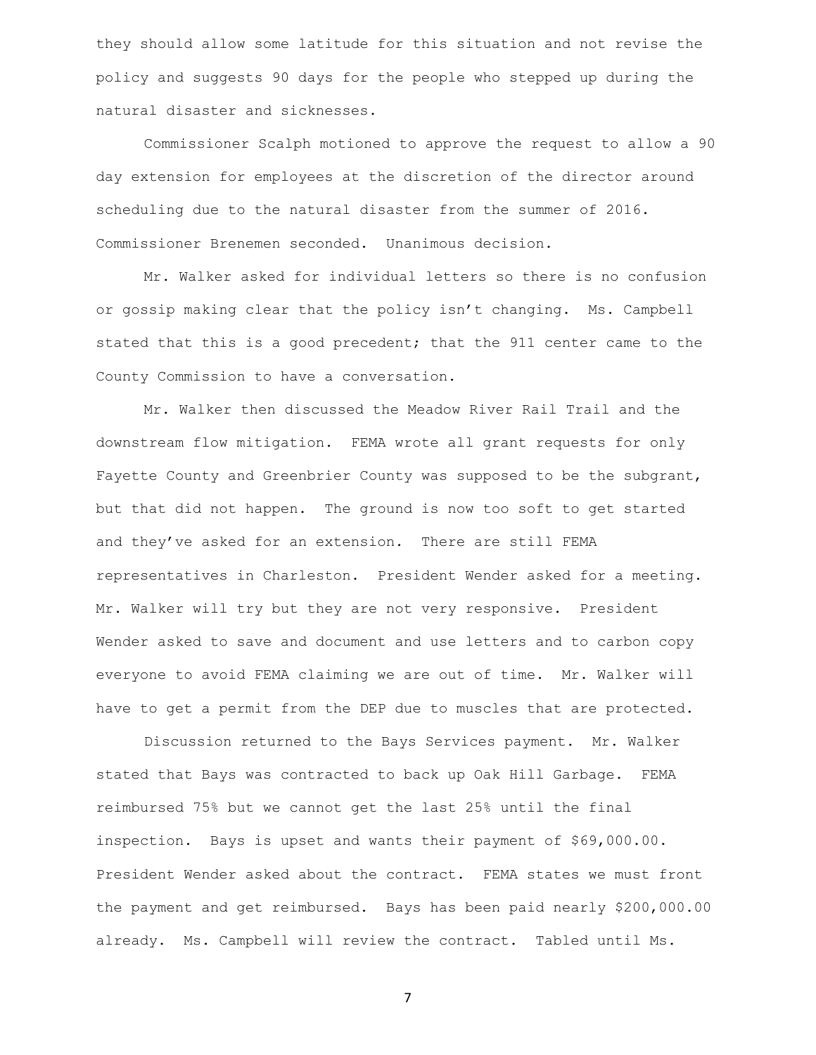they should allow some latitude for this situation and not revise the policy and suggests 90 days for the people who stepped up during the natural disaster and sicknesses.

Commissioner Scalph motioned to approve the request to allow a 90 day extension for employees at the discretion of the director around scheduling due to the natural disaster from the summer of 2016. Commissioner Brenemen seconded. Unanimous decision.

Mr. Walker asked for individual letters so there is no confusion or gossip making clear that the policy isn't changing. Ms. Campbell stated that this is a good precedent; that the 911 center came to the County Commission to have a conversation.

Mr. Walker then discussed the Meadow River Rail Trail and the downstream flow mitigation. FEMA wrote all grant requests for only Fayette County and Greenbrier County was supposed to be the subgrant, but that did not happen. The ground is now too soft to get started and they've asked for an extension. There are still FEMA representatives in Charleston. President Wender asked for a meeting. Mr. Walker will try but they are not very responsive. President Wender asked to save and document and use letters and to carbon copy everyone to avoid FEMA claiming we are out of time. Mr. Walker will have to get a permit from the DEP due to muscles that are protected.

Discussion returned to the Bays Services payment. Mr. Walker stated that Bays was contracted to back up Oak Hill Garbage. FEMA reimbursed 75% but we cannot get the last 25% until the final inspection. Bays is upset and wants their payment of $69,000.00. President Wender asked about the contract. FEMA states we must front the payment and get reimbursed. Bays has been paid nearly $200,000.00 already. Ms. Campbell will review the contract. Tabled until Ms.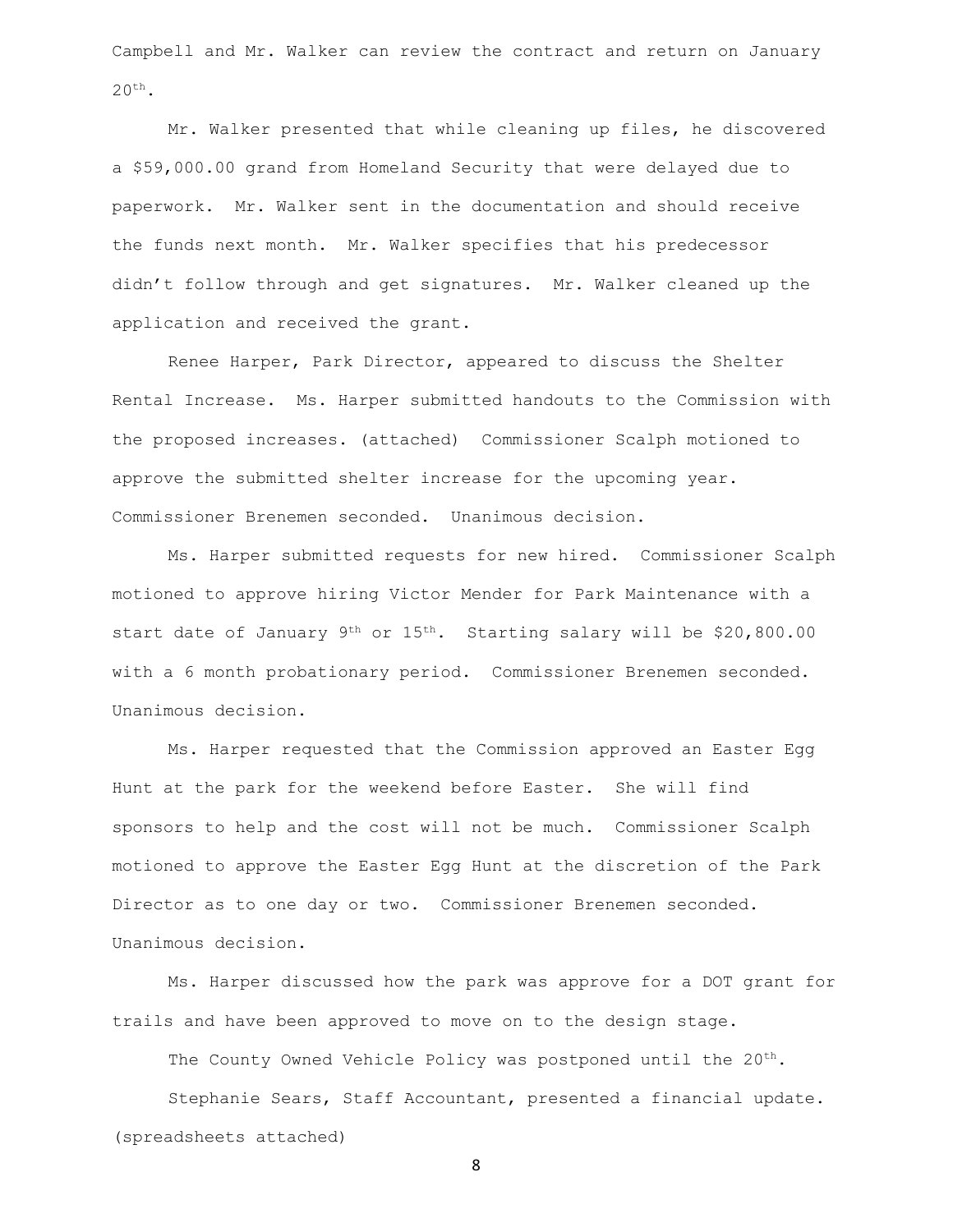Campbell and Mr. Walker can review the contract and return on January 20th.

Mr. Walker presented that while cleaning up files, he discovered a $59,000.00 grand from Homeland Security that were delayed due to paperwork. Mr. Walker sent in the documentation and should receive the funds next month. Mr. Walker specifies that his predecessor didn't follow through and get signatures. Mr. Walker cleaned up the application and received the grant.

Renee Harper, Park Director, appeared to discuss the Shelter Rental Increase. Ms. Harper submitted handouts to the Commission with the proposed increases. (attached) Commissioner Scalph motioned to approve the submitted shelter increase for the upcoming year. Commissioner Brenemen seconded. Unanimous decision.

Ms. Harper submitted requests for new hired. Commissioner Scalph motioned to approve hiring Victor Mender for Park Maintenance with a start date of January 9th or 15th. Starting salary will be $20,800.00 with a 6 month probationary period. Commissioner Brenemen seconded. Unanimous decision.

Ms. Harper requested that the Commission approved an Easter Egg Hunt at the park for the weekend before Easter. She will find sponsors to help and the cost will not be much. Commissioner Scalph motioned to approve the Easter Egg Hunt at the discretion of the Park Director as to one day or two. Commissioner Brenemen seconded. Unanimous decision.

Ms. Harper discussed how the park was approve for a DOT grant for trails and have been approved to move on to the design stage.

The County Owned Vehicle Policy was postponed until the 20th.

Stephanie Sears, Staff Accountant, presented a financial update. (spreadsheets attached)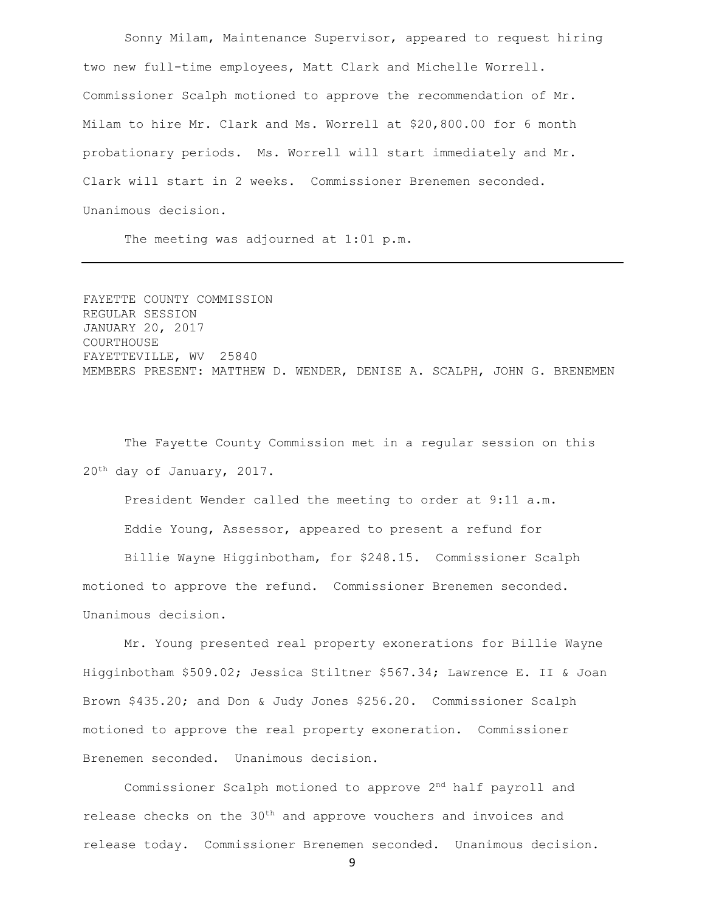Sonny Milam, Maintenance Supervisor, appeared to request hiring two new full-time employees, Matt Clark and Michelle Worrell. Commissioner Scalph motioned to approve the recommendation of Mr. Milam to hire Mr. Clark and Ms. Worrell at $20,800.00 for 6 month probationary periods. Ms. Worrell will start immediately and Mr. Clark will start in 2 weeks. Commissioner Brenemen seconded. Unanimous decision.

The meeting was adjourned at 1:01 p.m.

---

FAYETTE COUNTY COMMISSION
REGULAR SESSION
JANUARY 20, 2017
COURTHOUSE
FAYETTEVILLE, WV 25840
MEMBERS PRESENT: MATTHEW D. WENDER, DENISE A. SCALPH, JOHN G. BRENEMEN

The Fayette County Commission met in a regular session on this 20th day of January, 2017.

President Wender called the meeting to order at 9:11 a.m.

Eddie Young, Assessor, appeared to present a refund for

Billie Wayne Higginbotham, for $248.15. Commissioner Scalph motioned to approve the refund. Commissioner Brenemen seconded. Unanimous decision.

Mr. Young presented real property exonerations for Billie Wayne Higginbotham $509.02; Jessica Stiltner $567.34; Lawrence E. II & Joan Brown $435.20; and Don & Judy Jones $256.20. Commissioner Scalph motioned to approve the real property exoneration. Commissioner Brenemen seconded. Unanimous decision.

Commissioner Scalph motioned to approve 2nd half payroll and release checks on the 30th and approve vouchers and invoices and release today. Commissioner Brenemen seconded. Unanimous decision.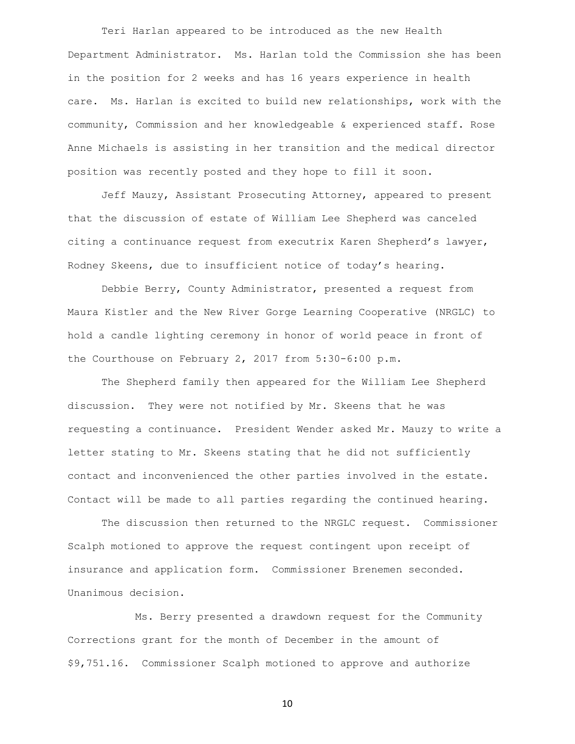Teri Harlan appeared to be introduced as the new Health Department Administrator. Ms. Harlan told the Commission she has been in the position for 2 weeks and has 16 years experience in health care. Ms. Harlan is excited to build new relationships, work with the community, Commission and her knowledgeable & experienced staff. Rose Anne Michaels is assisting in her transition and the medical director position was recently posted and they hope to fill it soon.

Jeff Mauzy, Assistant Prosecuting Attorney, appeared to present that the discussion of estate of William Lee Shepherd was canceled citing a continuance request from executrix Karen Shepherd's lawyer, Rodney Skeens, due to insufficient notice of today's hearing.

Debbie Berry, County Administrator, presented a request from Maura Kistler and the New River Gorge Learning Cooperative (NRGLC) to hold a candle lighting ceremony in honor of world peace in front of the Courthouse on February 2, 2017 from 5:30-6:00 p.m.

The Shepherd family then appeared for the William Lee Shepherd discussion. They were not notified by Mr. Skeens that he was requesting a continuance. President Wender asked Mr. Mauzy to write a letter stating to Mr. Skeens stating that he did not sufficiently contact and inconvenienced the other parties involved in the estate. Contact will be made to all parties regarding the continued hearing.

The discussion then returned to the NRGLC request. Commissioner Scalph motioned to approve the request contingent upon receipt of insurance and application form. Commissioner Brenemen seconded. Unanimous decision.

Ms. Berry presented a drawdown request for the Community Corrections grant for the month of December in the amount of $9,751.16. Commissioner Scalph motioned to approve and authorize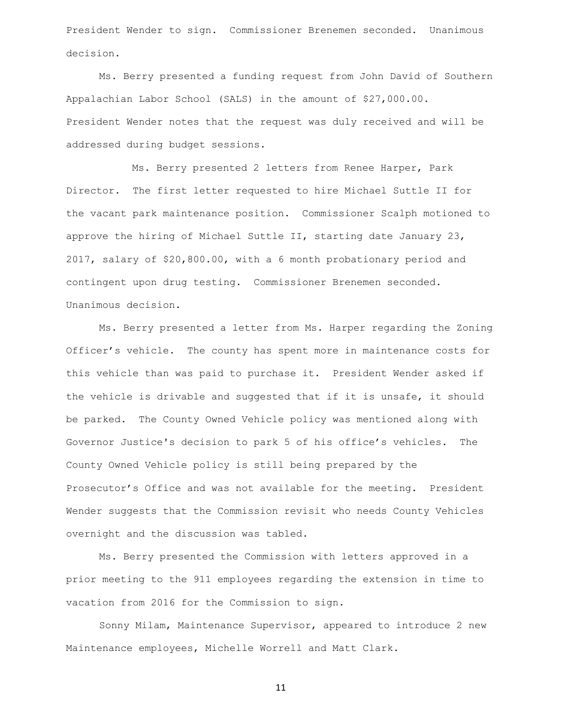President Wender to sign. Commissioner Brenemen seconded. Unanimous decision.

Ms. Berry presented a funding request from John David of Southern Appalachian Labor School (SALS) in the amount of $27,000.00. President Wender notes that the request was duly received and will be addressed during budget sessions.

Ms. Berry presented 2 letters from Renee Harper, Park Director. The first letter requested to hire Michael Suttle II for the vacant park maintenance position. Commissioner Scalph motioned to approve the hiring of Michael Suttle II, starting date January 23, 2017, salary of $20,800.00, with a 6 month probationary period and contingent upon drug testing. Commissioner Brenemen seconded. Unanimous decision.

Ms. Berry presented a letter from Ms. Harper regarding the Zoning Officer's vehicle. The county has spent more in maintenance costs for this vehicle than was paid to purchase it. President Wender asked if the vehicle is drivable and suggested that if it is unsafe, it should be parked. The County Owned Vehicle policy was mentioned along with Governor Justice's decision to park 5 of his office's vehicles. The County Owned Vehicle policy is still being prepared by the Prosecutor's Office and was not available for the meeting. President Wender suggests that the Commission revisit who needs County Vehicles overnight and the discussion was tabled.

Ms. Berry presented the Commission with letters approved in a prior meeting to the 911 employees regarding the extension in time to vacation from 2016 for the Commission to sign.

Sonny Milam, Maintenance Supervisor, appeared to introduce 2 new Maintenance employees, Michelle Worrell and Matt Clark.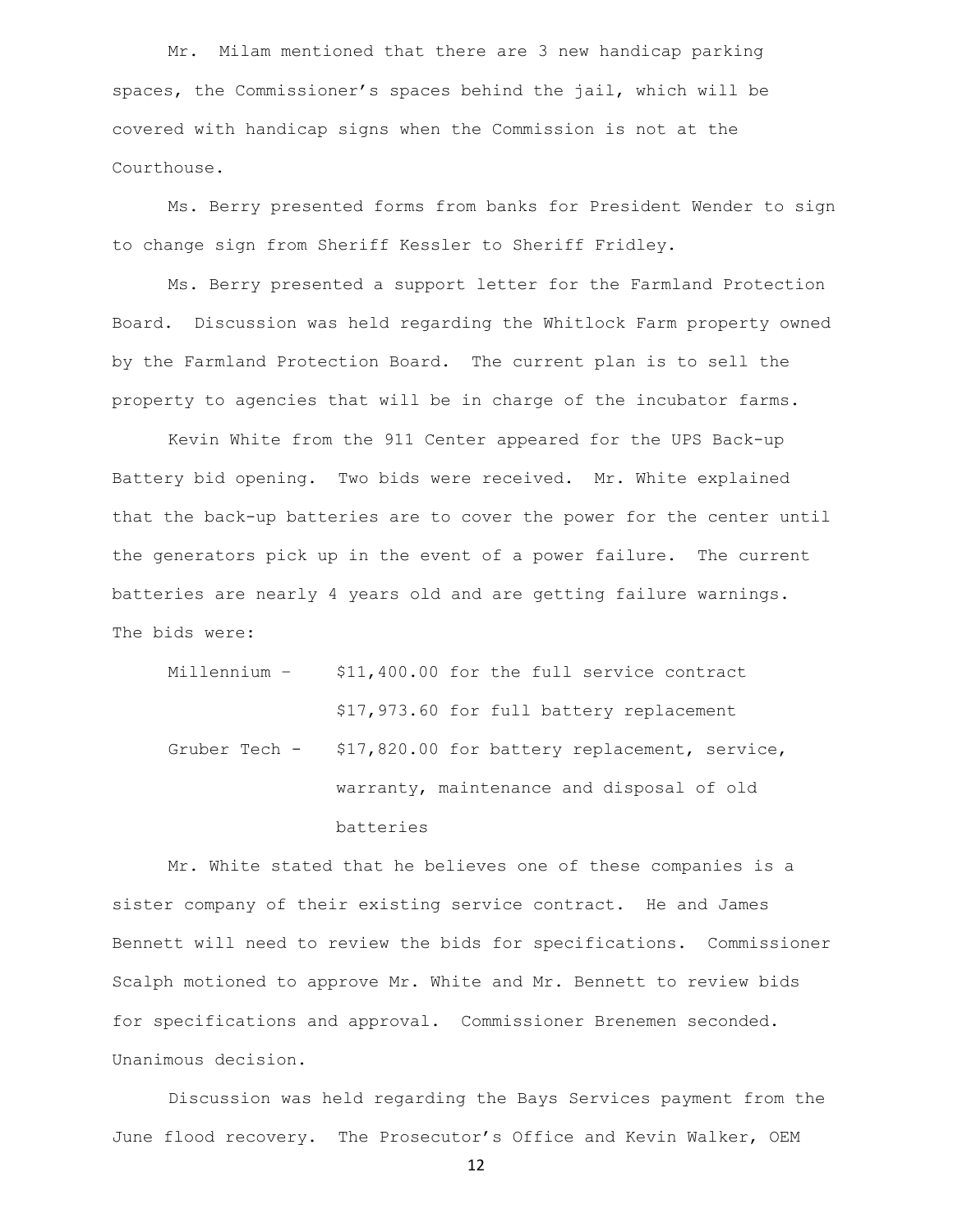Mr. Milam mentioned that there are 3 new handicap parking spaces, the Commissioner's spaces behind the jail, which will be covered with handicap signs when the Commission is not at the Courthouse.

Ms. Berry presented forms from banks for President Wender to sign to change sign from Sheriff Kessler to Sheriff Fridley.

Ms. Berry presented a support letter for the Farmland Protection Board. Discussion was held regarding the Whitlock Farm property owned by the Farmland Protection Board. The current plan is to sell the property to agencies that will be in charge of the incubator farms.

Kevin White from the 911 Center appeared for the UPS Back-up Battery bid opening. Two bids were received. Mr. White explained that the back-up batteries are to cover the power for the center until the generators pick up in the event of a power failure. The current batteries are nearly 4 years old and are getting failure warnings. The bids were:

Millennium – $11,400.00 for the full service contract
$17,973.60 for full battery replacement

Gruber Tech - $17,820.00 for battery replacement, service, warranty, maintenance and disposal of old batteries

Mr. White stated that he believes one of these companies is a sister company of their existing service contract. He and James Bennett will need to review the bids for specifications. Commissioner Scalph motioned to approve Mr. White and Mr. Bennett to review bids for specifications and approval. Commissioner Brenemen seconded. Unanimous decision.

Discussion was held regarding the Bays Services payment from the June flood recovery. The Prosecutor's Office and Kevin Walker, OEM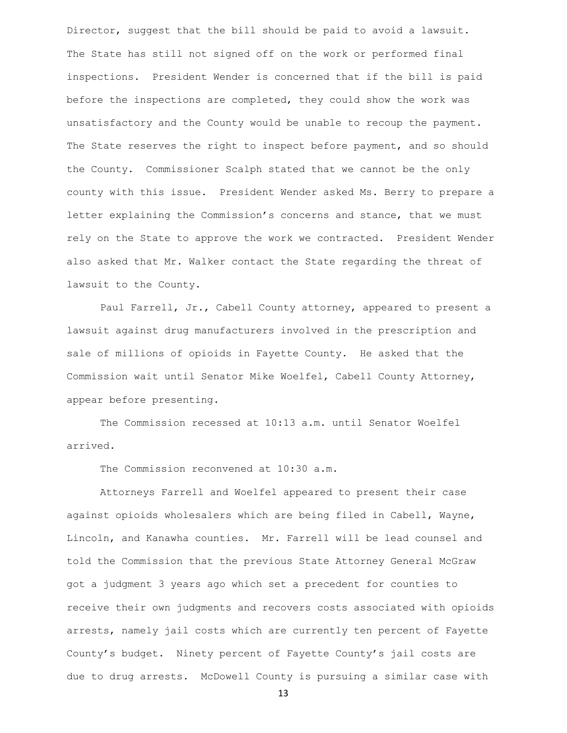Director, suggest that the bill should be paid to avoid a lawsuit. The State has still not signed off on the work or performed final inspections. President Wender is concerned that if the bill is paid before the inspections are completed, they could show the work was unsatisfactory and the County would be unable to recoup the payment. The State reserves the right to inspect before payment, and so should the County. Commissioner Scalph stated that we cannot be the only county with this issue. President Wender asked Ms. Berry to prepare a letter explaining the Commission's concerns and stance, that we must rely on the State to approve the work we contracted. President Wender also asked that Mr. Walker contact the State regarding the threat of lawsuit to the County.

Paul Farrell, Jr., Cabell County attorney, appeared to present a lawsuit against drug manufacturers involved in the prescription and sale of millions of opioids in Fayette County. He asked that the Commission wait until Senator Mike Woelfel, Cabell County Attorney, appear before presenting.

The Commission recessed at 10:13 a.m. until Senator Woelfel arrived.

The Commission reconvened at 10:30 a.m.

Attorneys Farrell and Woelfel appeared to present their case against opioids wholesalers which are being filed in Cabell, Wayne, Lincoln, and Kanawha counties. Mr. Farrell will be lead counsel and told the Commission that the previous State Attorney General McGraw got a judgment 3 years ago which set a precedent for counties to receive their own judgments and recovers costs associated with opioids arrests, namely jail costs which are currently ten percent of Fayette County's budget. Ninety percent of Fayette County's jail costs are due to drug arrests. McDowell County is pursuing a similar case with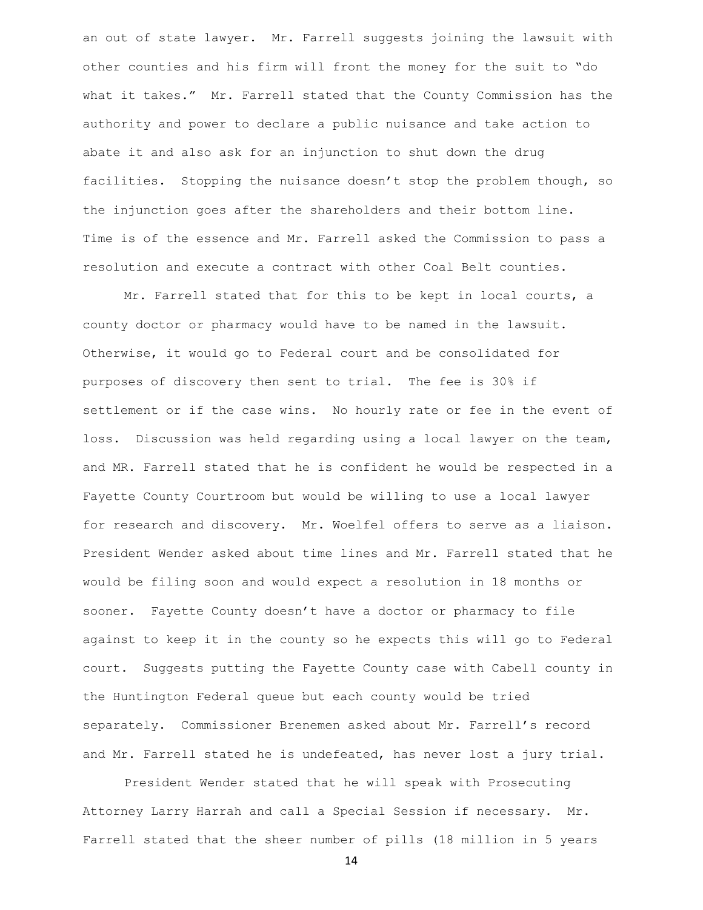an out of state lawyer. Mr. Farrell suggests joining the lawsuit with other counties and his firm will front the money for the suit to "do what it takes." Mr. Farrell stated that the County Commission has the authority and power to declare a public nuisance and take action to abate it and also ask for an injunction to shut down the drug facilities. Stopping the nuisance doesn't stop the problem though, so the injunction goes after the shareholders and their bottom line. Time is of the essence and Mr. Farrell asked the Commission to pass a resolution and execute a contract with other Coal Belt counties.

Mr. Farrell stated that for this to be kept in local courts, a county doctor or pharmacy would have to be named in the lawsuit. Otherwise, it would go to Federal court and be consolidated for purposes of discovery then sent to trial. The fee is 30% if settlement or if the case wins. No hourly rate or fee in the event of loss. Discussion was held regarding using a local lawyer on the team, and MR. Farrell stated that he is confident he would be respected in a Fayette County Courtroom but would be willing to use a local lawyer for research and discovery. Mr. Woelfel offers to serve as a liaison. President Wender asked about time lines and Mr. Farrell stated that he would be filing soon and would expect a resolution in 18 months or sooner. Fayette County doesn't have a doctor or pharmacy to file against to keep it in the county so he expects this will go to Federal court. Suggests putting the Fayette County case with Cabell county in the Huntington Federal queue but each county would be tried separately. Commissioner Brenemen asked about Mr. Farrell's record and Mr. Farrell stated he is undefeated, has never lost a jury trial.

President Wender stated that he will speak with Prosecuting Attorney Larry Harrah and call a Special Session if necessary. Mr. Farrell stated that the sheer number of pills (18 million in 5 years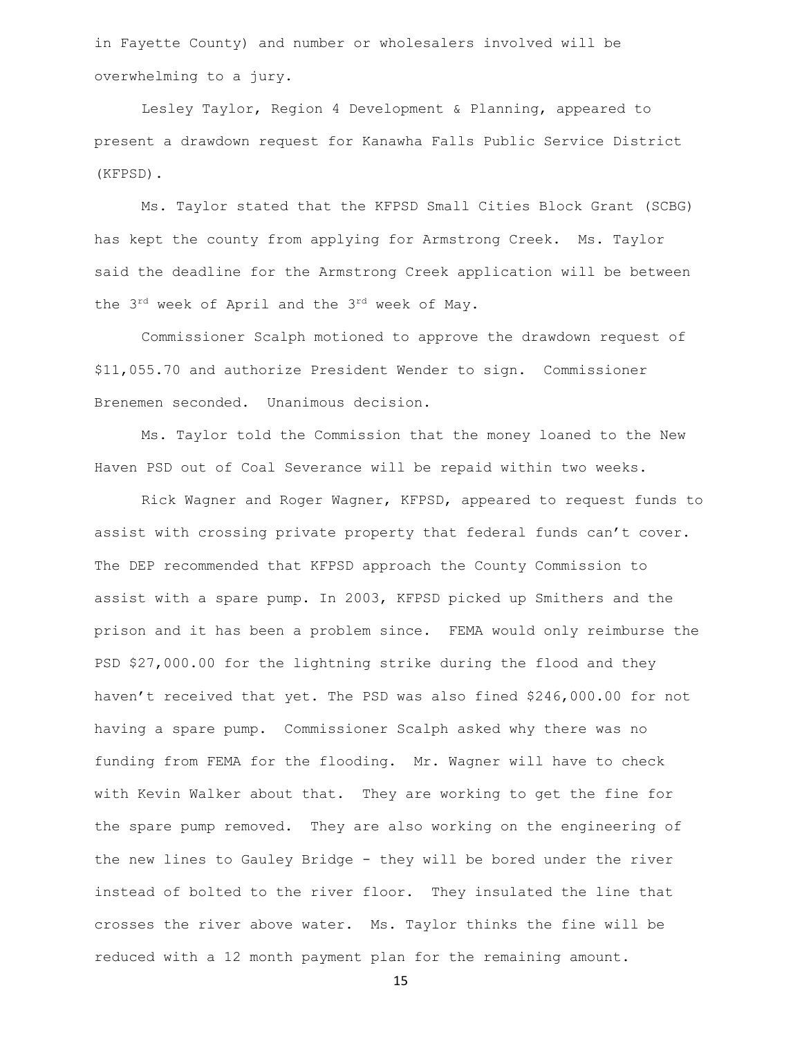in Fayette County) and number or wholesalers involved will be overwhelming to a jury.

Lesley Taylor, Region 4 Development & Planning, appeared to present a drawdown request for Kanawha Falls Public Service District (KFPSD).

Ms. Taylor stated that the KFPSD Small Cities Block Grant (SCBG) has kept the county from applying for Armstrong Creek. Ms. Taylor said the deadline for the Armstrong Creek application will be between the 3rd week of April and the 3rd week of May.

Commissioner Scalph motioned to approve the drawdown request of $11,055.70 and authorize President Wender to sign. Commissioner Brenemen seconded. Unanimous decision.

Ms. Taylor told the Commission that the money loaned to the New Haven PSD out of Coal Severance will be repaid within two weeks.

Rick Wagner and Roger Wagner, KFPSD, appeared to request funds to assist with crossing private property that federal funds can't cover. The DEP recommended that KFPSD approach the County Commission to assist with a spare pump. In 2003, KFPSD picked up Smithers and the prison and it has been a problem since. FEMA would only reimburse the PSD $27,000.00 for the lightning strike during the flood and they haven't received that yet. The PSD was also fined $246,000.00 for not having a spare pump. Commissioner Scalph asked why there was no funding from FEMA for the flooding. Mr. Wagner will have to check with Kevin Walker about that. They are working to get the fine for the spare pump removed. They are also working on the engineering of the new lines to Gauley Bridge - they will be bored under the river instead of bolted to the river floor. They insulated the line that crosses the river above water. Ms. Taylor thinks the fine will be reduced with a 12 month payment plan for the remaining amount.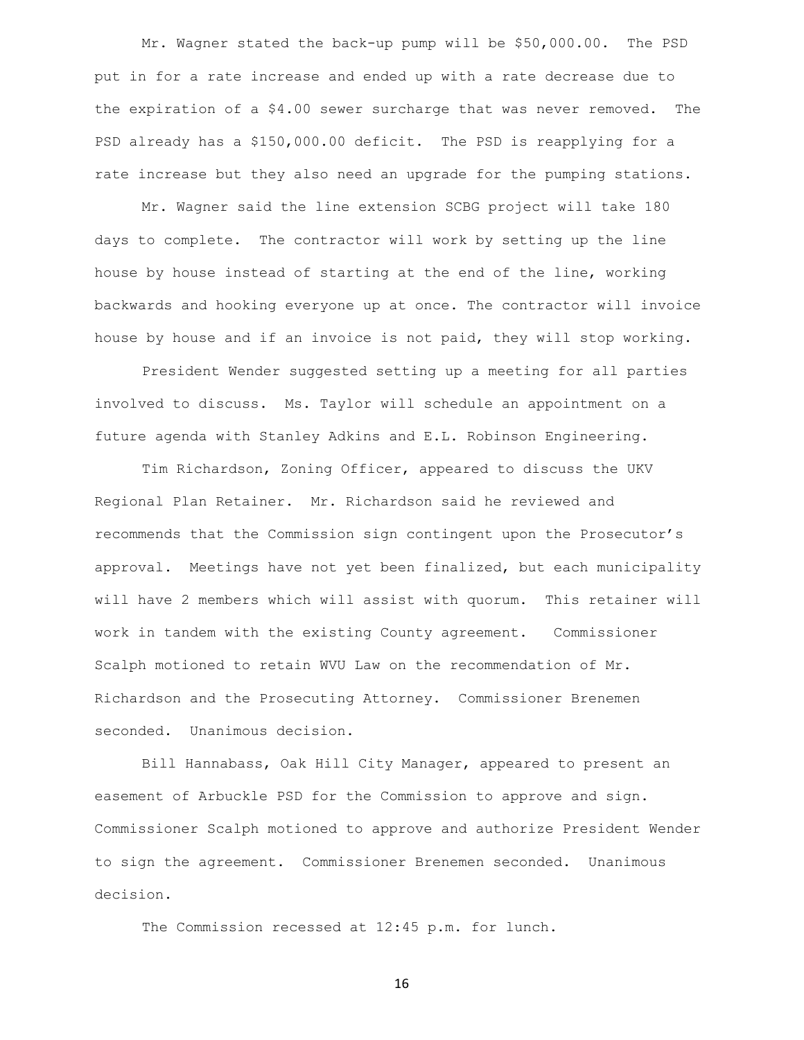Mr. Wagner stated the back-up pump will be $50,000.00. The PSD put in for a rate increase and ended up with a rate decrease due to the expiration of a $4.00 sewer surcharge that was never removed. The PSD already has a $150,000.00 deficit. The PSD is reapplying for a rate increase but they also need an upgrade for the pumping stations.

Mr. Wagner said the line extension SCBG project will take 180 days to complete. The contractor will work by setting up the line house by house instead of starting at the end of the line, working backwards and hooking everyone up at once. The contractor will invoice house by house and if an invoice is not paid, they will stop working.

President Wender suggested setting up a meeting for all parties involved to discuss. Ms. Taylor will schedule an appointment on a future agenda with Stanley Adkins and E.L. Robinson Engineering.

Tim Richardson, Zoning Officer, appeared to discuss the UKV Regional Plan Retainer. Mr. Richardson said he reviewed and recommends that the Commission sign contingent upon the Prosecutor's approval. Meetings have not yet been finalized, but each municipality will have 2 members which will assist with quorum. This retainer will work in tandem with the existing County agreement. Commissioner Scalph motioned to retain WVU Law on the recommendation of Mr. Richardson and the Prosecuting Attorney. Commissioner Brenemen seconded. Unanimous decision.

Bill Hannabass, Oak Hill City Manager, appeared to present an easement of Arbuckle PSD for the Commission to approve and sign. Commissioner Scalph motioned to approve and authorize President Wender to sign the agreement. Commissioner Brenemen seconded. Unanimous decision.

The Commission recessed at 12:45 p.m. for lunch.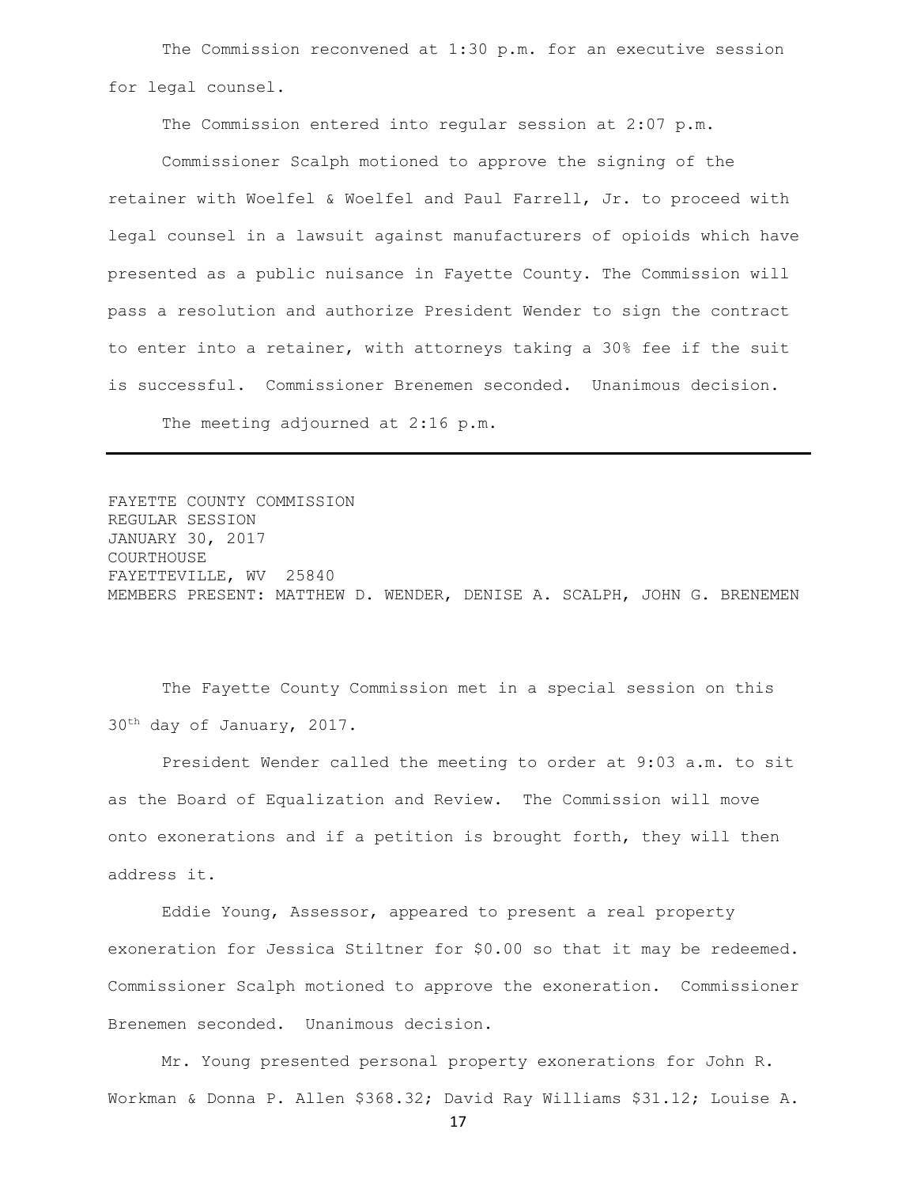The Commission reconvened at 1:30 p.m. for an executive session for legal counsel.

The Commission entered into regular session at 2:07 p.m.

Commissioner Scalph motioned to approve the signing of the retainer with Woelfel & Woelfel and Paul Farrell, Jr. to proceed with legal counsel in a lawsuit against manufacturers of opioids which have presented as a public nuisance in Fayette County. The Commission will pass a resolution and authorize President Wender to sign the contract to enter into a retainer, with attorneys taking a 30% fee if the suit is successful. Commissioner Brenemen seconded. Unanimous decision.

The meeting adjourned at 2:16 p.m.

---

FAYETTE COUNTY COMMISSION
REGULAR SESSION
JANUARY 30, 2017
COURTHOUSE
FAYETTEVILLE, WV 25840
MEMBERS PRESENT: MATTHEW D. WENDER, DENISE A. SCALPH, JOHN G. BRENEMEN

The Fayette County Commission met in a special session on this 30th day of January, 2017.

President Wender called the meeting to order at 9:03 a.m. to sit as the Board of Equalization and Review. The Commission will move onto exonerations and if a petition is brought forth, they will then address it.

Eddie Young, Assessor, appeared to present a real property exoneration for Jessica Stiltner for $0.00 so that it may be redeemed. Commissioner Scalph motioned to approve the exoneration. Commissioner Brenemen seconded. Unanimous decision.

Mr. Young presented personal property exonerations for John R. Workman & Donna P. Allen $368.32; David Ray Williams $31.12; Louise A.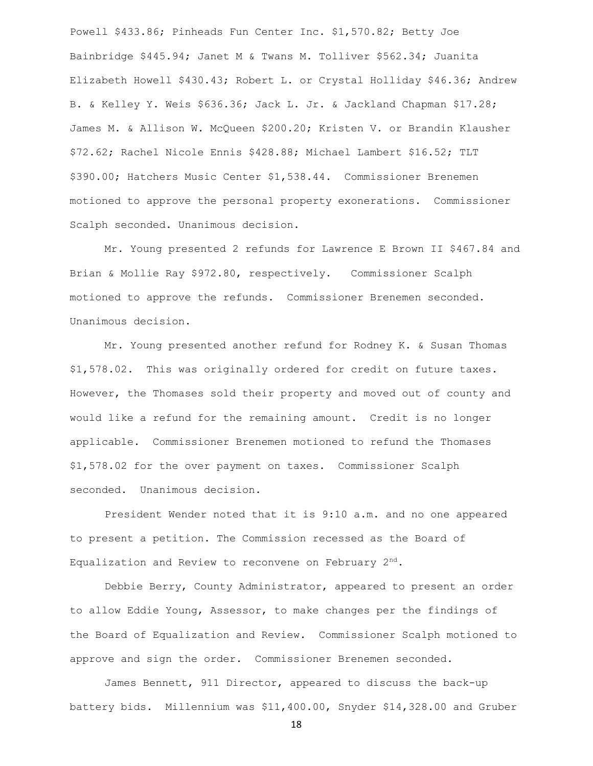Powell $433.86; Pinheads Fun Center Inc. $1,570.82; Betty Joe Bainbridge $445.94; Janet M & Twans M. Tolliver $562.34; Juanita Elizabeth Howell $430.43; Robert L. or Crystal Holliday $46.36; Andrew B. & Kelley Y. Weis $636.36; Jack L. Jr. & Jackland Chapman $17.28; James M. & Allison W. McQueen $200.20; Kristen V. or Brandin Klausher $72.62; Rachel Nicole Ennis $428.88; Michael Lambert $16.52; TLT $390.00; Hatchers Music Center $1,538.44. Commissioner Brenemen motioned to approve the personal property exonerations. Commissioner Scalph seconded. Unanimous decision.

Mr. Young presented 2 refunds for Lawrence E Brown II $467.84 and Brian & Mollie Ray $972.80, respectively. Commissioner Scalph motioned to approve the refunds. Commissioner Brenemen seconded. Unanimous decision.

Mr. Young presented another refund for Rodney K. & Susan Thomas $1,578.02. This was originally ordered for credit on future taxes. However, the Thomases sold their property and moved out of county and would like a refund for the remaining amount. Credit is no longer applicable. Commissioner Brenemen motioned to refund the Thomases $1,578.02 for the over payment on taxes. Commissioner Scalph seconded. Unanimous decision.

President Wender noted that it is 9:10 a.m. and no one appeared to present a petition. The Commission recessed as the Board of Equalization and Review to reconvene on February 2nd.

Debbie Berry, County Administrator, appeared to present an order to allow Eddie Young, Assessor, to make changes per the findings of the Board of Equalization and Review. Commissioner Scalph motioned to approve and sign the order. Commissioner Brenemen seconded.

James Bennett, 911 Director, appeared to discuss the back-up battery bids. Millennium was $11,400.00, Snyder $14,328.00 and Gruber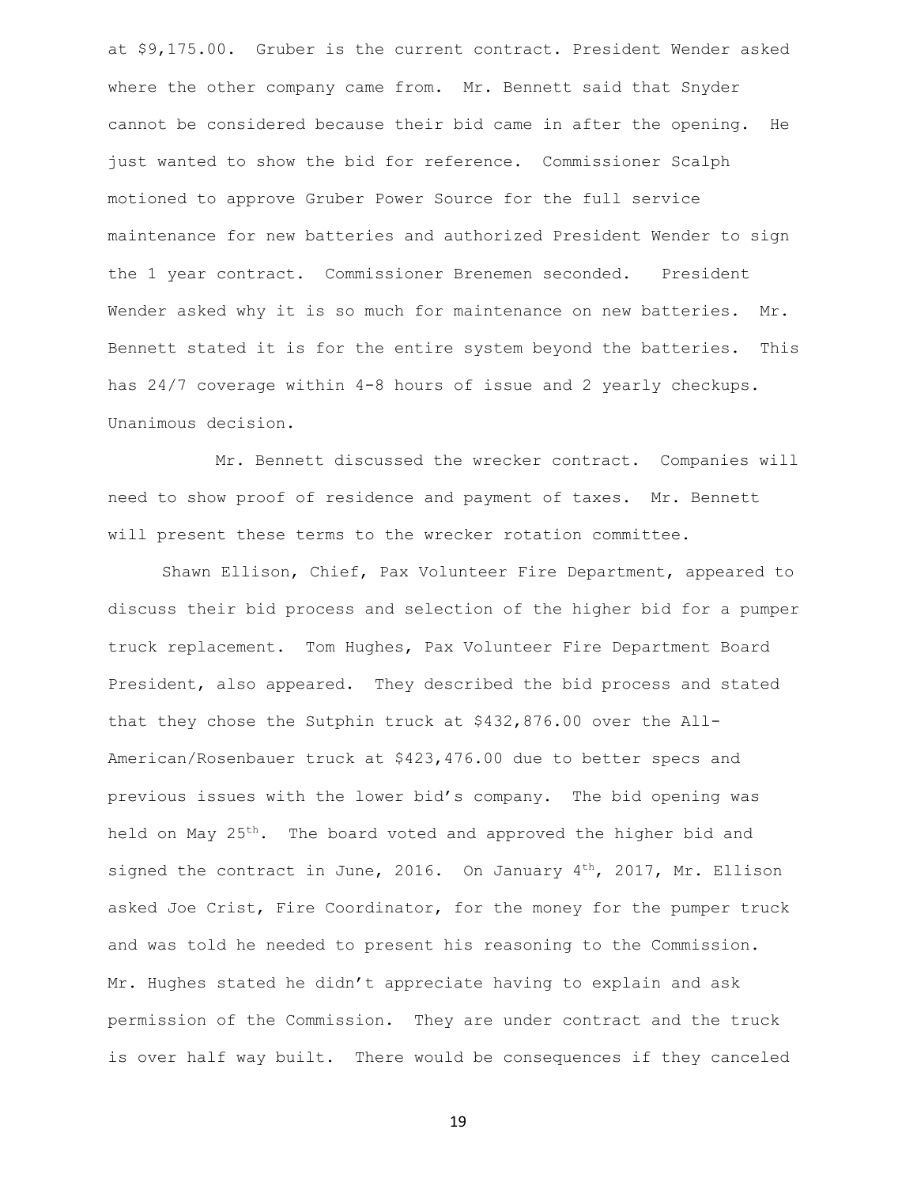at $9,175.00. Gruber is the current contract. President Wender asked where the other company came from. Mr. Bennett said that Snyder cannot be considered because their bid came in after the opening. He just wanted to show the bid for reference. Commissioner Scalph motioned to approve Gruber Power Source for the full service maintenance for new batteries and authorized President Wender to sign the 1 year contract. Commissioner Brenemen seconded. President Wender asked why it is so much for maintenance on new batteries. Mr. Bennett stated it is for the entire system beyond the batteries. This has 24/7 coverage within 4-8 hours of issue and 2 yearly checkups. Unanimous decision.

Mr. Bennett discussed the wrecker contract. Companies will need to show proof of residence and payment of taxes. Mr. Bennett will present these terms to the wrecker rotation committee.

Shawn Ellison, Chief, Pax Volunteer Fire Department, appeared to discuss their bid process and selection of the higher bid for a pumper truck replacement. Tom Hughes, Pax Volunteer Fire Department Board President, also appeared. They described the bid process and stated that they chose the Sutphin truck at $432,876.00 over the All-American/Rosenbauer truck at $423,476.00 due to better specs and previous issues with the lower bid's company. The bid opening was held on May 25th. The board voted and approved the higher bid and signed the contract in June, 2016. On January 4th, 2017, Mr. Ellison asked Joe Crist, Fire Coordinator, for the money for the pumper truck and was told he needed to present his reasoning to the Commission. Mr. Hughes stated he didn't appreciate having to explain and ask permission of the Commission. They are under contract and the truck is over half way built. There would be consequences if they canceled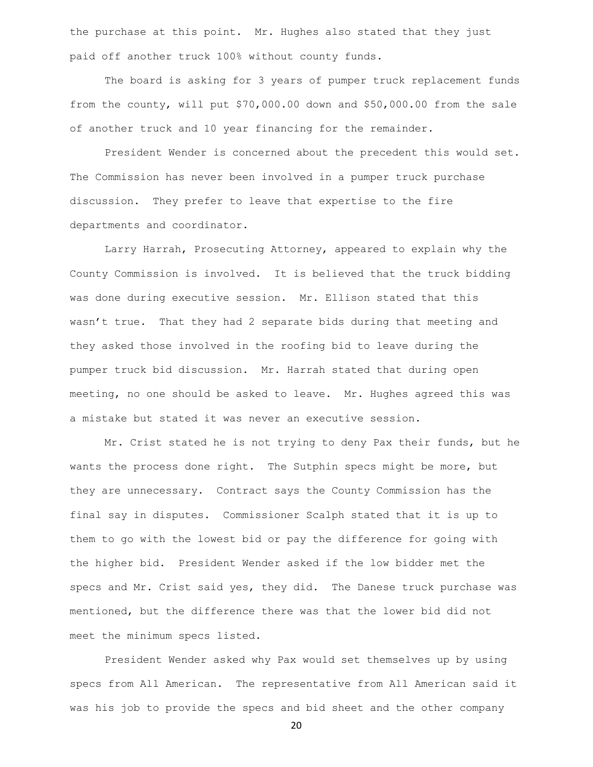the purchase at this point. Mr. Hughes also stated that they just paid off another truck 100% without county funds.

The board is asking for 3 years of pumper truck replacement funds from the county, will put $70,000.00 down and $50,000.00 from the sale of another truck and 10 year financing for the remainder.

President Wender is concerned about the precedent this would set. The Commission has never been involved in a pumper truck purchase discussion. They prefer to leave that expertise to the fire departments and coordinator.

Larry Harrah, Prosecuting Attorney, appeared to explain why the County Commission is involved. It is believed that the truck bidding was done during executive session. Mr. Ellison stated that this wasn't true. That they had 2 separate bids during that meeting and they asked those involved in the roofing bid to leave during the pumper truck bid discussion. Mr. Harrah stated that during open meeting, no one should be asked to leave. Mr. Hughes agreed this was a mistake but stated it was never an executive session.

Mr. Crist stated he is not trying to deny Pax their funds, but he wants the process done right. The Sutphin specs might be more, but they are unnecessary. Contract says the County Commission has the final say in disputes. Commissioner Scalph stated that it is up to them to go with the lowest bid or pay the difference for going with the higher bid. President Wender asked if the low bidder met the specs and Mr. Crist said yes, they did. The Danese truck purchase was mentioned, but the difference there was that the lower bid did not meet the minimum specs listed.

President Wender asked why Pax would set themselves up by using specs from All American. The representative from All American said it was his job to provide the specs and bid sheet and the other company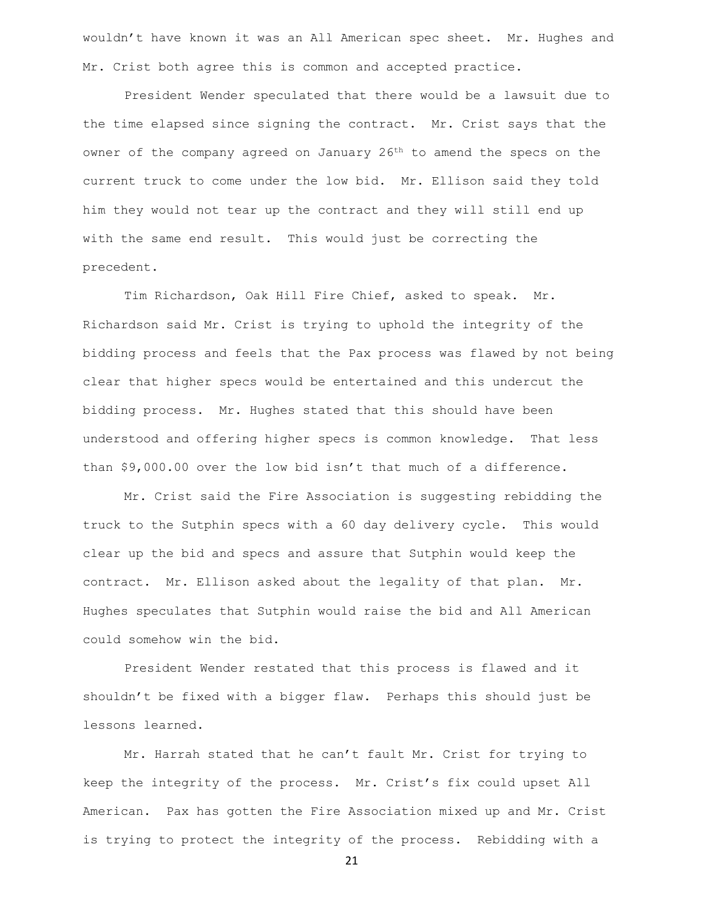wouldn't have known it was an All American spec sheet. Mr. Hughes and Mr. Crist both agree this is common and accepted practice.

President Wender speculated that there would be a lawsuit due to the time elapsed since signing the contract. Mr. Crist says that the owner of the company agreed on January 26th to amend the specs on the current truck to come under the low bid. Mr. Ellison said they told him they would not tear up the contract and they will still end up with the same end result. This would just be correcting the precedent.

Tim Richardson, Oak Hill Fire Chief, asked to speak. Mr. Richardson said Mr. Crist is trying to uphold the integrity of the bidding process and feels that the Pax process was flawed by not being clear that higher specs would be entertained and this undercut the bidding process. Mr. Hughes stated that this should have been understood and offering higher specs is common knowledge. That less than $9,000.00 over the low bid isn't that much of a difference.

Mr. Crist said the Fire Association is suggesting rebidding the truck to the Sutphin specs with a 60 day delivery cycle. This would clear up the bid and specs and assure that Sutphin would keep the contract. Mr. Ellison asked about the legality of that plan. Mr. Hughes speculates that Sutphin would raise the bid and All American could somehow win the bid.

President Wender restated that this process is flawed and it shouldn't be fixed with a bigger flaw. Perhaps this should just be lessons learned.

Mr. Harrah stated that he can't fault Mr. Crist for trying to keep the integrity of the process. Mr. Crist's fix could upset All American. Pax has gotten the Fire Association mixed up and Mr. Crist is trying to protect the integrity of the process. Rebidding with a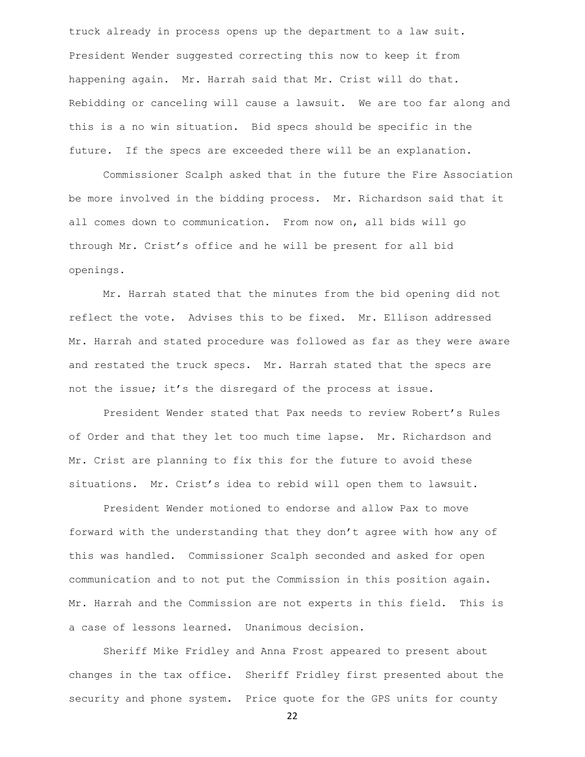truck already in process opens up the department to a law suit. President Wender suggested correcting this now to keep it from happening again. Mr. Harrah said that Mr. Crist will do that. Rebidding or canceling will cause a lawsuit. We are too far along and this is a no win situation. Bid specs should be specific in the future. If the specs are exceeded there will be an explanation.

Commissioner Scalph asked that in the future the Fire Association be more involved in the bidding process. Mr. Richardson said that it all comes down to communication. From now on, all bids will go through Mr. Crist's office and he will be present for all bid openings.

Mr. Harrah stated that the minutes from the bid opening did not reflect the vote. Advises this to be fixed. Mr. Ellison addressed Mr. Harrah and stated procedure was followed as far as they were aware and restated the truck specs. Mr. Harrah stated that the specs are not the issue; it's the disregard of the process at issue.

President Wender stated that Pax needs to review Robert's Rules of Order and that they let too much time lapse. Mr. Richardson and Mr. Crist are planning to fix this for the future to avoid these situations. Mr. Crist's idea to rebid will open them to lawsuit.

President Wender motioned to endorse and allow Pax to move forward with the understanding that they don't agree with how any of this was handled. Commissioner Scalph seconded and asked for open communication and to not put the Commission in this position again. Mr. Harrah and the Commission are not experts in this field. This is a case of lessons learned. Unanimous decision.

Sheriff Mike Fridley and Anna Frost appeared to present about changes in the tax office. Sheriff Fridley first presented about the security and phone system. Price quote for the GPS units for county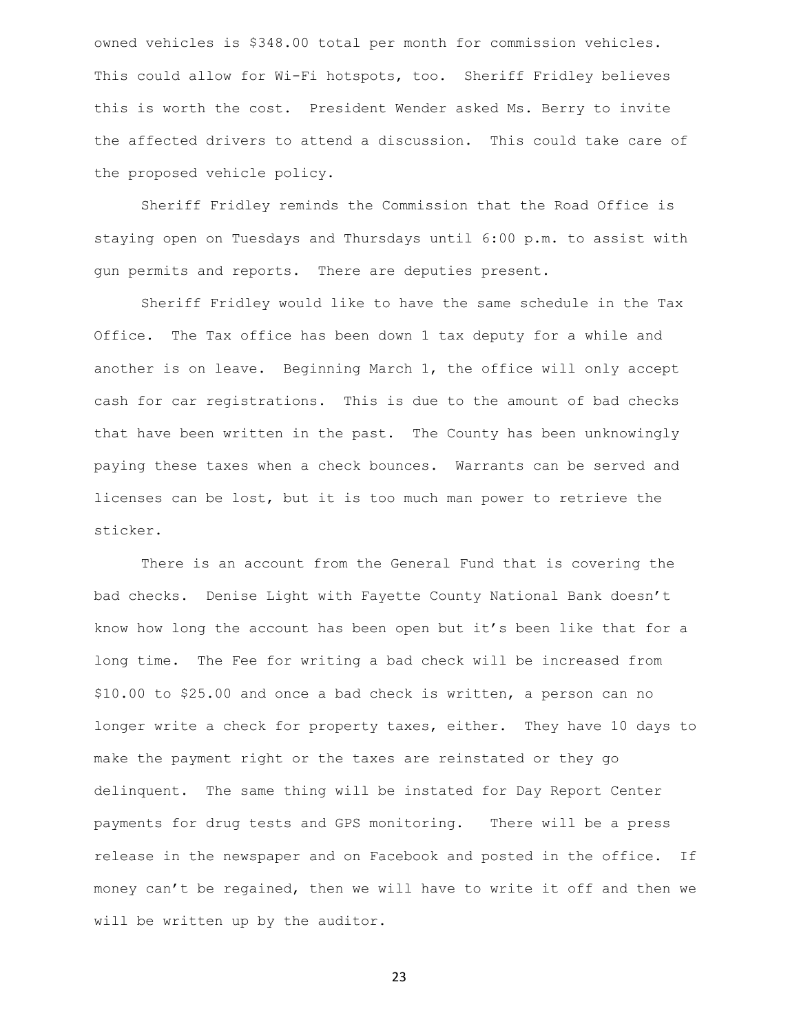owned vehicles is $348.00 total per month for commission vehicles. This could allow for Wi-Fi hotspots, too. Sheriff Fridley believes this is worth the cost. President Wender asked Ms. Berry to invite the affected drivers to attend a discussion. This could take care of the proposed vehicle policy.

Sheriff Fridley reminds the Commission that the Road Office is staying open on Tuesdays and Thursdays until 6:00 p.m. to assist with gun permits and reports. There are deputies present.

Sheriff Fridley would like to have the same schedule in the Tax Office. The Tax office has been down 1 tax deputy for a while and another is on leave. Beginning March 1, the office will only accept cash for car registrations. This is due to the amount of bad checks that have been written in the past. The County has been unknowingly paying these taxes when a check bounces. Warrants can be served and licenses can be lost, but it is too much man power to retrieve the sticker.

There is an account from the General Fund that is covering the bad checks. Denise Light with Fayette County National Bank doesn't know how long the account has been open but it's been like that for a long time. The Fee for writing a bad check will be increased from $10.00 to $25.00 and once a bad check is written, a person can no longer write a check for property taxes, either. They have 10 days to make the payment right or the taxes are reinstated or they go delinquent. The same thing will be instated for Day Report Center payments for drug tests and GPS monitoring. There will be a press release in the newspaper and on Facebook and posted in the office. If money can't be regained, then we will have to write it off and then we will be written up by the auditor.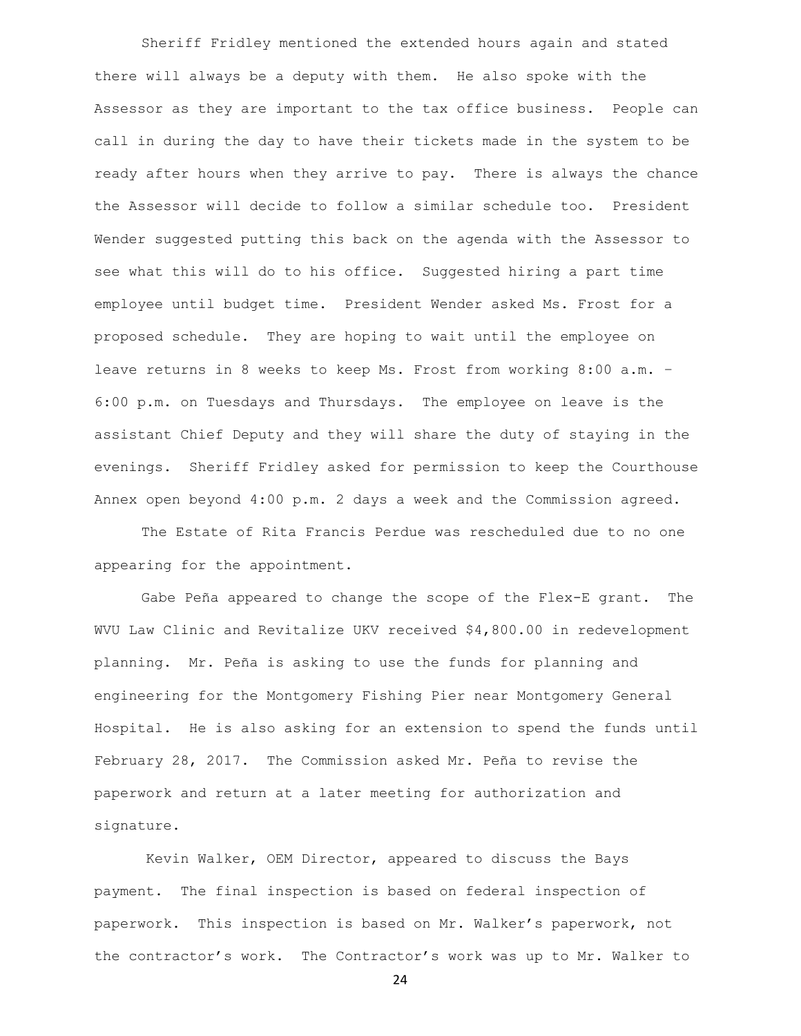Sheriff Fridley mentioned the extended hours again and stated there will always be a deputy with them. He also spoke with the Assessor as they are important to the tax office business. People can call in during the day to have their tickets made in the system to be ready after hours when they arrive to pay. There is always the chance the Assessor will decide to follow a similar schedule too. President Wender suggested putting this back on the agenda with the Assessor to see what this will do to his office. Suggested hiring a part time employee until budget time. President Wender asked Ms. Frost for a proposed schedule. They are hoping to wait until the employee on leave returns in 8 weeks to keep Ms. Frost from working 8:00 a.m. – 6:00 p.m. on Tuesdays and Thursdays. The employee on leave is the assistant Chief Deputy and they will share the duty of staying in the evenings. Sheriff Fridley asked for permission to keep the Courthouse Annex open beyond 4:00 p.m. 2 days a week and the Commission agreed.

The Estate of Rita Francis Perdue was rescheduled due to no one appearing for the appointment.

Gabe Peña appeared to change the scope of the Flex-E grant. The WVU Law Clinic and Revitalize UKV received $4,800.00 in redevelopment planning. Mr. Peña is asking to use the funds for planning and engineering for the Montgomery Fishing Pier near Montgomery General Hospital. He is also asking for an extension to spend the funds until February 28, 2017. The Commission asked Mr. Peña to revise the paperwork and return at a later meeting for authorization and signature.

Kevin Walker, OEM Director, appeared to discuss the Bays payment. The final inspection is based on federal inspection of paperwork. This inspection is based on Mr. Walker's paperwork, not the contractor's work. The Contractor's work was up to Mr. Walker to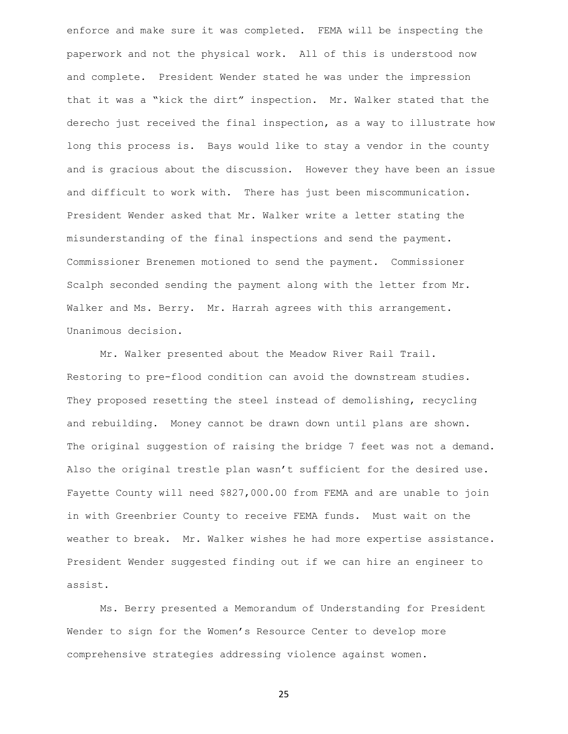enforce and make sure it was completed. FEMA will be inspecting the paperwork and not the physical work. All of this is understood now and complete. President Wender stated he was under the impression that it was a "kick the dirt" inspection. Mr. Walker stated that the derecho just received the final inspection, as a way to illustrate how long this process is. Bays would like to stay a vendor in the county and is gracious about the discussion. However they have been an issue and difficult to work with. There has just been miscommunication. President Wender asked that Mr. Walker write a letter stating the misunderstanding of the final inspections and send the payment. Commissioner Brenemen motioned to send the payment. Commissioner Scalph seconded sending the payment along with the letter from Mr. Walker and Ms. Berry. Mr. Harrah agrees with this arrangement. Unanimous decision.

Mr. Walker presented about the Meadow River Rail Trail. Restoring to pre-flood condition can avoid the downstream studies. They proposed resetting the steel instead of demolishing, recycling and rebuilding. Money cannot be drawn down until plans are shown. The original suggestion of raising the bridge 7 feet was not a demand. Also the original trestle plan wasn't sufficient for the desired use. Fayette County will need $827,000.00 from FEMA and are unable to join in with Greenbrier County to receive FEMA funds. Must wait on the weather to break. Mr. Walker wishes he had more expertise assistance. President Wender suggested finding out if we can hire an engineer to assist.

Ms. Berry presented a Memorandum of Understanding for President Wender to sign for the Women's Resource Center to develop more comprehensive strategies addressing violence against women.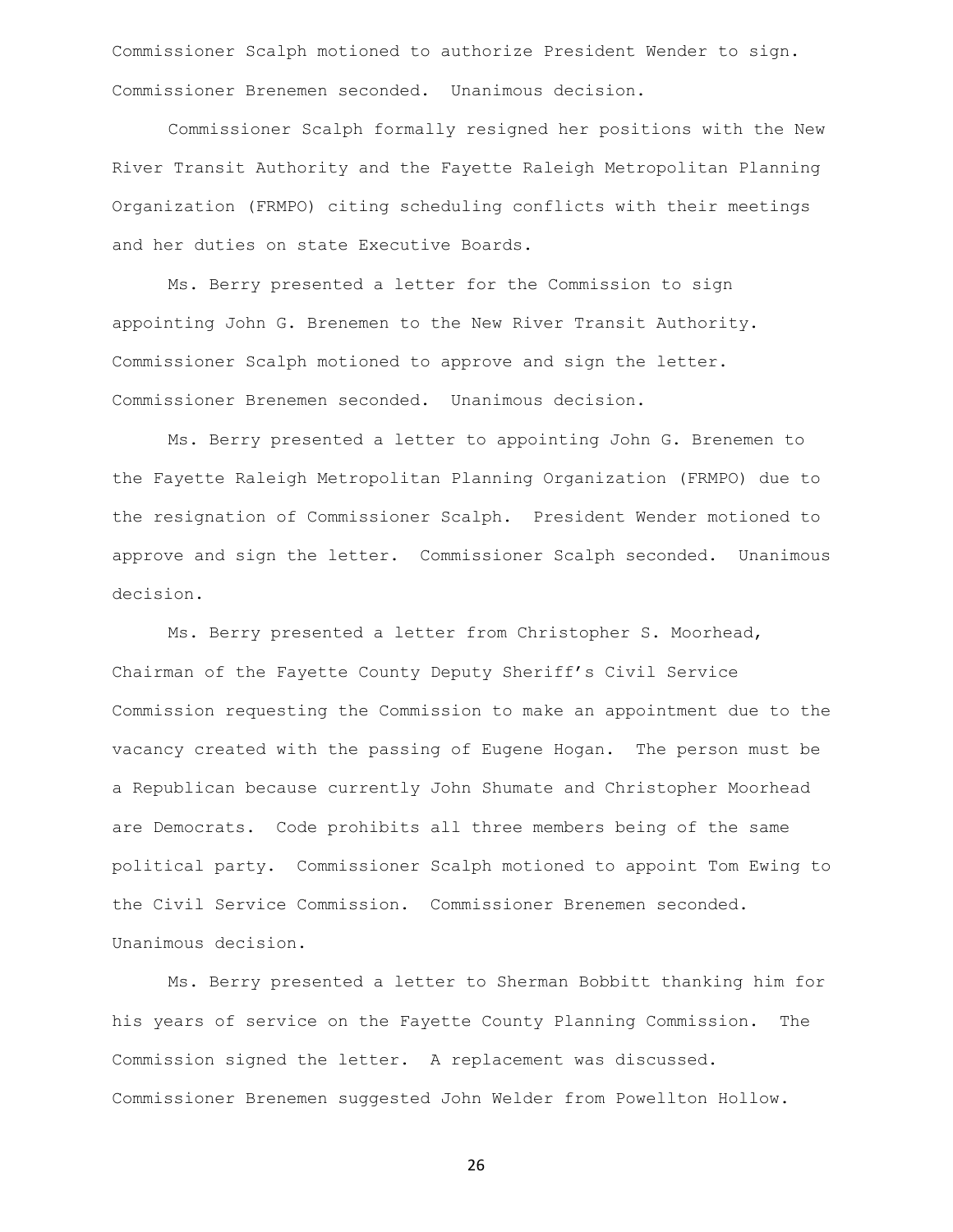Commissioner Scalph motioned to authorize President Wender to sign. Commissioner Brenemen seconded. Unanimous decision.

Commissioner Scalph formally resigned her positions with the New River Transit Authority and the Fayette Raleigh Metropolitan Planning Organization (FRMPO) citing scheduling conflicts with their meetings and her duties on state Executive Boards.

Ms. Berry presented a letter for the Commission to sign appointing John G. Brenemen to the New River Transit Authority. Commissioner Scalph motioned to approve and sign the letter. Commissioner Brenemen seconded. Unanimous decision.

Ms. Berry presented a letter to appointing John G. Brenemen to the Fayette Raleigh Metropolitan Planning Organization (FRMPO) due to the resignation of Commissioner Scalph. President Wender motioned to approve and sign the letter. Commissioner Scalph seconded. Unanimous decision.

Ms. Berry presented a letter from Christopher S. Moorhead, Chairman of the Fayette County Deputy Sheriff's Civil Service Commission requesting the Commission to make an appointment due to the vacancy created with the passing of Eugene Hogan. The person must be a Republican because currently John Shumate and Christopher Moorhead are Democrats. Code prohibits all three members being of the same political party. Commissioner Scalph motioned to appoint Tom Ewing to the Civil Service Commission. Commissioner Brenemen seconded. Unanimous decision.

Ms. Berry presented a letter to Sherman Bobbitt thanking him for his years of service on the Fayette County Planning Commission. The Commission signed the letter. A replacement was discussed. Commissioner Brenemen suggested John Welder from Powellton Hollow.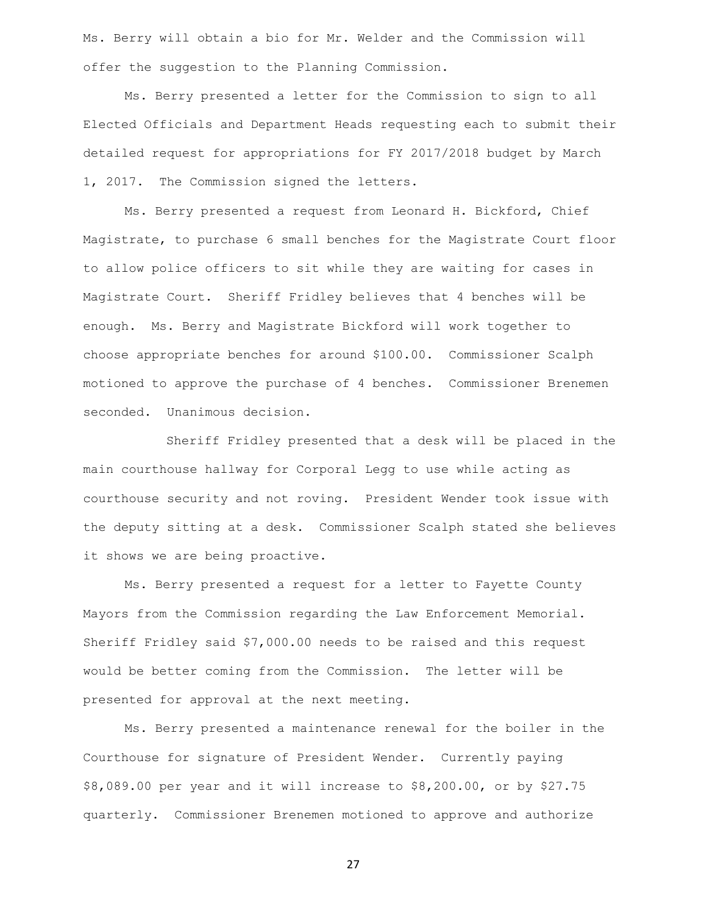Ms. Berry will obtain a bio for Mr. Welder and the Commission will offer the suggestion to the Planning Commission.

Ms. Berry presented a letter for the Commission to sign to all Elected Officials and Department Heads requesting each to submit their detailed request for appropriations for FY 2017/2018 budget by March 1, 2017. The Commission signed the letters.

Ms. Berry presented a request from Leonard H. Bickford, Chief Magistrate, to purchase 6 small benches for the Magistrate Court floor to allow police officers to sit while they are waiting for cases in Magistrate Court. Sheriff Fridley believes that 4 benches will be enough. Ms. Berry and Magistrate Bickford will work together to choose appropriate benches for around $100.00. Commissioner Scalph motioned to approve the purchase of 4 benches. Commissioner Brenemen seconded. Unanimous decision.

Sheriff Fridley presented that a desk will be placed in the main courthouse hallway for Corporal Legg to use while acting as courthouse security and not roving. President Wender took issue with the deputy sitting at a desk. Commissioner Scalph stated she believes it shows we are being proactive.

Ms. Berry presented a request for a letter to Fayette County Mayors from the Commission regarding the Law Enforcement Memorial. Sheriff Fridley said $7,000.00 needs to be raised and this request would be better coming from the Commission. The letter will be presented for approval at the next meeting.

Ms. Berry presented a maintenance renewal for the boiler in the Courthouse for signature of President Wender. Currently paying $8,089.00 per year and it will increase to $8,200.00, or by $27.75 quarterly. Commissioner Brenemen motioned to approve and authorize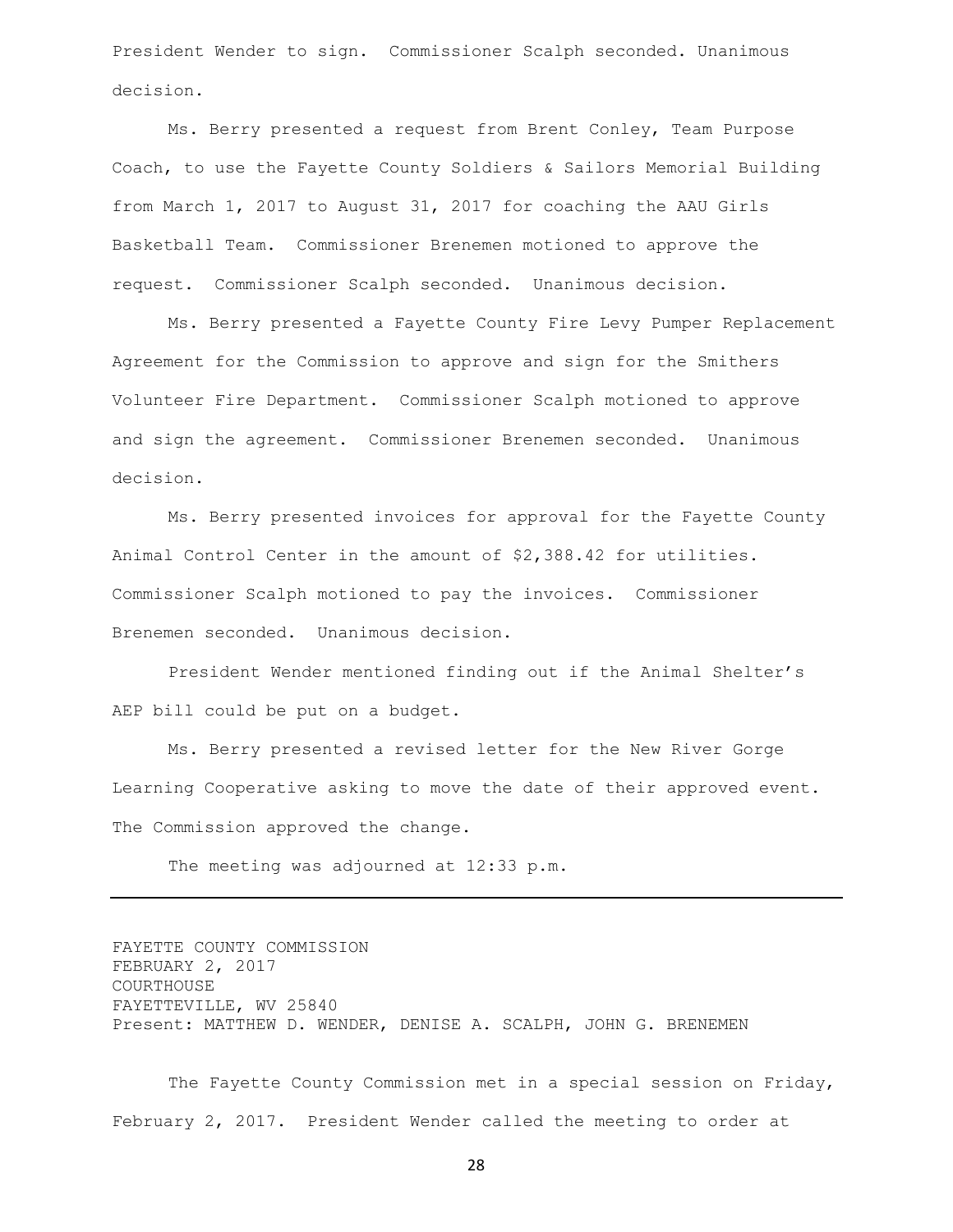President Wender to sign. Commissioner Scalph seconded. Unanimous decision.

Ms. Berry presented a request from Brent Conley, Team Purpose Coach, to use the Fayette County Soldiers & Sailors Memorial Building from March 1, 2017 to August 31, 2017 for coaching the AAU Girls Basketball Team. Commissioner Brenemen motioned to approve the request. Commissioner Scalph seconded. Unanimous decision.

Ms. Berry presented a Fayette County Fire Levy Pumper Replacement Agreement for the Commission to approve and sign for the Smithers Volunteer Fire Department. Commissioner Scalph motioned to approve and sign the agreement. Commissioner Brenemen seconded. Unanimous decision.

Ms. Berry presented invoices for approval for the Fayette County Animal Control Center in the amount of $2,388.42 for utilities. Commissioner Scalph motioned to pay the invoices. Commissioner Brenemen seconded. Unanimous decision.

President Wender mentioned finding out if the Animal Shelter's AEP bill could be put on a budget.

Ms. Berry presented a revised letter for the New River Gorge Learning Cooperative asking to move the date of their approved event. The Commission approved the change.

The meeting was adjourned at 12:33 p.m.

---

FAYETTE COUNTY COMMISSION
FEBRUARY 2, 2017
COURTHOUSE
FAYETTEVILLE, WV 25840
Present: MATTHEW D. WENDER, DENISE A. SCALPH, JOHN G. BRENEMEN

The Fayette County Commission met in a special session on Friday, February 2, 2017. President Wender called the meeting to order at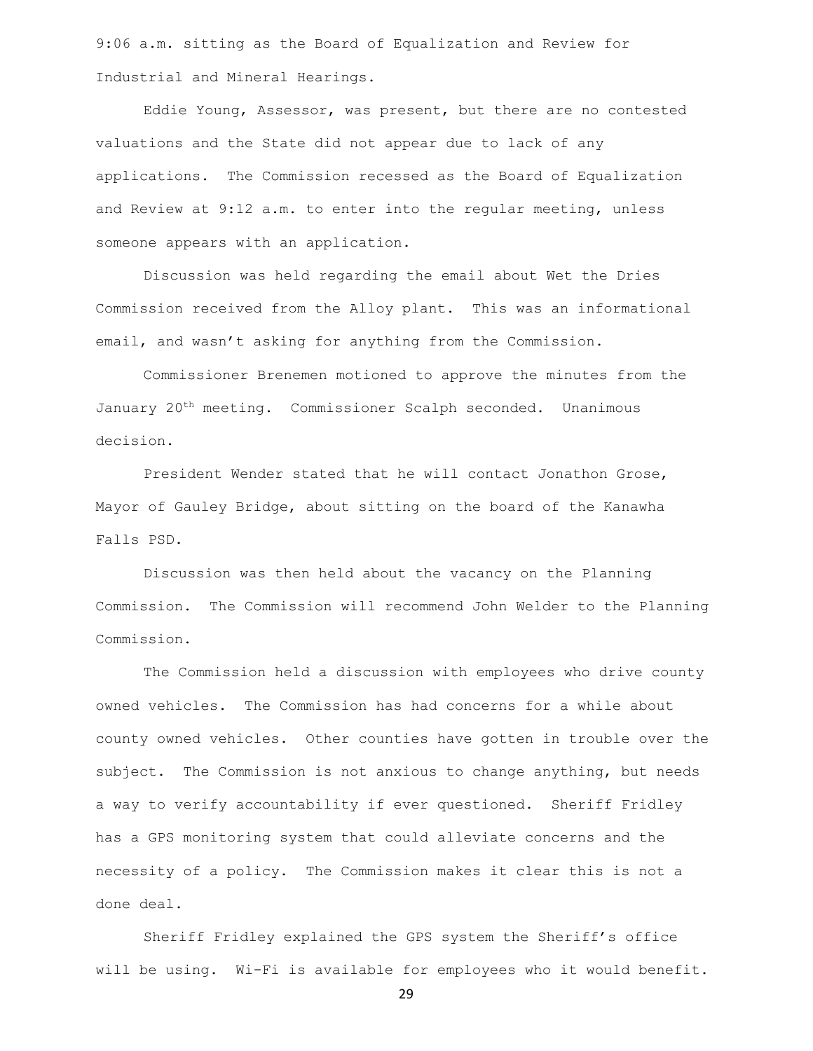9:06 a.m. sitting as the Board of Equalization and Review for Industrial and Mineral Hearings.

Eddie Young, Assessor, was present, but there are no contested valuations and the State did not appear due to lack of any applications. The Commission recessed as the Board of Equalization and Review at 9:12 a.m. to enter into the regular meeting, unless someone appears with an application.

Discussion was held regarding the email about Wet the Dries Commission received from the Alloy plant. This was an informational email, and wasn't asking for anything from the Commission.

Commissioner Brenemen motioned to approve the minutes from the January 20th meeting. Commissioner Scalph seconded. Unanimous decision.

President Wender stated that he will contact Jonathon Grose, Mayor of Gauley Bridge, about sitting on the board of the Kanawha Falls PSD.

Discussion was then held about the vacancy on the Planning Commission. The Commission will recommend John Welder to the Planning Commission.

The Commission held a discussion with employees who drive county owned vehicles. The Commission has had concerns for a while about county owned vehicles. Other counties have gotten in trouble over the subject. The Commission is not anxious to change anything, but needs a way to verify accountability if ever questioned. Sheriff Fridley has a GPS monitoring system that could alleviate concerns and the necessity of a policy. The Commission makes it clear this is not a done deal.

Sheriff Fridley explained the GPS system the Sheriff's office will be using. Wi-Fi is available for employees who it would benefit.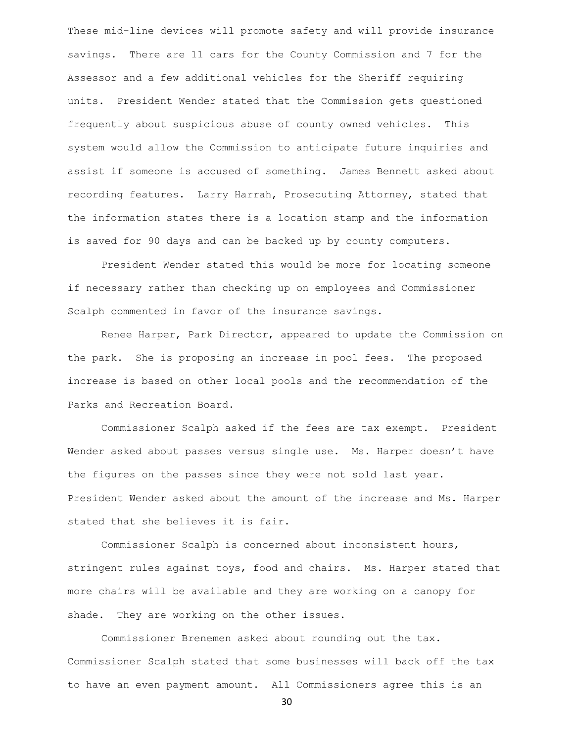These mid-line devices will promote safety and will provide insurance savings. There are 11 cars for the County Commission and 7 for the Assessor and a few additional vehicles for the Sheriff requiring units. President Wender stated that the Commission gets questioned frequently about suspicious abuse of county owned vehicles. This system would allow the Commission to anticipate future inquiries and assist if someone is accused of something. James Bennett asked about recording features. Larry Harrah, Prosecuting Attorney, stated that the information states there is a location stamp and the information is saved for 90 days and can be backed up by county computers.

President Wender stated this would be more for locating someone if necessary rather than checking up on employees and Commissioner Scalph commented in favor of the insurance savings.

Renee Harper, Park Director, appeared to update the Commission on the park. She is proposing an increase in pool fees. The proposed increase is based on other local pools and the recommendation of the Parks and Recreation Board.

Commissioner Scalph asked if the fees are tax exempt. President Wender asked about passes versus single use. Ms. Harper doesn't have the figures on the passes since they were not sold last year. President Wender asked about the amount of the increase and Ms. Harper stated that she believes it is fair.

Commissioner Scalph is concerned about inconsistent hours, stringent rules against toys, food and chairs. Ms. Harper stated that more chairs will be available and they are working on a canopy for shade. They are working on the other issues.

Commissioner Brenemen asked about rounding out the tax. Commissioner Scalph stated that some businesses will back off the tax to have an even payment amount. All Commissioners agree this is an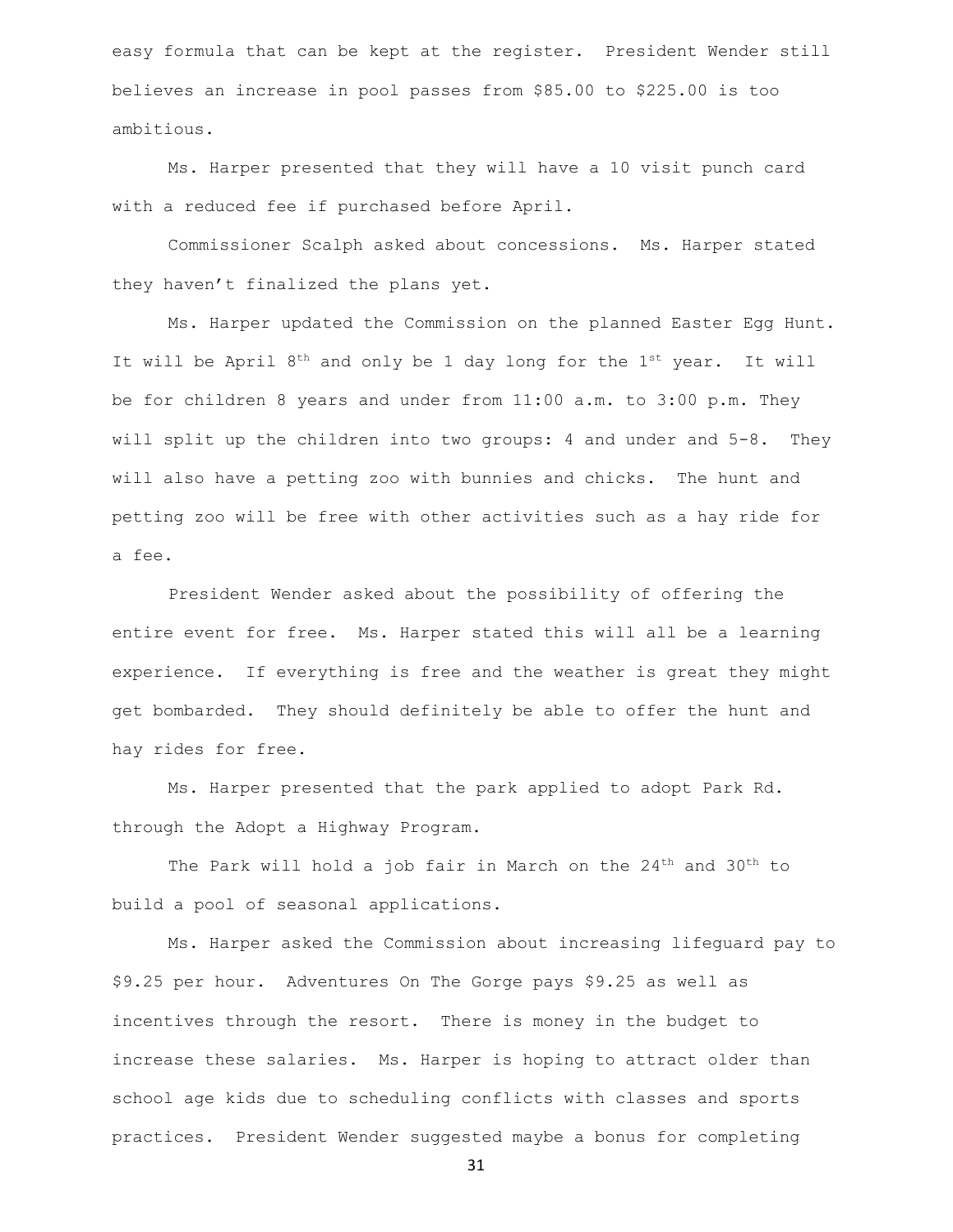easy formula that can be kept at the register. President Wender still believes an increase in pool passes from $85.00 to $225.00 is too ambitious.

Ms. Harper presented that they will have a 10 visit punch card with a reduced fee if purchased before April.

Commissioner Scalph asked about concessions. Ms. Harper stated they haven't finalized the plans yet.

Ms. Harper updated the Commission on the planned Easter Egg Hunt. It will be April 8th and only be 1 day long for the 1st year. It will be for children 8 years and under from 11:00 a.m. to 3:00 p.m. They will split up the children into two groups: 4 and under and 5-8. They will also have a petting zoo with bunnies and chicks. The hunt and petting zoo will be free with other activities such as a hay ride for a fee.

President Wender asked about the possibility of offering the entire event for free. Ms. Harper stated this will all be a learning experience. If everything is free and the weather is great they might get bombarded. They should definitely be able to offer the hunt and hay rides for free.

Ms. Harper presented that the park applied to adopt Park Rd. through the Adopt a Highway Program.

The Park will hold a job fair in March on the 24th and 30th to build a pool of seasonal applications.

Ms. Harper asked the Commission about increasing lifeguard pay to $9.25 per hour. Adventures On The Gorge pays $9.25 as well as incentives through the resort. There is money in the budget to increase these salaries. Ms. Harper is hoping to attract older than school age kids due to scheduling conflicts with classes and sports practices. President Wender suggested maybe a bonus for completing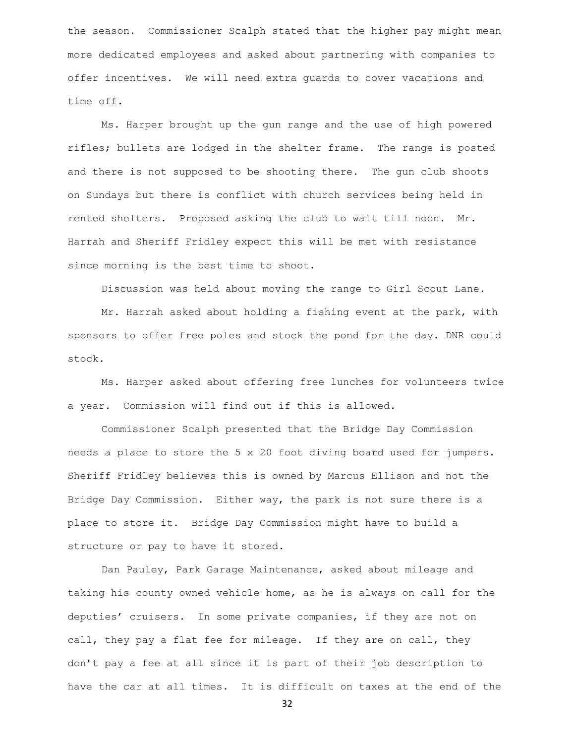the season. Commissioner Scalph stated that the higher pay might mean more dedicated employees and asked about partnering with companies to offer incentives. We will need extra guards to cover vacations and time off.

Ms. Harper brought up the gun range and the use of high powered rifles; bullets are lodged in the shelter frame. The range is posted and there is not supposed to be shooting there. The gun club shoots on Sundays but there is conflict with church services being held in rented shelters. Proposed asking the club to wait till noon. Mr. Harrah and Sheriff Fridley expect this will be met with resistance since morning is the best time to shoot.

Discussion was held about moving the range to Girl Scout Lane.

Mr. Harrah asked about holding a fishing event at the park, with sponsors to offer free poles and stock the pond for the day. DNR could stock.

Ms. Harper asked about offering free lunches for volunteers twice a year. Commission will find out if this is allowed.

Commissioner Scalph presented that the Bridge Day Commission needs a place to store the 5 x 20 foot diving board used for jumpers. Sheriff Fridley believes this is owned by Marcus Ellison and not the Bridge Day Commission. Either way, the park is not sure there is a place to store it. Bridge Day Commission might have to build a structure or pay to have it stored.

Dan Pauley, Park Garage Maintenance, asked about mileage and taking his county owned vehicle home, as he is always on call for the deputies' cruisers. In some private companies, if they are not on call, they pay a flat fee for mileage. If they are on call, they don't pay a fee at all since it is part of their job description to have the car at all times. It is difficult on taxes at the end of the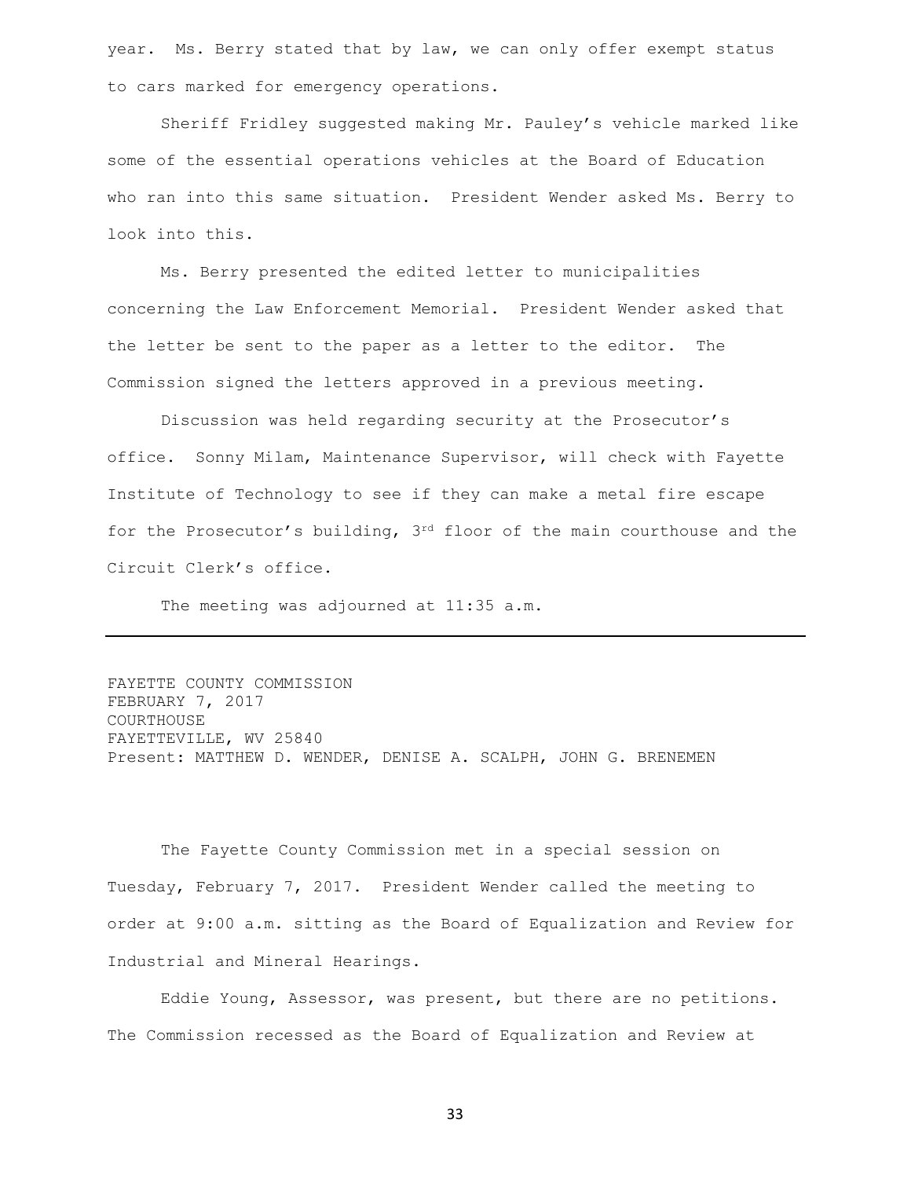year. Ms. Berry stated that by law, we can only offer exempt status to cars marked for emergency operations.

Sheriff Fridley suggested making Mr. Pauley's vehicle marked like some of the essential operations vehicles at the Board of Education who ran into this same situation. President Wender asked Ms. Berry to look into this.

Ms. Berry presented the edited letter to municipalities concerning the Law Enforcement Memorial. President Wender asked that the letter be sent to the paper as a letter to the editor. The Commission signed the letters approved in a previous meeting.

Discussion was held regarding security at the Prosecutor's office. Sonny Milam, Maintenance Supervisor, will check with Fayette Institute of Technology to see if they can make a metal fire escape for the Prosecutor's building, 3rd floor of the main courthouse and the Circuit Clerk's office.

The meeting was adjourned at 11:35 a.m.

---

FAYETTE COUNTY COMMISSION
FEBRUARY 7, 2017
COURTHOUSE
FAYETTEVILLE, WV 25840
Present: MATTHEW D. WENDER, DENISE A. SCALPH, JOHN G. BRENEMEN

The Fayette County Commission met in a special session on Tuesday, February 7, 2017. President Wender called the meeting to order at 9:00 a.m. sitting as the Board of Equalization and Review for Industrial and Mineral Hearings.

Eddie Young, Assessor, was present, but there are no petitions. The Commission recessed as the Board of Equalization and Review at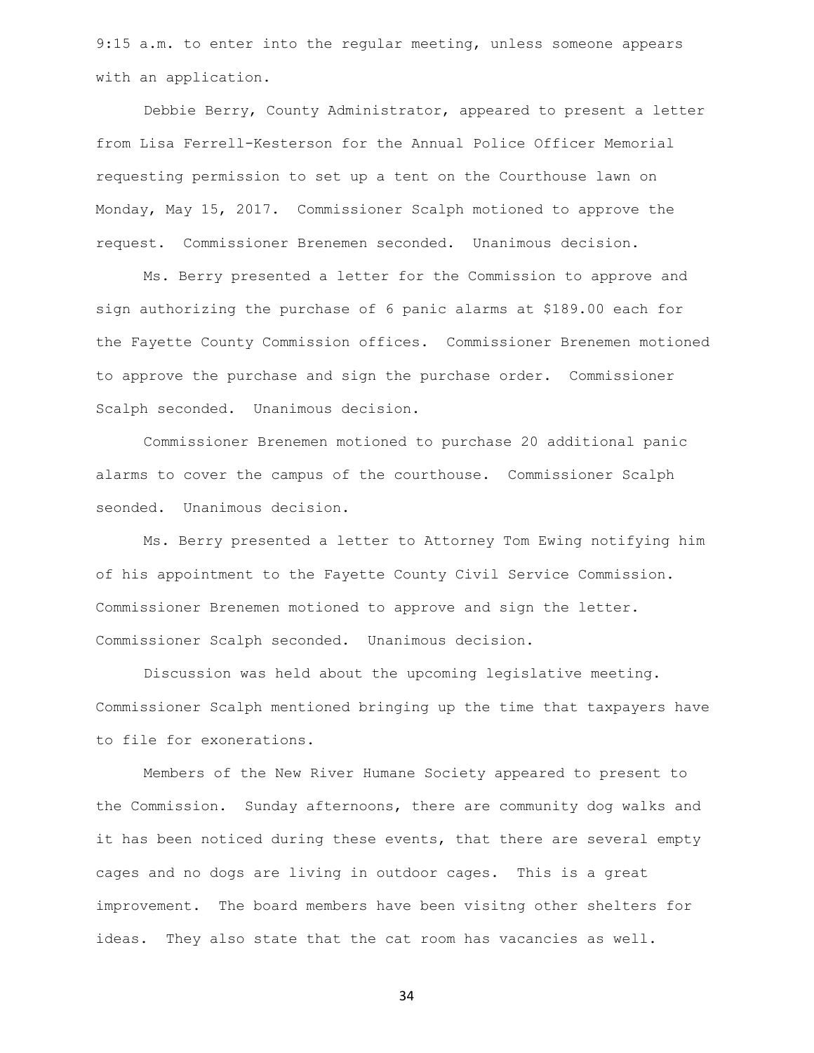9:15 a.m. to enter into the regular meeting, unless someone appears with an application.

Debbie Berry, County Administrator, appeared to present a letter from Lisa Ferrell-Kesterson for the Annual Police Officer Memorial requesting permission to set up a tent on the Courthouse lawn on Monday, May 15, 2017. Commissioner Scalph motioned to approve the request. Commissioner Brenemen seconded. Unanimous decision.

Ms. Berry presented a letter for the Commission to approve and sign authorizing the purchase of 6 panic alarms at $189.00 each for the Fayette County Commission offices. Commissioner Brenemen motioned to approve the purchase and sign the purchase order. Commissioner Scalph seconded. Unanimous decision.

Commissioner Brenemen motioned to purchase 20 additional panic alarms to cover the campus of the courthouse. Commissioner Scalph seonded. Unanimous decision.

Ms. Berry presented a letter to Attorney Tom Ewing notifying him of his appointment to the Fayette County Civil Service Commission. Commissioner Brenemen motioned to approve and sign the letter. Commissioner Scalph seconded. Unanimous decision.

Discussion was held about the upcoming legislative meeting. Commissioner Scalph mentioned bringing up the time that taxpayers have to file for exonerations.

Members of the New River Humane Society appeared to present to the Commission. Sunday afternoons, there are community dog walks and it has been noticed during these events, that there are several empty cages and no dogs are living in outdoor cages. This is a great improvement. The board members have been visitng other shelters for ideas. They also state that the cat room has vacancies as well.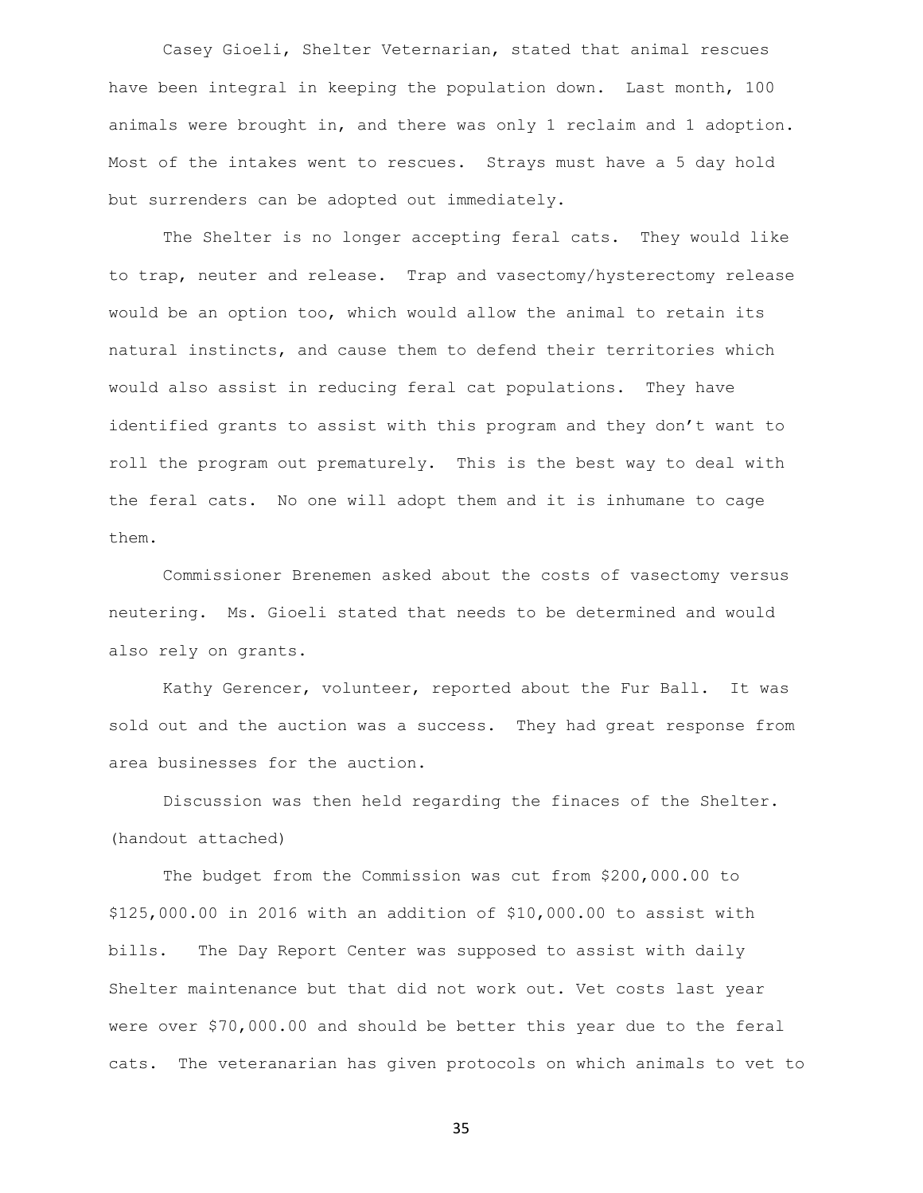Casey Gioeli, Shelter Veternarian, stated that animal rescues have been integral in keeping the population down. Last month, 100 animals were brought in, and there was only 1 reclaim and 1 adoption. Most of the intakes went to rescues. Strays must have a 5 day hold but surrenders can be adopted out immediately.

The Shelter is no longer accepting feral cats. They would like to trap, neuter and release. Trap and vasectomy/hysterectomy release would be an option too, which would allow the animal to retain its natural instincts, and cause them to defend their territories which would also assist in reducing feral cat populations. They have identified grants to assist with this program and they don't want to roll the program out prematurely. This is the best way to deal with the feral cats. No one will adopt them and it is inhumane to cage them.

Commissioner Brenemen asked about the costs of vasectomy versus neutering. Ms. Gioeli stated that needs to be determined and would also rely on grants.

Kathy Gerencer, volunteer, reported about the Fur Ball. It was sold out and the auction was a success. They had great response from area businesses for the auction.

Discussion was then held regarding the finaces of the Shelter. (handout attached)

The budget from the Commission was cut from $200,000.00 to $125,000.00 in 2016 with an addition of $10,000.00 to assist with bills. The Day Report Center was supposed to assist with daily Shelter maintenance but that did not work out. Vet costs last year were over $70,000.00 and should be better this year due to the feral cats. The veteranarian has given protocols on which animals to vet to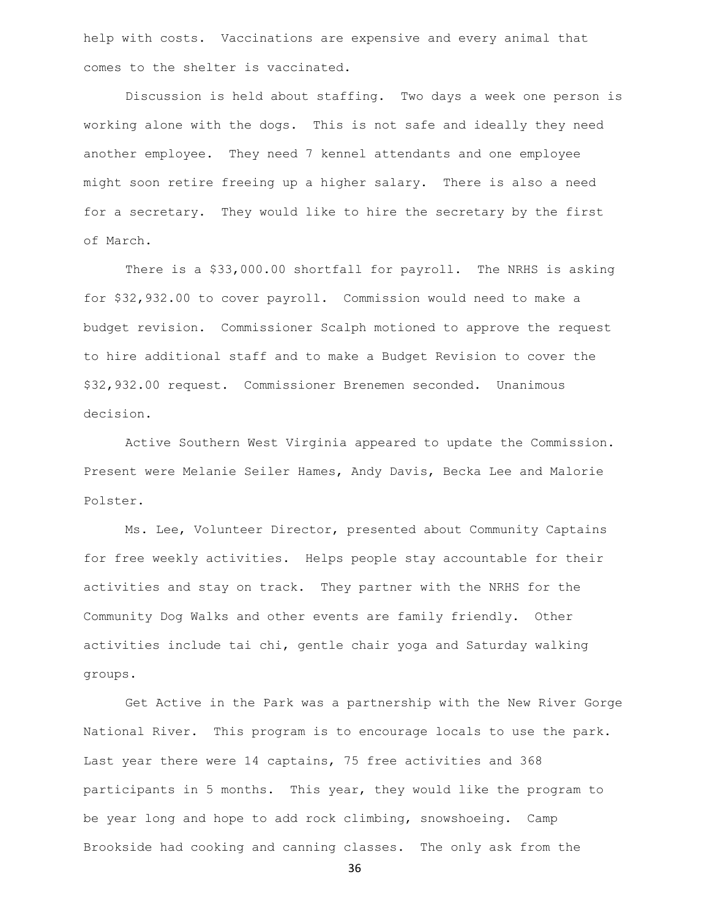help with costs. Vaccinations are expensive and every animal that comes to the shelter is vaccinated.

Discussion is held about staffing. Two days a week one person is working alone with the dogs. This is not safe and ideally they need another employee. They need 7 kennel attendants and one employee might soon retire freeing up a higher salary. There is also a need for a secretary. They would like to hire the secretary by the first of March.

There is a $33,000.00 shortfall for payroll. The NRHS is asking for $32,932.00 to cover payroll. Commission would need to make a budget revision. Commissioner Scalph motioned to approve the request to hire additional staff and to make a Budget Revision to cover the $32,932.00 request. Commissioner Brenemen seconded. Unanimous decision.

Active Southern West Virginia appeared to update the Commission. Present were Melanie Seiler Hames, Andy Davis, Becka Lee and Malorie Polster.

Ms. Lee, Volunteer Director, presented about Community Captains for free weekly activities. Helps people stay accountable for their activities and stay on track. They partner with the NRHS for the Community Dog Walks and other events are family friendly. Other activities include tai chi, gentle chair yoga and Saturday walking groups.

Get Active in the Park was a partnership with the New River Gorge National River. This program is to encourage locals to use the park. Last year there were 14 captains, 75 free activities and 368 participants in 5 months. This year, they would like the program to be year long and hope to add rock climbing, snowshoeing. Camp Brookside had cooking and canning classes. The only ask from the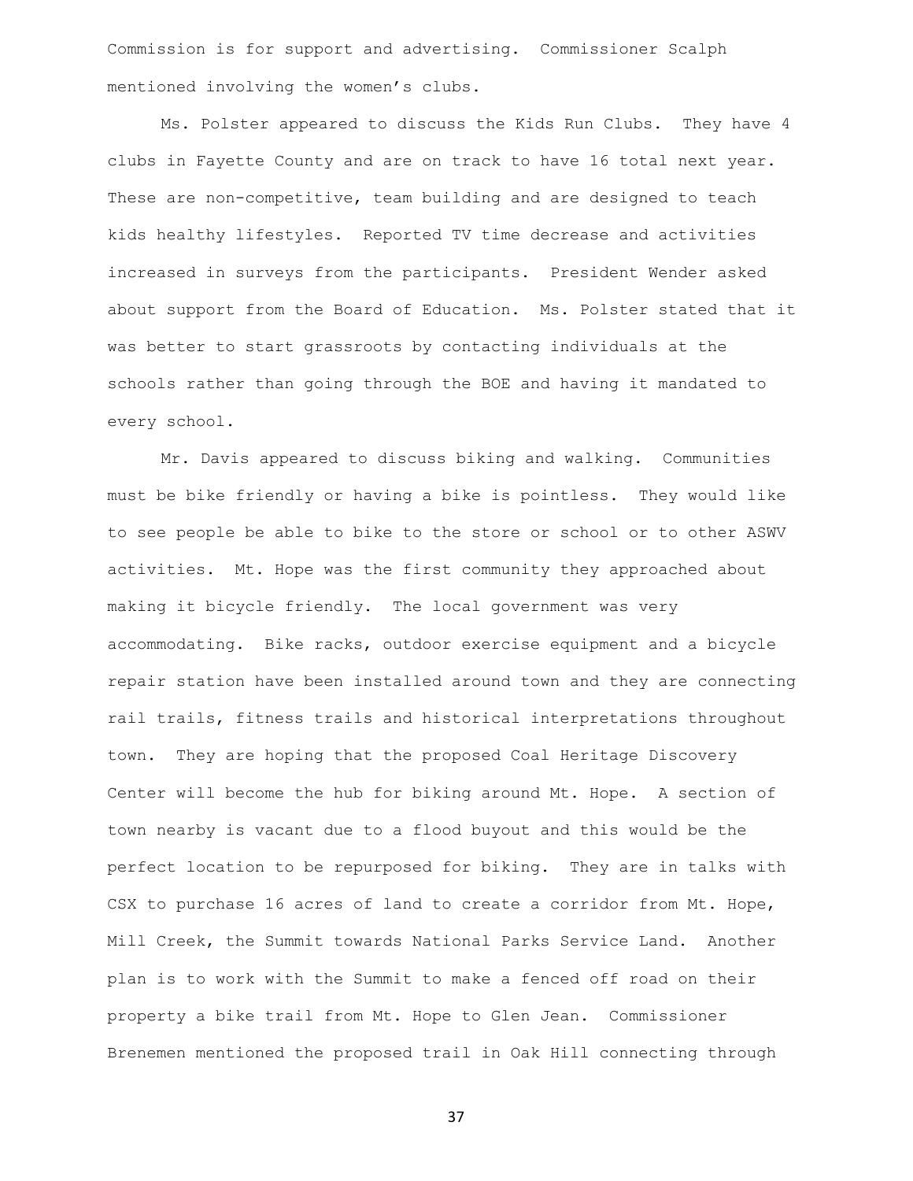Commission is for support and advertising. Commissioner Scalph mentioned involving the women's clubs.

Ms. Polster appeared to discuss the Kids Run Clubs. They have 4 clubs in Fayette County and are on track to have 16 total next year. These are non-competitive, team building and are designed to teach kids healthy lifestyles. Reported TV time decrease and activities increased in surveys from the participants. President Wender asked about support from the Board of Education. Ms. Polster stated that it was better to start grassroots by contacting individuals at the schools rather than going through the BOE and having it mandated to every school.

Mr. Davis appeared to discuss biking and walking. Communities must be bike friendly or having a bike is pointless. They would like to see people be able to bike to the store or school or to other ASWV activities. Mt. Hope was the first community they approached about making it bicycle friendly. The local government was very accommodating. Bike racks, outdoor exercise equipment and a bicycle repair station have been installed around town and they are connecting rail trails, fitness trails and historical interpretations throughout town. They are hoping that the proposed Coal Heritage Discovery Center will become the hub for biking around Mt. Hope. A section of town nearby is vacant due to a flood buyout and this would be the perfect location to be repurposed for biking. They are in talks with CSX to purchase 16 acres of land to create a corridor from Mt. Hope, Mill Creek, the Summit towards National Parks Service Land. Another plan is to work with the Summit to make a fenced off road on their property a bike trail from Mt. Hope to Glen Jean. Commissioner Brenemen mentioned the proposed trail in Oak Hill connecting through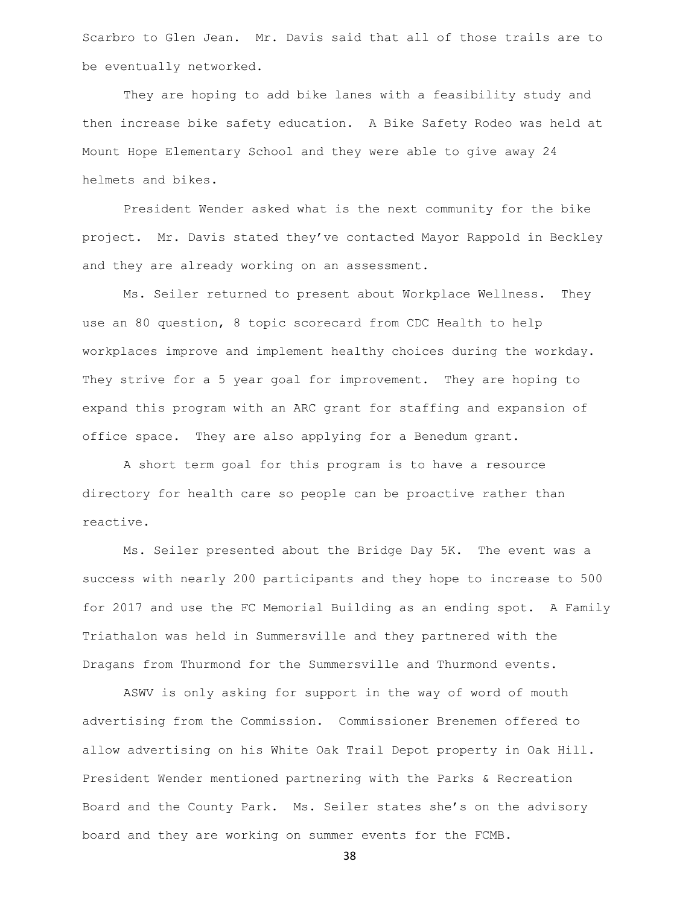Scarbro to Glen Jean. Mr. Davis said that all of those trails are to be eventually networked.

They are hoping to add bike lanes with a feasibility study and then increase bike safety education. A Bike Safety Rodeo was held at Mount Hope Elementary School and they were able to give away 24 helmets and bikes.

President Wender asked what is the next community for the bike project. Mr. Davis stated they've contacted Mayor Rappold in Beckley and they are already working on an assessment.

Ms. Seiler returned to present about Workplace Wellness. They use an 80 question, 8 topic scorecard from CDC Health to help workplaces improve and implement healthy choices during the workday. They strive for a 5 year goal for improvement. They are hoping to expand this program with an ARC grant for staffing and expansion of office space. They are also applying for a Benedum grant.

A short term goal for this program is to have a resource directory for health care so people can be proactive rather than reactive.

Ms. Seiler presented about the Bridge Day 5K. The event was a success with nearly 200 participants and they hope to increase to 500 for 2017 and use the FC Memorial Building as an ending spot. A Family Triathalon was held in Summersville and they partnered with the Dragans from Thurmond for the Summersville and Thurmond events.

ASWV is only asking for support in the way of word of mouth advertising from the Commission. Commissioner Brenemen offered to allow advertising on his White Oak Trail Depot property in Oak Hill. President Wender mentioned partnering with the Parks & Recreation Board and the County Park. Ms. Seiler states she's on the advisory board and they are working on summer events for the FCMB.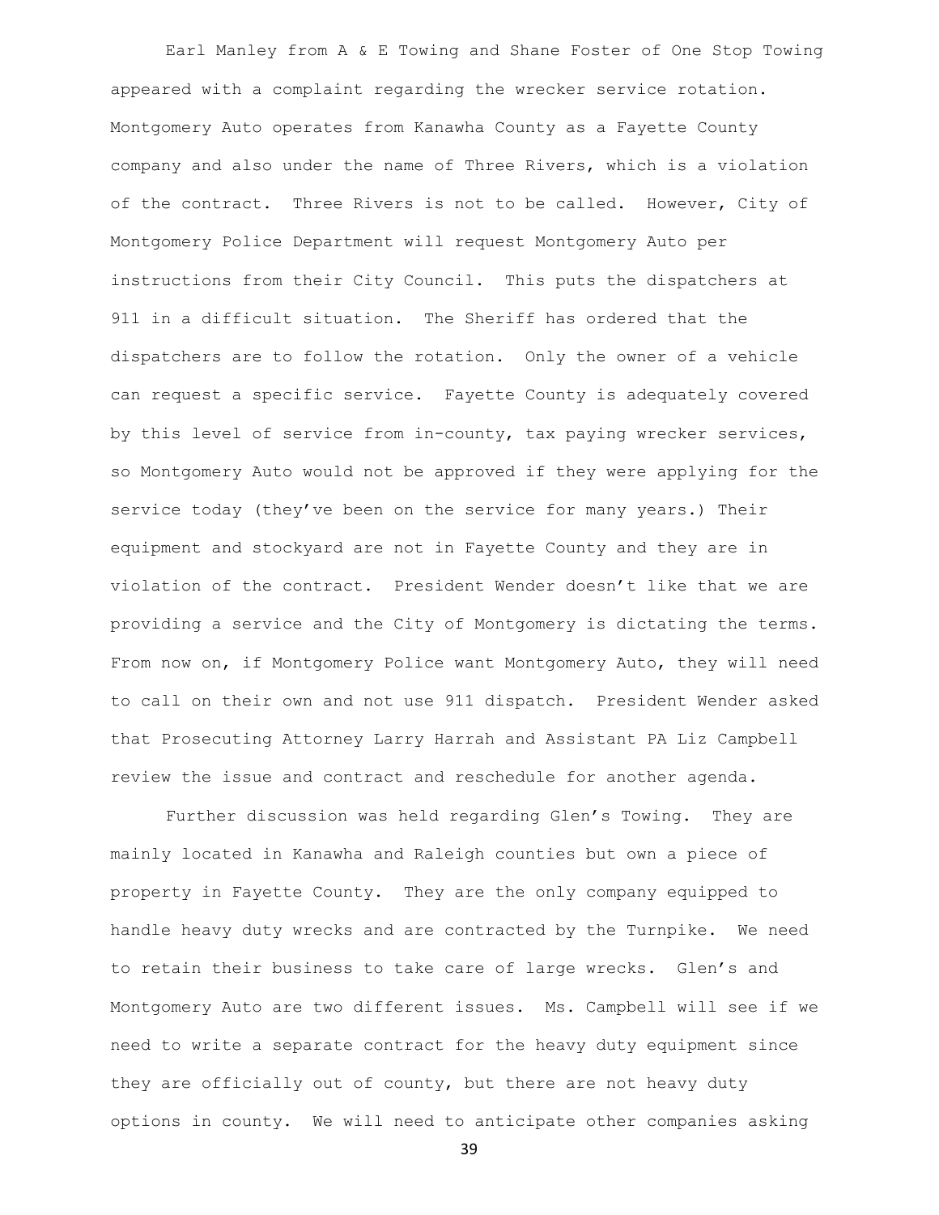Earl Manley from A & E Towing and Shane Foster of One Stop Towing appeared with a complaint regarding the wrecker service rotation. Montgomery Auto operates from Kanawha County as a Fayette County company and also under the name of Three Rivers, which is a violation of the contract. Three Rivers is not to be called. However, City of Montgomery Police Department will request Montgomery Auto per instructions from their City Council. This puts the dispatchers at 911 in a difficult situation. The Sheriff has ordered that the dispatchers are to follow the rotation. Only the owner of a vehicle can request a specific service. Fayette County is adequately covered by this level of service from in-county, tax paying wrecker services, so Montgomery Auto would not be approved if they were applying for the service today (they've been on the service for many years.) Their equipment and stockyard are not in Fayette County and they are in violation of the contract. President Wender doesn't like that we are providing a service and the City of Montgomery is dictating the terms. From now on, if Montgomery Police want Montgomery Auto, they will need to call on their own and not use 911 dispatch. President Wender asked that Prosecuting Attorney Larry Harrah and Assistant PA Liz Campbell review the issue and contract and reschedule for another agenda.

Further discussion was held regarding Glen's Towing. They are mainly located in Kanawha and Raleigh counties but own a piece of property in Fayette County. They are the only company equipped to handle heavy duty wrecks and are contracted by the Turnpike. We need to retain their business to take care of large wrecks. Glen's and Montgomery Auto are two different issues. Ms. Campbell will see if we need to write a separate contract for the heavy duty equipment since they are officially out of county, but there are not heavy duty options in county. We will need to anticipate other companies asking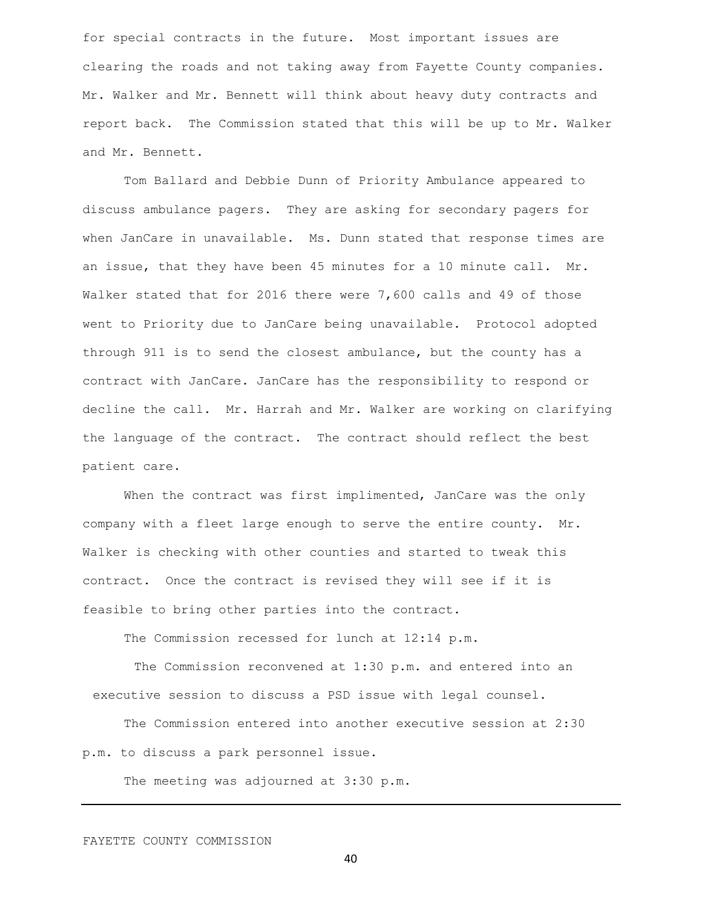for special contracts in the future. Most important issues are clearing the roads and not taking away from Fayette County companies. Mr. Walker and Mr. Bennett will think about heavy duty contracts and report back. The Commission stated that this will be up to Mr. Walker and Mr. Bennett.

Tom Ballard and Debbie Dunn of Priority Ambulance appeared to discuss ambulance pagers. They are asking for secondary pagers for when JanCare in unavailable. Ms. Dunn stated that response times are an issue, that they have been 45 minutes for a 10 minute call. Mr. Walker stated that for 2016 there were 7,600 calls and 49 of those went to Priority due to JanCare being unavailable. Protocol adopted through 911 is to send the closest ambulance, but the county has a contract with JanCare. JanCare has the responsibility to respond or decline the call. Mr. Harrah and Mr. Walker are working on clarifying the language of the contract. The contract should reflect the best patient care.

When the contract was first implimented, JanCare was the only company with a fleet large enough to serve the entire county. Mr. Walker is checking with other counties and started to tweak this contract. Once the contract is revised they will see if it is feasible to bring other parties into the contract.

The Commission recessed for lunch at 12:14 p.m.

The Commission reconvened at 1:30 p.m. and entered into an executive session to discuss a PSD issue with legal counsel.

The Commission entered into another executive session at 2:30 p.m. to discuss a park personnel issue.

The meeting was adjourned at 3:30 p.m.

---

FAYETTE COUNTY COMMISSION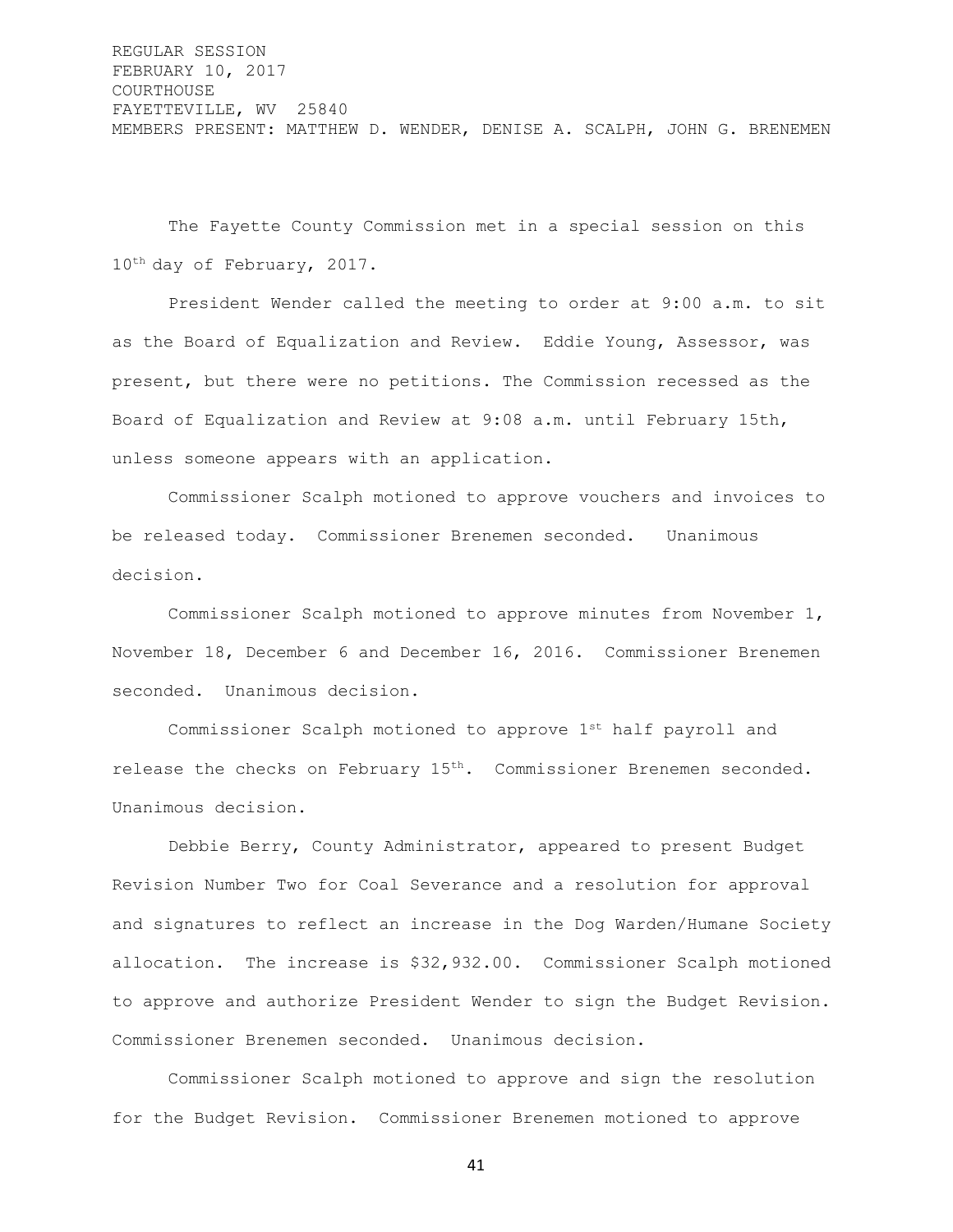REGULAR SESSION
FEBRUARY 10, 2017
COURTHOUSE
FAYETTEVILLE, WV 25840
MEMBERS PRESENT: MATTHEW D. WENDER, DENISE A. SCALPH, JOHN G. BRENEMEN

The Fayette County Commission met in a special session on this 10th day of February, 2017.

President Wender called the meeting to order at 9:00 a.m. to sit as the Board of Equalization and Review. Eddie Young, Assessor, was present, but there were no petitions. The Commission recessed as the Board of Equalization and Review at 9:08 a.m. until February 15th, unless someone appears with an application.

Commissioner Scalph motioned to approve vouchers and invoices to be released today. Commissioner Brenemen seconded. Unanimous decision.

Commissioner Scalph motioned to approve minutes from November 1, November 18, December 6 and December 16, 2016. Commissioner Brenemen seconded. Unanimous decision.

Commissioner Scalph motioned to approve 1st half payroll and release the checks on February 15th. Commissioner Brenemen seconded. Unanimous decision.

Debbie Berry, County Administrator, appeared to present Budget Revision Number Two for Coal Severance and a resolution for approval and signatures to reflect an increase in the Dog Warden/Humane Society allocation. The increase is $32,932.00. Commissioner Scalph motioned to approve and authorize President Wender to sign the Budget Revision. Commissioner Brenemen seconded. Unanimous decision.

Commissioner Scalph motioned to approve and sign the resolution for the Budget Revision. Commissioner Brenemen motioned to approve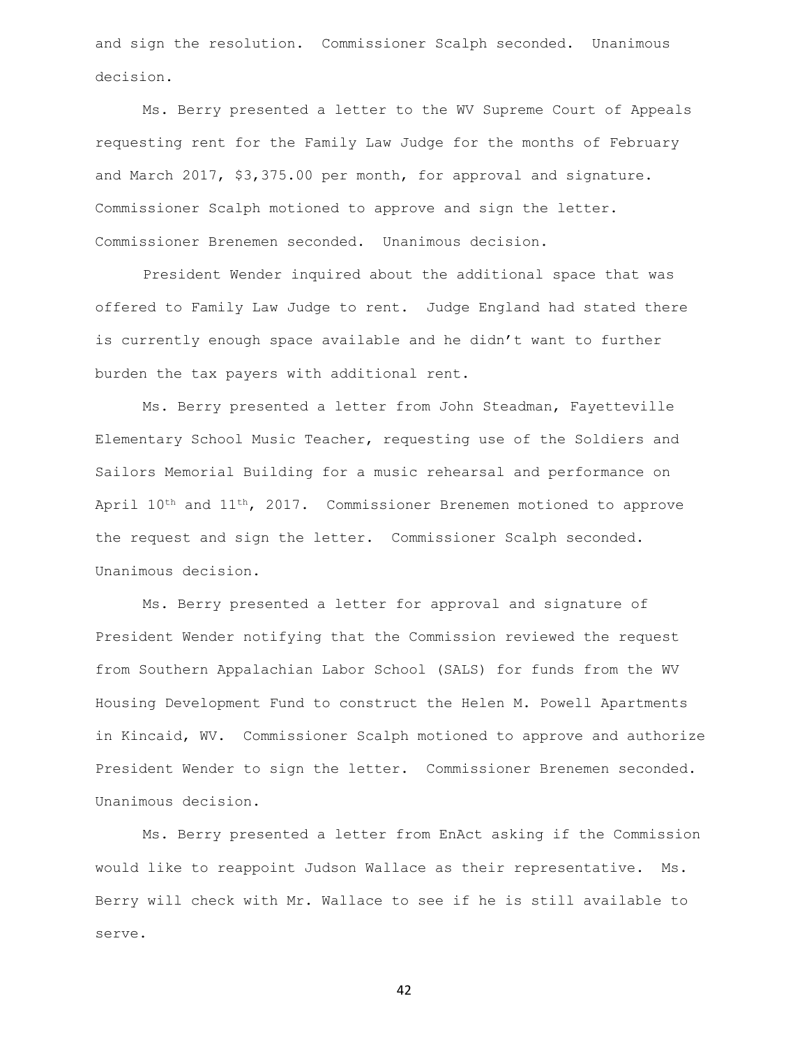and sign the resolution. Commissioner Scalph seconded. Unanimous decision.

Ms. Berry presented a letter to the WV Supreme Court of Appeals requesting rent for the Family Law Judge for the months of February and March 2017, $3,375.00 per month, for approval and signature. Commissioner Scalph motioned to approve and sign the letter. Commissioner Brenemen seconded. Unanimous decision.

President Wender inquired about the additional space that was offered to Family Law Judge to rent. Judge England had stated there is currently enough space available and he didn't want to further burden the tax payers with additional rent.

Ms. Berry presented a letter from John Steadman, Fayetteville Elementary School Music Teacher, requesting use of the Soldiers and Sailors Memorial Building for a music rehearsal and performance on April 10th and 11th, 2017. Commissioner Brenemen motioned to approve the request and sign the letter. Commissioner Scalph seconded. Unanimous decision.

Ms. Berry presented a letter for approval and signature of President Wender notifying that the Commission reviewed the request from Southern Appalachian Labor School (SALS) for funds from the WV Housing Development Fund to construct the Helen M. Powell Apartments in Kincaid, WV. Commissioner Scalph motioned to approve and authorize President Wender to sign the letter. Commissioner Brenemen seconded. Unanimous decision.

Ms. Berry presented a letter from EnAct asking if the Commission would like to reappoint Judson Wallace as their representative. Ms. Berry will check with Mr. Wallace to see if he is still available to serve.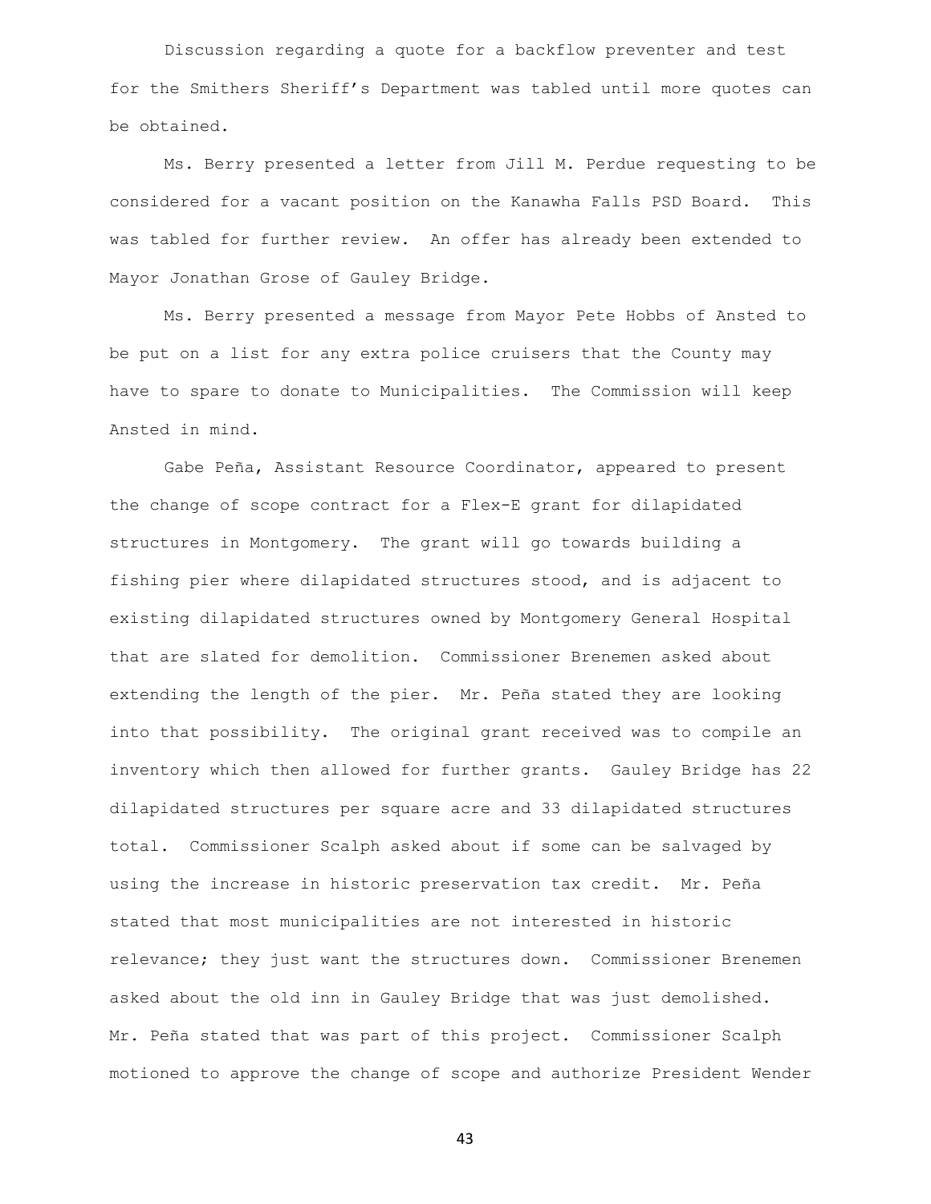Discussion regarding a quote for a backflow preventer and test for the Smithers Sheriff's Department was tabled until more quotes can be obtained.

Ms. Berry presented a letter from Jill M. Perdue requesting to be considered for a vacant position on the Kanawha Falls PSD Board. This was tabled for further review. An offer has already been extended to Mayor Jonathan Grose of Gauley Bridge.

Ms. Berry presented a message from Mayor Pete Hobbs of Ansted to be put on a list for any extra police cruisers that the County may have to spare to donate to Municipalities. The Commission will keep Ansted in mind.

Gabe Peña, Assistant Resource Coordinator, appeared to present the change of scope contract for a Flex-E grant for dilapidated structures in Montgomery. The grant will go towards building a fishing pier where dilapidated structures stood, and is adjacent to existing dilapidated structures owned by Montgomery General Hospital that are slated for demolition. Commissioner Brenemen asked about extending the length of the pier. Mr. Peña stated they are looking into that possibility. The original grant received was to compile an inventory which then allowed for further grants. Gauley Bridge has 22 dilapidated structures per square acre and 33 dilapidated structures total. Commissioner Scalph asked about if some can be salvaged by using the increase in historic preservation tax credit. Mr. Peña stated that most municipalities are not interested in historic relevance; they just want the structures down. Commissioner Brenemen asked about the old inn in Gauley Bridge that was just demolished. Mr. Peña stated that was part of this project. Commissioner Scalph motioned to approve the change of scope and authorize President Wender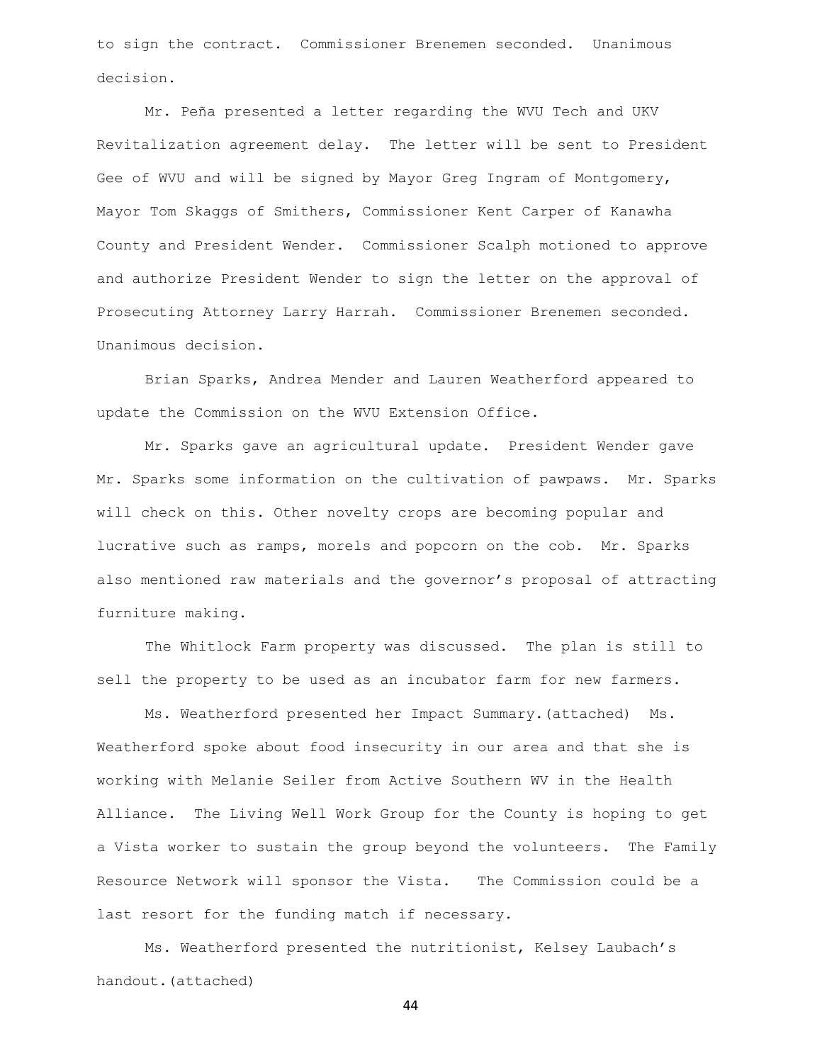to sign the contract. Commissioner Brenemen seconded. Unanimous decision.

Mr. Peña presented a letter regarding the WVU Tech and UKV Revitalization agreement delay. The letter will be sent to President Gee of WVU and will be signed by Mayor Greg Ingram of Montgomery, Mayor Tom Skaggs of Smithers, Commissioner Kent Carper of Kanawha County and President Wender. Commissioner Scalph motioned to approve and authorize President Wender to sign the letter on the approval of Prosecuting Attorney Larry Harrah. Commissioner Brenemen seconded. Unanimous decision.

Brian Sparks, Andrea Mender and Lauren Weatherford appeared to update the Commission on the WVU Extension Office.

Mr. Sparks gave an agricultural update. President Wender gave Mr. Sparks some information on the cultivation of pawpaws. Mr. Sparks will check on this. Other novelty crops are becoming popular and lucrative such as ramps, morels and popcorn on the cob. Mr. Sparks also mentioned raw materials and the governor's proposal of attracting furniture making.

The Whitlock Farm property was discussed. The plan is still to sell the property to be used as an incubator farm for new farmers.

Ms. Weatherford presented her Impact Summary.(attached) Ms. Weatherford spoke about food insecurity in our area and that she is working with Melanie Seiler from Active Southern WV in the Health Alliance. The Living Well Work Group for the County is hoping to get a Vista worker to sustain the group beyond the volunteers. The Family Resource Network will sponsor the Vista. The Commission could be a last resort for the funding match if necessary.

Ms. Weatherford presented the nutritionist, Kelsey Laubach's handout.(attached)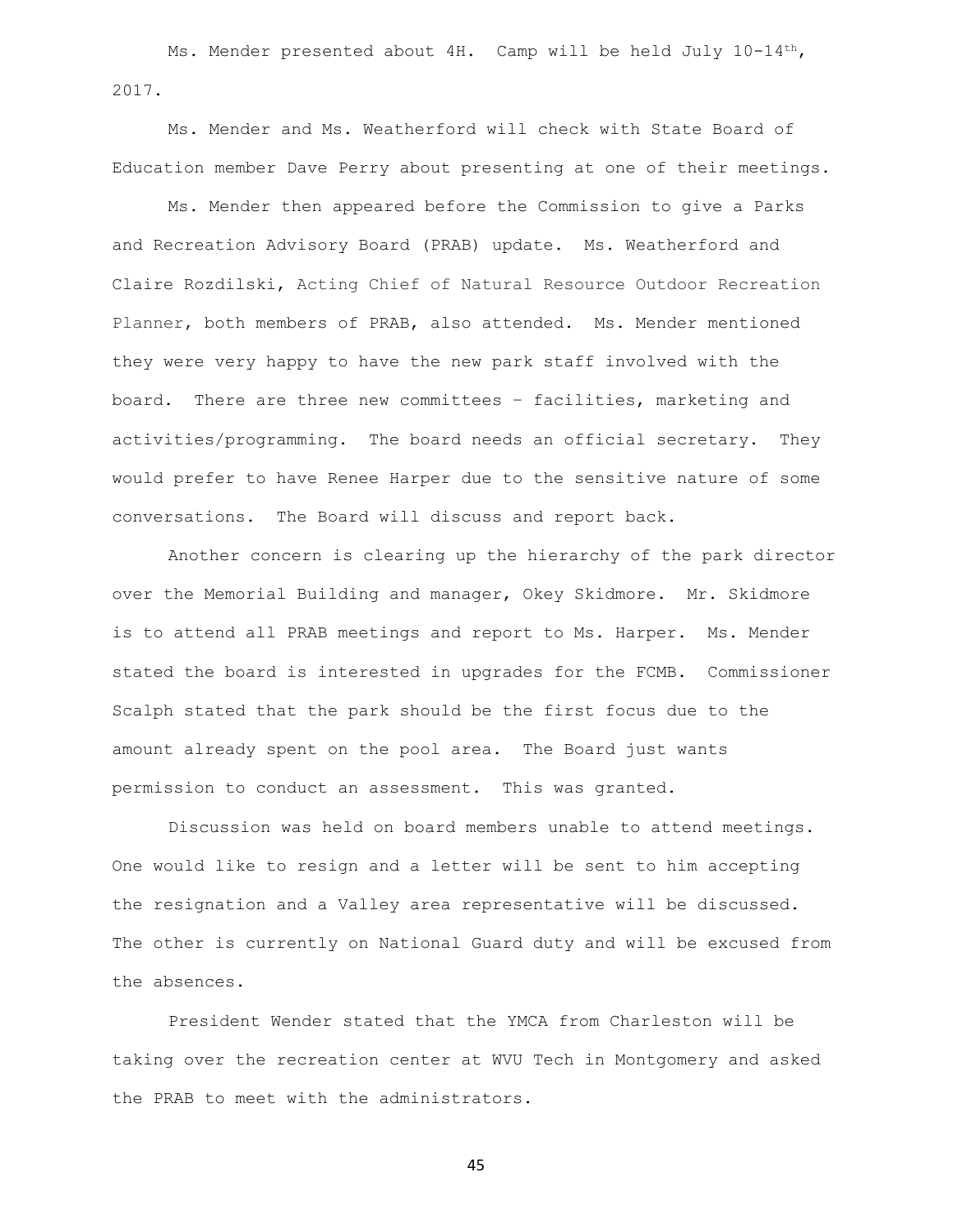Ms. Mender presented about 4H. Camp will be held July 10-14th, 2017.

Ms. Mender and Ms. Weatherford will check with State Board of Education member Dave Perry about presenting at one of their meetings.

Ms. Mender then appeared before the Commission to give a Parks and Recreation Advisory Board (PRAB) update. Ms. Weatherford and Claire Rozdilski, Acting Chief of Natural Resource Outdoor Recreation Planner, both members of PRAB, also attended. Ms. Mender mentioned they were very happy to have the new park staff involved with the board. There are three new committees – facilities, marketing and activities/programming. The board needs an official secretary. They would prefer to have Renee Harper due to the sensitive nature of some conversations. The Board will discuss and report back.

Another concern is clearing up the hierarchy of the park director over the Memorial Building and manager, Okey Skidmore. Mr. Skidmore is to attend all PRAB meetings and report to Ms. Harper. Ms. Mender stated the board is interested in upgrades for the FCMB. Commissioner Scalph stated that the park should be the first focus due to the amount already spent on the pool area. The Board just wants permission to conduct an assessment. This was granted.

Discussion was held on board members unable to attend meetings. One would like to resign and a letter will be sent to him accepting the resignation and a Valley area representative will be discussed. The other is currently on National Guard duty and will be excused from the absences.

President Wender stated that the YMCA from Charleston will be taking over the recreation center at WVU Tech in Montgomery and asked the PRAB to meet with the administrators.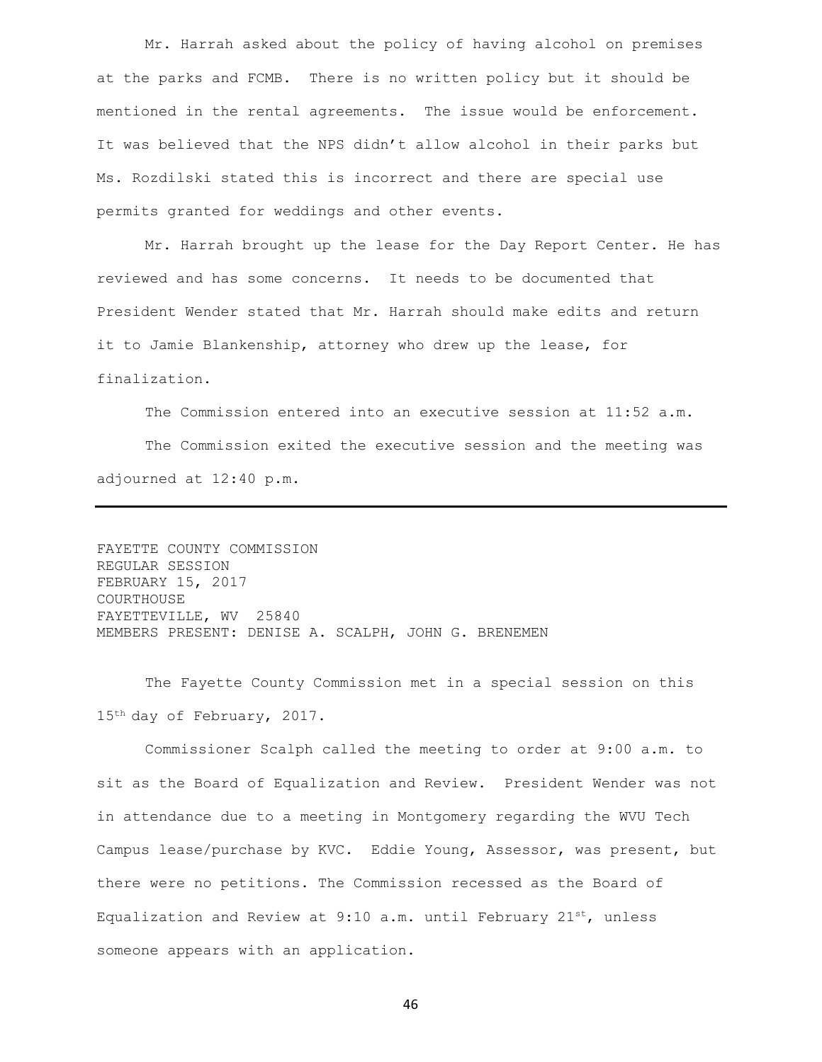Mr. Harrah asked about the policy of having alcohol on premises at the parks and FCMB. There is no written policy but it should be mentioned in the rental agreements. The issue would be enforcement. It was believed that the NPS didn't allow alcohol in their parks but Ms. Rozdilski stated this is incorrect and there are special use permits granted for weddings and other events.

Mr. Harrah brought up the lease for the Day Report Center. He has reviewed and has some concerns. It needs to be documented that President Wender stated that Mr. Harrah should make edits and return it to Jamie Blankenship, attorney who drew up the lease, for finalization.

The Commission entered into an executive session at 11:52 a.m.

The Commission exited the executive session and the meeting was adjourned at 12:40 p.m.

---

FAYETTE COUNTY COMMISSION
REGULAR SESSION
FEBRUARY 15, 2017
COURTHOUSE
FAYETTEVILLE, WV 25840
MEMBERS PRESENT: DENISE A. SCALPH, JOHN G. BRENEMEN

The Fayette County Commission met in a special session on this 15th day of February, 2017.

Commissioner Scalph called the meeting to order at 9:00 a.m. to sit as the Board of Equalization and Review. President Wender was not in attendance due to a meeting in Montgomery regarding the WVU Tech Campus lease/purchase by KVC. Eddie Young, Assessor, was present, but there were no petitions. The Commission recessed as the Board of Equalization and Review at 9:10 a.m. until February 21st, unless someone appears with an application.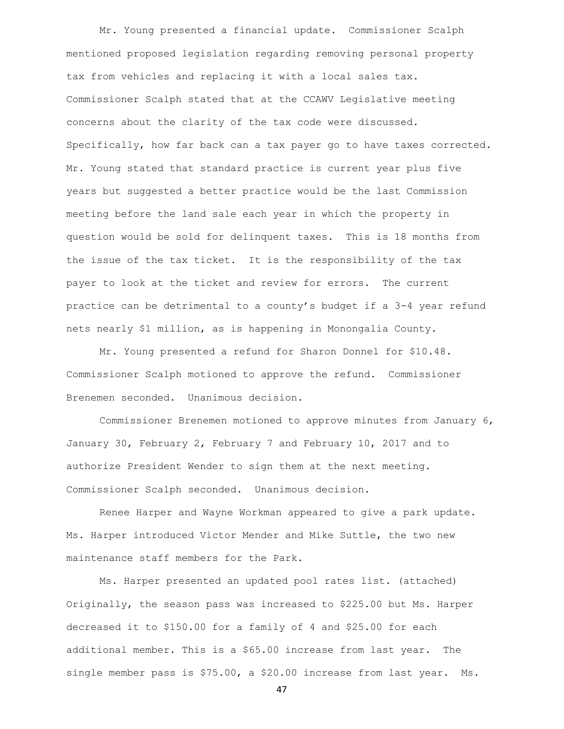Mr. Young presented a financial update. Commissioner Scalph mentioned proposed legislation regarding removing personal property tax from vehicles and replacing it with a local sales tax. Commissioner Scalph stated that at the CCAWV Legislative meeting concerns about the clarity of the tax code were discussed. Specifically, how far back can a tax payer go to have taxes corrected. Mr. Young stated that standard practice is current year plus five years but suggested a better practice would be the last Commission meeting before the land sale each year in which the property in question would be sold for delinquent taxes. This is 18 months from the issue of the tax ticket. It is the responsibility of the tax payer to look at the ticket and review for errors. The current practice can be detrimental to a county's budget if a 3-4 year refund nets nearly $1 million, as is happening in Monongalia County.

Mr. Young presented a refund for Sharon Donnel for $10.48. Commissioner Scalph motioned to approve the refund. Commissioner Brenemen seconded. Unanimous decision.

Commissioner Brenemen motioned to approve minutes from January 6, January 30, February 2, February 7 and February 10, 2017 and to authorize President Wender to sign them at the next meeting. Commissioner Scalph seconded. Unanimous decision.

Renee Harper and Wayne Workman appeared to give a park update. Ms. Harper introduced Victor Mender and Mike Suttle, the two new maintenance staff members for the Park.

Ms. Harper presented an updated pool rates list. (attached) Originally, the season pass was increased to $225.00 but Ms. Harper decreased it to $150.00 for a family of 4 and $25.00 for each additional member. This is a $65.00 increase from last year. The single member pass is $75.00, a $20.00 increase from last year. Ms.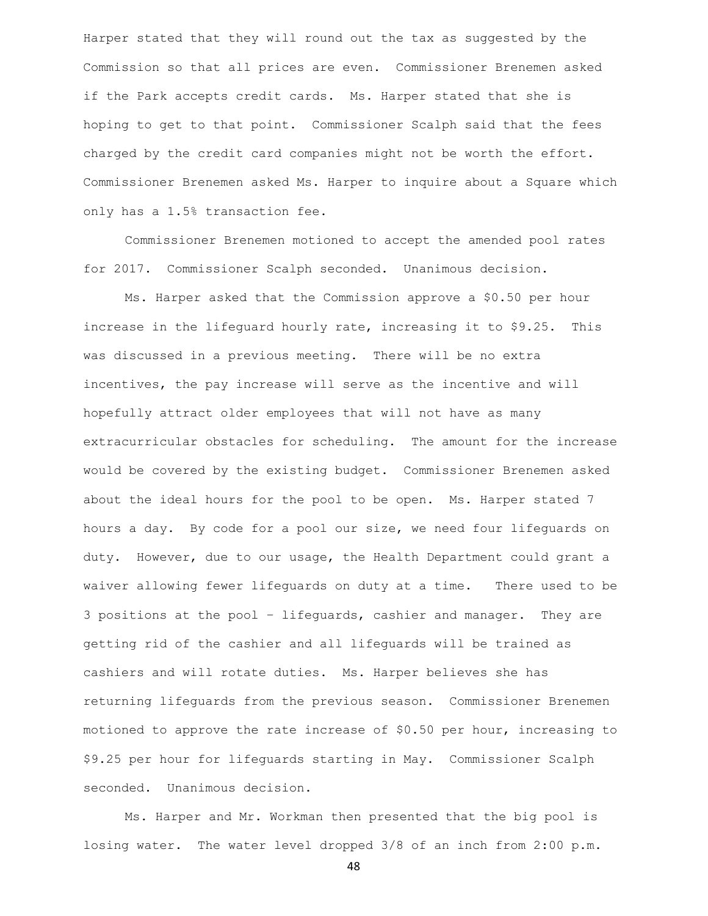Harper stated that they will round out the tax as suggested by the Commission so that all prices are even. Commissioner Brenemen asked if the Park accepts credit cards. Ms. Harper stated that she is hoping to get to that point. Commissioner Scalph said that the fees charged by the credit card companies might not be worth the effort. Commissioner Brenemen asked Ms. Harper to inquire about a Square which only has a 1.5% transaction fee.

Commissioner Brenemen motioned to accept the amended pool rates for 2017. Commissioner Scalph seconded. Unanimous decision.

Ms. Harper asked that the Commission approve a $0.50 per hour increase in the lifeguard hourly rate, increasing it to $9.25. This was discussed in a previous meeting. There will be no extra incentives, the pay increase will serve as the incentive and will hopefully attract older employees that will not have as many extracurricular obstacles for scheduling. The amount for the increase would be covered by the existing budget. Commissioner Brenemen asked about the ideal hours for the pool to be open. Ms. Harper stated 7 hours a day. By code for a pool our size, we need four lifeguards on duty. However, due to our usage, the Health Department could grant a waiver allowing fewer lifeguards on duty at a time. There used to be 3 positions at the pool – lifeguards, cashier and manager. They are getting rid of the cashier and all lifeguards will be trained as cashiers and will rotate duties. Ms. Harper believes she has returning lifeguards from the previous season. Commissioner Brenemen motioned to approve the rate increase of $0.50 per hour, increasing to $9.25 per hour for lifeguards starting in May. Commissioner Scalph seconded. Unanimous decision.

Ms. Harper and Mr. Workman then presented that the big pool is losing water. The water level dropped 3/8 of an inch from 2:00 p.m.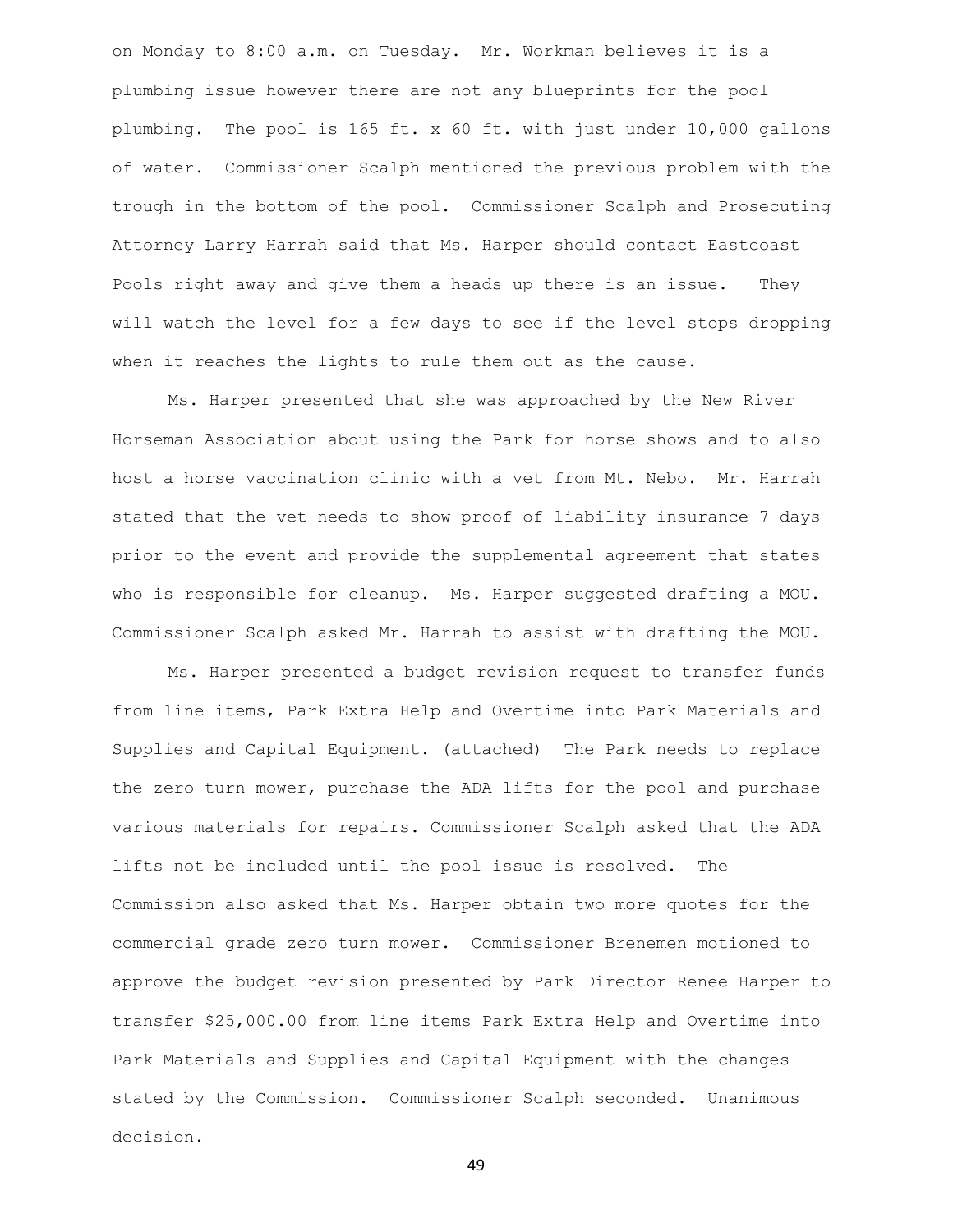on Monday to 8:00 a.m. on Tuesday. Mr. Workman believes it is a plumbing issue however there are not any blueprints for the pool plumbing. The pool is 165 ft. x 60 ft. with just under 10,000 gallons of water. Commissioner Scalph mentioned the previous problem with the trough in the bottom of the pool. Commissioner Scalph and Prosecuting Attorney Larry Harrah said that Ms. Harper should contact Eastcoast Pools right away and give them a heads up there is an issue. They will watch the level for a few days to see if the level stops dropping when it reaches the lights to rule them out as the cause.

Ms. Harper presented that she was approached by the New River Horseman Association about using the Park for horse shows and to also host a horse vaccination clinic with a vet from Mt. Nebo. Mr. Harrah stated that the vet needs to show proof of liability insurance 7 days prior to the event and provide the supplemental agreement that states who is responsible for cleanup. Ms. Harper suggested drafting a MOU. Commissioner Scalph asked Mr. Harrah to assist with drafting the MOU.

Ms. Harper presented a budget revision request to transfer funds from line items, Park Extra Help and Overtime into Park Materials and Supplies and Capital Equipment. (attached) The Park needs to replace the zero turn mower, purchase the ADA lifts for the pool and purchase various materials for repairs. Commissioner Scalph asked that the ADA lifts not be included until the pool issue is resolved. The Commission also asked that Ms. Harper obtain two more quotes for the commercial grade zero turn mower. Commissioner Brenemen motioned to approve the budget revision presented by Park Director Renee Harper to transfer $25,000.00 from line items Park Extra Help and Overtime into Park Materials and Supplies and Capital Equipment with the changes stated by the Commission. Commissioner Scalph seconded. Unanimous decision.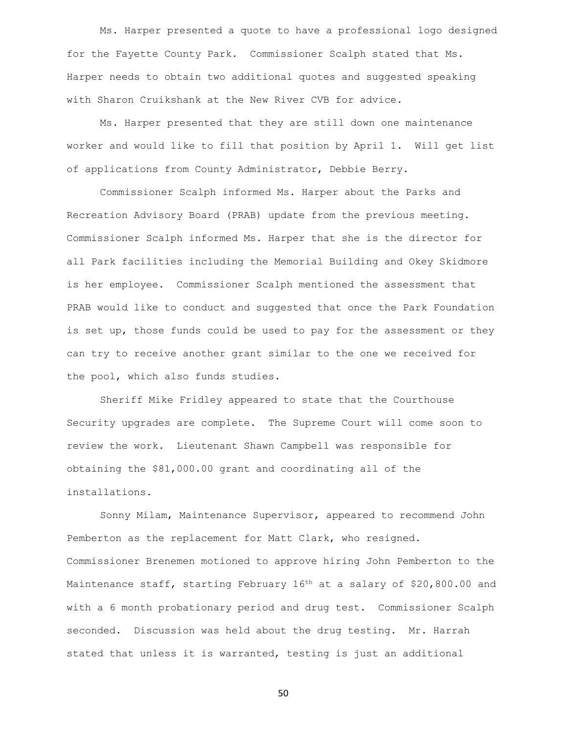Ms. Harper presented a quote to have a professional logo designed for the Fayette County Park. Commissioner Scalph stated that Ms. Harper needs to obtain two additional quotes and suggested speaking with Sharon Cruikshank at the New River CVB for advice.

Ms. Harper presented that they are still down one maintenance worker and would like to fill that position by April 1. Will get list of applications from County Administrator, Debbie Berry.

Commissioner Scalph informed Ms. Harper about the Parks and Recreation Advisory Board (PRAB) update from the previous meeting. Commissioner Scalph informed Ms. Harper that she is the director for all Park facilities including the Memorial Building and Okey Skidmore is her employee. Commissioner Scalph mentioned the assessment that PRAB would like to conduct and suggested that once the Park Foundation is set up, those funds could be used to pay for the assessment or they can try to receive another grant similar to the one we received for the pool, which also funds studies.

Sheriff Mike Fridley appeared to state that the Courthouse Security upgrades are complete. The Supreme Court will come soon to review the work. Lieutenant Shawn Campbell was responsible for obtaining the $81,000.00 grant and coordinating all of the installations.

Sonny Milam, Maintenance Supervisor, appeared to recommend John Pemberton as the replacement for Matt Clark, who resigned. Commissioner Brenemen motioned to approve hiring John Pemberton to the Maintenance staff, starting February 16th at a salary of $20,800.00 and with a 6 month probationary period and drug test. Commissioner Scalph seconded. Discussion was held about the drug testing. Mr. Harrah stated that unless it is warranted, testing is just an additional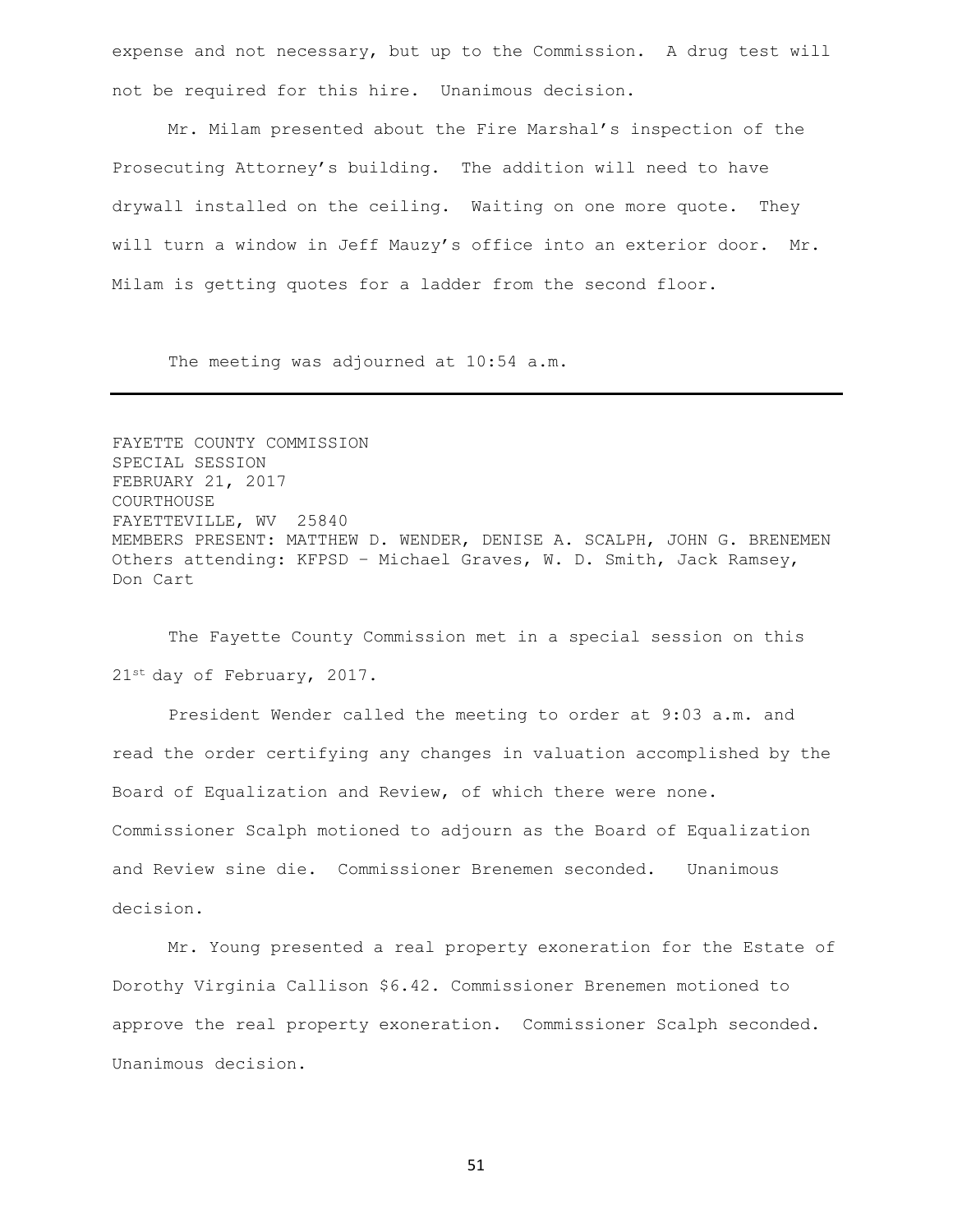expense and not necessary, but up to the Commission. A drug test will not be required for this hire. Unanimous decision.

Mr. Milam presented about the Fire Marshal's inspection of the Prosecuting Attorney's building. The addition will need to have drywall installed on the ceiling. Waiting on one more quote. They will turn a window in Jeff Mauzy's office into an exterior door. Mr. Milam is getting quotes for a ladder from the second floor.

The meeting was adjourned at 10:54 a.m.

---

FAYETTE COUNTY COMMISSION
SPECIAL SESSION
FEBRUARY 21, 2017
COURTHOUSE
FAYETTEVILLE, WV 25840
MEMBERS PRESENT: MATTHEW D. WENDER, DENISE A. SCALPH, JOHN G. BRENEMEN
Others attending: KFPSD – Michael Graves, W. D. Smith, Jack Ramsey, Don Cart

The Fayette County Commission met in a special session on this 21st day of February, 2017.

President Wender called the meeting to order at 9:03 a.m. and read the order certifying any changes in valuation accomplished by the Board of Equalization and Review, of which there were none. Commissioner Scalph motioned to adjourn as the Board of Equalization and Review sine die. Commissioner Brenemen seconded. Unanimous decision.

Mr. Young presented a real property exoneration for the Estate of Dorothy Virginia Callison $6.42. Commissioner Brenemen motioned to approve the real property exoneration. Commissioner Scalph seconded. Unanimous decision.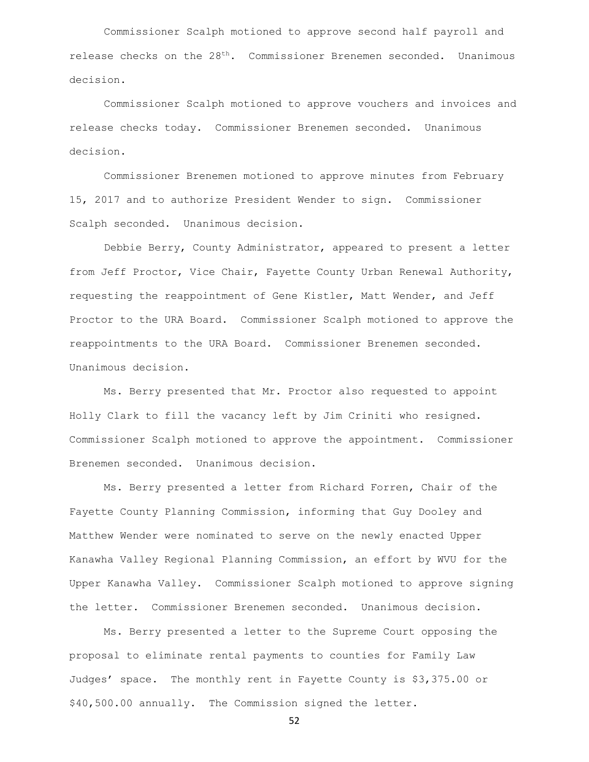Commissioner Scalph motioned to approve second half payroll and release checks on the 28th. Commissioner Brenemen seconded. Unanimous decision.

Commissioner Scalph motioned to approve vouchers and invoices and release checks today. Commissioner Brenemen seconded. Unanimous decision.

Commissioner Brenemen motioned to approve minutes from February 15, 2017 and to authorize President Wender to sign. Commissioner Scalph seconded. Unanimous decision.

Debbie Berry, County Administrator, appeared to present a letter from Jeff Proctor, Vice Chair, Fayette County Urban Renewal Authority, requesting the reappointment of Gene Kistler, Matt Wender, and Jeff Proctor to the URA Board. Commissioner Scalph motioned to approve the reappointments to the URA Board. Commissioner Brenemen seconded. Unanimous decision.

Ms. Berry presented that Mr. Proctor also requested to appoint Holly Clark to fill the vacancy left by Jim Criniti who resigned. Commissioner Scalph motioned to approve the appointment. Commissioner Brenemen seconded. Unanimous decision.

Ms. Berry presented a letter from Richard Forren, Chair of the Fayette County Planning Commission, informing that Guy Dooley and Matthew Wender were nominated to serve on the newly enacted Upper Kanawha Valley Regional Planning Commission, an effort by WVU for the Upper Kanawha Valley. Commissioner Scalph motioned to approve signing the letter. Commissioner Brenemen seconded. Unanimous decision.

Ms. Berry presented a letter to the Supreme Court opposing the proposal to eliminate rental payments to counties for Family Law Judges' space. The monthly rent in Fayette County is $3,375.00 or $40,500.00 annually. The Commission signed the letter.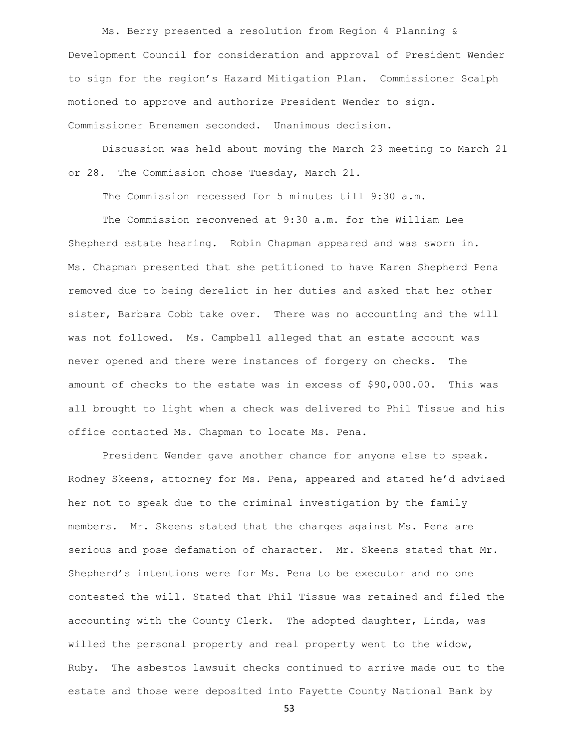Ms. Berry presented a resolution from Region 4 Planning & Development Council for consideration and approval of President Wender to sign for the region's Hazard Mitigation Plan. Commissioner Scalph motioned to approve and authorize President Wender to sign. Commissioner Brenemen seconded. Unanimous decision.

Discussion was held about moving the March 23 meeting to March 21 or 28. The Commission chose Tuesday, March 21.

The Commission recessed for 5 minutes till 9:30 a.m.

The Commission reconvened at 9:30 a.m. for the William Lee Shepherd estate hearing. Robin Chapman appeared and was sworn in. Ms. Chapman presented that she petitioned to have Karen Shepherd Pena removed due to being derelict in her duties and asked that her other sister, Barbara Cobb take over. There was no accounting and the will was not followed. Ms. Campbell alleged that an estate account was never opened and there were instances of forgery on checks. The amount of checks to the estate was in excess of $90,000.00. This was all brought to light when a check was delivered to Phil Tissue and his office contacted Ms. Chapman to locate Ms. Pena.

President Wender gave another chance for anyone else to speak. Rodney Skeens, attorney for Ms. Pena, appeared and stated he'd advised her not to speak due to the criminal investigation by the family members. Mr. Skeens stated that the charges against Ms. Pena are serious and pose defamation of character. Mr. Skeens stated that Mr. Shepherd's intentions were for Ms. Pena to be executor and no one contested the will. Stated that Phil Tissue was retained and filed the accounting with the County Clerk. The adopted daughter, Linda, was willed the personal property and real property went to the widow, Ruby. The asbestos lawsuit checks continued to arrive made out to the estate and those were deposited into Fayette County National Bank by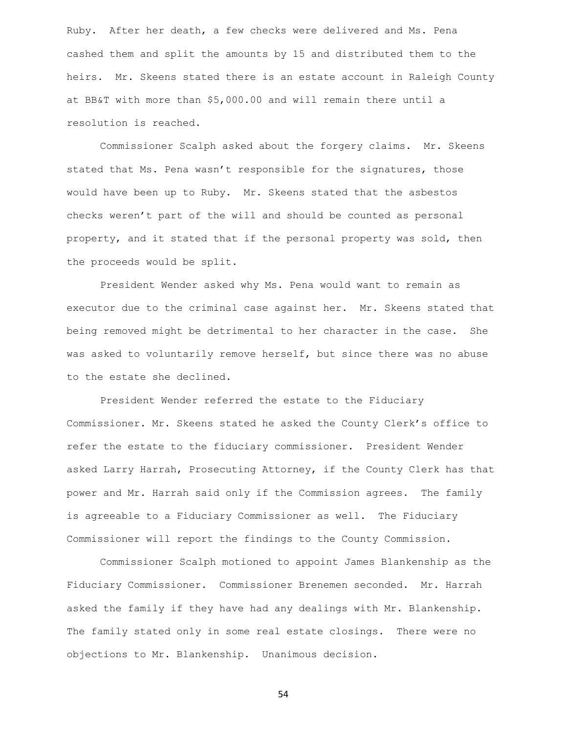Ruby. After her death, a few checks were delivered and Ms. Pena cashed them and split the amounts by 15 and distributed them to the heirs. Mr. Skeens stated there is an estate account in Raleigh County at BB&T with more than $5,000.00 and will remain there until a resolution is reached.

Commissioner Scalph asked about the forgery claims. Mr. Skeens stated that Ms. Pena wasn't responsible for the signatures, those would have been up to Ruby. Mr. Skeens stated that the asbestos checks weren't part of the will and should be counted as personal property, and it stated that if the personal property was sold, then the proceeds would be split.

President Wender asked why Ms. Pena would want to remain as executor due to the criminal case against her. Mr. Skeens stated that being removed might be detrimental to her character in the case. She was asked to voluntarily remove herself, but since there was no abuse to the estate she declined.

President Wender referred the estate to the Fiduciary Commissioner. Mr. Skeens stated he asked the County Clerk's office to refer the estate to the fiduciary commissioner. President Wender asked Larry Harrah, Prosecuting Attorney, if the County Clerk has that power and Mr. Harrah said only if the Commission agrees. The family is agreeable to a Fiduciary Commissioner as well. The Fiduciary Commissioner will report the findings to the County Commission.

Commissioner Scalph motioned to appoint James Blankenship as the Fiduciary Commissioner. Commissioner Brenemen seconded. Mr. Harrah asked the family if they have had any dealings with Mr. Blankenship. The family stated only in some real estate closings. There were no objections to Mr. Blankenship. Unanimous decision.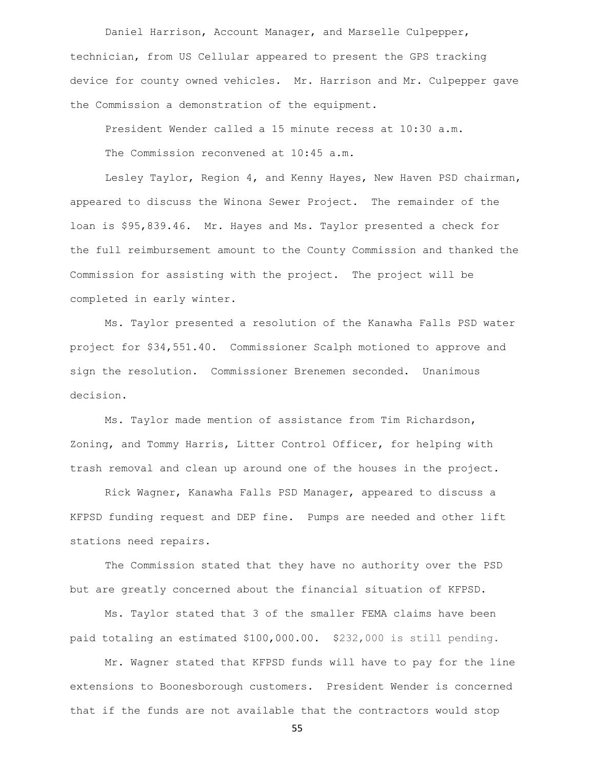Daniel Harrison, Account Manager, and Marselle Culpepper, technician, from US Cellular appeared to present the GPS tracking device for county owned vehicles. Mr. Harrison and Mr. Culpepper gave the Commission a demonstration of the equipment.

President Wender called a 15 minute recess at 10:30 a.m.

The Commission reconvened at 10:45 a.m.

Lesley Taylor, Region 4, and Kenny Hayes, New Haven PSD chairman, appeared to discuss the Winona Sewer Project. The remainder of the loan is $95,839.46. Mr. Hayes and Ms. Taylor presented a check for the full reimbursement amount to the County Commission and thanked the Commission for assisting with the project. The project will be completed in early winter.

Ms. Taylor presented a resolution of the Kanawha Falls PSD water project for $34,551.40. Commissioner Scalph motioned to approve and sign the resolution. Commissioner Brenemen seconded. Unanimous decision.

Ms. Taylor made mention of assistance from Tim Richardson, Zoning, and Tommy Harris, Litter Control Officer, for helping with trash removal and clean up around one of the houses in the project.

Rick Wagner, Kanawha Falls PSD Manager, appeared to discuss a KFPSD funding request and DEP fine. Pumps are needed and other lift stations need repairs.

The Commission stated that they have no authority over the PSD but are greatly concerned about the financial situation of KFPSD.

Ms. Taylor stated that 3 of the smaller FEMA claims have been paid totaling an estimated $100,000.00. $232,000 is still pending.

Mr. Wagner stated that KFPSD funds will have to pay for the line extensions to Boonesborough customers. President Wender is concerned that if the funds are not available that the contractors would stop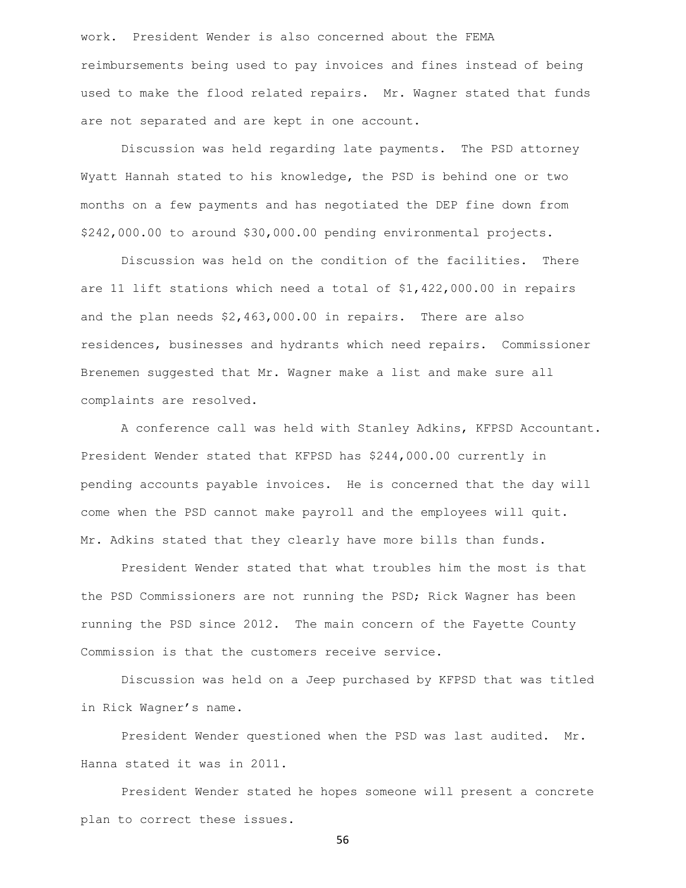work. President Wender is also concerned about the FEMA reimbursements being used to pay invoices and fines instead of being used to make the flood related repairs. Mr. Wagner stated that funds are not separated and are kept in one account.

Discussion was held regarding late payments. The PSD attorney Wyatt Hannah stated to his knowledge, the PSD is behind one or two months on a few payments and has negotiated the DEP fine down from $242,000.00 to around $30,000.00 pending environmental projects.

Discussion was held on the condition of the facilities. There are 11 lift stations which need a total of $1,422,000.00 in repairs and the plan needs $2,463,000.00 in repairs. There are also residences, businesses and hydrants which need repairs. Commissioner Brenemen suggested that Mr. Wagner make a list and make sure all complaints are resolved.

A conference call was held with Stanley Adkins, KFPSD Accountant. President Wender stated that KFPSD has $244,000.00 currently in pending accounts payable invoices. He is concerned that the day will come when the PSD cannot make payroll and the employees will quit. Mr. Adkins stated that they clearly have more bills than funds.

President Wender stated that what troubles him the most is that the PSD Commissioners are not running the PSD; Rick Wagner has been running the PSD since 2012. The main concern of the Fayette County Commission is that the customers receive service.

Discussion was held on a Jeep purchased by KFPSD that was titled in Rick Wagner's name.

President Wender questioned when the PSD was last audited. Mr. Hanna stated it was in 2011.

President Wender stated he hopes someone will present a concrete plan to correct these issues.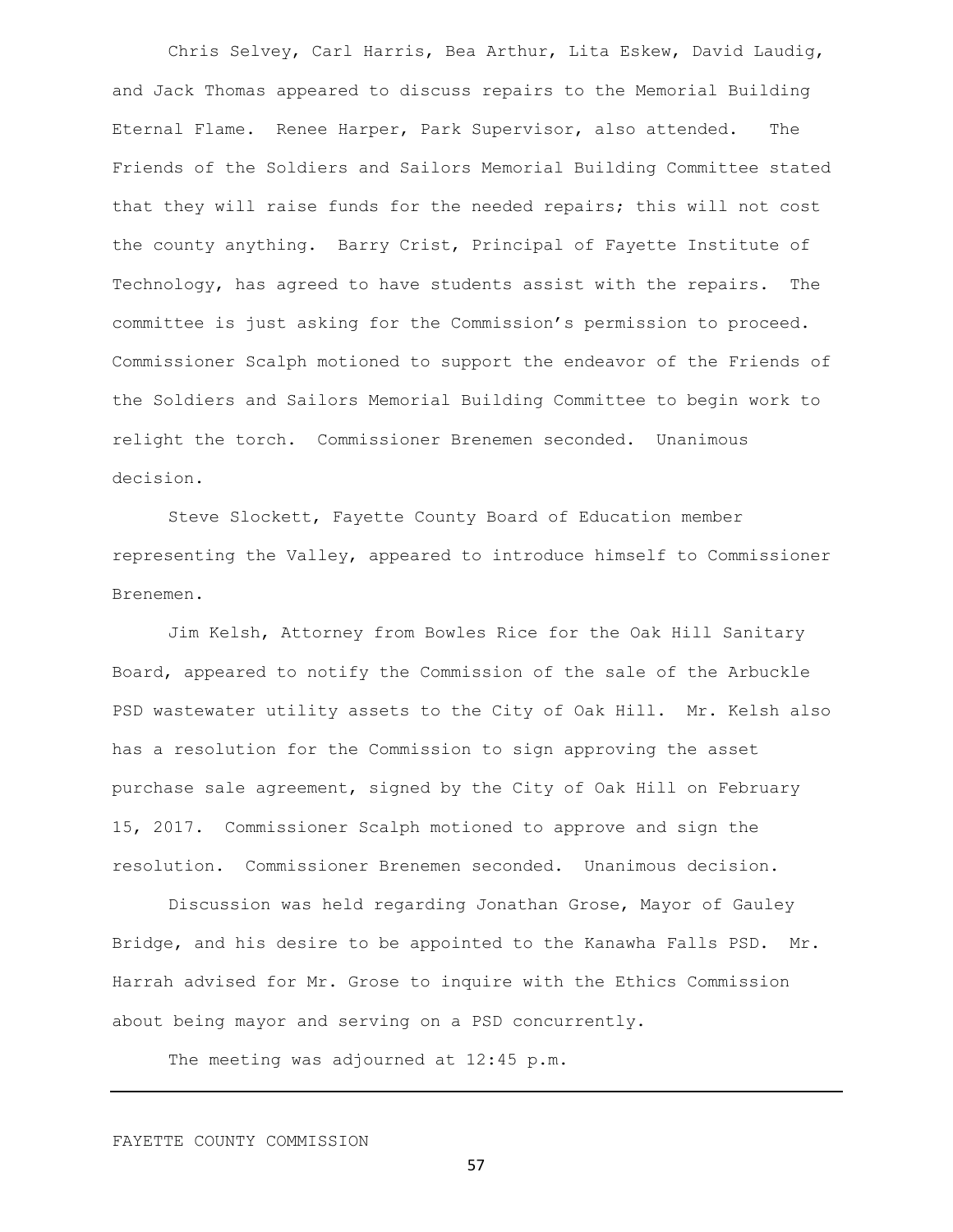Chris Selvey, Carl Harris, Bea Arthur, Lita Eskew, David Laudig, and Jack Thomas appeared to discuss repairs to the Memorial Building Eternal Flame. Renee Harper, Park Supervisor, also attended. The Friends of the Soldiers and Sailors Memorial Building Committee stated that they will raise funds for the needed repairs; this will not cost the county anything. Barry Crist, Principal of Fayette Institute of Technology, has agreed to have students assist with the repairs. The committee is just asking for the Commission's permission to proceed. Commissioner Scalph motioned to support the endeavor of the Friends of the Soldiers and Sailors Memorial Building Committee to begin work to relight the torch. Commissioner Brenemen seconded. Unanimous decision.

Steve Slockett, Fayette County Board of Education member representing the Valley, appeared to introduce himself to Commissioner Brenemen.

Jim Kelsh, Attorney from Bowles Rice for the Oak Hill Sanitary Board, appeared to notify the Commission of the sale of the Arbuckle PSD wastewater utility assets to the City of Oak Hill. Mr. Kelsh also has a resolution for the Commission to sign approving the asset purchase sale agreement, signed by the City of Oak Hill on February 15, 2017. Commissioner Scalph motioned to approve and sign the resolution. Commissioner Brenemen seconded. Unanimous decision.

Discussion was held regarding Jonathan Grose, Mayor of Gauley Bridge, and his desire to be appointed to the Kanawha Falls PSD. Mr. Harrah advised for Mr. Grose to inquire with the Ethics Commission about being mayor and serving on a PSD concurrently.

The meeting was adjourned at 12:45 p.m.

---

FAYETTE COUNTY COMMISSION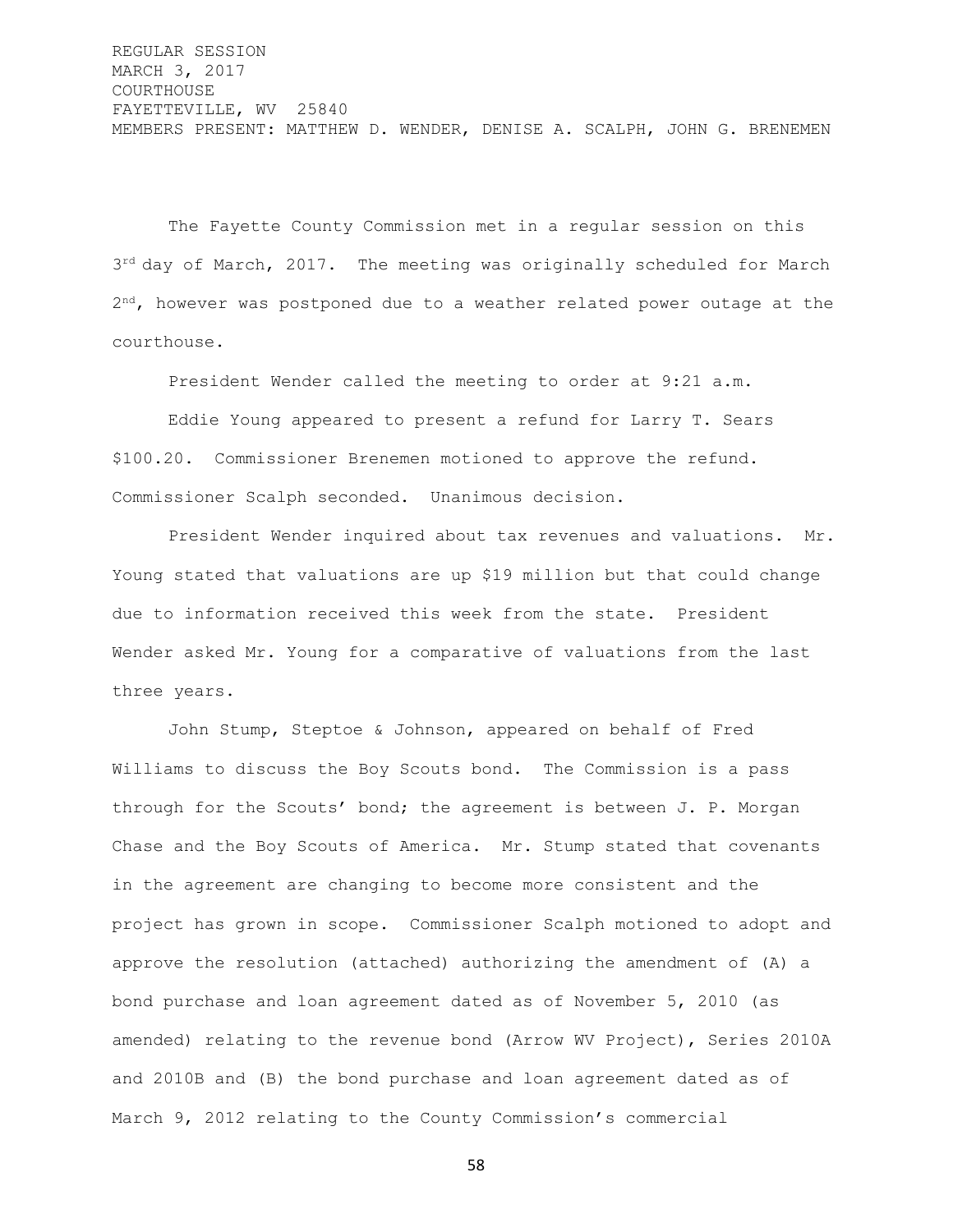REGULAR SESSION
MARCH 3, 2017
COURTHOUSE
FAYETTEVILLE, WV 25840
MEMBERS PRESENT: MATTHEW D. WENDER, DENISE A. SCALPH, JOHN G. BRENEMEN

The Fayette County Commission met in a regular session on this 3rd day of March, 2017. The meeting was originally scheduled for March 2nd, however was postponed due to a weather related power outage at the courthouse.

President Wender called the meeting to order at 9:21 a.m.

Eddie Young appeared to present a refund for Larry T. Sears $100.20. Commissioner Brenemen motioned to approve the refund. Commissioner Scalph seconded. Unanimous decision.

President Wender inquired about tax revenues and valuations. Mr. Young stated that valuations are up $19 million but that could change due to information received this week from the state. President Wender asked Mr. Young for a comparative of valuations from the last three years.

John Stump, Steptoe & Johnson, appeared on behalf of Fred Williams to discuss the Boy Scouts bond. The Commission is a pass through for the Scouts' bond; the agreement is between J. P. Morgan Chase and the Boy Scouts of America. Mr. Stump stated that covenants in the agreement are changing to become more consistent and the project has grown in scope. Commissioner Scalph motioned to adopt and approve the resolution (attached) authorizing the amendment of (A) a bond purchase and loan agreement dated as of November 5, 2010 (as amended) relating to the revenue bond (Arrow WV Project), Series 2010A and 2010B and (B) the bond purchase and loan agreement dated as of March 9, 2012 relating to the County Commission's commercial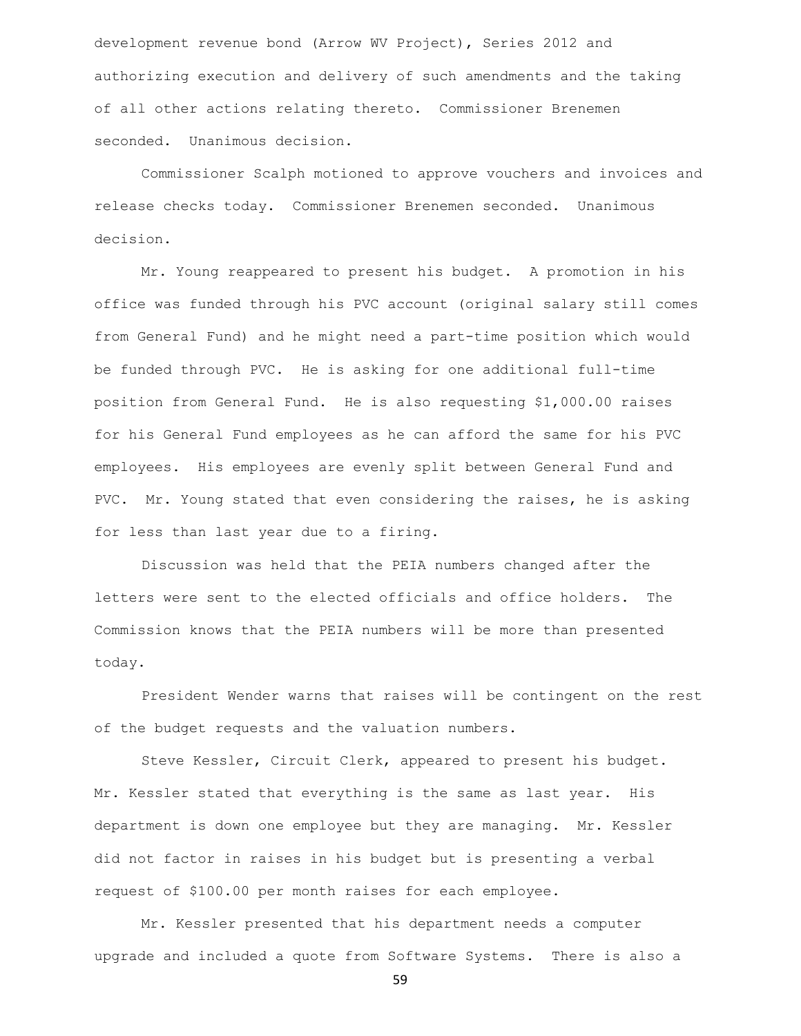development revenue bond (Arrow WV Project), Series 2012 and authorizing execution and delivery of such amendments and the taking of all other actions relating thereto. Commissioner Brenemen seconded. Unanimous decision.

Commissioner Scalph motioned to approve vouchers and invoices and release checks today. Commissioner Brenemen seconded. Unanimous decision.

Mr. Young reappeared to present his budget. A promotion in his office was funded through his PVC account (original salary still comes from General Fund) and he might need a part-time position which would be funded through PVC. He is asking for one additional full-time position from General Fund. He is also requesting $1,000.00 raises for his General Fund employees as he can afford the same for his PVC employees. His employees are evenly split between General Fund and PVC. Mr. Young stated that even considering the raises, he is asking for less than last year due to a firing.

Discussion was held that the PEIA numbers changed after the letters were sent to the elected officials and office holders. The Commission knows that the PEIA numbers will be more than presented today.

President Wender warns that raises will be contingent on the rest of the budget requests and the valuation numbers.

Steve Kessler, Circuit Clerk, appeared to present his budget. Mr. Kessler stated that everything is the same as last year. His department is down one employee but they are managing. Mr. Kessler did not factor in raises in his budget but is presenting a verbal request of $100.00 per month raises for each employee.

Mr. Kessler presented that his department needs a computer upgrade and included a quote from Software Systems. There is also a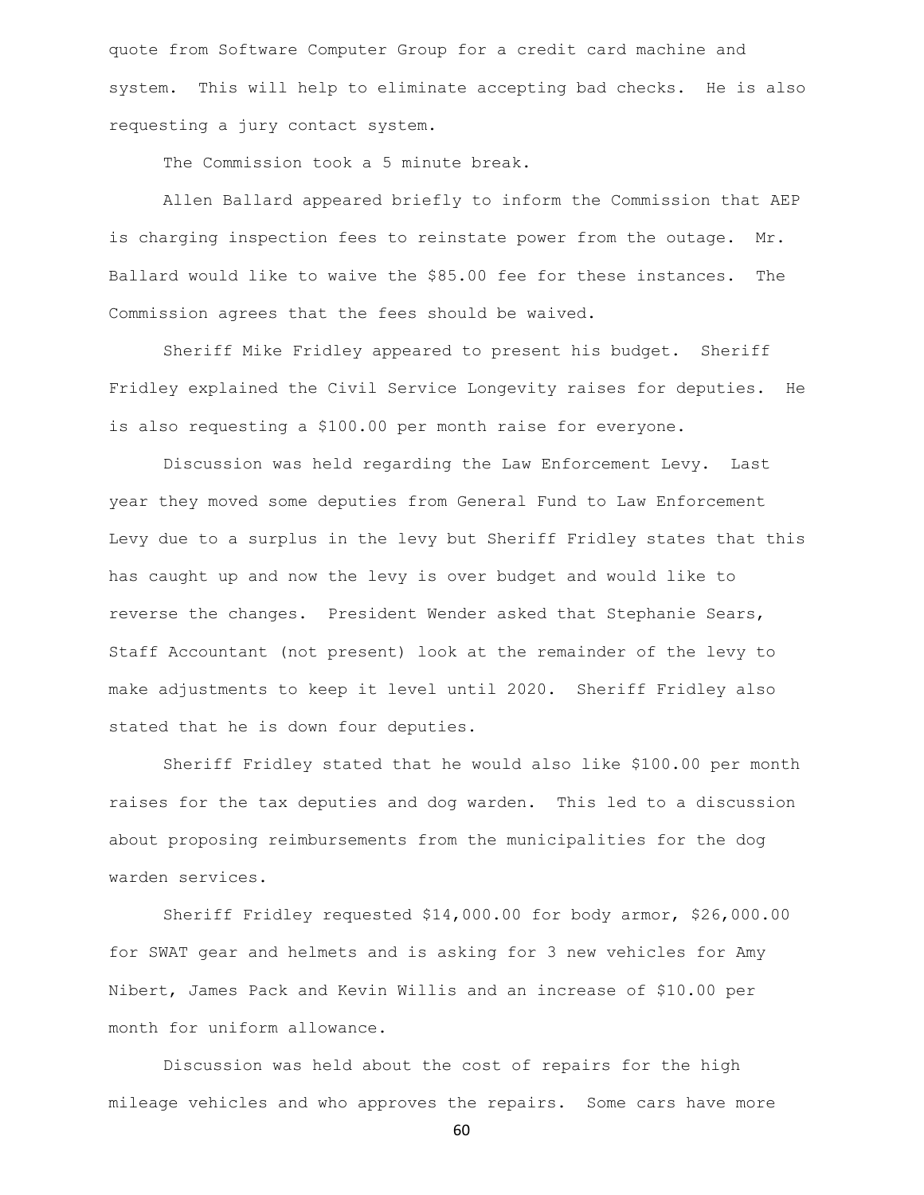quote from Software Computer Group for a credit card machine and system. This will help to eliminate accepting bad checks. He is also requesting a jury contact system.

The Commission took a 5 minute break.

Allen Ballard appeared briefly to inform the Commission that AEP is charging inspection fees to reinstate power from the outage. Mr. Ballard would like to waive the $85.00 fee for these instances. The Commission agrees that the fees should be waived.

Sheriff Mike Fridley appeared to present his budget. Sheriff Fridley explained the Civil Service Longevity raises for deputies. He is also requesting a $100.00 per month raise for everyone.

Discussion was held regarding the Law Enforcement Levy. Last year they moved some deputies from General Fund to Law Enforcement Levy due to a surplus in the levy but Sheriff Fridley states that this has caught up and now the levy is over budget and would like to reverse the changes. President Wender asked that Stephanie Sears, Staff Accountant (not present) look at the remainder of the levy to make adjustments to keep it level until 2020. Sheriff Fridley also stated that he is down four deputies.

Sheriff Fridley stated that he would also like $100.00 per month raises for the tax deputies and dog warden. This led to a discussion about proposing reimbursements from the municipalities for the dog warden services.

Sheriff Fridley requested $14,000.00 for body armor, $26,000.00 for SWAT gear and helmets and is asking for 3 new vehicles for Amy Nibert, James Pack and Kevin Willis and an increase of $10.00 per month for uniform allowance.

Discussion was held about the cost of repairs for the high mileage vehicles and who approves the repairs. Some cars have more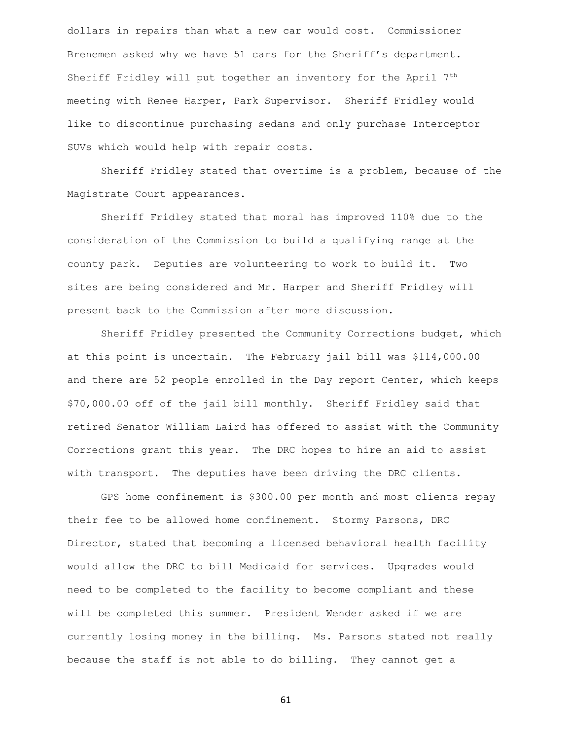dollars in repairs than what a new car would cost. Commissioner Brenemen asked why we have 51 cars for the Sheriff's department. Sheriff Fridley will put together an inventory for the April 7th meeting with Renee Harper, Park Supervisor. Sheriff Fridley would like to discontinue purchasing sedans and only purchase Interceptor SUVs which would help with repair costs.

Sheriff Fridley stated that overtime is a problem, because of the Magistrate Court appearances.

Sheriff Fridley stated that moral has improved 110% due to the consideration of the Commission to build a qualifying range at the county park. Deputies are volunteering to work to build it. Two sites are being considered and Mr. Harper and Sheriff Fridley will present back to the Commission after more discussion.

Sheriff Fridley presented the Community Corrections budget, which at this point is uncertain. The February jail bill was $114,000.00 and there are 52 people enrolled in the Day report Center, which keeps $70,000.00 off of the jail bill monthly. Sheriff Fridley said that retired Senator William Laird has offered to assist with the Community Corrections grant this year. The DRC hopes to hire an aid to assist with transport. The deputies have been driving the DRC clients.

GPS home confinement is $300.00 per month and most clients repay their fee to be allowed home confinement. Stormy Parsons, DRC Director, stated that becoming a licensed behavioral health facility would allow the DRC to bill Medicaid for services. Upgrades would need to be completed to the facility to become compliant and these will be completed this summer. President Wender asked if we are currently losing money in the billing. Ms. Parsons stated not really because the staff is not able to do billing. They cannot get a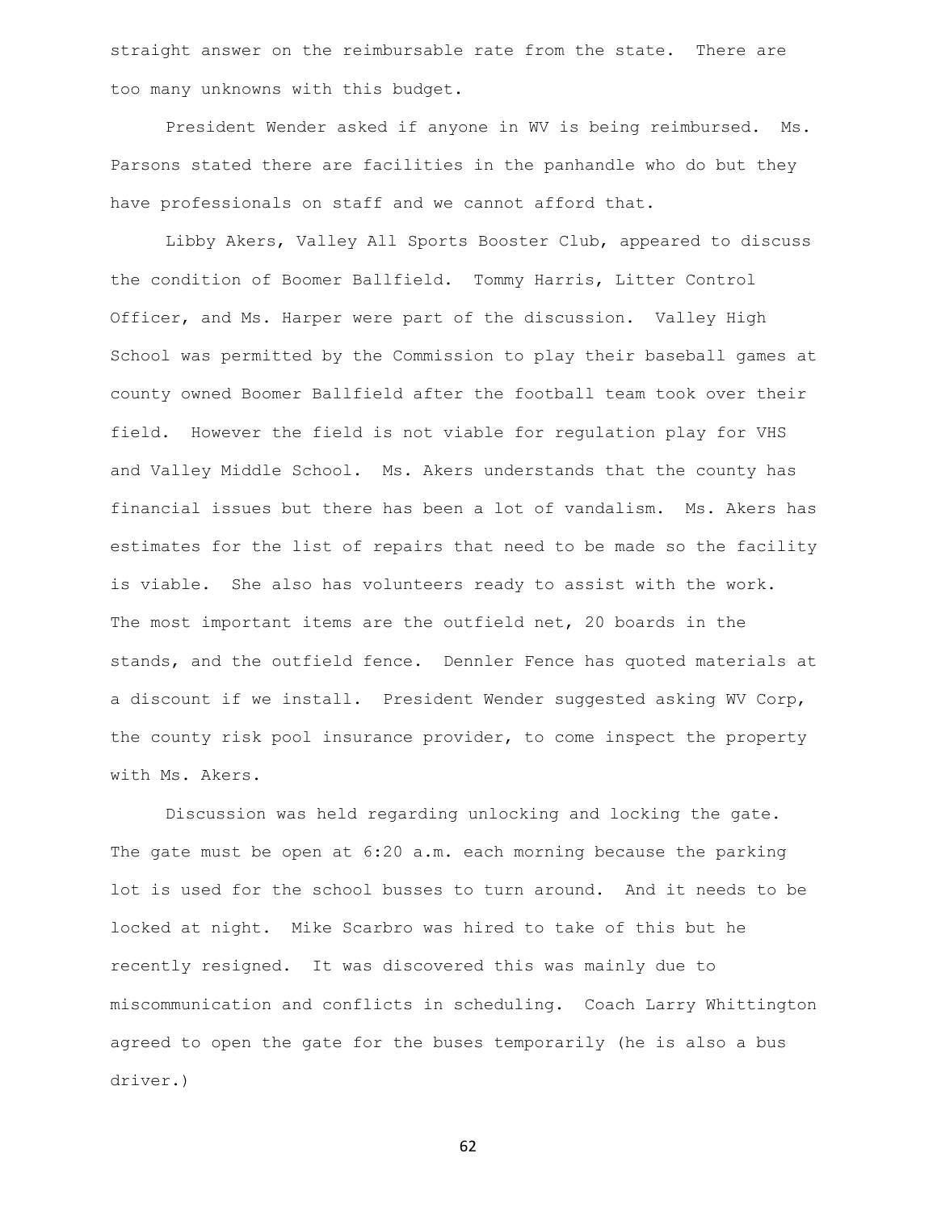straight answer on the reimbursable rate from the state. There are too many unknowns with this budget.

President Wender asked if anyone in WV is being reimbursed. Ms. Parsons stated there are facilities in the panhandle who do but they have professionals on staff and we cannot afford that.

Libby Akers, Valley All Sports Booster Club, appeared to discuss the condition of Boomer Ballfield. Tommy Harris, Litter Control Officer, and Ms. Harper were part of the discussion. Valley High School was permitted by the Commission to play their baseball games at county owned Boomer Ballfield after the football team took over their field. However the field is not viable for regulation play for VHS and Valley Middle School. Ms. Akers understands that the county has financial issues but there has been a lot of vandalism. Ms. Akers has estimates for the list of repairs that need to be made so the facility is viable. She also has volunteers ready to assist with the work. The most important items are the outfield net, 20 boards in the stands, and the outfield fence. Dennler Fence has quoted materials at a discount if we install. President Wender suggested asking WV Corp, the county risk pool insurance provider, to come inspect the property with Ms. Akers.

Discussion was held regarding unlocking and locking the gate. The gate must be open at 6:20 a.m. each morning because the parking lot is used for the school busses to turn around. And it needs to be locked at night. Mike Scarbro was hired to take of this but he recently resigned. It was discovered this was mainly due to miscommunication and conflicts in scheduling. Coach Larry Whittington agreed to open the gate for the buses temporarily (he is also a bus driver.)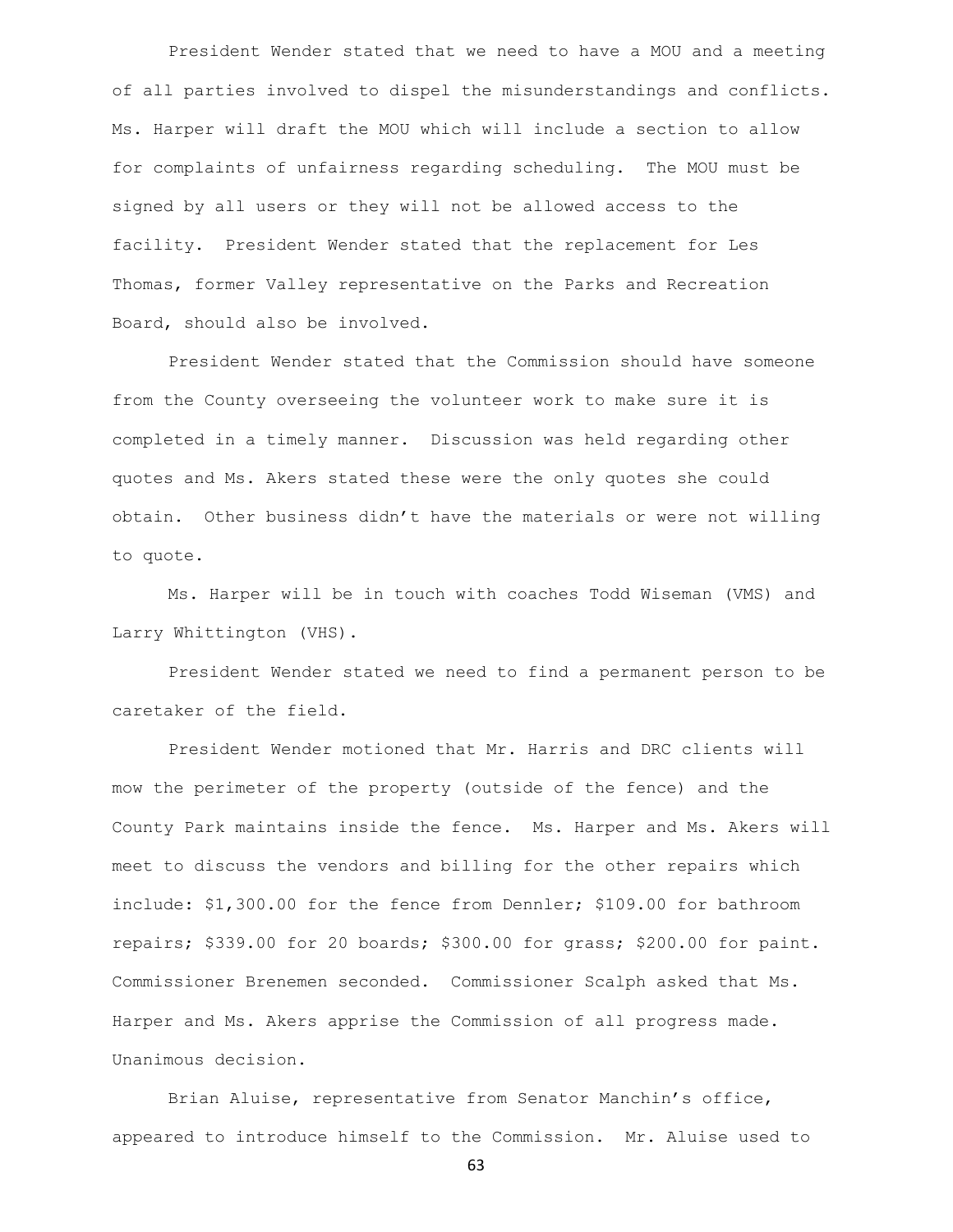President Wender stated that we need to have a MOU and a meeting of all parties involved to dispel the misunderstandings and conflicts. Ms. Harper will draft the MOU which will include a section to allow for complaints of unfairness regarding scheduling. The MOU must be signed by all users or they will not be allowed access to the facility. President Wender stated that the replacement for Les Thomas, former Valley representative on the Parks and Recreation Board, should also be involved.

President Wender stated that the Commission should have someone from the County overseeing the volunteer work to make sure it is completed in a timely manner. Discussion was held regarding other quotes and Ms. Akers stated these were the only quotes she could obtain. Other business didn't have the materials or were not willing to quote.

Ms. Harper will be in touch with coaches Todd Wiseman (VMS) and Larry Whittington (VHS).

President Wender stated we need to find a permanent person to be caretaker of the field.

President Wender motioned that Mr. Harris and DRC clients will mow the perimeter of the property (outside of the fence) and the County Park maintains inside the fence. Ms. Harper and Ms. Akers will meet to discuss the vendors and billing for the other repairs which include: $1,300.00 for the fence from Dennler; $109.00 for bathroom repairs; $339.00 for 20 boards; $300.00 for grass; $200.00 for paint. Commissioner Brenemen seconded. Commissioner Scalph asked that Ms. Harper and Ms. Akers apprise the Commission of all progress made. Unanimous decision.

Brian Aluise, representative from Senator Manchin's office, appeared to introduce himself to the Commission. Mr. Aluise used to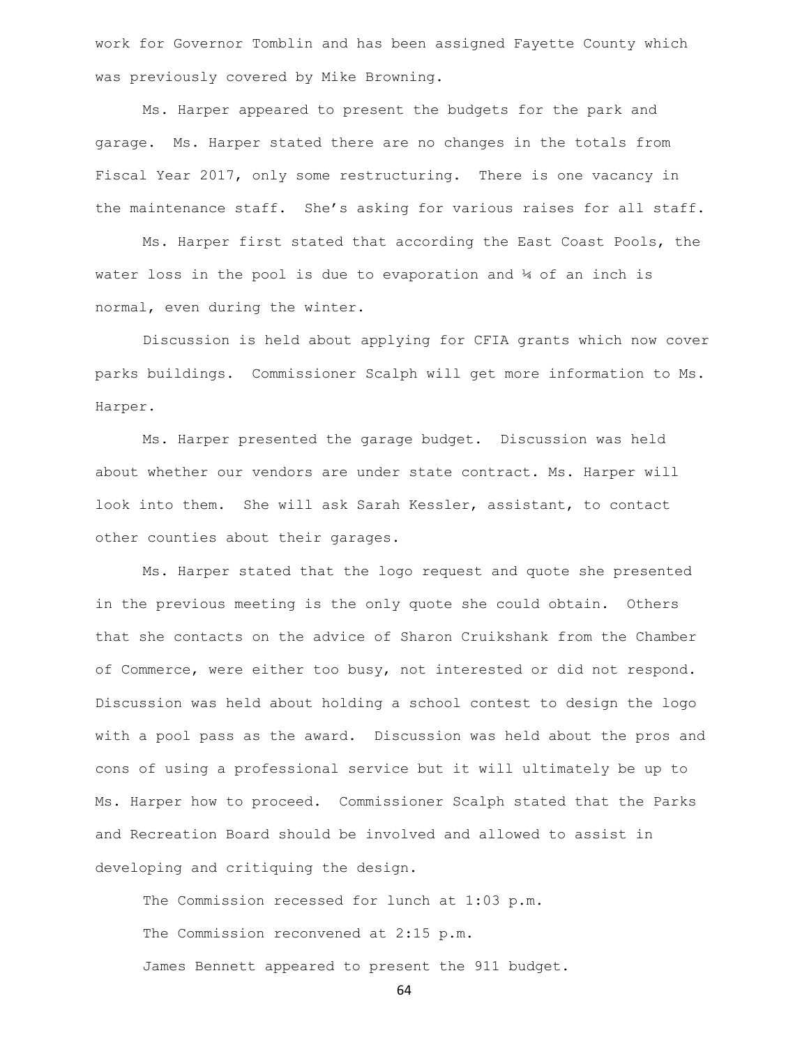work for Governor Tomblin and has been assigned Fayette County which was previously covered by Mike Browning.

Ms. Harper appeared to present the budgets for the park and garage. Ms. Harper stated there are no changes in the totals from Fiscal Year 2017, only some restructuring. There is one vacancy in the maintenance staff. She's asking for various raises for all staff.

Ms. Harper first stated that according the East Coast Pools, the water loss in the pool is due to evaporation and ¼ of an inch is normal, even during the winter.

Discussion is held about applying for CFIA grants which now cover parks buildings. Commissioner Scalph will get more information to Ms. Harper.

Ms. Harper presented the garage budget. Discussion was held about whether our vendors are under state contract. Ms. Harper will look into them. She will ask Sarah Kessler, assistant, to contact other counties about their garages.

Ms. Harper stated that the logo request and quote she presented in the previous meeting is the only quote she could obtain. Others that she contacts on the advice of Sharon Cruikshank from the Chamber of Commerce, were either too busy, not interested or did not respond. Discussion was held about holding a school contest to design the logo with a pool pass as the award. Discussion was held about the pros and cons of using a professional service but it will ultimately be up to Ms. Harper how to proceed. Commissioner Scalph stated that the Parks and Recreation Board should be involved and allowed to assist in developing and critiquing the design.

The Commission recessed for lunch at 1:03 p.m.

The Commission reconvened at 2:15 p.m.

James Bennett appeared to present the 911 budget.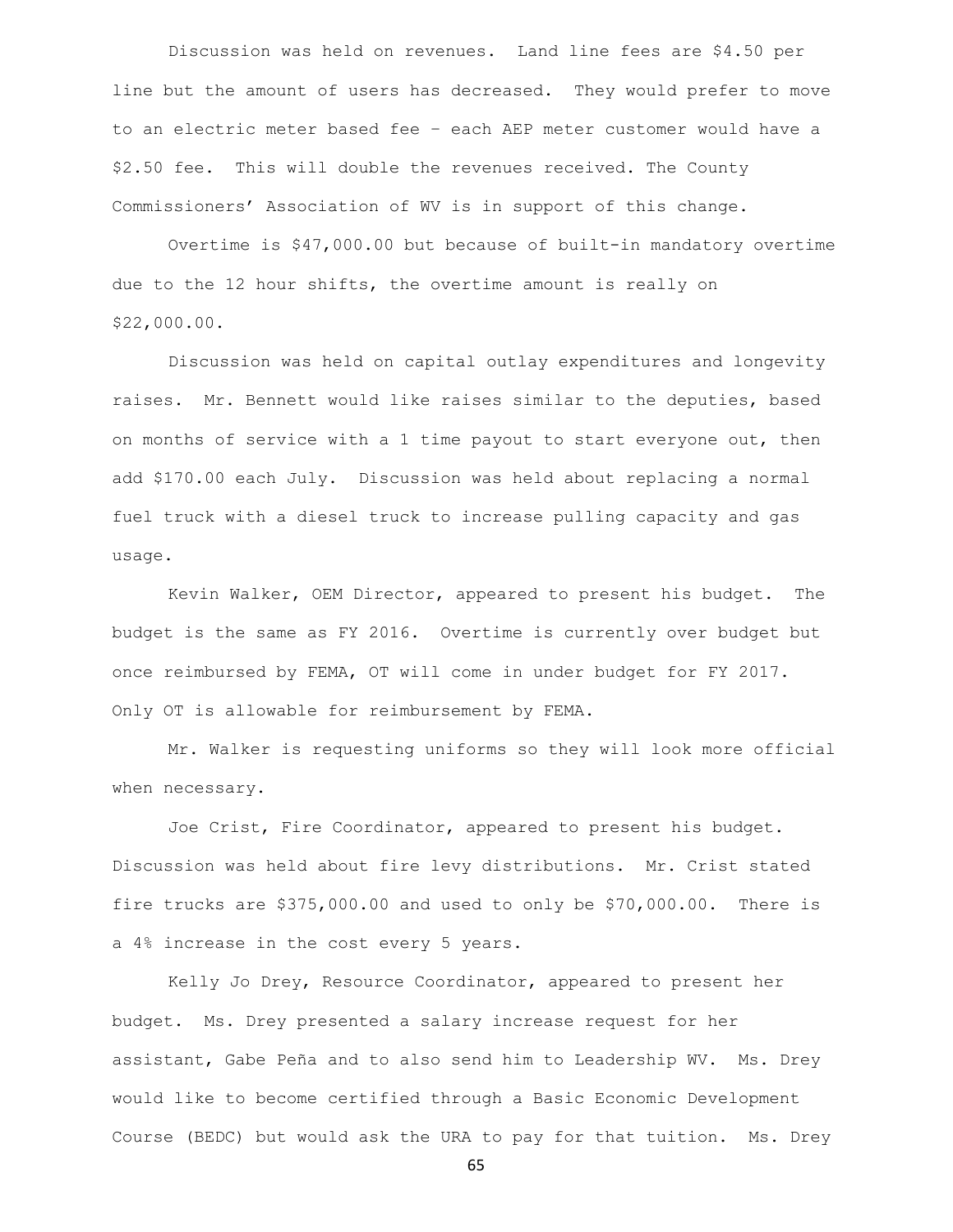Discussion was held on revenues. Land line fees are $4.50 per line but the amount of users has decreased. They would prefer to move to an electric meter based fee – each AEP meter customer would have a $2.50 fee. This will double the revenues received. The County Commissioners' Association of WV is in support of this change.

Overtime is $47,000.00 but because of built-in mandatory overtime due to the 12 hour shifts, the overtime amount is really on $22,000.00.

Discussion was held on capital outlay expenditures and longevity raises. Mr. Bennett would like raises similar to the deputies, based on months of service with a 1 time payout to start everyone out, then add $170.00 each July. Discussion was held about replacing a normal fuel truck with a diesel truck to increase pulling capacity and gas usage.

Kevin Walker, OEM Director, appeared to present his budget. The budget is the same as FY 2016. Overtime is currently over budget but once reimbursed by FEMA, OT will come in under budget for FY 2017. Only OT is allowable for reimbursement by FEMA.

Mr. Walker is requesting uniforms so they will look more official when necessary.

Joe Crist, Fire Coordinator, appeared to present his budget. Discussion was held about fire levy distributions. Mr. Crist stated fire trucks are $375,000.00 and used to only be $70,000.00. There is a 4% increase in the cost every 5 years.

Kelly Jo Drey, Resource Coordinator, appeared to present her budget. Ms. Drey presented a salary increase request for her assistant, Gabe Peña and to also send him to Leadership WV. Ms. Drey would like to become certified through a Basic Economic Development Course (BEDC) but would ask the URA to pay for that tuition. Ms. Drey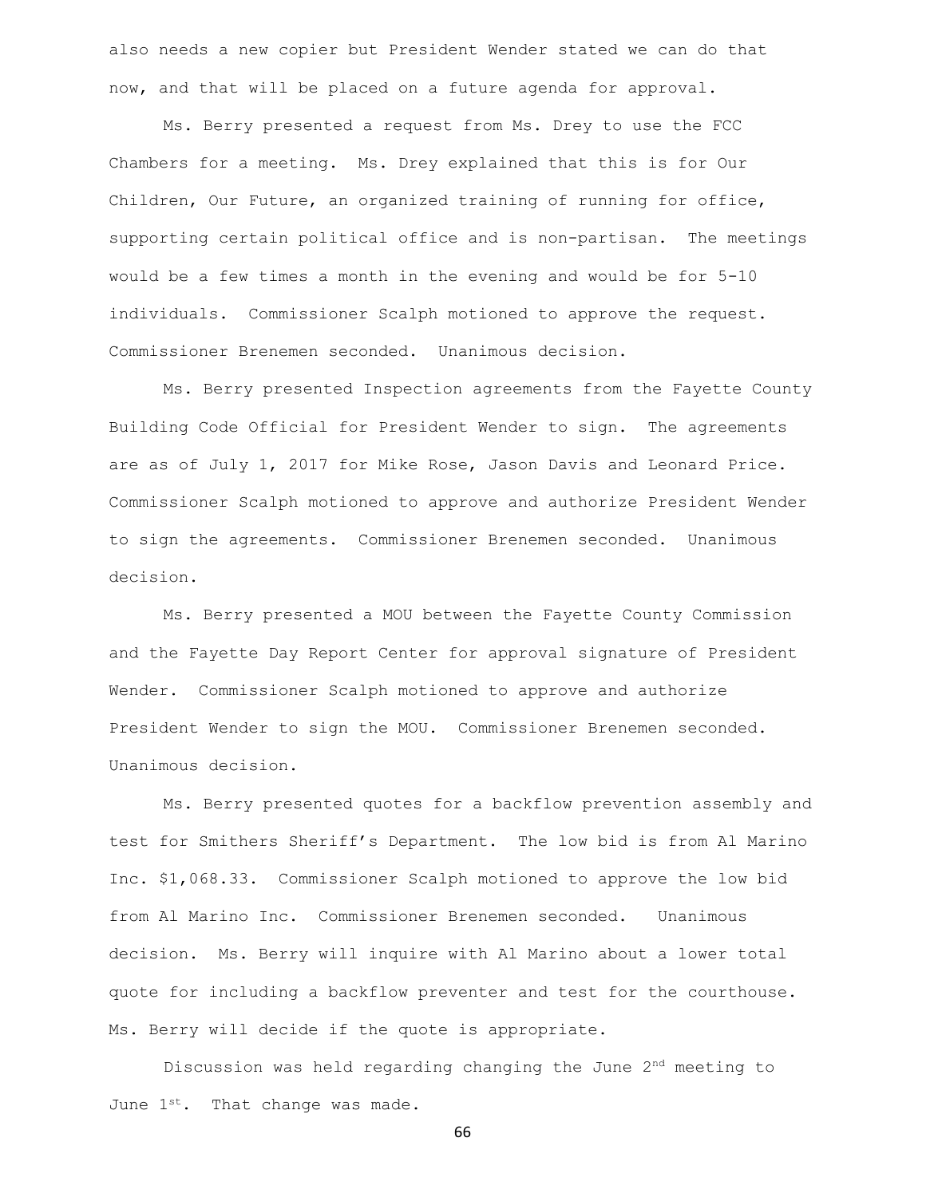also needs a new copier but President Wender stated we can do that now, and that will be placed on a future agenda for approval.

Ms. Berry presented a request from Ms. Drey to use the FCC Chambers for a meeting. Ms. Drey explained that this is for Our Children, Our Future, an organized training of running for office, supporting certain political office and is non-partisan. The meetings would be a few times a month in the evening and would be for 5-10 individuals. Commissioner Scalph motioned to approve the request. Commissioner Brenemen seconded. Unanimous decision.

Ms. Berry presented Inspection agreements from the Fayette County Building Code Official for President Wender to sign. The agreements are as of July 1, 2017 for Mike Rose, Jason Davis and Leonard Price. Commissioner Scalph motioned to approve and authorize President Wender to sign the agreements. Commissioner Brenemen seconded. Unanimous decision.

Ms. Berry presented a MOU between the Fayette County Commission and the Fayette Day Report Center for approval signature of President Wender. Commissioner Scalph motioned to approve and authorize President Wender to sign the MOU. Commissioner Brenemen seconded. Unanimous decision.

Ms. Berry presented quotes for a backflow prevention assembly and test for Smithers Sheriff's Department. The low bid is from Al Marino Inc. $1,068.33. Commissioner Scalph motioned to approve the low bid from Al Marino Inc. Commissioner Brenemen seconded. Unanimous decision. Ms. Berry will inquire with Al Marino about a lower total quote for including a backflow preventer and test for the courthouse. Ms. Berry will decide if the quote is appropriate.

Discussion was held regarding changing the June 2nd meeting to June 1st. That change was made.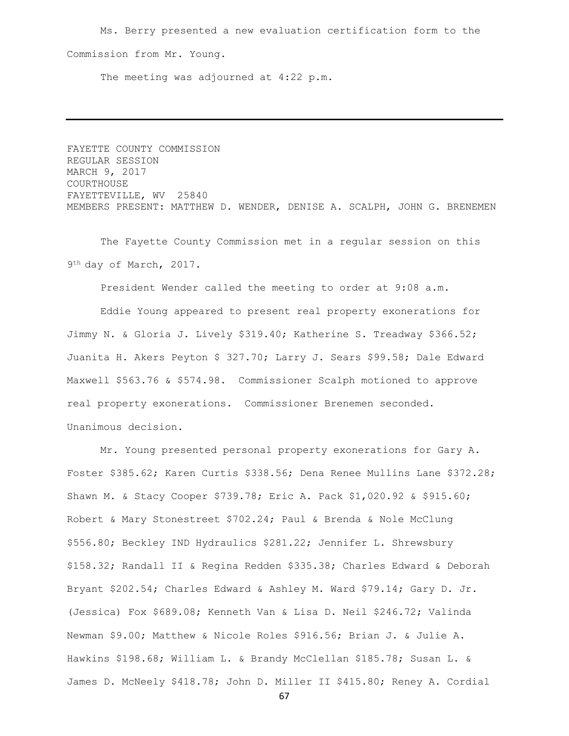Ms. Berry presented a new evaluation certification form to the Commission from Mr. Young.

The meeting was adjourned at 4:22 p.m.

---

FAYETTE COUNTY COMMISSION
REGULAR SESSION
MARCH 9, 2017
COURTHOUSE
FAYETTEVILLE, WV 25840
MEMBERS PRESENT: MATTHEW D. WENDER, DENISE A. SCALPH, JOHN G. BRENEMEN

The Fayette County Commission met in a regular session on this 9th day of March, 2017.

President Wender called the meeting to order at 9:08 a.m.

Eddie Young appeared to present real property exonerations for Jimmy N. & Gloria J. Lively $319.40; Katherine S. Treadway $366.52; Juanita H. Akers Peyton $ 327.70; Larry J. Sears $99.58; Dale Edward Maxwell $563.76 & $574.98. Commissioner Scalph motioned to approve real property exonerations. Commissioner Brenemen seconded. Unanimous decision.

Mr. Young presented personal property exonerations for Gary A. Foster $385.62; Karen Curtis $338.56; Dena Renee Mullins Lane $372.28; Shawn M. & Stacy Cooper $739.78; Eric A. Pack $1,020.92 & $915.60; Robert & Mary Stonestreet $702.24; Paul & Brenda & Nole McClung $556.80; Beckley IND Hydraulics $281.22; Jennifer L. Shrewsbury $158.32; Randall II & Regina Redden $335.38; Charles Edward & Deborah Bryant $202.54; Charles Edward & Ashley M. Ward $79.14; Gary D. Jr. (Jessica) Fox $689.08; Kenneth Van & Lisa D. Neil $246.72; Valinda Newman $9.00; Matthew & Nicole Roles $916.56; Brian J. & Julie A. Hawkins $198.68; William L. & Brandy McClellan $185.78; Susan L. & James D. McNeely $418.78; John D. Miller II $415.80; Reney A. Cordial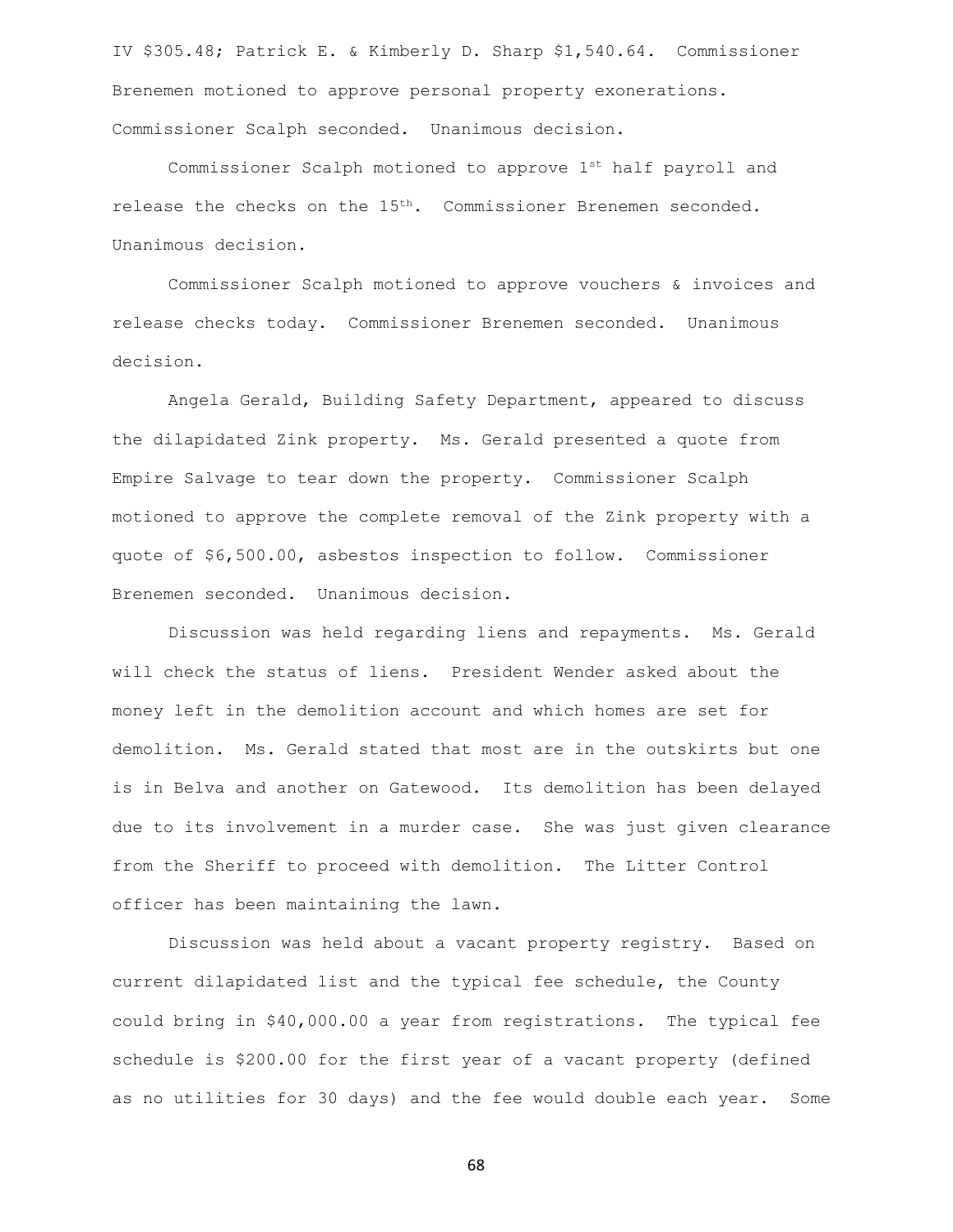IV $305.48; Patrick E. & Kimberly D. Sharp $1,540.64. Commissioner Brenemen motioned to approve personal property exonerations. Commissioner Scalph seconded. Unanimous decision.

Commissioner Scalph motioned to approve 1st half payroll and release the checks on the 15th. Commissioner Brenemen seconded. Unanimous decision.

Commissioner Scalph motioned to approve vouchers & invoices and release checks today. Commissioner Brenemen seconded. Unanimous decision.

Angela Gerald, Building Safety Department, appeared to discuss the dilapidated Zink property. Ms. Gerald presented a quote from Empire Salvage to tear down the property. Commissioner Scalph motioned to approve the complete removal of the Zink property with a quote of $6,500.00, asbestos inspection to follow. Commissioner Brenemen seconded. Unanimous decision.

Discussion was held regarding liens and repayments. Ms. Gerald will check the status of liens. President Wender asked about the money left in the demolition account and which homes are set for demolition. Ms. Gerald stated that most are in the outskirts but one is in Belva and another on Gatewood. Its demolition has been delayed due to its involvement in a murder case. She was just given clearance from the Sheriff to proceed with demolition. The Litter Control officer has been maintaining the lawn.

Discussion was held about a vacant property registry. Based on current dilapidated list and the typical fee schedule, the County could bring in $40,000.00 a year from registrations. The typical fee schedule is $200.00 for the first year of a vacant property (defined as no utilities for 30 days) and the fee would double each year. Some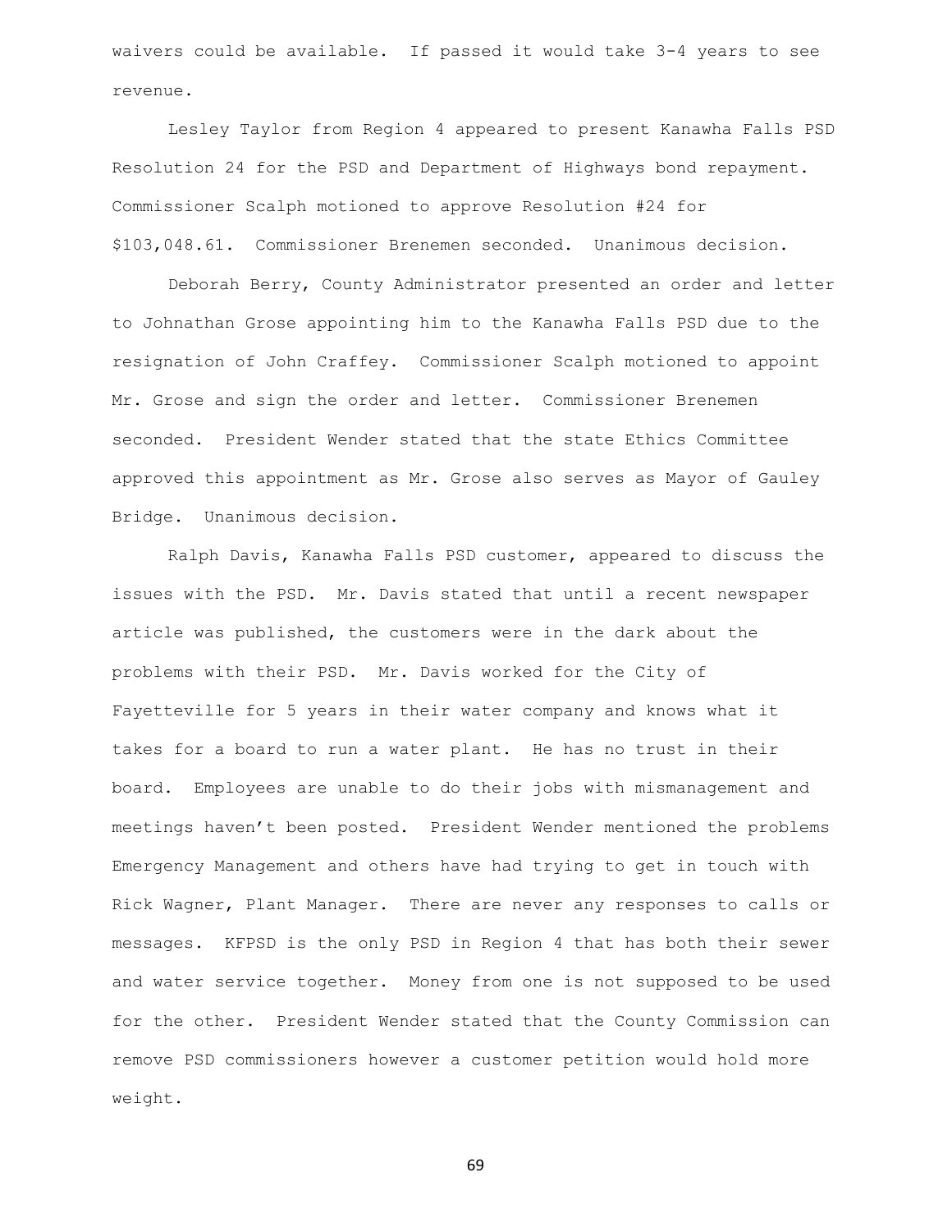waivers could be available. If passed it would take 3-4 years to see revenue.

Lesley Taylor from Region 4 appeared to present Kanawha Falls PSD Resolution 24 for the PSD and Department of Highways bond repayment. Commissioner Scalph motioned to approve Resolution #24 for $103,048.61. Commissioner Brenemen seconded. Unanimous decision.

Deborah Berry, County Administrator presented an order and letter to Johnathan Grose appointing him to the Kanawha Falls PSD due to the resignation of John Craffey. Commissioner Scalph motioned to appoint Mr. Grose and sign the order and letter. Commissioner Brenemen seconded. President Wender stated that the state Ethics Committee approved this appointment as Mr. Grose also serves as Mayor of Gauley Bridge. Unanimous decision.

Ralph Davis, Kanawha Falls PSD customer, appeared to discuss the issues with the PSD. Mr. Davis stated that until a recent newspaper article was published, the customers were in the dark about the problems with their PSD. Mr. Davis worked for the City of Fayetteville for 5 years in their water company and knows what it takes for a board to run a water plant. He has no trust in their board. Employees are unable to do their jobs with mismanagement and meetings haven't been posted. President Wender mentioned the problems Emergency Management and others have had trying to get in touch with Rick Wagner, Plant Manager. There are never any responses to calls or messages. KFPSD is the only PSD in Region 4 that has both their sewer and water service together. Money from one is not supposed to be used for the other. President Wender stated that the County Commission can remove PSD commissioners however a customer petition would hold more weight.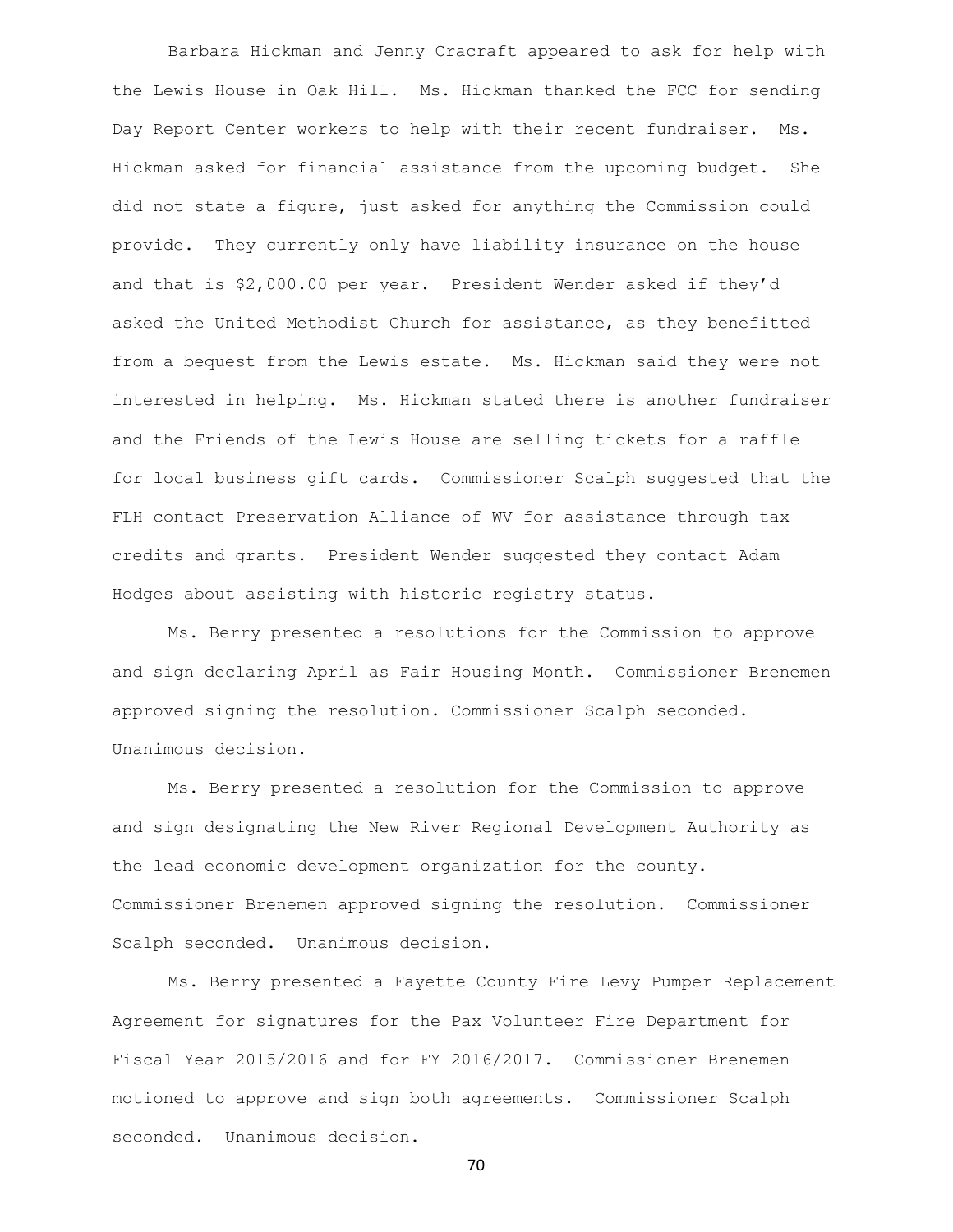Barbara Hickman and Jenny Cracraft appeared to ask for help with the Lewis House in Oak Hill. Ms. Hickman thanked the FCC for sending Day Report Center workers to help with their recent fundraiser. Ms. Hickman asked for financial assistance from the upcoming budget. She did not state a figure, just asked for anything the Commission could provide. They currently only have liability insurance on the house and that is $2,000.00 per year. President Wender asked if they'd asked the United Methodist Church for assistance, as they benefitted from a bequest from the Lewis estate. Ms. Hickman said they were not interested in helping. Ms. Hickman stated there is another fundraiser and the Friends of the Lewis House are selling tickets for a raffle for local business gift cards. Commissioner Scalph suggested that the FLH contact Preservation Alliance of WV for assistance through tax credits and grants. President Wender suggested they contact Adam Hodges about assisting with historic registry status.

Ms. Berry presented a resolutions for the Commission to approve and sign declaring April as Fair Housing Month. Commissioner Brenemen approved signing the resolution. Commissioner Scalph seconded. Unanimous decision.

Ms. Berry presented a resolution for the Commission to approve and sign designating the New River Regional Development Authority as the lead economic development organization for the county. Commissioner Brenemen approved signing the resolution. Commissioner Scalph seconded. Unanimous decision.

Ms. Berry presented a Fayette County Fire Levy Pumper Replacement Agreement for signatures for the Pax Volunteer Fire Department for Fiscal Year 2015/2016 and for FY 2016/2017. Commissioner Brenemen motioned to approve and sign both agreements. Commissioner Scalph seconded. Unanimous decision.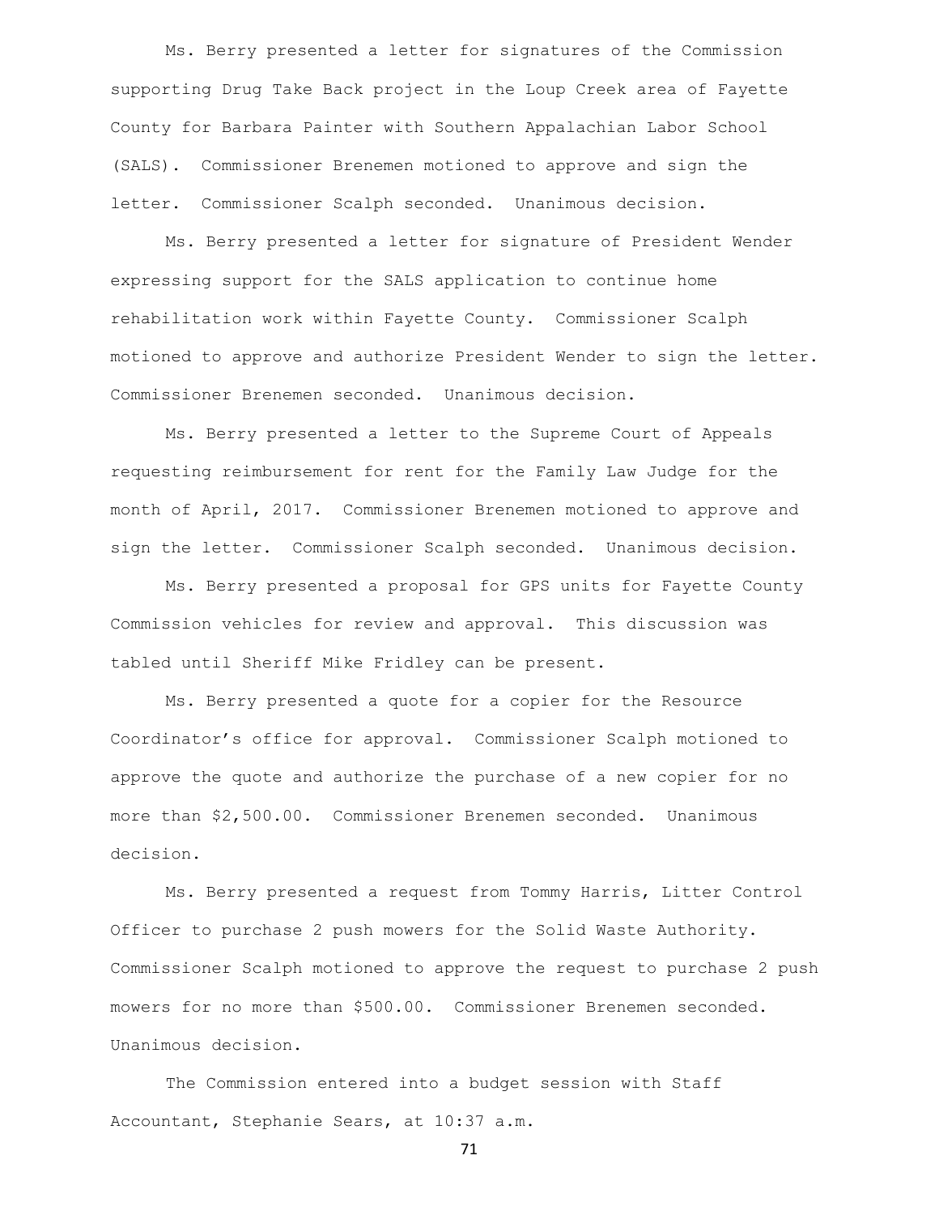Ms. Berry presented a letter for signatures of the Commission supporting Drug Take Back project in the Loup Creek area of Fayette County for Barbara Painter with Southern Appalachian Labor School (SALS). Commissioner Brenemen motioned to approve and sign the letter. Commissioner Scalph seconded. Unanimous decision.

Ms. Berry presented a letter for signature of President Wender expressing support for the SALS application to continue home rehabilitation work within Fayette County. Commissioner Scalph motioned to approve and authorize President Wender to sign the letter. Commissioner Brenemen seconded. Unanimous decision.

Ms. Berry presented a letter to the Supreme Court of Appeals requesting reimbursement for rent for the Family Law Judge for the month of April, 2017. Commissioner Brenemen motioned to approve and sign the letter. Commissioner Scalph seconded. Unanimous decision.

Ms. Berry presented a proposal for GPS units for Fayette County Commission vehicles for review and approval. This discussion was tabled until Sheriff Mike Fridley can be present.

Ms. Berry presented a quote for a copier for the Resource Coordinator's office for approval. Commissioner Scalph motioned to approve the quote and authorize the purchase of a new copier for no more than $2,500.00. Commissioner Brenemen seconded. Unanimous decision.

Ms. Berry presented a request from Tommy Harris, Litter Control Officer to purchase 2 push mowers for the Solid Waste Authority. Commissioner Scalph motioned to approve the request to purchase 2 push mowers for no more than $500.00. Commissioner Brenemen seconded. Unanimous decision.

The Commission entered into a budget session with Staff Accountant, Stephanie Sears, at 10:37 a.m.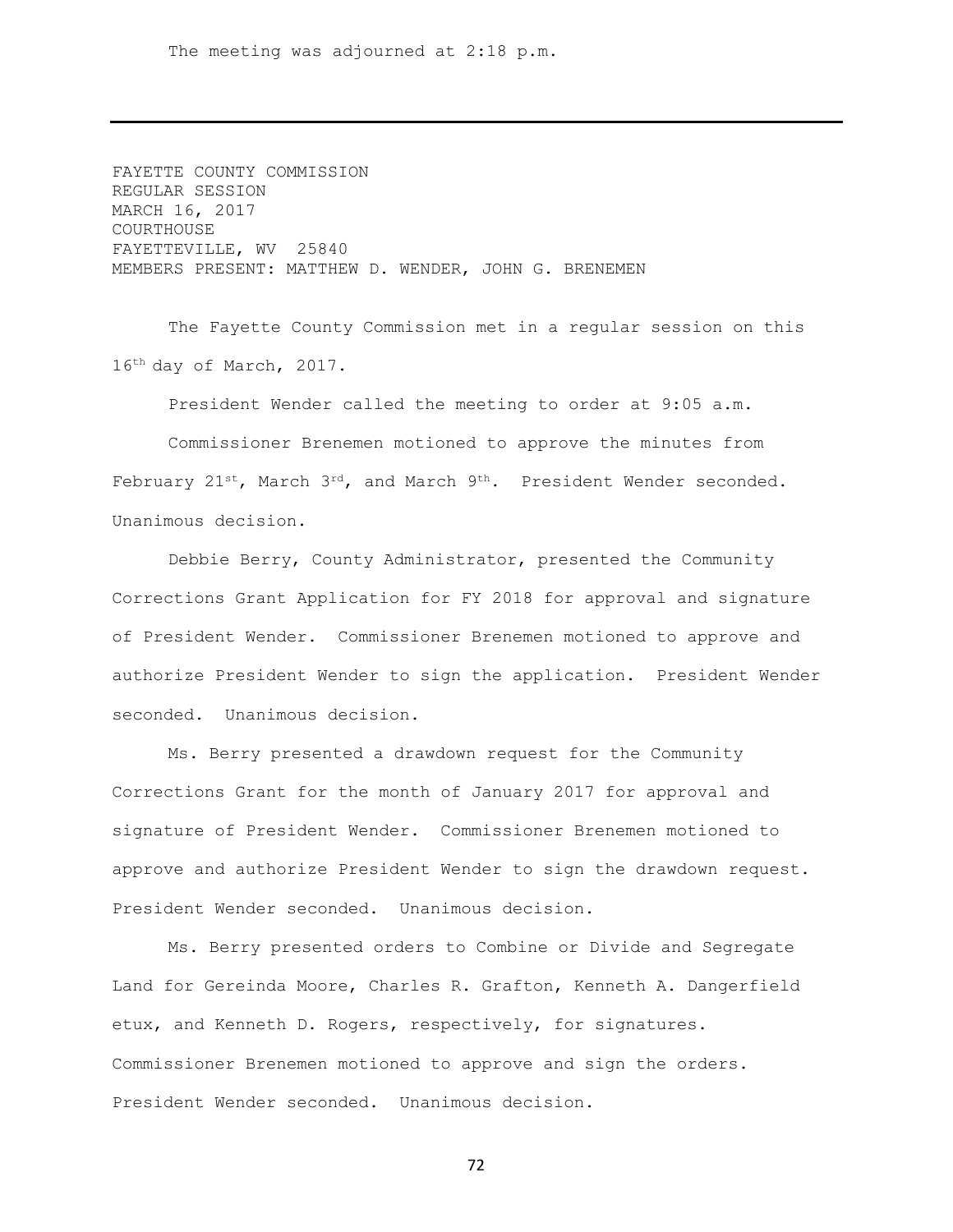The meeting was adjourned at 2:18 p.m.

---

FAYETTE COUNTY COMMISSION
REGULAR SESSION
MARCH 16, 2017
COURTHOUSE
FAYETTEVILLE, WV 25840
MEMBERS PRESENT: MATTHEW D. WENDER, JOHN G. BRENEMEN

The Fayette County Commission met in a regular session on this 16th day of March, 2017.

President Wender called the meeting to order at 9:05 a.m.

Commissioner Brenemen motioned to approve the minutes from February 21st, March 3rd, and March 9th. President Wender seconded. Unanimous decision.

Debbie Berry, County Administrator, presented the Community Corrections Grant Application for FY 2018 for approval and signature of President Wender. Commissioner Brenemen motioned to approve and authorize President Wender to sign the application. President Wender seconded. Unanimous decision.

Ms. Berry presented a drawdown request for the Community Corrections Grant for the month of January 2017 for approval and signature of President Wender. Commissioner Brenemen motioned to approve and authorize President Wender to sign the drawdown request. President Wender seconded. Unanimous decision.

Ms. Berry presented orders to Combine or Divide and Segregate Land for Gereinda Moore, Charles R. Grafton, Kenneth A. Dangerfield etux, and Kenneth D. Rogers, respectively, for signatures. Commissioner Brenemen motioned to approve and sign the orders. President Wender seconded. Unanimous decision.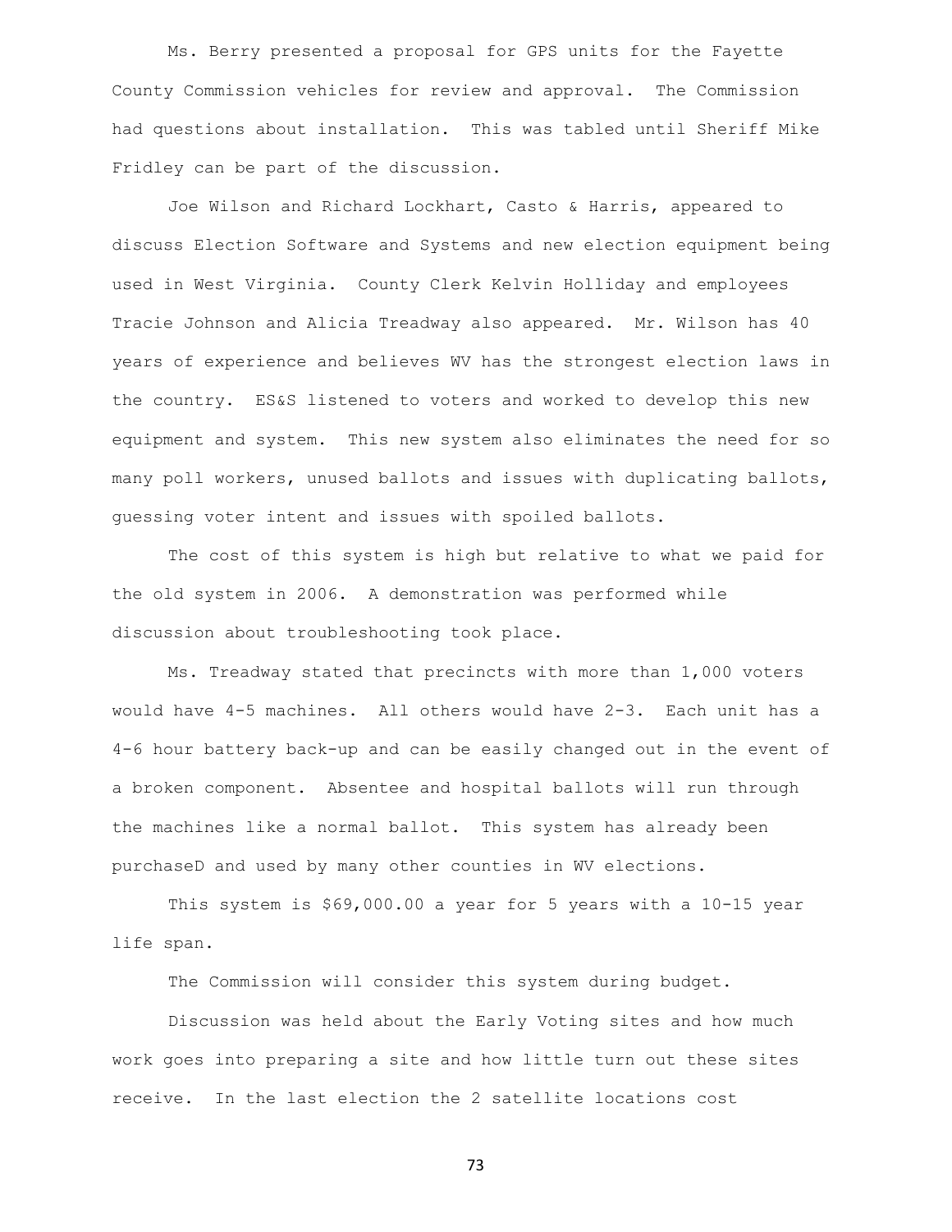Ms. Berry presented a proposal for GPS units for the Fayette County Commission vehicles for review and approval. The Commission had questions about installation. This was tabled until Sheriff Mike Fridley can be part of the discussion.

Joe Wilson and Richard Lockhart, Casto & Harris, appeared to discuss Election Software and Systems and new election equipment being used in West Virginia. County Clerk Kelvin Holliday and employees Tracie Johnson and Alicia Treadway also appeared. Mr. Wilson has 40 years of experience and believes WV has the strongest election laws in the country. ES&S listened to voters and worked to develop this new equipment and system. This new system also eliminates the need for so many poll workers, unused ballots and issues with duplicating ballots, guessing voter intent and issues with spoiled ballots.

The cost of this system is high but relative to what we paid for the old system in 2006. A demonstration was performed while discussion about troubleshooting took place.

Ms. Treadway stated that precincts with more than 1,000 voters would have 4-5 machines. All others would have 2-3. Each unit has a 4-6 hour battery back-up and can be easily changed out in the event of a broken component. Absentee and hospital ballots will run through the machines like a normal ballot. This system has already been purchaseD and used by many other counties in WV elections.

This system is $69,000.00 a year for 5 years with a 10-15 year life span.

The Commission will consider this system during budget.

Discussion was held about the Early Voting sites and how much work goes into preparing a site and how little turn out these sites receive. In the last election the 2 satellite locations cost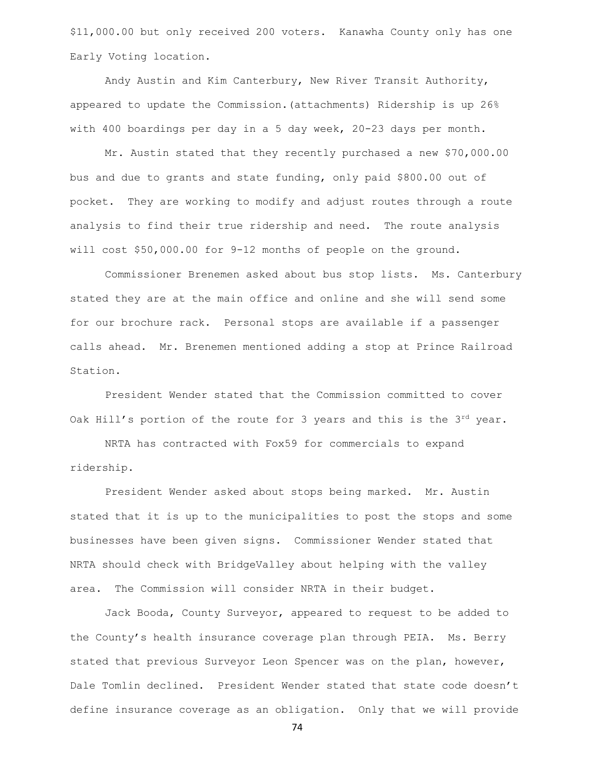$11,000.00 but only received 200 voters. Kanawha County only has one Early Voting location.

Andy Austin and Kim Canterbury, New River Transit Authority, appeared to update the Commission.(attachments) Ridership is up 26% with 400 boardings per day in a 5 day week, 20-23 days per month.

Mr. Austin stated that they recently purchased a new $70,000.00 bus and due to grants and state funding, only paid $800.00 out of pocket. They are working to modify and adjust routes through a route analysis to find their true ridership and need. The route analysis will cost $50,000.00 for 9-12 months of people on the ground.

Commissioner Brenemen asked about bus stop lists. Ms. Canterbury stated they are at the main office and online and she will send some for our brochure rack. Personal stops are available if a passenger calls ahead. Mr. Brenemen mentioned adding a stop at Prince Railroad Station.

President Wender stated that the Commission committed to cover Oak Hill's portion of the route for 3 years and this is the 3rd year.

NRTA has contracted with Fox59 for commercials to expand ridership.

President Wender asked about stops being marked. Mr. Austin stated that it is up to the municipalities to post the stops and some businesses have been given signs. Commissioner Wender stated that NRTA should check with BridgeValley about helping with the valley area. The Commission will consider NRTA in their budget.

Jack Booda, County Surveyor, appeared to request to be added to the County's health insurance coverage plan through PEIA. Ms. Berry stated that previous Surveyor Leon Spencer was on the plan, however, Dale Tomlin declined. President Wender stated that state code doesn't define insurance coverage as an obligation. Only that we will provide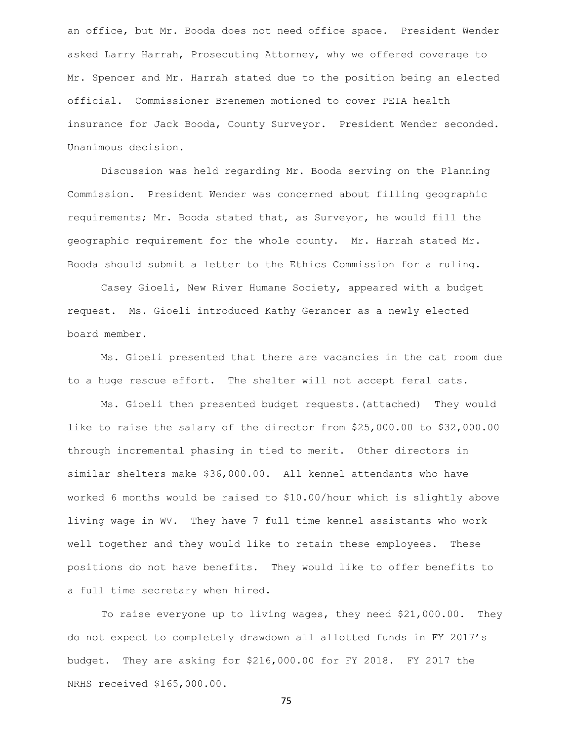an office, but Mr. Booda does not need office space. President Wender asked Larry Harrah, Prosecuting Attorney, why we offered coverage to Mr. Spencer and Mr. Harrah stated due to the position being an elected official. Commissioner Brenemen motioned to cover PEIA health insurance for Jack Booda, County Surveyor. President Wender seconded. Unanimous decision.

Discussion was held regarding Mr. Booda serving on the Planning Commission. President Wender was concerned about filling geographic requirements; Mr. Booda stated that, as Surveyor, he would fill the geographic requirement for the whole county. Mr. Harrah stated Mr. Booda should submit a letter to the Ethics Commission for a ruling.

Casey Gioeli, New River Humane Society, appeared with a budget request. Ms. Gioeli introduced Kathy Gerancer as a newly elected board member.

Ms. Gioeli presented that there are vacancies in the cat room due to a huge rescue effort. The shelter will not accept feral cats.

Ms. Gioeli then presented budget requests.(attached) They would like to raise the salary of the director from $25,000.00 to $32,000.00 through incremental phasing in tied to merit. Other directors in similar shelters make $36,000.00. All kennel attendants who have worked 6 months would be raised to $10.00/hour which is slightly above living wage in WV. They have 7 full time kennel assistants who work well together and they would like to retain these employees. These positions do not have benefits. They would like to offer benefits to a full time secretary when hired.

To raise everyone up to living wages, they need $21,000.00. They do not expect to completely drawdown all allotted funds in FY 2017's budget. They are asking for $216,000.00 for FY 2018. FY 2017 the NRHS received $165,000.00.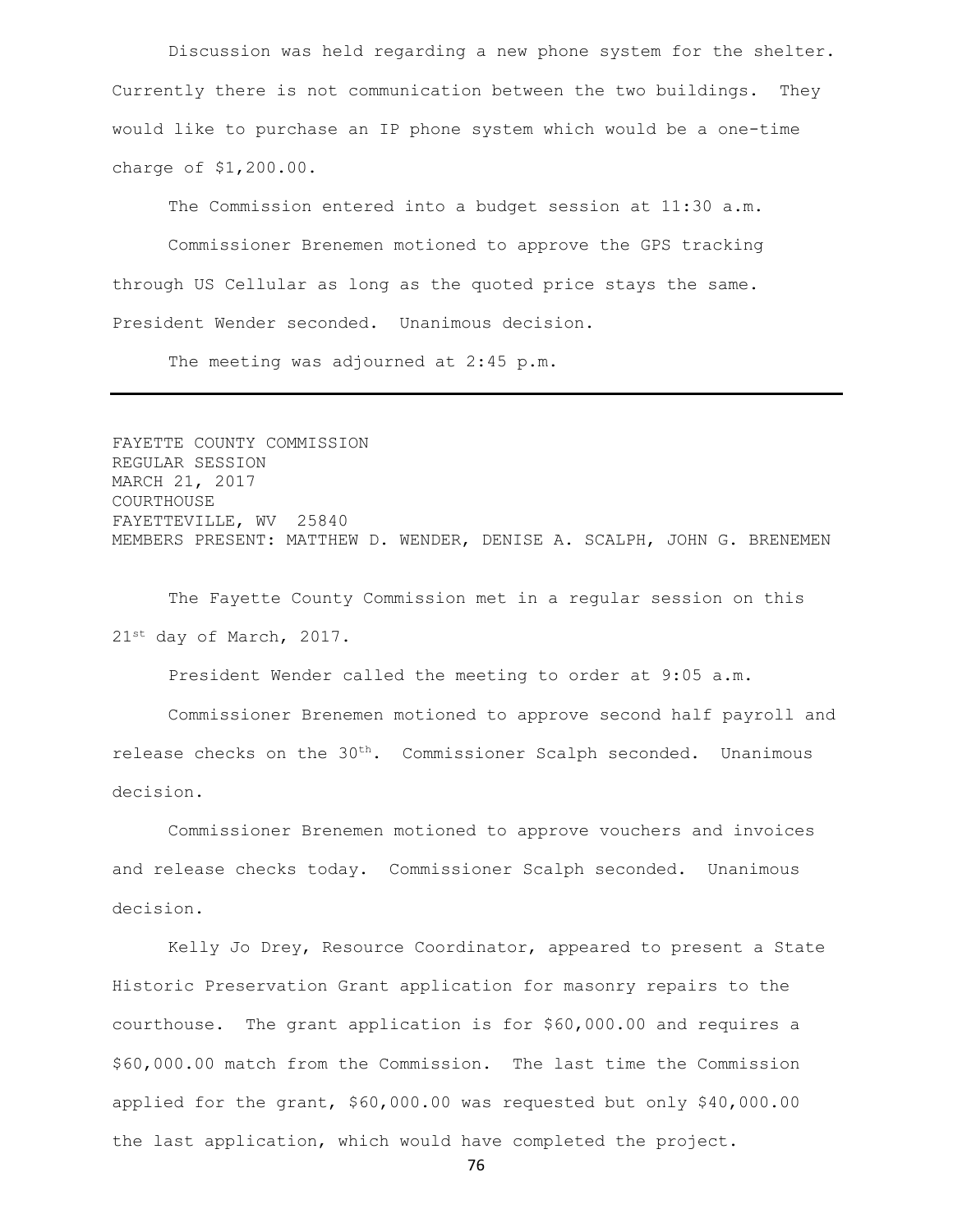Discussion was held regarding a new phone system for the shelter. Currently there is not communication between the two buildings. They would like to purchase an IP phone system which would be a one-time charge of $1,200.00.

The Commission entered into a budget session at 11:30 a.m.

Commissioner Brenemen motioned to approve the GPS tracking through US Cellular as long as the quoted price stays the same. President Wender seconded. Unanimous decision.

The meeting was adjourned at 2:45 p.m.

---

FAYETTE COUNTY COMMISSION
REGULAR SESSION
MARCH 21, 2017
COURTHOUSE
FAYETTEVILLE, WV 25840
MEMBERS PRESENT: MATTHEW D. WENDER, DENISE A. SCALPH, JOHN G. BRENEMEN

The Fayette County Commission met in a regular session on this 21st day of March, 2017.

President Wender called the meeting to order at 9:05 a.m.

Commissioner Brenemen motioned to approve second half payroll and release checks on the 30th. Commissioner Scalph seconded. Unanimous decision.

Commissioner Brenemen motioned to approve vouchers and invoices and release checks today. Commissioner Scalph seconded. Unanimous decision.

Kelly Jo Drey, Resource Coordinator, appeared to present a State Historic Preservation Grant application for masonry repairs to the courthouse. The grant application is for $60,000.00 and requires a $60,000.00 match from the Commission. The last time the Commission applied for the grant, $60,000.00 was requested but only $40,000.00 the last application, which would have completed the project.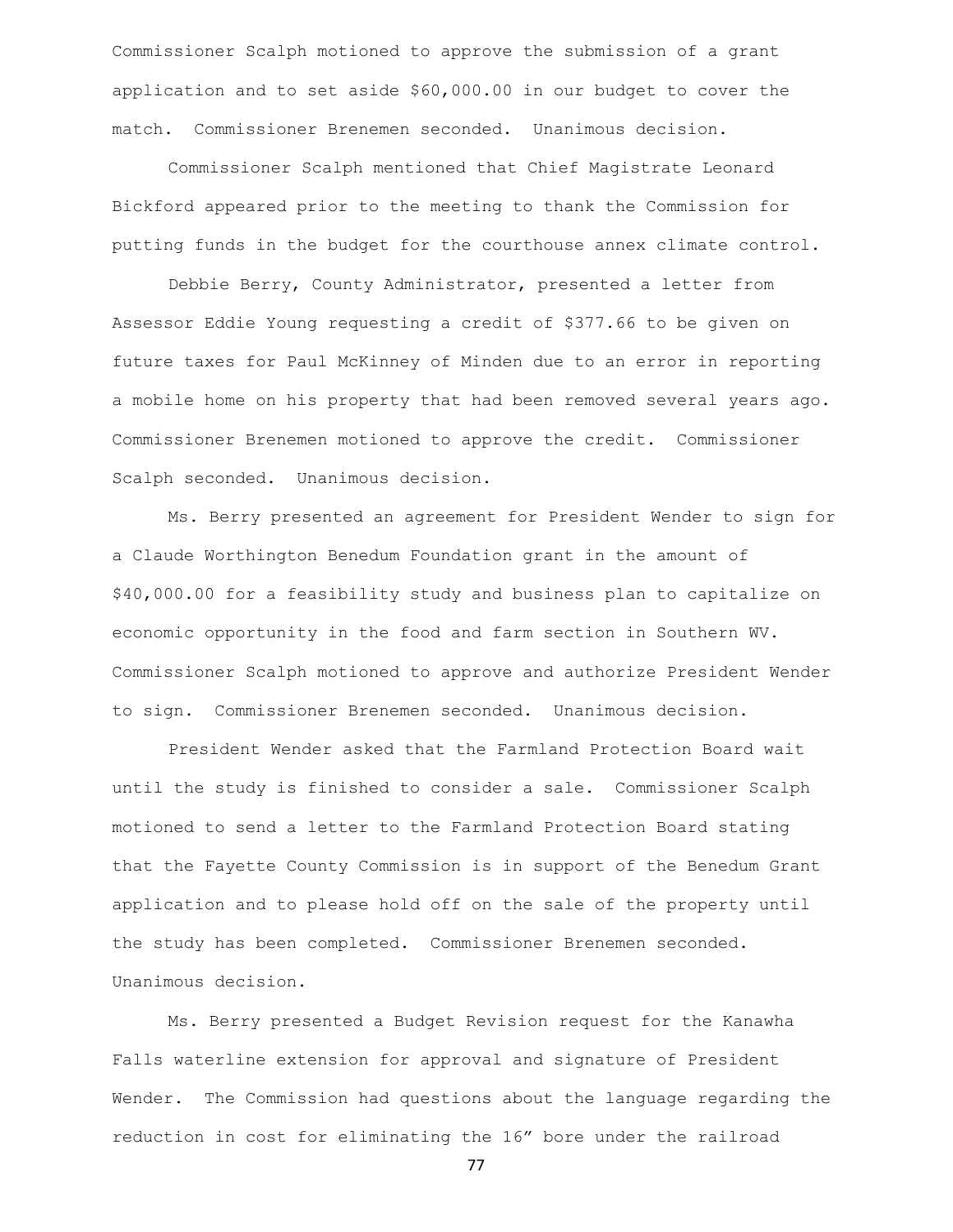Commissioner Scalph motioned to approve the submission of a grant application and to set aside $60,000.00 in our budget to cover the match. Commissioner Brenemen seconded. Unanimous decision.

Commissioner Scalph mentioned that Chief Magistrate Leonard Bickford appeared prior to the meeting to thank the Commission for putting funds in the budget for the courthouse annex climate control.

Debbie Berry, County Administrator, presented a letter from Assessor Eddie Young requesting a credit of $377.66 to be given on future taxes for Paul McKinney of Minden due to an error in reporting a mobile home on his property that had been removed several years ago. Commissioner Brenemen motioned to approve the credit. Commissioner Scalph seconded. Unanimous decision.

Ms. Berry presented an agreement for President Wender to sign for a Claude Worthington Benedum Foundation grant in the amount of $40,000.00 for a feasibility study and business plan to capitalize on economic opportunity in the food and farm section in Southern WV. Commissioner Scalph motioned to approve and authorize President Wender to sign. Commissioner Brenemen seconded. Unanimous decision.

President Wender asked that the Farmland Protection Board wait until the study is finished to consider a sale. Commissioner Scalph motioned to send a letter to the Farmland Protection Board stating that the Fayette County Commission is in support of the Benedum Grant application and to please hold off on the sale of the property until the study has been completed. Commissioner Brenemen seconded. Unanimous decision.

Ms. Berry presented a Budget Revision request for the Kanawha Falls waterline extension for approval and signature of President Wender. The Commission had questions about the language regarding the reduction in cost for eliminating the 16" bore under the railroad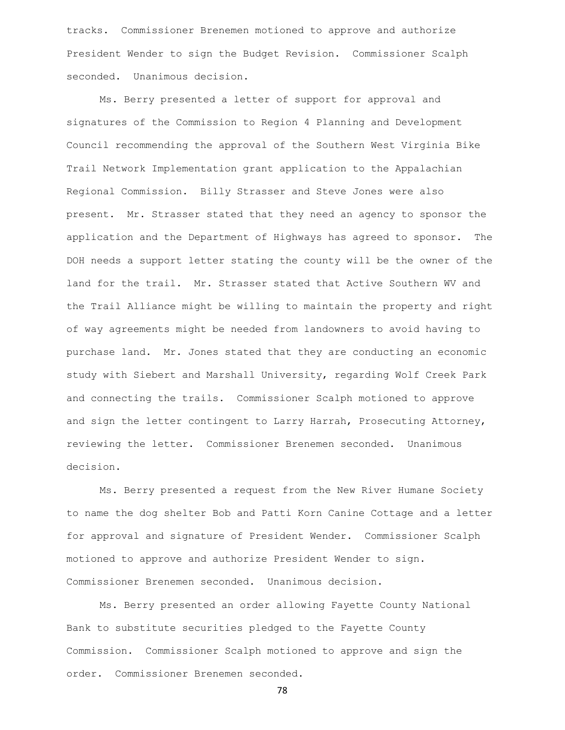tracks. Commissioner Brenemen motioned to approve and authorize President Wender to sign the Budget Revision. Commissioner Scalph seconded. Unanimous decision.

Ms. Berry presented a letter of support for approval and signatures of the Commission to Region 4 Planning and Development Council recommending the approval of the Southern West Virginia Bike Trail Network Implementation grant application to the Appalachian Regional Commission. Billy Strasser and Steve Jones were also present. Mr. Strasser stated that they need an agency to sponsor the application and the Department of Highways has agreed to sponsor. The DOH needs a support letter stating the county will be the owner of the land for the trail. Mr. Strasser stated that Active Southern WV and the Trail Alliance might be willing to maintain the property and right of way agreements might be needed from landowners to avoid having to purchase land. Mr. Jones stated that they are conducting an economic study with Siebert and Marshall University, regarding Wolf Creek Park and connecting the trails. Commissioner Scalph motioned to approve and sign the letter contingent to Larry Harrah, Prosecuting Attorney, reviewing the letter. Commissioner Brenemen seconded. Unanimous decision.

Ms. Berry presented a request from the New River Humane Society to name the dog shelter Bob and Patti Korn Canine Cottage and a letter for approval and signature of President Wender. Commissioner Scalph motioned to approve and authorize President Wender to sign. Commissioner Brenemen seconded. Unanimous decision.

Ms. Berry presented an order allowing Fayette County National Bank to substitute securities pledged to the Fayette County Commission. Commissioner Scalph motioned to approve and sign the order. Commissioner Brenemen seconded.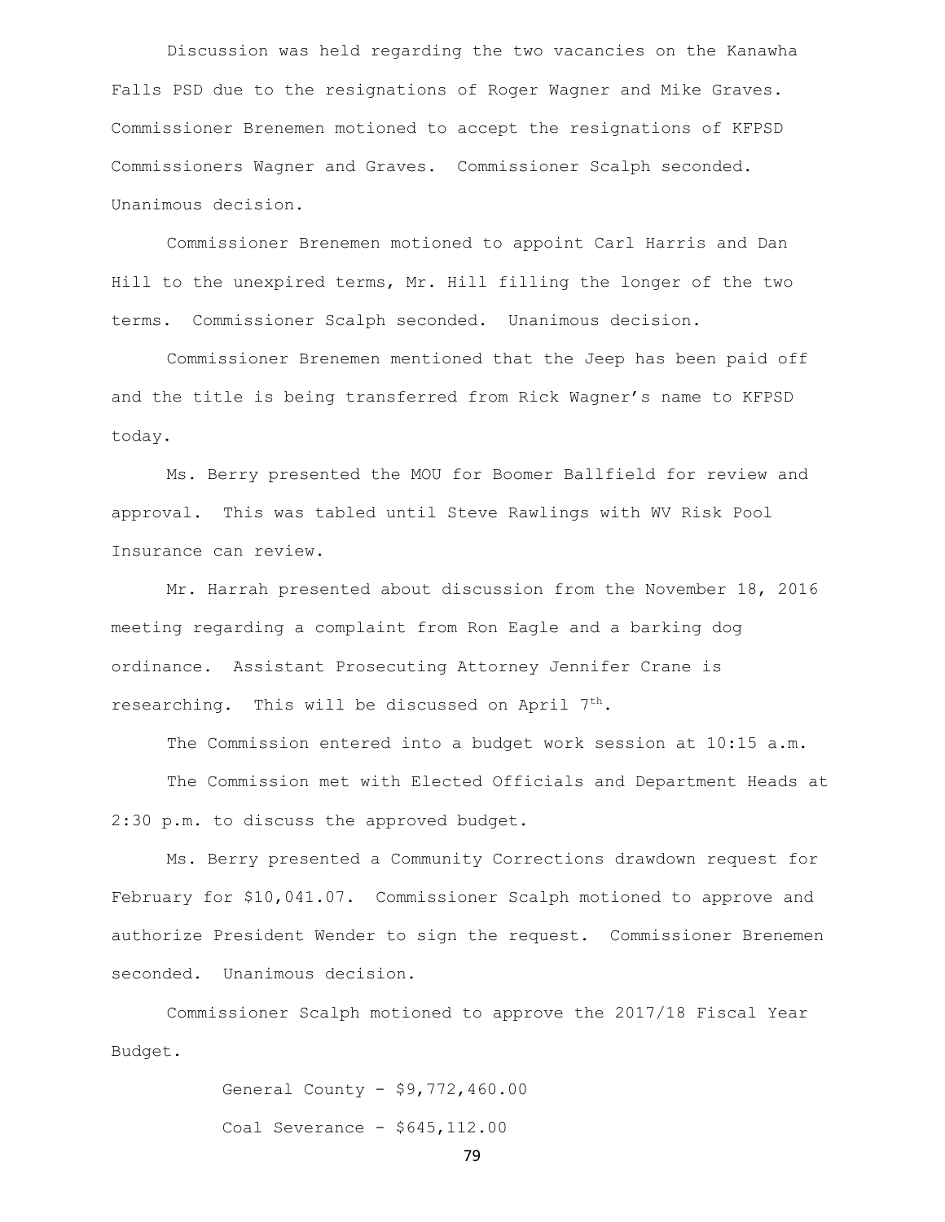Discussion was held regarding the two vacancies on the Kanawha Falls PSD due to the resignations of Roger Wagner and Mike Graves. Commissioner Brenemen motioned to accept the resignations of KFPSD Commissioners Wagner and Graves. Commissioner Scalph seconded. Unanimous decision.

Commissioner Brenemen motioned to appoint Carl Harris and Dan Hill to the unexpired terms, Mr. Hill filling the longer of the two terms. Commissioner Scalph seconded. Unanimous decision.

Commissioner Brenemen mentioned that the Jeep has been paid off and the title is being transferred from Rick Wagner's name to KFPSD today.

Ms. Berry presented the MOU for Boomer Ballfield for review and approval. This was tabled until Steve Rawlings with WV Risk Pool Insurance can review.

Mr. Harrah presented about discussion from the November 18, 2016 meeting regarding a complaint from Ron Eagle and a barking dog ordinance. Assistant Prosecuting Attorney Jennifer Crane is researching. This will be discussed on April 7th.

The Commission entered into a budget work session at 10:15 a.m.

The Commission met with Elected Officials and Department Heads at 2:30 p.m. to discuss the approved budget.

Ms. Berry presented a Community Corrections drawdown request for February for $10,041.07. Commissioner Scalph motioned to approve and authorize President Wender to sign the request. Commissioner Brenemen seconded. Unanimous decision.

Commissioner Scalph motioned to approve the 2017/18 Fiscal Year Budget.

General County - $9,772,460.00

Coal Severance - $645,112.00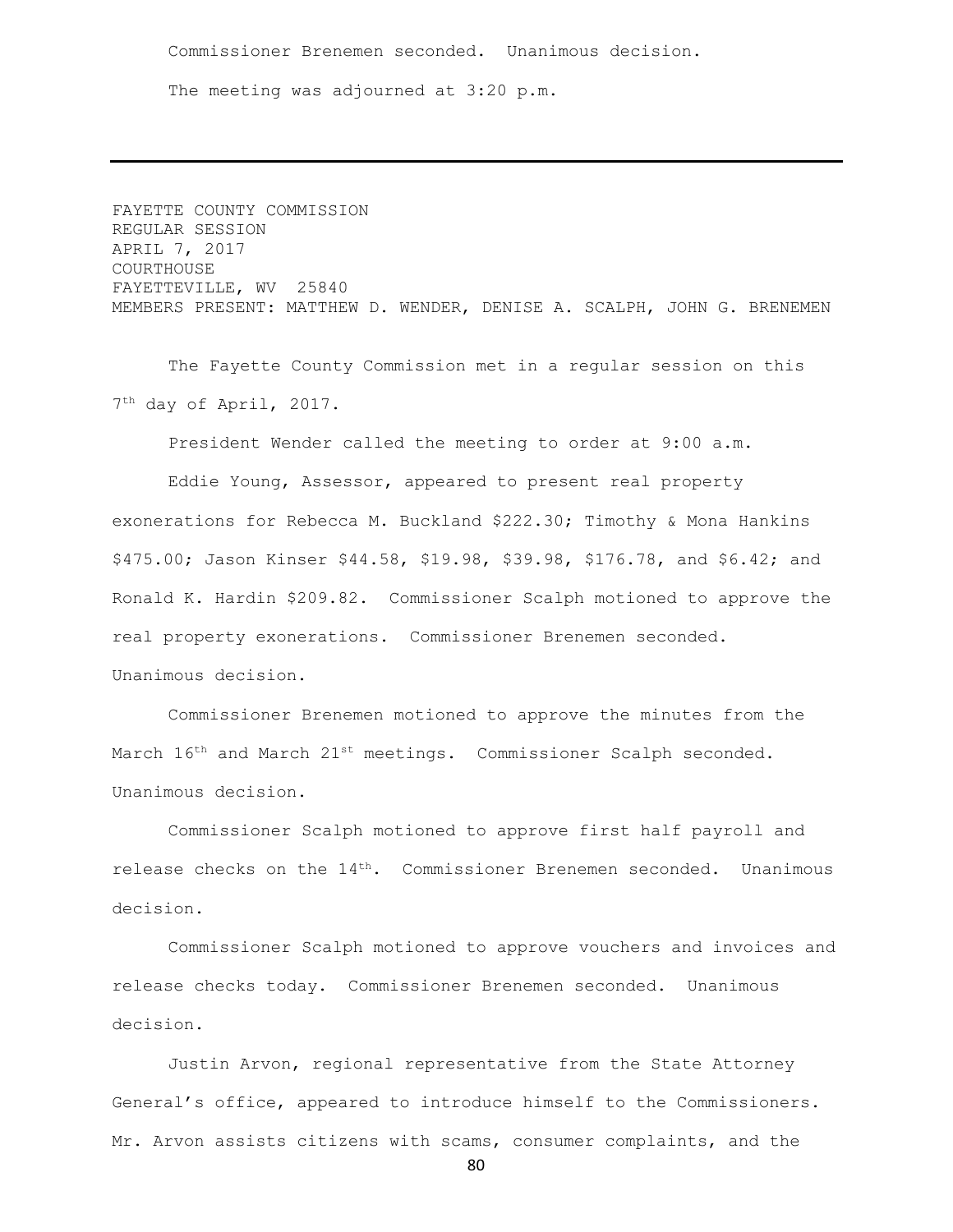Commissioner Brenemen seconded. Unanimous decision.

The meeting was adjourned at 3:20 p.m.

---

FAYETTE COUNTY COMMISSION
REGULAR SESSION
APRIL 7, 2017
COURTHOUSE
FAYETTEVILLE, WV 25840
MEMBERS PRESENT: MATTHEW D. WENDER, DENISE A. SCALPH, JOHN G. BRENEMEN

The Fayette County Commission met in a regular session on this 7th day of April, 2017.

President Wender called the meeting to order at 9:00 a.m.

Eddie Young, Assessor, appeared to present real property exonerations for Rebecca M. Buckland $222.30; Timothy & Mona Hankins $475.00; Jason Kinser $44.58, $19.98, $39.98, $176.78, and $6.42; and Ronald K. Hardin $209.82. Commissioner Scalph motioned to approve the real property exonerations. Commissioner Brenemen seconded. Unanimous decision.

Commissioner Brenemen motioned to approve the minutes from the March 16th and March 21st meetings. Commissioner Scalph seconded. Unanimous decision.

Commissioner Scalph motioned to approve first half payroll and release checks on the 14th. Commissioner Brenemen seconded. Unanimous decision.

Commissioner Scalph motioned to approve vouchers and invoices and release checks today. Commissioner Brenemen seconded. Unanimous decision.

Justin Arvon, regional representative from the State Attorney General's office, appeared to introduce himself to the Commissioners. Mr. Arvon assists citizens with scams, consumer complaints, and the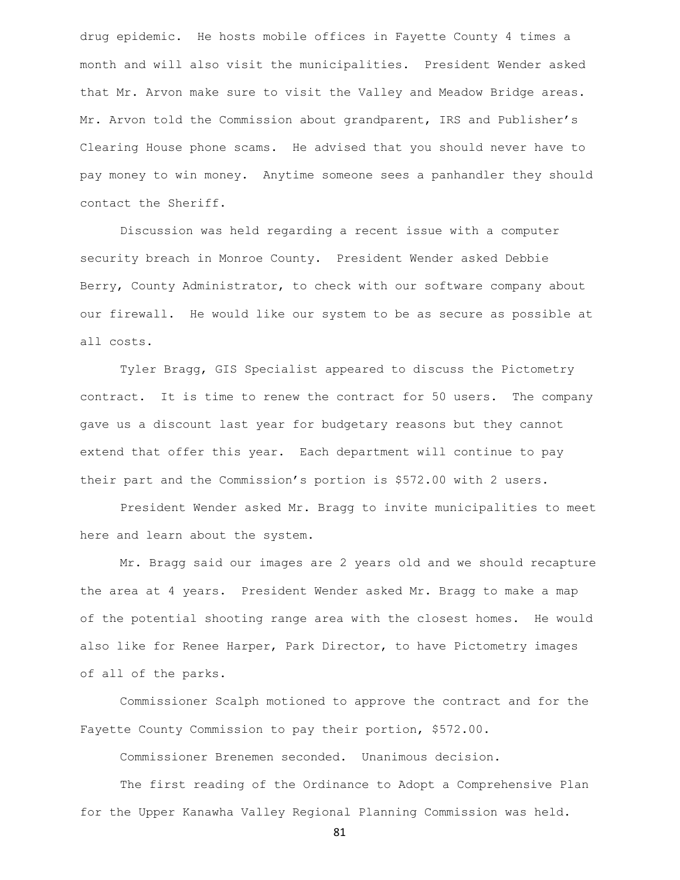drug epidemic. He hosts mobile offices in Fayette County 4 times a month and will also visit the municipalities. President Wender asked that Mr. Arvon make sure to visit the Valley and Meadow Bridge areas. Mr. Arvon told the Commission about grandparent, IRS and Publisher's Clearing House phone scams. He advised that you should never have to pay money to win money. Anytime someone sees a panhandler they should contact the Sheriff.

Discussion was held regarding a recent issue with a computer security breach in Monroe County. President Wender asked Debbie Berry, County Administrator, to check with our software company about our firewall. He would like our system to be as secure as possible at all costs.

Tyler Bragg, GIS Specialist appeared to discuss the Pictometry contract. It is time to renew the contract for 50 users. The company gave us a discount last year for budgetary reasons but they cannot extend that offer this year. Each department will continue to pay their part and the Commission's portion is $572.00 with 2 users.

President Wender asked Mr. Bragg to invite municipalities to meet here and learn about the system.

Mr. Bragg said our images are 2 years old and we should recapture the area at 4 years. President Wender asked Mr. Bragg to make a map of the potential shooting range area with the closest homes. He would also like for Renee Harper, Park Director, to have Pictometry images of all of the parks.

Commissioner Scalph motioned to approve the contract and for the Fayette County Commission to pay their portion, $572.00.

Commissioner Brenemen seconded. Unanimous decision.

The first reading of the Ordinance to Adopt a Comprehensive Plan for the Upper Kanawha Valley Regional Planning Commission was held.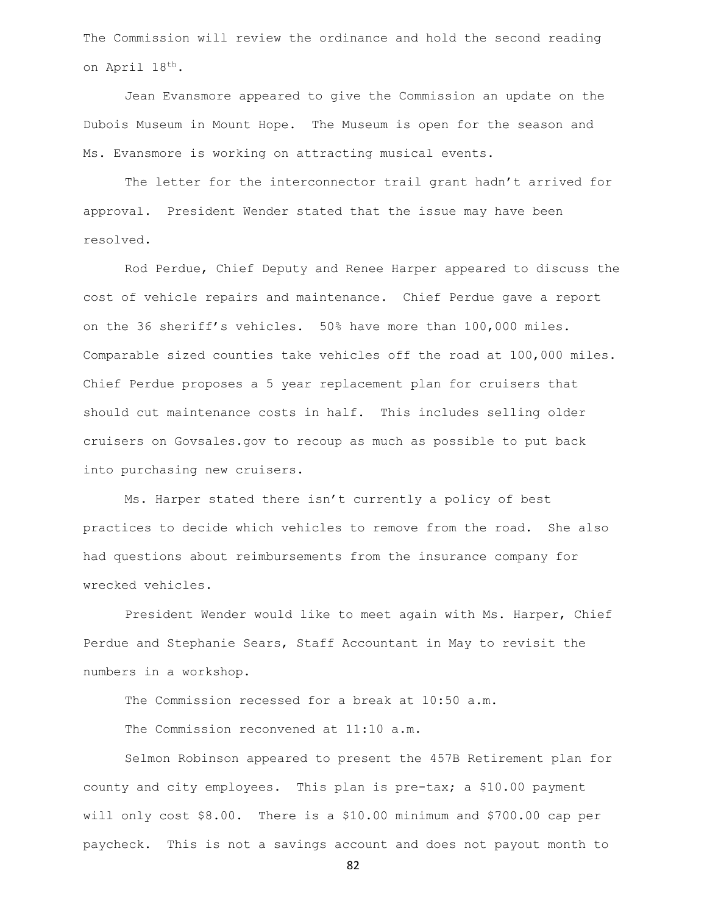The Commission will review the ordinance and hold the second reading on April 18th.

Jean Evansmore appeared to give the Commission an update on the Dubois Museum in Mount Hope. The Museum is open for the season and Ms. Evansmore is working on attracting musical events.

The letter for the interconnector trail grant hadn't arrived for approval. President Wender stated that the issue may have been resolved.

Rod Perdue, Chief Deputy and Renee Harper appeared to discuss the cost of vehicle repairs and maintenance. Chief Perdue gave a report on the 36 sheriff's vehicles. 50% have more than 100,000 miles. Comparable sized counties take vehicles off the road at 100,000 miles. Chief Perdue proposes a 5 year replacement plan for cruisers that should cut maintenance costs in half. This includes selling older cruisers on Govsales.gov to recoup as much as possible to put back into purchasing new cruisers.

Ms. Harper stated there isn't currently a policy of best practices to decide which vehicles to remove from the road. She also had questions about reimbursements from the insurance company for wrecked vehicles.

President Wender would like to meet again with Ms. Harper, Chief Perdue and Stephanie Sears, Staff Accountant in May to revisit the numbers in a workshop.

The Commission recessed for a break at 10:50 a.m.

The Commission reconvened at 11:10 a.m.

Selmon Robinson appeared to present the 457B Retirement plan for county and city employees. This plan is pre-tax; a \$10.00 payment will only cost \$8.00. There is a \$10.00 minimum and \$700.00 cap per paycheck. This is not a savings account and does not payout month to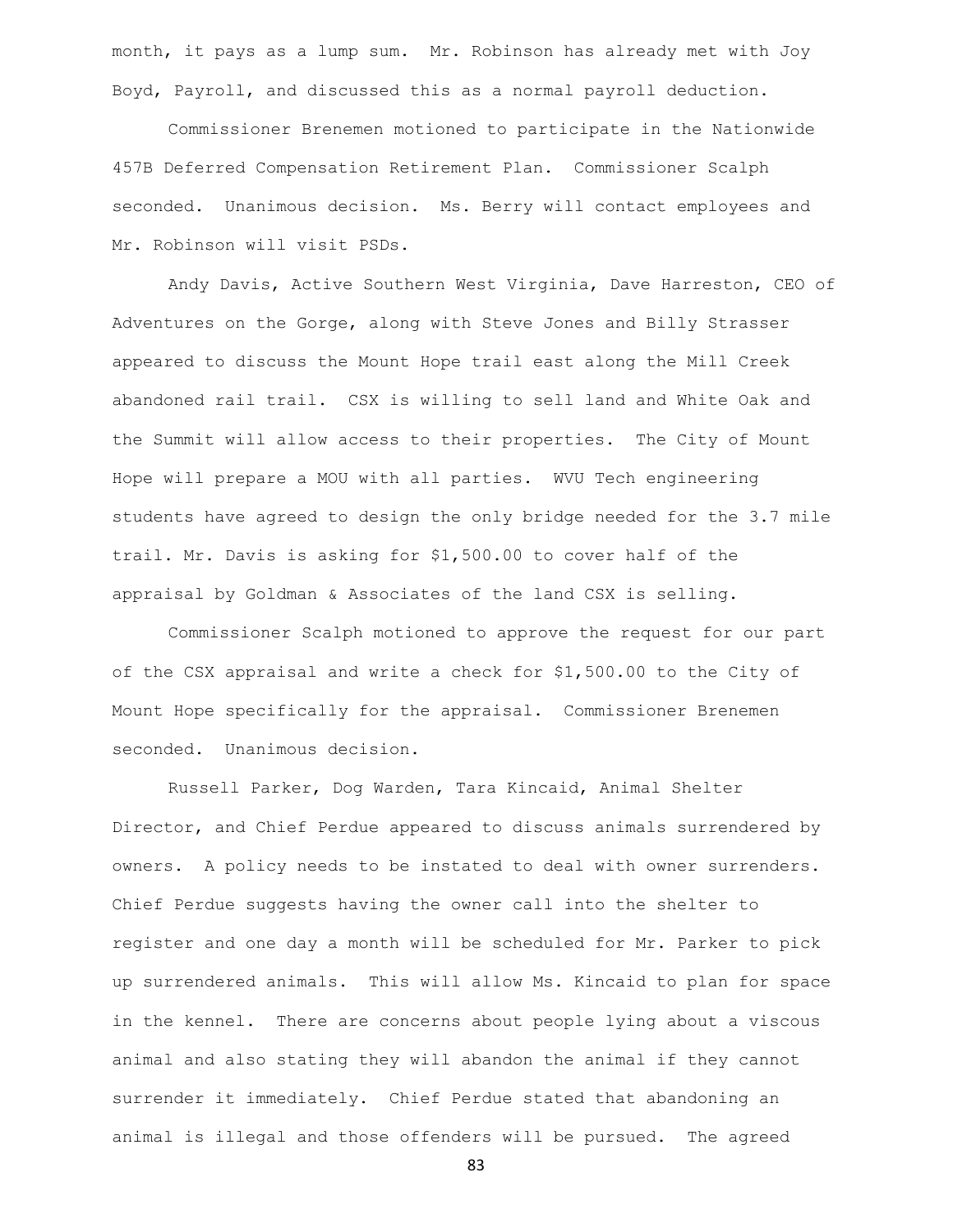month, it pays as a lump sum. Mr. Robinson has already met with Joy Boyd, Payroll, and discussed this as a normal payroll deduction.

Commissioner Brenemen motioned to participate in the Nationwide 457B Deferred Compensation Retirement Plan. Commissioner Scalph seconded. Unanimous decision. Ms. Berry will contact employees and Mr. Robinson will visit PSDs.

Andy Davis, Active Southern West Virginia, Dave Harreston, CEO of Adventures on the Gorge, along with Steve Jones and Billy Strasser appeared to discuss the Mount Hope trail east along the Mill Creek abandoned rail trail. CSX is willing to sell land and White Oak and the Summit will allow access to their properties. The City of Mount Hope will prepare a MOU with all parties. WVU Tech engineering students have agreed to design the only bridge needed for the 3.7 mile trail. Mr. Davis is asking for $1,500.00 to cover half of the appraisal by Goldman & Associates of the land CSX is selling.

Commissioner Scalph motioned to approve the request for our part of the CSX appraisal and write a check for $1,500.00 to the City of Mount Hope specifically for the appraisal. Commissioner Brenemen seconded. Unanimous decision.

Russell Parker, Dog Warden, Tara Kincaid, Animal Shelter Director, and Chief Perdue appeared to discuss animals surrendered by owners. A policy needs to be instated to deal with owner surrenders. Chief Perdue suggests having the owner call into the shelter to register and one day a month will be scheduled for Mr. Parker to pick up surrendered animals. This will allow Ms. Kincaid to plan for space in the kennel. There are concerns about people lying about a viscous animal and also stating they will abandon the animal if they cannot surrender it immediately. Chief Perdue stated that abandoning an animal is illegal and those offenders will be pursued. The agreed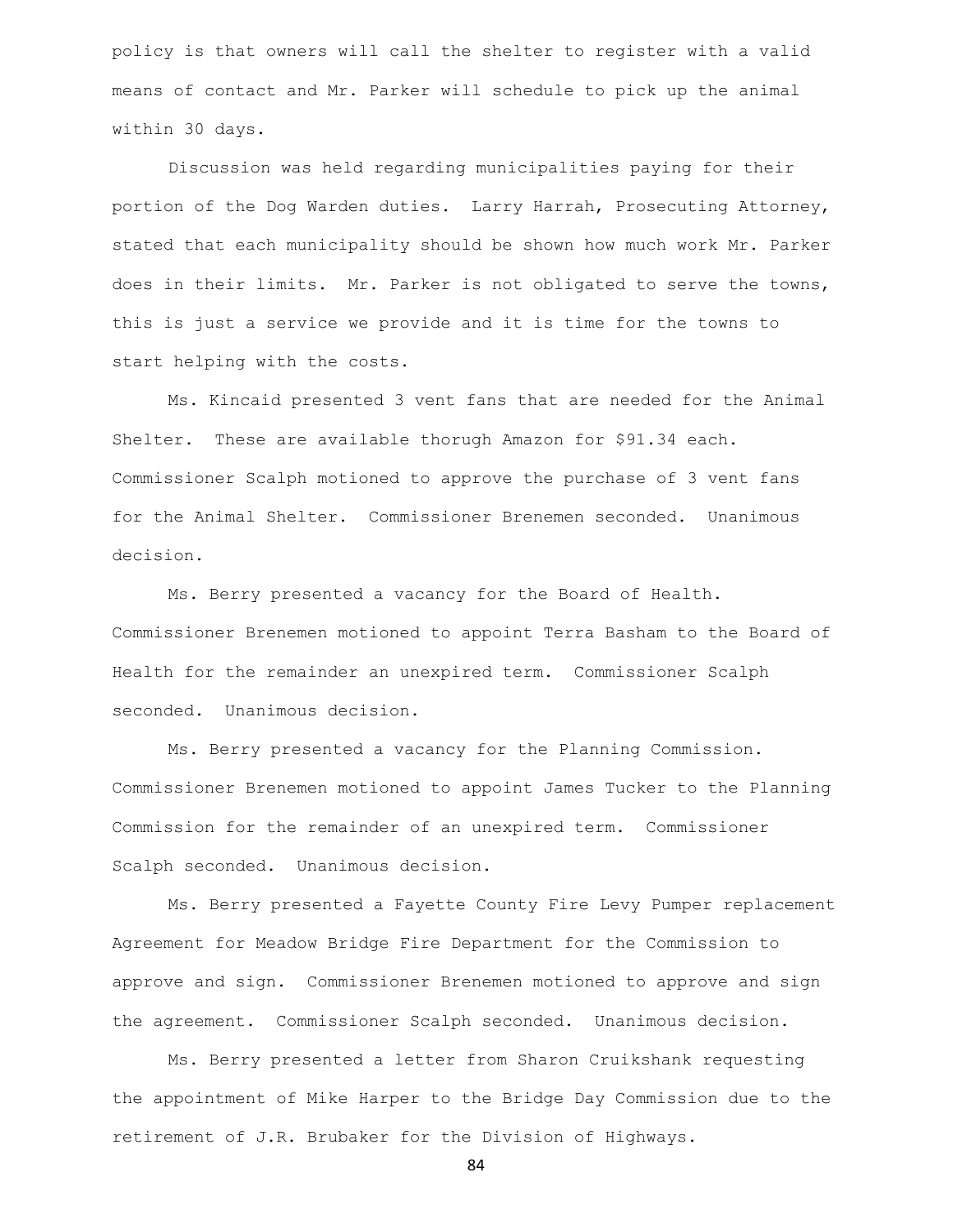policy is that owners will call the shelter to register with a valid means of contact and Mr. Parker will schedule to pick up the animal within 30 days.

Discussion was held regarding municipalities paying for their portion of the Dog Warden duties. Larry Harrah, Prosecuting Attorney, stated that each municipality should be shown how much work Mr. Parker does in their limits. Mr. Parker is not obligated to serve the towns, this is just a service we provide and it is time for the towns to start helping with the costs.

Ms. Kincaid presented 3 vent fans that are needed for the Animal Shelter. These are available thorugh Amazon for $91.34 each. Commissioner Scalph motioned to approve the purchase of 3 vent fans for the Animal Shelter. Commissioner Brenemen seconded. Unanimous decision.

Ms. Berry presented a vacancy for the Board of Health. Commissioner Brenemen motioned to appoint Terra Basham to the Board of Health for the remainder an unexpired term. Commissioner Scalph seconded. Unanimous decision.

Ms. Berry presented a vacancy for the Planning Commission. Commissioner Brenemen motioned to appoint James Tucker to the Planning Commission for the remainder of an unexpired term. Commissioner Scalph seconded. Unanimous decision.

Ms. Berry presented a Fayette County Fire Levy Pumper replacement Agreement for Meadow Bridge Fire Department for the Commission to approve and sign. Commissioner Brenemen motioned to approve and sign the agreement. Commissioner Scalph seconded. Unanimous decision.

Ms. Berry presented a letter from Sharon Cruikshank requesting the appointment of Mike Harper to the Bridge Day Commission due to the retirement of J.R. Brubaker for the Division of Highways.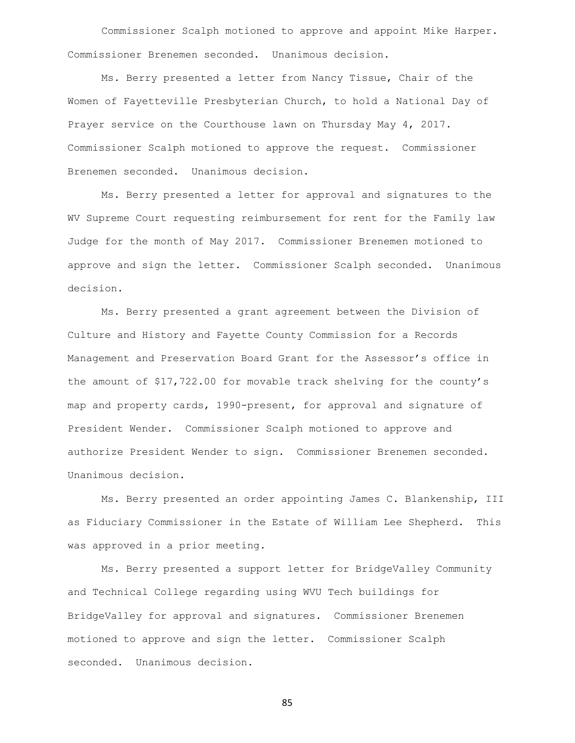Commissioner Scalph motioned to approve and appoint Mike Harper. Commissioner Brenemen seconded. Unanimous decision.

Ms. Berry presented a letter from Nancy Tissue, Chair of the Women of Fayetteville Presbyterian Church, to hold a National Day of Prayer service on the Courthouse lawn on Thursday May 4, 2017. Commissioner Scalph motioned to approve the request. Commissioner Brenemen seconded. Unanimous decision.

Ms. Berry presented a letter for approval and signatures to the WV Supreme Court requesting reimbursement for rent for the Family law Judge for the month of May 2017. Commissioner Brenemen motioned to approve and sign the letter. Commissioner Scalph seconded. Unanimous decision.

Ms. Berry presented a grant agreement between the Division of Culture and History and Fayette County Commission for a Records Management and Preservation Board Grant for the Assessor's office in the amount of $17,722.00 for movable track shelving for the county's map and property cards, 1990-present, for approval and signature of President Wender. Commissioner Scalph motioned to approve and authorize President Wender to sign. Commissioner Brenemen seconded. Unanimous decision.

Ms. Berry presented an order appointing James C. Blankenship, III as Fiduciary Commissioner in the Estate of William Lee Shepherd. This was approved in a prior meeting.

Ms. Berry presented a support letter for BridgeValley Community and Technical College regarding using WVU Tech buildings for BridgeValley for approval and signatures. Commissioner Brenemen motioned to approve and sign the letter. Commissioner Scalph seconded. Unanimous decision.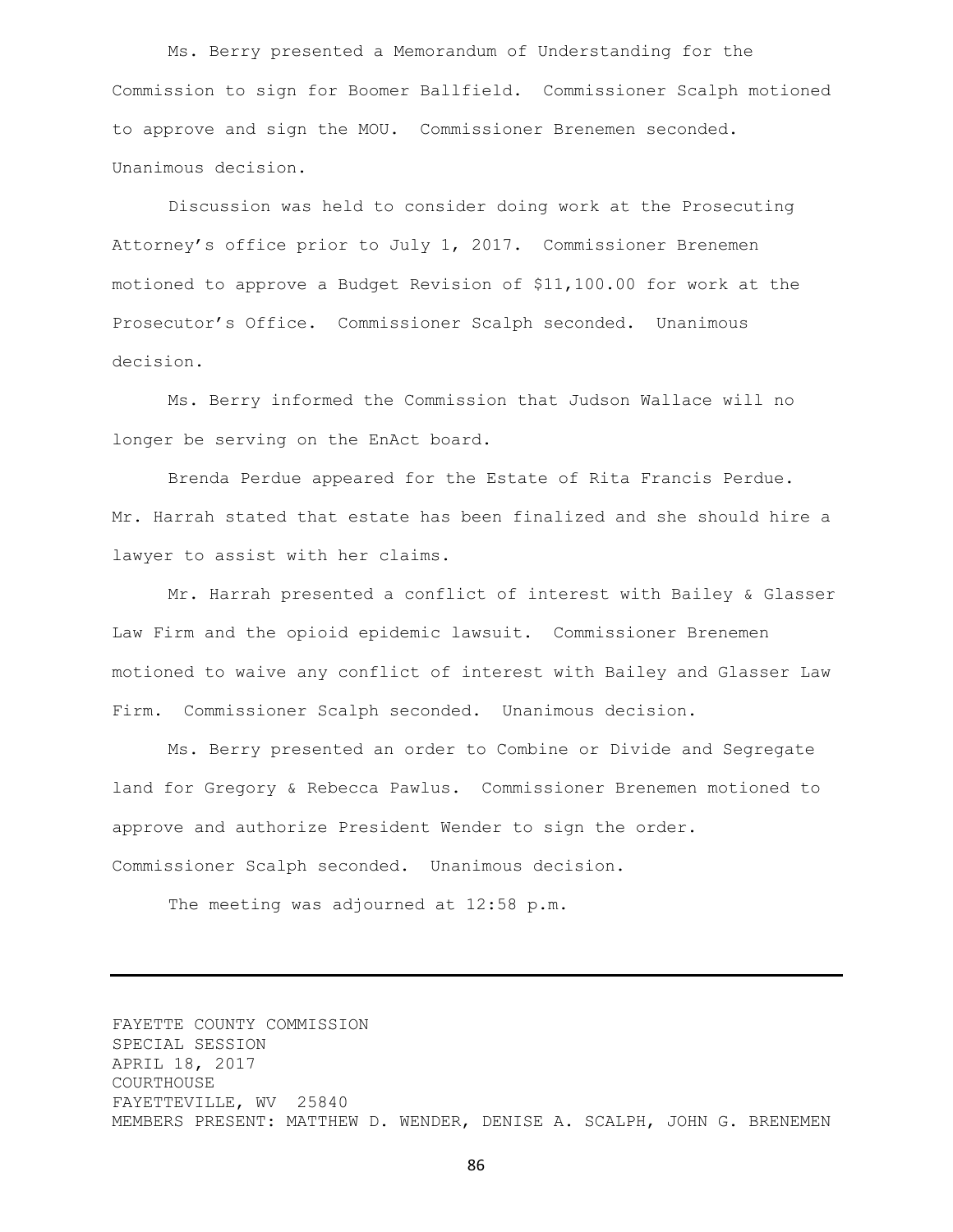Ms. Berry presented a Memorandum of Understanding for the Commission to sign for Boomer Ballfield. Commissioner Scalph motioned to approve and sign the MOU. Commissioner Brenemen seconded. Unanimous decision.

Discussion was held to consider doing work at the Prosecuting Attorney's office prior to July 1, 2017. Commissioner Brenemen motioned to approve a Budget Revision of $11,100.00 for work at the Prosecutor's Office. Commissioner Scalph seconded. Unanimous decision.

Ms. Berry informed the Commission that Judson Wallace will no longer be serving on the EnAct board.

Brenda Perdue appeared for the Estate of Rita Francis Perdue. Mr. Harrah stated that estate has been finalized and she should hire a lawyer to assist with her claims.

Mr. Harrah presented a conflict of interest with Bailey & Glasser Law Firm and the opioid epidemic lawsuit. Commissioner Brenemen motioned to waive any conflict of interest with Bailey and Glasser Law Firm. Commissioner Scalph seconded. Unanimous decision.

Ms. Berry presented an order to Combine or Divide and Segregate land for Gregory & Rebecca Pawlus. Commissioner Brenemen motioned to approve and authorize President Wender to sign the order. Commissioner Scalph seconded. Unanimous decision.

The meeting was adjourned at 12:58 p.m.

---

FAYETTE COUNTY COMMISSION
SPECIAL SESSION
APRIL 18, 2017
COURTHOUSE
FAYETTEVILLE, WV 25840
MEMBERS PRESENT: MATTHEW D. WENDER, DENISE A. SCALPH, JOHN G. BRENEMEN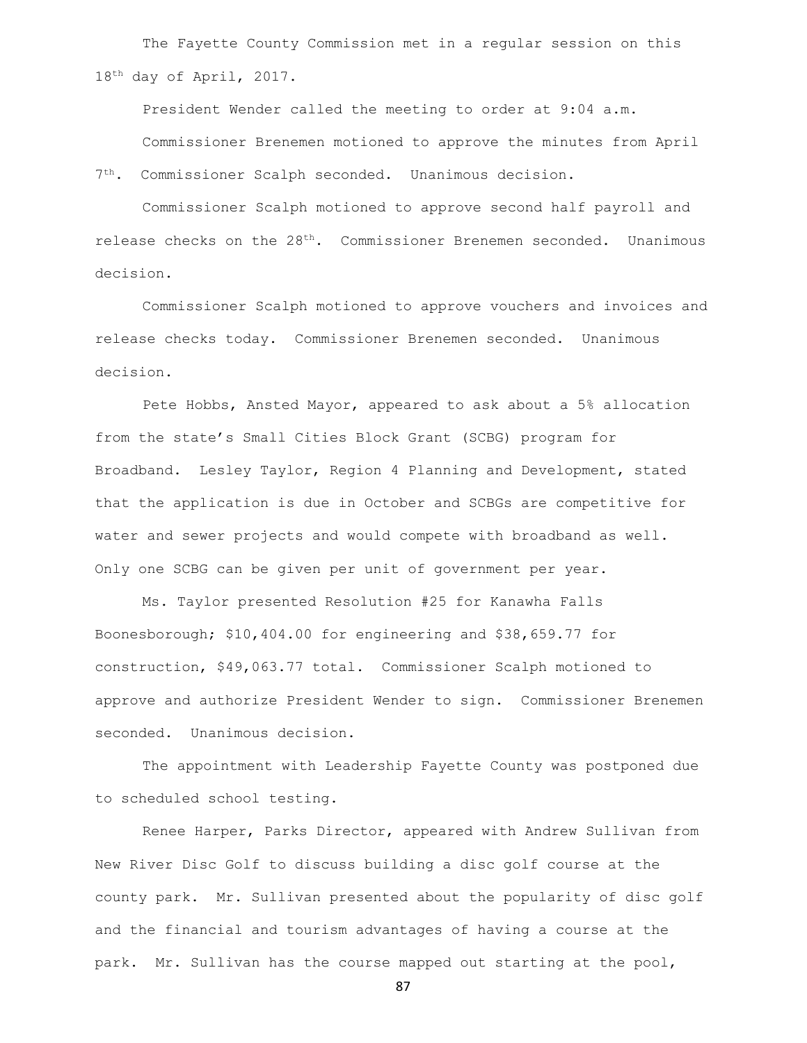The Fayette County Commission met in a regular session on this 18th day of April, 2017.

President Wender called the meeting to order at 9:04 a.m.

Commissioner Brenemen motioned to approve the minutes from April 7th. Commissioner Scalph seconded. Unanimous decision.

Commissioner Scalph motioned to approve second half payroll and release checks on the 28th. Commissioner Brenemen seconded. Unanimous decision.

Commissioner Scalph motioned to approve vouchers and invoices and release checks today. Commissioner Brenemen seconded. Unanimous decision.

Pete Hobbs, Ansted Mayor, appeared to ask about a 5% allocation from the state's Small Cities Block Grant (SCBG) program for Broadband. Lesley Taylor, Region 4 Planning and Development, stated that the application is due in October and SCBGs are competitive for water and sewer projects and would compete with broadband as well. Only one SCBG can be given per unit of government per year.

Ms. Taylor presented Resolution #25 for Kanawha Falls Boonesborough; $10,404.00 for engineering and $38,659.77 for construction, $49,063.77 total. Commissioner Scalph motioned to approve and authorize President Wender to sign. Commissioner Brenemen seconded. Unanimous decision.

The appointment with Leadership Fayette County was postponed due to scheduled school testing.

Renee Harper, Parks Director, appeared with Andrew Sullivan from New River Disc Golf to discuss building a disc golf course at the county park. Mr. Sullivan presented about the popularity of disc golf and the financial and tourism advantages of having a course at the park. Mr. Sullivan has the course mapped out starting at the pool,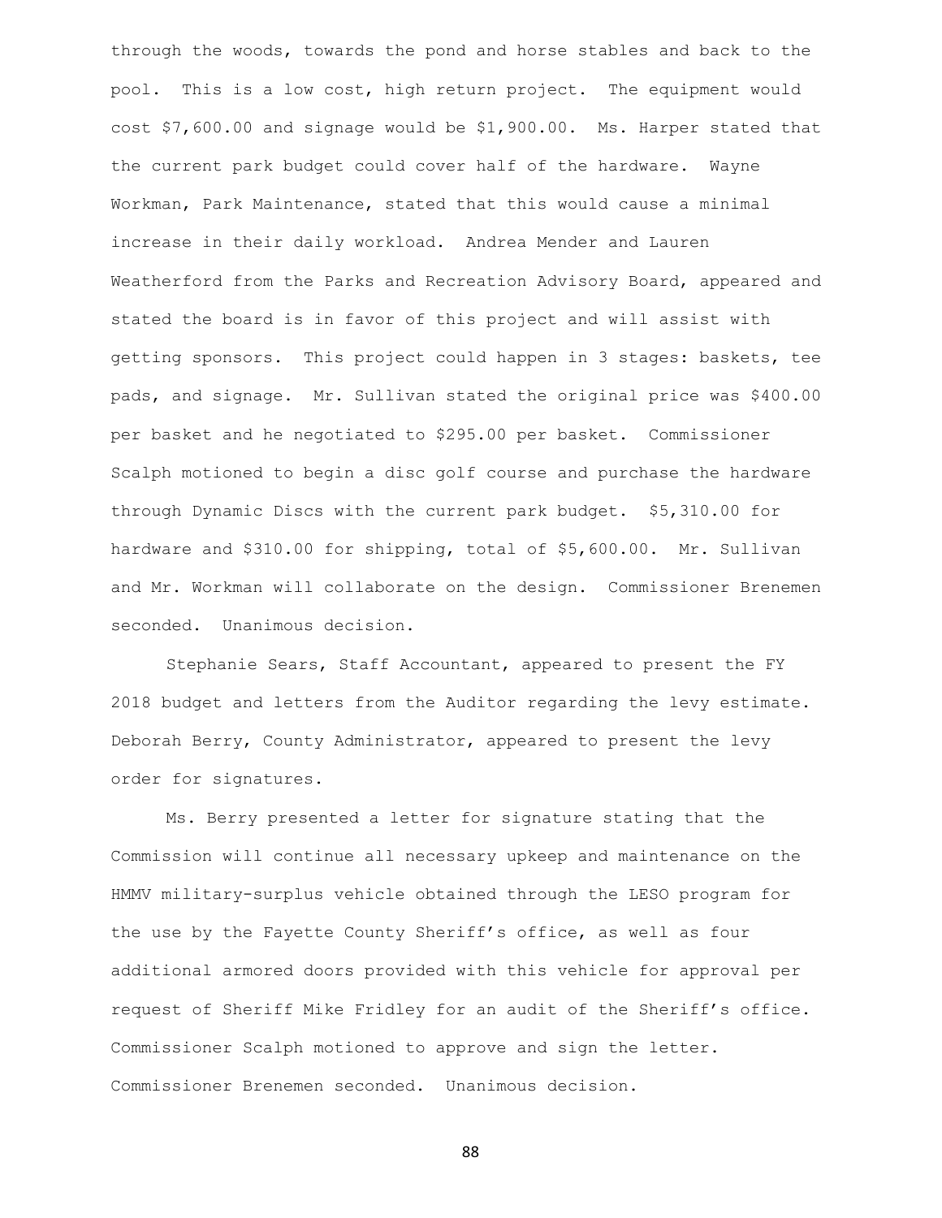through the woods, towards the pond and horse stables and back to the pool. This is a low cost, high return project. The equipment would cost $7,600.00 and signage would be $1,900.00. Ms. Harper stated that the current park budget could cover half of the hardware. Wayne Workman, Park Maintenance, stated that this would cause a minimal increase in their daily workload. Andrea Mender and Lauren Weatherford from the Parks and Recreation Advisory Board, appeared and stated the board is in favor of this project and will assist with getting sponsors. This project could happen in 3 stages: baskets, tee pads, and signage. Mr. Sullivan stated the original price was $400.00 per basket and he negotiated to $295.00 per basket. Commissioner Scalph motioned to begin a disc golf course and purchase the hardware through Dynamic Discs with the current park budget. $5,310.00 for hardware and $310.00 for shipping, total of $5,600.00. Mr. Sullivan and Mr. Workman will collaborate on the design. Commissioner Brenemen seconded. Unanimous decision.

Stephanie Sears, Staff Accountant, appeared to present the FY 2018 budget and letters from the Auditor regarding the levy estimate. Deborah Berry, County Administrator, appeared to present the levy order for signatures.

Ms. Berry presented a letter for signature stating that the Commission will continue all necessary upkeep and maintenance on the HMMV military-surplus vehicle obtained through the LESO program for the use by the Fayette County Sheriff's office, as well as four additional armored doors provided with this vehicle for approval per request of Sheriff Mike Fridley for an audit of the Sheriff's office. Commissioner Scalph motioned to approve and sign the letter. Commissioner Brenemen seconded. Unanimous decision.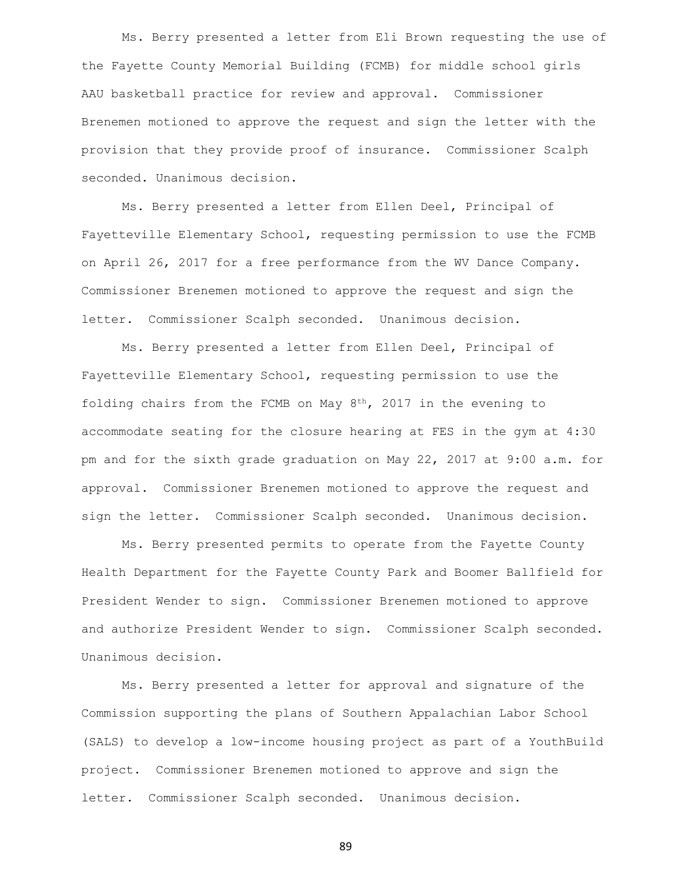Ms. Berry presented a letter from Eli Brown requesting the use of the Fayette County Memorial Building (FCMB) for middle school girls AAU basketball practice for review and approval. Commissioner Brenemen motioned to approve the request and sign the letter with the provision that they provide proof of insurance. Commissioner Scalph seconded. Unanimous decision.

Ms. Berry presented a letter from Ellen Deel, Principal of Fayetteville Elementary School, requesting permission to use the FCMB on April 26, 2017 for a free performance from the WV Dance Company. Commissioner Brenemen motioned to approve the request and sign the letter. Commissioner Scalph seconded. Unanimous decision.

Ms. Berry presented a letter from Ellen Deel, Principal of Fayetteville Elementary School, requesting permission to use the folding chairs from the FCMB on May 8th, 2017 in the evening to accommodate seating for the closure hearing at FES in the gym at 4:30 pm and for the sixth grade graduation on May 22, 2017 at 9:00 a.m. for approval. Commissioner Brenemen motioned to approve the request and sign the letter. Commissioner Scalph seconded. Unanimous decision.

Ms. Berry presented permits to operate from the Fayette County Health Department for the Fayette County Park and Boomer Ballfield for President Wender to sign. Commissioner Brenemen motioned to approve and authorize President Wender to sign. Commissioner Scalph seconded. Unanimous decision.

Ms. Berry presented a letter for approval and signature of the Commission supporting the plans of Southern Appalachian Labor School (SALS) to develop a low-income housing project as part of a YouthBuild project. Commissioner Brenemen motioned to approve and sign the letter. Commissioner Scalph seconded. Unanimous decision.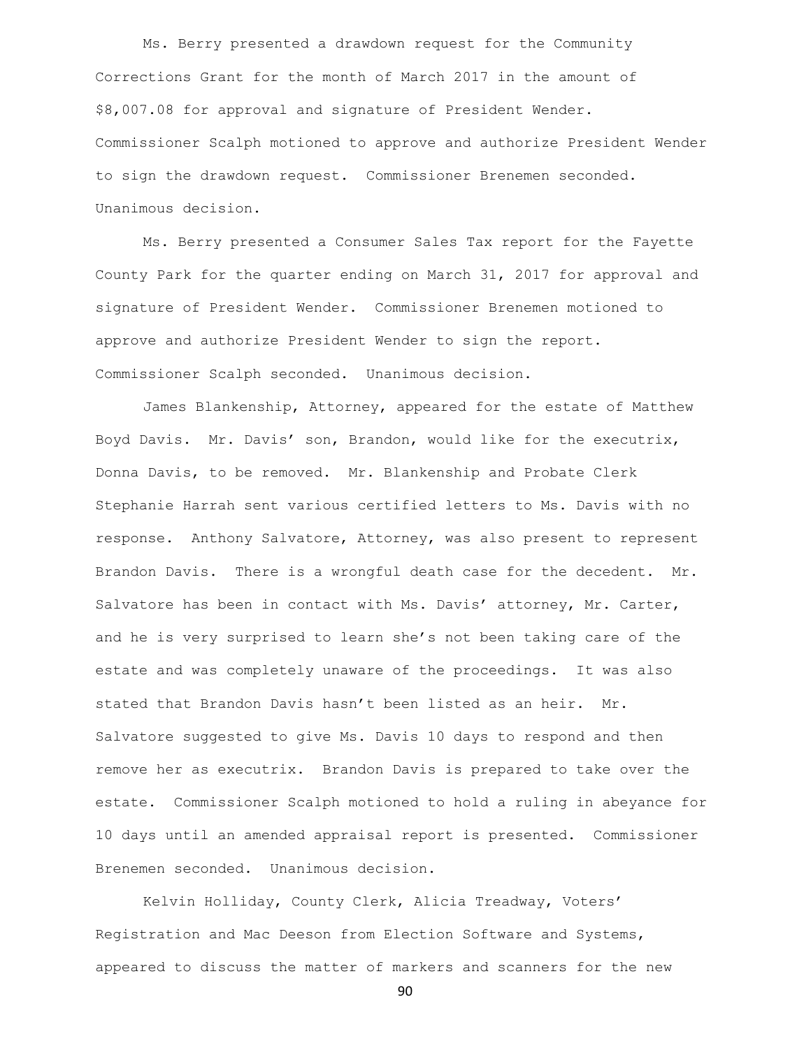Ms. Berry presented a drawdown request for the Community Corrections Grant for the month of March 2017 in the amount of $8,007.08 for approval and signature of President Wender. Commissioner Scalph motioned to approve and authorize President Wender to sign the drawdown request. Commissioner Brenemen seconded. Unanimous decision.

Ms. Berry presented a Consumer Sales Tax report for the Fayette County Park for the quarter ending on March 31, 2017 for approval and signature of President Wender. Commissioner Brenemen motioned to approve and authorize President Wender to sign the report. Commissioner Scalph seconded. Unanimous decision.

James Blankenship, Attorney, appeared for the estate of Matthew Boyd Davis. Mr. Davis' son, Brandon, would like for the executrix, Donna Davis, to be removed. Mr. Blankenship and Probate Clerk Stephanie Harrah sent various certified letters to Ms. Davis with no response. Anthony Salvatore, Attorney, was also present to represent Brandon Davis. There is a wrongful death case for the decedent. Mr. Salvatore has been in contact with Ms. Davis' attorney, Mr. Carter, and he is very surprised to learn she's not been taking care of the estate and was completely unaware of the proceedings. It was also stated that Brandon Davis hasn't been listed as an heir. Mr. Salvatore suggested to give Ms. Davis 10 days to respond and then remove her as executrix. Brandon Davis is prepared to take over the estate. Commissioner Scalph motioned to hold a ruling in abeyance for 10 days until an amended appraisal report is presented. Commissioner Brenemen seconded. Unanimous decision.

Kelvin Holliday, County Clerk, Alicia Treadway, Voters' Registration and Mac Deeson from Election Software and Systems, appeared to discuss the matter of markers and scanners for the new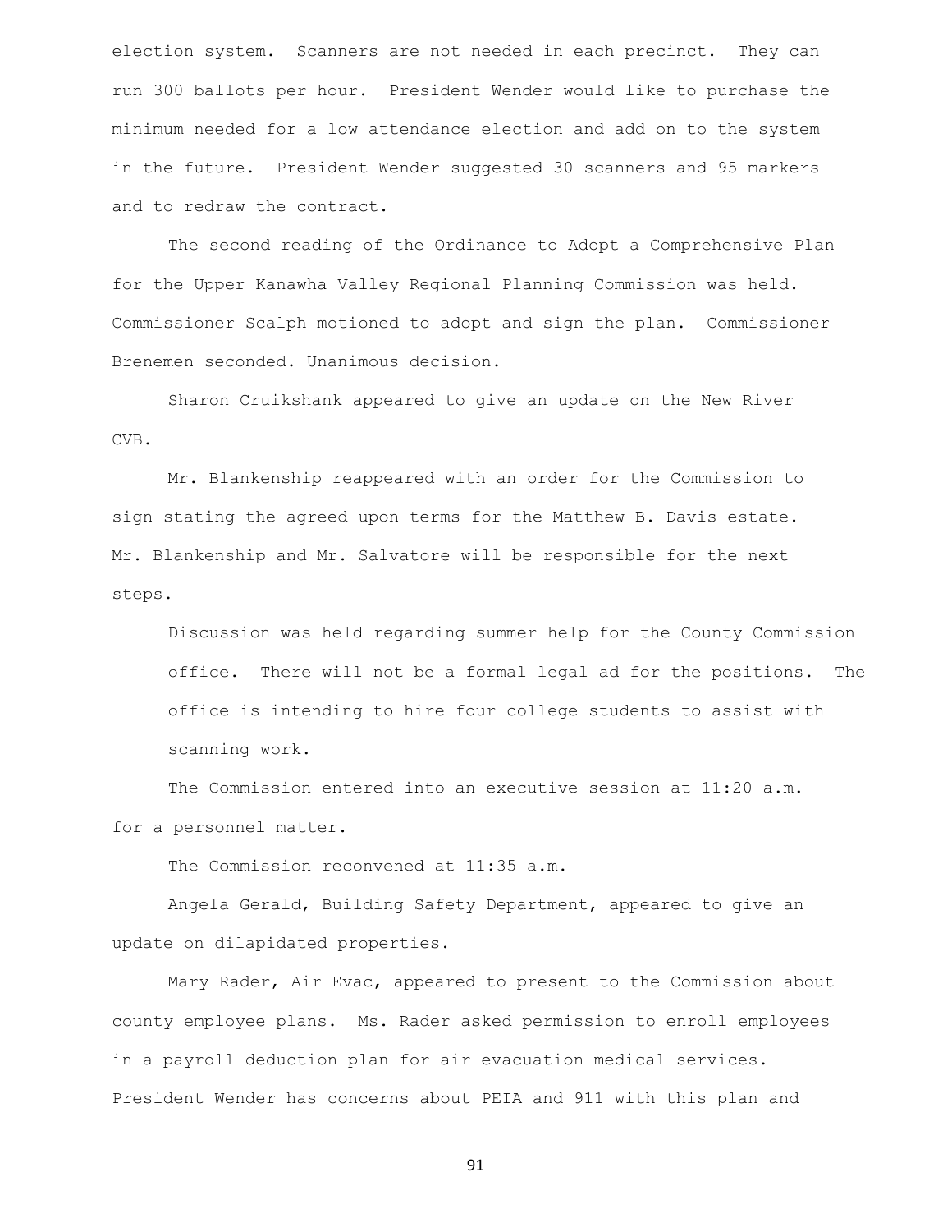election system. Scanners are not needed in each precinct. They can run 300 ballots per hour. President Wender would like to purchase the minimum needed for a low attendance election and add on to the system in the future. President Wender suggested 30 scanners and 95 markers and to redraw the contract.

The second reading of the Ordinance to Adopt a Comprehensive Plan for the Upper Kanawha Valley Regional Planning Commission was held. Commissioner Scalph motioned to adopt and sign the plan. Commissioner Brenemen seconded. Unanimous decision.

Sharon Cruikshank appeared to give an update on the New River CVB.

Mr. Blankenship reappeared with an order for the Commission to sign stating the agreed upon terms for the Matthew B. Davis estate. Mr. Blankenship and Mr. Salvatore will be responsible for the next steps.

Discussion was held regarding summer help for the County Commission office. There will not be a formal legal ad for the positions. The office is intending to hire four college students to assist with scanning work.

The Commission entered into an executive session at 11:20 a.m. for a personnel matter.

The Commission reconvened at 11:35 a.m.

Angela Gerald, Building Safety Department, appeared to give an update on dilapidated properties.

Mary Rader, Air Evac, appeared to present to the Commission about county employee plans. Ms. Rader asked permission to enroll employees in a payroll deduction plan for air evacuation medical services. President Wender has concerns about PEIA and 911 with this plan and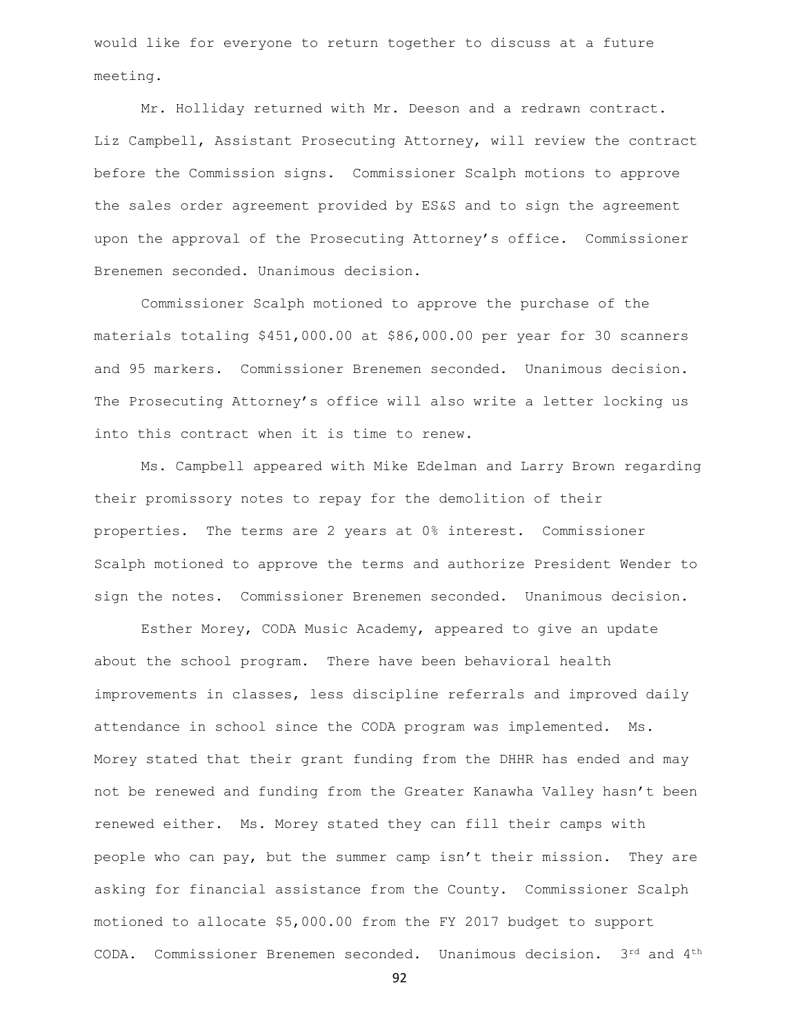would like for everyone to return together to discuss at a future meeting.

Mr. Holliday returned with Mr. Deeson and a redrawn contract. Liz Campbell, Assistant Prosecuting Attorney, will review the contract before the Commission signs. Commissioner Scalph motions to approve the sales order agreement provided by ES&S and to sign the agreement upon the approval of the Prosecuting Attorney's office. Commissioner Brenemen seconded. Unanimous decision.

Commissioner Scalph motioned to approve the purchase of the materials totaling $451,000.00 at $86,000.00 per year for 30 scanners and 95 markers. Commissioner Brenemen seconded. Unanimous decision. The Prosecuting Attorney's office will also write a letter locking us into this contract when it is time to renew.

Ms. Campbell appeared with Mike Edelman and Larry Brown regarding their promissory notes to repay for the demolition of their properties. The terms are 2 years at 0% interest. Commissioner Scalph motioned to approve the terms and authorize President Wender to sign the notes. Commissioner Brenemen seconded. Unanimous decision.

Esther Morey, CODA Music Academy, appeared to give an update about the school program. There have been behavioral health improvements in classes, less discipline referrals and improved daily attendance in school since the CODA program was implemented. Ms. Morey stated that their grant funding from the DHHR has ended and may not be renewed and funding from the Greater Kanawha Valley hasn't been renewed either. Ms. Morey stated they can fill their camps with people who can pay, but the summer camp isn't their mission. They are asking for financial assistance from the County. Commissioner Scalph motioned to allocate $5,000.00 from the FY 2017 budget to support CODA. Commissioner Brenemen seconded. Unanimous decision. 3rd and 4th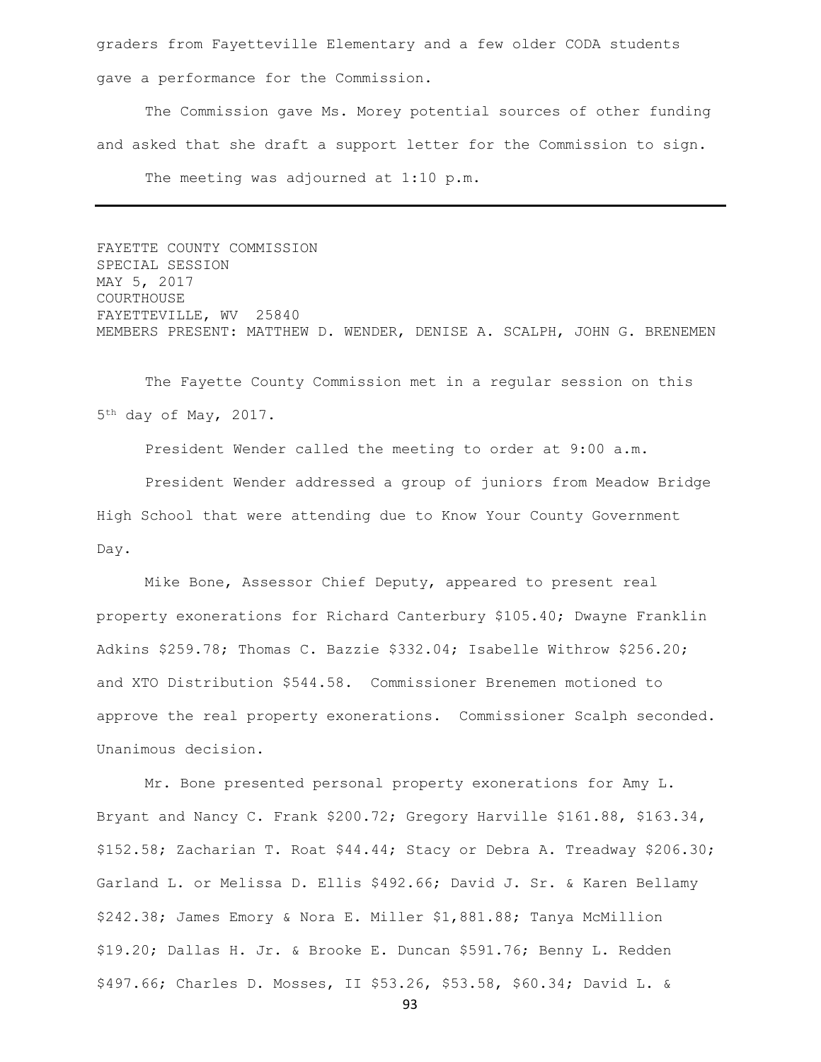graders from Fayetteville Elementary and a few older CODA students gave a performance for the Commission.

The Commission gave Ms. Morey potential sources of other funding and asked that she draft a support letter for the Commission to sign.

The meeting was adjourned at 1:10 p.m.

---

FAYETTE COUNTY COMMISSION
SPECIAL SESSION
MAY 5, 2017
COURTHOUSE
FAYETTEVILLE, WV 25840
MEMBERS PRESENT: MATTHEW D. WENDER, DENISE A. SCALPH, JOHN G. BRENEMEN

The Fayette County Commission met in a regular session on this 5th day of May, 2017.

President Wender called the meeting to order at 9:00 a.m.

President Wender addressed a group of juniors from Meadow Bridge High School that were attending due to Know Your County Government Day.

Mike Bone, Assessor Chief Deputy, appeared to present real property exonerations for Richard Canterbury $105.40; Dwayne Franklin Adkins $259.78; Thomas C. Bazzie $332.04; Isabelle Withrow $256.20; and XTO Distribution $544.58. Commissioner Brenemen motioned to approve the real property exonerations. Commissioner Scalph seconded. Unanimous decision.

Mr. Bone presented personal property exonerations for Amy L. Bryant and Nancy C. Frank $200.72; Gregory Harville $161.88, $163.34, $152.58; Zacharian T. Roat $44.44; Stacy or Debra A. Treadway $206.30; Garland L. or Melissa D. Ellis $492.66; David J. Sr. & Karen Bellamy $242.38; James Emory & Nora E. Miller $1,881.88; Tanya McMillion $19.20; Dallas H. Jr. & Brooke E. Duncan $591.76; Benny L. Redden $497.66; Charles D. Mosses, II $53.26, $53.58, $60.34; David L. &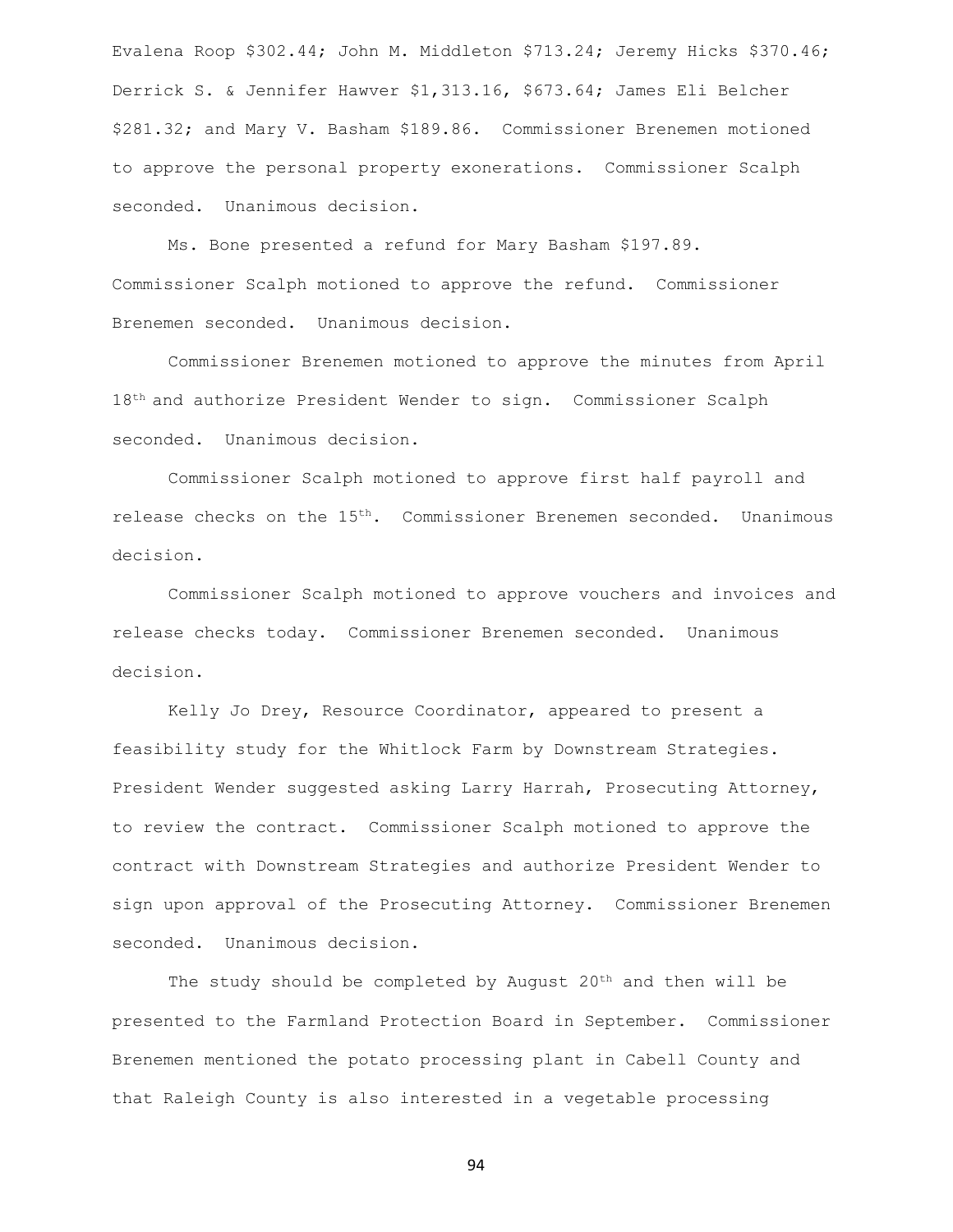Evalena Roop $302.44; John M. Middleton $713.24; Jeremy Hicks $370.46; Derrick S. & Jennifer Hawver $1,313.16, $673.64; James Eli Belcher $281.32; and Mary V. Basham $189.86. Commissioner Brenemen motioned to approve the personal property exonerations. Commissioner Scalph seconded. Unanimous decision.

Ms. Bone presented a refund for Mary Basham $197.89. Commissioner Scalph motioned to approve the refund. Commissioner Brenemen seconded. Unanimous decision.

Commissioner Brenemen motioned to approve the minutes from April 18th and authorize President Wender to sign. Commissioner Scalph seconded. Unanimous decision.

Commissioner Scalph motioned to approve first half payroll and release checks on the 15th. Commissioner Brenemen seconded. Unanimous decision.

Commissioner Scalph motioned to approve vouchers and invoices and release checks today. Commissioner Brenemen seconded. Unanimous decision.

Kelly Jo Drey, Resource Coordinator, appeared to present a feasibility study for the Whitlock Farm by Downstream Strategies. President Wender suggested asking Larry Harrah, Prosecuting Attorney, to review the contract. Commissioner Scalph motioned to approve the contract with Downstream Strategies and authorize President Wender to sign upon approval of the Prosecuting Attorney. Commissioner Brenemen seconded. Unanimous decision.

The study should be completed by August 20th and then will be presented to the Farmland Protection Board in September. Commissioner Brenemen mentioned the potato processing plant in Cabell County and that Raleigh County is also interested in a vegetable processing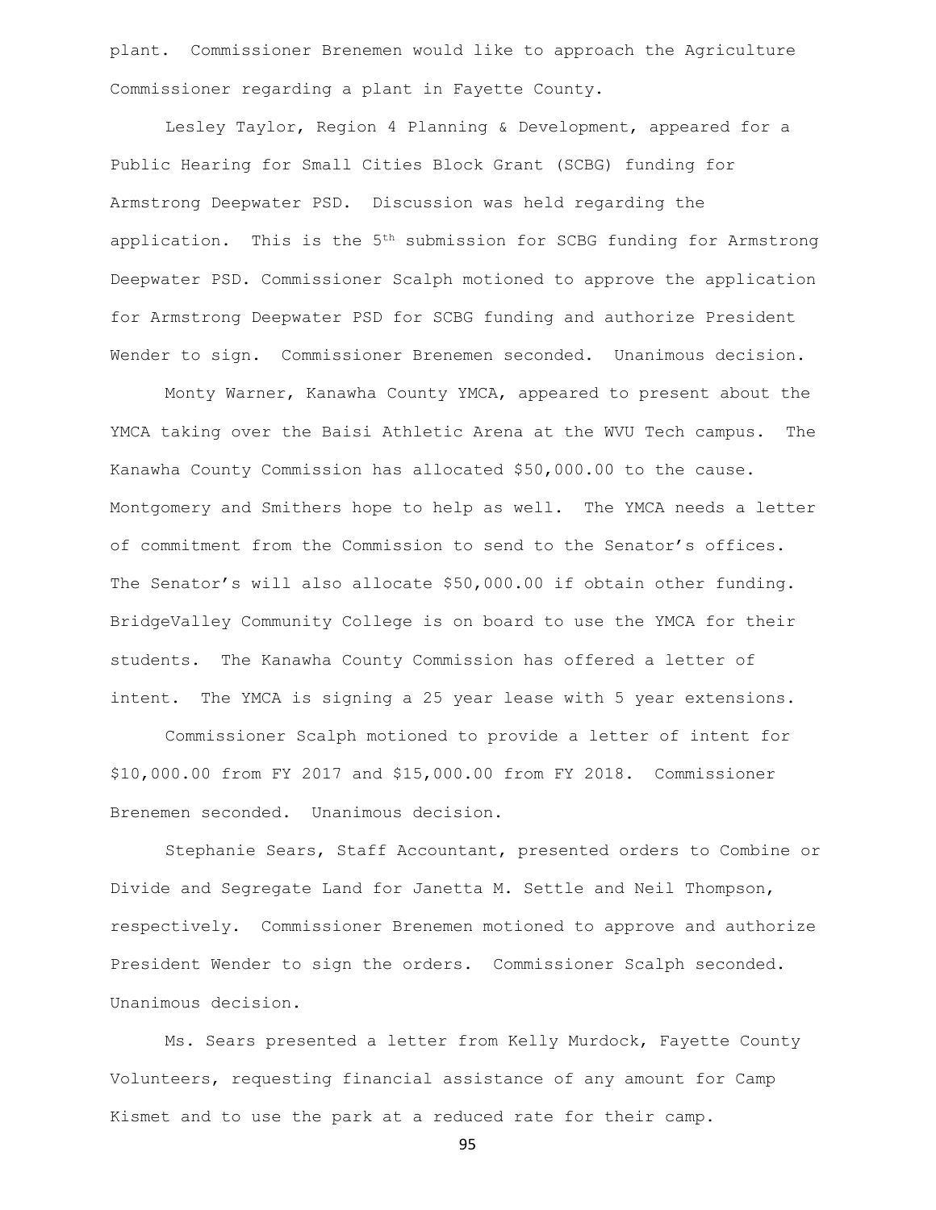plant. Commissioner Brenemen would like to approach the Agriculture Commissioner regarding a plant in Fayette County.

Lesley Taylor, Region 4 Planning & Development, appeared for a Public Hearing for Small Cities Block Grant (SCBG) funding for Armstrong Deepwater PSD. Discussion was held regarding the application. This is the 5th submission for SCBG funding for Armstrong Deepwater PSD. Commissioner Scalph motioned to approve the application for Armstrong Deepwater PSD for SCBG funding and authorize President Wender to sign. Commissioner Brenemen seconded. Unanimous decision.

Monty Warner, Kanawha County YMCA, appeared to present about the YMCA taking over the Baisi Athletic Arena at the WVU Tech campus. The Kanawha County Commission has allocated $50,000.00 to the cause. Montgomery and Smithers hope to help as well. The YMCA needs a letter of commitment from the Commission to send to the Senator's offices. The Senator's will also allocate $50,000.00 if obtain other funding. BridgeValley Community College is on board to use the YMCA for their students. The Kanawha County Commission has offered a letter of intent. The YMCA is signing a 25 year lease with 5 year extensions.

Commissioner Scalph motioned to provide a letter of intent for $10,000.00 from FY 2017 and $15,000.00 from FY 2018. Commissioner Brenemen seconded. Unanimous decision.

Stephanie Sears, Staff Accountant, presented orders to Combine or Divide and Segregate Land for Janetta M. Settle and Neil Thompson, respectively. Commissioner Brenemen motioned to approve and authorize President Wender to sign the orders. Commissioner Scalph seconded. Unanimous decision.

Ms. Sears presented a letter from Kelly Murdock, Fayette County Volunteers, requesting financial assistance of any amount for Camp Kismet and to use the park at a reduced rate for their camp.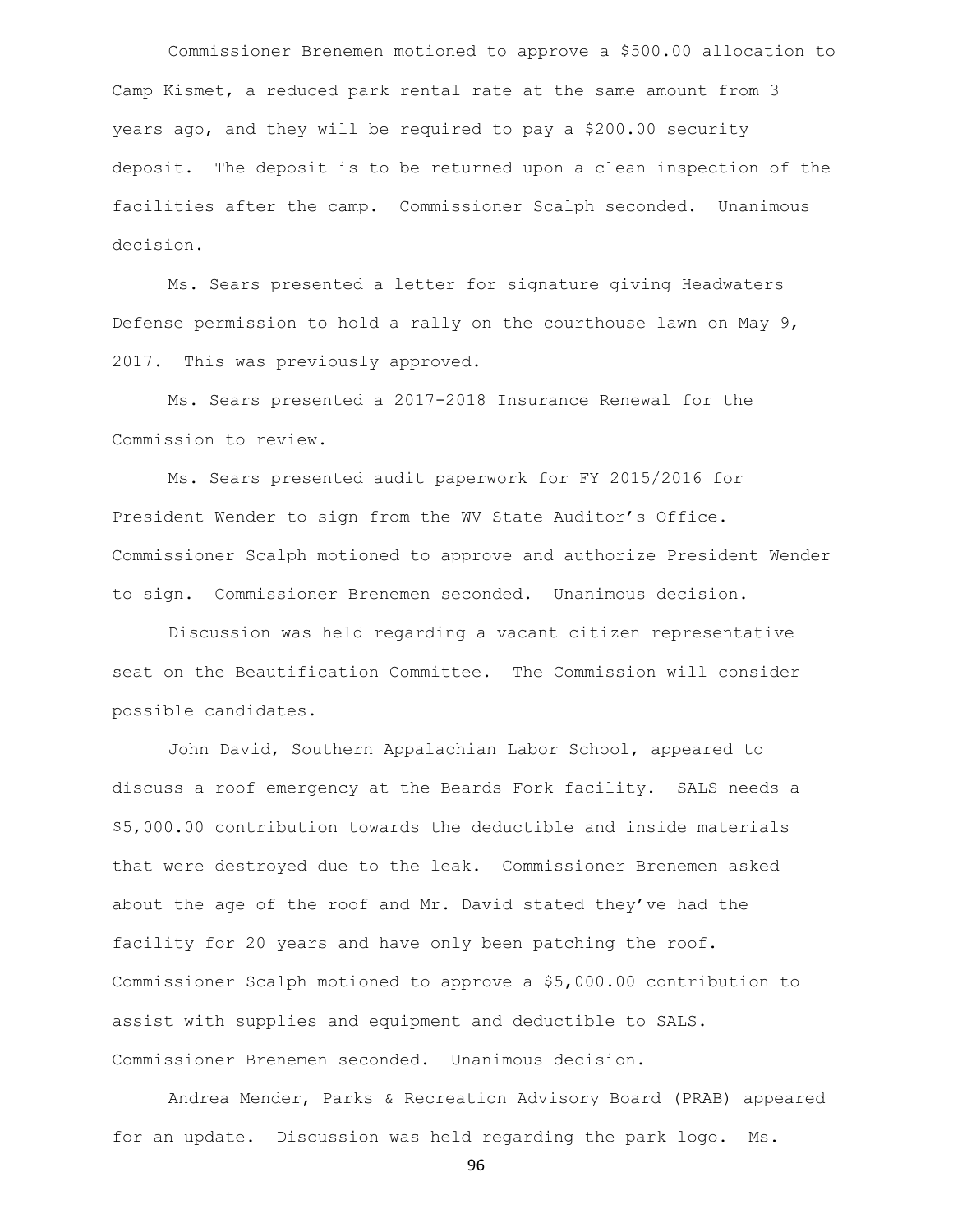Commissioner Brenemen motioned to approve a $500.00 allocation to Camp Kismet, a reduced park rental rate at the same amount from 3 years ago, and they will be required to pay a $200.00 security deposit. The deposit is to be returned upon a clean inspection of the facilities after the camp. Commissioner Scalph seconded. Unanimous decision.

Ms. Sears presented a letter for signature giving Headwaters Defense permission to hold a rally on the courthouse lawn on May 9, 2017. This was previously approved.

Ms. Sears presented a 2017-2018 Insurance Renewal for the Commission to review.

Ms. Sears presented audit paperwork for FY 2015/2016 for President Wender to sign from the WV State Auditor's Office. Commissioner Scalph motioned to approve and authorize President Wender to sign. Commissioner Brenemen seconded. Unanimous decision.

Discussion was held regarding a vacant citizen representative seat on the Beautification Committee. The Commission will consider possible candidates.

John David, Southern Appalachian Labor School, appeared to discuss a roof emergency at the Beards Fork facility. SALS needs a $5,000.00 contribution towards the deductible and inside materials that were destroyed due to the leak. Commissioner Brenemen asked about the age of the roof and Mr. David stated they've had the facility for 20 years and have only been patching the roof. Commissioner Scalph motioned to approve a $5,000.00 contribution to assist with supplies and equipment and deductible to SALS. Commissioner Brenemen seconded. Unanimous decision.

Andrea Mender, Parks & Recreation Advisory Board (PRAB) appeared for an update. Discussion was held regarding the park logo. Ms.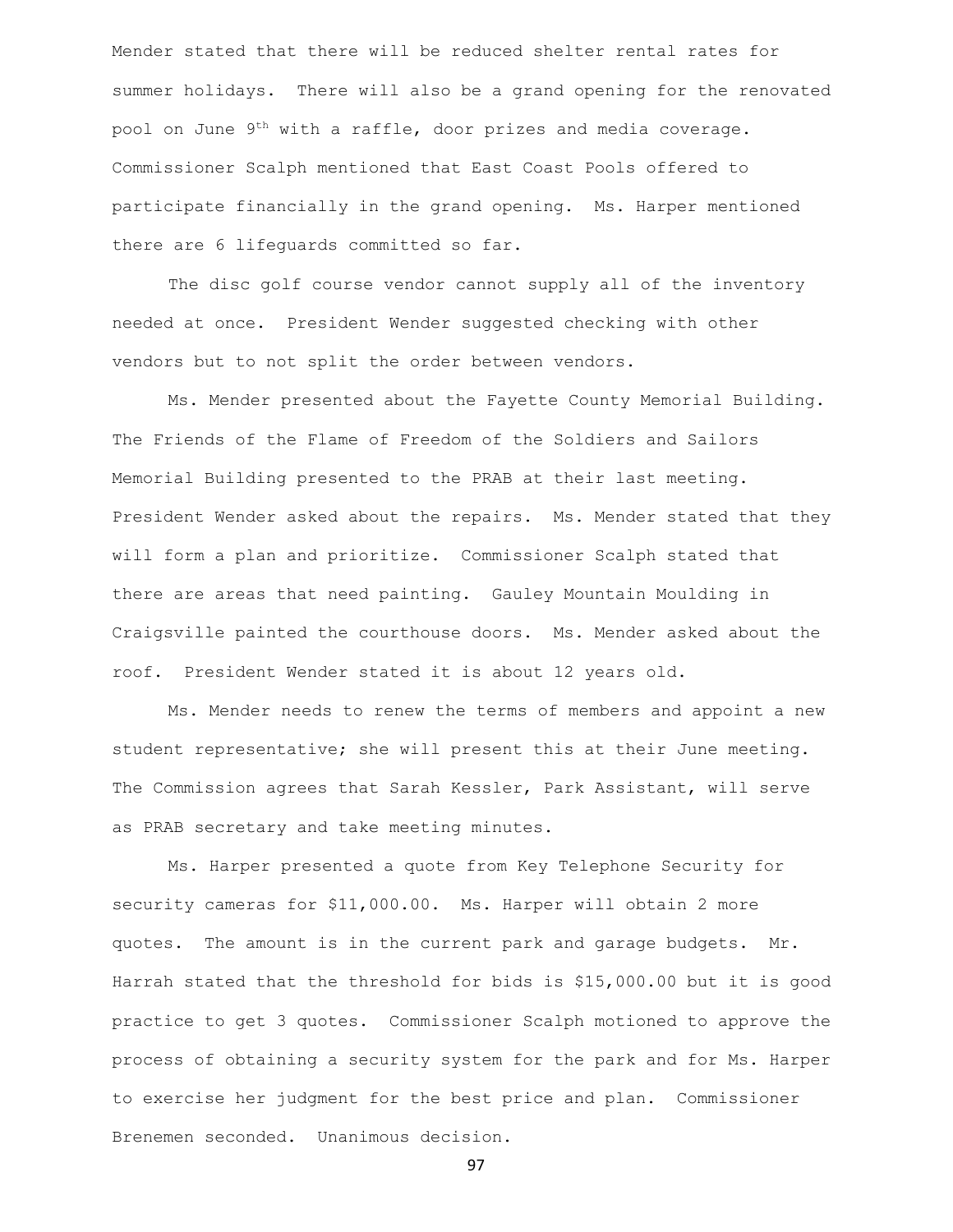Mender stated that there will be reduced shelter rental rates for summer holidays. There will also be a grand opening for the renovated pool on June 9th with a raffle, door prizes and media coverage. Commissioner Scalph mentioned that East Coast Pools offered to participate financially in the grand opening. Ms. Harper mentioned there are 6 lifeguards committed so far.

The disc golf course vendor cannot supply all of the inventory needed at once. President Wender suggested checking with other vendors but to not split the order between vendors.

Ms. Mender presented about the Fayette County Memorial Building. The Friends of the Flame of Freedom of the Soldiers and Sailors Memorial Building presented to the PRAB at their last meeting. President Wender asked about the repairs. Ms. Mender stated that they will form a plan and prioritize. Commissioner Scalph stated that there are areas that need painting. Gauley Mountain Moulding in Craigsville painted the courthouse doors. Ms. Mender asked about the roof. President Wender stated it is about 12 years old.

Ms. Mender needs to renew the terms of members and appoint a new student representative; she will present this at their June meeting. The Commission agrees that Sarah Kessler, Park Assistant, will serve as PRAB secretary and take meeting minutes.

Ms. Harper presented a quote from Key Telephone Security for security cameras for $11,000.00. Ms. Harper will obtain 2 more quotes. The amount is in the current park and garage budgets. Mr. Harrah stated that the threshold for bids is $15,000.00 but it is good practice to get 3 quotes. Commissioner Scalph motioned to approve the process of obtaining a security system for the park and for Ms. Harper to exercise her judgment for the best price and plan. Commissioner Brenemen seconded. Unanimous decision.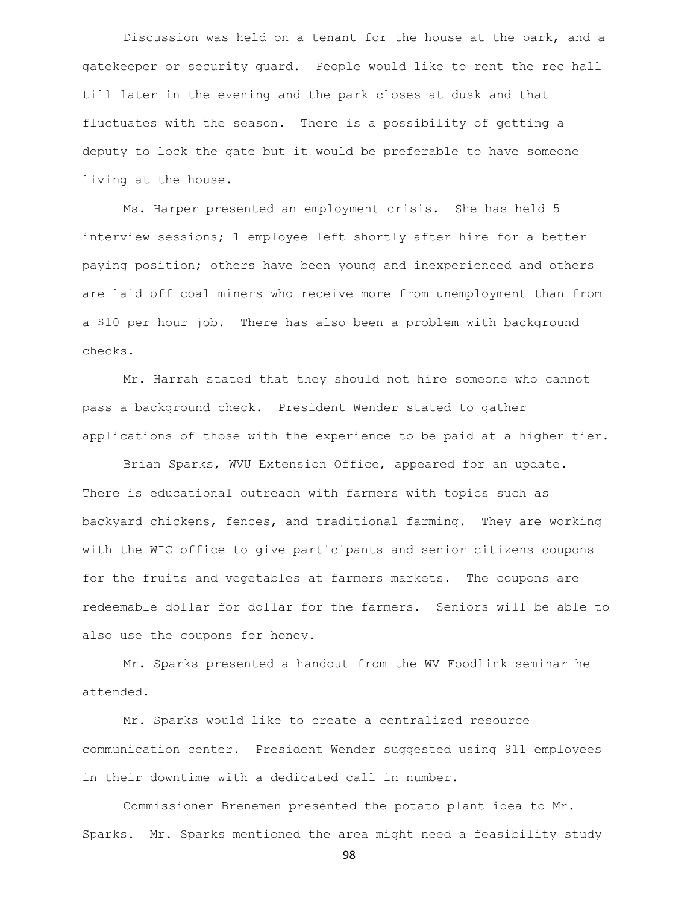Discussion was held on a tenant for the house at the park, and a gatekeeper or security guard. People would like to rent the rec hall till later in the evening and the park closes at dusk and that fluctuates with the season. There is a possibility of getting a deputy to lock the gate but it would be preferable to have someone living at the house.

Ms. Harper presented an employment crisis. She has held 5 interview sessions; 1 employee left shortly after hire for a better paying position; others have been young and inexperienced and others are laid off coal miners who receive more from unemployment than from a $10 per hour job. There has also been a problem with background checks.

Mr. Harrah stated that they should not hire someone who cannot pass a background check. President Wender stated to gather applications of those with the experience to be paid at a higher tier.

Brian Sparks, WVU Extension Office, appeared for an update. There is educational outreach with farmers with topics such as backyard chickens, fences, and traditional farming. They are working with the WIC office to give participants and senior citizens coupons for the fruits and vegetables at farmers markets. The coupons are redeemable dollar for dollar for the farmers. Seniors will be able to also use the coupons for honey.

Mr. Sparks presented a handout from the WV Foodlink seminar he attended.

Mr. Sparks would like to create a centralized resource communication center. President Wender suggested using 911 employees in their downtime with a dedicated call in number.

Commissioner Brenemen presented the potato plant idea to Mr. Sparks. Mr. Sparks mentioned the area might need a feasibility study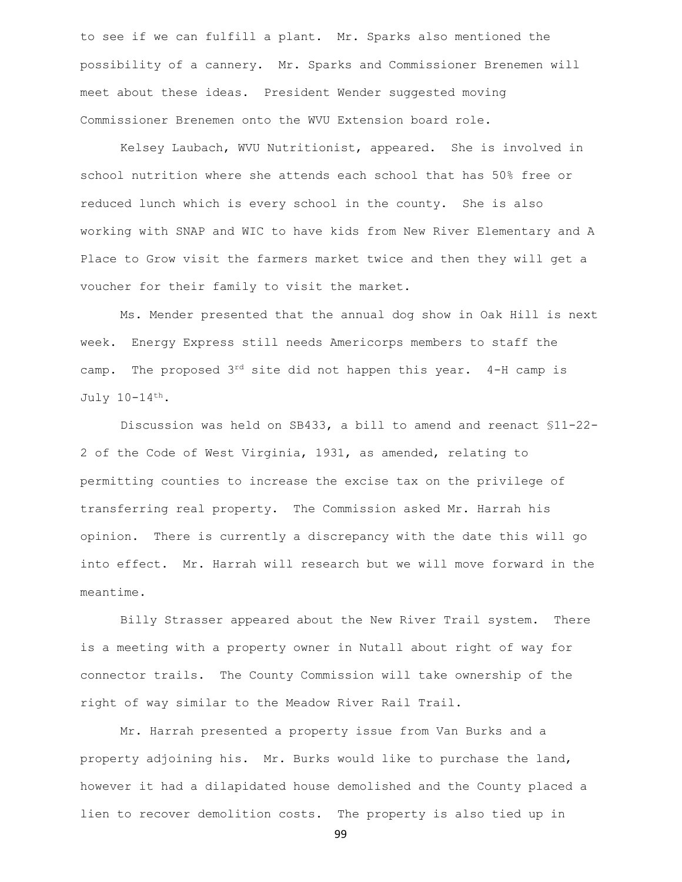to see if we can fulfill a plant. Mr. Sparks also mentioned the possibility of a cannery. Mr. Sparks and Commissioner Brenemen will meet about these ideas. President Wender suggested moving Commissioner Brenemen onto the WVU Extension board role.

Kelsey Laubach, WVU Nutritionist, appeared. She is involved in school nutrition where she attends each school that has 50% free or reduced lunch which is every school in the county. She is also working with SNAP and WIC to have kids from New River Elementary and A Place to Grow visit the farmers market twice and then they will get a voucher for their family to visit the market.

Ms. Mender presented that the annual dog show in Oak Hill is next week. Energy Express still needs Americorps members to staff the camp. The proposed 3rd site did not happen this year. 4-H camp is July 10-14th.

Discussion was held on SB433, a bill to amend and reenact §11-22-2 of the Code of West Virginia, 1931, as amended, relating to permitting counties to increase the excise tax on the privilege of transferring real property. The Commission asked Mr. Harrah his opinion. There is currently a discrepancy with the date this will go into effect. Mr. Harrah will research but we will move forward in the meantime.

Billy Strasser appeared about the New River Trail system. There is a meeting with a property owner in Nutall about right of way for connector trails. The County Commission will take ownership of the right of way similar to the Meadow River Rail Trail.

Mr. Harrah presented a property issue from Van Burks and a property adjoining his. Mr. Burks would like to purchase the land, however it had a dilapidated house demolished and the County placed a lien to recover demolition costs. The property is also tied up in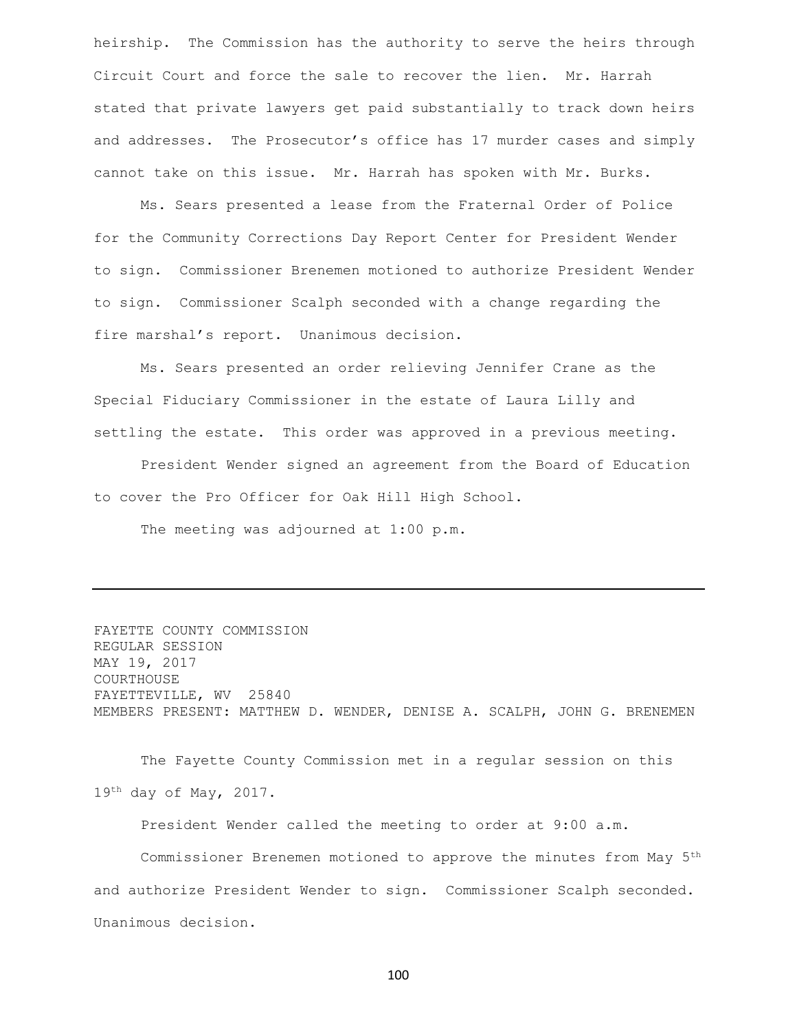heirship. The Commission has the authority to serve the heirs through Circuit Court and force the sale to recover the lien. Mr. Harrah stated that private lawyers get paid substantially to track down heirs and addresses. The Prosecutor's office has 17 murder cases and simply cannot take on this issue. Mr. Harrah has spoken with Mr. Burks.

Ms. Sears presented a lease from the Fraternal Order of Police for the Community Corrections Day Report Center for President Wender to sign. Commissioner Brenemen motioned to authorize President Wender to sign. Commissioner Scalph seconded with a change regarding the fire marshal's report. Unanimous decision.

Ms. Sears presented an order relieving Jennifer Crane as the Special Fiduciary Commissioner in the estate of Laura Lilly and settling the estate. This order was approved in a previous meeting.

President Wender signed an agreement from the Board of Education to cover the Pro Officer for Oak Hill High School.

The meeting was adjourned at 1:00 p.m.

---

FAYETTE COUNTY COMMISSION
REGULAR SESSION
MAY 19, 2017
COURTHOUSE
FAYETTEVILLE, WV 25840
MEMBERS PRESENT: MATTHEW D. WENDER, DENISE A. SCALPH, JOHN G. BRENEMEN

The Fayette County Commission met in a regular session on this 19th day of May, 2017.

President Wender called the meeting to order at 9:00 a.m.

Commissioner Brenemen motioned to approve the minutes from May 5th and authorize President Wender to sign. Commissioner Scalph seconded. Unanimous decision.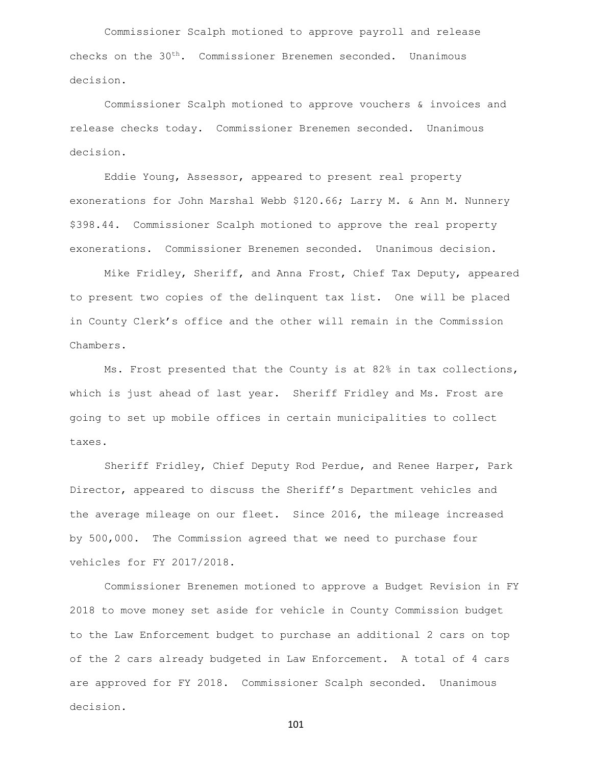Commissioner Scalph motioned to approve payroll and release checks on the 30th. Commissioner Brenemen seconded. Unanimous decision.

Commissioner Scalph motioned to approve vouchers & invoices and release checks today. Commissioner Brenemen seconded. Unanimous decision.

Eddie Young, Assessor, appeared to present real property exonerations for John Marshal Webb $120.66; Larry M. & Ann M. Nunnery $398.44. Commissioner Scalph motioned to approve the real property exonerations. Commissioner Brenemen seconded. Unanimous decision.

Mike Fridley, Sheriff, and Anna Frost, Chief Tax Deputy, appeared to present two copies of the delinquent tax list. One will be placed in County Clerk's office and the other will remain in the Commission Chambers.

Ms. Frost presented that the County is at 82% in tax collections, which is just ahead of last year. Sheriff Fridley and Ms. Frost are going to set up mobile offices in certain municipalities to collect taxes.

Sheriff Fridley, Chief Deputy Rod Perdue, and Renee Harper, Park Director, appeared to discuss the Sheriff's Department vehicles and the average mileage on our fleet. Since 2016, the mileage increased by 500,000. The Commission agreed that we need to purchase four vehicles for FY 2017/2018.

Commissioner Brenemen motioned to approve a Budget Revision in FY 2018 to move money set aside for vehicle in County Commission budget to the Law Enforcement budget to purchase an additional 2 cars on top of the 2 cars already budgeted in Law Enforcement. A total of 4 cars are approved for FY 2018. Commissioner Scalph seconded. Unanimous decision.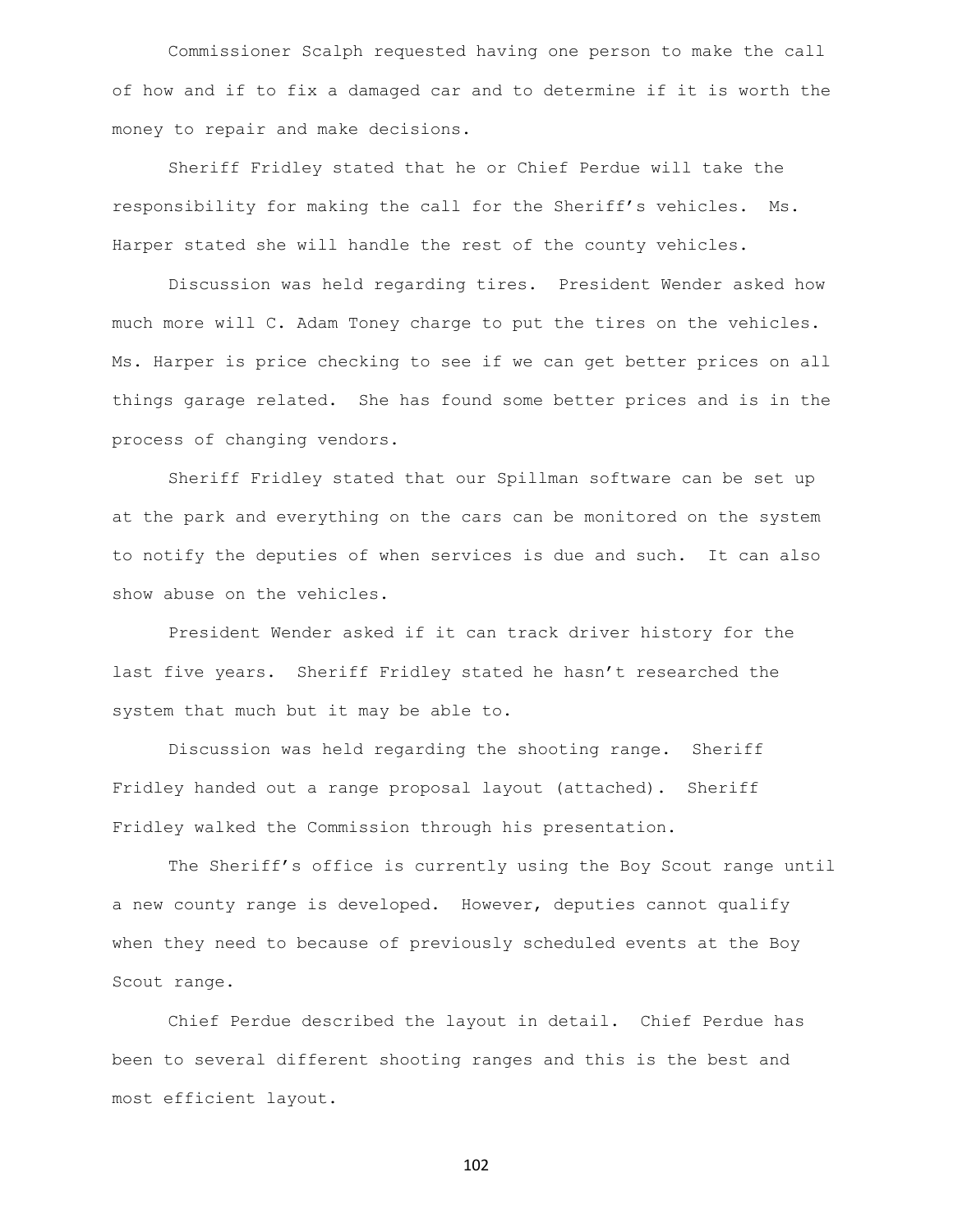Commissioner Scalph requested having one person to make the call of how and if to fix a damaged car and to determine if it is worth the money to repair and make decisions.

Sheriff Fridley stated that he or Chief Perdue will take the responsibility for making the call for the Sheriff's vehicles. Ms. Harper stated she will handle the rest of the county vehicles.

Discussion was held regarding tires. President Wender asked how much more will C. Adam Toney charge to put the tires on the vehicles. Ms. Harper is price checking to see if we can get better prices on all things garage related. She has found some better prices and is in the process of changing vendors.

Sheriff Fridley stated that our Spillman software can be set up at the park and everything on the cars can be monitored on the system to notify the deputies of when services is due and such. It can also show abuse on the vehicles.

President Wender asked if it can track driver history for the last five years. Sheriff Fridley stated he hasn't researched the system that much but it may be able to.

Discussion was held regarding the shooting range. Sheriff Fridley handed out a range proposal layout (attached). Sheriff Fridley walked the Commission through his presentation.

The Sheriff's office is currently using the Boy Scout range until a new county range is developed. However, deputies cannot qualify when they need to because of previously scheduled events at the Boy Scout range.

Chief Perdue described the layout in detail. Chief Perdue has been to several different shooting ranges and this is the best and most efficient layout.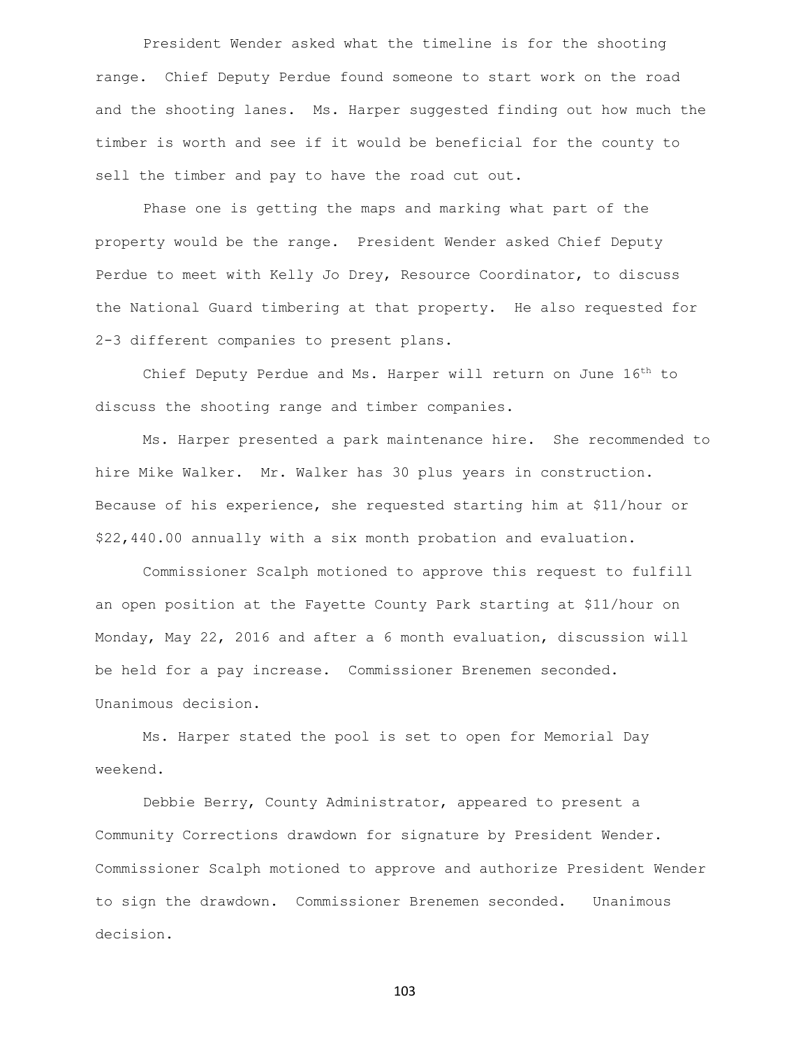President Wender asked what the timeline is for the shooting range. Chief Deputy Perdue found someone to start work on the road and the shooting lanes. Ms. Harper suggested finding out how much the timber is worth and see if it would be beneficial for the county to sell the timber and pay to have the road cut out.

Phase one is getting the maps and marking what part of the property would be the range. President Wender asked Chief Deputy Perdue to meet with Kelly Jo Drey, Resource Coordinator, to discuss the National Guard timbering at that property. He also requested for 2-3 different companies to present plans.

Chief Deputy Perdue and Ms. Harper will return on June 16th to discuss the shooting range and timber companies.

Ms. Harper presented a park maintenance hire. She recommended to hire Mike Walker. Mr. Walker has 30 plus years in construction. Because of his experience, she requested starting him at $11/hour or $22,440.00 annually with a six month probation and evaluation.

Commissioner Scalph motioned to approve this request to fulfill an open position at the Fayette County Park starting at $11/hour on Monday, May 22, 2016 and after a 6 month evaluation, discussion will be held for a pay increase. Commissioner Brenemen seconded. Unanimous decision.

Ms. Harper stated the pool is set to open for Memorial Day weekend.

Debbie Berry, County Administrator, appeared to present a Community Corrections drawdown for signature by President Wender. Commissioner Scalph motioned to approve and authorize President Wender to sign the drawdown. Commissioner Brenemen seconded. Unanimous decision.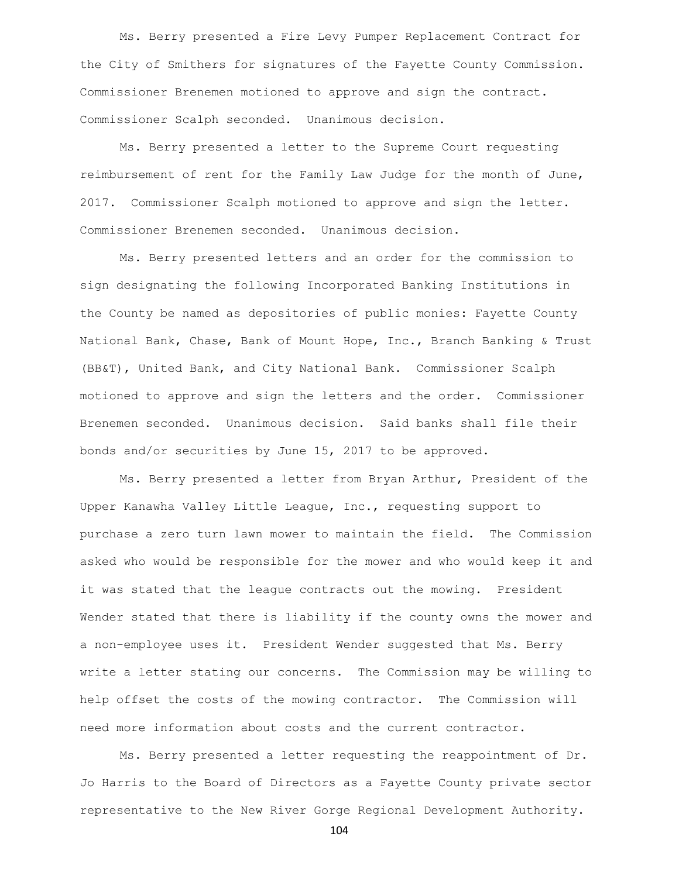Ms. Berry presented a Fire Levy Pumper Replacement Contract for the City of Smithers for signatures of the Fayette County Commission. Commissioner Brenemen motioned to approve and sign the contract. Commissioner Scalph seconded. Unanimous decision.

Ms. Berry presented a letter to the Supreme Court requesting reimbursement of rent for the Family Law Judge for the month of June, 2017. Commissioner Scalph motioned to approve and sign the letter. Commissioner Brenemen seconded. Unanimous decision.

Ms. Berry presented letters and an order for the commission to sign designating the following Incorporated Banking Institutions in the County be named as depositories of public monies: Fayette County National Bank, Chase, Bank of Mount Hope, Inc., Branch Banking & Trust (BB&T), United Bank, and City National Bank. Commissioner Scalph motioned to approve and sign the letters and the order. Commissioner Brenemen seconded. Unanimous decision. Said banks shall file their bonds and/or securities by June 15, 2017 to be approved.

Ms. Berry presented a letter from Bryan Arthur, President of the Upper Kanawha Valley Little League, Inc., requesting support to purchase a zero turn lawn mower to maintain the field. The Commission asked who would be responsible for the mower and who would keep it and it was stated that the league contracts out the mowing. President Wender stated that there is liability if the county owns the mower and a non-employee uses it. President Wender suggested that Ms. Berry write a letter stating our concerns. The Commission may be willing to help offset the costs of the mowing contractor. The Commission will need more information about costs and the current contractor.

Ms. Berry presented a letter requesting the reappointment of Dr. Jo Harris to the Board of Directors as a Fayette County private sector representative to the New River Gorge Regional Development Authority.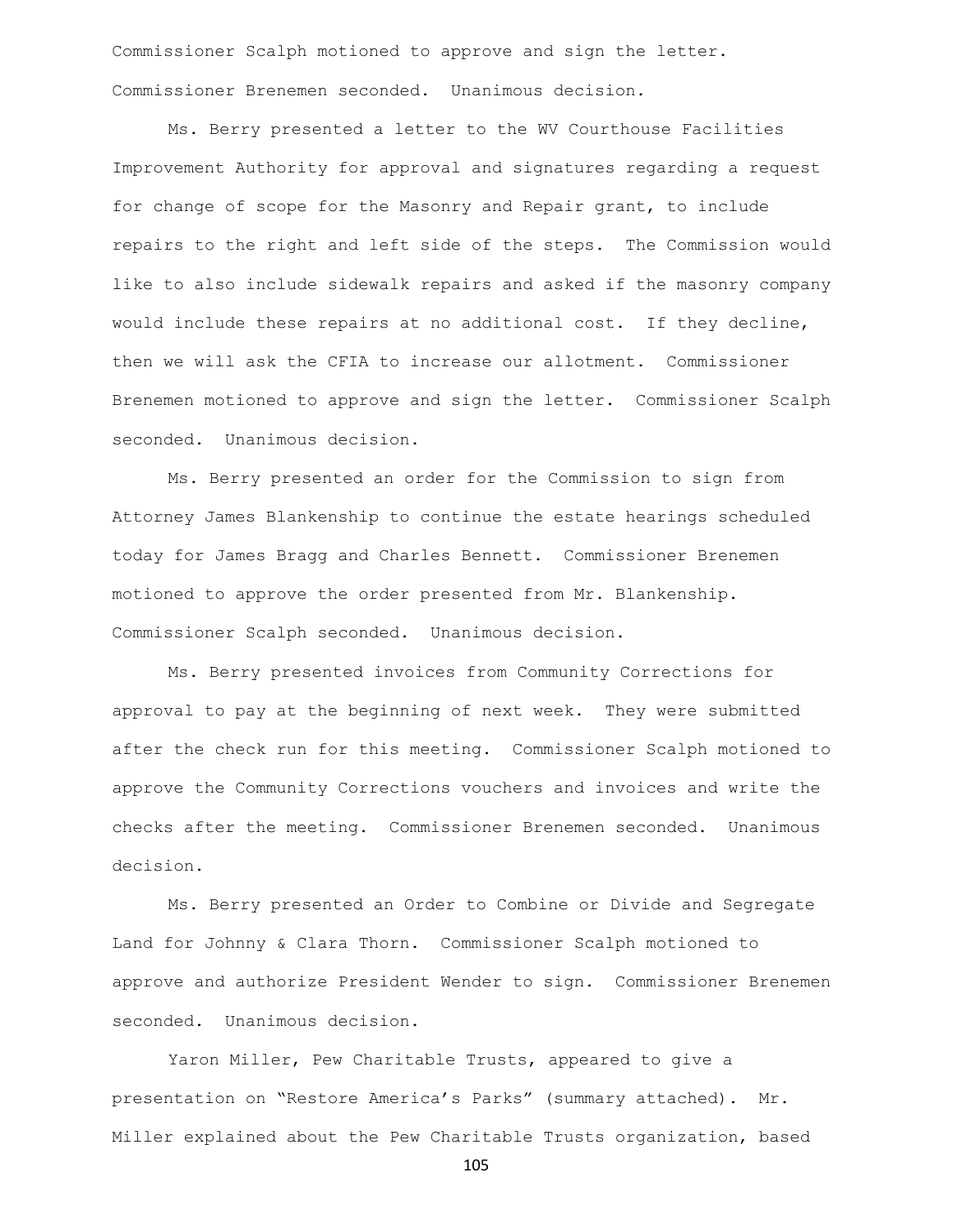Commissioner Scalph motioned to approve and sign the letter. Commissioner Brenemen seconded. Unanimous decision.

Ms. Berry presented a letter to the WV Courthouse Facilities Improvement Authority for approval and signatures regarding a request for change of scope for the Masonry and Repair grant, to include repairs to the right and left side of the steps. The Commission would like to also include sidewalk repairs and asked if the masonry company would include these repairs at no additional cost. If they decline, then we will ask the CFIA to increase our allotment. Commissioner Brenemen motioned to approve and sign the letter. Commissioner Scalph seconded. Unanimous decision.

Ms. Berry presented an order for the Commission to sign from Attorney James Blankenship to continue the estate hearings scheduled today for James Bragg and Charles Bennett. Commissioner Brenemen motioned to approve the order presented from Mr. Blankenship. Commissioner Scalph seconded. Unanimous decision.

Ms. Berry presented invoices from Community Corrections for approval to pay at the beginning of next week. They were submitted after the check run for this meeting. Commissioner Scalph motioned to approve the Community Corrections vouchers and invoices and write the checks after the meeting. Commissioner Brenemen seconded. Unanimous decision.

Ms. Berry presented an Order to Combine or Divide and Segregate Land for Johnny & Clara Thorn. Commissioner Scalph motioned to approve and authorize President Wender to sign. Commissioner Brenemen seconded. Unanimous decision.

Yaron Miller, Pew Charitable Trusts, appeared to give a presentation on "Restore America's Parks" (summary attached). Mr. Miller explained about the Pew Charitable Trusts organization, based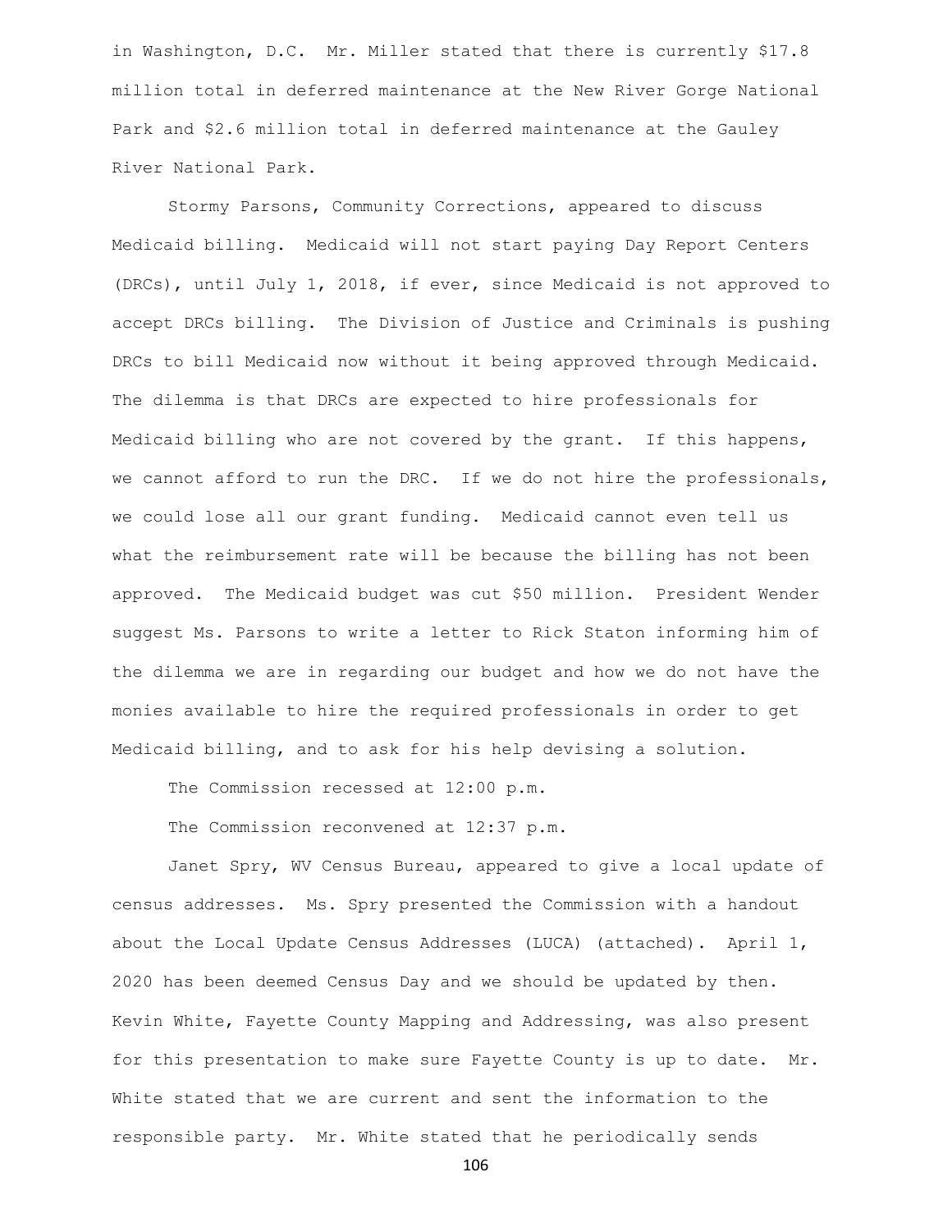in Washington, D.C. Mr. Miller stated that there is currently $17.8 million total in deferred maintenance at the New River Gorge National Park and $2.6 million total in deferred maintenance at the Gauley River National Park.

Stormy Parsons, Community Corrections, appeared to discuss Medicaid billing. Medicaid will not start paying Day Report Centers (DRCs), until July 1, 2018, if ever, since Medicaid is not approved to accept DRCs billing. The Division of Justice and Criminals is pushing DRCs to bill Medicaid now without it being approved through Medicaid. The dilemma is that DRCs are expected to hire professionals for Medicaid billing who are not covered by the grant. If this happens, we cannot afford to run the DRC. If we do not hire the professionals, we could lose all our grant funding. Medicaid cannot even tell us what the reimbursement rate will be because the billing has not been approved. The Medicaid budget was cut $50 million. President Wender suggest Ms. Parsons to write a letter to Rick Staton informing him of the dilemma we are in regarding our budget and how we do not have the monies available to hire the required professionals in order to get Medicaid billing, and to ask for his help devising a solution.

The Commission recessed at 12:00 p.m.

The Commission reconvened at 12:37 p.m.

Janet Spry, WV Census Bureau, appeared to give a local update of census addresses. Ms. Spry presented the Commission with a handout about the Local Update Census Addresses (LUCA) (attached). April 1, 2020 has been deemed Census Day and we should be updated by then. Kevin White, Fayette County Mapping and Addressing, was also present for this presentation to make sure Fayette County is up to date. Mr. White stated that we are current and sent the information to the responsible party. Mr. White stated that he periodically sends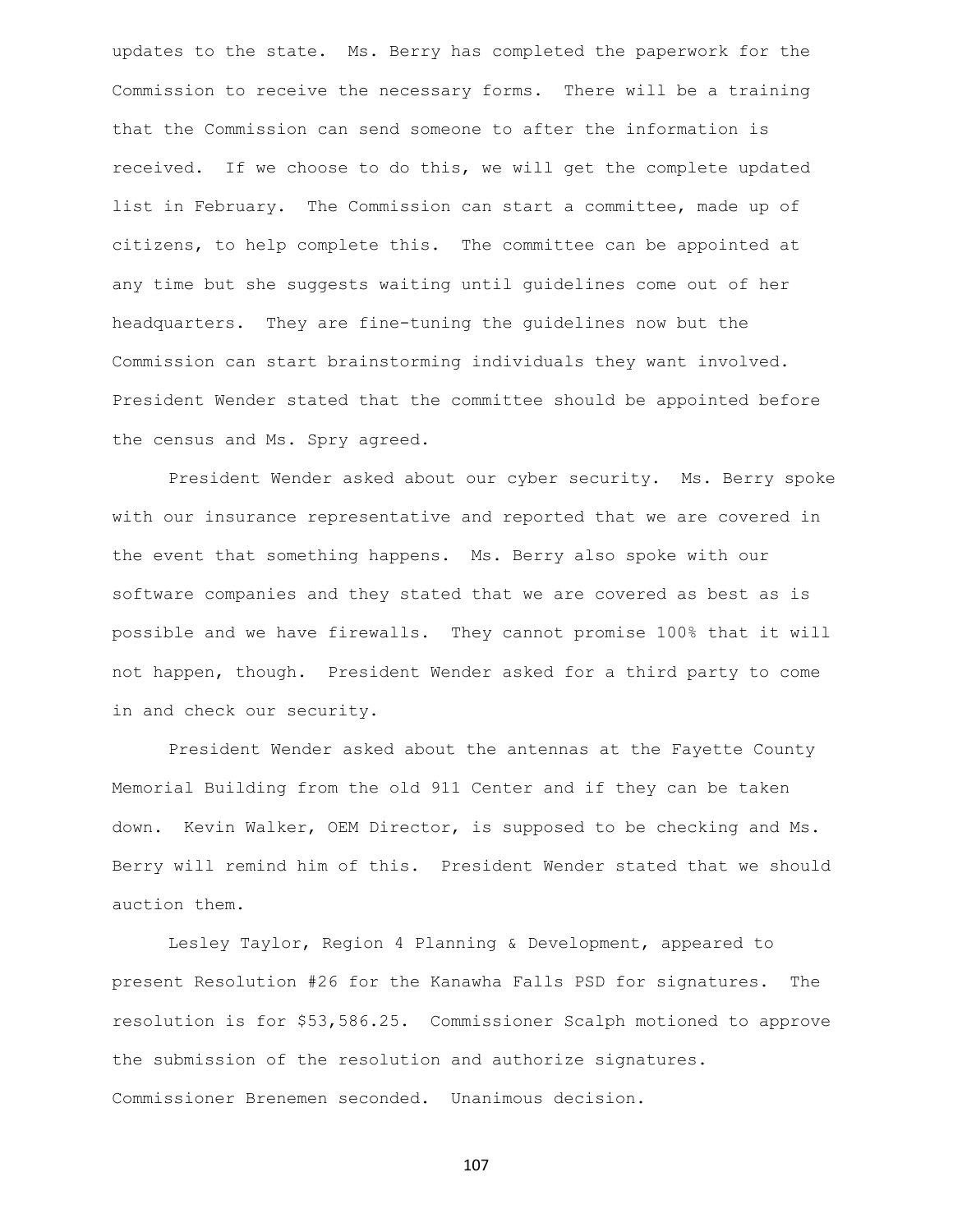updates to the state. Ms. Berry has completed the paperwork for the Commission to receive the necessary forms. There will be a training that the Commission can send someone to after the information is received. If we choose to do this, we will get the complete updated list in February. The Commission can start a committee, made up of citizens, to help complete this. The committee can be appointed at any time but she suggests waiting until guidelines come out of her headquarters. They are fine-tuning the guidelines now but the Commission can start brainstorming individuals they want involved. President Wender stated that the committee should be appointed before the census and Ms. Spry agreed.

President Wender asked about our cyber security. Ms. Berry spoke with our insurance representative and reported that we are covered in the event that something happens. Ms. Berry also spoke with our software companies and they stated that we are covered as best as is possible and we have firewalls. They cannot promise 100% that it will not happen, though. President Wender asked for a third party to come in and check our security.

President Wender asked about the antennas at the Fayette County Memorial Building from the old 911 Center and if they can be taken down. Kevin Walker, OEM Director, is supposed to be checking and Ms. Berry will remind him of this. President Wender stated that we should auction them.

Lesley Taylor, Region 4 Planning & Development, appeared to present Resolution #26 for the Kanawha Falls PSD for signatures. The resolution is for $53,586.25. Commissioner Scalph motioned to approve the submission of the resolution and authorize signatures. Commissioner Brenemen seconded. Unanimous decision.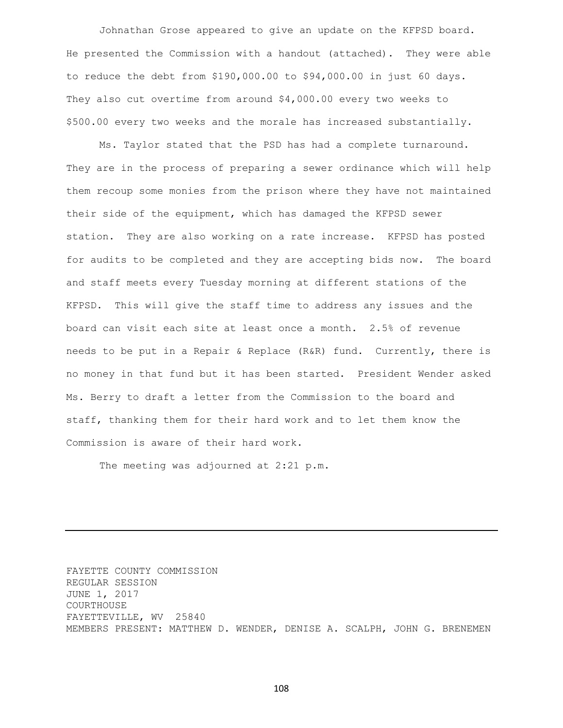Johnathan Grose appeared to give an update on the KFPSD board. He presented the Commission with a handout (attached). They were able to reduce the debt from $190,000.00 to $94,000.00 in just 60 days. They also cut overtime from around $4,000.00 every two weeks to $500.00 every two weeks and the morale has increased substantially.

Ms. Taylor stated that the PSD has had a complete turnaround. They are in the process of preparing a sewer ordinance which will help them recoup some monies from the prison where they have not maintained their side of the equipment, which has damaged the KFPSD sewer station. They are also working on a rate increase. KFPSD has posted for audits to be completed and they are accepting bids now. The board and staff meets every Tuesday morning at different stations of the KFPSD. This will give the staff time to address any issues and the board can visit each site at least once a month. 2.5% of revenue needs to be put in a Repair & Replace (R&R) fund. Currently, there is no money in that fund but it has been started. President Wender asked Ms. Berry to draft a letter from the Commission to the board and staff, thanking them for their hard work and to let them know the Commission is aware of their hard work.

The meeting was adjourned at 2:21 p.m.

---

FAYETTE COUNTY COMMISSION
REGULAR SESSION
JUNE 1, 2017
COURTHOUSE
FAYETTEVILLE, WV 25840
MEMBERS PRESENT: MATTHEW D. WENDER, DENISE A. SCALPH, JOHN G. BRENEMEN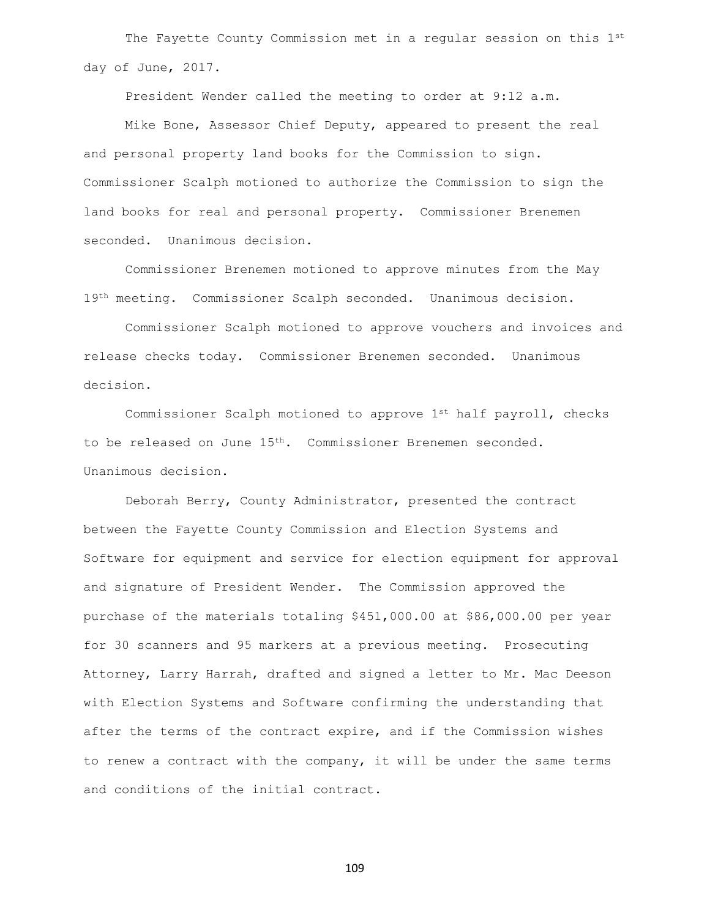The Fayette County Commission met in a regular session on this 1st day of June, 2017.

President Wender called the meeting to order at 9:12 a.m.

Mike Bone, Assessor Chief Deputy, appeared to present the real and personal property land books for the Commission to sign. Commissioner Scalph motioned to authorize the Commission to sign the land books for real and personal property. Commissioner Brenemen seconded. Unanimous decision.

Commissioner Brenemen motioned to approve minutes from the May 19th meeting. Commissioner Scalph seconded. Unanimous decision.

Commissioner Scalph motioned to approve vouchers and invoices and release checks today. Commissioner Brenemen seconded. Unanimous decision.

Commissioner Scalph motioned to approve 1st half payroll, checks to be released on June 15th. Commissioner Brenemen seconded. Unanimous decision.

Deborah Berry, County Administrator, presented the contract between the Fayette County Commission and Election Systems and Software for equipment and service for election equipment for approval and signature of President Wender. The Commission approved the purchase of the materials totaling $451,000.00 at $86,000.00 per year for 30 scanners and 95 markers at a previous meeting. Prosecuting Attorney, Larry Harrah, drafted and signed a letter to Mr. Mac Deeson with Election Systems and Software confirming the understanding that after the terms of the contract expire, and if the Commission wishes to renew a contract with the company, it will be under the same terms and conditions of the initial contract.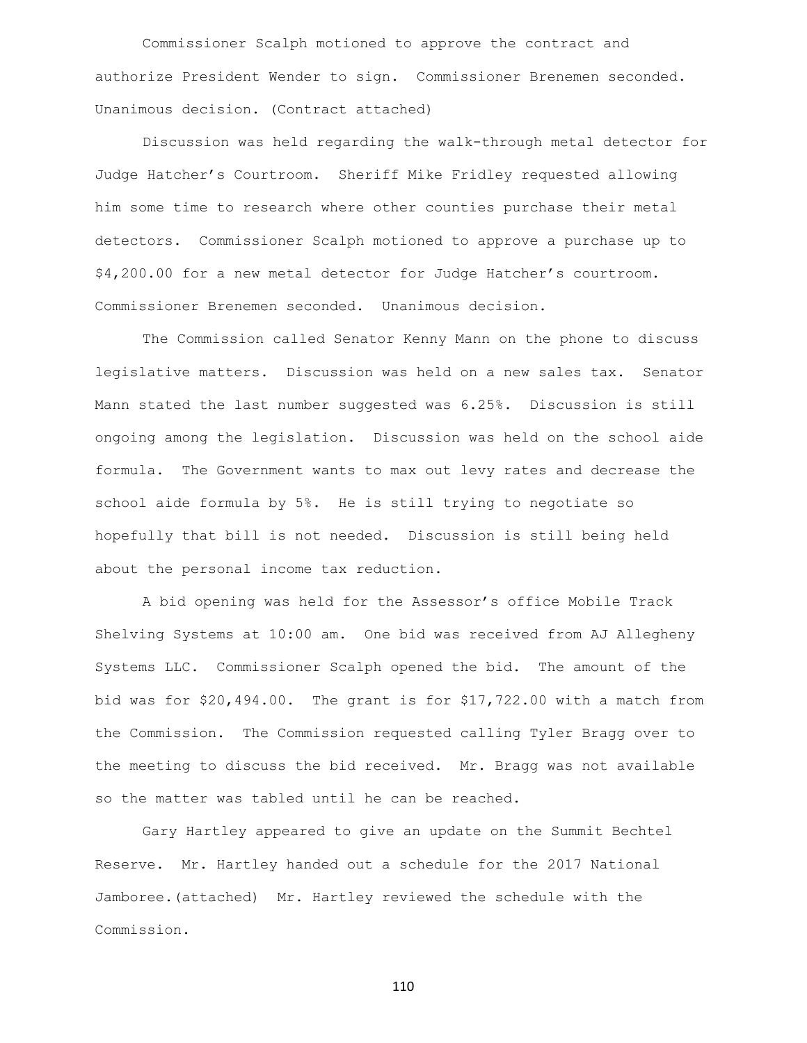Commissioner Scalph motioned to approve the contract and authorize President Wender to sign. Commissioner Brenemen seconded. Unanimous decision. (Contract attached)

Discussion was held regarding the walk-through metal detector for Judge Hatcher's Courtroom. Sheriff Mike Fridley requested allowing him some time to research where other counties purchase their metal detectors. Commissioner Scalph motioned to approve a purchase up to $4,200.00 for a new metal detector for Judge Hatcher's courtroom. Commissioner Brenemen seconded. Unanimous decision.

The Commission called Senator Kenny Mann on the phone to discuss legislative matters. Discussion was held on a new sales tax. Senator Mann stated the last number suggested was 6.25%. Discussion is still ongoing among the legislation. Discussion was held on the school aide formula. The Government wants to max out levy rates and decrease the school aide formula by 5%. He is still trying to negotiate so hopefully that bill is not needed. Discussion is still being held about the personal income tax reduction.

A bid opening was held for the Assessor's office Mobile Track Shelving Systems at 10:00 am. One bid was received from AJ Allegheny Systems LLC. Commissioner Scalph opened the bid. The amount of the bid was for $20,494.00. The grant is for $17,722.00 with a match from the Commission. The Commission requested calling Tyler Bragg over to the meeting to discuss the bid received. Mr. Bragg was not available so the matter was tabled until he can be reached.

Gary Hartley appeared to give an update on the Summit Bechtel Reserve. Mr. Hartley handed out a schedule for the 2017 National Jamboree.(attached) Mr. Hartley reviewed the schedule with the Commission.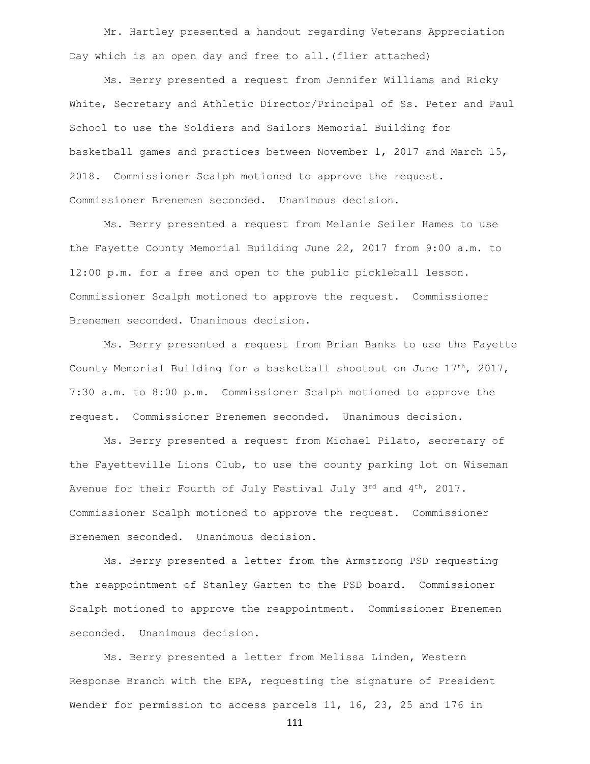Mr. Hartley presented a handout regarding Veterans Appreciation Day which is an open day and free to all.(flier attached)

Ms. Berry presented a request from Jennifer Williams and Ricky White, Secretary and Athletic Director/Principal of Ss. Peter and Paul School to use the Soldiers and Sailors Memorial Building for basketball games and practices between November 1, 2017 and March 15, 2018. Commissioner Scalph motioned to approve the request. Commissioner Brenemen seconded. Unanimous decision.

Ms. Berry presented a request from Melanie Seiler Hames to use the Fayette County Memorial Building June 22, 2017 from 9:00 a.m. to 12:00 p.m. for a free and open to the public pickleball lesson. Commissioner Scalph motioned to approve the request. Commissioner Brenemen seconded. Unanimous decision.

Ms. Berry presented a request from Brian Banks to use the Fayette County Memorial Building for a basketball shootout on June 17th, 2017, 7:30 a.m. to 8:00 p.m. Commissioner Scalph motioned to approve the request. Commissioner Brenemen seconded. Unanimous decision.

Ms. Berry presented a request from Michael Pilato, secretary of the Fayetteville Lions Club, to use the county parking lot on Wiseman Avenue for their Fourth of July Festival July 3rd and 4th, 2017. Commissioner Scalph motioned to approve the request. Commissioner Brenemen seconded. Unanimous decision.

Ms. Berry presented a letter from the Armstrong PSD requesting the reappointment of Stanley Garten to the PSD board. Commissioner Scalph motioned to approve the reappointment. Commissioner Brenemen seconded. Unanimous decision.

Ms. Berry presented a letter from Melissa Linden, Western Response Branch with the EPA, requesting the signature of President Wender for permission to access parcels 11, 16, 23, 25 and 176 in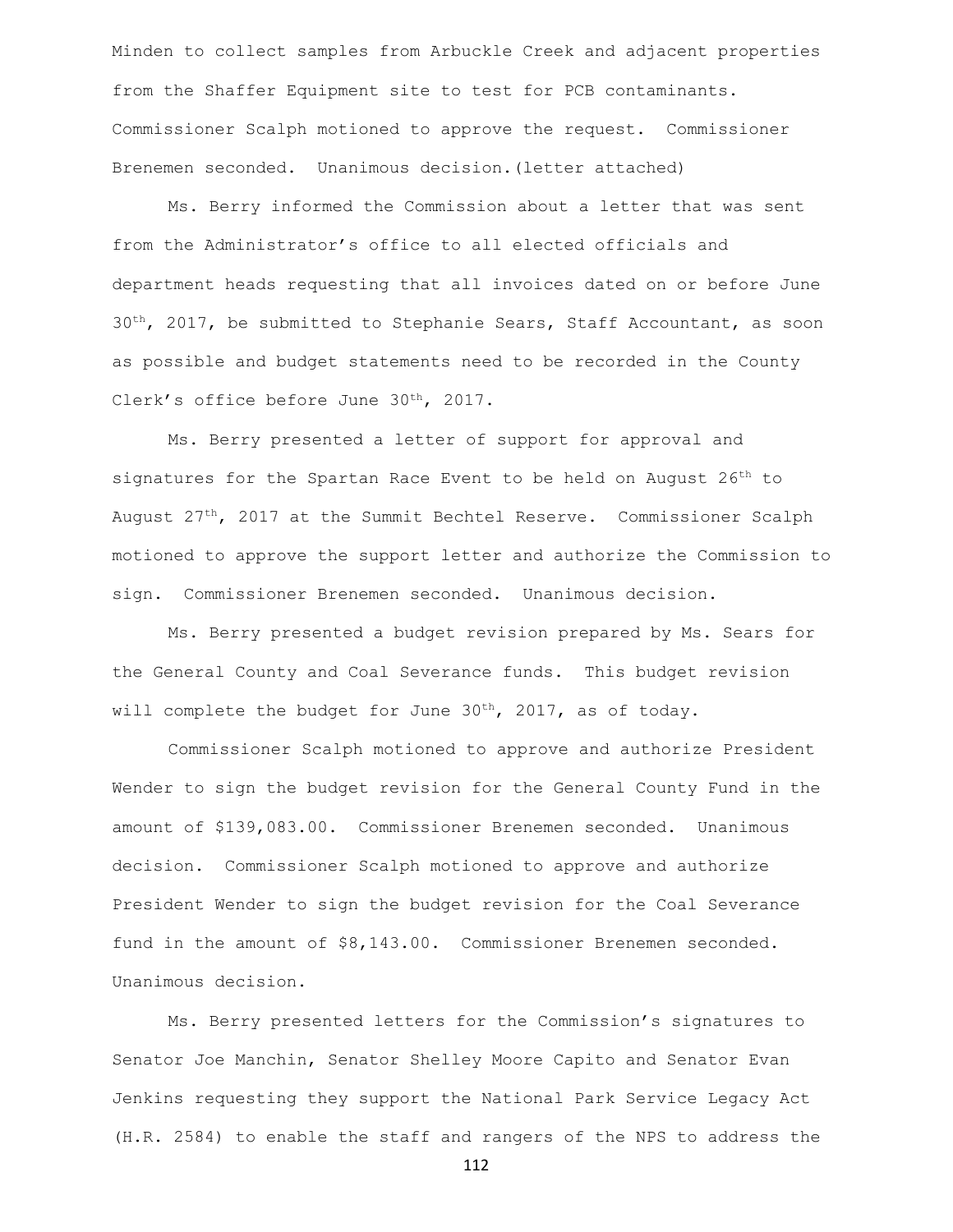Minden to collect samples from Arbuckle Creek and adjacent properties from the Shaffer Equipment site to test for PCB contaminants. Commissioner Scalph motioned to approve the request. Commissioner Brenemen seconded. Unanimous decision.(letter attached)

Ms. Berry informed the Commission about a letter that was sent from the Administrator's office to all elected officials and department heads requesting that all invoices dated on or before June 30th, 2017, be submitted to Stephanie Sears, Staff Accountant, as soon as possible and budget statements need to be recorded in the County Clerk's office before June 30th, 2017.

Ms. Berry presented a letter of support for approval and signatures for the Spartan Race Event to be held on August 26th to August 27th, 2017 at the Summit Bechtel Reserve. Commissioner Scalph motioned to approve the support letter and authorize the Commission to sign. Commissioner Brenemen seconded. Unanimous decision.

Ms. Berry presented a budget revision prepared by Ms. Sears for the General County and Coal Severance funds. This budget revision will complete the budget for June 30th, 2017, as of today.

Commissioner Scalph motioned to approve and authorize President Wender to sign the budget revision for the General County Fund in the amount of $139,083.00. Commissioner Brenemen seconded. Unanimous decision. Commissioner Scalph motioned to approve and authorize President Wender to sign the budget revision for the Coal Severance fund in the amount of $8,143.00. Commissioner Brenemen seconded. Unanimous decision.

Ms. Berry presented letters for the Commission's signatures to Senator Joe Manchin, Senator Shelley Moore Capito and Senator Evan Jenkins requesting they support the National Park Service Legacy Act (H.R. 2584) to enable the staff and rangers of the NPS to address the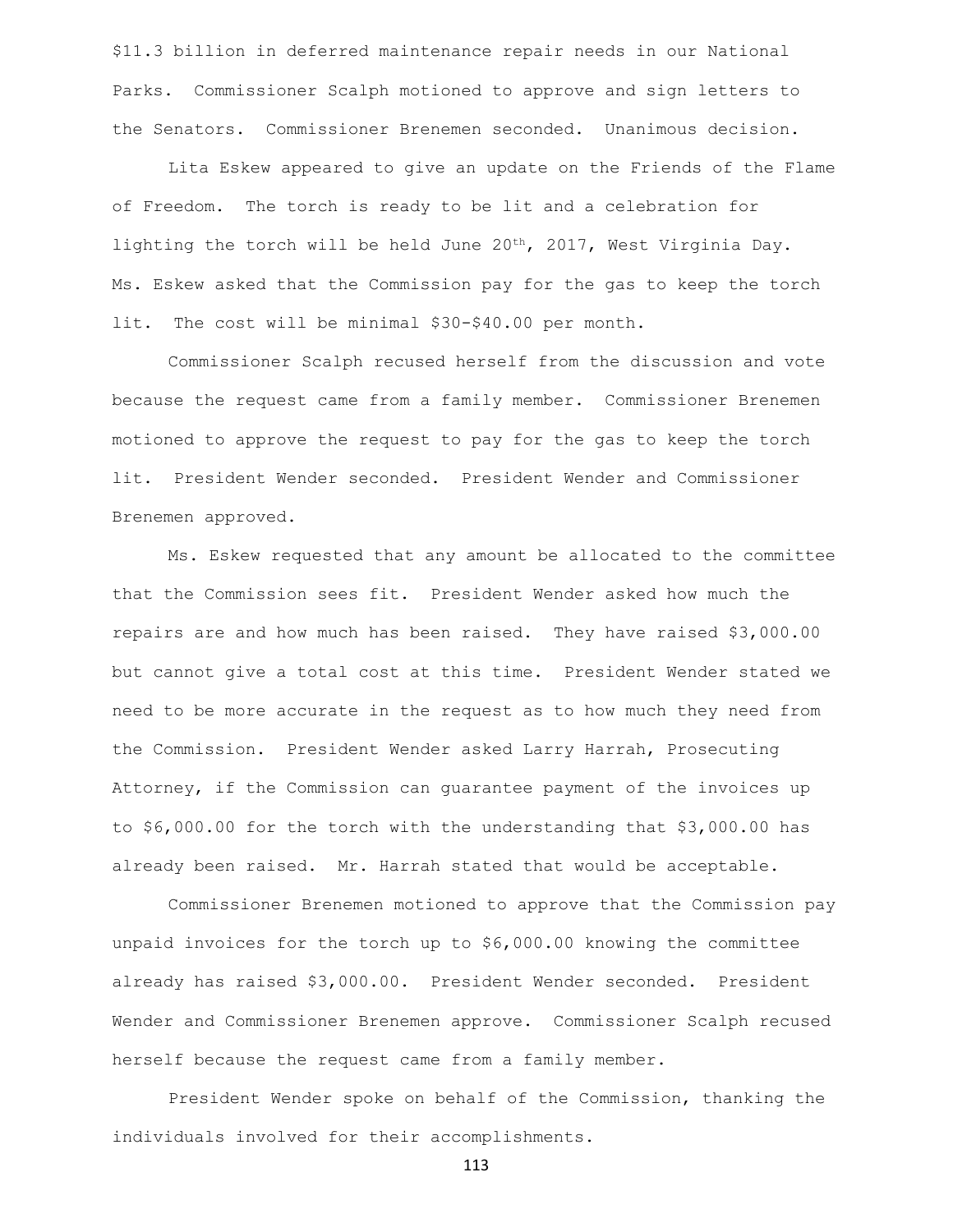$11.3 billion in deferred maintenance repair needs in our National Parks. Commissioner Scalph motioned to approve and sign letters to the Senators. Commissioner Brenemen seconded. Unanimous decision.

Lita Eskew appeared to give an update on the Friends of the Flame of Freedom. The torch is ready to be lit and a celebration for lighting the torch will be held June 20th, 2017, West Virginia Day. Ms. Eskew asked that the Commission pay for the gas to keep the torch lit. The cost will be minimal $30-$40.00 per month.

Commissioner Scalph recused herself from the discussion and vote because the request came from a family member. Commissioner Brenemen motioned to approve the request to pay for the gas to keep the torch lit. President Wender seconded. President Wender and Commissioner Brenemen approved.

Ms. Eskew requested that any amount be allocated to the committee that the Commission sees fit. President Wender asked how much the repairs are and how much has been raised. They have raised $3,000.00 but cannot give a total cost at this time. President Wender stated we need to be more accurate in the request as to how much they need from the Commission. President Wender asked Larry Harrah, Prosecuting Attorney, if the Commission can guarantee payment of the invoices up to $6,000.00 for the torch with the understanding that $3,000.00 has already been raised. Mr. Harrah stated that would be acceptable.

Commissioner Brenemen motioned to approve that the Commission pay unpaid invoices for the torch up to $6,000.00 knowing the committee already has raised $3,000.00. President Wender seconded. President Wender and Commissioner Brenemen approve. Commissioner Scalph recused herself because the request came from a family member.

President Wender spoke on behalf of the Commission, thanking the individuals involved for their accomplishments.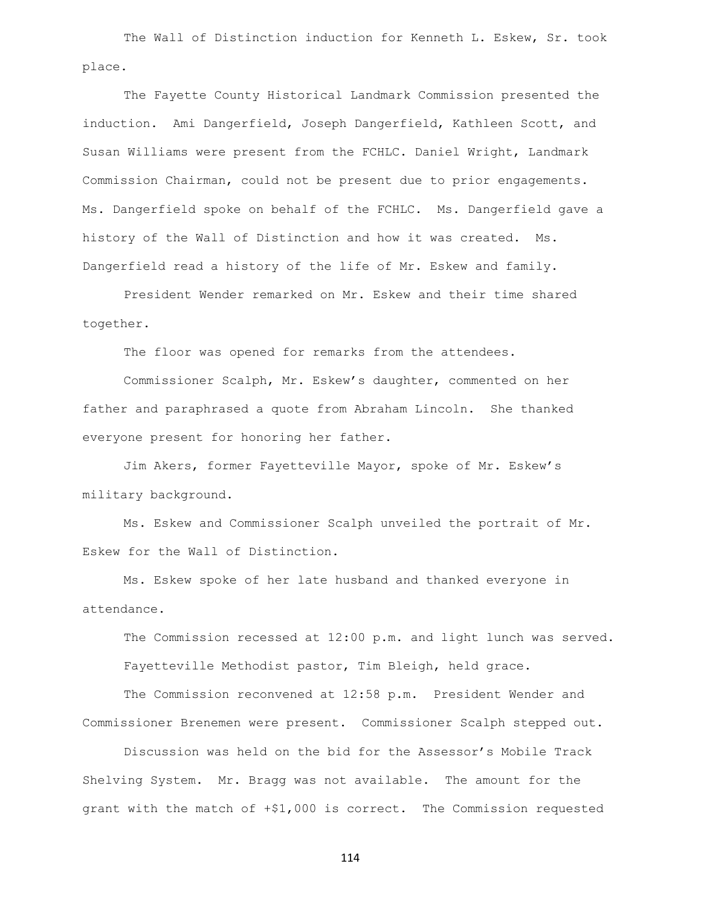The Wall of Distinction induction for Kenneth L. Eskew, Sr. took place.

The Fayette County Historical Landmark Commission presented the induction. Ami Dangerfield, Joseph Dangerfield, Kathleen Scott, and Susan Williams were present from the FCHLC. Daniel Wright, Landmark Commission Chairman, could not be present due to prior engagements. Ms. Dangerfield spoke on behalf of the FCHLC. Ms. Dangerfield gave a history of the Wall of Distinction and how it was created. Ms. Dangerfield read a history of the life of Mr. Eskew and family.

President Wender remarked on Mr. Eskew and their time shared together.

The floor was opened for remarks from the attendees.

Commissioner Scalph, Mr. Eskew's daughter, commented on her father and paraphrased a quote from Abraham Lincoln. She thanked everyone present for honoring her father.

Jim Akers, former Fayetteville Mayor, spoke of Mr. Eskew's military background.

Ms. Eskew and Commissioner Scalph unveiled the portrait of Mr. Eskew for the Wall of Distinction.

Ms. Eskew spoke of her late husband and thanked everyone in attendance.

The Commission recessed at 12:00 p.m. and light lunch was served.

Fayetteville Methodist pastor, Tim Bleigh, held grace.

The Commission reconvened at 12:58 p.m. President Wender and Commissioner Brenemen were present. Commissioner Scalph stepped out.

Discussion was held on the bid for the Assessor's Mobile Track Shelving System. Mr. Bragg was not available. The amount for the grant with the match of +$1,000 is correct. The Commission requested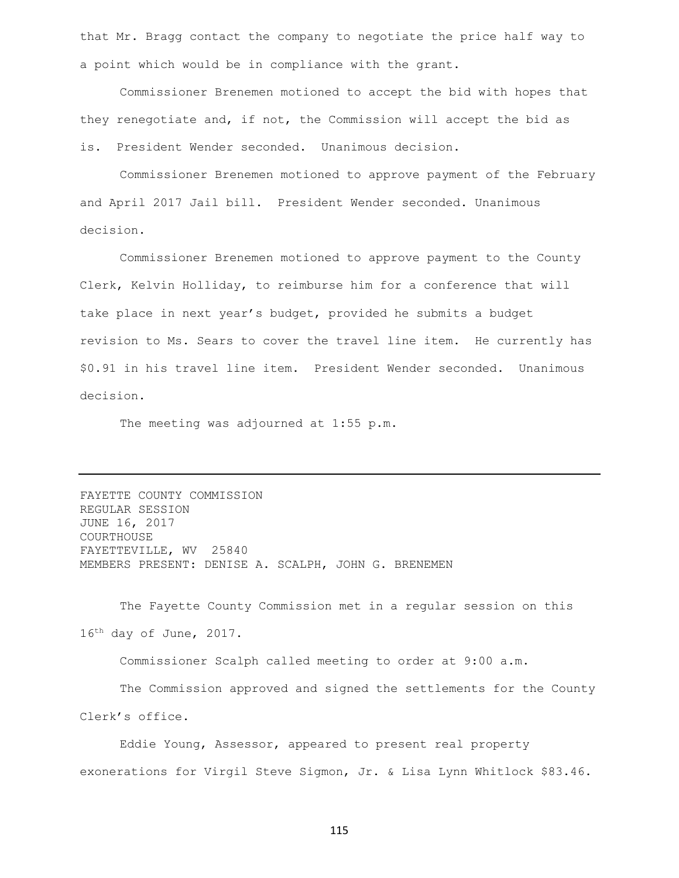that Mr. Bragg contact the company to negotiate the price half way to a point which would be in compliance with the grant.

Commissioner Brenemen motioned to accept the bid with hopes that they renegotiate and, if not, the Commission will accept the bid as is. President Wender seconded. Unanimous decision.

Commissioner Brenemen motioned to approve payment of the February and April 2017 Jail bill. President Wender seconded. Unanimous decision.

Commissioner Brenemen motioned to approve payment to the County Clerk, Kelvin Holliday, to reimburse him for a conference that will take place in next year's budget, provided he submits a budget revision to Ms. Sears to cover the travel line item. He currently has $0.91 in his travel line item. President Wender seconded. Unanimous decision.

The meeting was adjourned at 1:55 p.m.

---

FAYETTE COUNTY COMMISSION
REGULAR SESSION
JUNE 16, 2017
COURTHOUSE
FAYETTEVILLE, WV 25840
MEMBERS PRESENT: DENISE A. SCALPH, JOHN G. BRENEMEN

The Fayette County Commission met in a regular session on this 16th day of June, 2017.

Commissioner Scalph called meeting to order at 9:00 a.m.

The Commission approved and signed the settlements for the County Clerk's office.

Eddie Young, Assessor, appeared to present real property exonerations for Virgil Steve Sigmon, Jr. & Lisa Lynn Whitlock $83.46.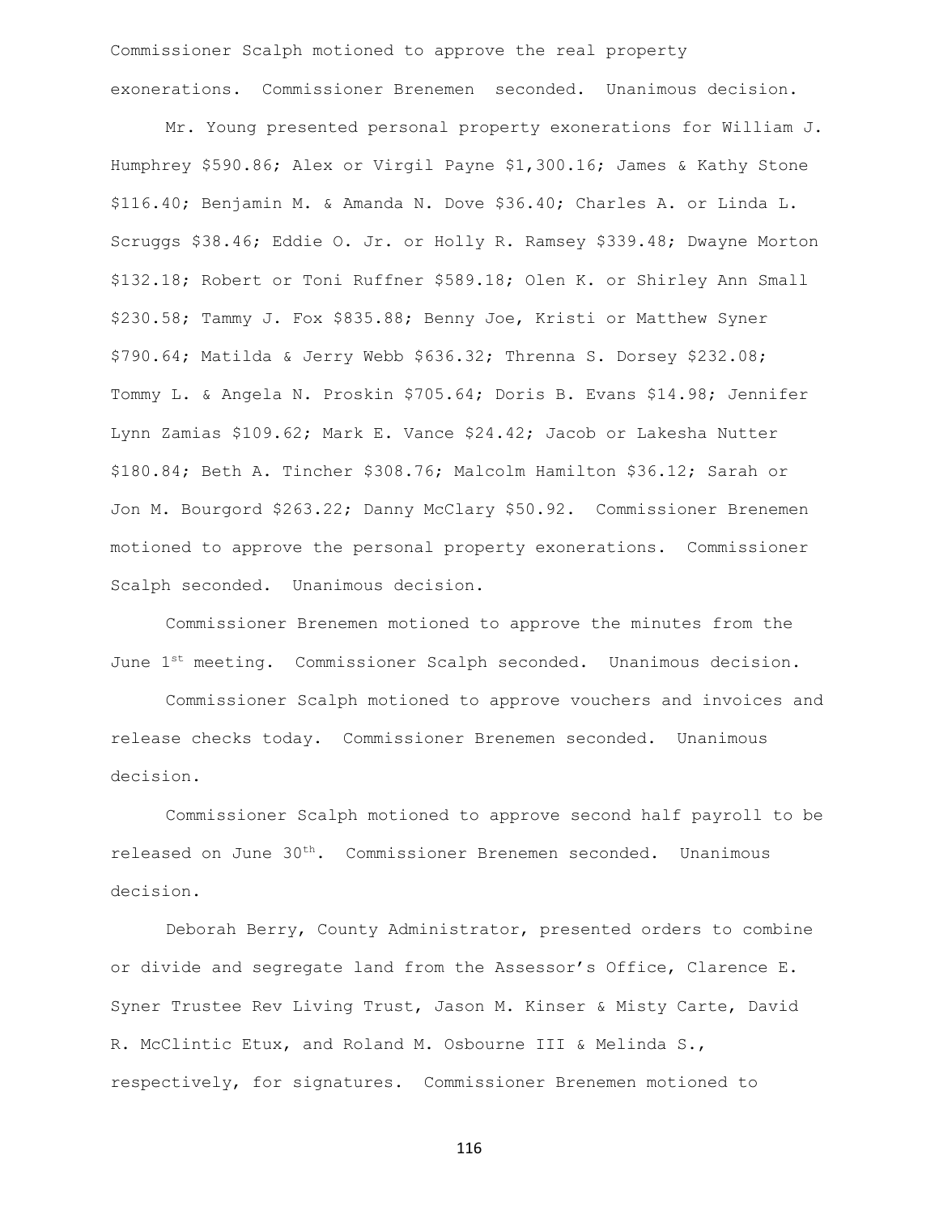Commissioner Scalph motioned to approve the real property exonerations. Commissioner Brenemen seconded. Unanimous decision.

Mr. Young presented personal property exonerations for William J. Humphrey $590.86; Alex or Virgil Payne $1,300.16; James & Kathy Stone $116.40; Benjamin M. & Amanda N. Dove $36.40; Charles A. or Linda L. Scruggs $38.46; Eddie O. Jr. or Holly R. Ramsey $339.48; Dwayne Morton $132.18; Robert or Toni Ruffner $589.18; Olen K. or Shirley Ann Small $230.58; Tammy J. Fox $835.88; Benny Joe, Kristi or Matthew Syner $790.64; Matilda & Jerry Webb $636.32; Threnna S. Dorsey $232.08; Tommy L. & Angela N. Proskin $705.64; Doris B. Evans $14.98; Jennifer Lynn Zamias $109.62; Mark E. Vance $24.42; Jacob or Lakesha Nutter $180.84; Beth A. Tincher $308.76; Malcolm Hamilton $36.12; Sarah or Jon M. Bourgord $263.22; Danny McClary $50.92. Commissioner Brenemen motioned to approve the personal property exonerations. Commissioner Scalph seconded. Unanimous decision.

Commissioner Brenemen motioned to approve the minutes from the June 1st meeting. Commissioner Scalph seconded. Unanimous decision.

Commissioner Scalph motioned to approve vouchers and invoices and release checks today. Commissioner Brenemen seconded. Unanimous decision.

Commissioner Scalph motioned to approve second half payroll to be released on June 30th. Commissioner Brenemen seconded. Unanimous decision.

Deborah Berry, County Administrator, presented orders to combine or divide and segregate land from the Assessor's Office, Clarence E. Syner Trustee Rev Living Trust, Jason M. Kinser & Misty Carte, David R. McClintic Etux, and Roland M. Osbourne III & Melinda S., respectively, for signatures. Commissioner Brenemen motioned to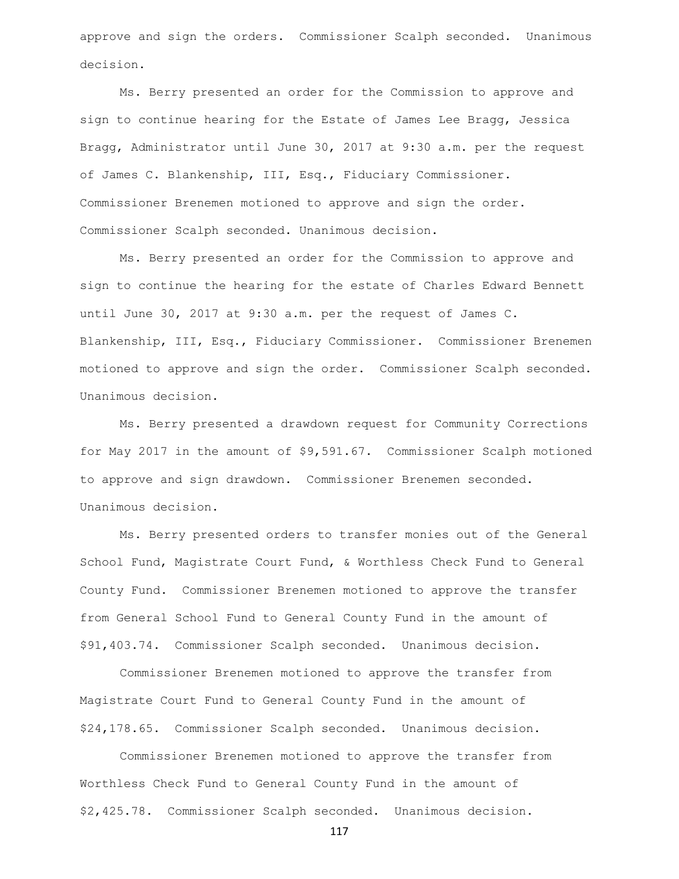approve and sign the orders. Commissioner Scalph seconded. Unanimous decision.

Ms. Berry presented an order for the Commission to approve and sign to continue hearing for the Estate of James Lee Bragg, Jessica Bragg, Administrator until June 30, 2017 at 9:30 a.m. per the request of James C. Blankenship, III, Esq., Fiduciary Commissioner. Commissioner Brenemen motioned to approve and sign the order. Commissioner Scalph seconded. Unanimous decision.

Ms. Berry presented an order for the Commission to approve and sign to continue the hearing for the estate of Charles Edward Bennett until June 30, 2017 at 9:30 a.m. per the request of James C. Blankenship, III, Esq., Fiduciary Commissioner. Commissioner Brenemen motioned to approve and sign the order. Commissioner Scalph seconded. Unanimous decision.

Ms. Berry presented a drawdown request for Community Corrections for May 2017 in the amount of $9,591.67. Commissioner Scalph motioned to approve and sign drawdown. Commissioner Brenemen seconded. Unanimous decision.

Ms. Berry presented orders to transfer monies out of the General School Fund, Magistrate Court Fund, & Worthless Check Fund to General County Fund. Commissioner Brenemen motioned to approve the transfer from General School Fund to General County Fund in the amount of $91,403.74. Commissioner Scalph seconded. Unanimous decision.

Commissioner Brenemen motioned to approve the transfer from Magistrate Court Fund to General County Fund in the amount of $24,178.65. Commissioner Scalph seconded. Unanimous decision.

Commissioner Brenemen motioned to approve the transfer from Worthless Check Fund to General County Fund in the amount of $2,425.78. Commissioner Scalph seconded. Unanimous decision.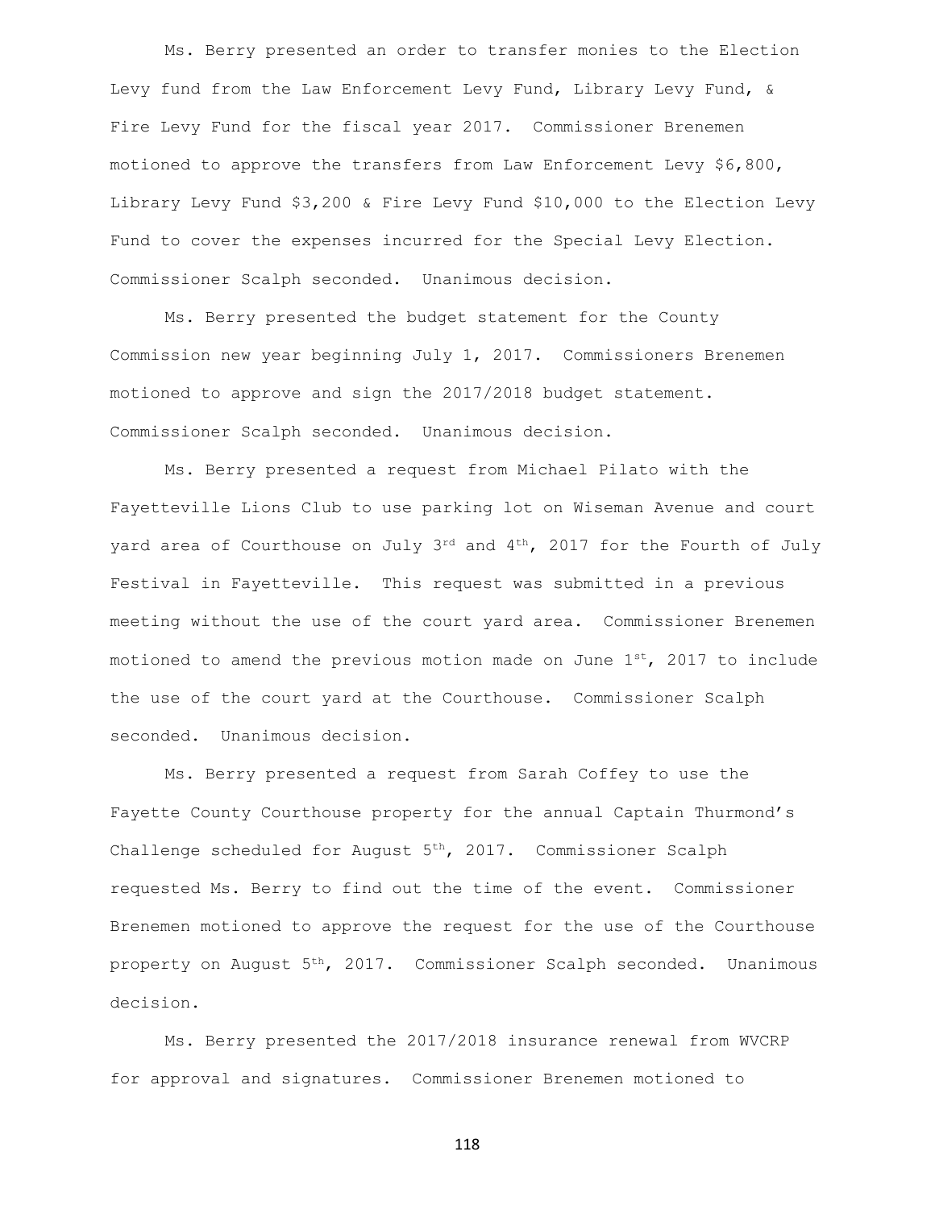Ms. Berry presented an order to transfer monies to the Election Levy fund from the Law Enforcement Levy Fund, Library Levy Fund, & Fire Levy Fund for the fiscal year 2017. Commissioner Brenemen motioned to approve the transfers from Law Enforcement Levy $6,800, Library Levy Fund $3,200 & Fire Levy Fund $10,000 to the Election Levy Fund to cover the expenses incurred for the Special Levy Election. Commissioner Scalph seconded. Unanimous decision.

Ms. Berry presented the budget statement for the County Commission new year beginning July 1, 2017. Commissioners Brenemen motioned to approve and sign the 2017/2018 budget statement. Commissioner Scalph seconded. Unanimous decision.

Ms. Berry presented a request from Michael Pilato with the Fayetteville Lions Club to use parking lot on Wiseman Avenue and court yard area of Courthouse on July 3rd and 4th, 2017 for the Fourth of July Festival in Fayetteville. This request was submitted in a previous meeting without the use of the court yard area. Commissioner Brenemen motioned to amend the previous motion made on June 1st, 2017 to include the use of the court yard at the Courthouse. Commissioner Scalph seconded. Unanimous decision.

Ms. Berry presented a request from Sarah Coffey to use the Fayette County Courthouse property for the annual Captain Thurmond's Challenge scheduled for August 5th, 2017. Commissioner Scalph requested Ms. Berry to find out the time of the event. Commissioner Brenemen motioned to approve the request for the use of the Courthouse property on August 5th, 2017. Commissioner Scalph seconded. Unanimous decision.

Ms. Berry presented the 2017/2018 insurance renewal from WVCRP for approval and signatures. Commissioner Brenemen motioned to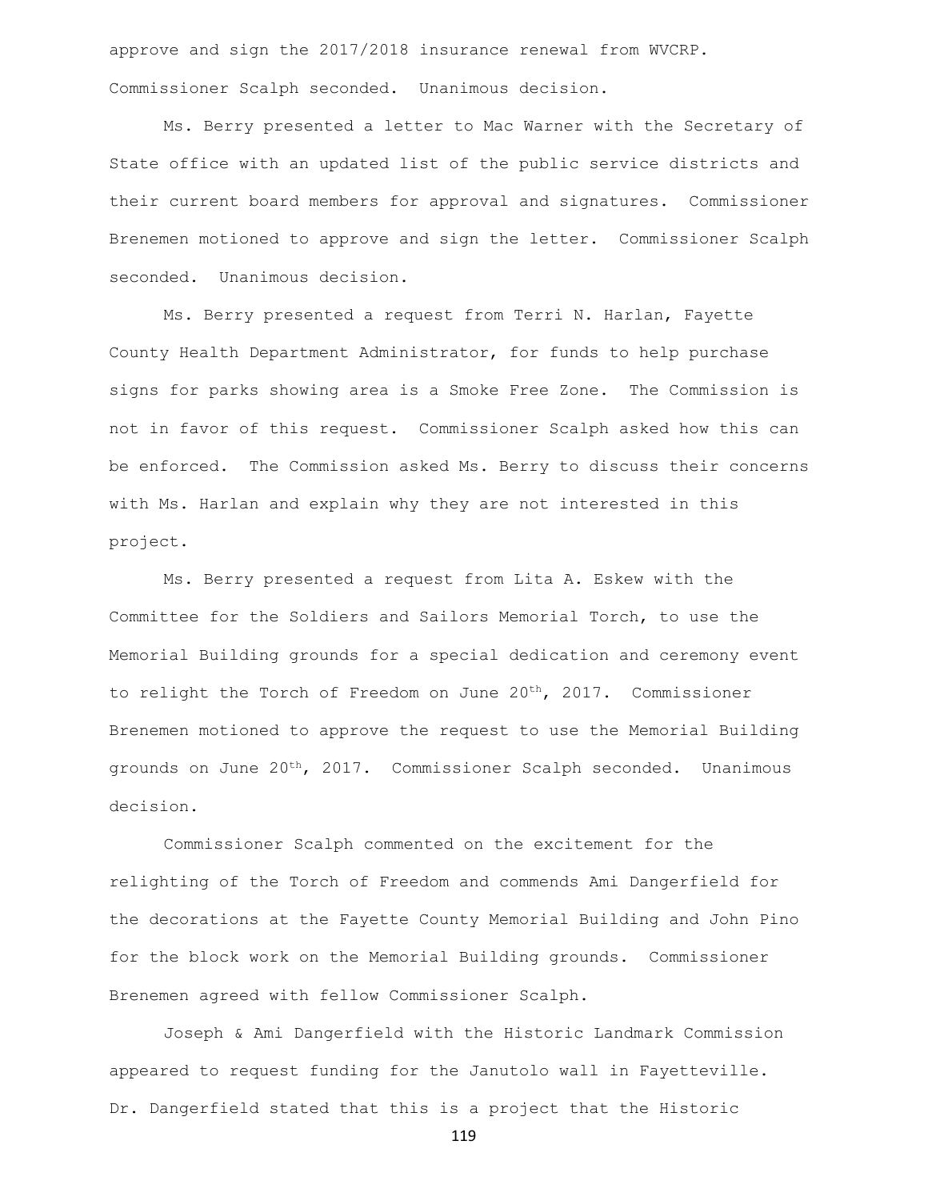approve and sign the 2017/2018 insurance renewal from WVCRP. Commissioner Scalph seconded. Unanimous decision.

Ms. Berry presented a letter to Mac Warner with the Secretary of State office with an updated list of the public service districts and their current board members for approval and signatures. Commissioner Brenemen motioned to approve and sign the letter. Commissioner Scalph seconded. Unanimous decision.

Ms. Berry presented a request from Terri N. Harlan, Fayette County Health Department Administrator, for funds to help purchase signs for parks showing area is a Smoke Free Zone. The Commission is not in favor of this request. Commissioner Scalph asked how this can be enforced. The Commission asked Ms. Berry to discuss their concerns with Ms. Harlan and explain why they are not interested in this project.

Ms. Berry presented a request from Lita A. Eskew with the Committee for the Soldiers and Sailors Memorial Torch, to use the Memorial Building grounds for a special dedication and ceremony event to relight the Torch of Freedom on June 20th, 2017. Commissioner Brenemen motioned to approve the request to use the Memorial Building grounds on June 20th, 2017. Commissioner Scalph seconded. Unanimous decision.

Commissioner Scalph commented on the excitement for the relighting of the Torch of Freedom and commends Ami Dangerfield for the decorations at the Fayette County Memorial Building and John Pino for the block work on the Memorial Building grounds. Commissioner Brenemen agreed with fellow Commissioner Scalph.

Joseph & Ami Dangerfield with the Historic Landmark Commission appeared to request funding for the Janutolo wall in Fayetteville. Dr. Dangerfield stated that this is a project that the Historic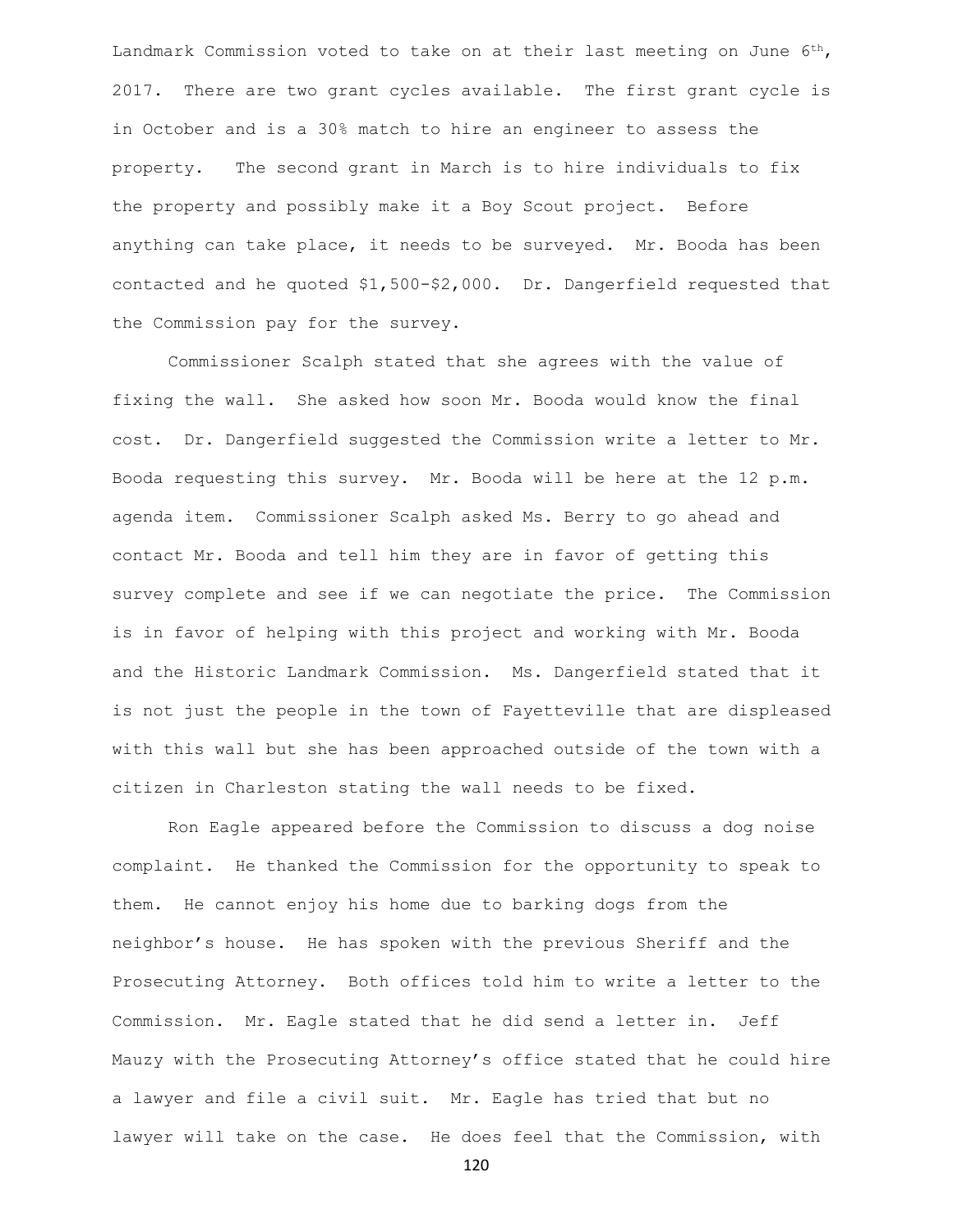Landmark Commission voted to take on at their last meeting on June 6th, 2017. There are two grant cycles available. The first grant cycle is in October and is a 30% match to hire an engineer to assess the property. The second grant in March is to hire individuals to fix the property and possibly make it a Boy Scout project. Before anything can take place, it needs to be surveyed. Mr. Booda has been contacted and he quoted $1,500-$2,000. Dr. Dangerfield requested that the Commission pay for the survey.

Commissioner Scalph stated that she agrees with the value of fixing the wall. She asked how soon Mr. Booda would know the final cost. Dr. Dangerfield suggested the Commission write a letter to Mr. Booda requesting this survey. Mr. Booda will be here at the 12 p.m. agenda item. Commissioner Scalph asked Ms. Berry to go ahead and contact Mr. Booda and tell him they are in favor of getting this survey complete and see if we can negotiate the price. The Commission is in favor of helping with this project and working with Mr. Booda and the Historic Landmark Commission. Ms. Dangerfield stated that it is not just the people in the town of Fayetteville that are displeased with this wall but she has been approached outside of the town with a citizen in Charleston stating the wall needs to be fixed.

Ron Eagle appeared before the Commission to discuss a dog noise complaint. He thanked the Commission for the opportunity to speak to them. He cannot enjoy his home due to barking dogs from the neighbor's house. He has spoken with the previous Sheriff and the Prosecuting Attorney. Both offices told him to write a letter to the Commission. Mr. Eagle stated that he did send a letter in. Jeff Mauzy with the Prosecuting Attorney's office stated that he could hire a lawyer and file a civil suit. Mr. Eagle has tried that but no lawyer will take on the case. He does feel that the Commission, with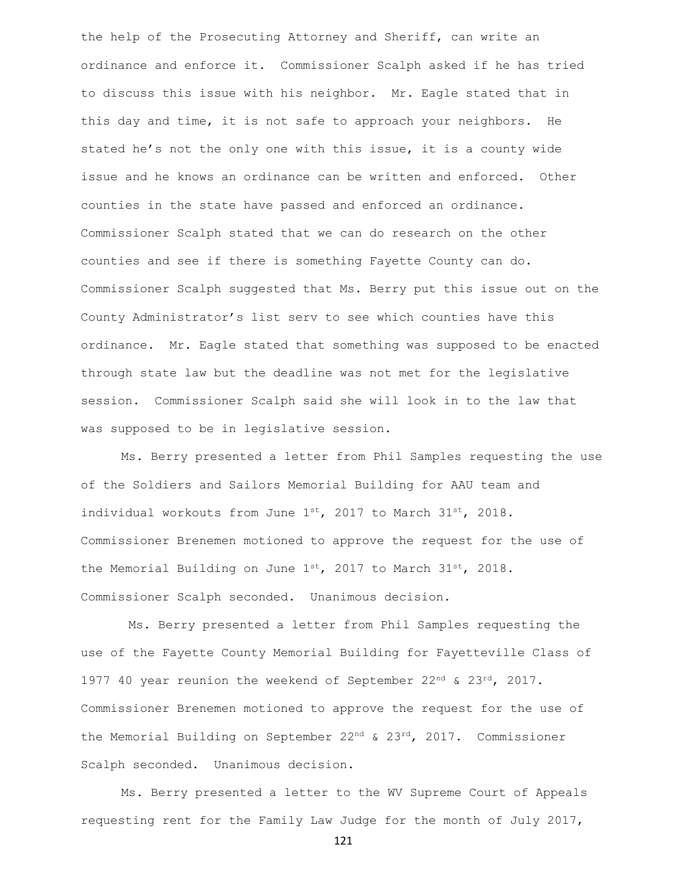the help of the Prosecuting Attorney and Sheriff, can write an ordinance and enforce it. Commissioner Scalph asked if he has tried to discuss this issue with his neighbor. Mr. Eagle stated that in this day and time, it is not safe to approach your neighbors. He stated he's not the only one with this issue, it is a county wide issue and he knows an ordinance can be written and enforced. Other counties in the state have passed and enforced an ordinance. Commissioner Scalph stated that we can do research on the other counties and see if there is something Fayette County can do. Commissioner Scalph suggested that Ms. Berry put this issue out on the County Administrator's list serv to see which counties have this ordinance. Mr. Eagle stated that something was supposed to be enacted through state law but the deadline was not met for the legislative session. Commissioner Scalph said she will look in to the law that was supposed to be in legislative session.

Ms. Berry presented a letter from Phil Samples requesting the use of the Soldiers and Sailors Memorial Building for AAU team and individual workouts from June 1st, 2017 to March 31st, 2018. Commissioner Brenemen motioned to approve the request for the use of the Memorial Building on June 1st, 2017 to March 31st, 2018. Commissioner Scalph seconded. Unanimous decision.

Ms. Berry presented a letter from Phil Samples requesting the use of the Fayette County Memorial Building for Fayetteville Class of 1977 40 year reunion the weekend of September 22nd & 23rd, 2017. Commissioner Brenemen motioned to approve the request for the use of the Memorial Building on September 22nd & 23rd, 2017. Commissioner Scalph seconded. Unanimous decision.

Ms. Berry presented a letter to the WV Supreme Court of Appeals requesting rent for the Family Law Judge for the month of July 2017,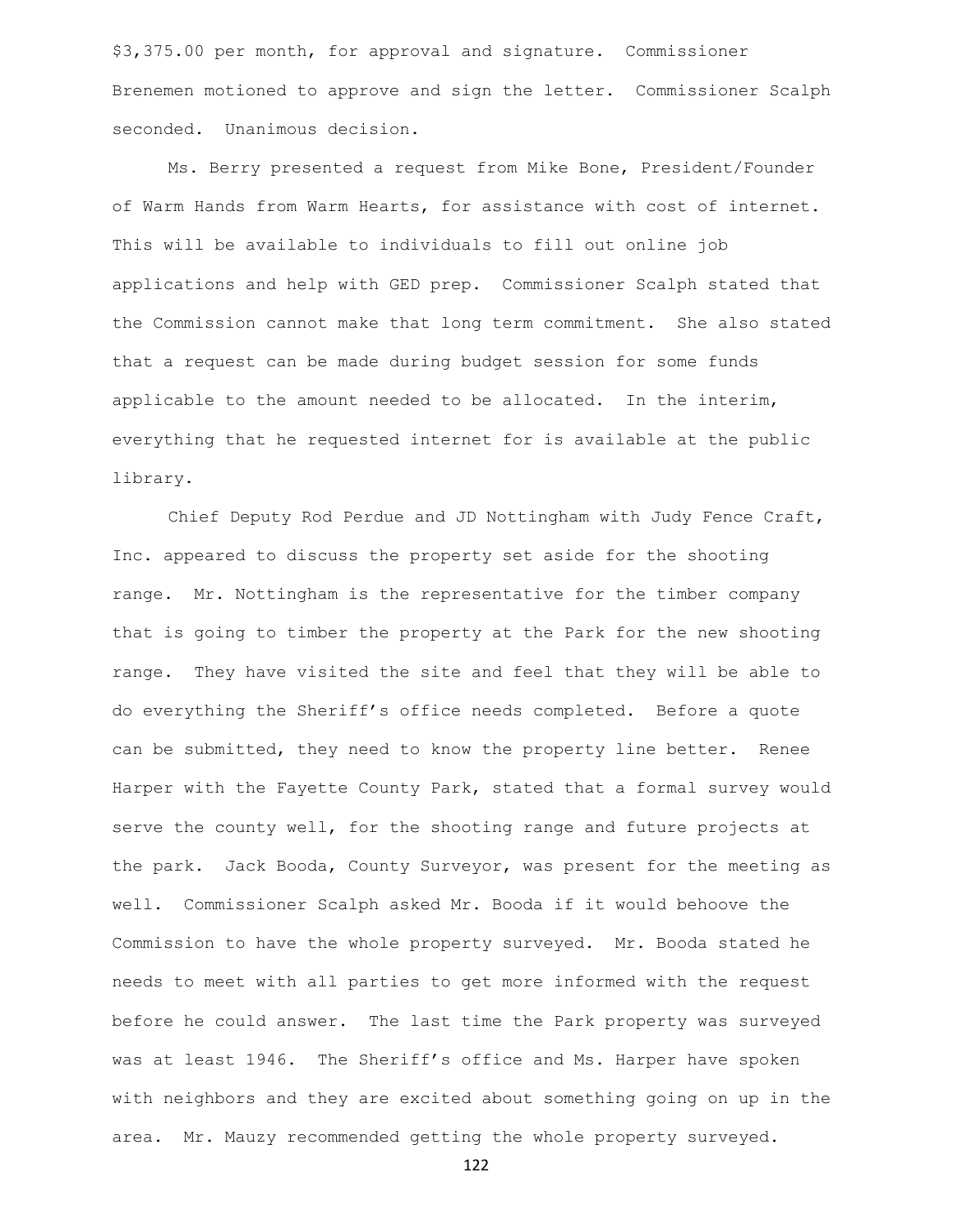$3,375.00 per month, for approval and signature. Commissioner Brenemen motioned to approve and sign the letter. Commissioner Scalph seconded. Unanimous decision.

Ms. Berry presented a request from Mike Bone, President/Founder of Warm Hands from Warm Hearts, for assistance with cost of internet. This will be available to individuals to fill out online job applications and help with GED prep. Commissioner Scalph stated that the Commission cannot make that long term commitment. She also stated that a request can be made during budget session for some funds applicable to the amount needed to be allocated. In the interim, everything that he requested internet for is available at the public library.

Chief Deputy Rod Perdue and JD Nottingham with Judy Fence Craft, Inc. appeared to discuss the property set aside for the shooting range. Mr. Nottingham is the representative for the timber company that is going to timber the property at the Park for the new shooting range. They have visited the site and feel that they will be able to do everything the Sheriff's office needs completed. Before a quote can be submitted, they need to know the property line better. Renee Harper with the Fayette County Park, stated that a formal survey would serve the county well, for the shooting range and future projects at the park. Jack Booda, County Surveyor, was present for the meeting as well. Commissioner Scalph asked Mr. Booda if it would behoove the Commission to have the whole property surveyed. Mr. Booda stated he needs to meet with all parties to get more informed with the request before he could answer. The last time the Park property was surveyed was at least 1946. The Sheriff's office and Ms. Harper have spoken with neighbors and they are excited about something going on up in the area. Mr. Mauzy recommended getting the whole property surveyed.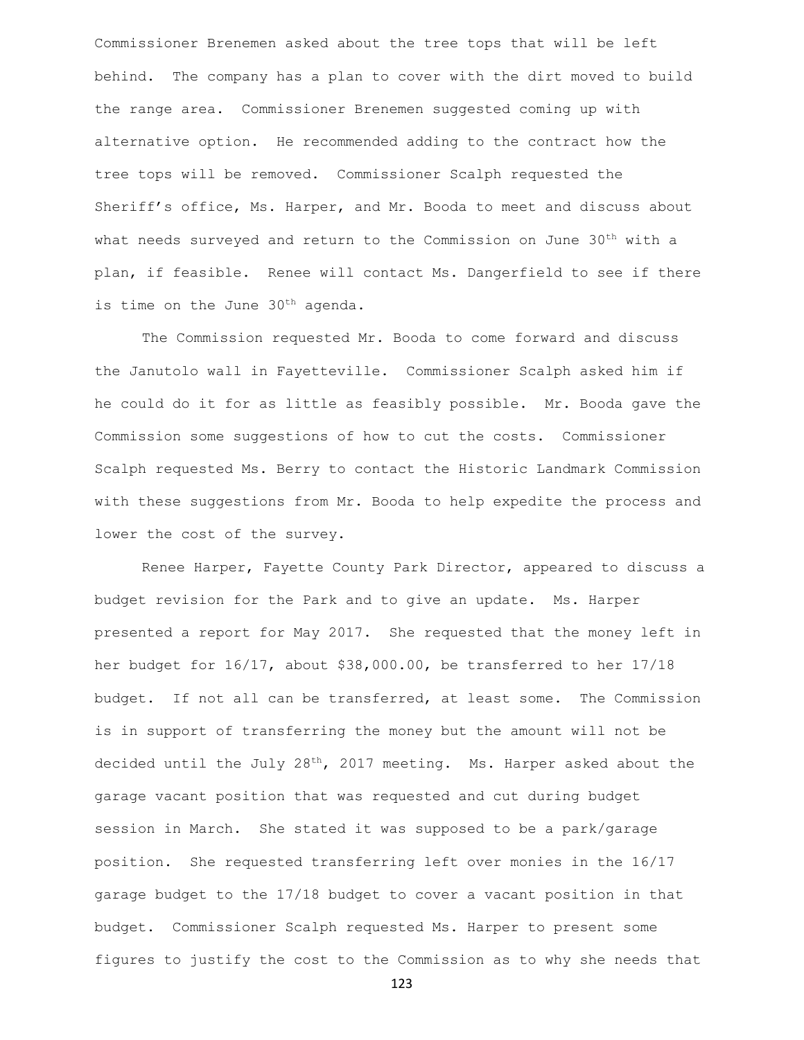Commissioner Brenemen asked about the tree tops that will be left behind. The company has a plan to cover with the dirt moved to build the range area. Commissioner Brenemen suggested coming up with alternative option. He recommended adding to the contract how the tree tops will be removed. Commissioner Scalph requested the Sheriff's office, Ms. Harper, and Mr. Booda to meet and discuss about what needs surveyed and return to the Commission on June 30th with a plan, if feasible. Renee will contact Ms. Dangerfield to see if there is time on the June 30th agenda.

The Commission requested Mr. Booda to come forward and discuss the Janutolo wall in Fayetteville. Commissioner Scalph asked him if he could do it for as little as feasibly possible. Mr. Booda gave the Commission some suggestions of how to cut the costs. Commissioner Scalph requested Ms. Berry to contact the Historic Landmark Commission with these suggestions from Mr. Booda to help expedite the process and lower the cost of the survey.

Renee Harper, Fayette County Park Director, appeared to discuss a budget revision for the Park and to give an update. Ms. Harper presented a report for May 2017. She requested that the money left in her budget for 16/17, about $38,000.00, be transferred to her 17/18 budget. If not all can be transferred, at least some. The Commission is in support of transferring the money but the amount will not be decided until the July 28th, 2017 meeting. Ms. Harper asked about the garage vacant position that was requested and cut during budget session in March. She stated it was supposed to be a park/garage position. She requested transferring left over monies in the 16/17 garage budget to the 17/18 budget to cover a vacant position in that budget. Commissioner Scalph requested Ms. Harper to present some figures to justify the cost to the Commission as to why she needs that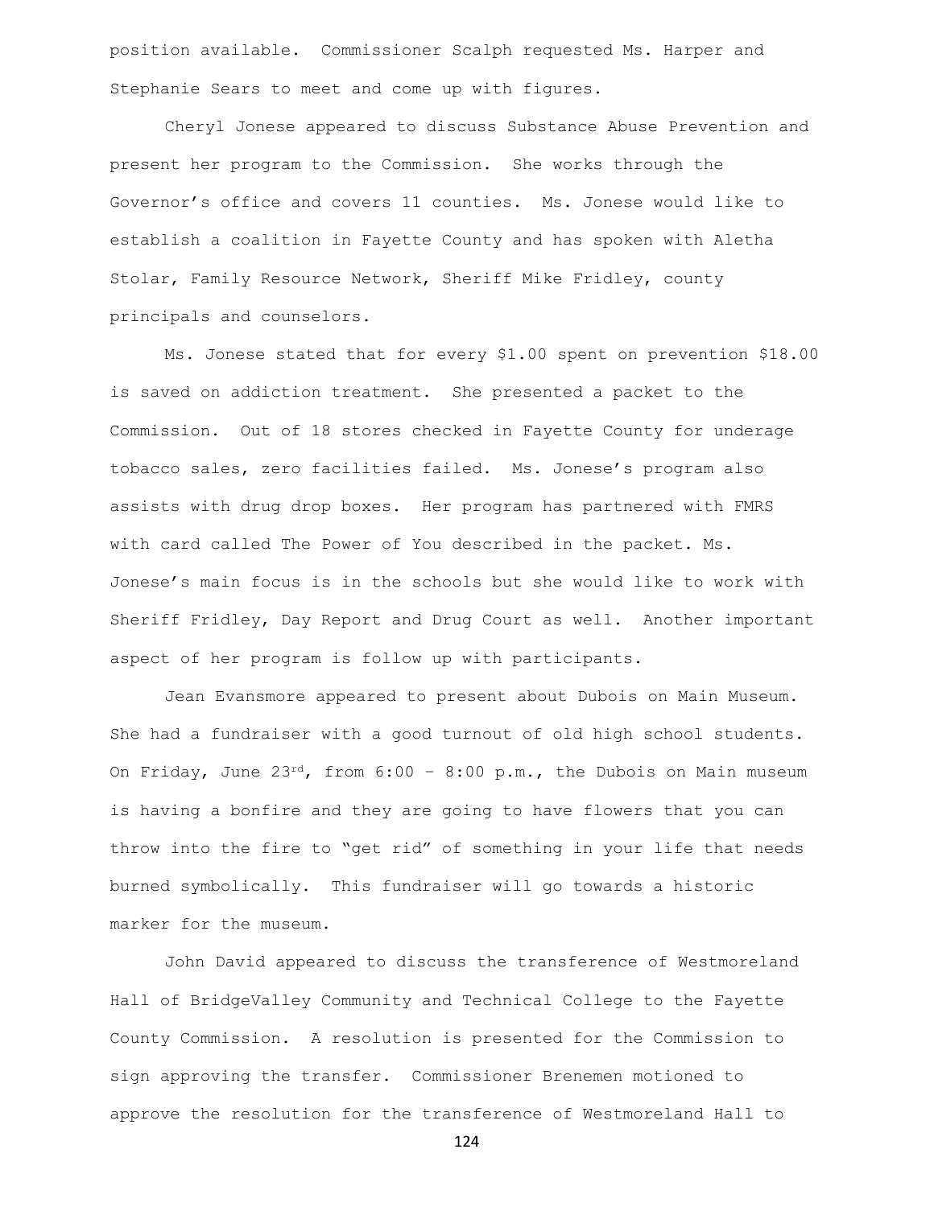position available. Commissioner Scalph requested Ms. Harper and Stephanie Sears to meet and come up with figures.

Cheryl Jonese appeared to discuss Substance Abuse Prevention and present her program to the Commission. She works through the Governor's office and covers 11 counties. Ms. Jonese would like to establish a coalition in Fayette County and has spoken with Aletha Stolar, Family Resource Network, Sheriff Mike Fridley, county principals and counselors.

Ms. Jonese stated that for every \$1.00 spent on prevention \$18.00 is saved on addiction treatment. She presented a packet to the Commission. Out of 18 stores checked in Fayette County for underage tobacco sales, zero facilities failed. Ms. Jonese's program also assists with drug drop boxes. Her program has partnered with FMRS with card called The Power of You described in the packet. Ms. Jonese's main focus is in the schools but she would like to work with Sheriff Fridley, Day Report and Drug Court as well. Another important aspect of her program is follow up with participants.

Jean Evansmore appeared to present about Dubois on Main Museum. She had a fundraiser with a good turnout of old high school students. On Friday, June 23rd, from 6:00 – 8:00 p.m., the Dubois on Main museum is having a bonfire and they are going to have flowers that you can throw into the fire to "get rid" of something in your life that needs burned symbolically. This fundraiser will go towards a historic marker for the museum.

John David appeared to discuss the transference of Westmoreland Hall of BridgeValley Community and Technical College to the Fayette County Commission. A resolution is presented for the Commission to sign approving the transfer. Commissioner Brenemen motioned to approve the resolution for the transference of Westmoreland Hall to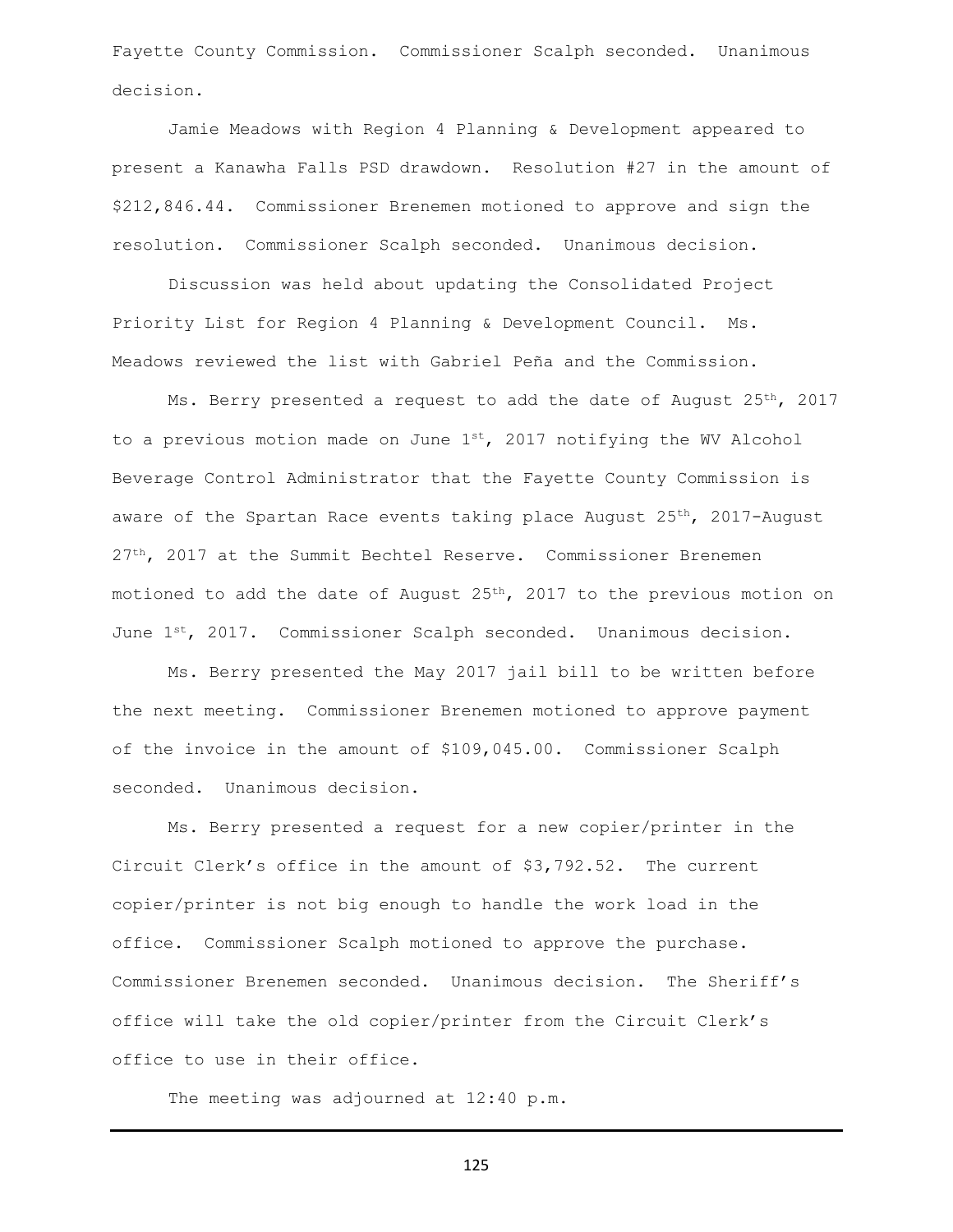Fayette County Commission. Commissioner Scalph seconded. Unanimous decision.

Jamie Meadows with Region 4 Planning & Development appeared to present a Kanawha Falls PSD drawdown. Resolution #27 in the amount of $212,846.44. Commissioner Brenemen motioned to approve and sign the resolution. Commissioner Scalph seconded. Unanimous decision.

Discussion was held about updating the Consolidated Project Priority List for Region 4 Planning & Development Council. Ms. Meadows reviewed the list with Gabriel Peña and the Commission.

Ms. Berry presented a request to add the date of August 25th, 2017 to a previous motion made on June 1st, 2017 notifying the WV Alcohol Beverage Control Administrator that the Fayette County Commission is aware of the Spartan Race events taking place August 25th, 2017-August 27th, 2017 at the Summit Bechtel Reserve. Commissioner Brenemen motioned to add the date of August 25th, 2017 to the previous motion on June 1st, 2017. Commissioner Scalph seconded. Unanimous decision.

Ms. Berry presented the May 2017 jail bill to be written before the next meeting. Commissioner Brenemen motioned to approve payment of the invoice in the amount of $109,045.00. Commissioner Scalph seconded. Unanimous decision.

Ms. Berry presented a request for a new copier/printer in the Circuit Clerk's office in the amount of $3,792.52. The current copier/printer is not big enough to handle the work load in the office. Commissioner Scalph motioned to approve the purchase. Commissioner Brenemen seconded. Unanimous decision. The Sheriff's office will take the old copier/printer from the Circuit Clerk's office to use in their office.

The meeting was adjourned at 12:40 p.m.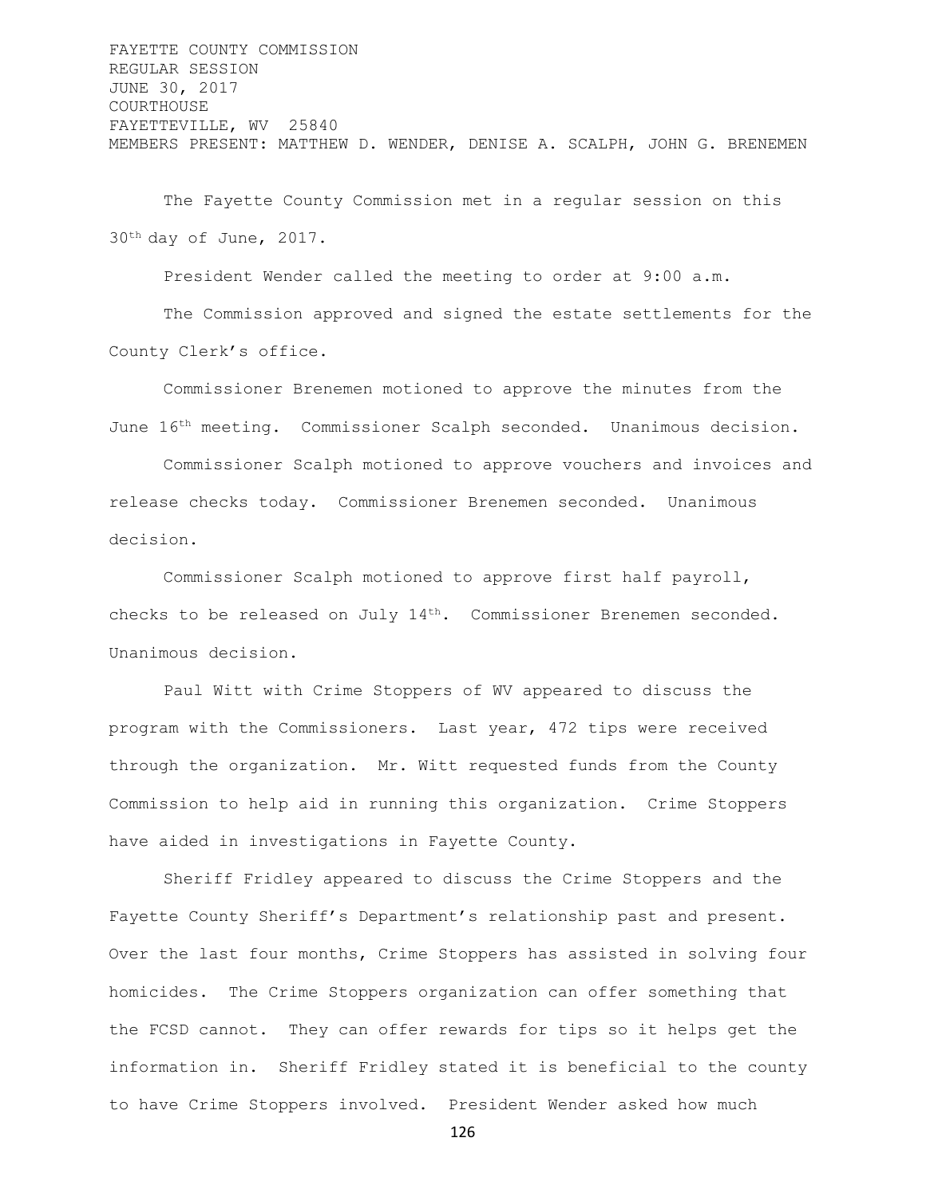FAYETTE COUNTY COMMISSION
REGULAR SESSION
JUNE 30, 2017
COURTHOUSE
FAYETTEVILLE, WV 25840
MEMBERS PRESENT: MATTHEW D. WENDER, DENISE A. SCALPH, JOHN G. BRENEMEN

The Fayette County Commission met in a regular session on this 30th day of June, 2017.

President Wender called the meeting to order at 9:00 a.m.

The Commission approved and signed the estate settlements for the County Clerk's office.

Commissioner Brenemen motioned to approve the minutes from the June 16th meeting. Commissioner Scalph seconded. Unanimous decision.

Commissioner Scalph motioned to approve vouchers and invoices and release checks today. Commissioner Brenemen seconded. Unanimous decision.

Commissioner Scalph motioned to approve first half payroll, checks to be released on July 14th. Commissioner Brenemen seconded. Unanimous decision.

Paul Witt with Crime Stoppers of WV appeared to discuss the program with the Commissioners. Last year, 472 tips were received through the organization. Mr. Witt requested funds from the County Commission to help aid in running this organization. Crime Stoppers have aided in investigations in Fayette County.

Sheriff Fridley appeared to discuss the Crime Stoppers and the Fayette County Sheriff's Department's relationship past and present. Over the last four months, Crime Stoppers has assisted in solving four homicides. The Crime Stoppers organization can offer something that the FCSD cannot. They can offer rewards for tips so it helps get the information in. Sheriff Fridley stated it is beneficial to the county to have Crime Stoppers involved. President Wender asked how much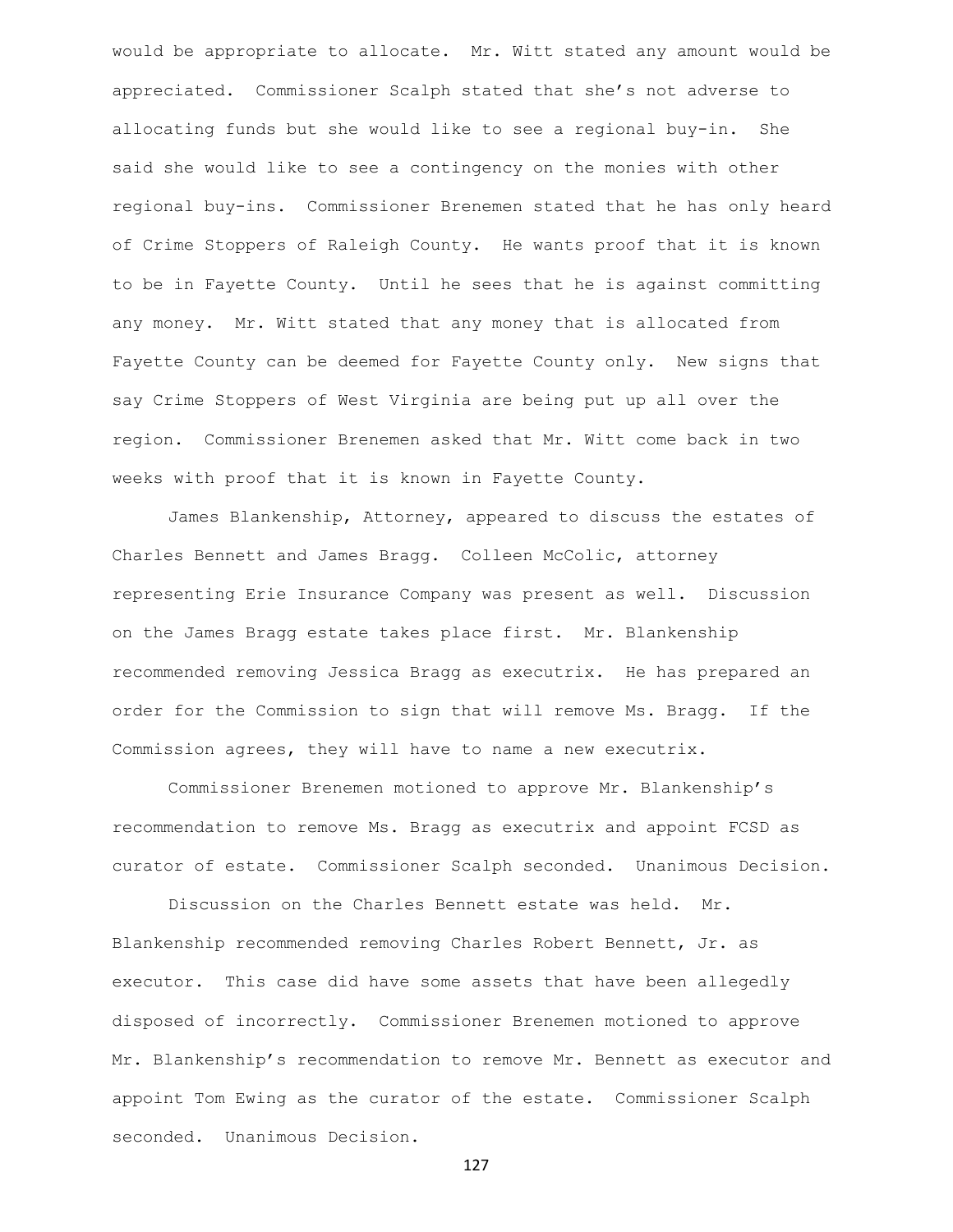would be appropriate to allocate. Mr. Witt stated any amount would be appreciated. Commissioner Scalph stated that she's not adverse to allocating funds but she would like to see a regional buy-in. She said she would like to see a contingency on the monies with other regional buy-ins. Commissioner Brenemen stated that he has only heard of Crime Stoppers of Raleigh County. He wants proof that it is known to be in Fayette County. Until he sees that he is against committing any money. Mr. Witt stated that any money that is allocated from Fayette County can be deemed for Fayette County only. New signs that say Crime Stoppers of West Virginia are being put up all over the region. Commissioner Brenemen asked that Mr. Witt come back in two weeks with proof that it is known in Fayette County.

James Blankenship, Attorney, appeared to discuss the estates of Charles Bennett and James Bragg. Colleen McColic, attorney representing Erie Insurance Company was present as well. Discussion on the James Bragg estate takes place first. Mr. Blankenship recommended removing Jessica Bragg as executrix. He has prepared an order for the Commission to sign that will remove Ms. Bragg. If the Commission agrees, they will have to name a new executrix.

Commissioner Brenemen motioned to approve Mr. Blankenship's recommendation to remove Ms. Bragg as executrix and appoint FCSD as curator of estate. Commissioner Scalph seconded. Unanimous Decision.

Discussion on the Charles Bennett estate was held. Mr. Blankenship recommended removing Charles Robert Bennett, Jr. as executor. This case did have some assets that have been allegedly disposed of incorrectly. Commissioner Brenemen motioned to approve Mr. Blankenship's recommendation to remove Mr. Bennett as executor and appoint Tom Ewing as the curator of the estate. Commissioner Scalph seconded. Unanimous Decision.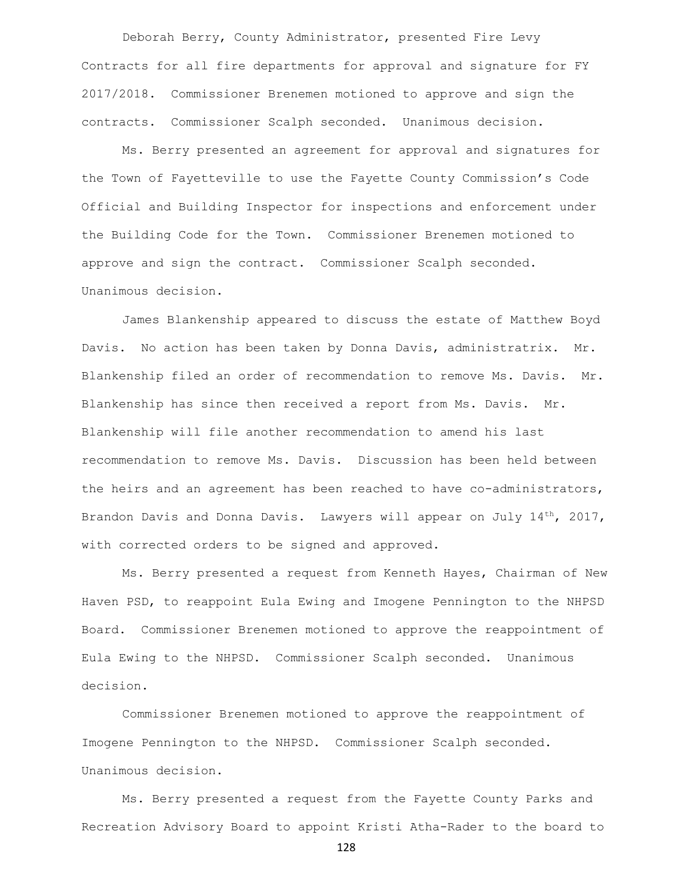Deborah Berry, County Administrator, presented Fire Levy Contracts for all fire departments for approval and signature for FY 2017/2018. Commissioner Brenemen motioned to approve and sign the contracts. Commissioner Scalph seconded. Unanimous decision.

Ms. Berry presented an agreement for approval and signatures for the Town of Fayetteville to use the Fayette County Commission's Code Official and Building Inspector for inspections and enforcement under the Building Code for the Town. Commissioner Brenemen motioned to approve and sign the contract. Commissioner Scalph seconded. Unanimous decision.

James Blankenship appeared to discuss the estate of Matthew Boyd Davis. No action has been taken by Donna Davis, administratrix. Mr. Blankenship filed an order of recommendation to remove Ms. Davis. Mr. Blankenship has since then received a report from Ms. Davis. Mr. Blankenship will file another recommendation to amend his last recommendation to remove Ms. Davis. Discussion has been held between the heirs and an agreement has been reached to have co-administrators, Brandon Davis and Donna Davis. Lawyers will appear on July 14th, 2017, with corrected orders to be signed and approved.

Ms. Berry presented a request from Kenneth Hayes, Chairman of New Haven PSD, to reappoint Eula Ewing and Imogene Pennington to the NHPSD Board. Commissioner Brenemen motioned to approve the reappointment of Eula Ewing to the NHPSD. Commissioner Scalph seconded. Unanimous decision.

Commissioner Brenemen motioned to approve the reappointment of Imogene Pennington to the NHPSD. Commissioner Scalph seconded. Unanimous decision.

Ms. Berry presented a request from the Fayette County Parks and Recreation Advisory Board to appoint Kristi Atha-Rader to the board to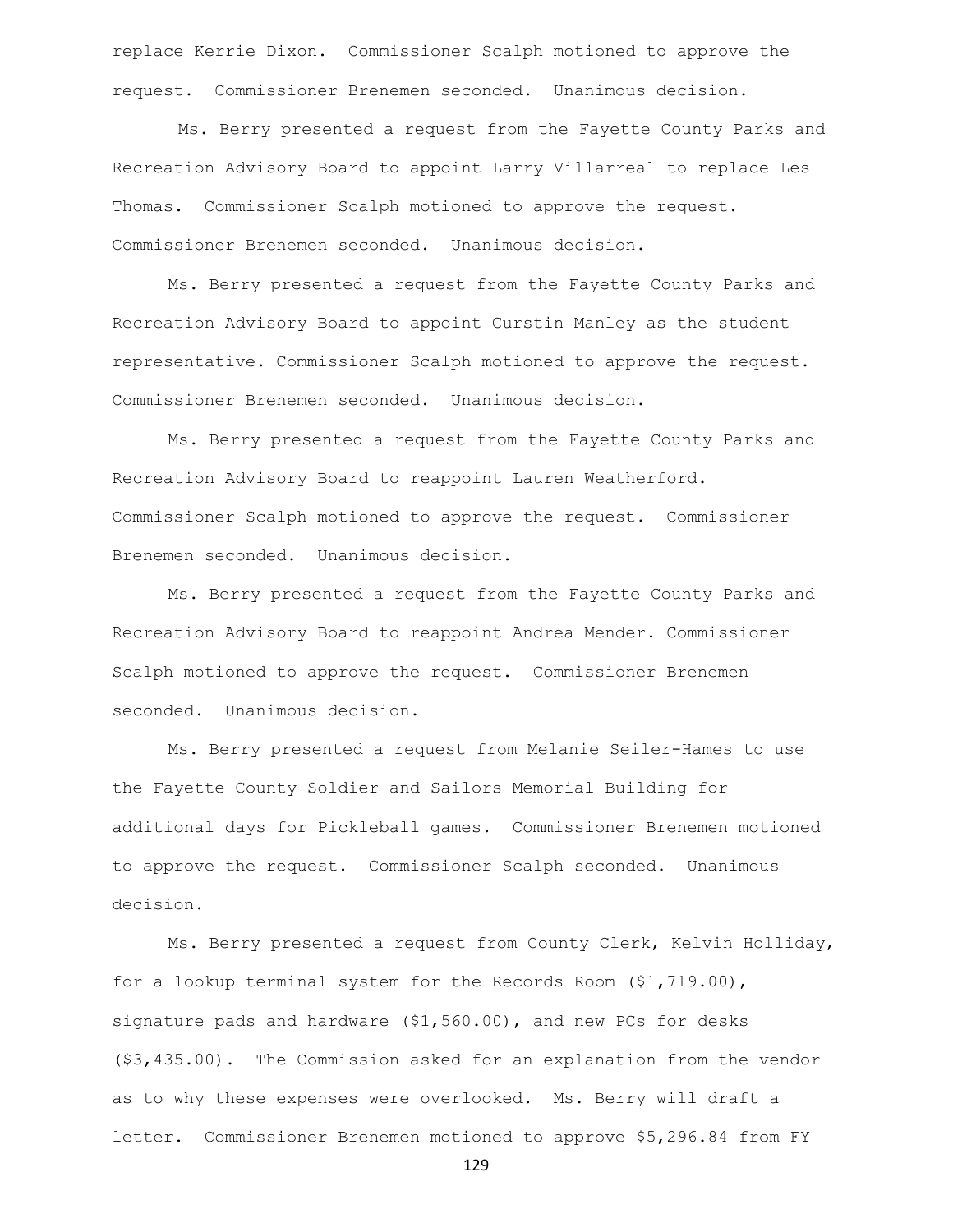replace Kerrie Dixon. Commissioner Scalph motioned to approve the request. Commissioner Brenemen seconded. Unanimous decision.

Ms. Berry presented a request from the Fayette County Parks and Recreation Advisory Board to appoint Larry Villarreal to replace Les Thomas. Commissioner Scalph motioned to approve the request. Commissioner Brenemen seconded. Unanimous decision.

Ms. Berry presented a request from the Fayette County Parks and Recreation Advisory Board to appoint Curstin Manley as the student representative. Commissioner Scalph motioned to approve the request. Commissioner Brenemen seconded. Unanimous decision.

Ms. Berry presented a request from the Fayette County Parks and Recreation Advisory Board to reappoint Lauren Weatherford. Commissioner Scalph motioned to approve the request. Commissioner Brenemen seconded. Unanimous decision.

Ms. Berry presented a request from the Fayette County Parks and Recreation Advisory Board to reappoint Andrea Mender. Commissioner Scalph motioned to approve the request. Commissioner Brenemen seconded. Unanimous decision.

Ms. Berry presented a request from Melanie Seiler-Hames to use the Fayette County Soldier and Sailors Memorial Building for additional days for Pickleball games. Commissioner Brenemen motioned to approve the request. Commissioner Scalph seconded. Unanimous decision.

Ms. Berry presented a request from County Clerk, Kelvin Holliday, for a lookup terminal system for the Records Room ($1,719.00), signature pads and hardware ($1,560.00), and new PCs for desks ($3,435.00). The Commission asked for an explanation from the vendor as to why these expenses were overlooked. Ms. Berry will draft a letter. Commissioner Brenemen motioned to approve $5,296.84 from FY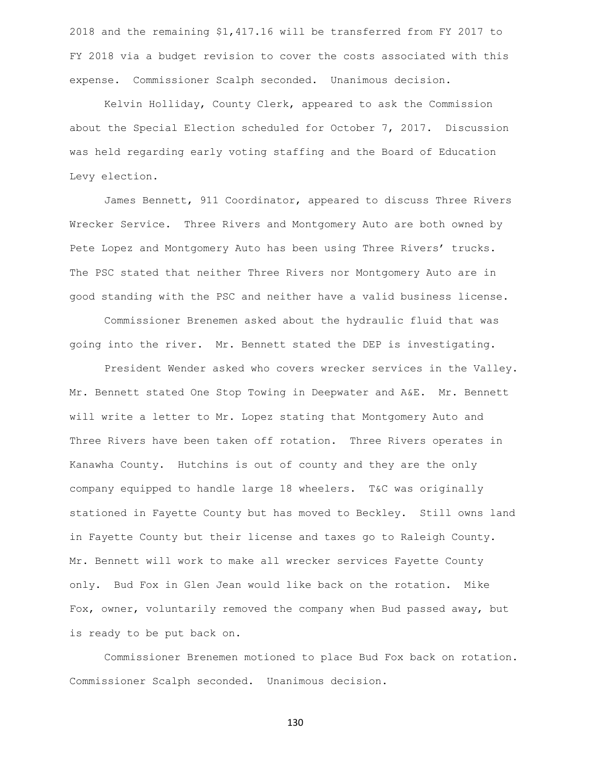2018 and the remaining $1,417.16 will be transferred from FY 2017 to FY 2018 via a budget revision to cover the costs associated with this expense. Commissioner Scalph seconded. Unanimous decision.

Kelvin Holliday, County Clerk, appeared to ask the Commission about the Special Election scheduled for October 7, 2017. Discussion was held regarding early voting staffing and the Board of Education Levy election.

James Bennett, 911 Coordinator, appeared to discuss Three Rivers Wrecker Service. Three Rivers and Montgomery Auto are both owned by Pete Lopez and Montgomery Auto has been using Three Rivers' trucks. The PSC stated that neither Three Rivers nor Montgomery Auto are in good standing with the PSC and neither have a valid business license.

Commissioner Brenemen asked about the hydraulic fluid that was going into the river. Mr. Bennett stated the DEP is investigating.

President Wender asked who covers wrecker services in the Valley. Mr. Bennett stated One Stop Towing in Deepwater and A&E. Mr. Bennett will write a letter to Mr. Lopez stating that Montgomery Auto and Three Rivers have been taken off rotation. Three Rivers operates in Kanawha County. Hutchins is out of county and they are the only company equipped to handle large 18 wheelers. T&C was originally stationed in Fayette County but has moved to Beckley. Still owns land in Fayette County but their license and taxes go to Raleigh County. Mr. Bennett will work to make all wrecker services Fayette County only. Bud Fox in Glen Jean would like back on the rotation. Mike Fox, owner, voluntarily removed the company when Bud passed away, but is ready to be put back on.

Commissioner Brenemen motioned to place Bud Fox back on rotation. Commissioner Scalph seconded. Unanimous decision.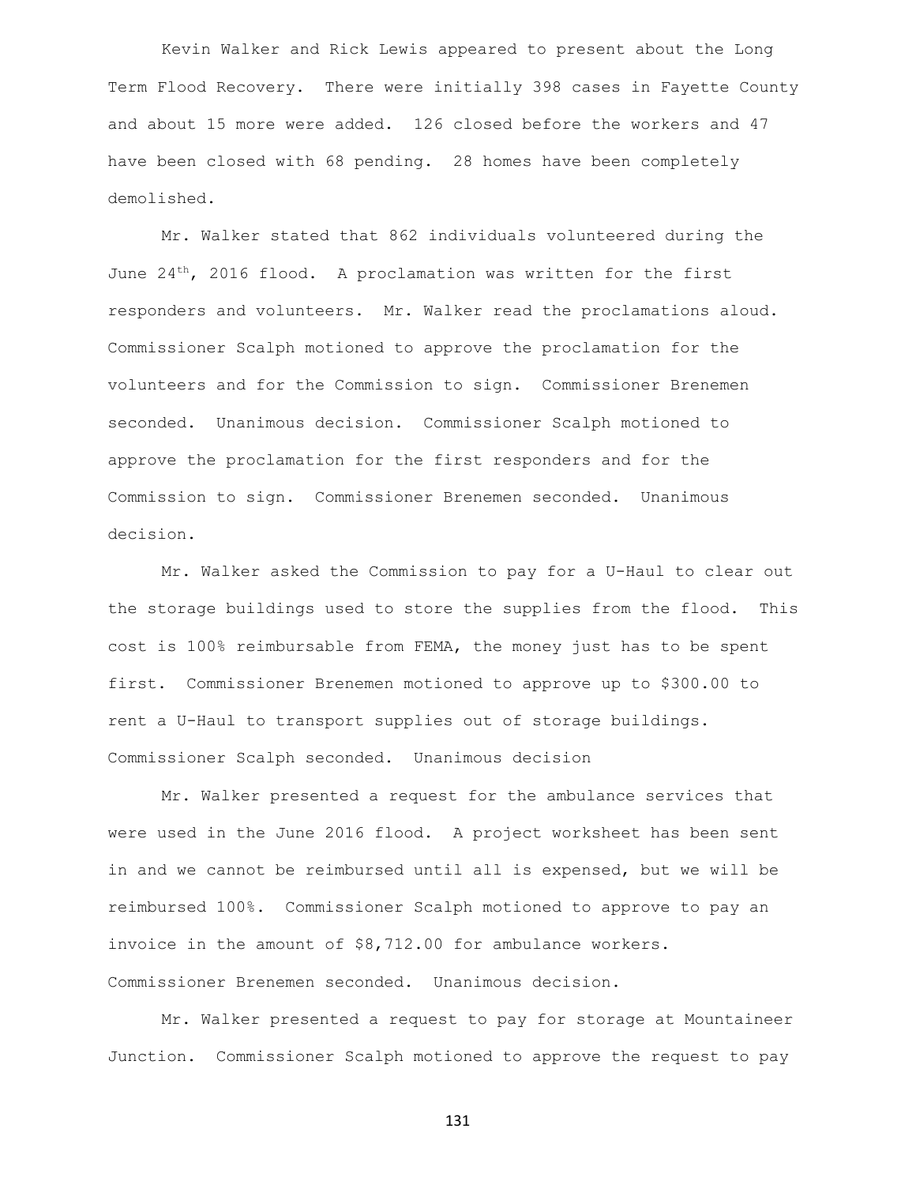Kevin Walker and Rick Lewis appeared to present about the Long Term Flood Recovery. There were initially 398 cases in Fayette County and about 15 more were added. 126 closed before the workers and 47 have been closed with 68 pending. 28 homes have been completely demolished.

Mr. Walker stated that 862 individuals volunteered during the June 24th, 2016 flood. A proclamation was written for the first responders and volunteers. Mr. Walker read the proclamations aloud. Commissioner Scalph motioned to approve the proclamation for the volunteers and for the Commission to sign. Commissioner Brenemen seconded. Unanimous decision. Commissioner Scalph motioned to approve the proclamation for the first responders and for the Commission to sign. Commissioner Brenemen seconded. Unanimous decision.

Mr. Walker asked the Commission to pay for a U-Haul to clear out the storage buildings used to store the supplies from the flood. This cost is 100% reimbursable from FEMA, the money just has to be spent first. Commissioner Brenemen motioned to approve up to $300.00 to rent a U-Haul to transport supplies out of storage buildings. Commissioner Scalph seconded. Unanimous decision

Mr. Walker presented a request for the ambulance services that were used in the June 2016 flood. A project worksheet has been sent in and we cannot be reimbursed until all is expensed, but we will be reimbursed 100%. Commissioner Scalph motioned to approve to pay an invoice in the amount of $8,712.00 for ambulance workers. Commissioner Brenemen seconded. Unanimous decision.

Mr. Walker presented a request to pay for storage at Mountaineer Junction. Commissioner Scalph motioned to approve the request to pay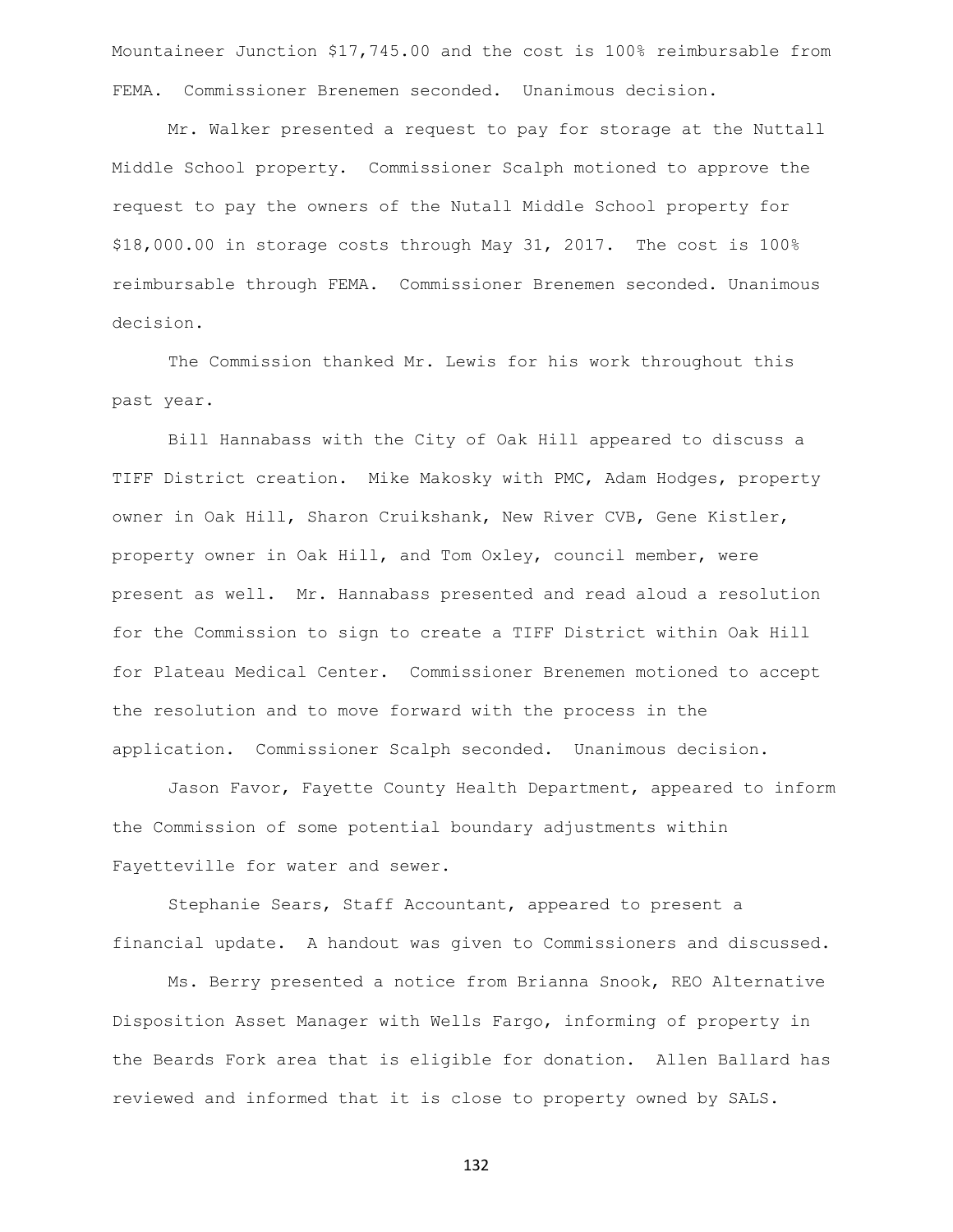Mountaineer Junction $17,745.00 and the cost is 100% reimbursable from FEMA. Commissioner Brenemen seconded. Unanimous decision.

Mr. Walker presented a request to pay for storage at the Nuttall Middle School property. Commissioner Scalph motioned to approve the request to pay the owners of the Nutall Middle School property for $18,000.00 in storage costs through May 31, 2017. The cost is 100% reimbursable through FEMA. Commissioner Brenemen seconded. Unanimous decision.

The Commission thanked Mr. Lewis for his work throughout this past year.

Bill Hannabass with the City of Oak Hill appeared to discuss a TIFF District creation. Mike Makosky with PMC, Adam Hodges, property owner in Oak Hill, Sharon Cruikshank, New River CVB, Gene Kistler, property owner in Oak Hill, and Tom Oxley, council member, were present as well. Mr. Hannabass presented and read aloud a resolution for the Commission to sign to create a TIFF District within Oak Hill for Plateau Medical Center. Commissioner Brenemen motioned to accept the resolution and to move forward with the process in the application. Commissioner Scalph seconded. Unanimous decision.

Jason Favor, Fayette County Health Department, appeared to inform the Commission of some potential boundary adjustments within Fayetteville for water and sewer.

Stephanie Sears, Staff Accountant, appeared to present a financial update. A handout was given to Commissioners and discussed.

Ms. Berry presented a notice from Brianna Snook, REO Alternative Disposition Asset Manager with Wells Fargo, informing of property in the Beards Fork area that is eligible for donation. Allen Ballard has reviewed and informed that it is close to property owned by SALS.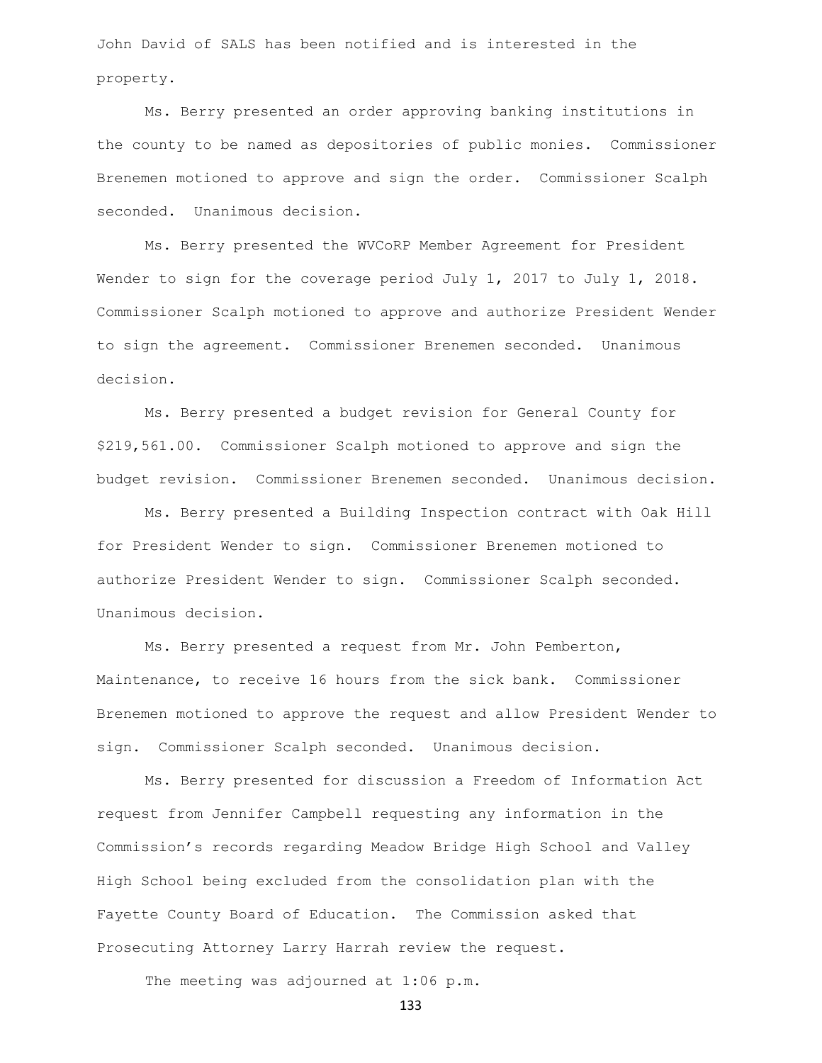John David of SALS has been notified and is interested in the property.

Ms. Berry presented an order approving banking institutions in the county to be named as depositories of public monies. Commissioner Brenemen motioned to approve and sign the order. Commissioner Scalph seconded. Unanimous decision.

Ms. Berry presented the WVCoRP Member Agreement for President Wender to sign for the coverage period July 1, 2017 to July 1, 2018. Commissioner Scalph motioned to approve and authorize President Wender to sign the agreement. Commissioner Brenemen seconded. Unanimous decision.

Ms. Berry presented a budget revision for General County for $219,561.00. Commissioner Scalph motioned to approve and sign the budget revision. Commissioner Brenemen seconded. Unanimous decision.

Ms. Berry presented a Building Inspection contract with Oak Hill for President Wender to sign. Commissioner Brenemen motioned to authorize President Wender to sign. Commissioner Scalph seconded. Unanimous decision.

Ms. Berry presented a request from Mr. John Pemberton, Maintenance, to receive 16 hours from the sick bank. Commissioner Brenemen motioned to approve the request and allow President Wender to sign. Commissioner Scalph seconded. Unanimous decision.

Ms. Berry presented for discussion a Freedom of Information Act request from Jennifer Campbell requesting any information in the Commission's records regarding Meadow Bridge High School and Valley High School being excluded from the consolidation plan with the Fayette County Board of Education. The Commission asked that Prosecuting Attorney Larry Harrah review the request.

The meeting was adjourned at 1:06 p.m.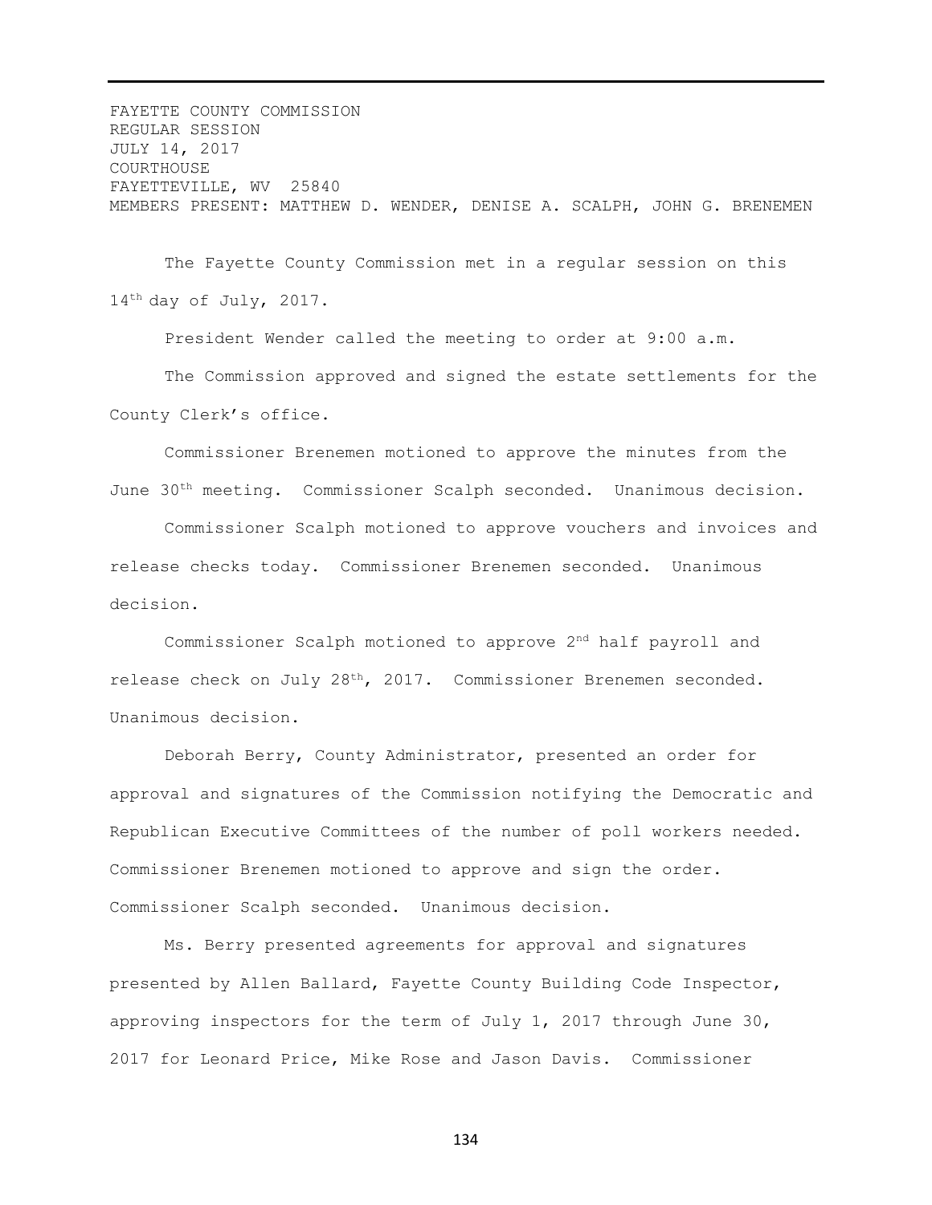FAYETTE COUNTY COMMISSION
REGULAR SESSION
JULY 14, 2017
COURTHOUSE
FAYETTEVILLE, WV 25840
MEMBERS PRESENT: MATTHEW D. WENDER, DENISE A. SCALPH, JOHN G. BRENEMEN

The Fayette County Commission met in a regular session on this 14th day of July, 2017.

President Wender called the meeting to order at 9:00 a.m.

The Commission approved and signed the estate settlements for the County Clerk's office.

Commissioner Brenemen motioned to approve the minutes from the June 30th meeting. Commissioner Scalph seconded. Unanimous decision.

Commissioner Scalph motioned to approve vouchers and invoices and release checks today. Commissioner Brenemen seconded. Unanimous decision.

Commissioner Scalph motioned to approve 2nd half payroll and release check on July 28th, 2017. Commissioner Brenemen seconded. Unanimous decision.

Deborah Berry, County Administrator, presented an order for approval and signatures of the Commission notifying the Democratic and Republican Executive Committees of the number of poll workers needed. Commissioner Brenemen motioned to approve and sign the order. Commissioner Scalph seconded. Unanimous decision.

Ms. Berry presented agreements for approval and signatures presented by Allen Ballard, Fayette County Building Code Inspector, approving inspectors for the term of July 1, 2017 through June 30, 2017 for Leonard Price, Mike Rose and Jason Davis. Commissioner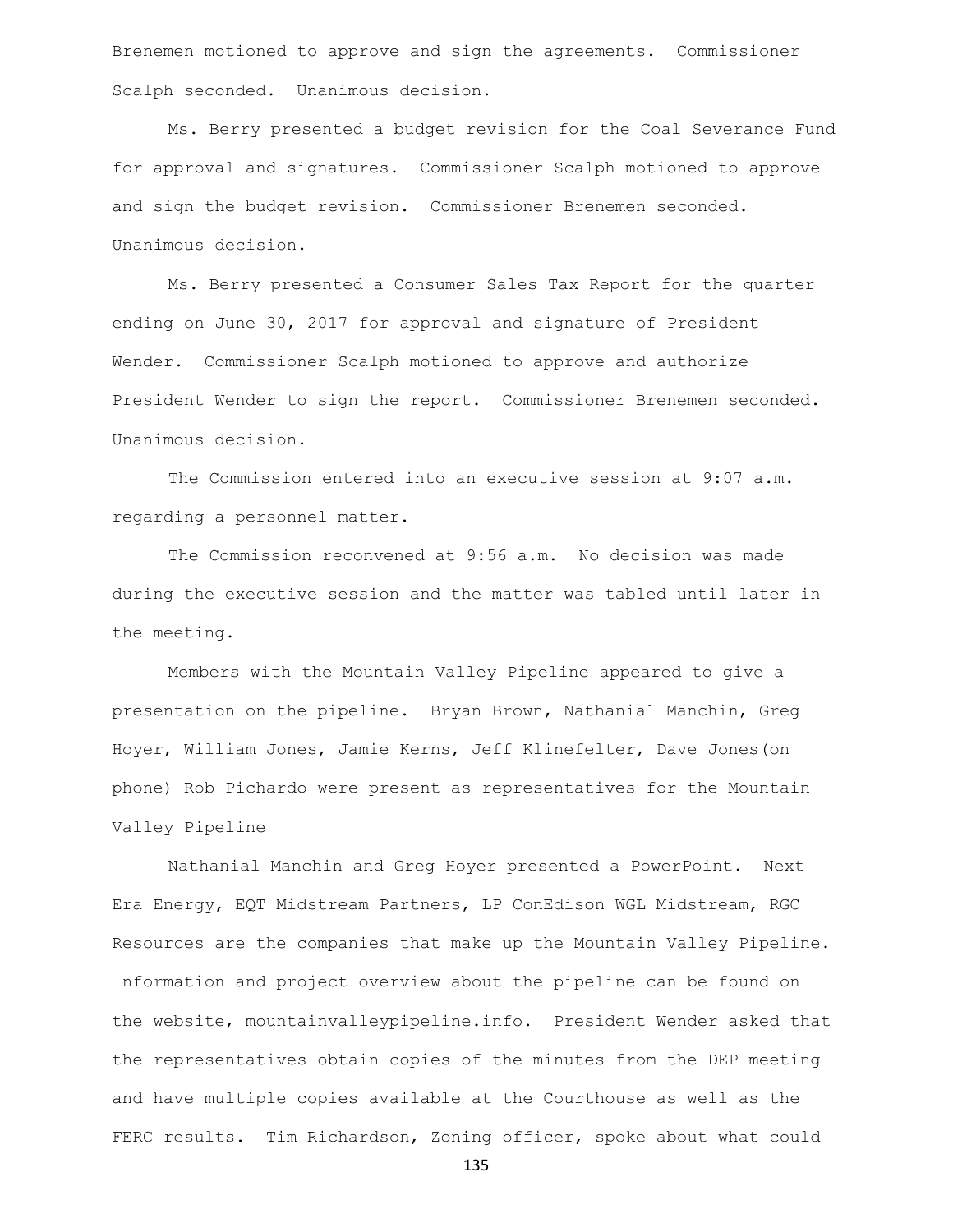Brenemen motioned to approve and sign the agreements. Commissioner Scalph seconded. Unanimous decision.

Ms. Berry presented a budget revision for the Coal Severance Fund for approval and signatures. Commissioner Scalph motioned to approve and sign the budget revision. Commissioner Brenemen seconded. Unanimous decision.

Ms. Berry presented a Consumer Sales Tax Report for the quarter ending on June 30, 2017 for approval and signature of President Wender. Commissioner Scalph motioned to approve and authorize President Wender to sign the report. Commissioner Brenemen seconded. Unanimous decision.

The Commission entered into an executive session at 9:07 a.m. regarding a personnel matter.

The Commission reconvened at 9:56 a.m. No decision was made during the executive session and the matter was tabled until later in the meeting.

Members with the Mountain Valley Pipeline appeared to give a presentation on the pipeline. Bryan Brown, Nathanial Manchin, Greg Hoyer, William Jones, Jamie Kerns, Jeff Klinefelter, Dave Jones(on phone) Rob Pichardo were present as representatives for the Mountain Valley Pipeline

Nathanial Manchin and Greg Hoyer presented a PowerPoint. Next Era Energy, EQT Midstream Partners, LP ConEdison WGL Midstream, RGC Resources are the companies that make up the Mountain Valley Pipeline. Information and project overview about the pipeline can be found on the website, mountainvalleypipeline.info. President Wender asked that the representatives obtain copies of the minutes from the DEP meeting and have multiple copies available at the Courthouse as well as the FERC results. Tim Richardson, Zoning officer, spoke about what could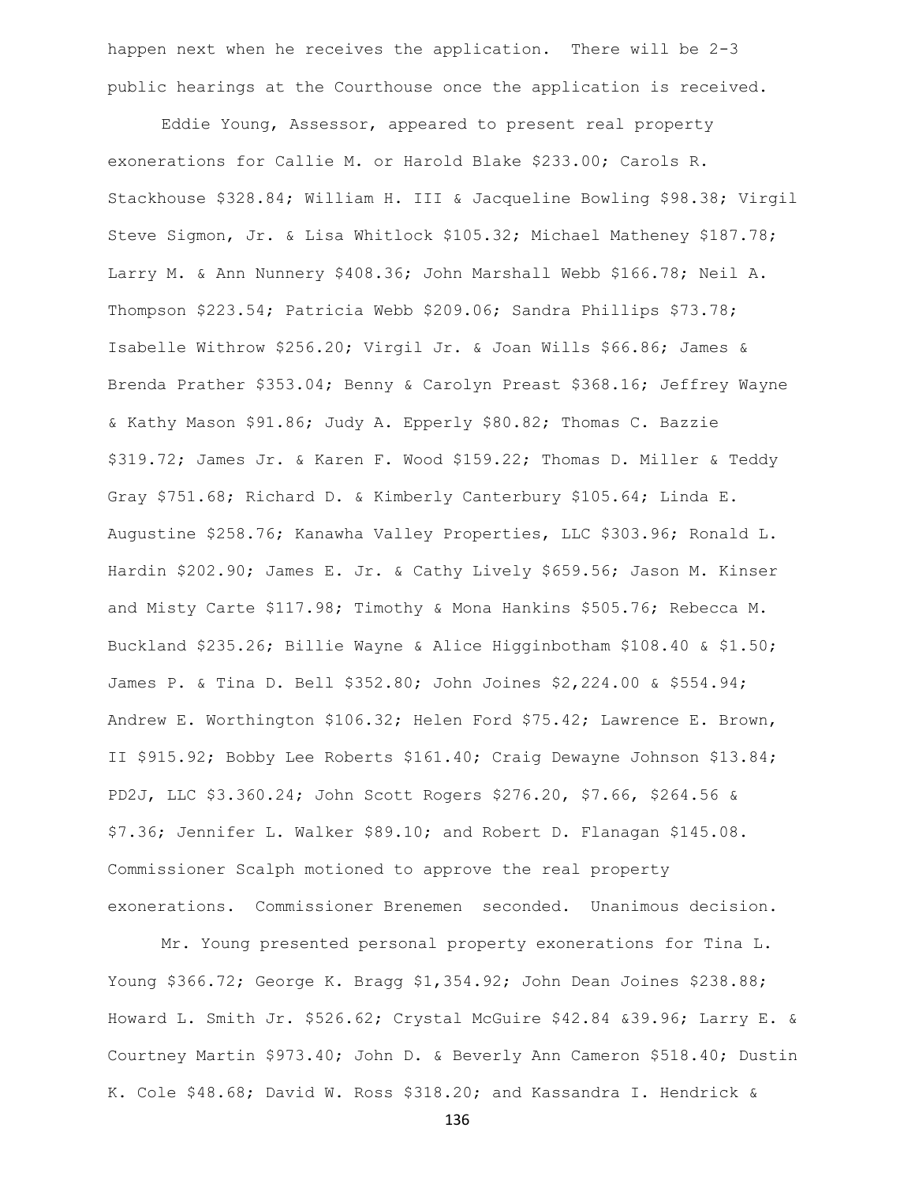happen next when he receives the application. There will be 2-3 public hearings at the Courthouse once the application is received.

Eddie Young, Assessor, appeared to present real property exonerations for Callie M. or Harold Blake $233.00; Carols R. Stackhouse $328.84; William H. III & Jacqueline Bowling $98.38; Virgil Steve Sigmon, Jr. & Lisa Whitlock $105.32; Michael Matheney $187.78; Larry M. & Ann Nunnery $408.36; John Marshall Webb $166.78; Neil A. Thompson $223.54; Patricia Webb $209.06; Sandra Phillips $73.78; Isabelle Withrow $256.20; Virgil Jr. & Joan Wills $66.86; James & Brenda Prather $353.04; Benny & Carolyn Preast $368.16; Jeffrey Wayne & Kathy Mason $91.86; Judy A. Epperly $80.82; Thomas C. Bazzie $319.72; James Jr. & Karen F. Wood $159.22; Thomas D. Miller & Teddy Gray $751.68; Richard D. & Kimberly Canterbury $105.64; Linda E. Augustine $258.76; Kanawha Valley Properties, LLC $303.96; Ronald L. Hardin $202.90; James E. Jr. & Cathy Lively $659.56; Jason M. Kinser and Misty Carte $117.98; Timothy & Mona Hankins $505.76; Rebecca M. Buckland $235.26; Billie Wayne & Alice Higginbotham $108.40 & $1.50; James P. & Tina D. Bell $352.80; John Joines $2,224.00 & $554.94; Andrew E. Worthington $106.32; Helen Ford $75.42; Lawrence E. Brown, II $915.92; Bobby Lee Roberts $161.40; Craig Dewayne Johnson $13.84; PD2J, LLC $3.360.24; John Scott Rogers $276.20, $7.66, $264.56 & $7.36; Jennifer L. Walker $89.10; and Robert D. Flanagan $145.08. Commissioner Scalph motioned to approve the real property exonerations. Commissioner Brenemen seconded. Unanimous decision.

Mr. Young presented personal property exonerations for Tina L. Young $366.72; George K. Bragg $1,354.92; John Dean Joines $238.88; Howard L. Smith Jr. $526.62; Crystal McGuire $42.84 &39.96; Larry E. & Courtney Martin $973.40; John D. & Beverly Ann Cameron $518.40; Dustin K. Cole $48.68; David W. Ross $318.20; and Kassandra I. Hendrick &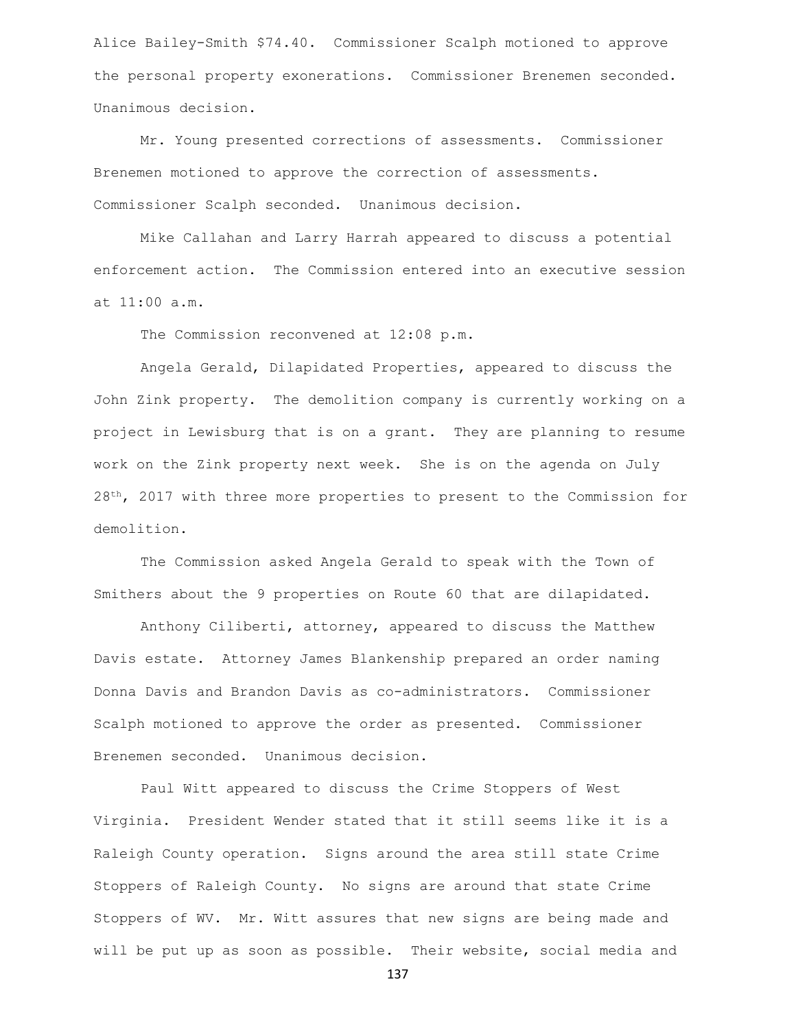Alice Bailey-Smith $74.40. Commissioner Scalph motioned to approve the personal property exonerations. Commissioner Brenemen seconded. Unanimous decision.

Mr. Young presented corrections of assessments. Commissioner Brenemen motioned to approve the correction of assessments. Commissioner Scalph seconded. Unanimous decision.

Mike Callahan and Larry Harrah appeared to discuss a potential enforcement action. The Commission entered into an executive session at 11:00 a.m.

The Commission reconvened at 12:08 p.m.

Angela Gerald, Dilapidated Properties, appeared to discuss the John Zink property. The demolition company is currently working on a project in Lewisburg that is on a grant. They are planning to resume work on the Zink property next week. She is on the agenda on July 28th, 2017 with three more properties to present to the Commission for demolition.

The Commission asked Angela Gerald to speak with the Town of Smithers about the 9 properties on Route 60 that are dilapidated.

Anthony Ciliberti, attorney, appeared to discuss the Matthew Davis estate. Attorney James Blankenship prepared an order naming Donna Davis and Brandon Davis as co-administrators. Commissioner Scalph motioned to approve the order as presented. Commissioner Brenemen seconded. Unanimous decision.

Paul Witt appeared to discuss the Crime Stoppers of West Virginia. President Wender stated that it still seems like it is a Raleigh County operation. Signs around the area still state Crime Stoppers of Raleigh County. No signs are around that state Crime Stoppers of WV. Mr. Witt assures that new signs are being made and will be put up as soon as possible. Their website, social media and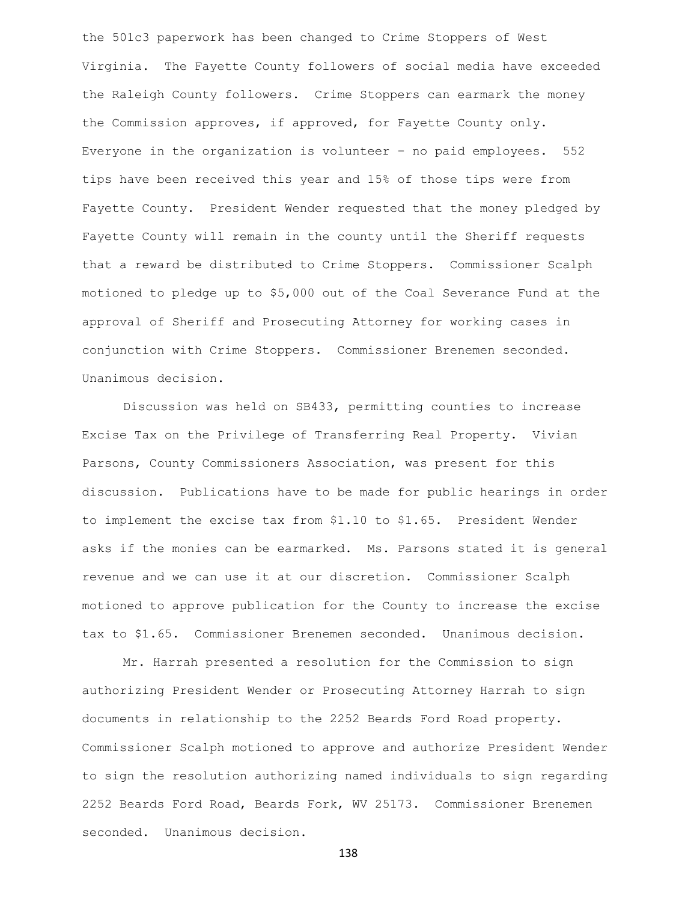the 501c3 paperwork has been changed to Crime Stoppers of West Virginia. The Fayette County followers of social media have exceeded the Raleigh County followers. Crime Stoppers can earmark the money the Commission approves, if approved, for Fayette County only. Everyone in the organization is volunteer – no paid employees. 552 tips have been received this year and 15% of those tips were from Fayette County. President Wender requested that the money pledged by Fayette County will remain in the county until the Sheriff requests that a reward be distributed to Crime Stoppers. Commissioner Scalph motioned to pledge up to $5,000 out of the Coal Severance Fund at the approval of Sheriff and Prosecuting Attorney for working cases in conjunction with Crime Stoppers. Commissioner Brenemen seconded. Unanimous decision.

Discussion was held on SB433, permitting counties to increase Excise Tax on the Privilege of Transferring Real Property. Vivian Parsons, County Commissioners Association, was present for this discussion. Publications have to be made for public hearings in order to implement the excise tax from $1.10 to $1.65. President Wender asks if the monies can be earmarked. Ms. Parsons stated it is general revenue and we can use it at our discretion. Commissioner Scalph motioned to approve publication for the County to increase the excise tax to $1.65. Commissioner Brenemen seconded. Unanimous decision.

Mr. Harrah presented a resolution for the Commission to sign authorizing President Wender or Prosecuting Attorney Harrah to sign documents in relationship to the 2252 Beards Ford Road property. Commissioner Scalph motioned to approve and authorize President Wender to sign the resolution authorizing named individuals to sign regarding 2252 Beards Ford Road, Beards Fork, WV 25173. Commissioner Brenemen seconded. Unanimous decision.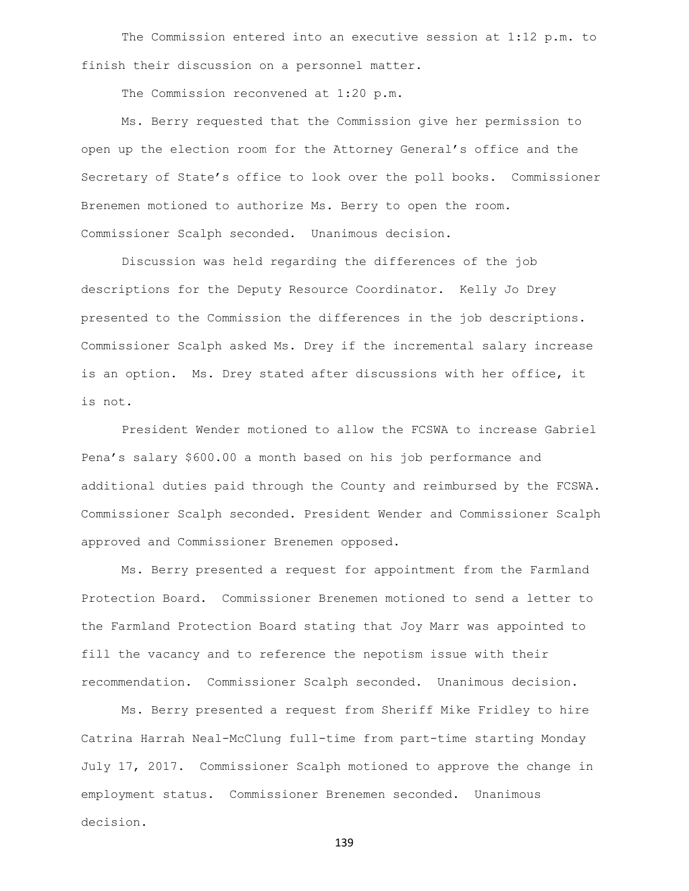The Commission entered into an executive session at 1:12 p.m. to finish their discussion on a personnel matter.

The Commission reconvened at 1:20 p.m.

Ms. Berry requested that the Commission give her permission to open up the election room for the Attorney General's office and the Secretary of State's office to look over the poll books. Commissioner Brenemen motioned to authorize Ms. Berry to open the room. Commissioner Scalph seconded. Unanimous decision.

Discussion was held regarding the differences of the job descriptions for the Deputy Resource Coordinator. Kelly Jo Drey presented to the Commission the differences in the job descriptions. Commissioner Scalph asked Ms. Drey if the incremental salary increase is an option. Ms. Drey stated after discussions with her office, it is not.

President Wender motioned to allow the FCSWA to increase Gabriel Pena's salary $600.00 a month based on his job performance and additional duties paid through the County and reimbursed by the FCSWA. Commissioner Scalph seconded. President Wender and Commissioner Scalph approved and Commissioner Brenemen opposed.

Ms. Berry presented a request for appointment from the Farmland Protection Board. Commissioner Brenemen motioned to send a letter to the Farmland Protection Board stating that Joy Marr was appointed to fill the vacancy and to reference the nepotism issue with their recommendation. Commissioner Scalph seconded. Unanimous decision.

Ms. Berry presented a request from Sheriff Mike Fridley to hire Catrina Harrah Neal-McClung full-time from part-time starting Monday July 17, 2017. Commissioner Scalph motioned to approve the change in employment status. Commissioner Brenemen seconded. Unanimous decision.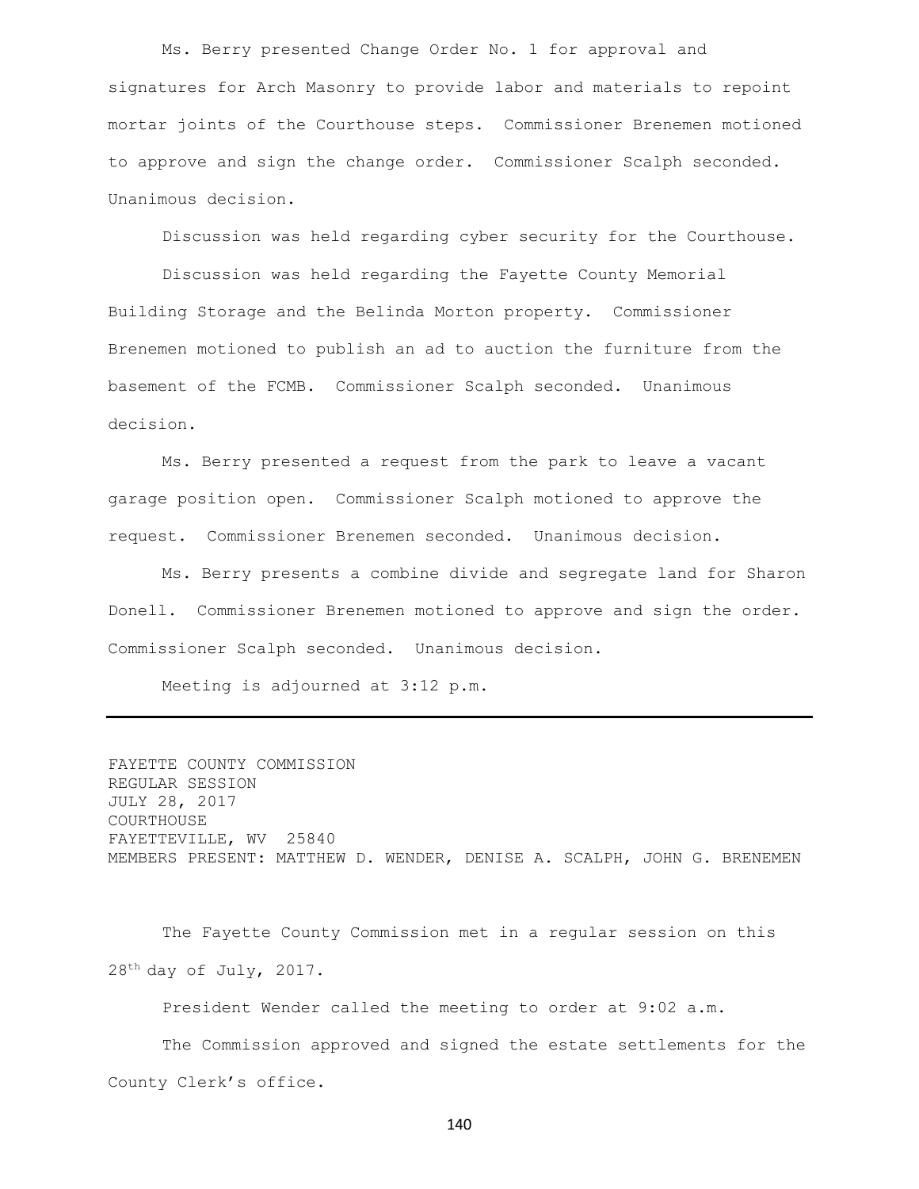Ms. Berry presented Change Order No. 1 for approval and signatures for Arch Masonry to provide labor and materials to repoint mortar joints of the Courthouse steps. Commissioner Brenemen motioned to approve and sign the change order. Commissioner Scalph seconded. Unanimous decision.

Discussion was held regarding cyber security for the Courthouse.

Discussion was held regarding the Fayette County Memorial Building Storage and the Belinda Morton property. Commissioner Brenemen motioned to publish an ad to auction the furniture from the basement of the FCMB. Commissioner Scalph seconded. Unanimous decision.

Ms. Berry presented a request from the park to leave a vacant garage position open. Commissioner Scalph motioned to approve the request. Commissioner Brenemen seconded. Unanimous decision.

Ms. Berry presents a combine divide and segregate land for Sharon Donell. Commissioner Brenemen motioned to approve and sign the order. Commissioner Scalph seconded. Unanimous decision.

Meeting is adjourned at 3:12 p.m.

---

FAYETTE COUNTY COMMISSION
REGULAR SESSION
JULY 28, 2017
COURTHOUSE
FAYETTEVILLE, WV 25840
MEMBERS PRESENT: MATTHEW D. WENDER, DENISE A. SCALPH, JOHN G. BRENEMEN

The Fayette County Commission met in a regular session on this 28th day of July, 2017.

President Wender called the meeting to order at 9:02 a.m.

The Commission approved and signed the estate settlements for the County Clerk's office.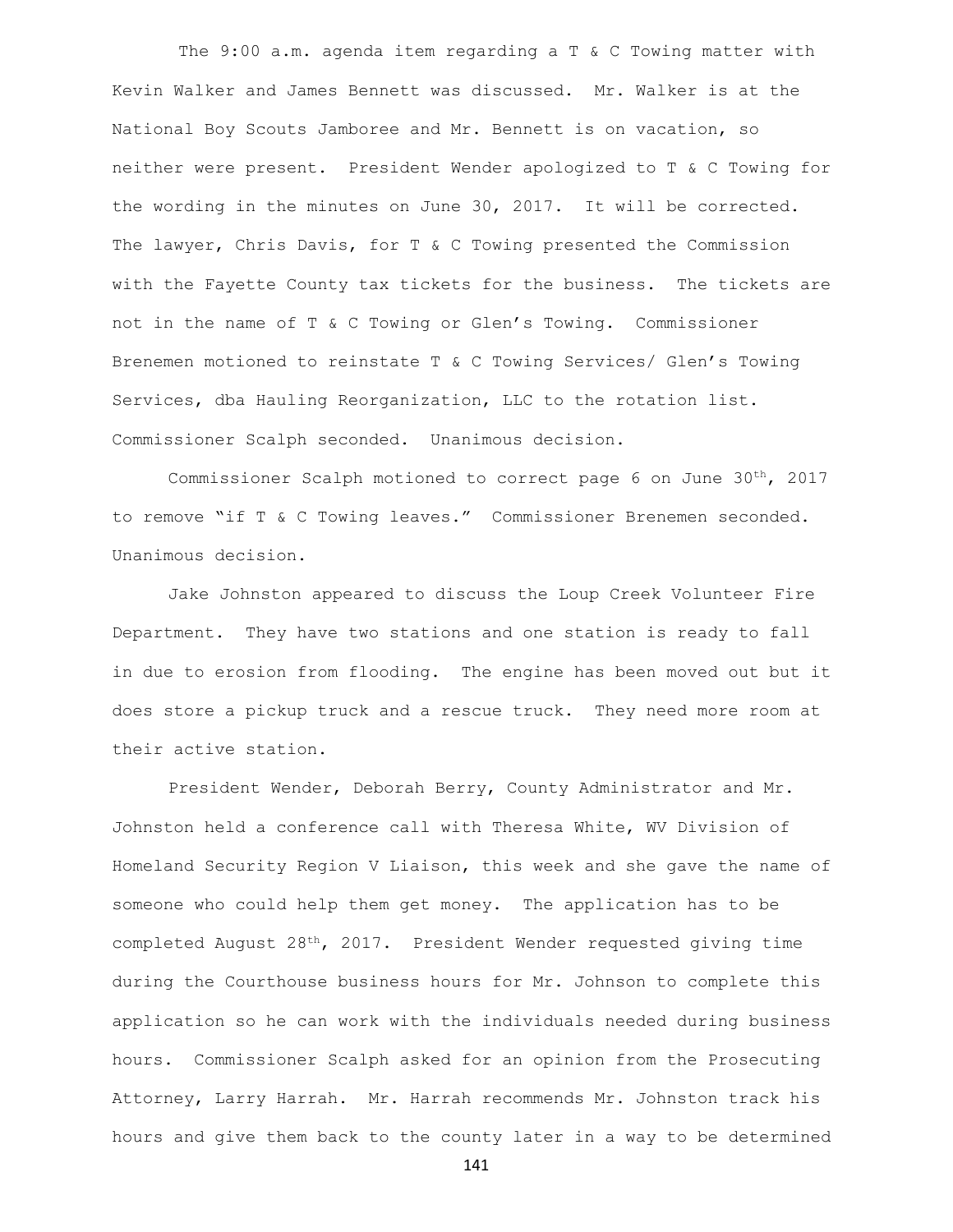The 9:00 a.m. agenda item regarding a T & C Towing matter with Kevin Walker and James Bennett was discussed. Mr. Walker is at the National Boy Scouts Jamboree and Mr. Bennett is on vacation, so neither were present. President Wender apologized to T & C Towing for the wording in the minutes on June 30, 2017. It will be corrected. The lawyer, Chris Davis, for T & C Towing presented the Commission with the Fayette County tax tickets for the business. The tickets are not in the name of T & C Towing or Glen's Towing. Commissioner Brenemen motioned to reinstate T & C Towing Services/ Glen's Towing Services, dba Hauling Reorganization, LLC to the rotation list. Commissioner Scalph seconded. Unanimous decision.

Commissioner Scalph motioned to correct page 6 on June 30th, 2017 to remove "if T & C Towing leaves." Commissioner Brenemen seconded. Unanimous decision.

Jake Johnston appeared to discuss the Loup Creek Volunteer Fire Department. They have two stations and one station is ready to fall in due to erosion from flooding. The engine has been moved out but it does store a pickup truck and a rescue truck. They need more room at their active station.

President Wender, Deborah Berry, County Administrator and Mr. Johnston held a conference call with Theresa White, WV Division of Homeland Security Region V Liaison, this week and she gave the name of someone who could help them get money. The application has to be completed August 28th, 2017. President Wender requested giving time during the Courthouse business hours for Mr. Johnson to complete this application so he can work with the individuals needed during business hours. Commissioner Scalph asked for an opinion from the Prosecuting Attorney, Larry Harrah. Mr. Harrah recommends Mr. Johnston track his hours and give them back to the county later in a way to be determined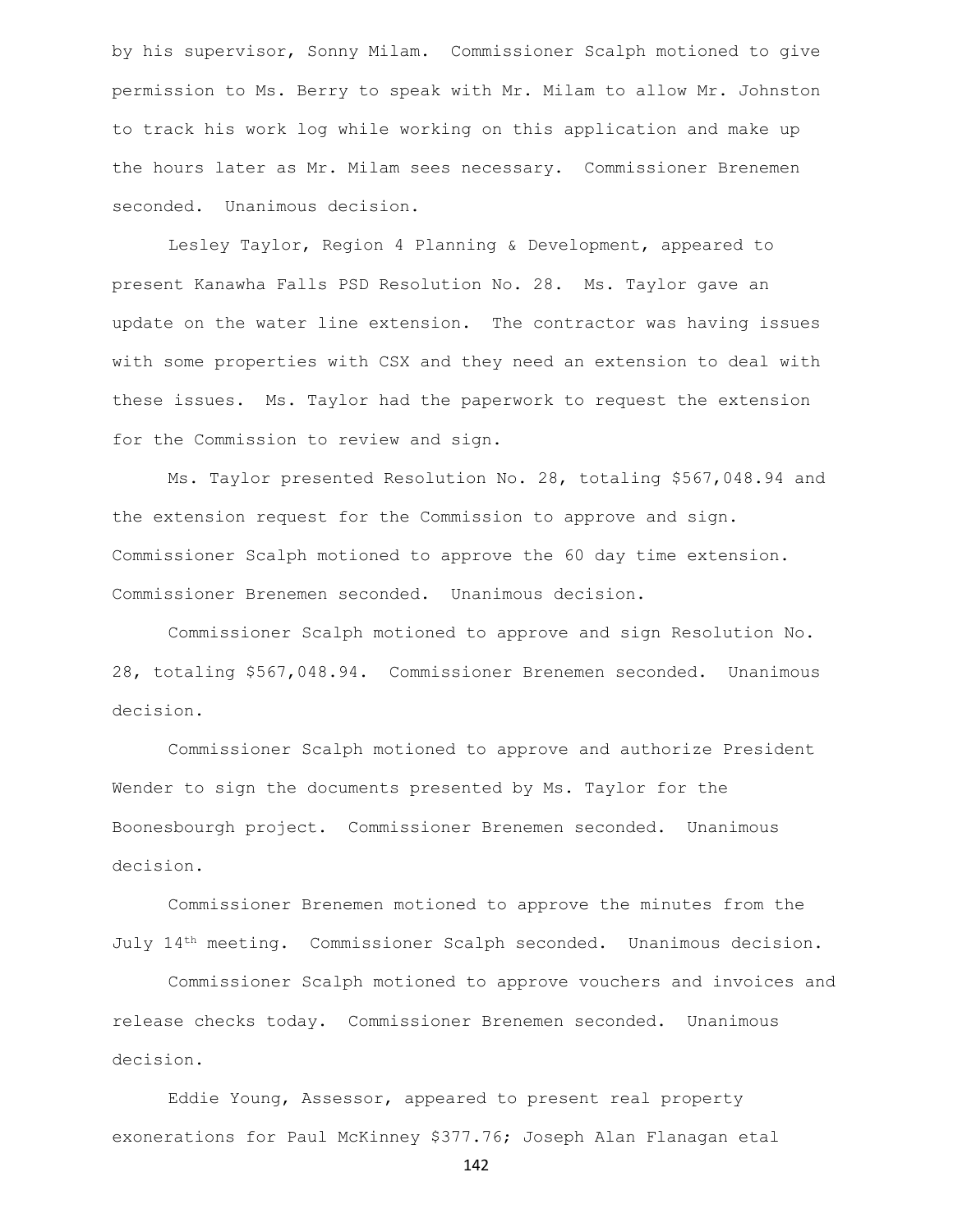by his supervisor, Sonny Milam. Commissioner Scalph motioned to give permission to Ms. Berry to speak with Mr. Milam to allow Mr. Johnston to track his work log while working on this application and make up the hours later as Mr. Milam sees necessary. Commissioner Brenemen seconded. Unanimous decision.

Lesley Taylor, Region 4 Planning & Development, appeared to present Kanawha Falls PSD Resolution No. 28. Ms. Taylor gave an update on the water line extension. The contractor was having issues with some properties with CSX and they need an extension to deal with these issues. Ms. Taylor had the paperwork to request the extension for the Commission to review and sign.

Ms. Taylor presented Resolution No. 28, totaling $567,048.94 and the extension request for the Commission to approve and sign. Commissioner Scalph motioned to approve the 60 day time extension. Commissioner Brenemen seconded. Unanimous decision.

Commissioner Scalph motioned to approve and sign Resolution No. 28, totaling $567,048.94. Commissioner Brenemen seconded. Unanimous decision.

Commissioner Scalph motioned to approve and authorize President Wender to sign the documents presented by Ms. Taylor for the Boonesbourgh project. Commissioner Brenemen seconded. Unanimous decision.

Commissioner Brenemen motioned to approve the minutes from the July 14th meeting. Commissioner Scalph seconded. Unanimous decision.

Commissioner Scalph motioned to approve vouchers and invoices and release checks today. Commissioner Brenemen seconded. Unanimous decision.

Eddie Young, Assessor, appeared to present real property exonerations for Paul McKinney $377.76; Joseph Alan Flanagan etal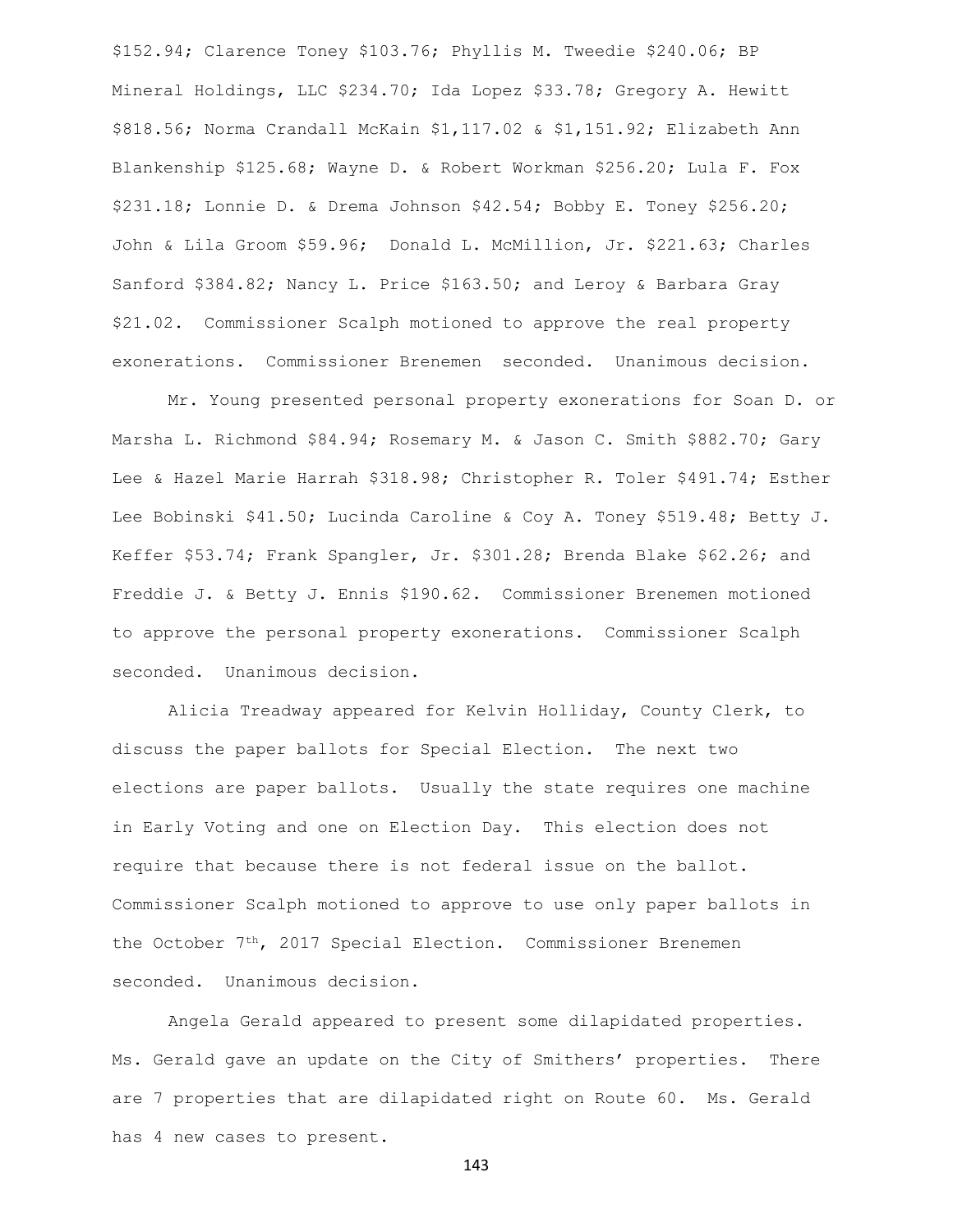$152.94; Clarence Toney $103.76; Phyllis M. Tweedie $240.06; BP Mineral Holdings, LLC $234.70; Ida Lopez $33.78; Gregory A. Hewitt $818.56; Norma Crandall McKain $1,117.02 & $1,151.92; Elizabeth Ann Blankenship $125.68; Wayne D. & Robert Workman $256.20; Lula F. Fox $231.18; Lonnie D. & Drema Johnson $42.54; Bobby E. Toney $256.20; John & Lila Groom $59.96; Donald L. McMillion, Jr. $221.63; Charles Sanford $384.82; Nancy L. Price $163.50; and Leroy & Barbara Gray $21.02. Commissioner Scalph motioned to approve the real property exonerations. Commissioner Brenemen seconded. Unanimous decision.

Mr. Young presented personal property exonerations for Soan D. or Marsha L. Richmond $84.94; Rosemary M. & Jason C. Smith $882.70; Gary Lee & Hazel Marie Harrah $318.98; Christopher R. Toler $491.74; Esther Lee Bobinski $41.50; Lucinda Caroline & Coy A. Toney $519.48; Betty J. Keffer $53.74; Frank Spangler, Jr. $301.28; Brenda Blake $62.26; and Freddie J. & Betty J. Ennis $190.62. Commissioner Brenemen motioned to approve the personal property exonerations. Commissioner Scalph seconded. Unanimous decision.

Alicia Treadway appeared for Kelvin Holliday, County Clerk, to discuss the paper ballots for Special Election. The next two elections are paper ballots. Usually the state requires one machine in Early Voting and one on Election Day. This election does not require that because there is not federal issue on the ballot. Commissioner Scalph motioned to approve to use only paper ballots in the October 7th, 2017 Special Election. Commissioner Brenemen seconded. Unanimous decision.

Angela Gerald appeared to present some dilapidated properties. Ms. Gerald gave an update on the City of Smithers' properties. There are 7 properties that are dilapidated right on Route 60. Ms. Gerald has 4 new cases to present.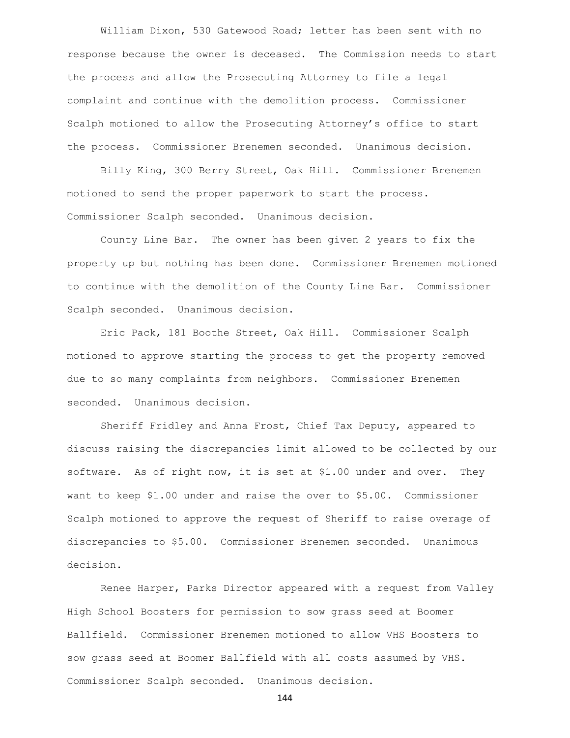William Dixon, 530 Gatewood Road; letter has been sent with no response because the owner is deceased. The Commission needs to start the process and allow the Prosecuting Attorney to file a legal complaint and continue with the demolition process. Commissioner Scalph motioned to allow the Prosecuting Attorney's office to start the process. Commissioner Brenemen seconded. Unanimous decision.

Billy King, 300 Berry Street, Oak Hill. Commissioner Brenemen motioned to send the proper paperwork to start the process. Commissioner Scalph seconded. Unanimous decision.

County Line Bar. The owner has been given 2 years to fix the property up but nothing has been done. Commissioner Brenemen motioned to continue with the demolition of the County Line Bar. Commissioner Scalph seconded. Unanimous decision.

Eric Pack, 181 Boothe Street, Oak Hill. Commissioner Scalph motioned to approve starting the process to get the property removed due to so many complaints from neighbors. Commissioner Brenemen seconded. Unanimous decision.

Sheriff Fridley and Anna Frost, Chief Tax Deputy, appeared to discuss raising the discrepancies limit allowed to be collected by our software. As of right now, it is set at $1.00 under and over. They want to keep $1.00 under and raise the over to $5.00. Commissioner Scalph motioned to approve the request of Sheriff to raise overage of discrepancies to $5.00. Commissioner Brenemen seconded. Unanimous decision.

Renee Harper, Parks Director appeared with a request from Valley High School Boosters for permission to sow grass seed at Boomer Ballfield. Commissioner Brenemen motioned to allow VHS Boosters to sow grass seed at Boomer Ballfield with all costs assumed by VHS. Commissioner Scalph seconded. Unanimous decision.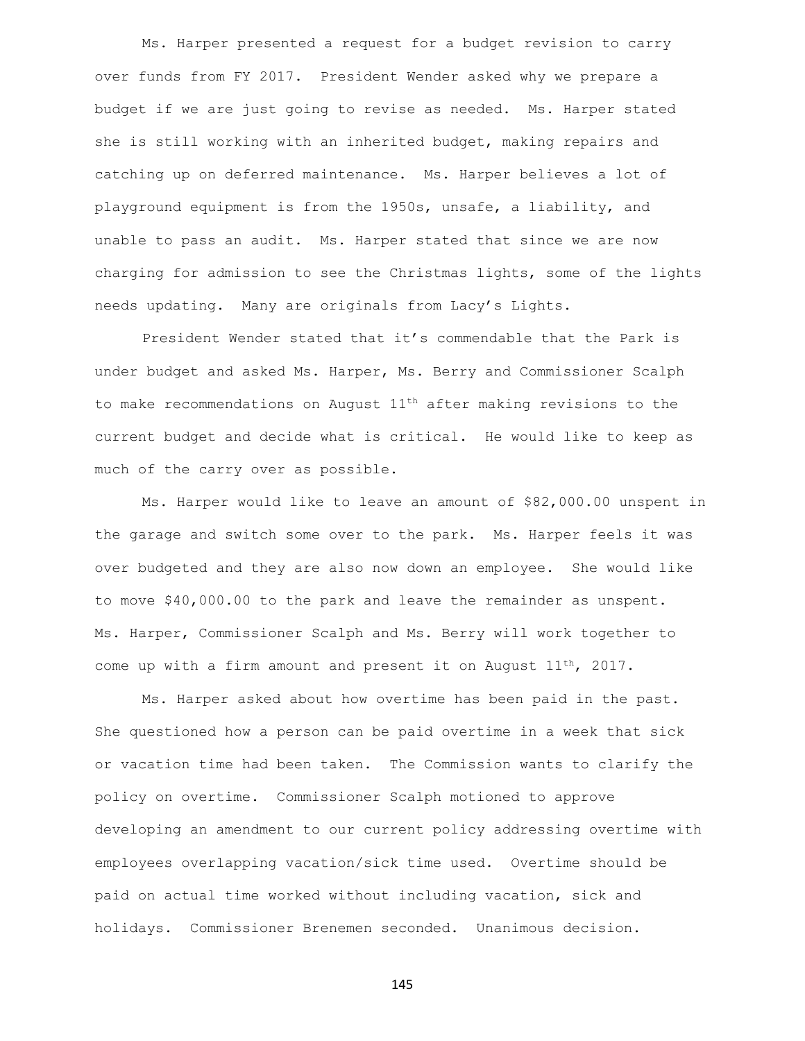Ms. Harper presented a request for a budget revision to carry over funds from FY 2017. President Wender asked why we prepare a budget if we are just going to revise as needed. Ms. Harper stated she is still working with an inherited budget, making repairs and catching up on deferred maintenance. Ms. Harper believes a lot of playground equipment is from the 1950s, unsafe, a liability, and unable to pass an audit. Ms. Harper stated that since we are now charging for admission to see the Christmas lights, some of the lights needs updating. Many are originals from Lacy's Lights.

President Wender stated that it's commendable that the Park is under budget and asked Ms. Harper, Ms. Berry and Commissioner Scalph to make recommendations on August 11th after making revisions to the current budget and decide what is critical. He would like to keep as much of the carry over as possible.

Ms. Harper would like to leave an amount of $82,000.00 unspent in the garage and switch some over to the park. Ms. Harper feels it was over budgeted and they are also now down an employee. She would like to move $40,000.00 to the park and leave the remainder as unspent. Ms. Harper, Commissioner Scalph and Ms. Berry will work together to come up with a firm amount and present it on August 11th, 2017.

Ms. Harper asked about how overtime has been paid in the past. She questioned how a person can be paid overtime in a week that sick or vacation time had been taken. The Commission wants to clarify the policy on overtime. Commissioner Scalph motioned to approve developing an amendment to our current policy addressing overtime with employees overlapping vacation/sick time used. Overtime should be paid on actual time worked without including vacation, sick and holidays. Commissioner Brenemen seconded. Unanimous decision.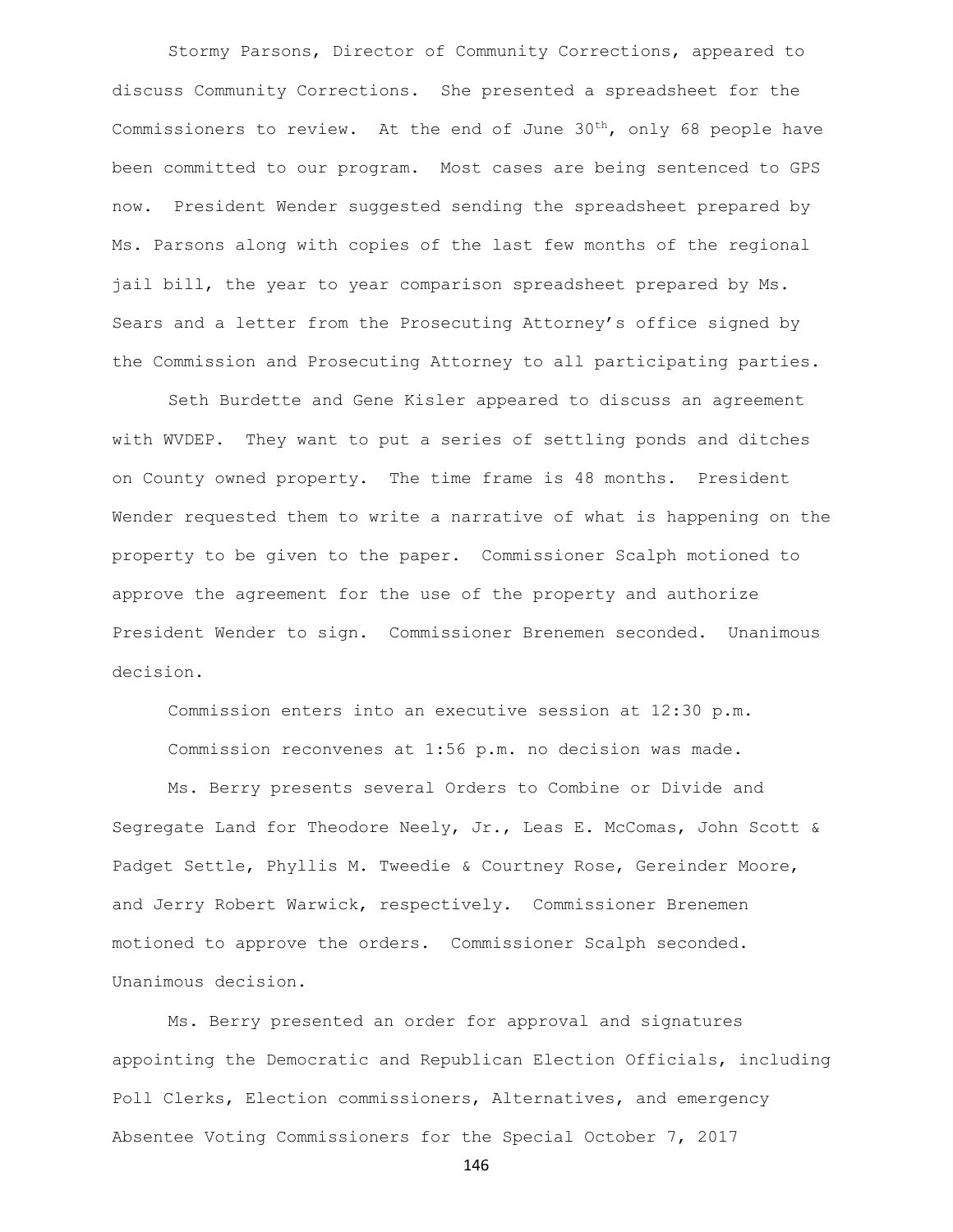Stormy Parsons, Director of Community Corrections, appeared to discuss Community Corrections. She presented a spreadsheet for the Commissioners to review. At the end of June 30th, only 68 people have been committed to our program. Most cases are being sentenced to GPS now. President Wender suggested sending the spreadsheet prepared by Ms. Parsons along with copies of the last few months of the regional jail bill, the year to year comparison spreadsheet prepared by Ms. Sears and a letter from the Prosecuting Attorney's office signed by the Commission and Prosecuting Attorney to all participating parties.

Seth Burdette and Gene Kisler appeared to discuss an agreement with WVDEP. They want to put a series of settling ponds and ditches on County owned property. The time frame is 48 months. President Wender requested them to write a narrative of what is happening on the property to be given to the paper. Commissioner Scalph motioned to approve the agreement for the use of the property and authorize President Wender to sign. Commissioner Brenemen seconded. Unanimous decision.

Commission enters into an executive session at 12:30 p.m.

Commission reconvenes at 1:56 p.m. no decision was made.

Ms. Berry presents several Orders to Combine or Divide and Segregate Land for Theodore Neely, Jr., Leas E. McComas, John Scott & Padget Settle, Phyllis M. Tweedie & Courtney Rose, Gereinder Moore, and Jerry Robert Warwick, respectively. Commissioner Brenemen motioned to approve the orders. Commissioner Scalph seconded. Unanimous decision.

Ms. Berry presented an order for approval and signatures appointing the Democratic and Republican Election Officials, including Poll Clerks, Election commissioners, Alternatives, and emergency Absentee Voting Commissioners for the Special October 7, 2017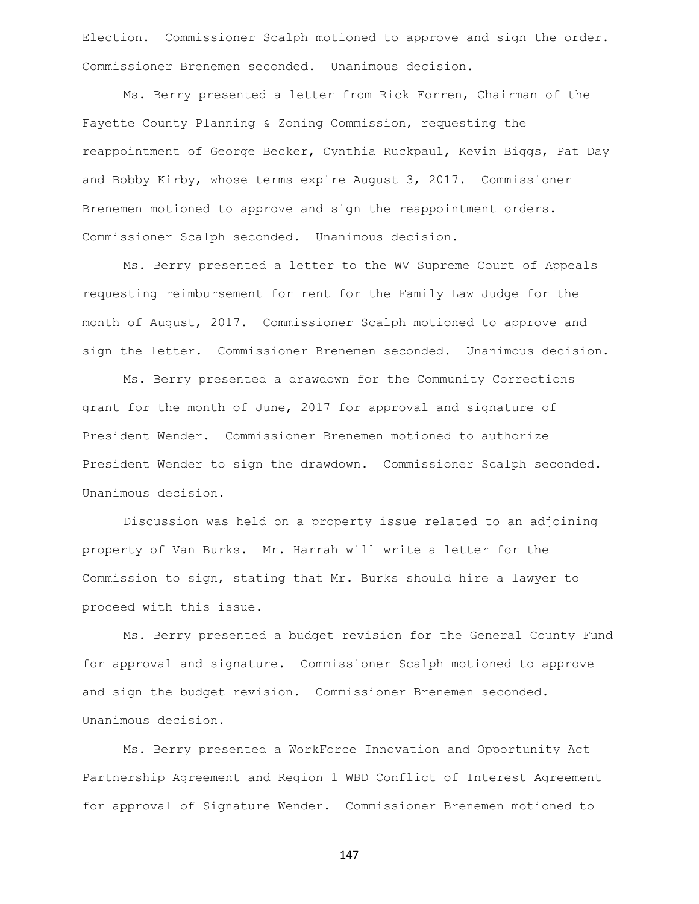Election. Commissioner Scalph motioned to approve and sign the order. Commissioner Brenemen seconded. Unanimous decision.

Ms. Berry presented a letter from Rick Forren, Chairman of the Fayette County Planning & Zoning Commission, requesting the reappointment of George Becker, Cynthia Ruckpaul, Kevin Biggs, Pat Day and Bobby Kirby, whose terms expire August 3, 2017. Commissioner Brenemen motioned to approve and sign the reappointment orders. Commissioner Scalph seconded. Unanimous decision.

Ms. Berry presented a letter to the WV Supreme Court of Appeals requesting reimbursement for rent for the Family Law Judge for the month of August, 2017. Commissioner Scalph motioned to approve and sign the letter. Commissioner Brenemen seconded. Unanimous decision.

Ms. Berry presented a drawdown for the Community Corrections grant for the month of June, 2017 for approval and signature of President Wender. Commissioner Brenemen motioned to authorize President Wender to sign the drawdown. Commissioner Scalph seconded. Unanimous decision.

Discussion was held on a property issue related to an adjoining property of Van Burks. Mr. Harrah will write a letter for the Commission to sign, stating that Mr. Burks should hire a lawyer to proceed with this issue.

Ms. Berry presented a budget revision for the General County Fund for approval and signature. Commissioner Scalph motioned to approve and sign the budget revision. Commissioner Brenemen seconded. Unanimous decision.

Ms. Berry presented a WorkForce Innovation and Opportunity Act Partnership Agreement and Region 1 WBD Conflict of Interest Agreement for approval of Signature Wender. Commissioner Brenemen motioned to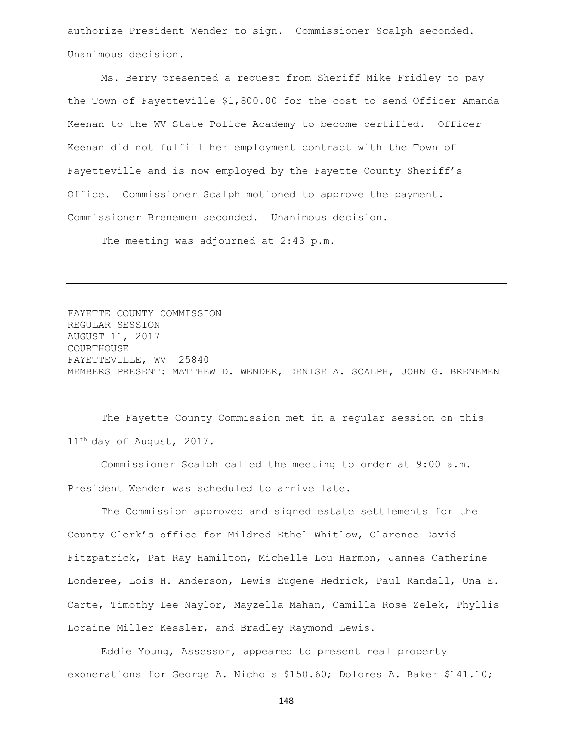authorize President Wender to sign. Commissioner Scalph seconded. Unanimous decision.

Ms. Berry presented a request from Sheriff Mike Fridley to pay the Town of Fayetteville $1,800.00 for the cost to send Officer Amanda Keenan to the WV State Police Academy to become certified. Officer Keenan did not fulfill her employment contract with the Town of Fayetteville and is now employed by the Fayette County Sheriff's Office. Commissioner Scalph motioned to approve the payment. Commissioner Brenemen seconded. Unanimous decision.

The meeting was adjourned at 2:43 p.m.

---

FAYETTE COUNTY COMMISSION
REGULAR SESSION
AUGUST 11, 2017
COURTHOUSE
FAYETTEVILLE, WV 25840
MEMBERS PRESENT: MATTHEW D. WENDER, DENISE A. SCALPH, JOHN G. BRENEMEN

The Fayette County Commission met in a regular session on this 11th day of August, 2017.

Commissioner Scalph called the meeting to order at 9:00 a.m. President Wender was scheduled to arrive late.

The Commission approved and signed estate settlements for the County Clerk's office for Mildred Ethel Whitlow, Clarence David Fitzpatrick, Pat Ray Hamilton, Michelle Lou Harmon, Jannes Catherine Londeree, Lois H. Anderson, Lewis Eugene Hedrick, Paul Randall, Una E. Carte, Timothy Lee Naylor, Mayzella Mahan, Camilla Rose Zelek, Phyllis Loraine Miller Kessler, and Bradley Raymond Lewis.

Eddie Young, Assessor, appeared to present real property exonerations for George A. Nichols $150.60; Dolores A. Baker $141.10;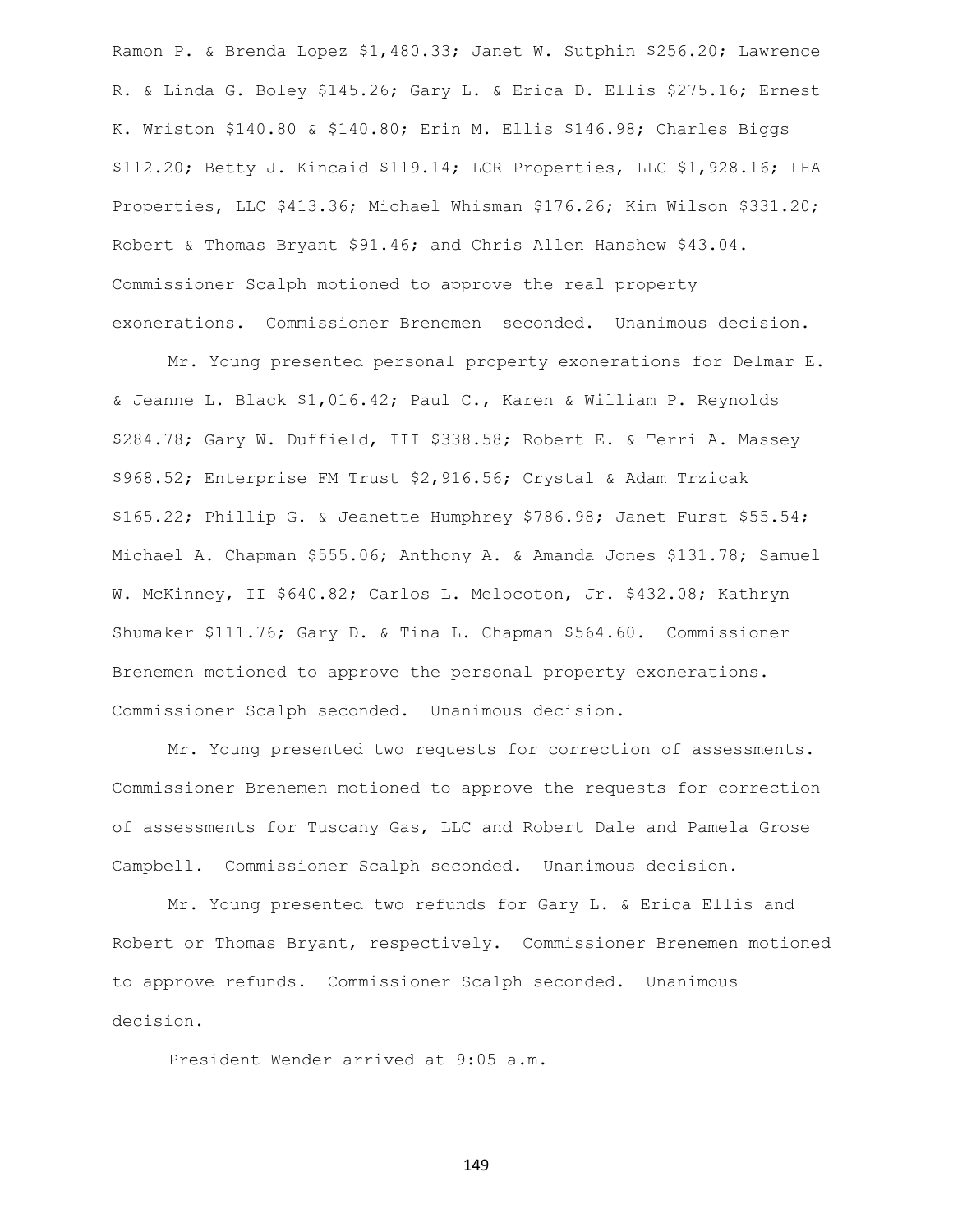Ramon P. & Brenda Lopez $1,480.33; Janet W. Sutphin $256.20; Lawrence R. & Linda G. Boley $145.26; Gary L. & Erica D. Ellis $275.16; Ernest K. Wriston $140.80 & $140.80; Erin M. Ellis $146.98; Charles Biggs $112.20; Betty J. Kincaid $119.14; LCR Properties, LLC $1,928.16; LHA Properties, LLC $413.36; Michael Whisman $176.26; Kim Wilson $331.20; Robert & Thomas Bryant $91.46; and Chris Allen Hanshew $43.04. Commissioner Scalph motioned to approve the real property exonerations. Commissioner Brenemen seconded. Unanimous decision.

Mr. Young presented personal property exonerations for Delmar E. & Jeanne L. Black $1,016.42; Paul C., Karen & William P. Reynolds $284.78; Gary W. Duffield, III $338.58; Robert E. & Terri A. Massey $968.52; Enterprise FM Trust $2,916.56; Crystal & Adam Trzicak $165.22; Phillip G. & Jeanette Humphrey $786.98; Janet Furst $55.54; Michael A. Chapman $555.06; Anthony A. & Amanda Jones $131.78; Samuel W. McKinney, II $640.82; Carlos L. Melocoton, Jr. $432.08; Kathryn Shumaker $111.76; Gary D. & Tina L. Chapman $564.60. Commissioner Brenemen motioned to approve the personal property exonerations. Commissioner Scalph seconded. Unanimous decision.

Mr. Young presented two requests for correction of assessments. Commissioner Brenemen motioned to approve the requests for correction of assessments for Tuscany Gas, LLC and Robert Dale and Pamela Grose Campbell. Commissioner Scalph seconded. Unanimous decision.

Mr. Young presented two refunds for Gary L. & Erica Ellis and Robert or Thomas Bryant, respectively. Commissioner Brenemen motioned to approve refunds. Commissioner Scalph seconded. Unanimous decision.

President Wender arrived at 9:05 a.m.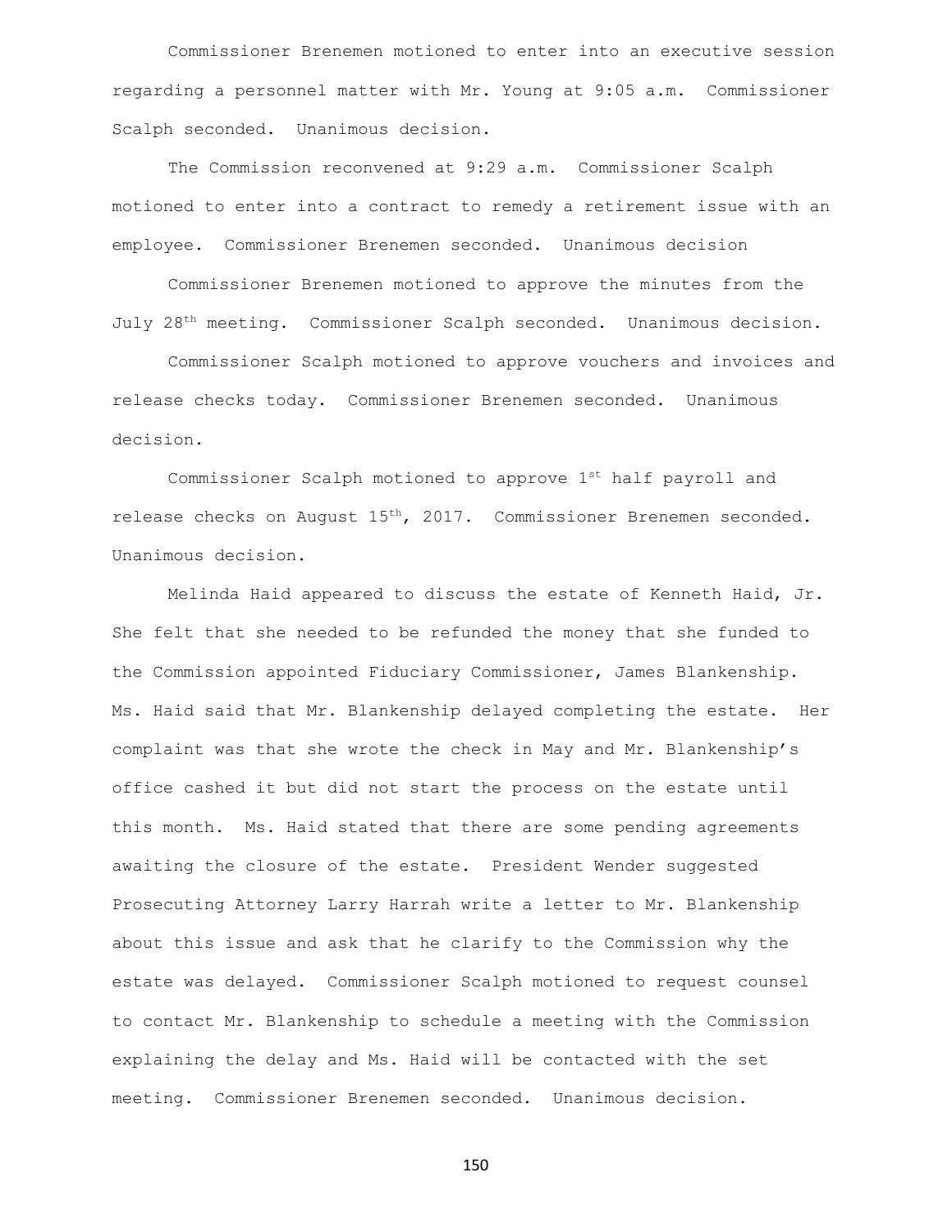Commissioner Brenemen motioned to enter into an executive session regarding a personnel matter with Mr. Young at 9:05 a.m. Commissioner Scalph seconded. Unanimous decision.

The Commission reconvened at 9:29 a.m. Commissioner Scalph motioned to enter into a contract to remedy a retirement issue with an employee. Commissioner Brenemen seconded. Unanimous decision

Commissioner Brenemen motioned to approve the minutes from the July 28th meeting. Commissioner Scalph seconded. Unanimous decision.

Commissioner Scalph motioned to approve vouchers and invoices and release checks today. Commissioner Brenemen seconded. Unanimous decision.

Commissioner Scalph motioned to approve 1st half payroll and release checks on August 15th, 2017. Commissioner Brenemen seconded. Unanimous decision.

Melinda Haid appeared to discuss the estate of Kenneth Haid, Jr. She felt that she needed to be refunded the money that she funded to the Commission appointed Fiduciary Commissioner, James Blankenship. Ms. Haid said that Mr. Blankenship delayed completing the estate. Her complaint was that she wrote the check in May and Mr. Blankenship's office cashed it but did not start the process on the estate until this month. Ms. Haid stated that there are some pending agreements awaiting the closure of the estate. President Wender suggested Prosecuting Attorney Larry Harrah write a letter to Mr. Blankenship about this issue and ask that he clarify to the Commission why the estate was delayed. Commissioner Scalph motioned to request counsel to contact Mr. Blankenship to schedule a meeting with the Commission explaining the delay and Ms. Haid will be contacted with the set meeting. Commissioner Brenemen seconded. Unanimous decision.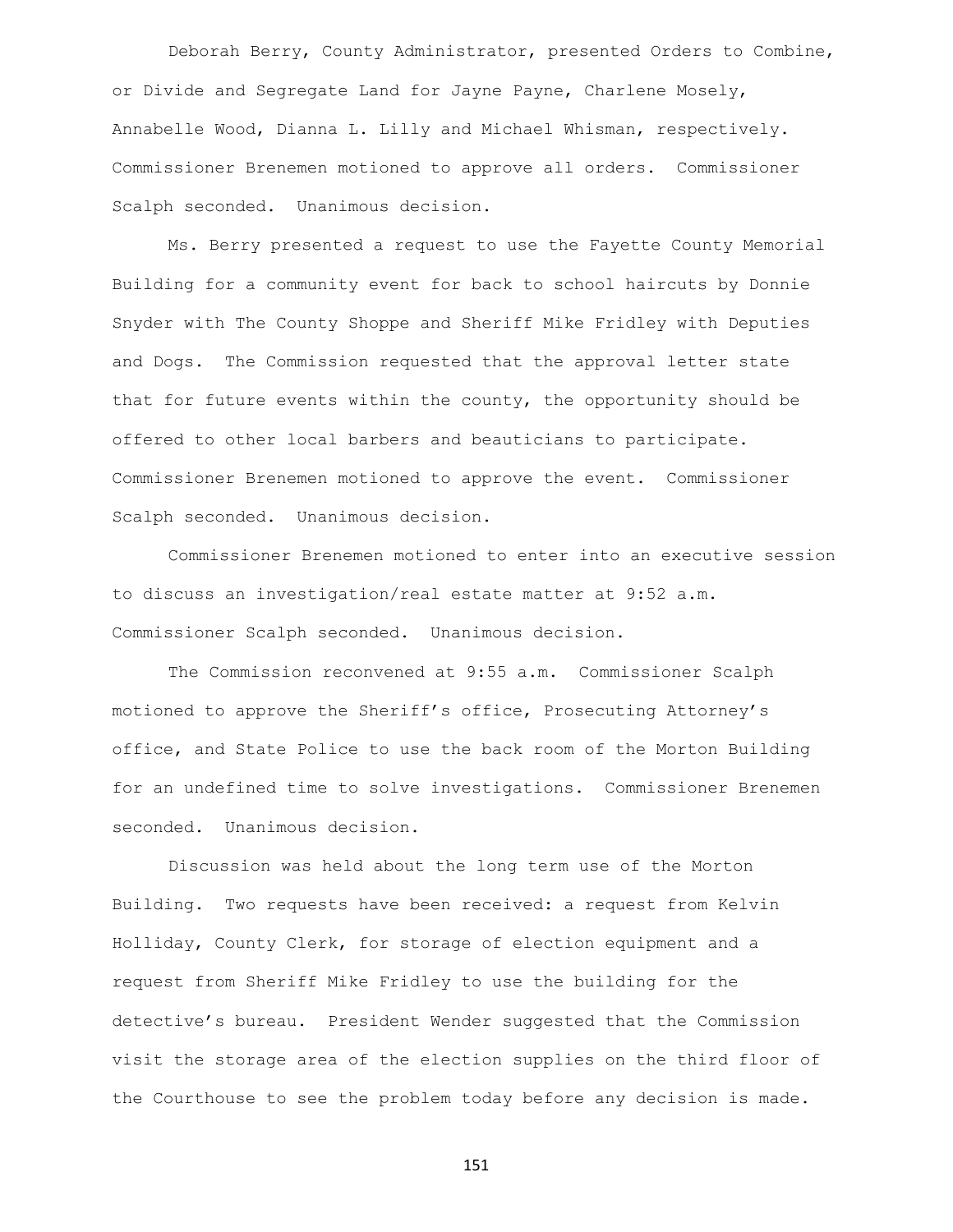Deborah Berry, County Administrator, presented Orders to Combine, or Divide and Segregate Land for Jayne Payne, Charlene Mosely, Annabelle Wood, Dianna L. Lilly and Michael Whisman, respectively. Commissioner Brenemen motioned to approve all orders. Commissioner Scalph seconded. Unanimous decision.

Ms. Berry presented a request to use the Fayette County Memorial Building for a community event for back to school haircuts by Donnie Snyder with The County Shoppe and Sheriff Mike Fridley with Deputies and Dogs. The Commission requested that the approval letter state that for future events within the county, the opportunity should be offered to other local barbers and beauticians to participate. Commissioner Brenemen motioned to approve the event. Commissioner Scalph seconded. Unanimous decision.

Commissioner Brenemen motioned to enter into an executive session to discuss an investigation/real estate matter at 9:52 a.m. Commissioner Scalph seconded. Unanimous decision.

The Commission reconvened at 9:55 a.m. Commissioner Scalph motioned to approve the Sheriff's office, Prosecuting Attorney's office, and State Police to use the back room of the Morton Building for an undefined time to solve investigations. Commissioner Brenemen seconded. Unanimous decision.

Discussion was held about the long term use of the Morton Building. Two requests have been received: a request from Kelvin Holliday, County Clerk, for storage of election equipment and a request from Sheriff Mike Fridley to use the building for the detective's bureau. President Wender suggested that the Commission visit the storage area of the election supplies on the third floor of the Courthouse to see the problem today before any decision is made.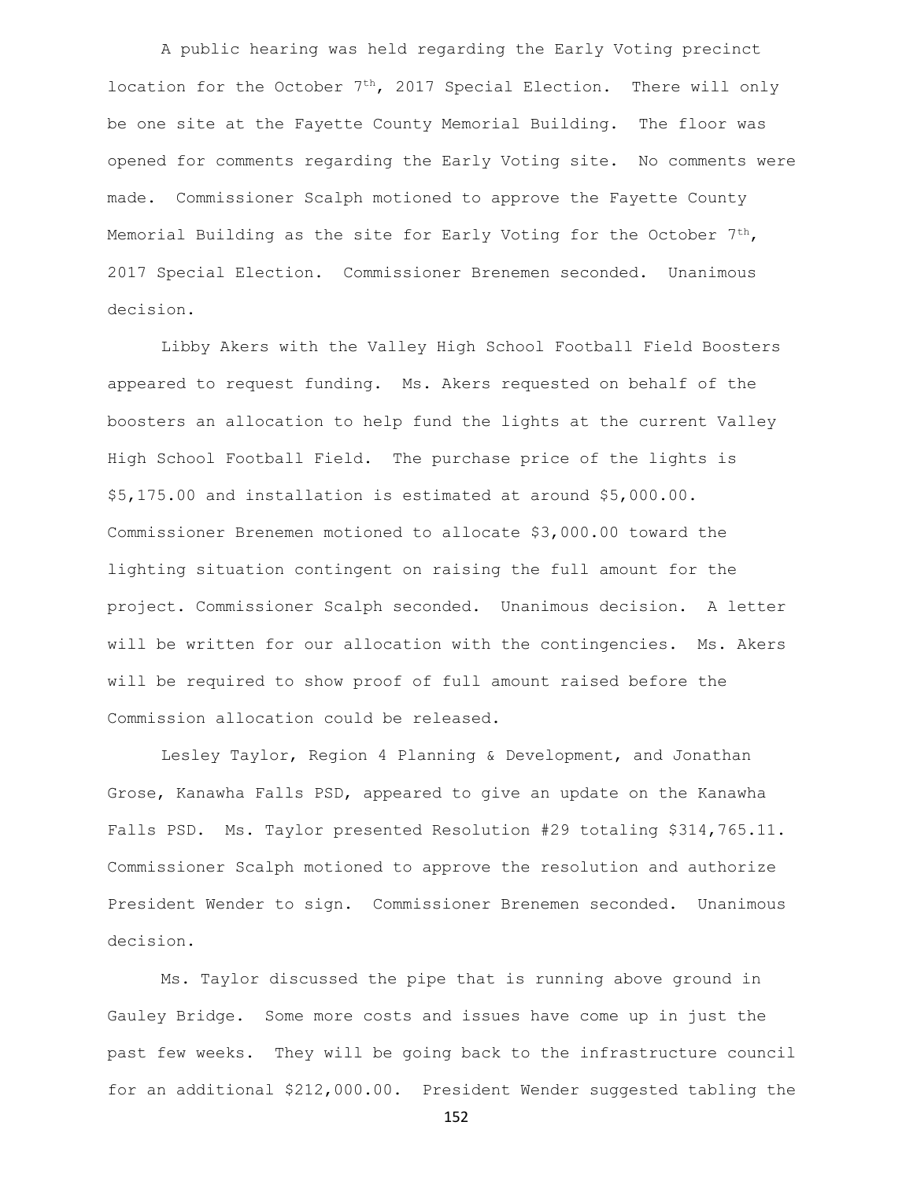A public hearing was held regarding the Early Voting precinct location for the October 7th, 2017 Special Election. There will only be one site at the Fayette County Memorial Building. The floor was opened for comments regarding the Early Voting site. No comments were made. Commissioner Scalph motioned to approve the Fayette County Memorial Building as the site for Early Voting for the October 7th, 2017 Special Election. Commissioner Brenemen seconded. Unanimous decision.

Libby Akers with the Valley High School Football Field Boosters appeared to request funding. Ms. Akers requested on behalf of the boosters an allocation to help fund the lights at the current Valley High School Football Field. The purchase price of the lights is $5,175.00 and installation is estimated at around $5,000.00. Commissioner Brenemen motioned to allocate $3,000.00 toward the lighting situation contingent on raising the full amount for the project. Commissioner Scalph seconded. Unanimous decision. A letter will be written for our allocation with the contingencies. Ms. Akers will be required to show proof of full amount raised before the Commission allocation could be released.

Lesley Taylor, Region 4 Planning & Development, and Jonathan Grose, Kanawha Falls PSD, appeared to give an update on the Kanawha Falls PSD. Ms. Taylor presented Resolution #29 totaling $314,765.11. Commissioner Scalph motioned to approve the resolution and authorize President Wender to sign. Commissioner Brenemen seconded. Unanimous decision.

Ms. Taylor discussed the pipe that is running above ground in Gauley Bridge. Some more costs and issues have come up in just the past few weeks. They will be going back to the infrastructure council for an additional $212,000.00. President Wender suggested tabling the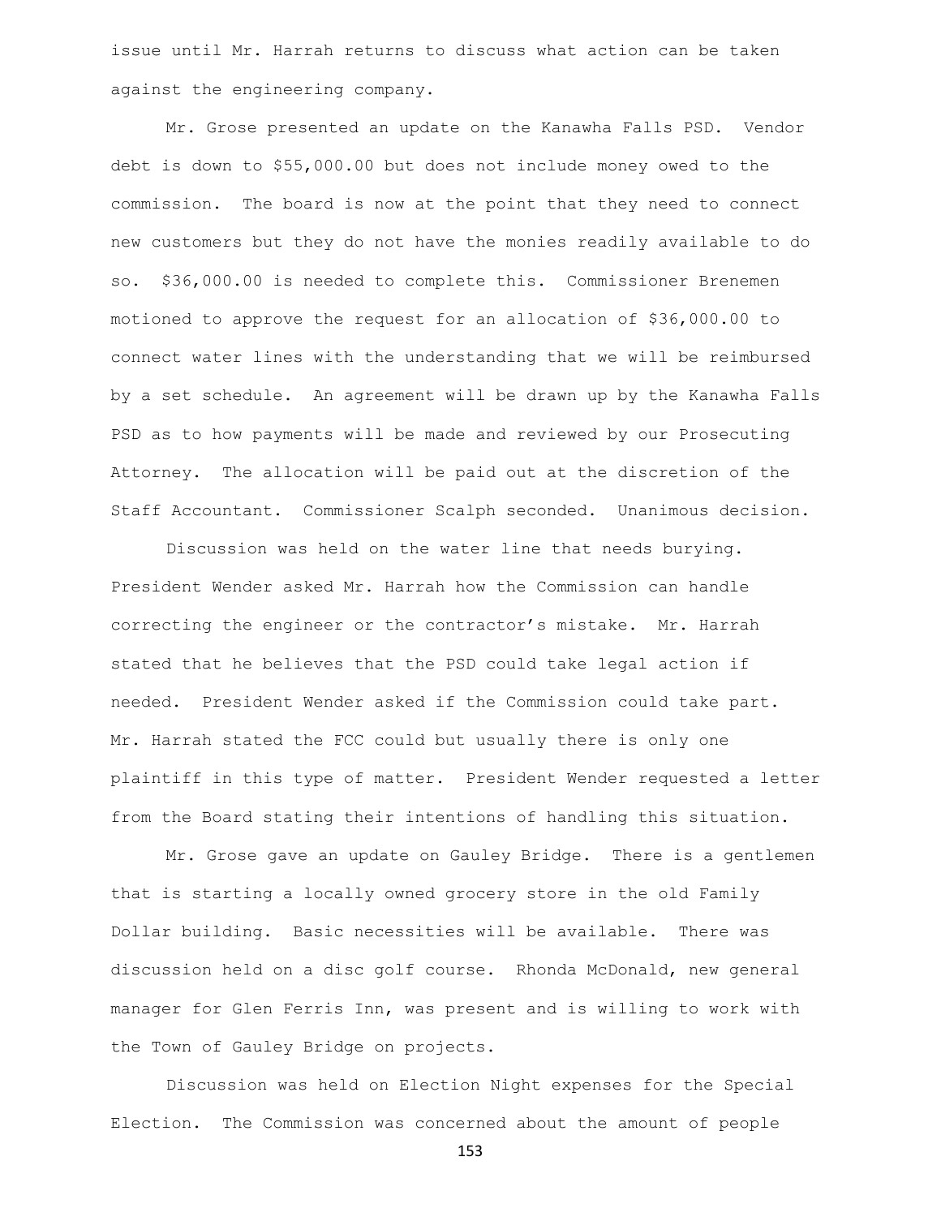issue until Mr. Harrah returns to discuss what action can be taken against the engineering company.

Mr. Grose presented an update on the Kanawha Falls PSD. Vendor debt is down to $55,000.00 but does not include money owed to the commission. The board is now at the point that they need to connect new customers but they do not have the monies readily available to do so. $36,000.00 is needed to complete this. Commissioner Brenemen motioned to approve the request for an allocation of $36,000.00 to connect water lines with the understanding that we will be reimbursed by a set schedule. An agreement will be drawn up by the Kanawha Falls PSD as to how payments will be made and reviewed by our Prosecuting Attorney. The allocation will be paid out at the discretion of the Staff Accountant. Commissioner Scalph seconded. Unanimous decision.

Discussion was held on the water line that needs burying. President Wender asked Mr. Harrah how the Commission can handle correcting the engineer or the contractor's mistake. Mr. Harrah stated that he believes that the PSD could take legal action if needed. President Wender asked if the Commission could take part. Mr. Harrah stated the FCC could but usually there is only one plaintiff in this type of matter. President Wender requested a letter from the Board stating their intentions of handling this situation.

Mr. Grose gave an update on Gauley Bridge. There is a gentlemen that is starting a locally owned grocery store in the old Family Dollar building. Basic necessities will be available. There was discussion held on a disc golf course. Rhonda McDonald, new general manager for Glen Ferris Inn, was present and is willing to work with the Town of Gauley Bridge on projects.

Discussion was held on Election Night expenses for the Special Election. The Commission was concerned about the amount of people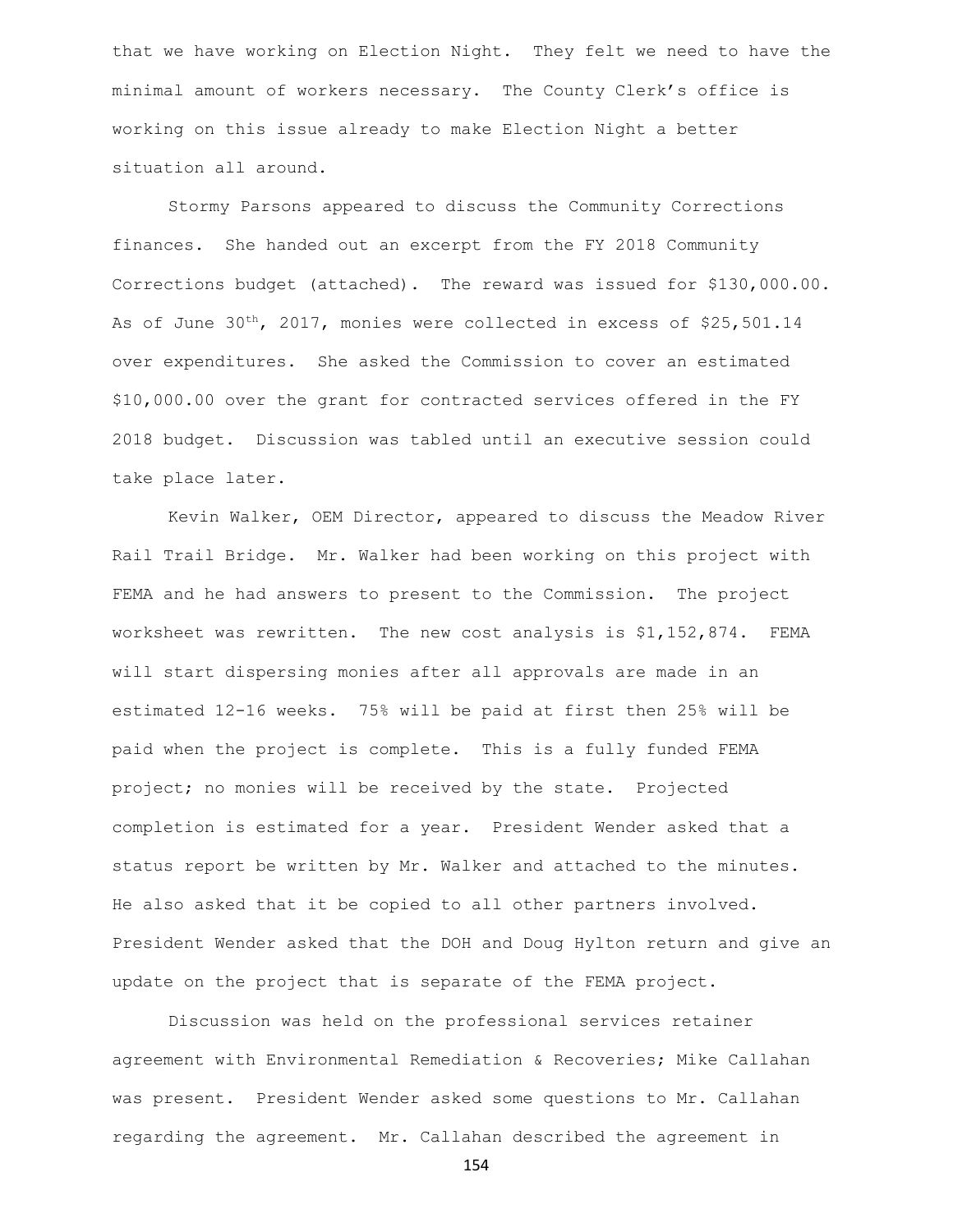that we have working on Election Night. They felt we need to have the minimal amount of workers necessary. The County Clerk's office is working on this issue already to make Election Night a better situation all around.

Stormy Parsons appeared to discuss the Community Corrections finances. She handed out an excerpt from the FY 2018 Community Corrections budget (attached). The reward was issued for $130,000.00. As of June 30th, 2017, monies were collected in excess of $25,501.14 over expenditures. She asked the Commission to cover an estimated $10,000.00 over the grant for contracted services offered in the FY 2018 budget. Discussion was tabled until an executive session could take place later.

Kevin Walker, OEM Director, appeared to discuss the Meadow River Rail Trail Bridge. Mr. Walker had been working on this project with FEMA and he had answers to present to the Commission. The project worksheet was rewritten. The new cost analysis is $1,152,874. FEMA will start dispersing monies after all approvals are made in an estimated 12-16 weeks. 75% will be paid at first then 25% will be paid when the project is complete. This is a fully funded FEMA project; no monies will be received by the state. Projected completion is estimated for a year. President Wender asked that a status report be written by Mr. Walker and attached to the minutes. He also asked that it be copied to all other partners involved. President Wender asked that the DOH and Doug Hylton return and give an update on the project that is separate of the FEMA project.

Discussion was held on the professional services retainer agreement with Environmental Remediation & Recoveries; Mike Callahan was present. President Wender asked some questions to Mr. Callahan regarding the agreement. Mr. Callahan described the agreement in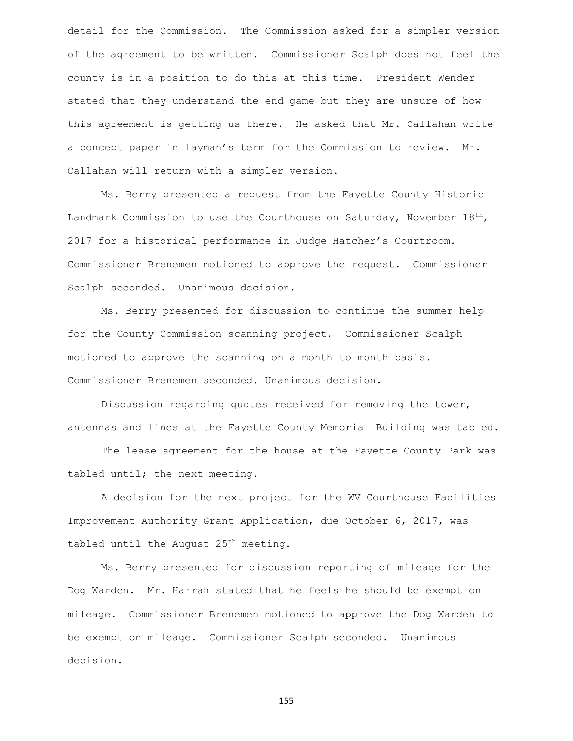detail for the Commission. The Commission asked for a simpler version of the agreement to be written. Commissioner Scalph does not feel the county is in a position to do this at this time. President Wender stated that they understand the end game but they are unsure of how this agreement is getting us there. He asked that Mr. Callahan write a concept paper in layman's term for the Commission to review. Mr. Callahan will return with a simpler version.

Ms. Berry presented a request from the Fayette County Historic Landmark Commission to use the Courthouse on Saturday, November 18th, 2017 for a historical performance in Judge Hatcher's Courtroom. Commissioner Brenemen motioned to approve the request. Commissioner Scalph seconded. Unanimous decision.

Ms. Berry presented for discussion to continue the summer help for the County Commission scanning project. Commissioner Scalph motioned to approve the scanning on a month to month basis. Commissioner Brenemen seconded. Unanimous decision.

Discussion regarding quotes received for removing the tower, antennas and lines at the Fayette County Memorial Building was tabled.

The lease agreement for the house at the Fayette County Park was tabled until; the next meeting.

A decision for the next project for the WV Courthouse Facilities Improvement Authority Grant Application, due October 6, 2017, was tabled until the August 25th meeting.

Ms. Berry presented for discussion reporting of mileage for the Dog Warden. Mr. Harrah stated that he feels he should be exempt on mileage. Commissioner Brenemen motioned to approve the Dog Warden to be exempt on mileage. Commissioner Scalph seconded. Unanimous decision.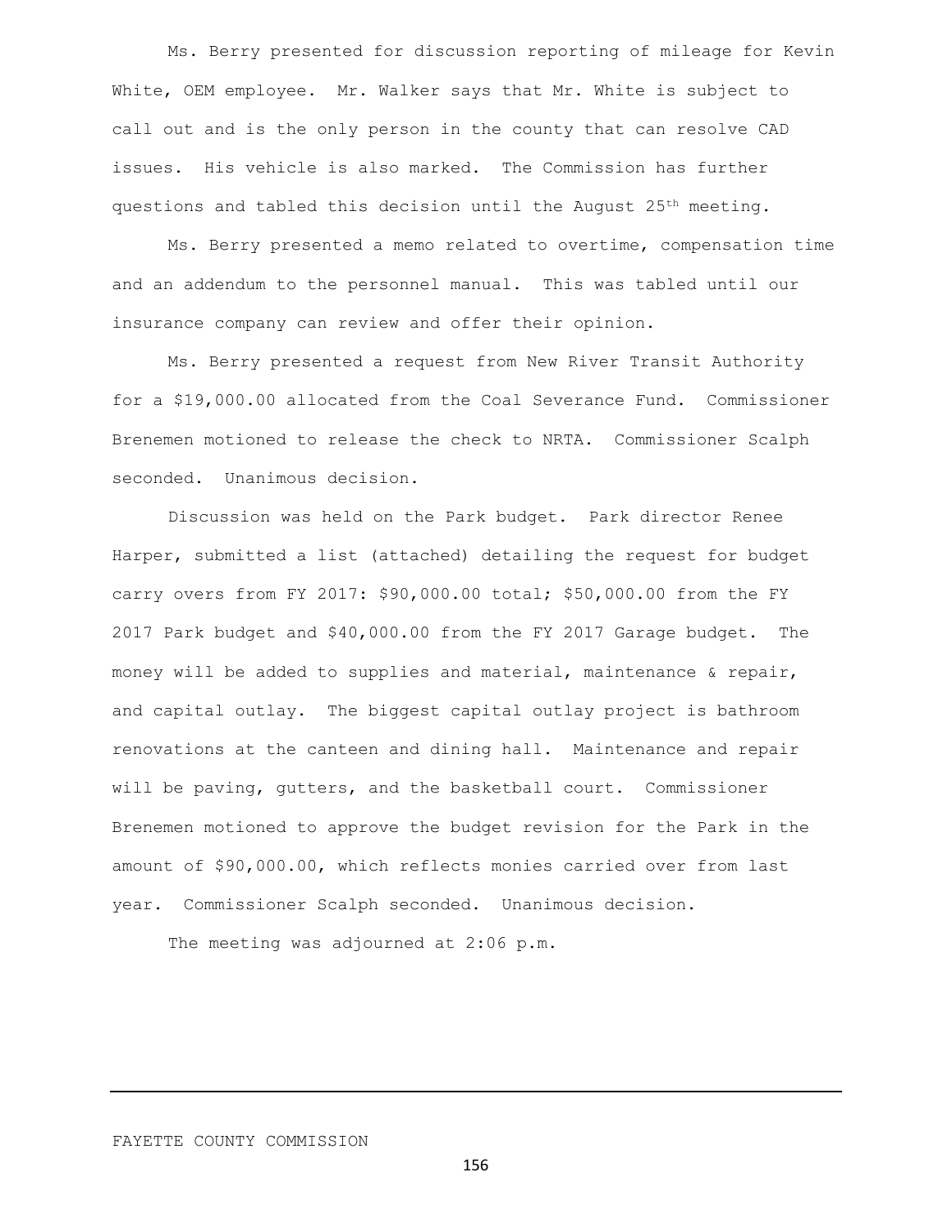Ms. Berry presented for discussion reporting of mileage for Kevin White, OEM employee. Mr. Walker says that Mr. White is subject to call out and is the only person in the county that can resolve CAD issues. His vehicle is also marked. The Commission has further questions and tabled this decision until the August 25th meeting.

Ms. Berry presented a memo related to overtime, compensation time and an addendum to the personnel manual. This was tabled until our insurance company can review and offer their opinion.

Ms. Berry presented a request from New River Transit Authority for a $19,000.00 allocated from the Coal Severance Fund. Commissioner Brenemen motioned to release the check to NRTA. Commissioner Scalph seconded. Unanimous decision.

Discussion was held on the Park budget. Park director Renee Harper, submitted a list (attached) detailing the request for budget carry overs from FY 2017: $90,000.00 total; $50,000.00 from the FY 2017 Park budget and $40,000.00 from the FY 2017 Garage budget. The money will be added to supplies and material, maintenance & repair, and capital outlay. The biggest capital outlay project is bathroom renovations at the canteen and dining hall. Maintenance and repair will be paving, gutters, and the basketball court. Commissioner Brenemen motioned to approve the budget revision for the Park in the amount of $90,000.00, which reflects monies carried over from last year. Commissioner Scalph seconded. Unanimous decision.

The meeting was adjourned at 2:06 p.m.

---

FAYETTE COUNTY COMMISSION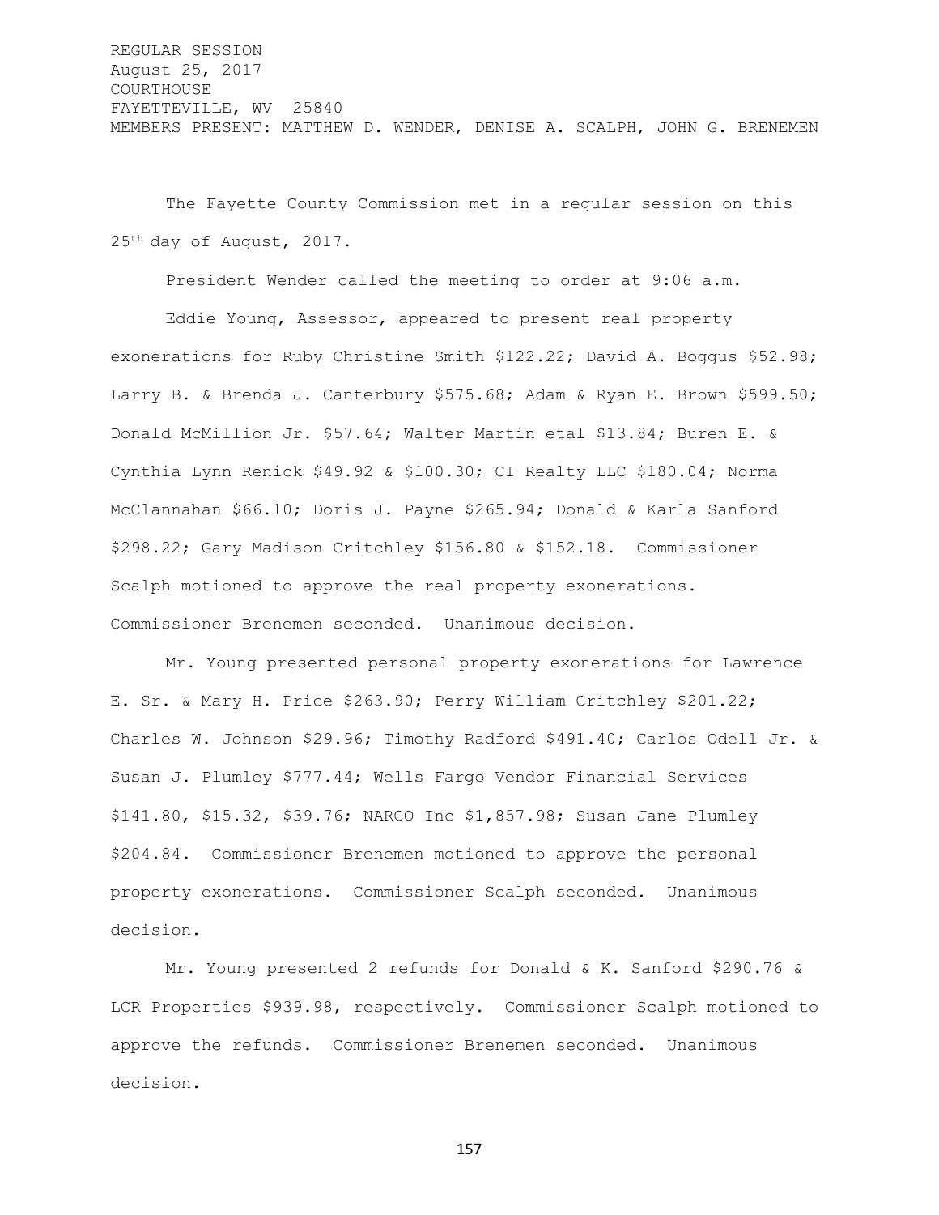REGULAR SESSION
August 25, 2017
COURTHOUSE
FAYETTEVILLE, WV 25840
MEMBERS PRESENT: MATTHEW D. WENDER, DENISE A. SCALPH, JOHN G. BRENEMEN

The Fayette County Commission met in a regular session on this 25th day of August, 2017.

President Wender called the meeting to order at 9:06 a.m.

Eddie Young, Assessor, appeared to present real property exonerations for Ruby Christine Smith $122.22; David A. Boggus $52.98; Larry B. & Brenda J. Canterbury $575.68; Adam & Ryan E. Brown $599.50; Donald McMillion Jr. $57.64; Walter Martin etal $13.84; Buren E. & Cynthia Lynn Renick $49.92 & $100.30; CI Realty LLC $180.04; Norma McClannahan $66.10; Doris J. Payne $265.94; Donald & Karla Sanford $298.22; Gary Madison Critchley $156.80 & $152.18. Commissioner Scalph motioned to approve the real property exonerations. Commissioner Brenemen seconded. Unanimous decision.

Mr. Young presented personal property exonerations for Lawrence E. Sr. & Mary H. Price $263.90; Perry William Critchley $201.22; Charles W. Johnson $29.96; Timothy Radford $491.40; Carlos Odell Jr. & Susan J. Plumley $777.44; Wells Fargo Vendor Financial Services $141.80, $15.32, $39.76; NARCO Inc $1,857.98; Susan Jane Plumley $204.84. Commissioner Brenemen motioned to approve the personal property exonerations. Commissioner Scalph seconded. Unanimous decision.

Mr. Young presented 2 refunds for Donald & K. Sanford $290.76 & LCR Properties $939.98, respectively. Commissioner Scalph motioned to approve the refunds. Commissioner Brenemen seconded. Unanimous decision.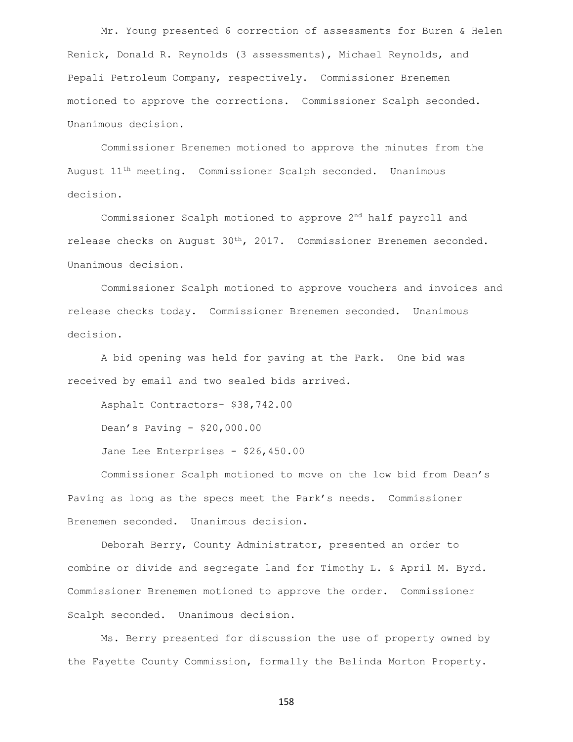Mr. Young presented 6 correction of assessments for Buren & Helen Renick, Donald R. Reynolds (3 assessments), Michael Reynolds, and Pepali Petroleum Company, respectively. Commissioner Brenemen motioned to approve the corrections. Commissioner Scalph seconded. Unanimous decision.

Commissioner Brenemen motioned to approve the minutes from the August 11th meeting. Commissioner Scalph seconded. Unanimous decision.

Commissioner Scalph motioned to approve 2nd half payroll and release checks on August 30th, 2017. Commissioner Brenemen seconded. Unanimous decision.

Commissioner Scalph motioned to approve vouchers and invoices and release checks today. Commissioner Brenemen seconded. Unanimous decision.

A bid opening was held for paving at the Park. One bid was received by email and two sealed bids arrived.

Asphalt Contractors- $38,742.00

Dean's Paving - $20,000.00

Jane Lee Enterprises - $26,450.00

Commissioner Scalph motioned to move on the low bid from Dean's Paving as long as the specs meet the Park's needs. Commissioner Brenemen seconded. Unanimous decision.

Deborah Berry, County Administrator, presented an order to combine or divide and segregate land for Timothy L. & April M. Byrd. Commissioner Brenemen motioned to approve the order. Commissioner Scalph seconded. Unanimous decision.

Ms. Berry presented for discussion the use of property owned by the Fayette County Commission, formally the Belinda Morton Property.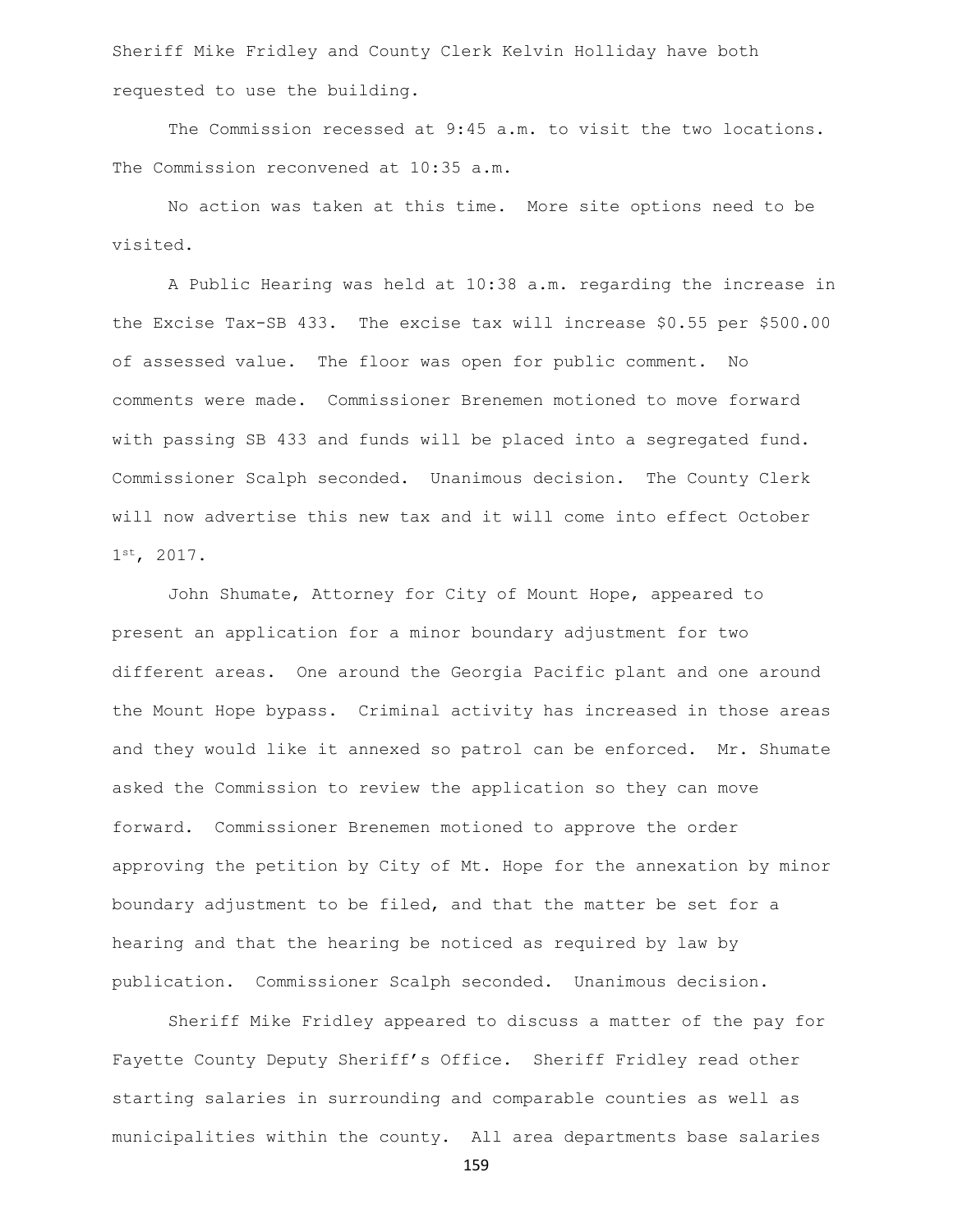Sheriff Mike Fridley and County Clerk Kelvin Holliday have both requested to use the building.

The Commission recessed at 9:45 a.m. to visit the two locations. The Commission reconvened at 10:35 a.m.

No action was taken at this time. More site options need to be visited.

A Public Hearing was held at 10:38 a.m. regarding the increase in the Excise Tax-SB 433. The excise tax will increase $0.55 per $500.00 of assessed value. The floor was open for public comment. No comments were made. Commissioner Brenemen motioned to move forward with passing SB 433 and funds will be placed into a segregated fund. Commissioner Scalph seconded. Unanimous decision. The County Clerk will now advertise this new tax and it will come into effect October 1st, 2017.

John Shumate, Attorney for City of Mount Hope, appeared to present an application for a minor boundary adjustment for two different areas. One around the Georgia Pacific plant and one around the Mount Hope bypass. Criminal activity has increased in those areas and they would like it annexed so patrol can be enforced. Mr. Shumate asked the Commission to review the application so they can move forward. Commissioner Brenemen motioned to approve the order approving the petition by City of Mt. Hope for the annexation by minor boundary adjustment to be filed, and that the matter be set for a hearing and that the hearing be noticed as required by law by publication. Commissioner Scalph seconded. Unanimous decision.

Sheriff Mike Fridley appeared to discuss a matter of the pay for Fayette County Deputy Sheriff's Office. Sheriff Fridley read other starting salaries in surrounding and comparable counties as well as municipalities within the county. All area departments base salaries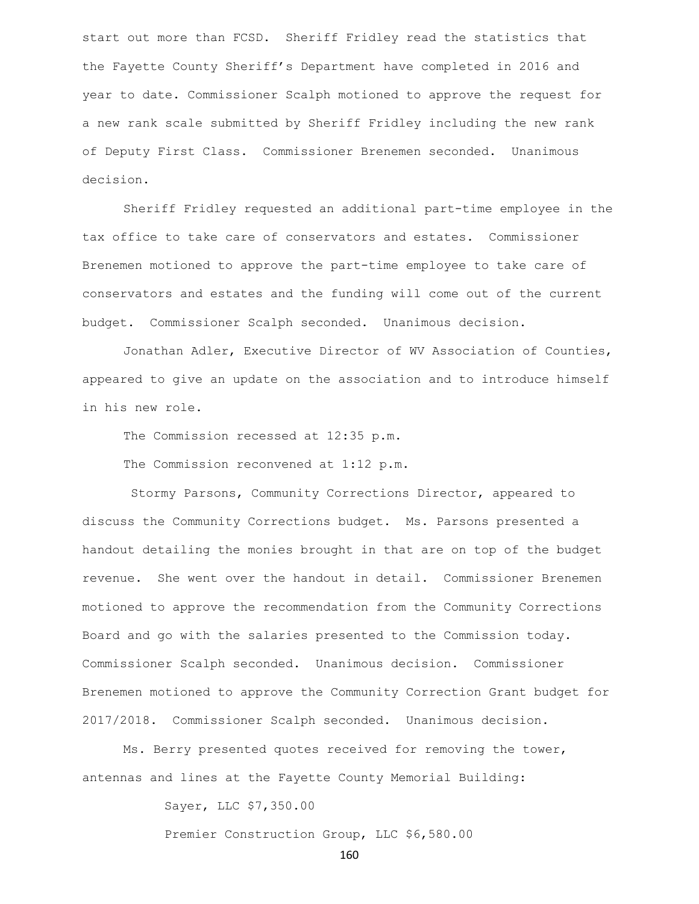start out more than FCSD. Sheriff Fridley read the statistics that the Fayette County Sheriff's Department have completed in 2016 and year to date. Commissioner Scalph motioned to approve the request for a new rank scale submitted by Sheriff Fridley including the new rank of Deputy First Class. Commissioner Brenemen seconded. Unanimous decision.

Sheriff Fridley requested an additional part-time employee in the tax office to take care of conservators and estates. Commissioner Brenemen motioned to approve the part-time employee to take care of conservators and estates and the funding will come out of the current budget. Commissioner Scalph seconded. Unanimous decision.

Jonathan Adler, Executive Director of WV Association of Counties, appeared to give an update on the association and to introduce himself in his new role.

The Commission recessed at 12:35 p.m.

The Commission reconvened at 1:12 p.m.

Stormy Parsons, Community Corrections Director, appeared to discuss the Community Corrections budget. Ms. Parsons presented a handout detailing the monies brought in that are on top of the budget revenue. She went over the handout in detail. Commissioner Brenemen motioned to approve the recommendation from the Community Corrections Board and go with the salaries presented to the Commission today. Commissioner Scalph seconded. Unanimous decision. Commissioner Brenemen motioned to approve the Community Correction Grant budget for 2017/2018. Commissioner Scalph seconded. Unanimous decision.

Ms. Berry presented quotes received for removing the tower, antennas and lines at the Fayette County Memorial Building:

Sayer, LLC $7,350.00

Premier Construction Group, LLC $6,580.00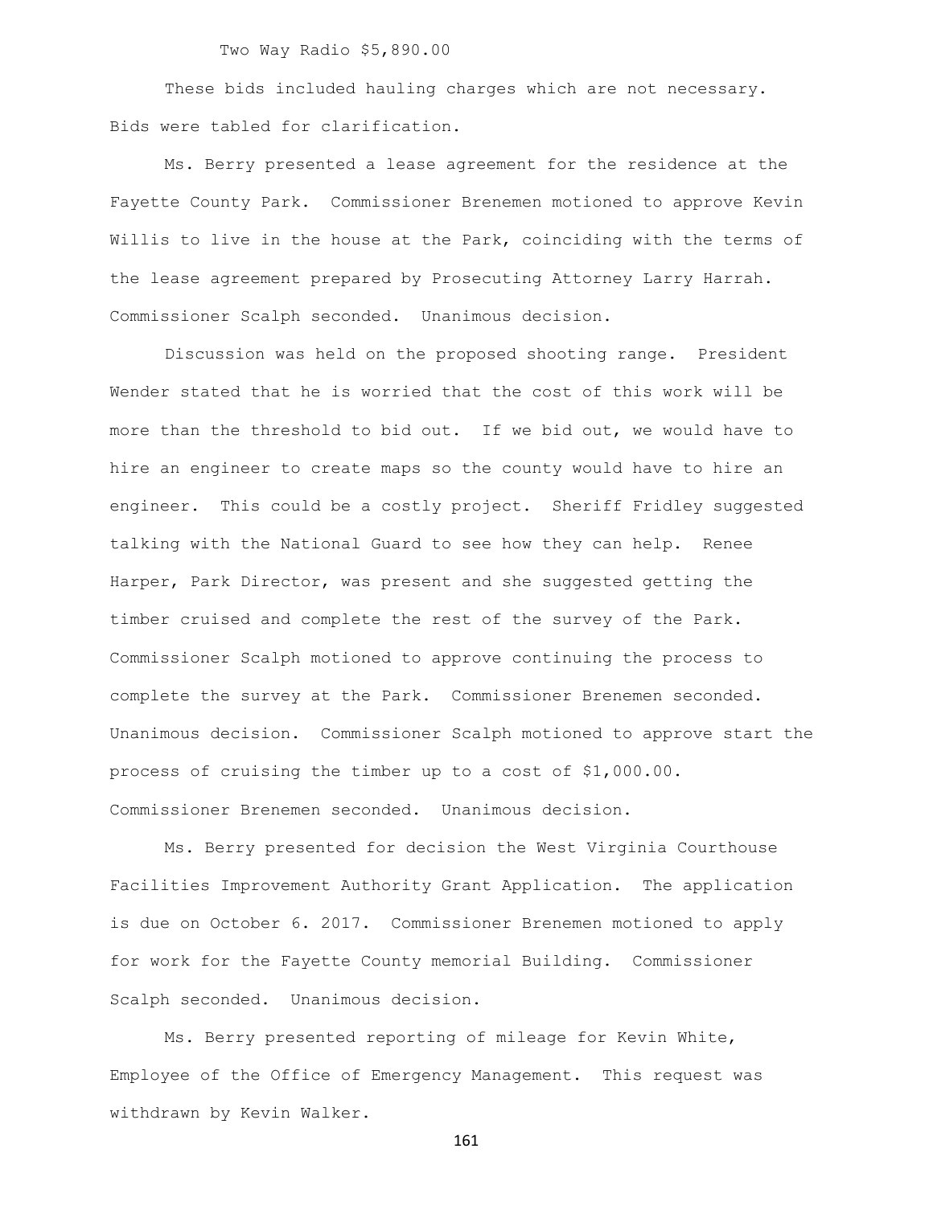Two Way Radio $5,890.00

These bids included hauling charges which are not necessary. Bids were tabled for clarification.

Ms. Berry presented a lease agreement for the residence at the Fayette County Park. Commissioner Brenemen motioned to approve Kevin Willis to live in the house at the Park, coinciding with the terms of the lease agreement prepared by Prosecuting Attorney Larry Harrah. Commissioner Scalph seconded. Unanimous decision.

Discussion was held on the proposed shooting range. President Wender stated that he is worried that the cost of this work will be more than the threshold to bid out. If we bid out, we would have to hire an engineer to create maps so the county would have to hire an engineer. This could be a costly project. Sheriff Fridley suggested talking with the National Guard to see how they can help. Renee Harper, Park Director, was present and she suggested getting the timber cruised and complete the rest of the survey of the Park. Commissioner Scalph motioned to approve continuing the process to complete the survey at the Park. Commissioner Brenemen seconded. Unanimous decision. Commissioner Scalph motioned to approve start the process of cruising the timber up to a cost of $1,000.00. Commissioner Brenemen seconded. Unanimous decision.

Ms. Berry presented for decision the West Virginia Courthouse Facilities Improvement Authority Grant Application. The application is due on October 6. 2017. Commissioner Brenemen motioned to apply for work for the Fayette County memorial Building. Commissioner Scalph seconded. Unanimous decision.

Ms. Berry presented reporting of mileage for Kevin White, Employee of the Office of Emergency Management. This request was withdrawn by Kevin Walker.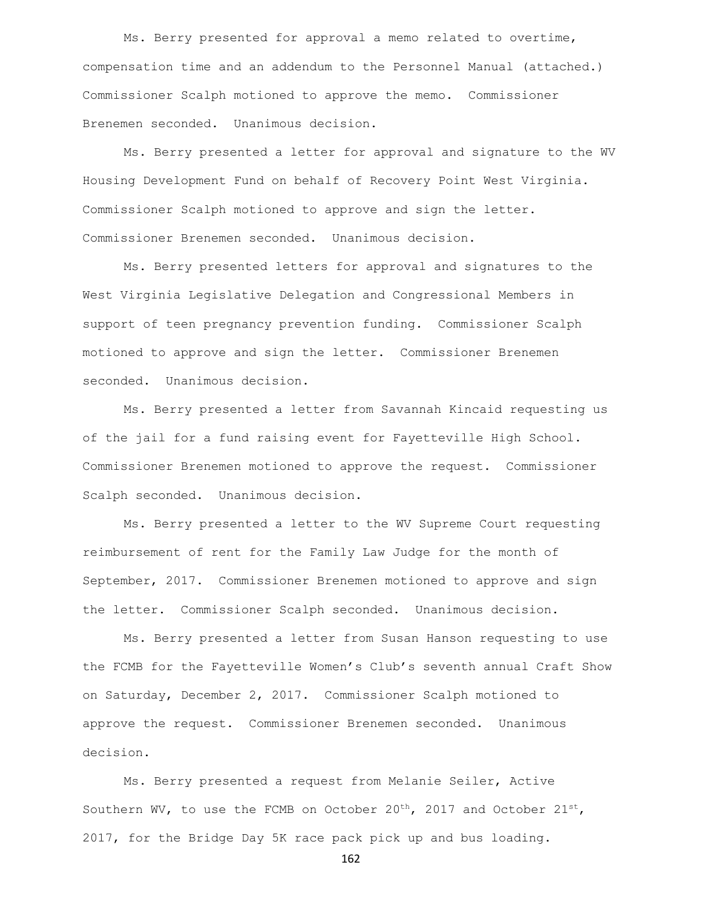Ms. Berry presented for approval a memo related to overtime, compensation time and an addendum to the Personnel Manual (attached.) Commissioner Scalph motioned to approve the memo. Commissioner Brenemen seconded. Unanimous decision.

Ms. Berry presented a letter for approval and signature to the WV Housing Development Fund on behalf of Recovery Point West Virginia. Commissioner Scalph motioned to approve and sign the letter. Commissioner Brenemen seconded. Unanimous decision.

Ms. Berry presented letters for approval and signatures to the West Virginia Legislative Delegation and Congressional Members in support of teen pregnancy prevention funding. Commissioner Scalph motioned to approve and sign the letter. Commissioner Brenemen seconded. Unanimous decision.

Ms. Berry presented a letter from Savannah Kincaid requesting us of the jail for a fund raising event for Fayetteville High School. Commissioner Brenemen motioned to approve the request. Commissioner Scalph seconded. Unanimous decision.

Ms. Berry presented a letter to the WV Supreme Court requesting reimbursement of rent for the Family Law Judge for the month of September, 2017. Commissioner Brenemen motioned to approve and sign the letter. Commissioner Scalph seconded. Unanimous decision.

Ms. Berry presented a letter from Susan Hanson requesting to use the FCMB for the Fayetteville Women's Club's seventh annual Craft Show on Saturday, December 2, 2017. Commissioner Scalph motioned to approve the request. Commissioner Brenemen seconded. Unanimous decision.

Ms. Berry presented a request from Melanie Seiler, Active Southern WV, to use the FCMB on October 20th, 2017 and October 21st, 2017, for the Bridge Day 5K race pack pick up and bus loading.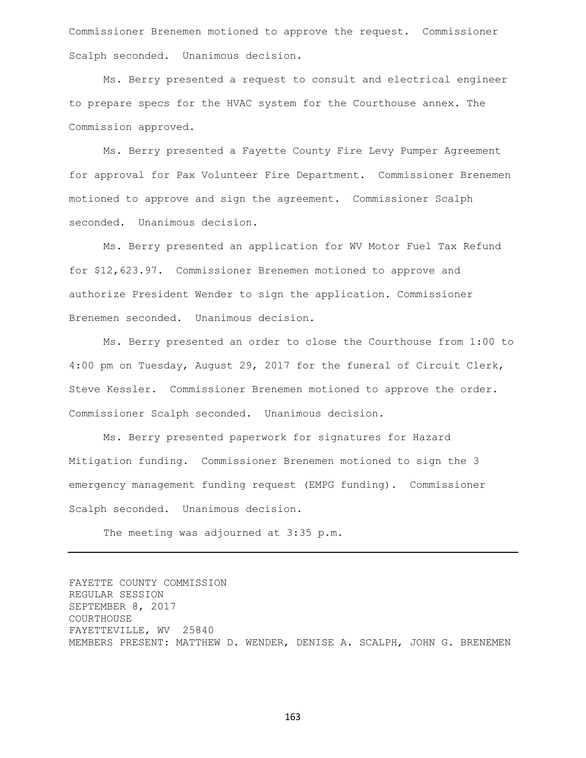Commissioner Brenemen motioned to approve the request. Commissioner Scalph seconded. Unanimous decision.

Ms. Berry presented a request to consult and electrical engineer to prepare specs for the HVAC system for the Courthouse annex. The Commission approved.

Ms. Berry presented a Fayette County Fire Levy Pumper Agreement for approval for Pax Volunteer Fire Department. Commissioner Brenemen motioned to approve and sign the agreement. Commissioner Scalph seconded. Unanimous decision.

Ms. Berry presented an application for WV Motor Fuel Tax Refund for $12,623.97. Commissioner Brenemen motioned to approve and authorize President Wender to sign the application. Commissioner Brenemen seconded. Unanimous decision.

Ms. Berry presented an order to close the Courthouse from 1:00 to 4:00 pm on Tuesday, August 29, 2017 for the funeral of Circuit Clerk, Steve Kessler. Commissioner Brenemen motioned to approve the order. Commissioner Scalph seconded. Unanimous decision.

Ms. Berry presented paperwork for signatures for Hazard Mitigation funding. Commissioner Brenemen motioned to sign the 3 emergency management funding request (EMPG funding). Commissioner Scalph seconded. Unanimous decision.

The meeting was adjourned at 3:35 p.m.

---

FAYETTE COUNTY COMMISSION
REGULAR SESSION
SEPTEMBER 8, 2017
COURTHOUSE
FAYETTEVILLE, WV 25840
MEMBERS PRESENT: MATTHEW D. WENDER, DENISE A. SCALPH, JOHN G. BRENEMEN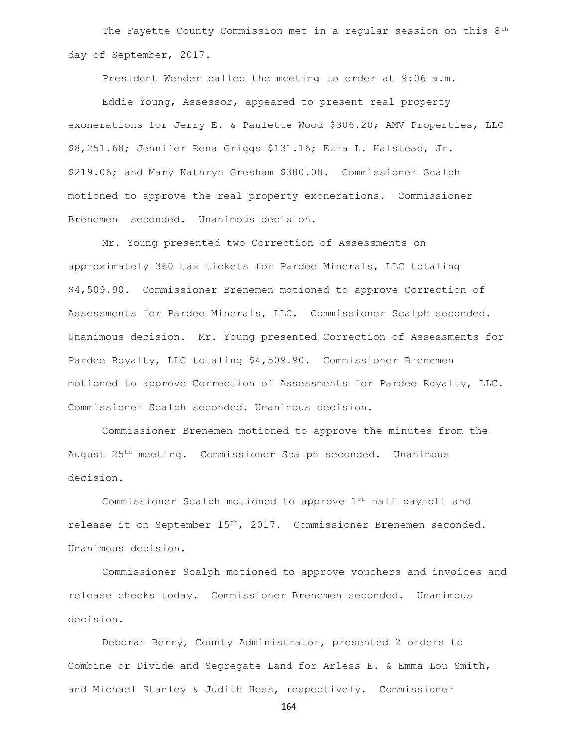The Fayette County Commission met in a regular session on this 8th day of September, 2017.

President Wender called the meeting to order at 9:06 a.m.

Eddie Young, Assessor, appeared to present real property exonerations for Jerry E. & Paulette Wood $306.20; AMV Properties, LLC $8,251.68; Jennifer Rena Griggs $131.16; Ezra L. Halstead, Jr. $219.06; and Mary Kathryn Gresham $380.08. Commissioner Scalph motioned to approve the real property exonerations. Commissioner Brenemen seconded. Unanimous decision.

Mr. Young presented two Correction of Assessments on approximately 360 tax tickets for Pardee Minerals, LLC totaling $4,509.90. Commissioner Brenemen motioned to approve Correction of Assessments for Pardee Minerals, LLC. Commissioner Scalph seconded. Unanimous decision. Mr. Young presented Correction of Assessments for Pardee Royalty, LLC totaling $4,509.90. Commissioner Brenemen motioned to approve Correction of Assessments for Pardee Royalty, LLC. Commissioner Scalph seconded. Unanimous decision.

Commissioner Brenemen motioned to approve the minutes from the August 25th meeting. Commissioner Scalph seconded. Unanimous decision.

Commissioner Scalph motioned to approve 1st half payroll and release it on September 15th, 2017. Commissioner Brenemen seconded. Unanimous decision.

Commissioner Scalph motioned to approve vouchers and invoices and release checks today. Commissioner Brenemen seconded. Unanimous decision.

Deborah Berry, County Administrator, presented 2 orders to Combine or Divide and Segregate Land for Arless E. & Emma Lou Smith, and Michael Stanley & Judith Hess, respectively. Commissioner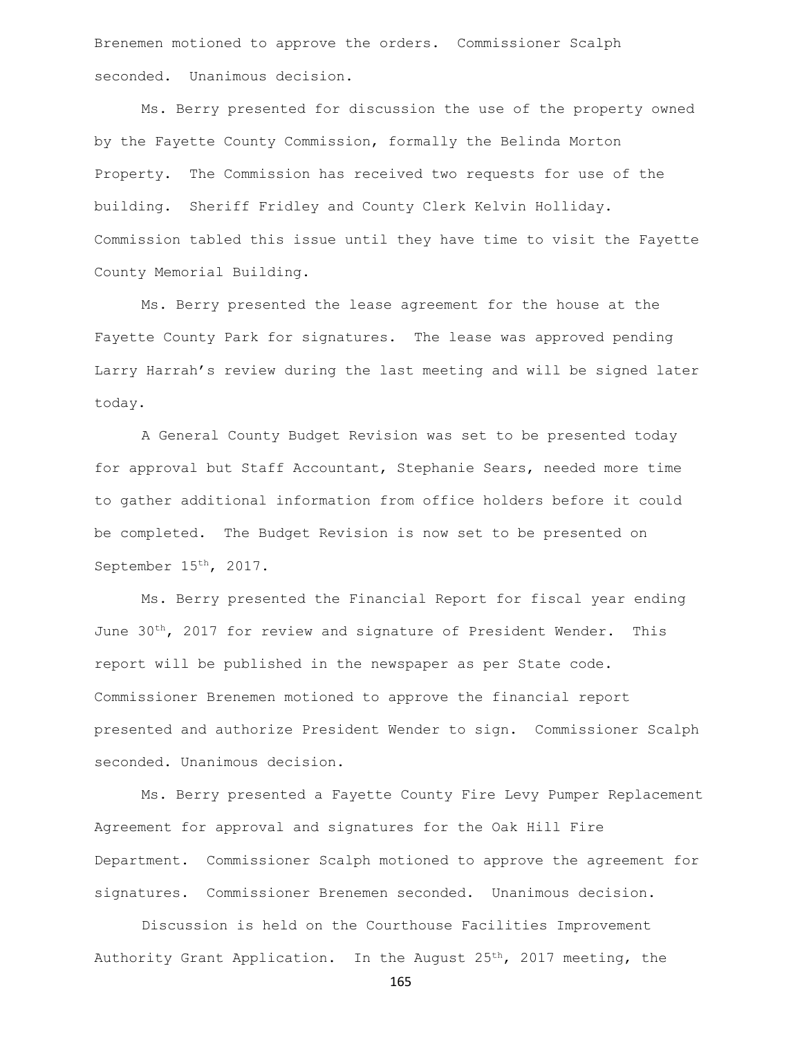Brenemen motioned to approve the orders. Commissioner Scalph seconded. Unanimous decision.

Ms. Berry presented for discussion the use of the property owned by the Fayette County Commission, formally the Belinda Morton Property. The Commission has received two requests for use of the building. Sheriff Fridley and County Clerk Kelvin Holliday. Commission tabled this issue until they have time to visit the Fayette County Memorial Building.

Ms. Berry presented the lease agreement for the house at the Fayette County Park for signatures. The lease was approved pending Larry Harrah's review during the last meeting and will be signed later today.

A General County Budget Revision was set to be presented today for approval but Staff Accountant, Stephanie Sears, needed more time to gather additional information from office holders before it could be completed. The Budget Revision is now set to be presented on September 15th, 2017.

Ms. Berry presented the Financial Report for fiscal year ending June 30th, 2017 for review and signature of President Wender. This report will be published in the newspaper as per State code. Commissioner Brenemen motioned to approve the financial report presented and authorize President Wender to sign. Commissioner Scalph seconded. Unanimous decision.

Ms. Berry presented a Fayette County Fire Levy Pumper Replacement Agreement for approval and signatures for the Oak Hill Fire Department. Commissioner Scalph motioned to approve the agreement for signatures. Commissioner Brenemen seconded. Unanimous decision.

Discussion is held on the Courthouse Facilities Improvement Authority Grant Application. In the August 25th, 2017 meeting, the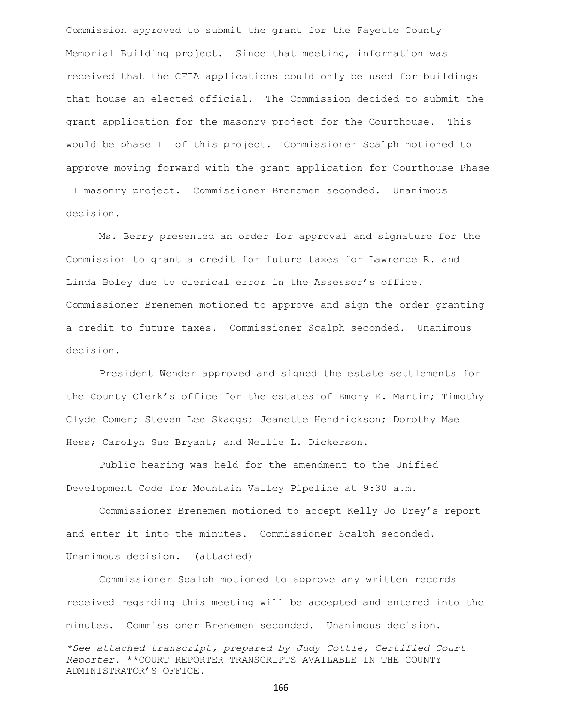Commission approved to submit the grant for the Fayette County Memorial Building project. Since that meeting, information was received that the CFIA applications could only be used for buildings that house an elected official. The Commission decided to submit the grant application for the masonry project for the Courthouse. This would be phase II of this project. Commissioner Scalph motioned to approve moving forward with the grant application for Courthouse Phase II masonry project. Commissioner Brenemen seconded. Unanimous decision.

Ms. Berry presented an order for approval and signature for the Commission to grant a credit for future taxes for Lawrence R. and Linda Boley due to clerical error in the Assessor's office. Commissioner Brenemen motioned to approve and sign the order granting a credit to future taxes. Commissioner Scalph seconded. Unanimous decision.

President Wender approved and signed the estate settlements for the County Clerk's office for the estates of Emory E. Martin; Timothy Clyde Comer; Steven Lee Skaggs; Jeanette Hendrickson; Dorothy Mae Hess; Carolyn Sue Bryant; and Nellie L. Dickerson.

Public hearing was held for the amendment to the Unified Development Code for Mountain Valley Pipeline at 9:30 a.m.

Commissioner Brenemen motioned to accept Kelly Jo Drey's report and enter it into the minutes. Commissioner Scalph seconded. Unanimous decision. (attached)

Commissioner Scalph motioned to approve any written records received regarding this meeting will be accepted and entered into the minutes. Commissioner Brenemen seconded. Unanimous decision.

*\*See attached transcript, prepared by Judy Cottle, Certified Court Reporter.* \*\*COURT REPORTER TRANSCRIPTS AVAILABLE IN THE COUNTY ADMINISTRATOR'S OFFICE.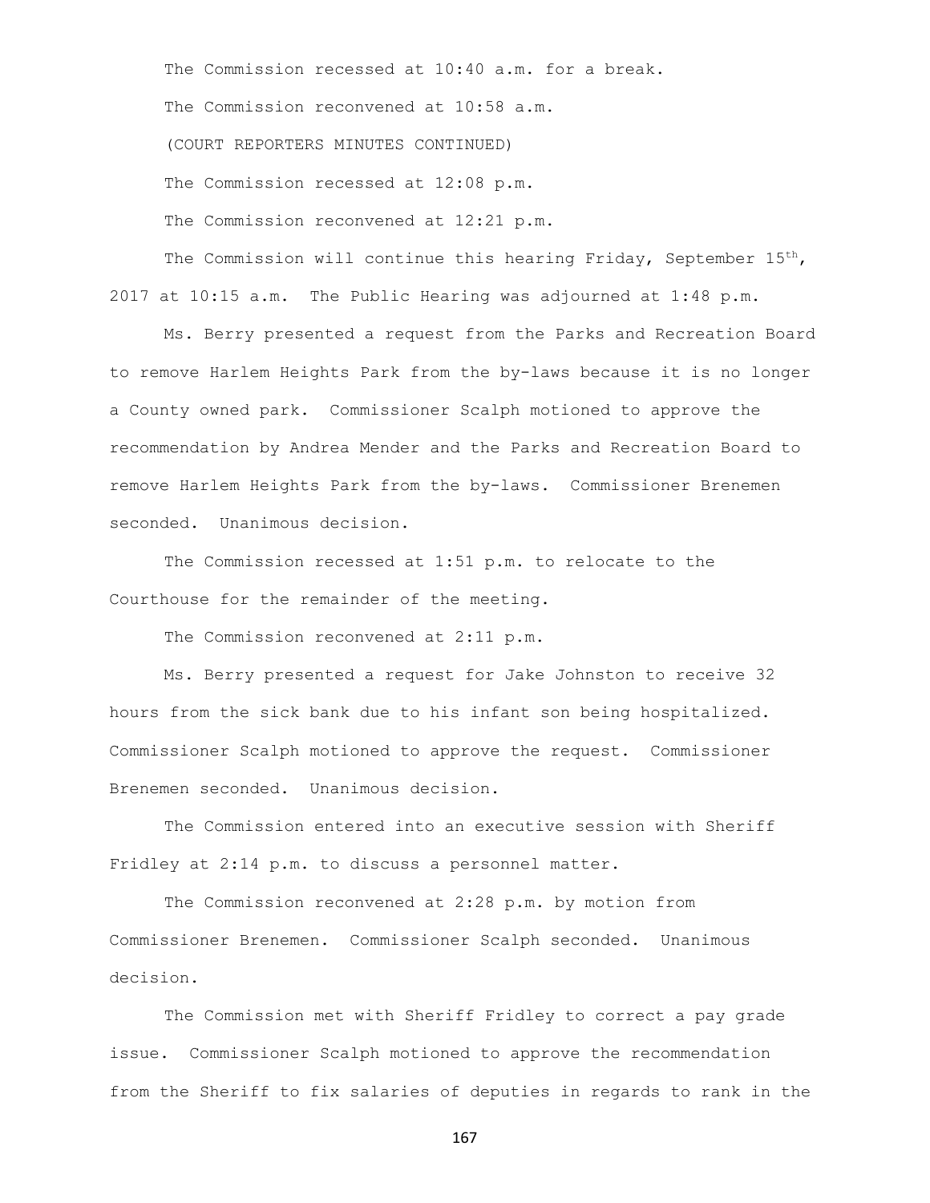The Commission recessed at 10:40 a.m. for a break.

The Commission reconvened at 10:58 a.m.

(COURT REPORTERS MINUTES CONTINUED)

The Commission recessed at 12:08 p.m.

The Commission reconvened at 12:21 p.m.

The Commission will continue this hearing Friday, September 15th, 2017 at 10:15 a.m. The Public Hearing was adjourned at 1:48 p.m.

Ms. Berry presented a request from the Parks and Recreation Board to remove Harlem Heights Park from the by-laws because it is no longer a County owned park. Commissioner Scalph motioned to approve the recommendation by Andrea Mender and the Parks and Recreation Board to remove Harlem Heights Park from the by-laws. Commissioner Brenemen seconded. Unanimous decision.

The Commission recessed at 1:51 p.m. to relocate to the Courthouse for the remainder of the meeting.

The Commission reconvened at 2:11 p.m.

Ms. Berry presented a request for Jake Johnston to receive 32 hours from the sick bank due to his infant son being hospitalized. Commissioner Scalph motioned to approve the request. Commissioner Brenemen seconded. Unanimous decision.

The Commission entered into an executive session with Sheriff Fridley at 2:14 p.m. to discuss a personnel matter.

The Commission reconvened at 2:28 p.m. by motion from Commissioner Brenemen. Commissioner Scalph seconded. Unanimous decision.

The Commission met with Sheriff Fridley to correct a pay grade issue. Commissioner Scalph motioned to approve the recommendation from the Sheriff to fix salaries of deputies in regards to rank in the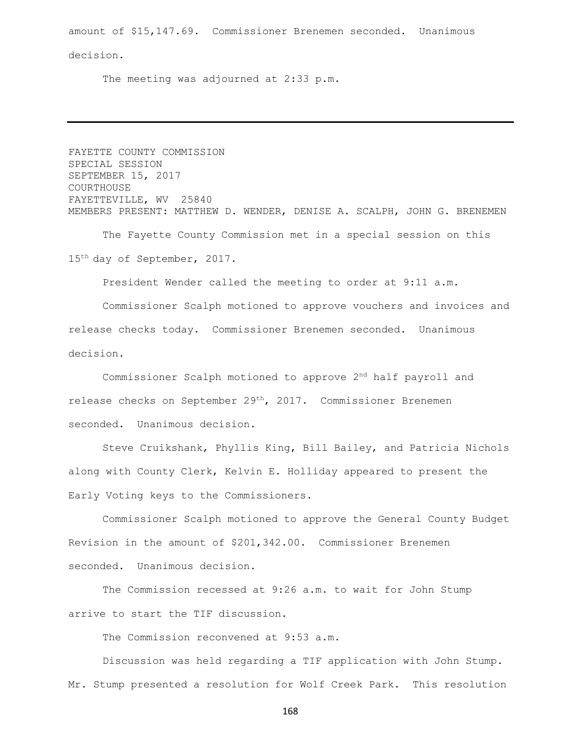amount of $15,147.69. Commissioner Brenemen seconded. Unanimous decision.

The meeting was adjourned at 2:33 p.m.

---

FAYETTE COUNTY COMMISSION
SPECIAL SESSION
SEPTEMBER 15, 2017
COURTHOUSE
FAYETTEVILLE, WV 25840
MEMBERS PRESENT: MATTHEW D. WENDER, DENISE A. SCALPH, JOHN G. BRENEMEN

The Fayette County Commission met in a special session on this 15th day of September, 2017.

President Wender called the meeting to order at 9:11 a.m.

Commissioner Scalph motioned to approve vouchers and invoices and release checks today. Commissioner Brenemen seconded. Unanimous decision.

Commissioner Scalph motioned to approve 2nd half payroll and release checks on September 29th, 2017. Commissioner Brenemen seconded. Unanimous decision.

Steve Cruikshank, Phyllis King, Bill Bailey, and Patricia Nichols along with County Clerk, Kelvin E. Holliday appeared to present the Early Voting keys to the Commissioners.

Commissioner Scalph motioned to approve the General County Budget Revision in the amount of $201,342.00. Commissioner Brenemen seconded. Unanimous decision.

The Commission recessed at 9:26 a.m. to wait for John Stump arrive to start the TIF discussion.

The Commission reconvened at 9:53 a.m.

Discussion was held regarding a TIF application with John Stump. Mr. Stump presented a resolution for Wolf Creek Park. This resolution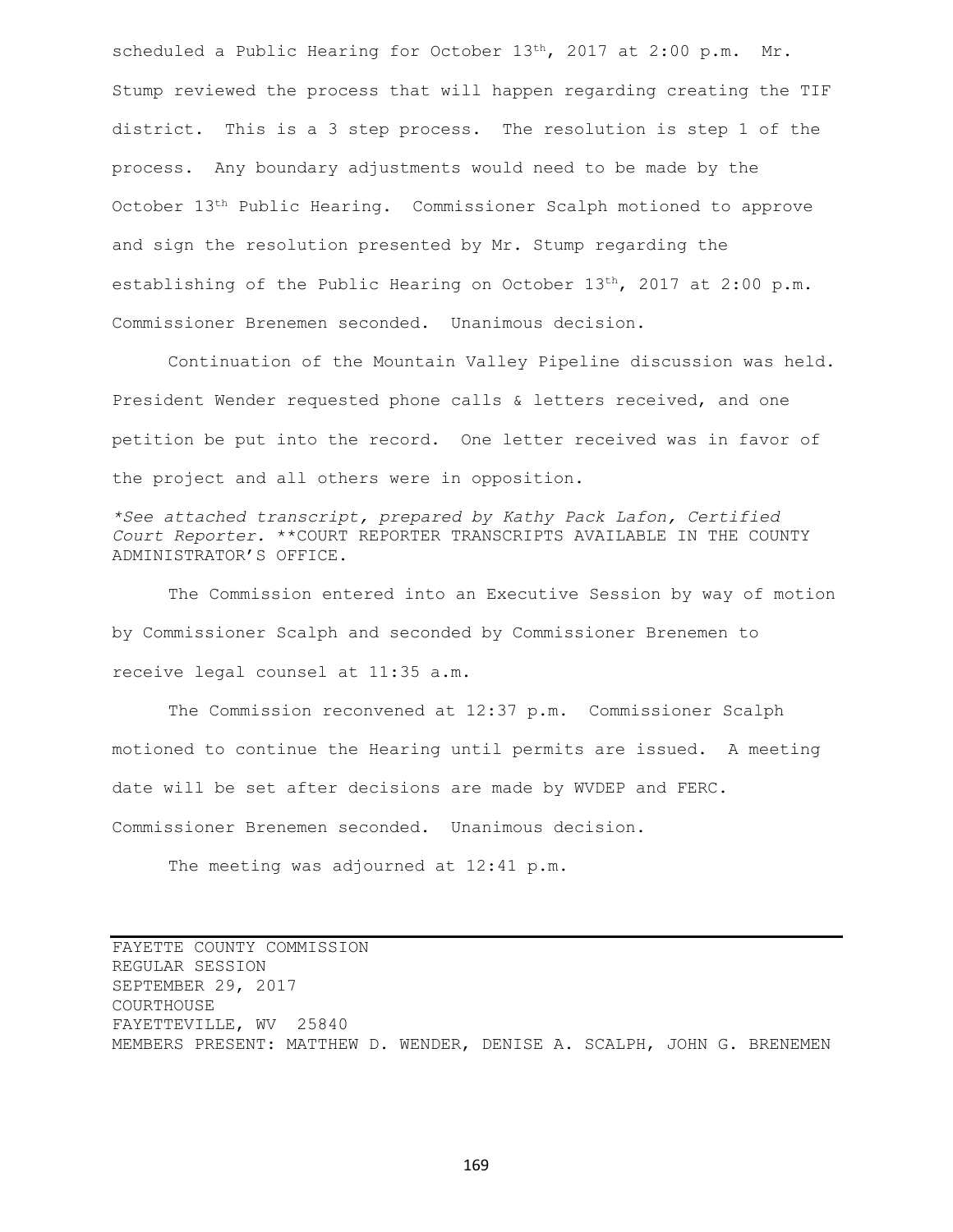scheduled a Public Hearing for October 13th, 2017 at 2:00 p.m. Mr. Stump reviewed the process that will happen regarding creating the TIF district. This is a 3 step process. The resolution is step 1 of the process. Any boundary adjustments would need to be made by the October 13th Public Hearing. Commissioner Scalph motioned to approve and sign the resolution presented by Mr. Stump regarding the establishing of the Public Hearing on October 13th, 2017 at 2:00 p.m. Commissioner Brenemen seconded. Unanimous decision.

Continuation of the Mountain Valley Pipeline discussion was held. President Wender requested phone calls & letters received, and one petition be put into the record. One letter received was in favor of the project and all others were in opposition.

*\*See attached transcript, prepared by Kathy Pack Lafon, Certified Court Reporter.* \*\*COURT REPORTER TRANSCRIPTS AVAILABLE IN THE COUNTY ADMINISTRATOR'S OFFICE.

The Commission entered into an Executive Session by way of motion by Commissioner Scalph and seconded by Commissioner Brenemen to receive legal counsel at 11:35 a.m.

The Commission reconvened at 12:37 p.m. Commissioner Scalph motioned to continue the Hearing until permits are issued. A meeting date will be set after decisions are made by WVDEP and FERC. Commissioner Brenemen seconded. Unanimous decision.

The meeting was adjourned at 12:41 p.m.

---

FAYETTE COUNTY COMMISSION
REGULAR SESSION
SEPTEMBER 29, 2017
COURTHOUSE
FAYETTEVILLE, WV 25840
MEMBERS PRESENT: MATTHEW D. WENDER, DENISE A. SCALPH, JOHN G. BRENEMEN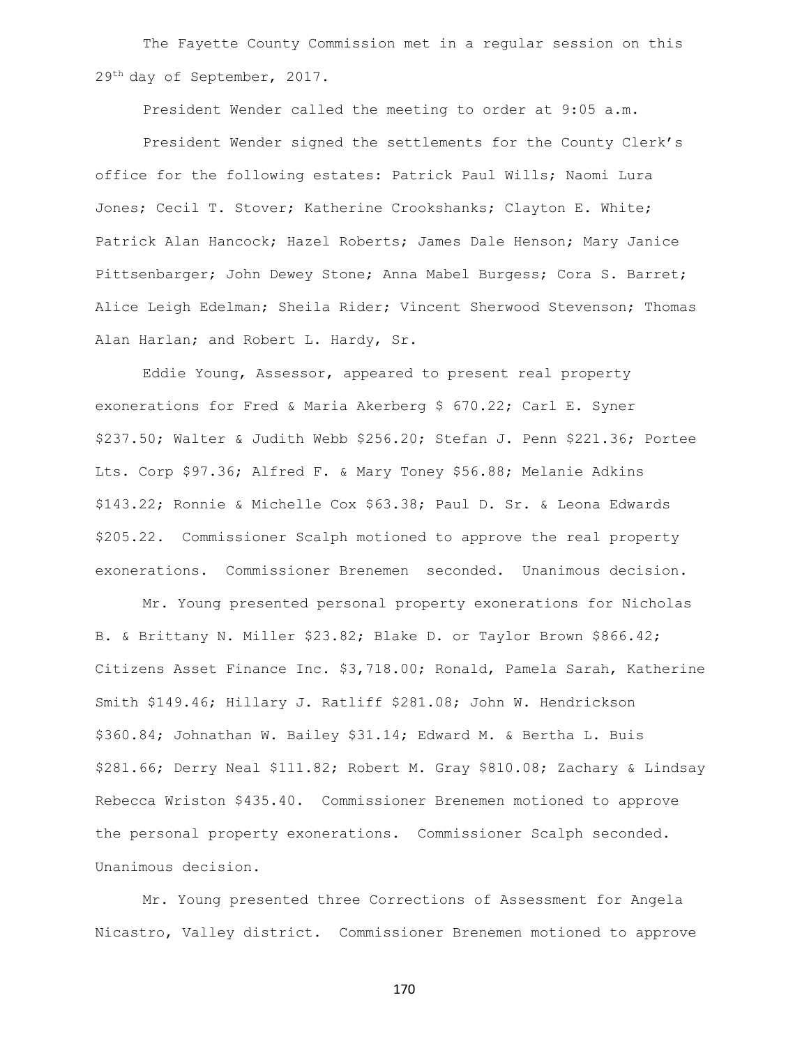The Fayette County Commission met in a regular session on this 29th day of September, 2017.

President Wender called the meeting to order at 9:05 a.m.

President Wender signed the settlements for the County Clerk's office for the following estates: Patrick Paul Wills; Naomi Lura Jones; Cecil T. Stover; Katherine Crookshanks; Clayton E. White; Patrick Alan Hancock; Hazel Roberts; James Dale Henson; Mary Janice Pittsenbarger; John Dewey Stone; Anna Mabel Burgess; Cora S. Barret; Alice Leigh Edelman; Sheila Rider; Vincent Sherwood Stevenson; Thomas Alan Harlan; and Robert L. Hardy, Sr.

Eddie Young, Assessor, appeared to present real property exonerations for Fred & Maria Akerberg $ 670.22; Carl E. Syner $237.50; Walter & Judith Webb $256.20; Stefan J. Penn $221.36; Portee Lts. Corp $97.36; Alfred F. & Mary Toney $56.88; Melanie Adkins $143.22; Ronnie & Michelle Cox $63.38; Paul D. Sr. & Leona Edwards $205.22. Commissioner Scalph motioned to approve the real property exonerations. Commissioner Brenemen seconded. Unanimous decision.

Mr. Young presented personal property exonerations for Nicholas B. & Brittany N. Miller $23.82; Blake D. or Taylor Brown $866.42; Citizens Asset Finance Inc. $3,718.00; Ronald, Pamela Sarah, Katherine Smith $149.46; Hillary J. Ratliff $281.08; John W. Hendrickson $360.84; Johnathan W. Bailey $31.14; Edward M. & Bertha L. Buis $281.66; Derry Neal $111.82; Robert M. Gray $810.08; Zachary & Lindsay Rebecca Wriston $435.40. Commissioner Brenemen motioned to approve the personal property exonerations. Commissioner Scalph seconded. Unanimous decision.

Mr. Young presented three Corrections of Assessment for Angela Nicastro, Valley district. Commissioner Brenemen motioned to approve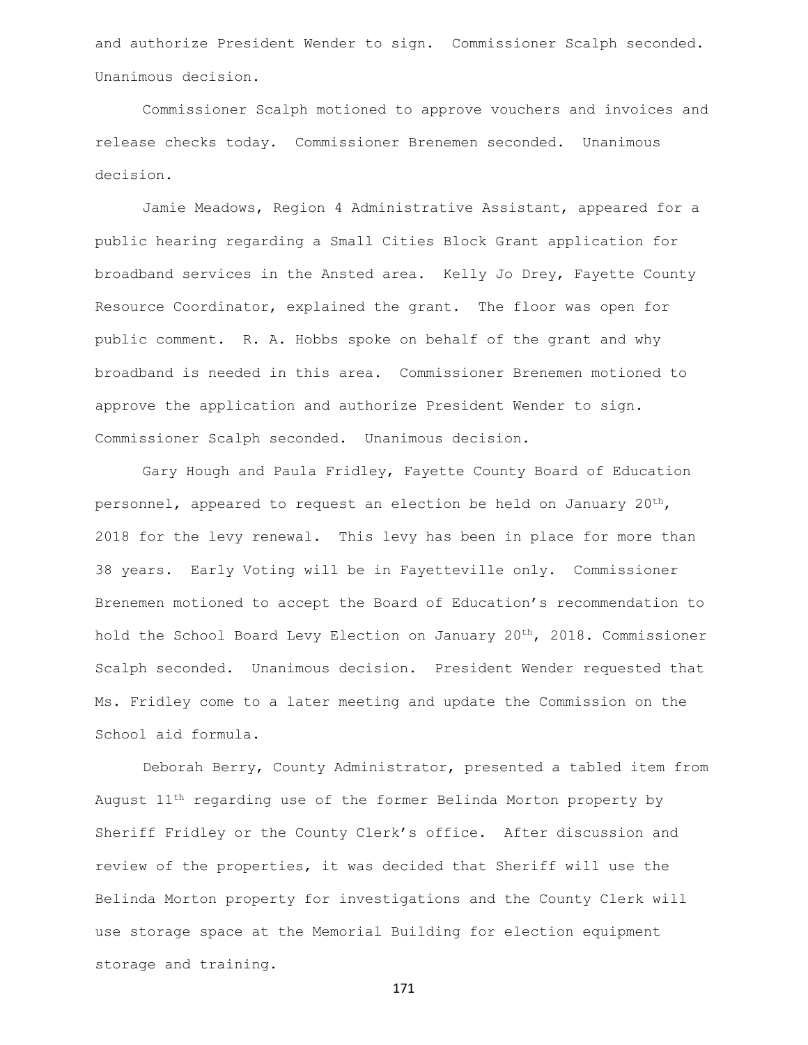and authorize President Wender to sign. Commissioner Scalph seconded. Unanimous decision.

Commissioner Scalph motioned to approve vouchers and invoices and release checks today. Commissioner Brenemen seconded. Unanimous decision.

Jamie Meadows, Region 4 Administrative Assistant, appeared for a public hearing regarding a Small Cities Block Grant application for broadband services in the Ansted area. Kelly Jo Drey, Fayette County Resource Coordinator, explained the grant. The floor was open for public comment. R. A. Hobbs spoke on behalf of the grant and why broadband is needed in this area. Commissioner Brenemen motioned to approve the application and authorize President Wender to sign. Commissioner Scalph seconded. Unanimous decision.

Gary Hough and Paula Fridley, Fayette County Board of Education personnel, appeared to request an election be held on January 20th, 2018 for the levy renewal. This levy has been in place for more than 38 years. Early Voting will be in Fayetteville only. Commissioner Brenemen motioned to accept the Board of Education's recommendation to hold the School Board Levy Election on January 20th, 2018. Commissioner Scalph seconded. Unanimous decision. President Wender requested that Ms. Fridley come to a later meeting and update the Commission on the School aid formula.

Deborah Berry, County Administrator, presented a tabled item from August 11th regarding use of the former Belinda Morton property by Sheriff Fridley or the County Clerk's office. After discussion and review of the properties, it was decided that Sheriff will use the Belinda Morton property for investigations and the County Clerk will use storage space at the Memorial Building for election equipment storage and training.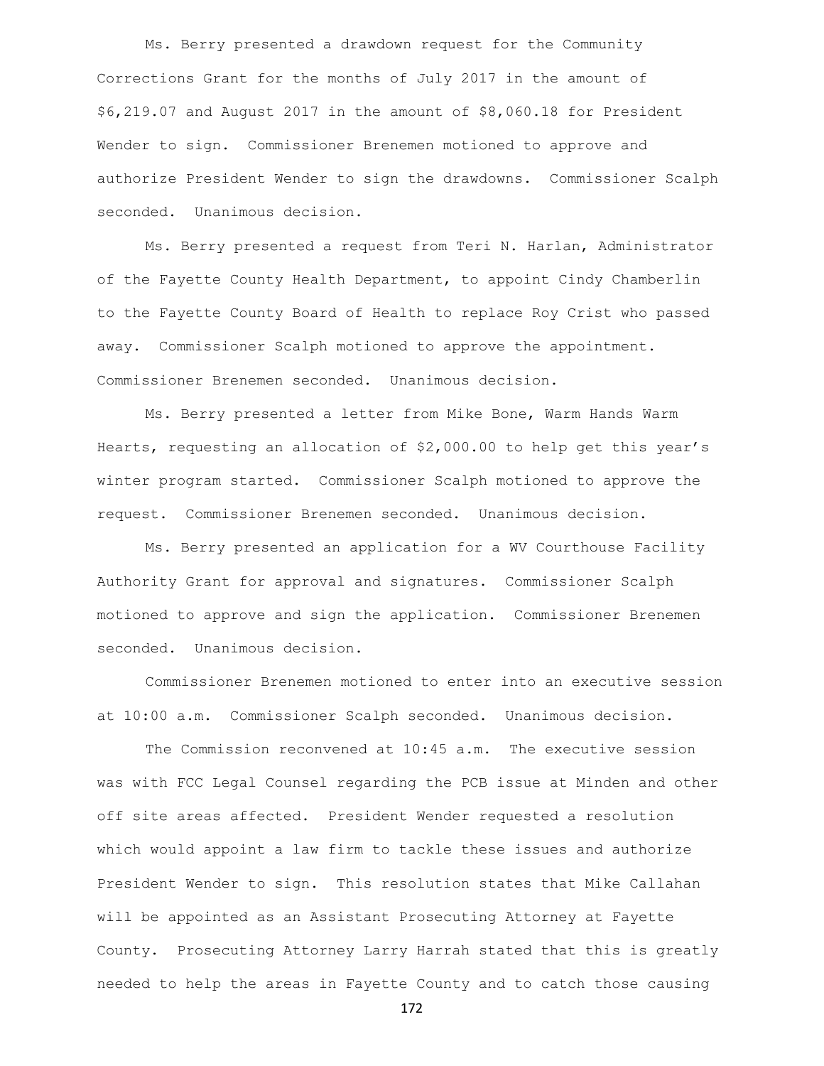Ms. Berry presented a drawdown request for the Community Corrections Grant for the months of July 2017 in the amount of $6,219.07 and August 2017 in the amount of $8,060.18 for President Wender to sign. Commissioner Brenemen motioned to approve and authorize President Wender to sign the drawdowns. Commissioner Scalph seconded. Unanimous decision.

Ms. Berry presented a request from Teri N. Harlan, Administrator of the Fayette County Health Department, to appoint Cindy Chamberlin to the Fayette County Board of Health to replace Roy Crist who passed away. Commissioner Scalph motioned to approve the appointment. Commissioner Brenemen seconded. Unanimous decision.

Ms. Berry presented a letter from Mike Bone, Warm Hands Warm Hearts, requesting an allocation of $2,000.00 to help get this year's winter program started. Commissioner Scalph motioned to approve the request. Commissioner Brenemen seconded. Unanimous decision.

Ms. Berry presented an application for a WV Courthouse Facility Authority Grant for approval and signatures. Commissioner Scalph motioned to approve and sign the application. Commissioner Brenemen seconded. Unanimous decision.

Commissioner Brenemen motioned to enter into an executive session at 10:00 a.m. Commissioner Scalph seconded. Unanimous decision.

The Commission reconvened at 10:45 a.m. The executive session was with FCC Legal Counsel regarding the PCB issue at Minden and other off site areas affected. President Wender requested a resolution which would appoint a law firm to tackle these issues and authorize President Wender to sign. This resolution states that Mike Callahan will be appointed as an Assistant Prosecuting Attorney at Fayette County. Prosecuting Attorney Larry Harrah stated that this is greatly needed to help the areas in Fayette County and to catch those causing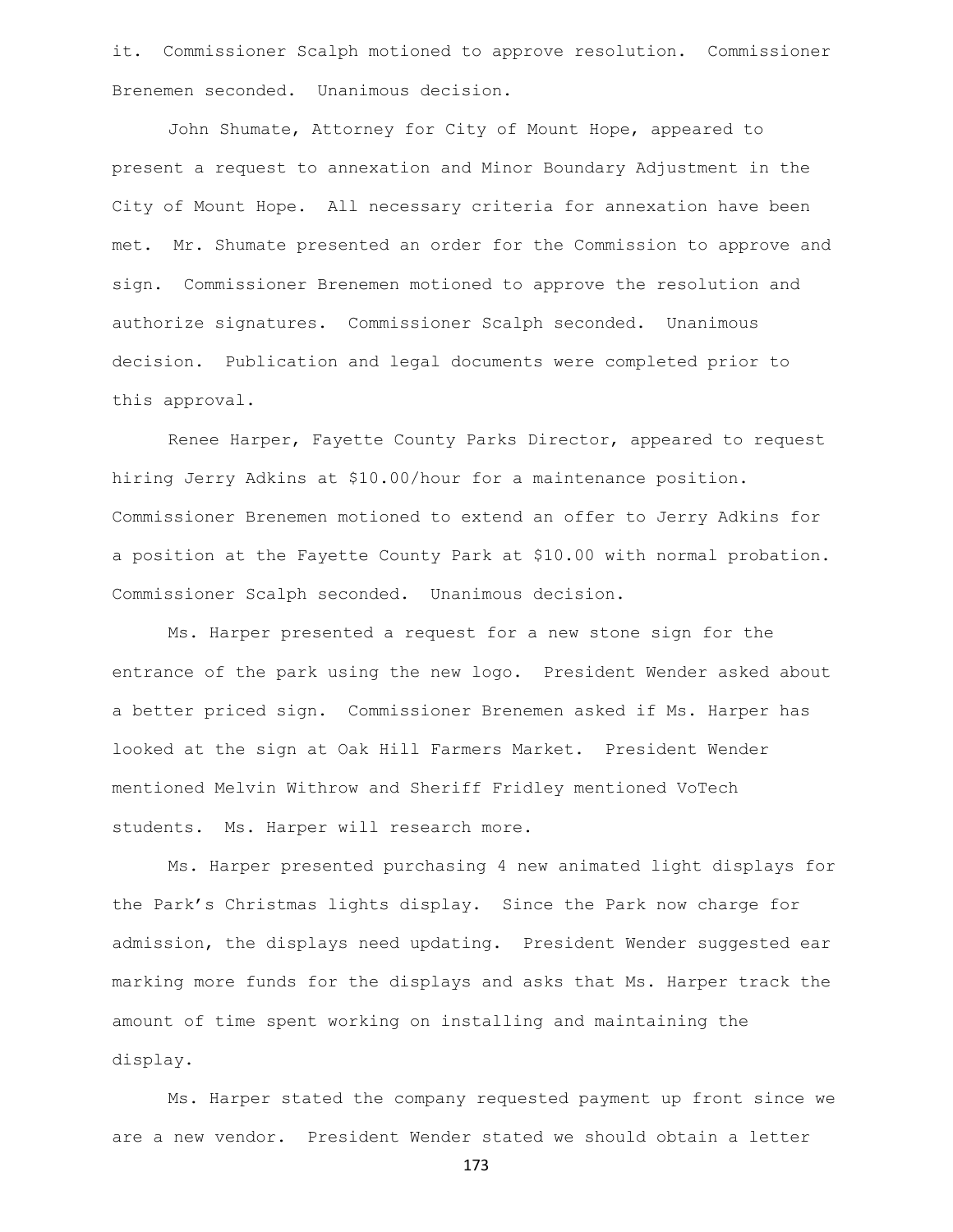it. Commissioner Scalph motioned to approve resolution. Commissioner Brenemen seconded. Unanimous decision.

John Shumate, Attorney for City of Mount Hope, appeared to present a request to annexation and Minor Boundary Adjustment in the City of Mount Hope. All necessary criteria for annexation have been met. Mr. Shumate presented an order for the Commission to approve and sign. Commissioner Brenemen motioned to approve the resolution and authorize signatures. Commissioner Scalph seconded. Unanimous decision. Publication and legal documents were completed prior to this approval.

Renee Harper, Fayette County Parks Director, appeared to request hiring Jerry Adkins at $10.00/hour for a maintenance position. Commissioner Brenemen motioned to extend an offer to Jerry Adkins for a position at the Fayette County Park at $10.00 with normal probation. Commissioner Scalph seconded. Unanimous decision.

Ms. Harper presented a request for a new stone sign for the entrance of the park using the new logo. President Wender asked about a better priced sign. Commissioner Brenemen asked if Ms. Harper has looked at the sign at Oak Hill Farmers Market. President Wender mentioned Melvin Withrow and Sheriff Fridley mentioned VoTech students. Ms. Harper will research more.

Ms. Harper presented purchasing 4 new animated light displays for the Park's Christmas lights display. Since the Park now charge for admission, the displays need updating. President Wender suggested ear marking more funds for the displays and asks that Ms. Harper track the amount of time spent working on installing and maintaining the display.

Ms. Harper stated the company requested payment up front since we are a new vendor. President Wender stated we should obtain a letter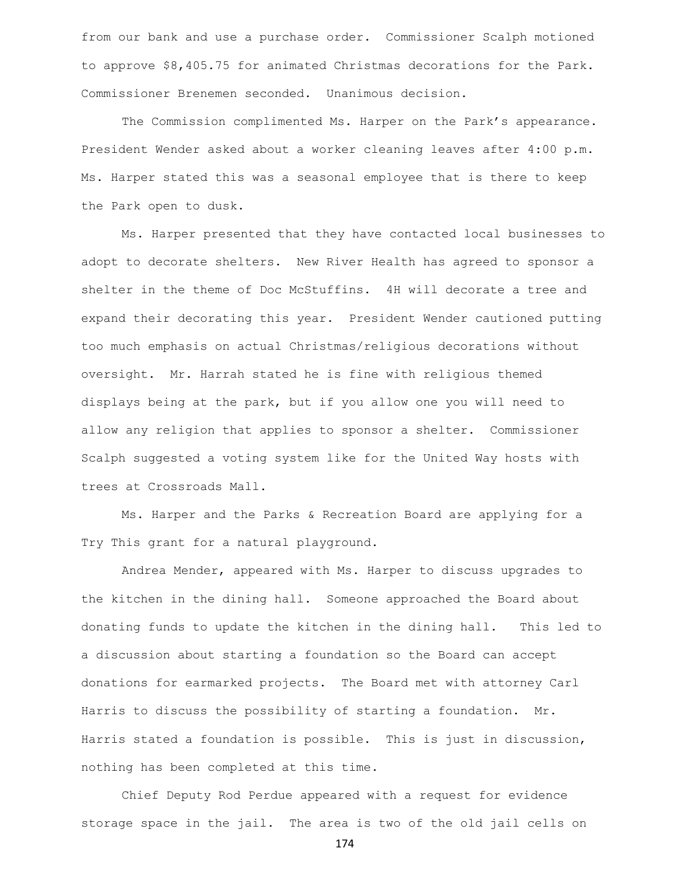from our bank and use a purchase order. Commissioner Scalph motioned to approve $8,405.75 for animated Christmas decorations for the Park. Commissioner Brenemen seconded. Unanimous decision.

The Commission complimented Ms. Harper on the Park's appearance. President Wender asked about a worker cleaning leaves after 4:00 p.m. Ms. Harper stated this was a seasonal employee that is there to keep the Park open to dusk.

Ms. Harper presented that they have contacted local businesses to adopt to decorate shelters. New River Health has agreed to sponsor a shelter in the theme of Doc McStuffins. 4H will decorate a tree and expand their decorating this year. President Wender cautioned putting too much emphasis on actual Christmas/religious decorations without oversight. Mr. Harrah stated he is fine with religious themed displays being at the park, but if you allow one you will need to allow any religion that applies to sponsor a shelter. Commissioner Scalph suggested a voting system like for the United Way hosts with trees at Crossroads Mall.

Ms. Harper and the Parks & Recreation Board are applying for a Try This grant for a natural playground.

Andrea Mender, appeared with Ms. Harper to discuss upgrades to the kitchen in the dining hall. Someone approached the Board about donating funds to update the kitchen in the dining hall. This led to a discussion about starting a foundation so the Board can accept donations for earmarked projects. The Board met with attorney Carl Harris to discuss the possibility of starting a foundation. Mr. Harris stated a foundation is possible. This is just in discussion, nothing has been completed at this time.

Chief Deputy Rod Perdue appeared with a request for evidence storage space in the jail. The area is two of the old jail cells on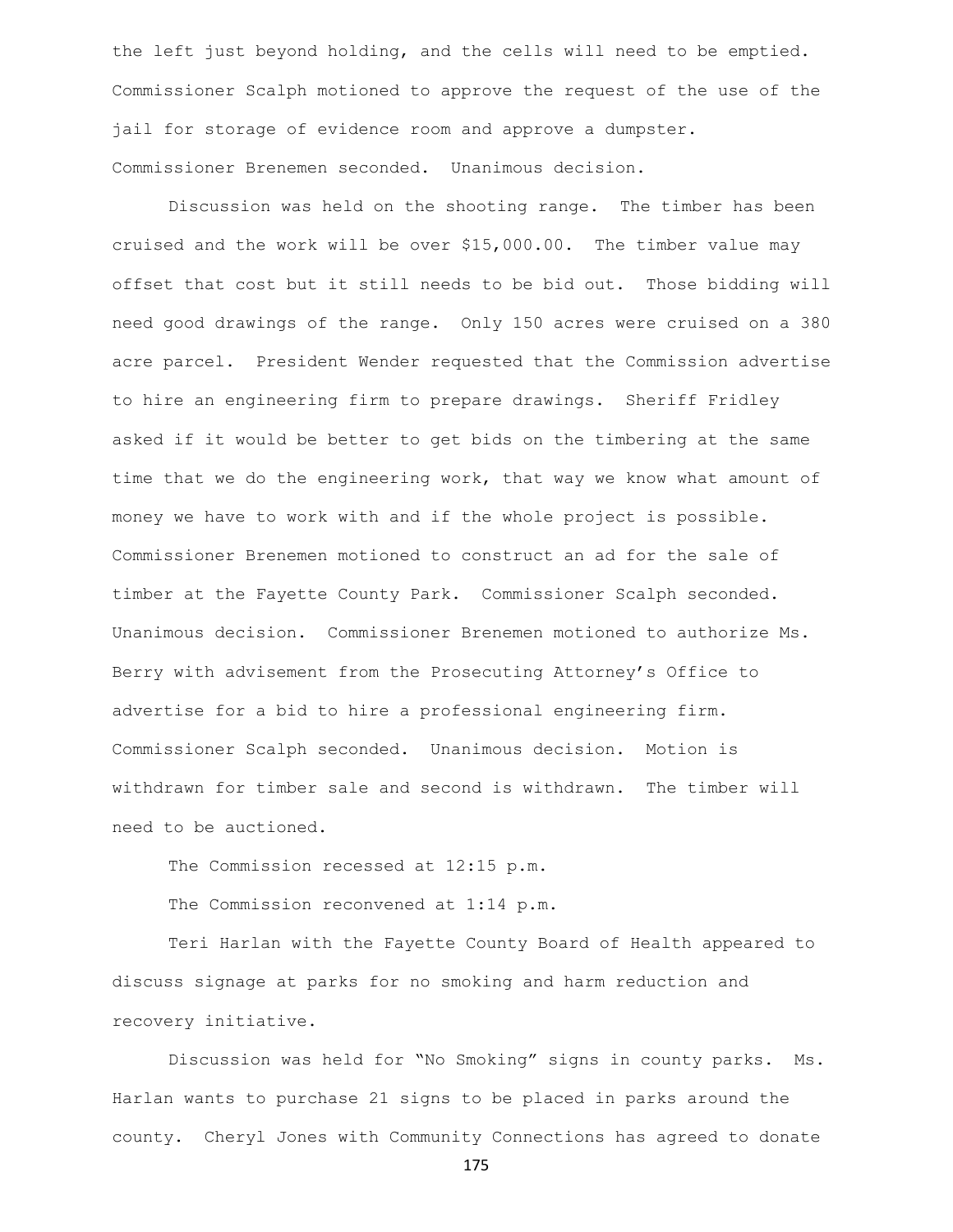the left just beyond holding, and the cells will need to be emptied. Commissioner Scalph motioned to approve the request of the use of the jail for storage of evidence room and approve a dumpster. Commissioner Brenemen seconded. Unanimous decision.

Discussion was held on the shooting range. The timber has been cruised and the work will be over $15,000.00. The timber value may offset that cost but it still needs to be bid out. Those bidding will need good drawings of the range. Only 150 acres were cruised on a 380 acre parcel. President Wender requested that the Commission advertise to hire an engineering firm to prepare drawings. Sheriff Fridley asked if it would be better to get bids on the timbering at the same time that we do the engineering work, that way we know what amount of money we have to work with and if the whole project is possible. Commissioner Brenemen motioned to construct an ad for the sale of timber at the Fayette County Park. Commissioner Scalph seconded. Unanimous decision. Commissioner Brenemen motioned to authorize Ms. Berry with advisement from the Prosecuting Attorney's Office to advertise for a bid to hire a professional engineering firm. Commissioner Scalph seconded. Unanimous decision. Motion is withdrawn for timber sale and second is withdrawn. The timber will need to be auctioned.

The Commission recessed at 12:15 p.m.

The Commission reconvened at 1:14 p.m.

Teri Harlan with the Fayette County Board of Health appeared to discuss signage at parks for no smoking and harm reduction and recovery initiative.

Discussion was held for "No Smoking" signs in county parks. Ms. Harlan wants to purchase 21 signs to be placed in parks around the county. Cheryl Jones with Community Connections has agreed to donate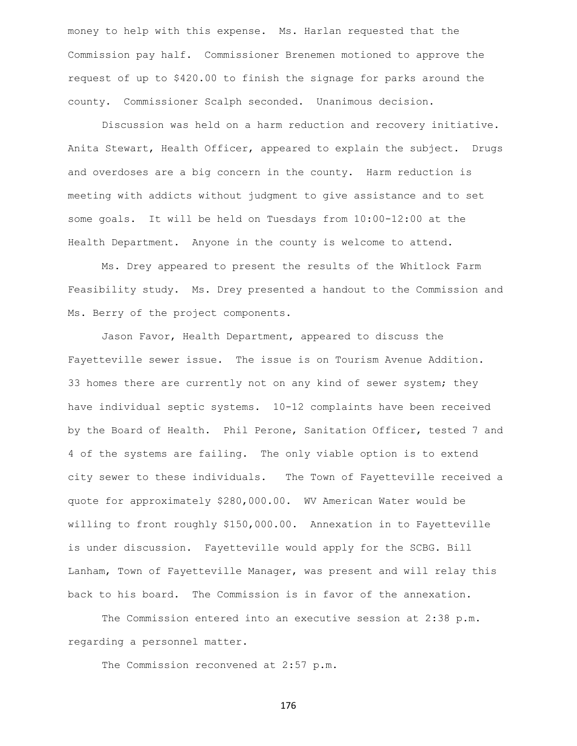money to help with this expense. Ms. Harlan requested that the Commission pay half. Commissioner Brenemen motioned to approve the request of up to $420.00 to finish the signage for parks around the county. Commissioner Scalph seconded. Unanimous decision.

Discussion was held on a harm reduction and recovery initiative. Anita Stewart, Health Officer, appeared to explain the subject. Drugs and overdoses are a big concern in the county. Harm reduction is meeting with addicts without judgment to give assistance and to set some goals. It will be held on Tuesdays from 10:00-12:00 at the Health Department. Anyone in the county is welcome to attend.

Ms. Drey appeared to present the results of the Whitlock Farm Feasibility study. Ms. Drey presented a handout to the Commission and Ms. Berry of the project components.

Jason Favor, Health Department, appeared to discuss the Fayetteville sewer issue. The issue is on Tourism Avenue Addition. 33 homes there are currently not on any kind of sewer system; they have individual septic systems. 10-12 complaints have been received by the Board of Health. Phil Perone, Sanitation Officer, tested 7 and 4 of the systems are failing. The only viable option is to extend city sewer to these individuals. The Town of Fayetteville received a quote for approximately $280,000.00. WV American Water would be willing to front roughly $150,000.00. Annexation in to Fayetteville is under discussion. Fayetteville would apply for the SCBG. Bill Lanham, Town of Fayetteville Manager, was present and will relay this back to his board. The Commission is in favor of the annexation.

The Commission entered into an executive session at 2:38 p.m. regarding a personnel matter.

The Commission reconvened at 2:57 p.m.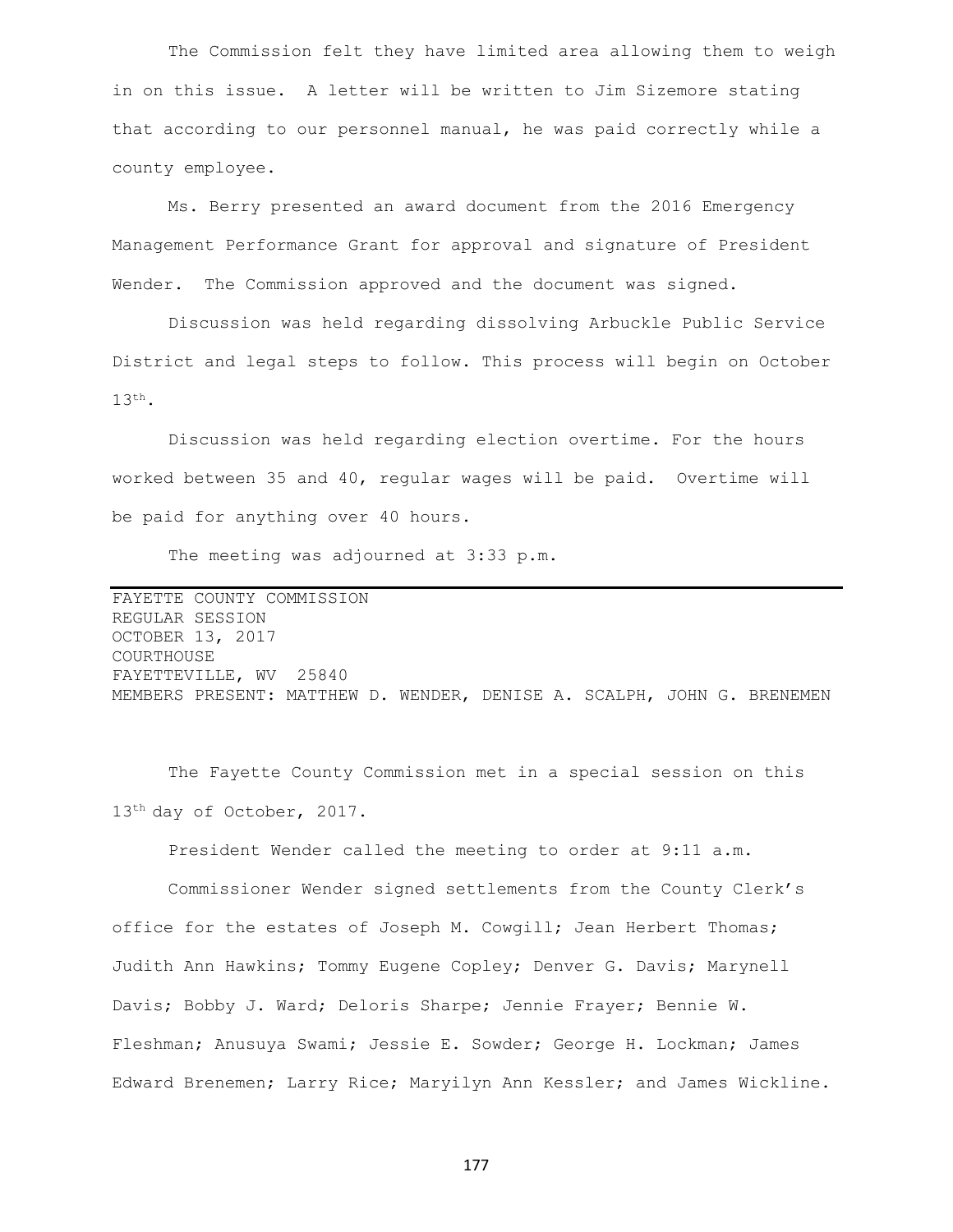The Commission felt they have limited area allowing them to weigh in on this issue. A letter will be written to Jim Sizemore stating that according to our personnel manual, he was paid correctly while a county employee.

Ms. Berry presented an award document from the 2016 Emergency Management Performance Grant for approval and signature of President Wender. The Commission approved and the document was signed.

Discussion was held regarding dissolving Arbuckle Public Service District and legal steps to follow. This process will begin on October 13th.

Discussion was held regarding election overtime. For the hours worked between 35 and 40, regular wages will be paid. Overtime will be paid for anything over 40 hours.

The meeting was adjourned at 3:33 p.m.

---

FAYETTE COUNTY COMMISSION
REGULAR SESSION
OCTOBER 13, 2017
COURTHOUSE
FAYETTEVILLE, WV 25840
MEMBERS PRESENT: MATTHEW D. WENDER, DENISE A. SCALPH, JOHN G. BRENEMEN

The Fayette County Commission met in a special session on this 13th day of October, 2017.

President Wender called the meeting to order at 9:11 a.m.

Commissioner Wender signed settlements from the County Clerk's office for the estates of Joseph M. Cowgill; Jean Herbert Thomas; Judith Ann Hawkins; Tommy Eugene Copley; Denver G. Davis; Marynell Davis; Bobby J. Ward; Deloris Sharpe; Jennie Frayer; Bennie W. Fleshman; Anusuya Swami; Jessie E. Sowder; George H. Lockman; James Edward Brenemen; Larry Rice; Maryilyn Ann Kessler; and James Wickline.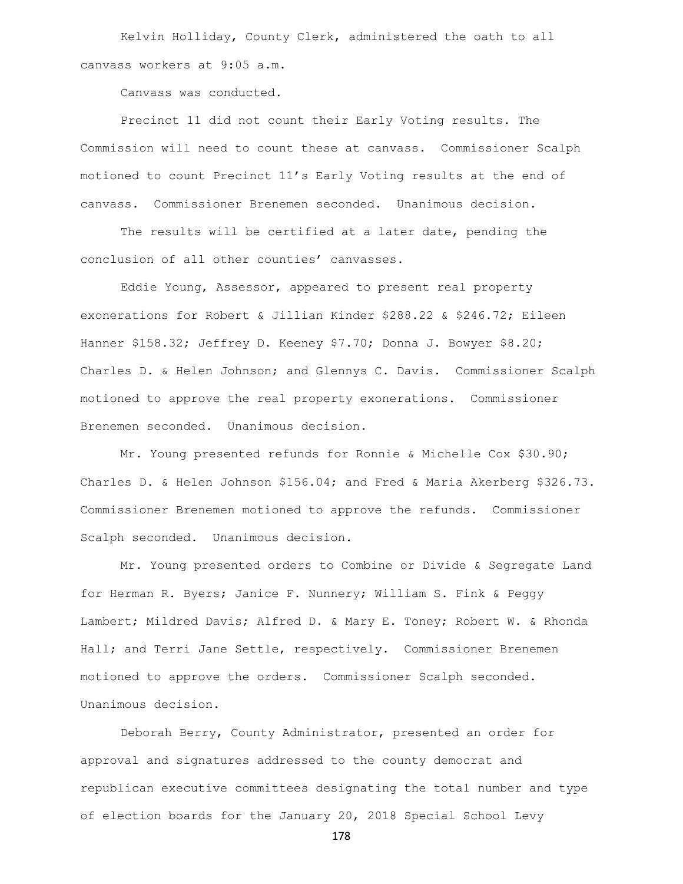Kelvin Holliday, County Clerk, administered the oath to all canvass workers at 9:05 a.m.

Canvass was conducted.

Precinct 11 did not count their Early Voting results. The Commission will need to count these at canvass. Commissioner Scalph motioned to count Precinct 11's Early Voting results at the end of canvass. Commissioner Brenemen seconded. Unanimous decision.

The results will be certified at a later date, pending the conclusion of all other counties' canvasses.

Eddie Young, Assessor, appeared to present real property exonerations for Robert & Jillian Kinder $288.22 & $246.72; Eileen Hanner $158.32; Jeffrey D. Keeney $7.70; Donna J. Bowyer $8.20; Charles D. & Helen Johnson; and Glennys C. Davis. Commissioner Scalph motioned to approve the real property exonerations. Commissioner Brenemen seconded. Unanimous decision.

Mr. Young presented refunds for Ronnie & Michelle Cox $30.90; Charles D. & Helen Johnson $156.04; and Fred & Maria Akerberg $326.73. Commissioner Brenemen motioned to approve the refunds. Commissioner Scalph seconded. Unanimous decision.

Mr. Young presented orders to Combine or Divide & Segregate Land for Herman R. Byers; Janice F. Nunnery; William S. Fink & Peggy Lambert; Mildred Davis; Alfred D. & Mary E. Toney; Robert W. & Rhonda Hall; and Terri Jane Settle, respectively. Commissioner Brenemen motioned to approve the orders. Commissioner Scalph seconded. Unanimous decision.

Deborah Berry, County Administrator, presented an order for approval and signatures addressed to the county democrat and republican executive committees designating the total number and type of election boards for the January 20, 2018 Special School Levy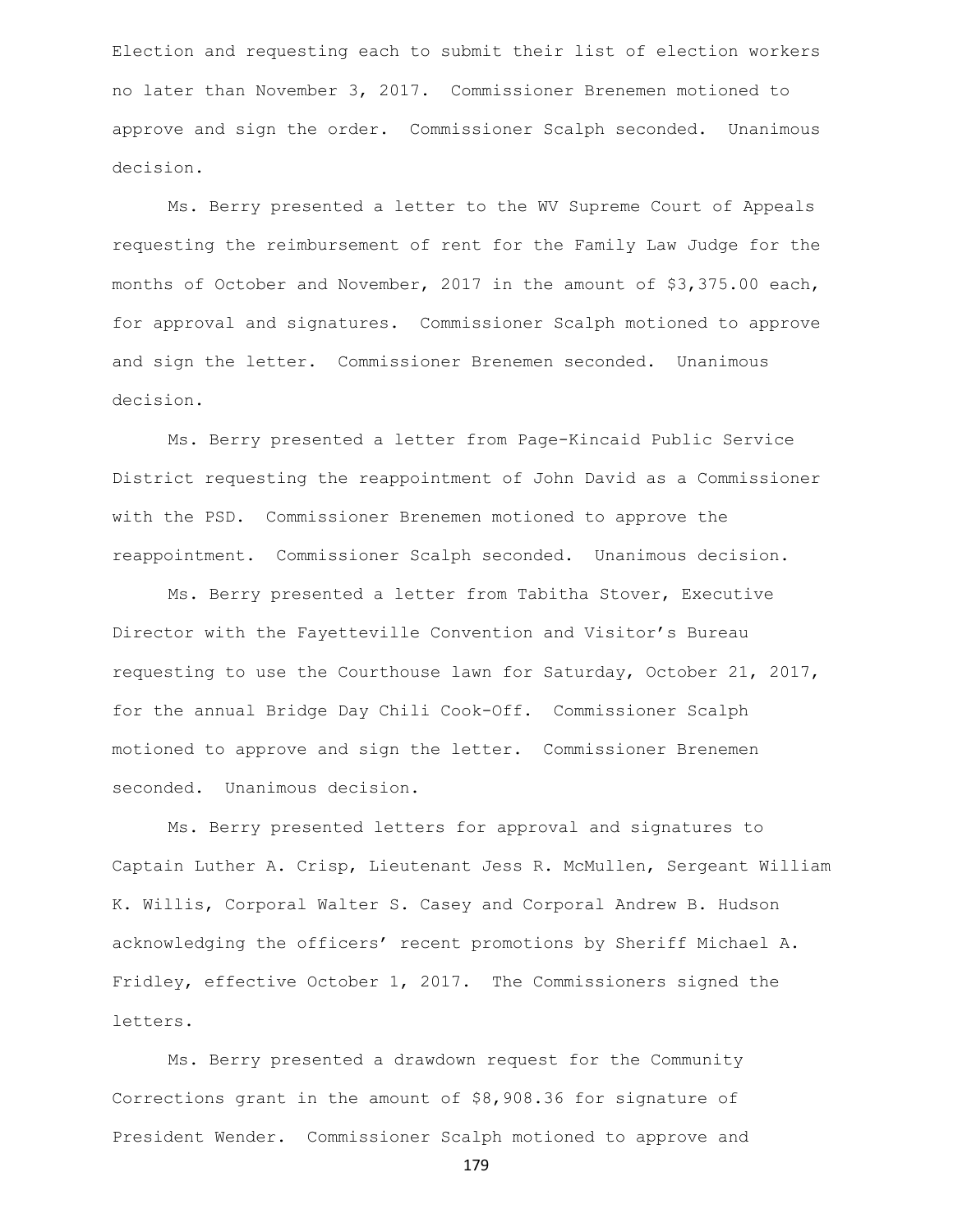Election and requesting each to submit their list of election workers no later than November 3, 2017. Commissioner Brenemen motioned to approve and sign the order. Commissioner Scalph seconded. Unanimous decision.

Ms. Berry presented a letter to the WV Supreme Court of Appeals requesting the reimbursement of rent for the Family Law Judge for the months of October and November, 2017 in the amount of $3,375.00 each, for approval and signatures. Commissioner Scalph motioned to approve and sign the letter. Commissioner Brenemen seconded. Unanimous decision.

Ms. Berry presented a letter from Page-Kincaid Public Service District requesting the reappointment of John David as a Commissioner with the PSD. Commissioner Brenemen motioned to approve the reappointment. Commissioner Scalph seconded. Unanimous decision.

Ms. Berry presented a letter from Tabitha Stover, Executive Director with the Fayetteville Convention and Visitor's Bureau requesting to use the Courthouse lawn for Saturday, October 21, 2017, for the annual Bridge Day Chili Cook-Off. Commissioner Scalph motioned to approve and sign the letter. Commissioner Brenemen seconded. Unanimous decision.

Ms. Berry presented letters for approval and signatures to Captain Luther A. Crisp, Lieutenant Jess R. McMullen, Sergeant William K. Willis, Corporal Walter S. Casey and Corporal Andrew B. Hudson acknowledging the officers' recent promotions by Sheriff Michael A. Fridley, effective October 1, 2017. The Commissioners signed the letters.

Ms. Berry presented a drawdown request for the Community Corrections grant in the amount of $8,908.36 for signature of President Wender. Commissioner Scalph motioned to approve and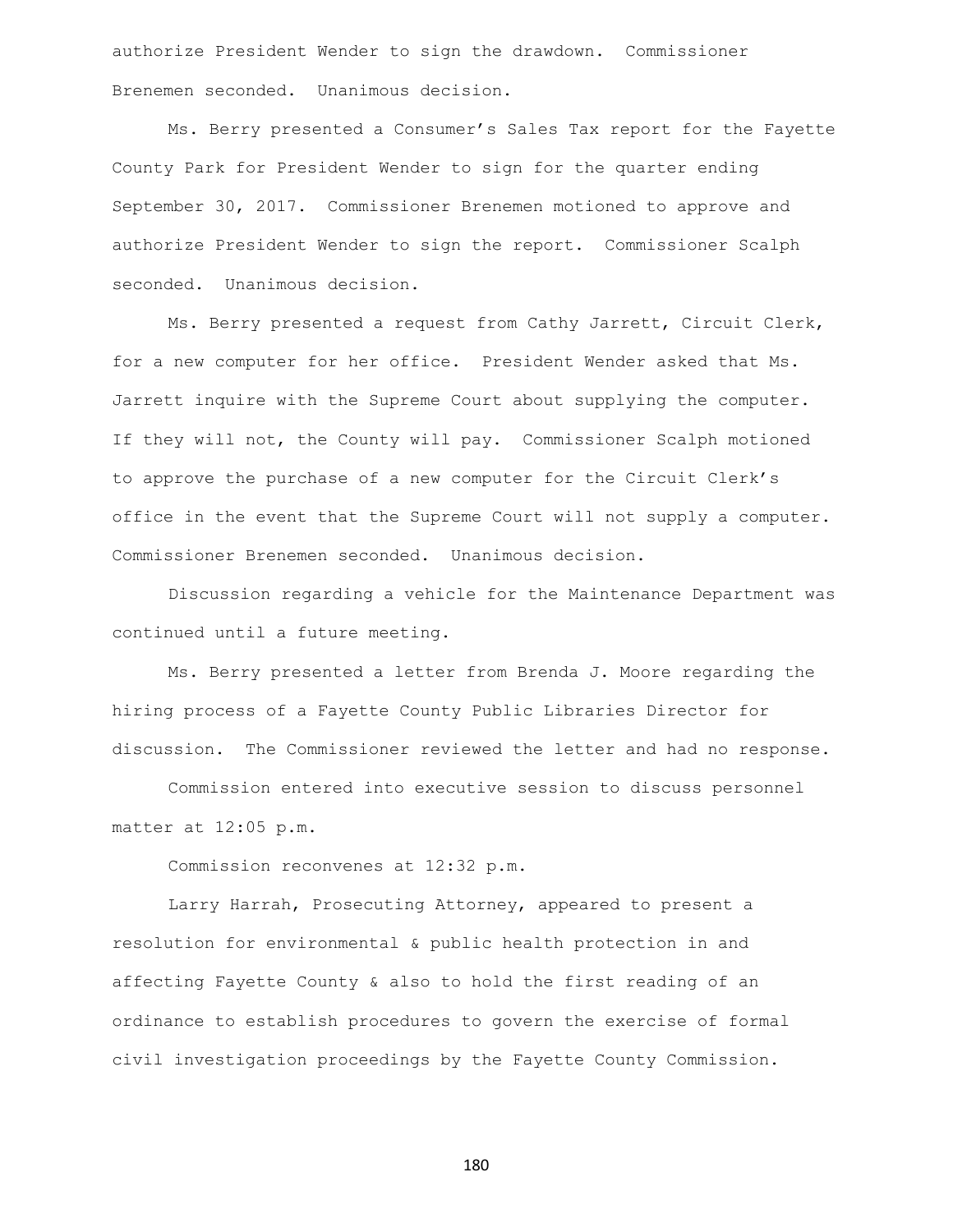authorize President Wender to sign the drawdown. Commissioner Brenemen seconded. Unanimous decision.

Ms. Berry presented a Consumer's Sales Tax report for the Fayette County Park for President Wender to sign for the quarter ending September 30, 2017. Commissioner Brenemen motioned to approve and authorize President Wender to sign the report. Commissioner Scalph seconded. Unanimous decision.

Ms. Berry presented a request from Cathy Jarrett, Circuit Clerk, for a new computer for her office. President Wender asked that Ms. Jarrett inquire with the Supreme Court about supplying the computer. If they will not, the County will pay. Commissioner Scalph motioned to approve the purchase of a new computer for the Circuit Clerk's office in the event that the Supreme Court will not supply a computer. Commissioner Brenemen seconded. Unanimous decision.

Discussion regarding a vehicle for the Maintenance Department was continued until a future meeting.

Ms. Berry presented a letter from Brenda J. Moore regarding the hiring process of a Fayette County Public Libraries Director for discussion. The Commissioner reviewed the letter and had no response.

Commission entered into executive session to discuss personnel matter at 12:05 p.m.

Commission reconvenes at 12:32 p.m.

Larry Harrah, Prosecuting Attorney, appeared to present a resolution for environmental & public health protection in and affecting Fayette County & also to hold the first reading of an ordinance to establish procedures to govern the exercise of formal civil investigation proceedings by the Fayette County Commission.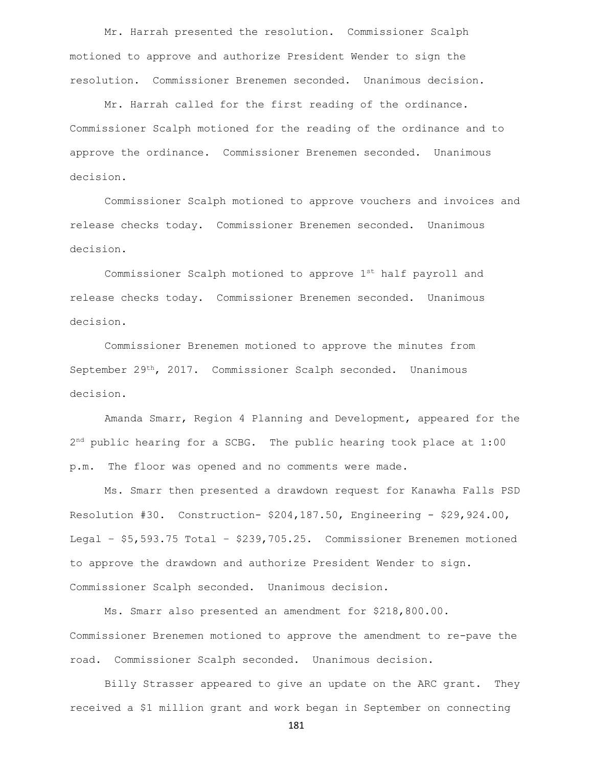Mr. Harrah presented the resolution. Commissioner Scalph motioned to approve and authorize President Wender to sign the resolution. Commissioner Brenemen seconded. Unanimous decision.

Mr. Harrah called for the first reading of the ordinance. Commissioner Scalph motioned for the reading of the ordinance and to approve the ordinance. Commissioner Brenemen seconded. Unanimous decision.

Commissioner Scalph motioned to approve vouchers and invoices and release checks today. Commissioner Brenemen seconded. Unanimous decision.

Commissioner Scalph motioned to approve 1st half payroll and release checks today. Commissioner Brenemen seconded. Unanimous decision.

Commissioner Brenemen motioned to approve the minutes from September 29th, 2017. Commissioner Scalph seconded. Unanimous decision.

Amanda Smarr, Region 4 Planning and Development, appeared for the 2nd public hearing for a SCBG. The public hearing took place at 1:00 p.m. The floor was opened and no comments were made.

Ms. Smarr then presented a drawdown request for Kanawha Falls PSD Resolution #30. Construction- $204,187.50, Engineering - $29,924.00, Legal – $5,593.75 Total – $239,705.25. Commissioner Brenemen motioned to approve the drawdown and authorize President Wender to sign. Commissioner Scalph seconded. Unanimous decision.

Ms. Smarr also presented an amendment for $218,800.00. Commissioner Brenemen motioned to approve the amendment to re-pave the road. Commissioner Scalph seconded. Unanimous decision.

Billy Strasser appeared to give an update on the ARC grant. They received a $1 million grant and work began in September on connecting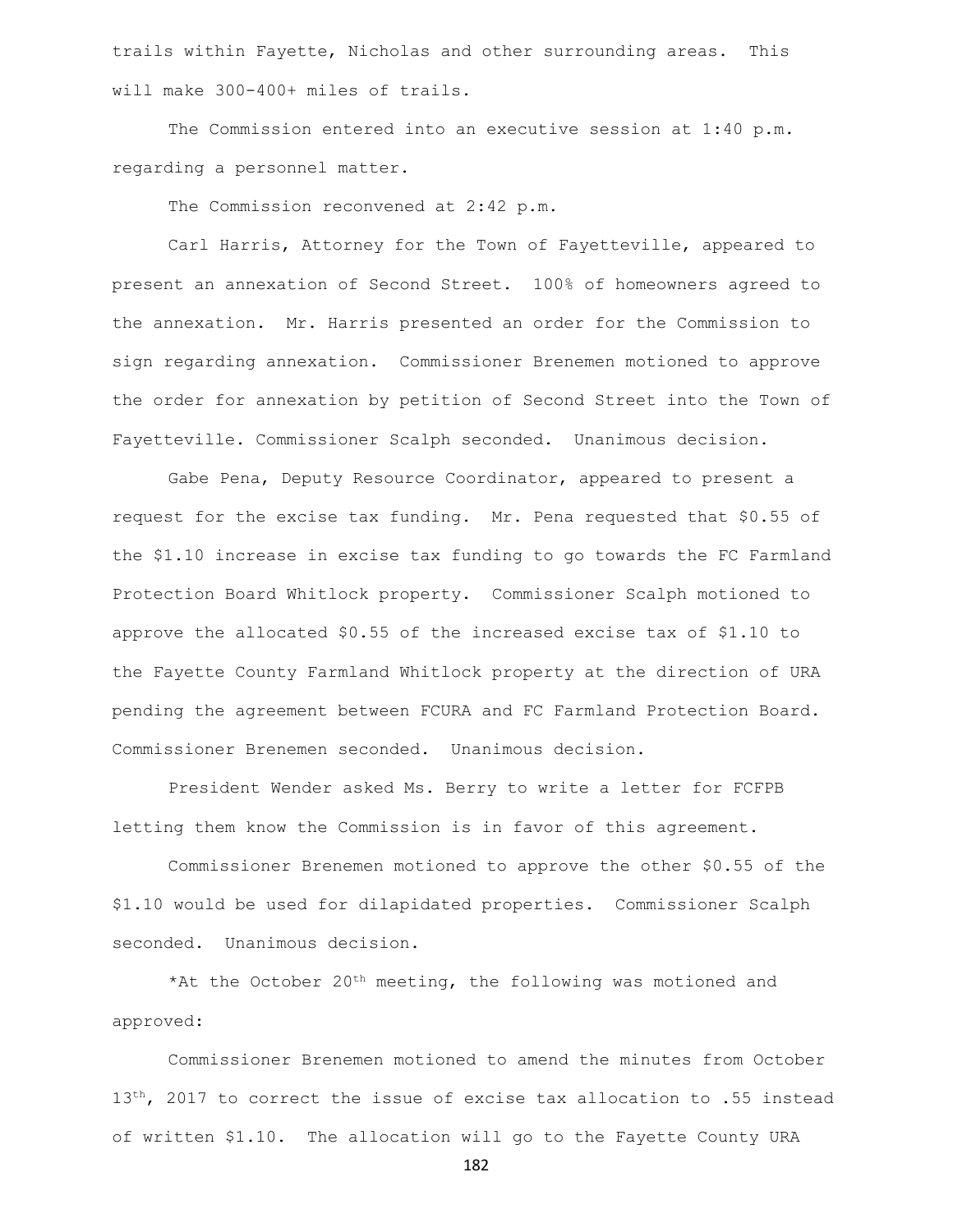trails within Fayette, Nicholas and other surrounding areas. This will make 300-400+ miles of trails.

The Commission entered into an executive session at 1:40 p.m. regarding a personnel matter.

The Commission reconvened at 2:42 p.m.

Carl Harris, Attorney for the Town of Fayetteville, appeared to present an annexation of Second Street. 100% of homeowners agreed to the annexation. Mr. Harris presented an order for the Commission to sign regarding annexation. Commissioner Brenemen motioned to approve the order for annexation by petition of Second Street into the Town of Fayetteville. Commissioner Scalph seconded. Unanimous decision.

Gabe Pena, Deputy Resource Coordinator, appeared to present a request for the excise tax funding. Mr. Pena requested that $0.55 of the $1.10 increase in excise tax funding to go towards the FC Farmland Protection Board Whitlock property. Commissioner Scalph motioned to approve the allocated $0.55 of the increased excise tax of $1.10 to the Fayette County Farmland Whitlock property at the direction of URA pending the agreement between FCURA and FC Farmland Protection Board. Commissioner Brenemen seconded. Unanimous decision.

President Wender asked Ms. Berry to write a letter for FCFPB letting them know the Commission is in favor of this agreement.

Commissioner Brenemen motioned to approve the other $0.55 of the $1.10 would be used for dilapidated properties. Commissioner Scalph seconded. Unanimous decision.

*At the October 20th meeting, the following was motioned and approved:

Commissioner Brenemen motioned to amend the minutes from October 13th, 2017 to correct the issue of excise tax allocation to .55 instead of written $1.10. The allocation will go to the Fayette County URA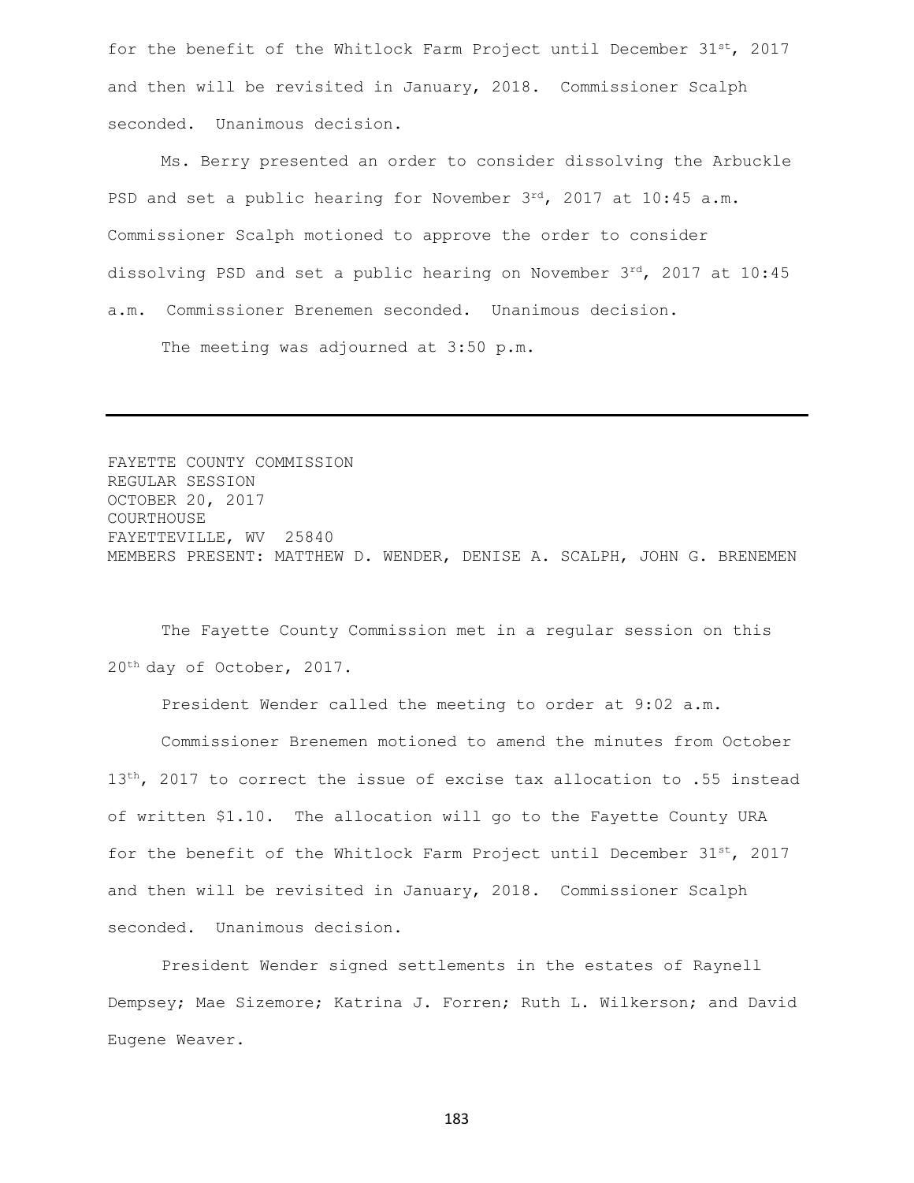for the benefit of the Whitlock Farm Project until December 31st, 2017 and then will be revisited in January, 2018. Commissioner Scalph seconded. Unanimous decision.

Ms. Berry presented an order to consider dissolving the Arbuckle PSD and set a public hearing for November 3rd, 2017 at 10:45 a.m. Commissioner Scalph motioned to approve the order to consider dissolving PSD and set a public hearing on November 3rd, 2017 at 10:45 a.m. Commissioner Brenemen seconded. Unanimous decision.

The meeting was adjourned at 3:50 p.m.

---

FAYETTE COUNTY COMMISSION
REGULAR SESSION
OCTOBER 20, 2017
COURTHOUSE
FAYETTEVILLE, WV 25840
MEMBERS PRESENT: MATTHEW D. WENDER, DENISE A. SCALPH, JOHN G. BRENEMEN

The Fayette County Commission met in a regular session on this 20th day of October, 2017.

President Wender called the meeting to order at 9:02 a.m.

Commissioner Brenemen motioned to amend the minutes from October 13th, 2017 to correct the issue of excise tax allocation to .55 instead of written $1.10. The allocation will go to the Fayette County URA for the benefit of the Whitlock Farm Project until December 31st, 2017 and then will be revisited in January, 2018. Commissioner Scalph seconded. Unanimous decision.

President Wender signed settlements in the estates of Raynell Dempsey; Mae Sizemore; Katrina J. Forren; Ruth L. Wilkerson; and David Eugene Weaver.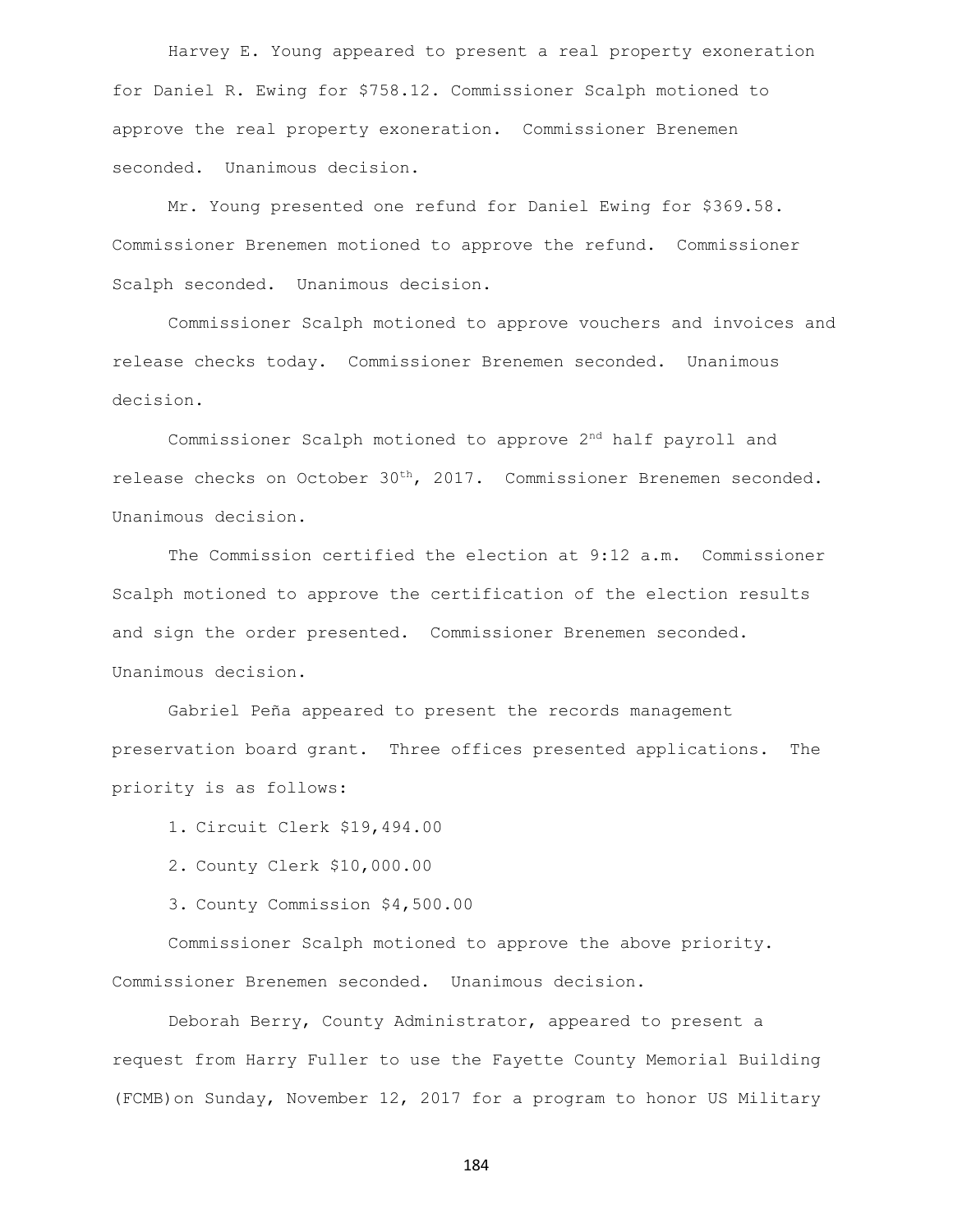Harvey E. Young appeared to present a real property exoneration for Daniel R. Ewing for $758.12. Commissioner Scalph motioned to approve the real property exoneration. Commissioner Brenemen seconded. Unanimous decision.

Mr. Young presented one refund for Daniel Ewing for $369.58. Commissioner Brenemen motioned to approve the refund. Commissioner Scalph seconded. Unanimous decision.

Commissioner Scalph motioned to approve vouchers and invoices and release checks today. Commissioner Brenemen seconded. Unanimous decision.

Commissioner Scalph motioned to approve 2nd half payroll and release checks on October 30th, 2017. Commissioner Brenemen seconded. Unanimous decision.

The Commission certified the election at 9:12 a.m. Commissioner Scalph motioned to approve the certification of the election results and sign the order presented. Commissioner Brenemen seconded. Unanimous decision.

Gabriel Peña appeared to present the records management preservation board grant. Three offices presented applications. The priority is as follows:

1. Circuit Clerk $19,494.00
2. County Clerk $10,000.00
3. County Commission $4,500.00

Commissioner Scalph motioned to approve the above priority. Commissioner Brenemen seconded. Unanimous decision.

Deborah Berry, County Administrator, appeared to present a request from Harry Fuller to use the Fayette County Memorial Building (FCMB)on Sunday, November 12, 2017 for a program to honor US Military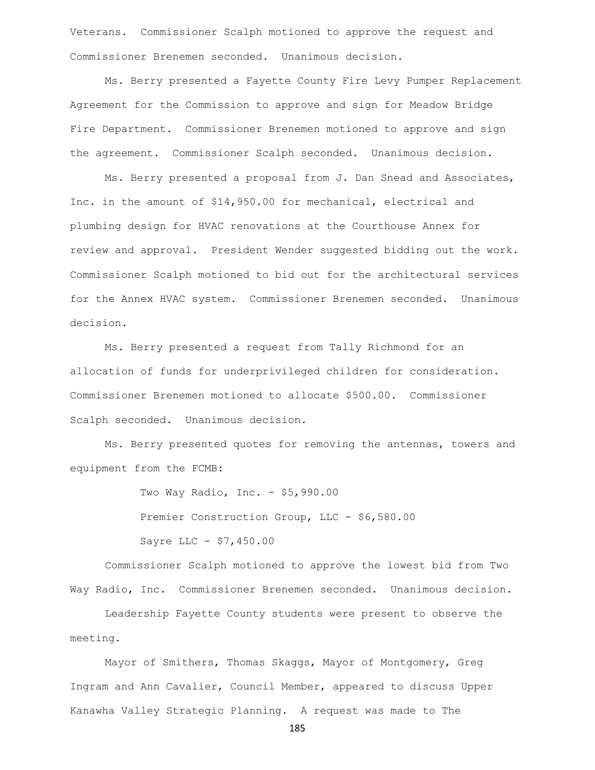Veterans. Commissioner Scalph motioned to approve the request and Commissioner Brenemen seconded. Unanimous decision.

Ms. Berry presented a Fayette County Fire Levy Pumper Replacement Agreement for the Commission to approve and sign for Meadow Bridge Fire Department. Commissioner Brenemen motioned to approve and sign the agreement. Commissioner Scalph seconded. Unanimous decision.

Ms. Berry presented a proposal from J. Dan Snead and Associates, Inc. in the amount of $14,950.00 for mechanical, electrical and plumbing design for HVAC renovations at the Courthouse Annex for review and approval. President Wender suggested bidding out the work. Commissioner Scalph motioned to bid out for the architectural services for the Annex HVAC system. Commissioner Brenemen seconded. Unanimous decision.

Ms. Berry presented a request from Tally Richmond for an allocation of funds for underprivileged children for consideration. Commissioner Brenemen motioned to allocate $500.00. Commissioner Scalph seconded. Unanimous decision.

Ms. Berry presented quotes for removing the antennas, towers and equipment from the FCMB:

Two Way Radio, Inc. - $5,990.00

Premier Construction Group, LLC - $6,580.00

Sayre LLC - $7,450.00

Commissioner Scalph motioned to approve the lowest bid from Two Way Radio, Inc. Commissioner Brenemen seconded. Unanimous decision.

Leadership Fayette County students were present to observe the meeting.

Mayor of Smithers, Thomas Skaggs, Mayor of Montgomery, Greg Ingram and Ann Cavalier, Council Member, appeared to discuss Upper Kanawha Valley Strategic Planning. A request was made to The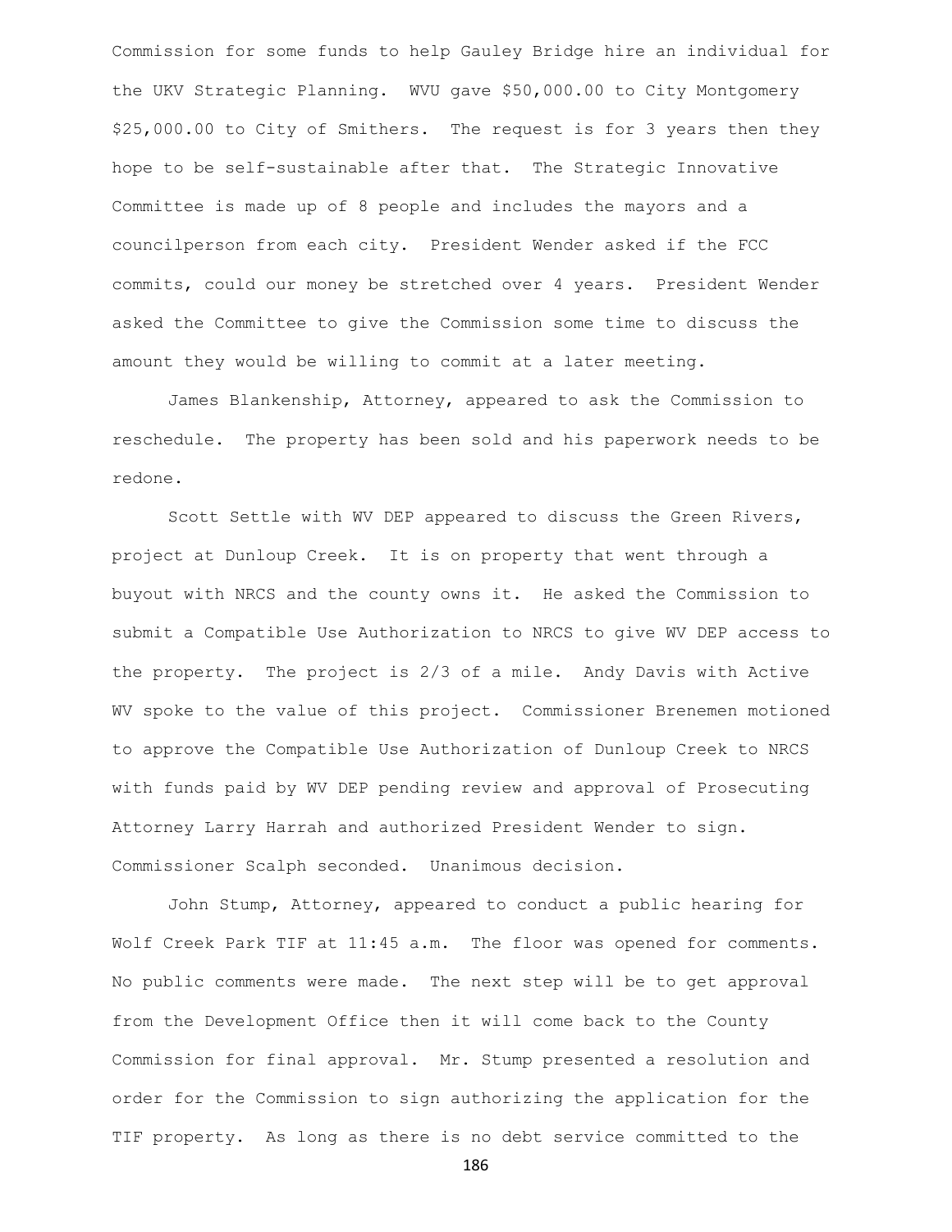Commission for some funds to help Gauley Bridge hire an individual for the UKV Strategic Planning. WVU gave $50,000.00 to City Montgomery $25,000.00 to City of Smithers. The request is for 3 years then they hope to be self-sustainable after that. The Strategic Innovative Committee is made up of 8 people and includes the mayors and a councilperson from each city. President Wender asked if the FCC commits, could our money be stretched over 4 years. President Wender asked the Committee to give the Commission some time to discuss the amount they would be willing to commit at a later meeting.

James Blankenship, Attorney, appeared to ask the Commission to reschedule. The property has been sold and his paperwork needs to be redone.

Scott Settle with WV DEP appeared to discuss the Green Rivers, project at Dunloup Creek. It is on property that went through a buyout with NRCS and the county owns it. He asked the Commission to submit a Compatible Use Authorization to NRCS to give WV DEP access to the property. The project is 2/3 of a mile. Andy Davis with Active WV spoke to the value of this project. Commissioner Brenemen motioned to approve the Compatible Use Authorization of Dunloup Creek to NRCS with funds paid by WV DEP pending review and approval of Prosecuting Attorney Larry Harrah and authorized President Wender to sign. Commissioner Scalph seconded. Unanimous decision.

John Stump, Attorney, appeared to conduct a public hearing for Wolf Creek Park TIF at 11:45 a.m. The floor was opened for comments. No public comments were made. The next step will be to get approval from the Development Office then it will come back to the County Commission for final approval. Mr. Stump presented a resolution and order for the Commission to sign authorizing the application for the TIF property. As long as there is no debt service committed to the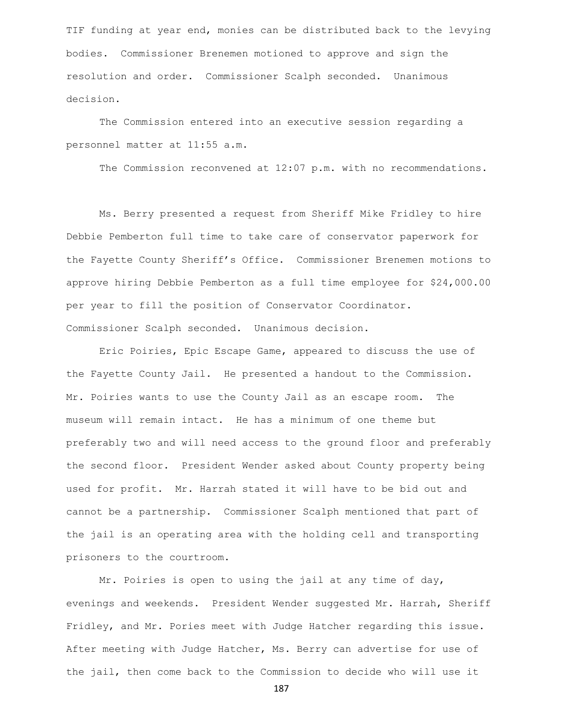TIF funding at year end, monies can be distributed back to the levying bodies. Commissioner Brenemen motioned to approve and sign the resolution and order. Commissioner Scalph seconded. Unanimous decision.

The Commission entered into an executive session regarding a personnel matter at 11:55 a.m.

The Commission reconvened at 12:07 p.m. with no recommendations.

Ms. Berry presented a request from Sheriff Mike Fridley to hire Debbie Pemberton full time to take care of conservator paperwork for the Fayette County Sheriff's Office. Commissioner Brenemen motions to approve hiring Debbie Pemberton as a full time employee for $24,000.00 per year to fill the position of Conservator Coordinator. Commissioner Scalph seconded. Unanimous decision.

Eric Poiries, Epic Escape Game, appeared to discuss the use of the Fayette County Jail. He presented a handout to the Commission. Mr. Poiries wants to use the County Jail as an escape room. The museum will remain intact. He has a minimum of one theme but preferably two and will need access to the ground floor and preferably the second floor. President Wender asked about County property being used for profit. Mr. Harrah stated it will have to be bid out and cannot be a partnership. Commissioner Scalph mentioned that part of the jail is an operating area with the holding cell and transporting prisoners to the courtroom.

Mr. Poiries is open to using the jail at any time of day, evenings and weekends. President Wender suggested Mr. Harrah, Sheriff Fridley, and Mr. Pories meet with Judge Hatcher regarding this issue. After meeting with Judge Hatcher, Ms. Berry can advertise for use of the jail, then come back to the Commission to decide who will use it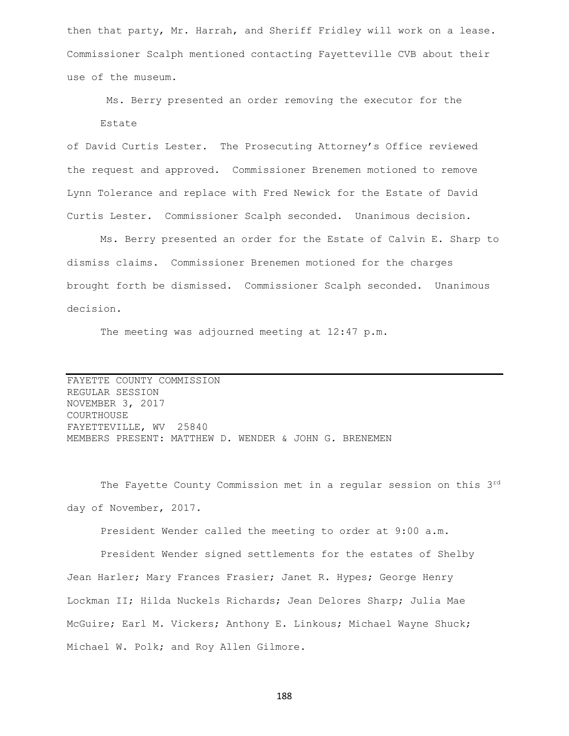then that party, Mr. Harrah, and Sheriff Fridley will work on a lease. Commissioner Scalph mentioned contacting Fayetteville CVB about their use of the museum.

Ms. Berry presented an order removing the executor for the Estate of David Curtis Lester. The Prosecuting Attorney's Office reviewed the request and approved. Commissioner Brenemen motioned to remove Lynn Tolerance and replace with Fred Newick for the Estate of David Curtis Lester. Commissioner Scalph seconded. Unanimous decision.

Ms. Berry presented an order for the Estate of Calvin E. Sharp to dismiss claims. Commissioner Brenemen motioned for the charges brought forth be dismissed. Commissioner Scalph seconded. Unanimous decision.

The meeting was adjourned meeting at 12:47 p.m.

---

FAYETTE COUNTY COMMISSION
REGULAR SESSION
NOVEMBER 3, 2017
COURTHOUSE
FAYETTEVILLE, WV 25840
MEMBERS PRESENT: MATTHEW D. WENDER & JOHN G. BRENEMEN

The Fayette County Commission met in a regular session on this 3rd day of November, 2017.

President Wender called the meeting to order at 9:00 a.m.

President Wender signed settlements for the estates of Shelby Jean Harler; Mary Frances Frasier; Janet R. Hypes; George Henry Lockman II; Hilda Nuckels Richards; Jean Delores Sharp; Julia Mae McGuire; Earl M. Vickers; Anthony E. Linkous; Michael Wayne Shuck; Michael W. Polk; and Roy Allen Gilmore.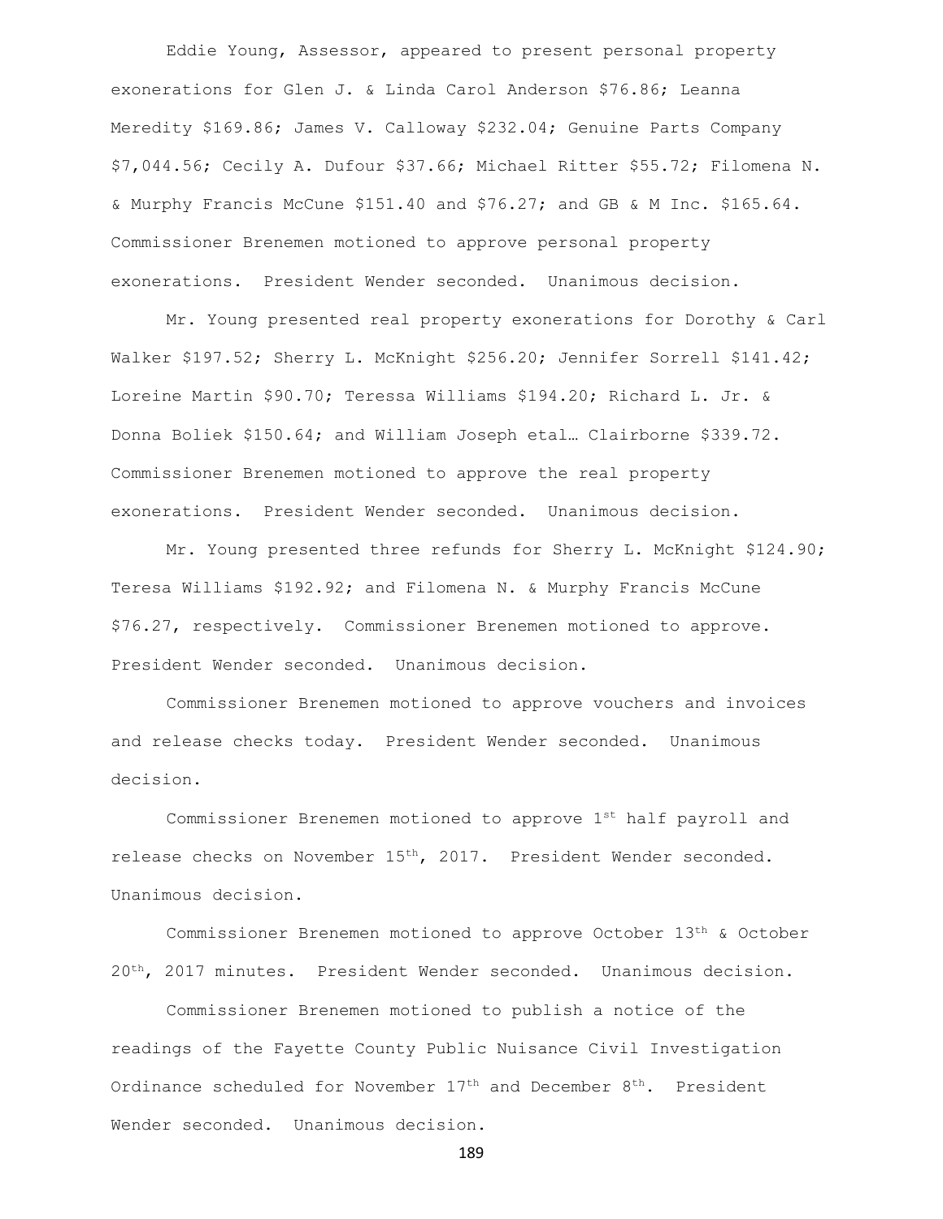Eddie Young, Assessor, appeared to present personal property exonerations for Glen J. & Linda Carol Anderson $76.86; Leanna Meredity $169.86; James V. Calloway $232.04; Genuine Parts Company $7,044.56; Cecily A. Dufour $37.66; Michael Ritter $55.72; Filomena N. & Murphy Francis McCune $151.40 and $76.27; and GB & M Inc. $165.64. Commissioner Brenemen motioned to approve personal property exonerations. President Wender seconded. Unanimous decision.

Mr. Young presented real property exonerations for Dorothy & Carl Walker $197.52; Sherry L. McKnight $256.20; Jennifer Sorrell $141.42; Loreine Martin $90.70; Teressa Williams $194.20; Richard L. Jr. & Donna Boliek $150.64; and William Joseph etal… Clairborne $339.72. Commissioner Brenemen motioned to approve the real property exonerations. President Wender seconded. Unanimous decision.

Mr. Young presented three refunds for Sherry L. McKnight $124.90; Teresa Williams $192.92; and Filomena N. & Murphy Francis McCune $76.27, respectively. Commissioner Brenemen motioned to approve. President Wender seconded. Unanimous decision.

Commissioner Brenemen motioned to approve vouchers and invoices and release checks today. President Wender seconded. Unanimous decision.

Commissioner Brenemen motioned to approve 1st half payroll and release checks on November 15th, 2017. President Wender seconded. Unanimous decision.

Commissioner Brenemen motioned to approve October 13th & October 20th, 2017 minutes. President Wender seconded. Unanimous decision.

Commissioner Brenemen motioned to publish a notice of the readings of the Fayette County Public Nuisance Civil Investigation Ordinance scheduled for November 17th and December 8th. President Wender seconded. Unanimous decision.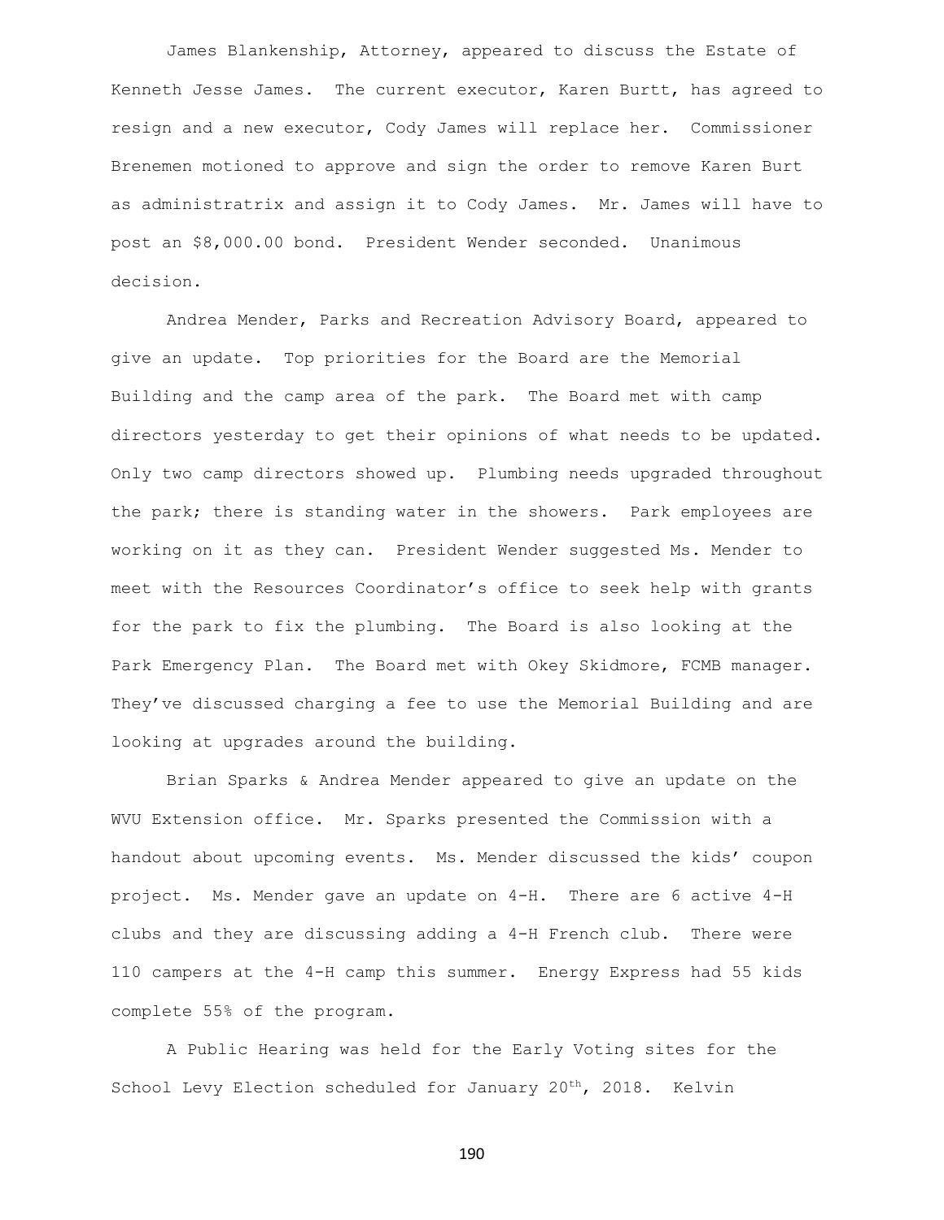James Blankenship, Attorney, appeared to discuss the Estate of Kenneth Jesse James. The current executor, Karen Burtt, has agreed to resign and a new executor, Cody James will replace her. Commissioner Brenemen motioned to approve and sign the order to remove Karen Burt as administratrix and assign it to Cody James. Mr. James will have to post an $8,000.00 bond. President Wender seconded. Unanimous decision.

Andrea Mender, Parks and Recreation Advisory Board, appeared to give an update. Top priorities for the Board are the Memorial Building and the camp area of the park. The Board met with camp directors yesterday to get their opinions of what needs to be updated. Only two camp directors showed up. Plumbing needs upgraded throughout the park; there is standing water in the showers. Park employees are working on it as they can. President Wender suggested Ms. Mender to meet with the Resources Coordinator's office to seek help with grants for the park to fix the plumbing. The Board is also looking at the Park Emergency Plan. The Board met with Okey Skidmore, FCMB manager. They've discussed charging a fee to use the Memorial Building and are looking at upgrades around the building.

Brian Sparks & Andrea Mender appeared to give an update on the WVU Extension office. Mr. Sparks presented the Commission with a handout about upcoming events. Ms. Mender discussed the kids' coupon project. Ms. Mender gave an update on 4-H. There are 6 active 4-H clubs and they are discussing adding a 4-H French club. There were 110 campers at the 4-H camp this summer. Energy Express had 55 kids complete 55% of the program.

A Public Hearing was held for the Early Voting sites for the School Levy Election scheduled for January 20th, 2018. Kelvin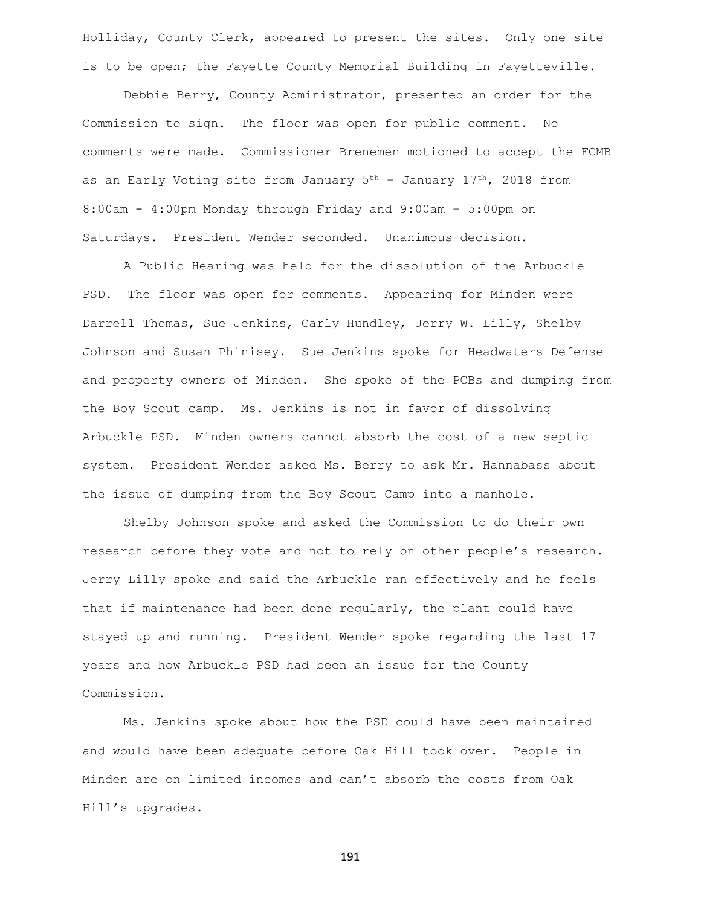Holliday, County Clerk, appeared to present the sites. Only one site is to be open; the Fayette County Memorial Building in Fayetteville.

Debbie Berry, County Administrator, presented an order for the Commission to sign. The floor was open for public comment. No comments were made. Commissioner Brenemen motioned to accept the FCMB as an Early Voting site from January 5th – January 17th, 2018 from 8:00am - 4:00pm Monday through Friday and 9:00am – 5:00pm on Saturdays. President Wender seconded. Unanimous decision.

A Public Hearing was held for the dissolution of the Arbuckle PSD. The floor was open for comments. Appearing for Minden were Darrell Thomas, Sue Jenkins, Carly Hundley, Jerry W. Lilly, Shelby Johnson and Susan Phinisey. Sue Jenkins spoke for Headwaters Defense and property owners of Minden. She spoke of the PCBs and dumping from the Boy Scout camp. Ms. Jenkins is not in favor of dissolving Arbuckle PSD. Minden owners cannot absorb the cost of a new septic system. President Wender asked Ms. Berry to ask Mr. Hannabass about the issue of dumping from the Boy Scout Camp into a manhole.

Shelby Johnson spoke and asked the Commission to do their own research before they vote and not to rely on other people's research. Jerry Lilly spoke and said the Arbuckle ran effectively and he feels that if maintenance had been done regularly, the plant could have stayed up and running. President Wender spoke regarding the last 17 years and how Arbuckle PSD had been an issue for the County Commission.

Ms. Jenkins spoke about how the PSD could have been maintained and would have been adequate before Oak Hill took over. People in Minden are on limited incomes and can't absorb the costs from Oak Hill's upgrades.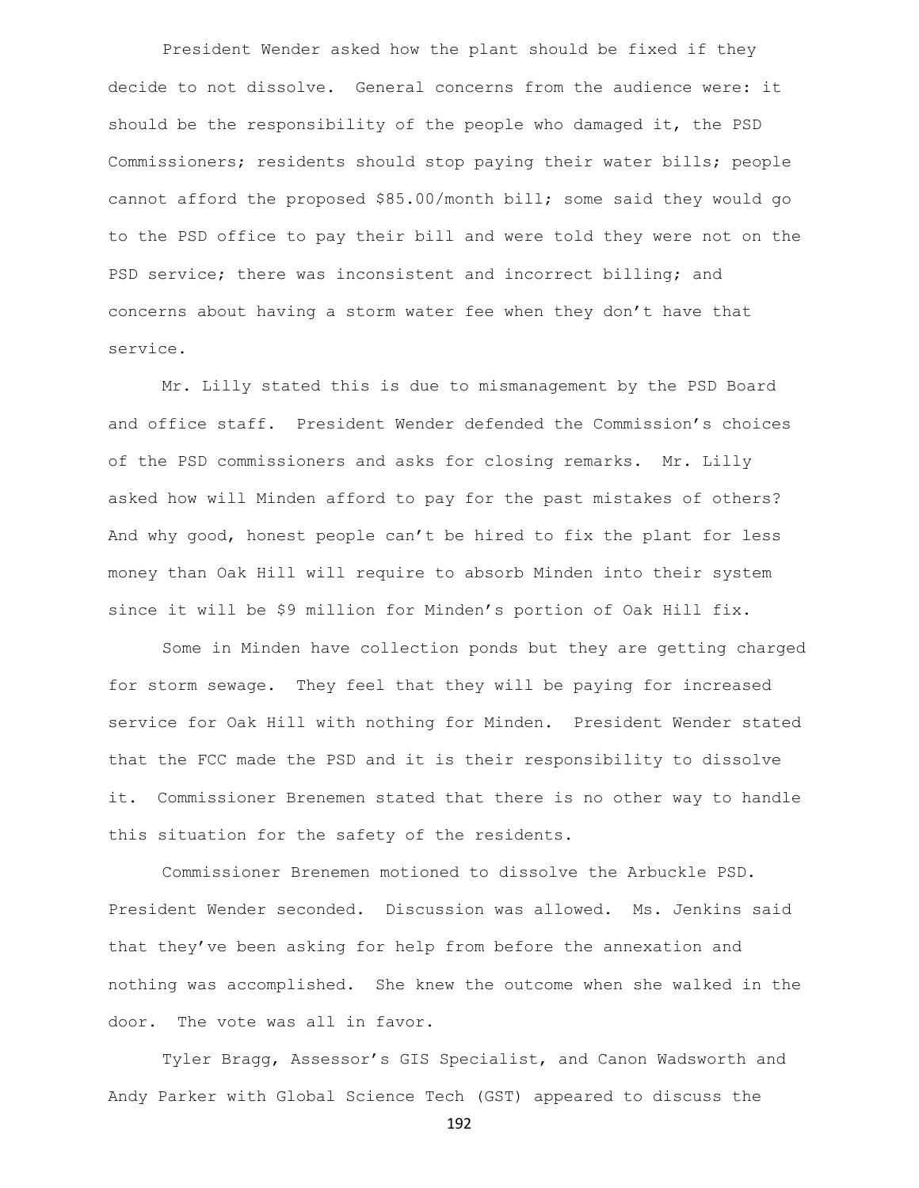President Wender asked how the plant should be fixed if they decide to not dissolve. General concerns from the audience were: it should be the responsibility of the people who damaged it, the PSD Commissioners; residents should stop paying their water bills; people cannot afford the proposed $85.00/month bill; some said they would go to the PSD office to pay their bill and were told they were not on the PSD service; there was inconsistent and incorrect billing; and concerns about having a storm water fee when they don't have that service.

Mr. Lilly stated this is due to mismanagement by the PSD Board and office staff. President Wender defended the Commission's choices of the PSD commissioners and asks for closing remarks. Mr. Lilly asked how will Minden afford to pay for the past mistakes of others? And why good, honest people can't be hired to fix the plant for less money than Oak Hill will require to absorb Minden into their system since it will be $9 million for Minden's portion of Oak Hill fix.

Some in Minden have collection ponds but they are getting charged for storm sewage. They feel that they will be paying for increased service for Oak Hill with nothing for Minden. President Wender stated that the FCC made the PSD and it is their responsibility to dissolve it. Commissioner Brenemen stated that there is no other way to handle this situation for the safety of the residents.

Commissioner Brenemen motioned to dissolve the Arbuckle PSD. President Wender seconded. Discussion was allowed. Ms. Jenkins said that they've been asking for help from before the annexation and nothing was accomplished. She knew the outcome when she walked in the door. The vote was all in favor.

Tyler Bragg, Assessor's GIS Specialist, and Canon Wadsworth and Andy Parker with Global Science Tech (GST) appeared to discuss the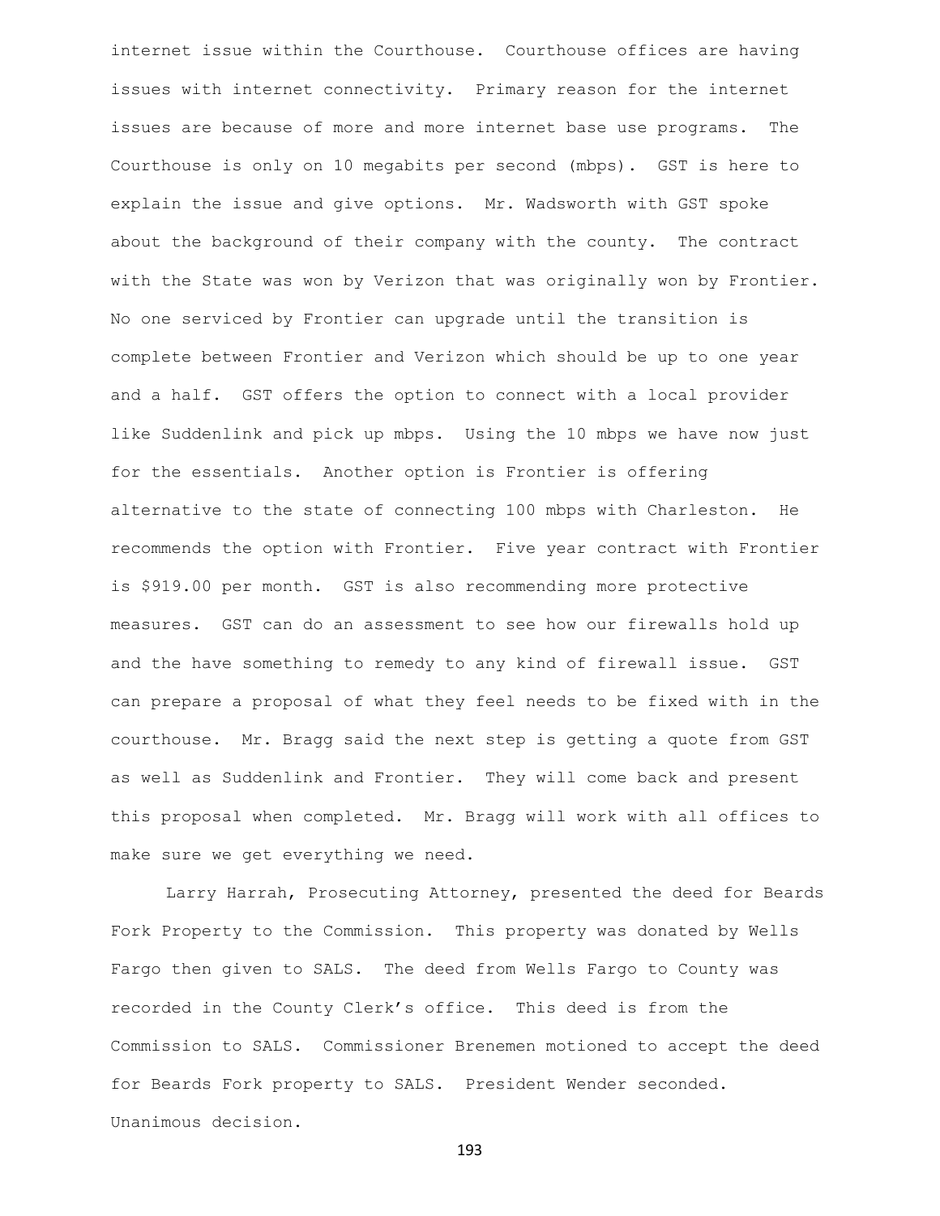internet issue within the Courthouse. Courthouse offices are having issues with internet connectivity. Primary reason for the internet issues are because of more and more internet base use programs. The Courthouse is only on 10 megabits per second (mbps). GST is here to explain the issue and give options. Mr. Wadsworth with GST spoke about the background of their company with the county. The contract with the State was won by Verizon that was originally won by Frontier. No one serviced by Frontier can upgrade until the transition is complete between Frontier and Verizon which should be up to one year and a half. GST offers the option to connect with a local provider like Suddenlink and pick up mbps. Using the 10 mbps we have now just for the essentials. Another option is Frontier is offering alternative to the state of connecting 100 mbps with Charleston. He recommends the option with Frontier. Five year contract with Frontier is $919.00 per month. GST is also recommending more protective measures. GST can do an assessment to see how our firewalls hold up and the have something to remedy to any kind of firewall issue. GST can prepare a proposal of what they feel needs to be fixed with in the courthouse. Mr. Bragg said the next step is getting a quote from GST as well as Suddenlink and Frontier. They will come back and present this proposal when completed. Mr. Bragg will work with all offices to make sure we get everything we need.

Larry Harrah, Prosecuting Attorney, presented the deed for Beards Fork Property to the Commission. This property was donated by Wells Fargo then given to SALS. The deed from Wells Fargo to County was recorded in the County Clerk's office. This deed is from the Commission to SALS. Commissioner Brenemen motioned to accept the deed for Beards Fork property to SALS. President Wender seconded. Unanimous decision.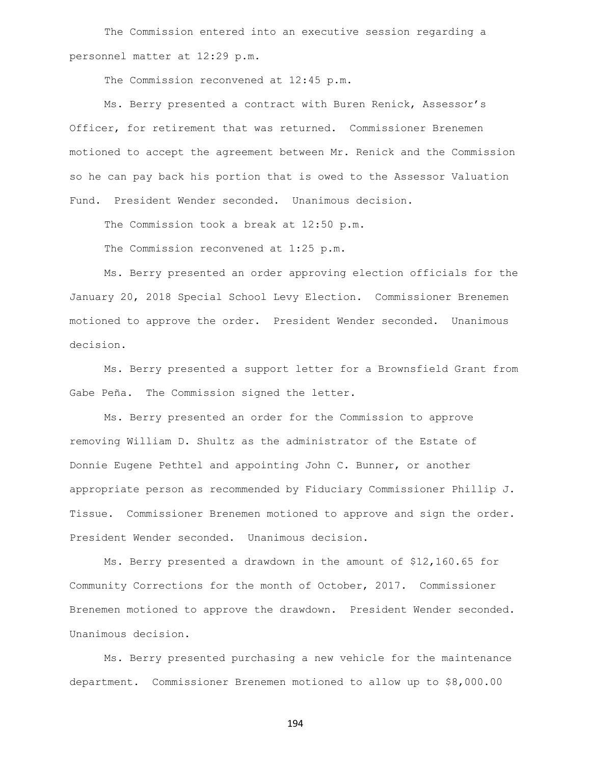The Commission entered into an executive session regarding a personnel matter at 12:29 p.m.

The Commission reconvened at 12:45 p.m.

Ms. Berry presented a contract with Buren Renick, Assessor's Officer, for retirement that was returned. Commissioner Brenemen motioned to accept the agreement between Mr. Renick and the Commission so he can pay back his portion that is owed to the Assessor Valuation Fund. President Wender seconded. Unanimous decision.

The Commission took a break at 12:50 p.m.

The Commission reconvened at 1:25 p.m.

Ms. Berry presented an order approving election officials for the January 20, 2018 Special School Levy Election. Commissioner Brenemen motioned to approve the order. President Wender seconded. Unanimous decision.

Ms. Berry presented a support letter for a Brownsfield Grant from Gabe Peña. The Commission signed the letter.

Ms. Berry presented an order for the Commission to approve removing William D. Shultz as the administrator of the Estate of Donnie Eugene Pethtel and appointing John C. Bunner, or another appropriate person as recommended by Fiduciary Commissioner Phillip J. Tissue. Commissioner Brenemen motioned to approve and sign the order. President Wender seconded. Unanimous decision.

Ms. Berry presented a drawdown in the amount of $12,160.65 for Community Corrections for the month of October, 2017. Commissioner Brenemen motioned to approve the drawdown. President Wender seconded. Unanimous decision.

Ms. Berry presented purchasing a new vehicle for the maintenance department. Commissioner Brenemen motioned to allow up to $8,000.00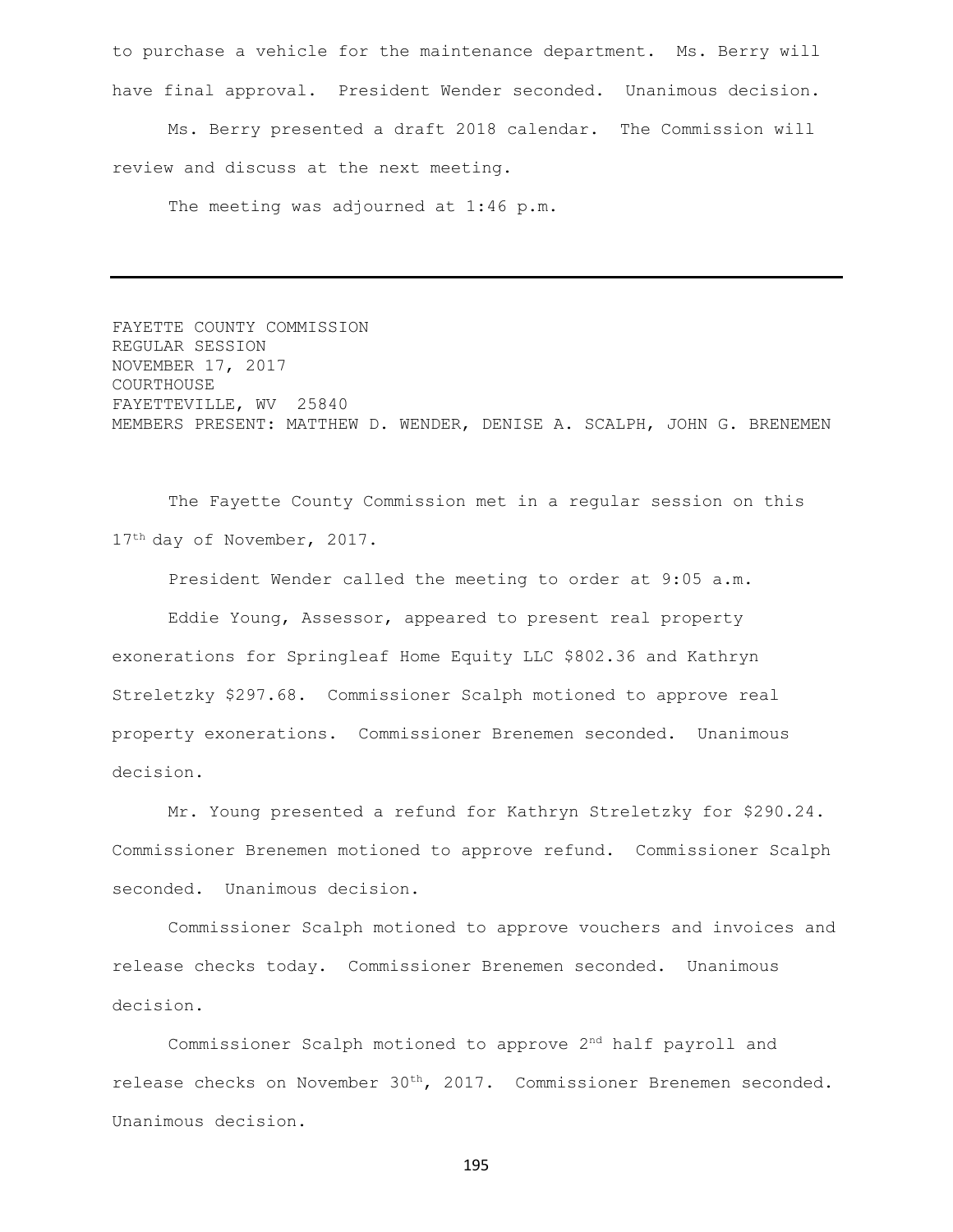to purchase a vehicle for the maintenance department. Ms. Berry will have final approval. President Wender seconded. Unanimous decision.

Ms. Berry presented a draft 2018 calendar. The Commission will review and discuss at the next meeting.

The meeting was adjourned at 1:46 p.m.

---

FAYETTE COUNTY COMMISSION
REGULAR SESSION
NOVEMBER 17, 2017
COURTHOUSE
FAYETTEVILLE, WV 25840
MEMBERS PRESENT: MATTHEW D. WENDER, DENISE A. SCALPH, JOHN G. BRENEMEN

The Fayette County Commission met in a regular session on this 17th day of November, 2017.

President Wender called the meeting to order at 9:05 a.m.

Eddie Young, Assessor, appeared to present real property exonerations for Springleaf Home Equity LLC $802.36 and Kathryn Streletzky $297.68. Commissioner Scalph motioned to approve real property exonerations. Commissioner Brenemen seconded. Unanimous decision.

Mr. Young presented a refund for Kathryn Streletzky for $290.24. Commissioner Brenemen motioned to approve refund. Commissioner Scalph seconded. Unanimous decision.

Commissioner Scalph motioned to approve vouchers and invoices and release checks today. Commissioner Brenemen seconded. Unanimous decision.

Commissioner Scalph motioned to approve 2nd half payroll and release checks on November 30th, 2017. Commissioner Brenemen seconded. Unanimous decision.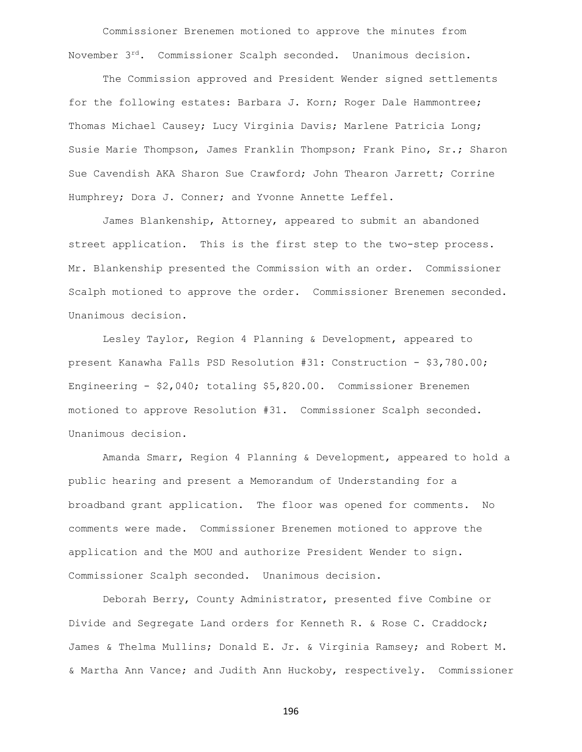Commissioner Brenemen motioned to approve the minutes from November 3rd. Commissioner Scalph seconded. Unanimous decision.

The Commission approved and President Wender signed settlements for the following estates: Barbara J. Korn; Roger Dale Hammontree; Thomas Michael Causey; Lucy Virginia Davis; Marlene Patricia Long; Susie Marie Thompson, James Franklin Thompson; Frank Pino, Sr.; Sharon Sue Cavendish AKA Sharon Sue Crawford; John Thearon Jarrett; Corrine Humphrey; Dora J. Conner; and Yvonne Annette Leffel.

James Blankenship, Attorney, appeared to submit an abandoned street application. This is the first step to the two-step process. Mr. Blankenship presented the Commission with an order. Commissioner Scalph motioned to approve the order. Commissioner Brenemen seconded. Unanimous decision.

Lesley Taylor, Region 4 Planning & Development, appeared to present Kanawha Falls PSD Resolution #31: Construction - $3,780.00; Engineering - $2,040; totaling $5,820.00. Commissioner Brenemen motioned to approve Resolution #31. Commissioner Scalph seconded. Unanimous decision.

Amanda Smarr, Region 4 Planning & Development, appeared to hold a public hearing and present a Memorandum of Understanding for a broadband grant application. The floor was opened for comments. No comments were made. Commissioner Brenemen motioned to approve the application and the MOU and authorize President Wender to sign. Commissioner Scalph seconded. Unanimous decision.

Deborah Berry, County Administrator, presented five Combine or Divide and Segregate Land orders for Kenneth R. & Rose C. Craddock; James & Thelma Mullins; Donald E. Jr. & Virginia Ramsey; and Robert M. & Martha Ann Vance; and Judith Ann Huckoby, respectively. Commissioner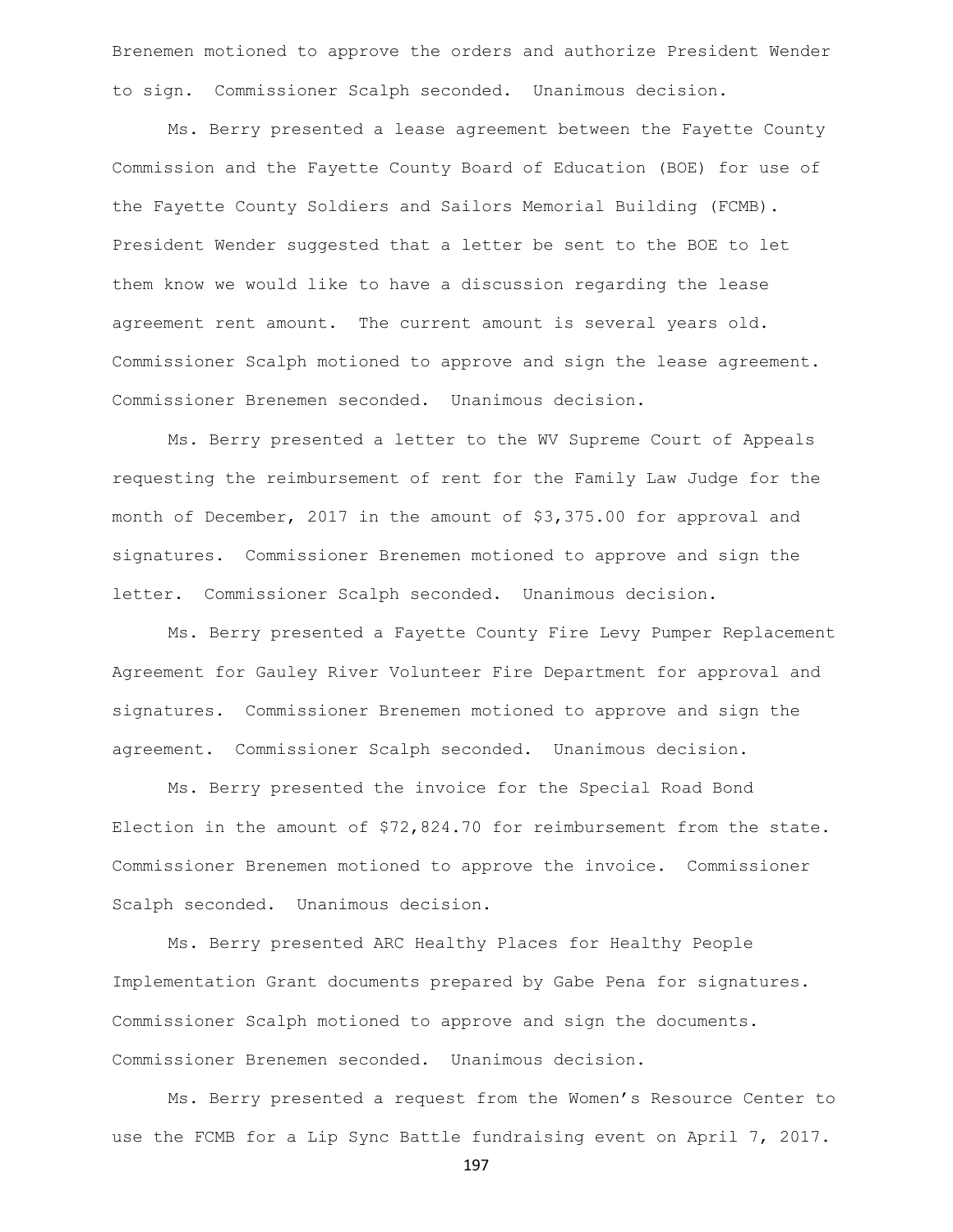Brenemen motioned to approve the orders and authorize President Wender to sign. Commissioner Scalph seconded. Unanimous decision.

Ms. Berry presented a lease agreement between the Fayette County Commission and the Fayette County Board of Education (BOE) for use of the Fayette County Soldiers and Sailors Memorial Building (FCMB). President Wender suggested that a letter be sent to the BOE to let them know we would like to have a discussion regarding the lease agreement rent amount. The current amount is several years old. Commissioner Scalph motioned to approve and sign the lease agreement. Commissioner Brenemen seconded. Unanimous decision.

Ms. Berry presented a letter to the WV Supreme Court of Appeals requesting the reimbursement of rent for the Family Law Judge for the month of December, 2017 in the amount of $3,375.00 for approval and signatures. Commissioner Brenemen motioned to approve and sign the letter. Commissioner Scalph seconded. Unanimous decision.

Ms. Berry presented a Fayette County Fire Levy Pumper Replacement Agreement for Gauley River Volunteer Fire Department for approval and signatures. Commissioner Brenemen motioned to approve and sign the agreement. Commissioner Scalph seconded. Unanimous decision.

Ms. Berry presented the invoice for the Special Road Bond Election in the amount of $72,824.70 for reimbursement from the state. Commissioner Brenemen motioned to approve the invoice. Commissioner Scalph seconded. Unanimous decision.

Ms. Berry presented ARC Healthy Places for Healthy People Implementation Grant documents prepared by Gabe Pena for signatures. Commissioner Scalph motioned to approve and sign the documents. Commissioner Brenemen seconded. Unanimous decision.

Ms. Berry presented a request from the Women's Resource Center to use the FCMB for a Lip Sync Battle fundraising event on April 7, 2017.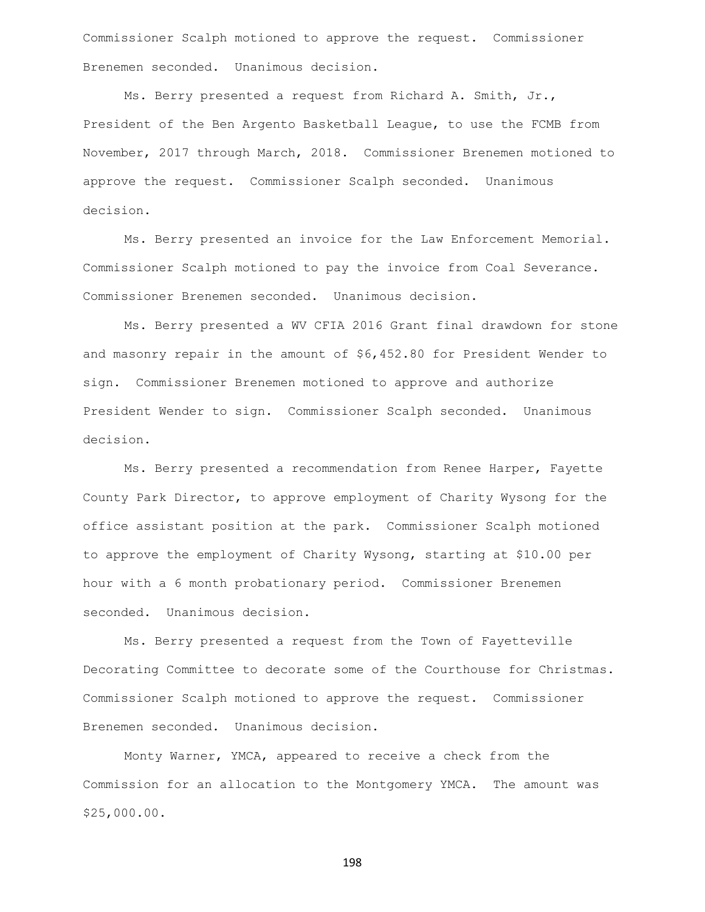Commissioner Scalph motioned to approve the request. Commissioner Brenemen seconded. Unanimous decision.

Ms. Berry presented a request from Richard A. Smith, Jr., President of the Ben Argento Basketball League, to use the FCMB from November, 2017 through March, 2018. Commissioner Brenemen motioned to approve the request. Commissioner Scalph seconded. Unanimous decision.

Ms. Berry presented an invoice for the Law Enforcement Memorial. Commissioner Scalph motioned to pay the invoice from Coal Severance. Commissioner Brenemen seconded. Unanimous decision.

Ms. Berry presented a WV CFIA 2016 Grant final drawdown for stone and masonry repair in the amount of $6,452.80 for President Wender to sign. Commissioner Brenemen motioned to approve and authorize President Wender to sign. Commissioner Scalph seconded. Unanimous decision.

Ms. Berry presented a recommendation from Renee Harper, Fayette County Park Director, to approve employment of Charity Wysong for the office assistant position at the park. Commissioner Scalph motioned to approve the employment of Charity Wysong, starting at $10.00 per hour with a 6 month probationary period. Commissioner Brenemen seconded. Unanimous decision.

Ms. Berry presented a request from the Town of Fayetteville Decorating Committee to decorate some of the Courthouse for Christmas. Commissioner Scalph motioned to approve the request. Commissioner Brenemen seconded. Unanimous decision.

Monty Warner, YMCA, appeared to receive a check from the Commission for an allocation to the Montgomery YMCA. The amount was $25,000.00.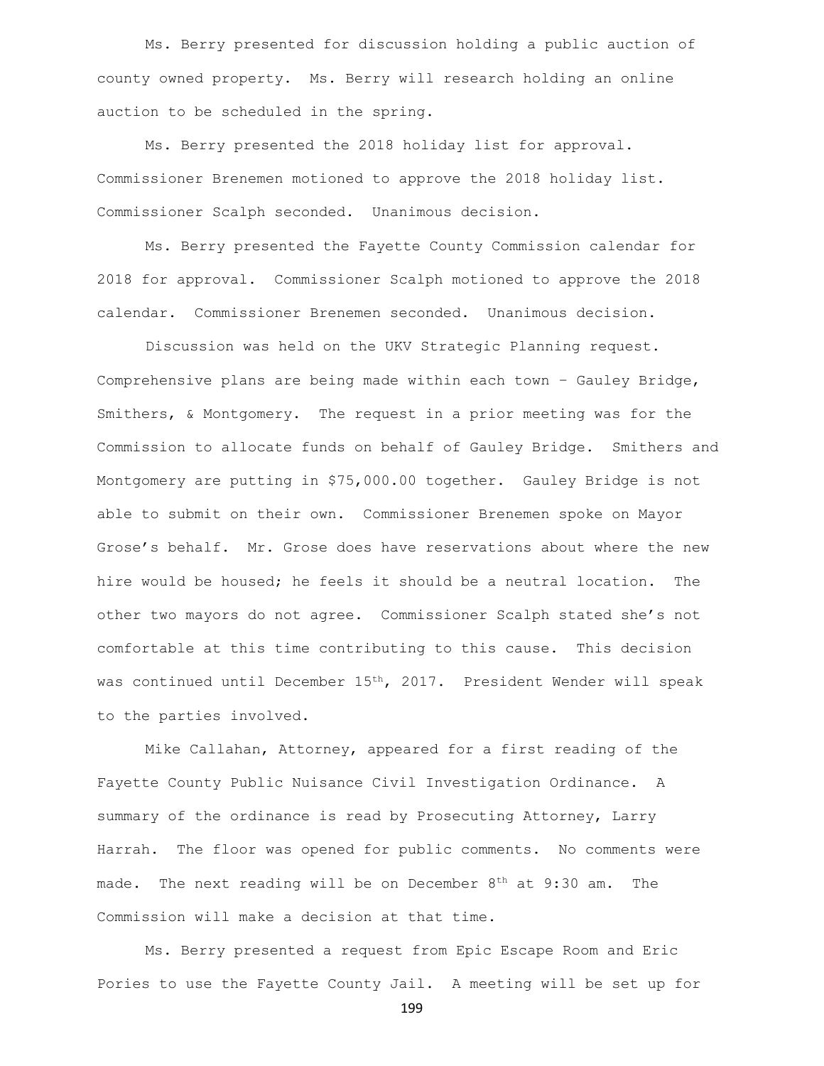Ms. Berry presented for discussion holding a public auction of county owned property. Ms. Berry will research holding an online auction to be scheduled in the spring.

Ms. Berry presented the 2018 holiday list for approval. Commissioner Brenemen motioned to approve the 2018 holiday list. Commissioner Scalph seconded. Unanimous decision.

Ms. Berry presented the Fayette County Commission calendar for 2018 for approval. Commissioner Scalph motioned to approve the 2018 calendar. Commissioner Brenemen seconded. Unanimous decision.

Discussion was held on the UKV Strategic Planning request. Comprehensive plans are being made within each town – Gauley Bridge, Smithers, & Montgomery. The request in a prior meeting was for the Commission to allocate funds on behalf of Gauley Bridge. Smithers and Montgomery are putting in $75,000.00 together. Gauley Bridge is not able to submit on their own. Commissioner Brenemen spoke on Mayor Grose's behalf. Mr. Grose does have reservations about where the new hire would be housed; he feels it should be a neutral location. The other two mayors do not agree. Commissioner Scalph stated she's not comfortable at this time contributing to this cause. This decision was continued until December 15th, 2017. President Wender will speak to the parties involved.

Mike Callahan, Attorney, appeared for a first reading of the Fayette County Public Nuisance Civil Investigation Ordinance. A summary of the ordinance is read by Prosecuting Attorney, Larry Harrah. The floor was opened for public comments. No comments were made. The next reading will be on December 8th at 9:30 am. The Commission will make a decision at that time.

Ms. Berry presented a request from Epic Escape Room and Eric Pories to use the Fayette County Jail. A meeting will be set up for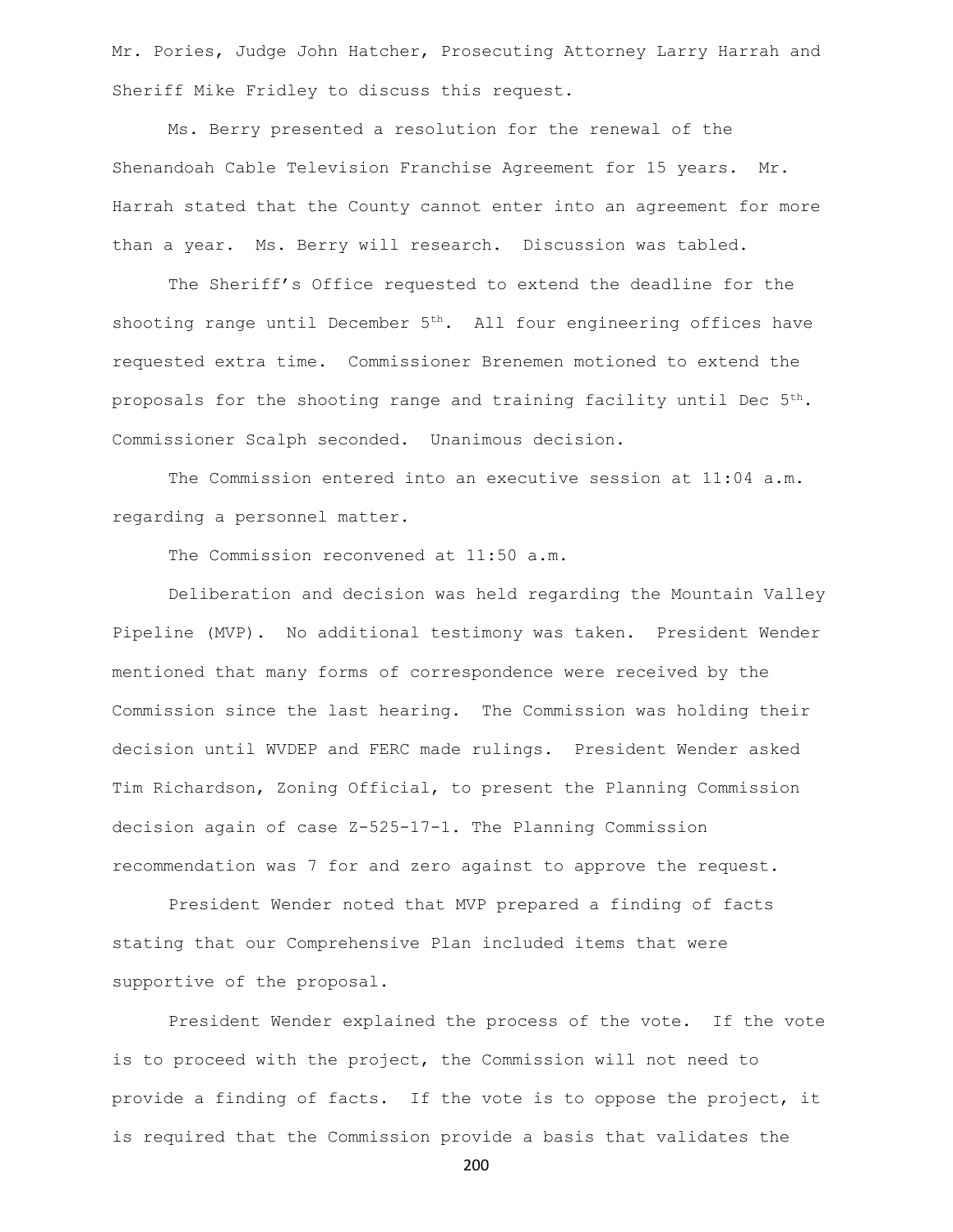Mr. Pories, Judge John Hatcher, Prosecuting Attorney Larry Harrah and Sheriff Mike Fridley to discuss this request.

Ms. Berry presented a resolution for the renewal of the Shenandoah Cable Television Franchise Agreement for 15 years. Mr. Harrah stated that the County cannot enter into an agreement for more than a year. Ms. Berry will research. Discussion was tabled.

The Sheriff's Office requested to extend the deadline for the shooting range until December 5th. All four engineering offices have requested extra time. Commissioner Brenemen motioned to extend the proposals for the shooting range and training facility until Dec 5th. Commissioner Scalph seconded. Unanimous decision.

The Commission entered into an executive session at 11:04 a.m. regarding a personnel matter.

The Commission reconvened at 11:50 a.m.

Deliberation and decision was held regarding the Mountain Valley Pipeline (MVP). No additional testimony was taken. President Wender mentioned that many forms of correspondence were received by the Commission since the last hearing. The Commission was holding their decision until WVDEP and FERC made rulings. President Wender asked Tim Richardson, Zoning Official, to present the Planning Commission decision again of case Z-525-17-1. The Planning Commission recommendation was 7 for and zero against to approve the request.

President Wender noted that MVP prepared a finding of facts stating that our Comprehensive Plan included items that were supportive of the proposal.

President Wender explained the process of the vote. If the vote is to proceed with the project, the Commission will not need to provide a finding of facts. If the vote is to oppose the project, it is required that the Commission provide a basis that validates the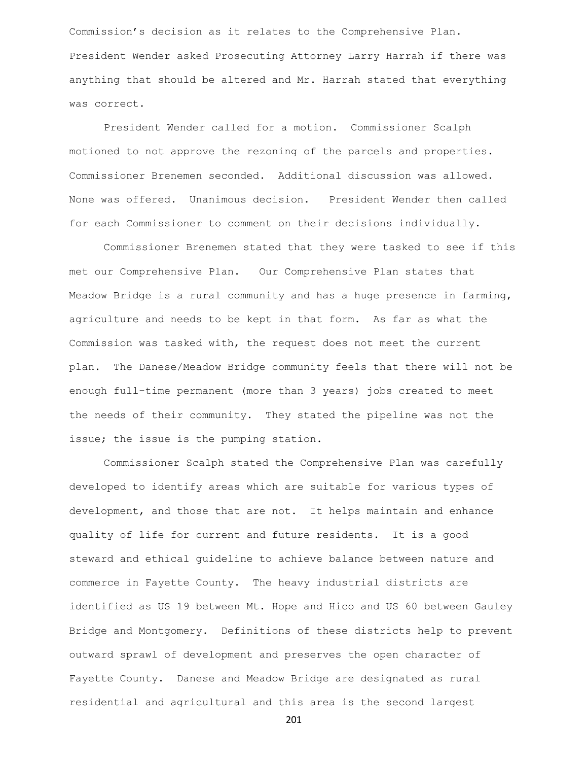Commission's decision as it relates to the Comprehensive Plan. President Wender asked Prosecuting Attorney Larry Harrah if there was anything that should be altered and Mr. Harrah stated that everything was correct.

President Wender called for a motion. Commissioner Scalph motioned to not approve the rezoning of the parcels and properties. Commissioner Brenemen seconded. Additional discussion was allowed. None was offered. Unanimous decision. President Wender then called for each Commissioner to comment on their decisions individually.

Commissioner Brenemen stated that they were tasked to see if this met our Comprehensive Plan. Our Comprehensive Plan states that Meadow Bridge is a rural community and has a huge presence in farming, agriculture and needs to be kept in that form. As far as what the Commission was tasked with, the request does not meet the current plan. The Danese/Meadow Bridge community feels that there will not be enough full-time permanent (more than 3 years) jobs created to meet the needs of their community. They stated the pipeline was not the issue; the issue is the pumping station.

Commissioner Scalph stated the Comprehensive Plan was carefully developed to identify areas which are suitable for various types of development, and those that are not. It helps maintain and enhance quality of life for current and future residents. It is a good steward and ethical guideline to achieve balance between nature and commerce in Fayette County. The heavy industrial districts are identified as US 19 between Mt. Hope and Hico and US 60 between Gauley Bridge and Montgomery. Definitions of these districts help to prevent outward sprawl of development and preserves the open character of Fayette County. Danese and Meadow Bridge are designated as rural residential and agricultural and this area is the second largest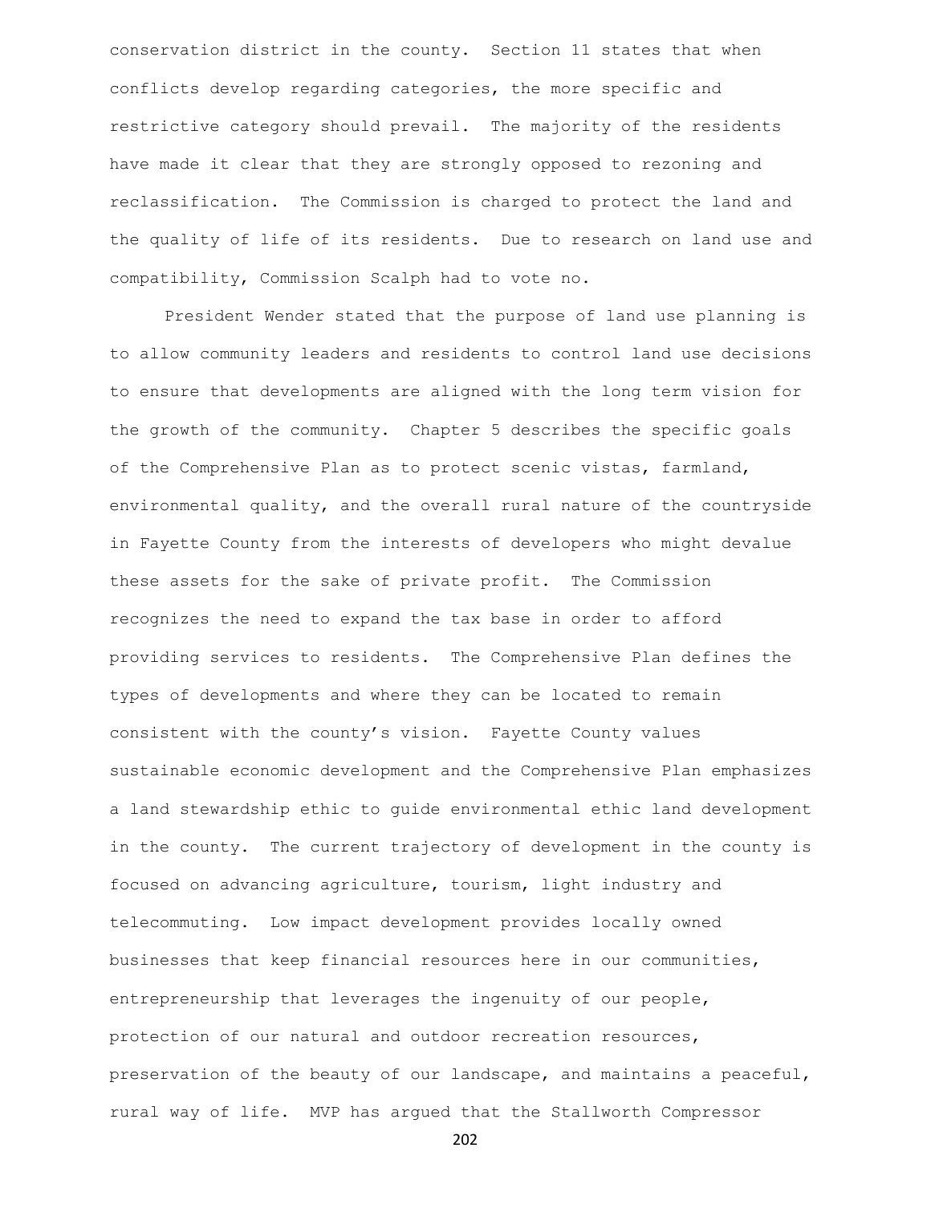conservation district in the county. Section 11 states that when conflicts develop regarding categories, the more specific and restrictive category should prevail. The majority of the residents have made it clear that they are strongly opposed to rezoning and reclassification. The Commission is charged to protect the land and the quality of life of its residents. Due to research on land use and compatibility, Commission Scalph had to vote no.

President Wender stated that the purpose of land use planning is to allow community leaders and residents to control land use decisions to ensure that developments are aligned with the long term vision for the growth of the community. Chapter 5 describes the specific goals of the Comprehensive Plan as to protect scenic vistas, farmland, environmental quality, and the overall rural nature of the countryside in Fayette County from the interests of developers who might devalue these assets for the sake of private profit. The Commission recognizes the need to expand the tax base in order to afford providing services to residents. The Comprehensive Plan defines the types of developments and where they can be located to remain consistent with the county's vision. Fayette County values sustainable economic development and the Comprehensive Plan emphasizes a land stewardship ethic to guide environmental ethic land development in the county. The current trajectory of development in the county is focused on advancing agriculture, tourism, light industry and telecommuting. Low impact development provides locally owned businesses that keep financial resources here in our communities, entrepreneurship that leverages the ingenuity of our people, protection of our natural and outdoor recreation resources, preservation of the beauty of our landscape, and maintains a peaceful, rural way of life. MVP has argued that the Stallworth Compressor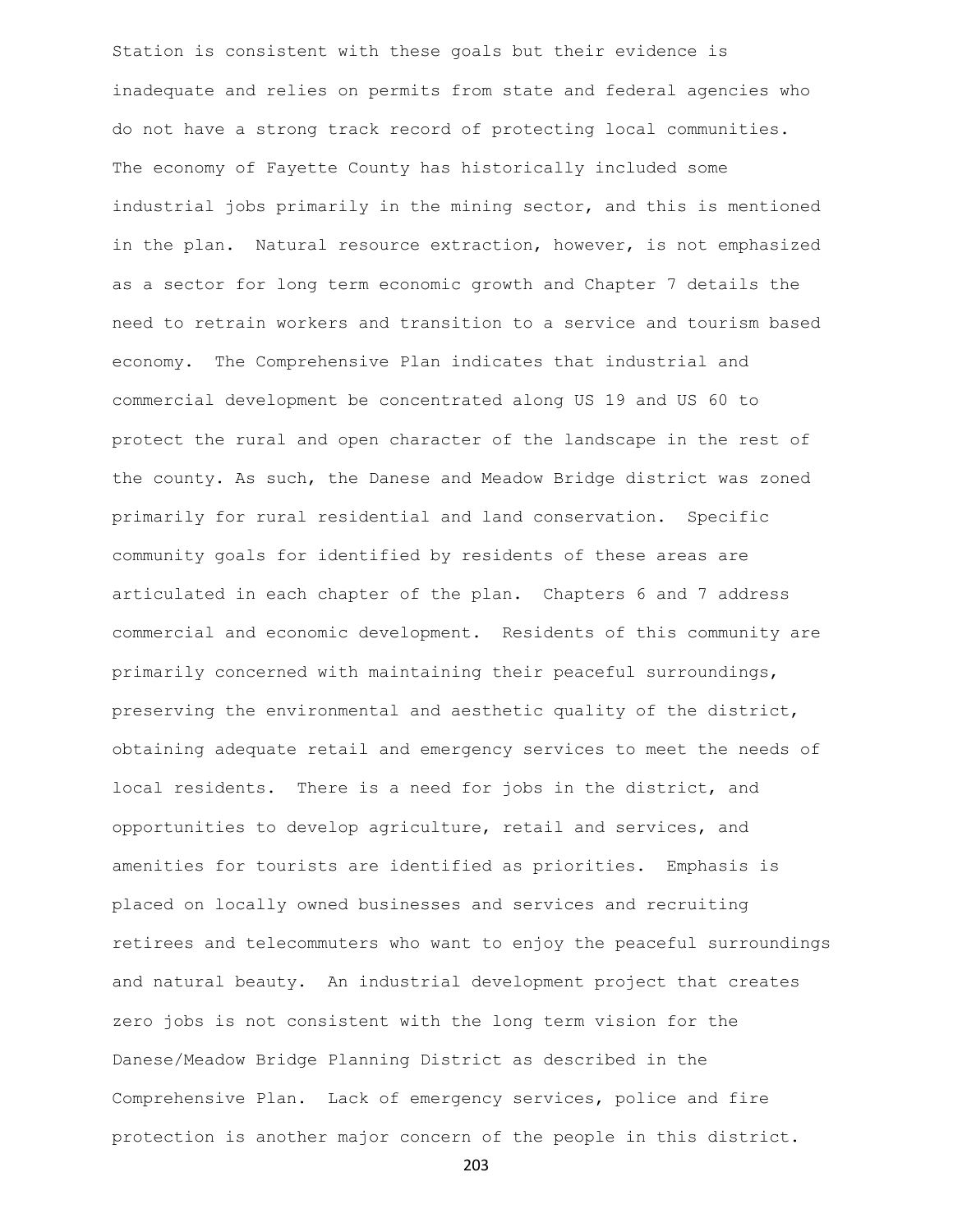Station is consistent with these goals but their evidence is inadequate and relies on permits from state and federal agencies who do not have a strong track record of protecting local communities. The economy of Fayette County has historically included some industrial jobs primarily in the mining sector, and this is mentioned in the plan. Natural resource extraction, however, is not emphasized as a sector for long term economic growth and Chapter 7 details the need to retrain workers and transition to a service and tourism based economy. The Comprehensive Plan indicates that industrial and commercial development be concentrated along US 19 and US 60 to protect the rural and open character of the landscape in the rest of the county. As such, the Danese and Meadow Bridge district was zoned primarily for rural residential and land conservation. Specific community goals for identified by residents of these areas are articulated in each chapter of the plan. Chapters 6 and 7 address commercial and economic development. Residents of this community are primarily concerned with maintaining their peaceful surroundings, preserving the environmental and aesthetic quality of the district, obtaining adequate retail and emergency services to meet the needs of local residents. There is a need for jobs in the district, and opportunities to develop agriculture, retail and services, and amenities for tourists are identified as priorities. Emphasis is placed on locally owned businesses and services and recruiting retirees and telecommuters who want to enjoy the peaceful surroundings and natural beauty. An industrial development project that creates zero jobs is not consistent with the long term vision for the Danese/Meadow Bridge Planning District as described in the Comprehensive Plan. Lack of emergency services, police and fire protection is another major concern of the people in this district.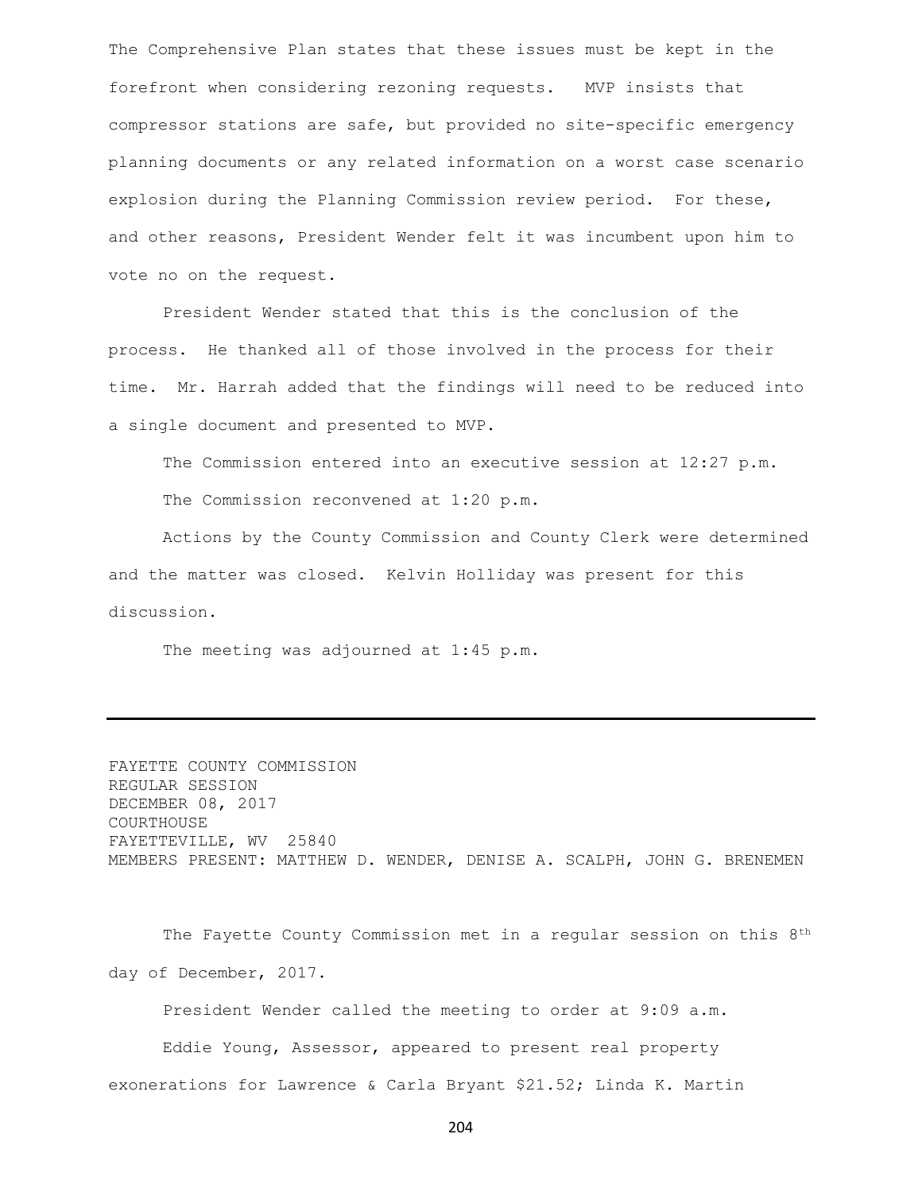The Comprehensive Plan states that these issues must be kept in the forefront when considering rezoning requests. MVP insists that compressor stations are safe, but provided no site-specific emergency planning documents or any related information on a worst case scenario explosion during the Planning Commission review period. For these, and other reasons, President Wender felt it was incumbent upon him to vote no on the request.

President Wender stated that this is the conclusion of the process. He thanked all of those involved in the process for their time. Mr. Harrah added that the findings will need to be reduced into a single document and presented to MVP.

The Commission entered into an executive session at 12:27 p.m.

The Commission reconvened at 1:20 p.m.

Actions by the County Commission and County Clerk were determined and the matter was closed. Kelvin Holliday was present for this discussion.

The meeting was adjourned at 1:45 p.m.

---

FAYETTE COUNTY COMMISSION
REGULAR SESSION
DECEMBER 08, 2017
COURTHOUSE
FAYETTEVILLE, WV 25840
MEMBERS PRESENT: MATTHEW D. WENDER, DENISE A. SCALPH, JOHN G. BRENEMEN

The Fayette County Commission met in a regular session on this 8th day of December, 2017.

President Wender called the meeting to order at 9:09 a.m.

Eddie Young, Assessor, appeared to present real property exonerations for Lawrence & Carla Bryant $21.52; Linda K. Martin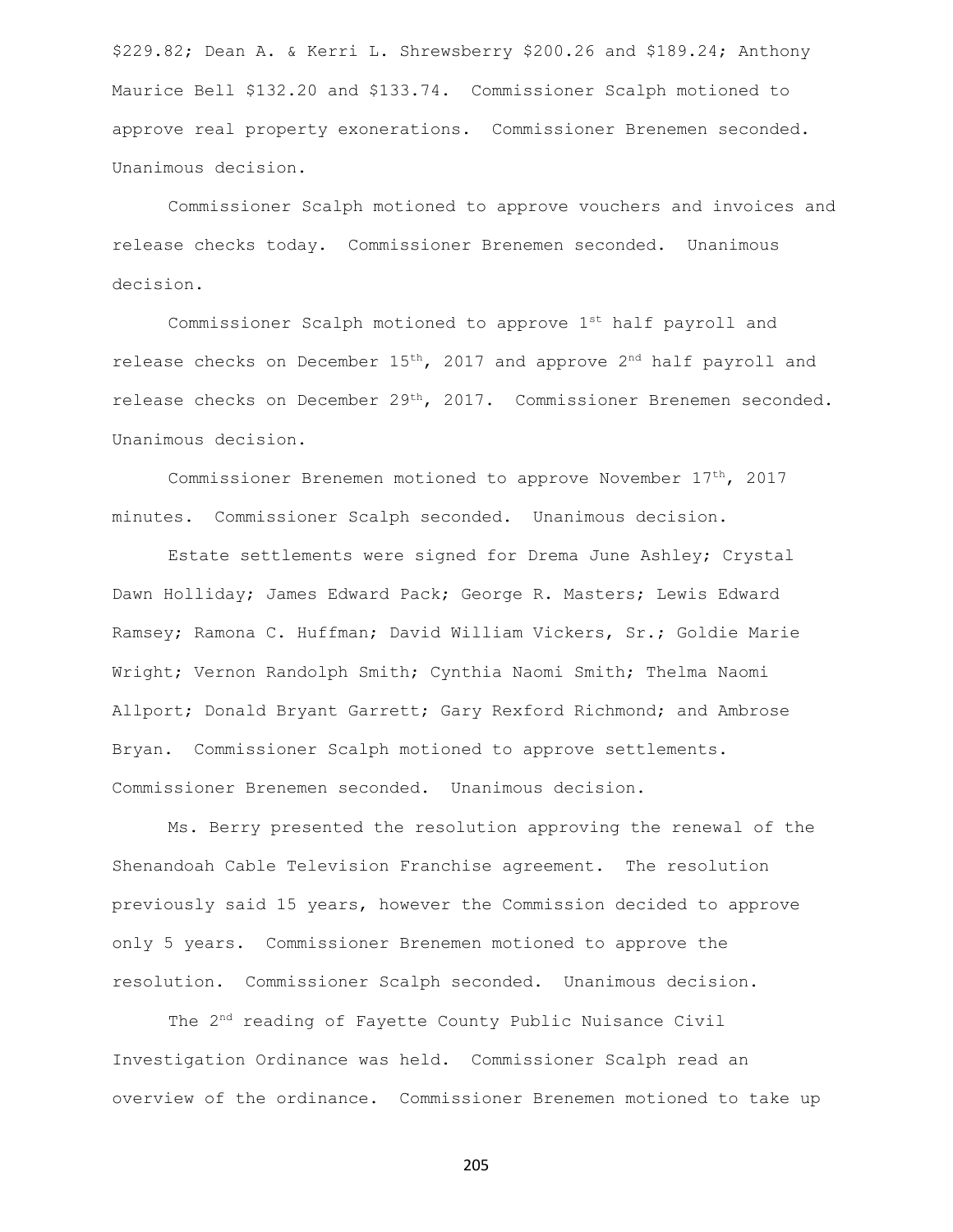$229.82; Dean A. & Kerri L. Shrewsberry $200.26 and $189.24; Anthony Maurice Bell $132.20 and $133.74. Commissioner Scalph motioned to approve real property exonerations. Commissioner Brenemen seconded. Unanimous decision.

Commissioner Scalph motioned to approve vouchers and invoices and release checks today. Commissioner Brenemen seconded. Unanimous decision.

Commissioner Scalph motioned to approve 1st half payroll and release checks on December 15th, 2017 and approve 2nd half payroll and release checks on December 29th, 2017. Commissioner Brenemen seconded. Unanimous decision.

Commissioner Brenemen motioned to approve November 17th, 2017 minutes. Commissioner Scalph seconded. Unanimous decision.

Estate settlements were signed for Drema June Ashley; Crystal Dawn Holliday; James Edward Pack; George R. Masters; Lewis Edward Ramsey; Ramona C. Huffman; David William Vickers, Sr.; Goldie Marie Wright; Vernon Randolph Smith; Cynthia Naomi Smith; Thelma Naomi Allport; Donald Bryant Garrett; Gary Rexford Richmond; and Ambrose Bryan. Commissioner Scalph motioned to approve settlements. Commissioner Brenemen seconded. Unanimous decision.

Ms. Berry presented the resolution approving the renewal of the Shenandoah Cable Television Franchise agreement. The resolution previously said 15 years, however the Commission decided to approve only 5 years. Commissioner Brenemen motioned to approve the resolution. Commissioner Scalph seconded. Unanimous decision.

The 2nd reading of Fayette County Public Nuisance Civil Investigation Ordinance was held. Commissioner Scalph read an overview of the ordinance. Commissioner Brenemen motioned to take up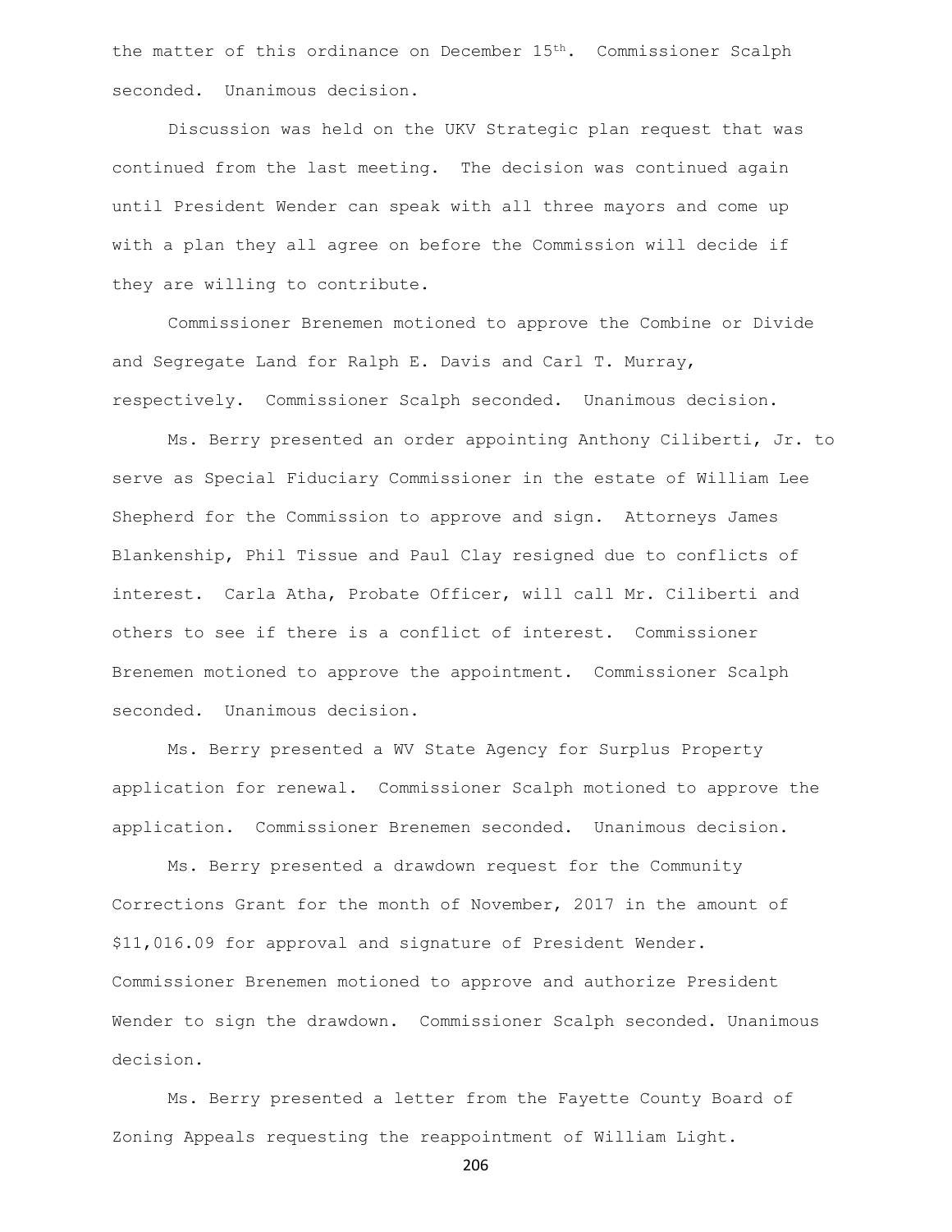the matter of this ordinance on December 15th. Commissioner Scalph seconded. Unanimous decision.

Discussion was held on the UKV Strategic plan request that was continued from the last meeting. The decision was continued again until President Wender can speak with all three mayors and come up with a plan they all agree on before the Commission will decide if they are willing to contribute.

Commissioner Brenemen motioned to approve the Combine or Divide and Segregate Land for Ralph E. Davis and Carl T. Murray, respectively. Commissioner Scalph seconded. Unanimous decision.

Ms. Berry presented an order appointing Anthony Ciliberti, Jr. to serve as Special Fiduciary Commissioner in the estate of William Lee Shepherd for the Commission to approve and sign. Attorneys James Blankenship, Phil Tissue and Paul Clay resigned due to conflicts of interest. Carla Atha, Probate Officer, will call Mr. Ciliberti and others to see if there is a conflict of interest. Commissioner Brenemen motioned to approve the appointment. Commissioner Scalph seconded. Unanimous decision.

Ms. Berry presented a WV State Agency for Surplus Property application for renewal. Commissioner Scalph motioned to approve the application. Commissioner Brenemen seconded. Unanimous decision.

Ms. Berry presented a drawdown request for the Community Corrections Grant for the month of November, 2017 in the amount of $11,016.09 for approval and signature of President Wender. Commissioner Brenemen motioned to approve and authorize President Wender to sign the drawdown. Commissioner Scalph seconded. Unanimous decision.

Ms. Berry presented a letter from the Fayette County Board of Zoning Appeals requesting the reappointment of William Light.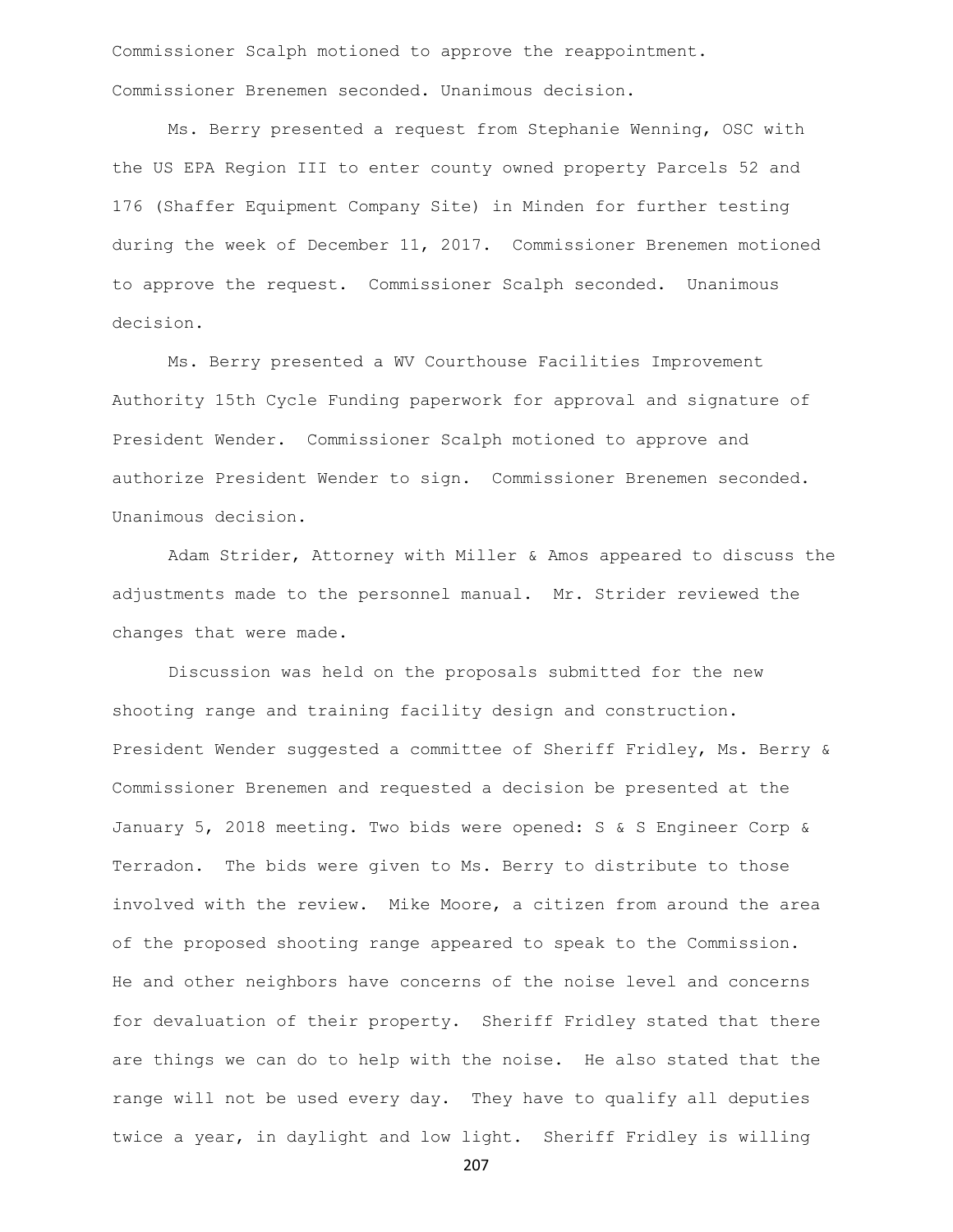Commissioner Scalph motioned to approve the reappointment. Commissioner Brenemen seconded. Unanimous decision.

Ms. Berry presented a request from Stephanie Wenning, OSC with the US EPA Region III to enter county owned property Parcels 52 and 176 (Shaffer Equipment Company Site) in Minden for further testing during the week of December 11, 2017. Commissioner Brenemen motioned to approve the request. Commissioner Scalph seconded. Unanimous decision.

Ms. Berry presented a WV Courthouse Facilities Improvement Authority 15th Cycle Funding paperwork for approval and signature of President Wender. Commissioner Scalph motioned to approve and authorize President Wender to sign. Commissioner Brenemen seconded. Unanimous decision.

Adam Strider, Attorney with Miller & Amos appeared to discuss the adjustments made to the personnel manual. Mr. Strider reviewed the changes that were made.

Discussion was held on the proposals submitted for the new shooting range and training facility design and construction. President Wender suggested a committee of Sheriff Fridley, Ms. Berry & Commissioner Brenemen and requested a decision be presented at the January 5, 2018 meeting. Two bids were opened: S & S Engineer Corp & Terradon. The bids were given to Ms. Berry to distribute to those involved with the review. Mike Moore, a citizen from around the area of the proposed shooting range appeared to speak to the Commission. He and other neighbors have concerns of the noise level and concerns for devaluation of their property. Sheriff Fridley stated that there are things we can do to help with the noise. He also stated that the range will not be used every day. They have to qualify all deputies twice a year, in daylight and low light. Sheriff Fridley is willing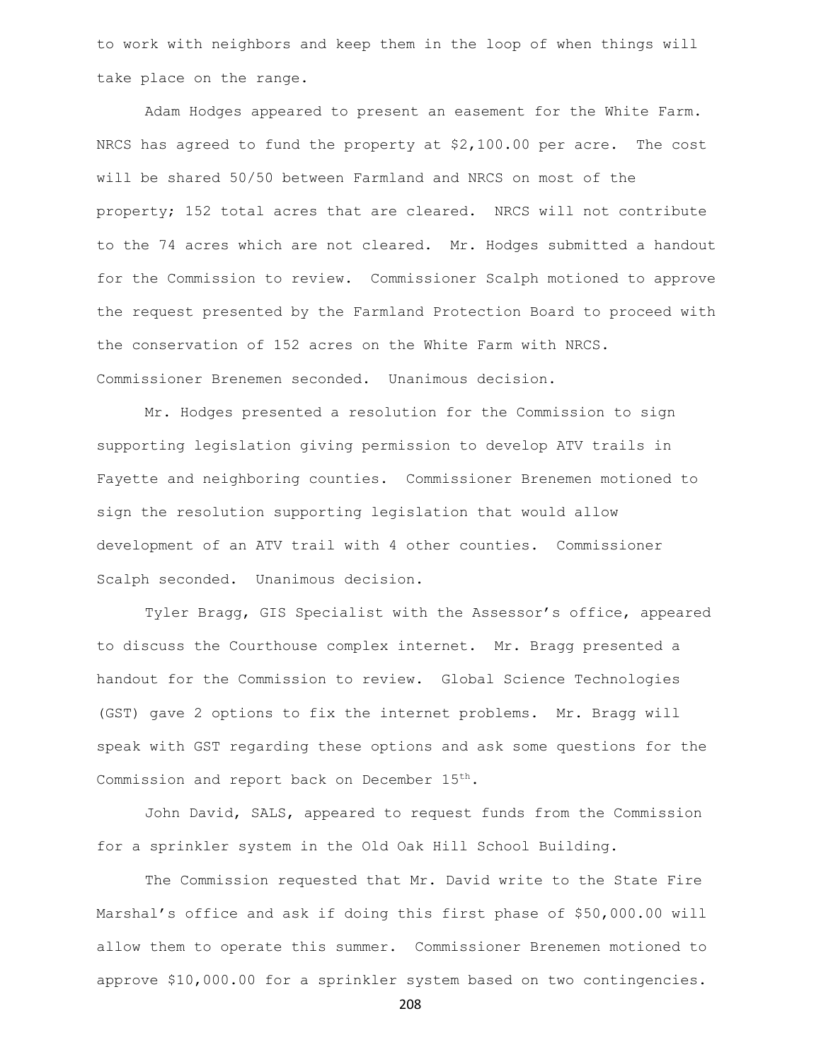to work with neighbors and keep them in the loop of when things will take place on the range.

Adam Hodges appeared to present an easement for the White Farm. NRCS has agreed to fund the property at $2,100.00 per acre. The cost will be shared 50/50 between Farmland and NRCS on most of the property; 152 total acres that are cleared. NRCS will not contribute to the 74 acres which are not cleared. Mr. Hodges submitted a handout for the Commission to review. Commissioner Scalph motioned to approve the request presented by the Farmland Protection Board to proceed with the conservation of 152 acres on the White Farm with NRCS. Commissioner Brenemen seconded. Unanimous decision.

Mr. Hodges presented a resolution for the Commission to sign supporting legislation giving permission to develop ATV trails in Fayette and neighboring counties. Commissioner Brenemen motioned to sign the resolution supporting legislation that would allow development of an ATV trail with 4 other counties. Commissioner Scalph seconded. Unanimous decision.

Tyler Bragg, GIS Specialist with the Assessor's office, appeared to discuss the Courthouse complex internet. Mr. Bragg presented a handout for the Commission to review. Global Science Technologies (GST) gave 2 options to fix the internet problems. Mr. Bragg will speak with GST regarding these options and ask some questions for the Commission and report back on December 15th.

John David, SALS, appeared to request funds from the Commission for a sprinkler system in the Old Oak Hill School Building.

The Commission requested that Mr. David write to the State Fire Marshal's office and ask if doing this first phase of $50,000.00 will allow them to operate this summer. Commissioner Brenemen motioned to approve $10,000.00 for a sprinkler system based on two contingencies.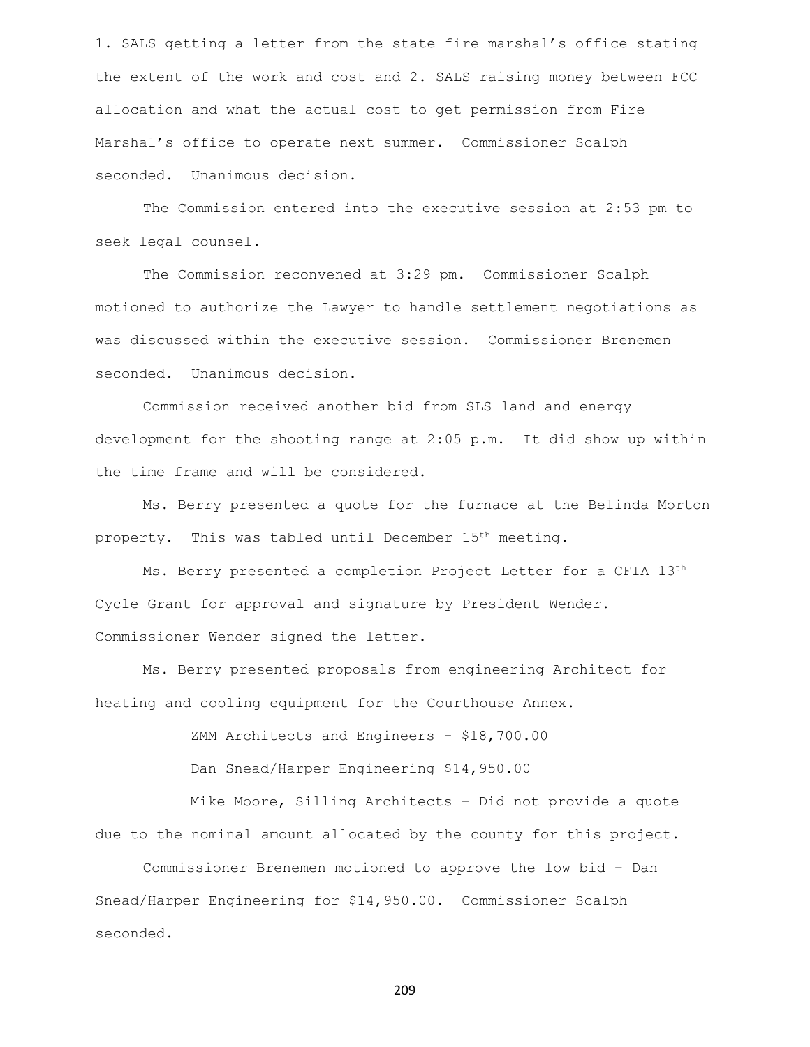1. SALS getting a letter from the state fire marshal's office stating the extent of the work and cost and 2. SALS raising money between FCC allocation and what the actual cost to get permission from Fire Marshal's office to operate next summer. Commissioner Scalph seconded. Unanimous decision.

The Commission entered into the executive session at 2:53 pm to seek legal counsel.

The Commission reconvened at 3:29 pm. Commissioner Scalph motioned to authorize the Lawyer to handle settlement negotiations as was discussed within the executive session. Commissioner Brenemen seconded. Unanimous decision.

Commission received another bid from SLS land and energy development for the shooting range at 2:05 p.m. It did show up within the time frame and will be considered.

Ms. Berry presented a quote for the furnace at the Belinda Morton property. This was tabled until December 15th meeting.

Ms. Berry presented a completion Project Letter for a CFIA 13th Cycle Grant for approval and signature by President Wender. Commissioner Wender signed the letter.

Ms. Berry presented proposals from engineering Architect for heating and cooling equipment for the Courthouse Annex.

ZMM Architects and Engineers - $18,700.00

Dan Snead/Harper Engineering $14,950.00

Mike Moore, Silling Architects – Did not provide a quote due to the nominal amount allocated by the county for this project.

Commissioner Brenemen motioned to approve the low bid – Dan Snead/Harper Engineering for $14,950.00. Commissioner Scalph seconded.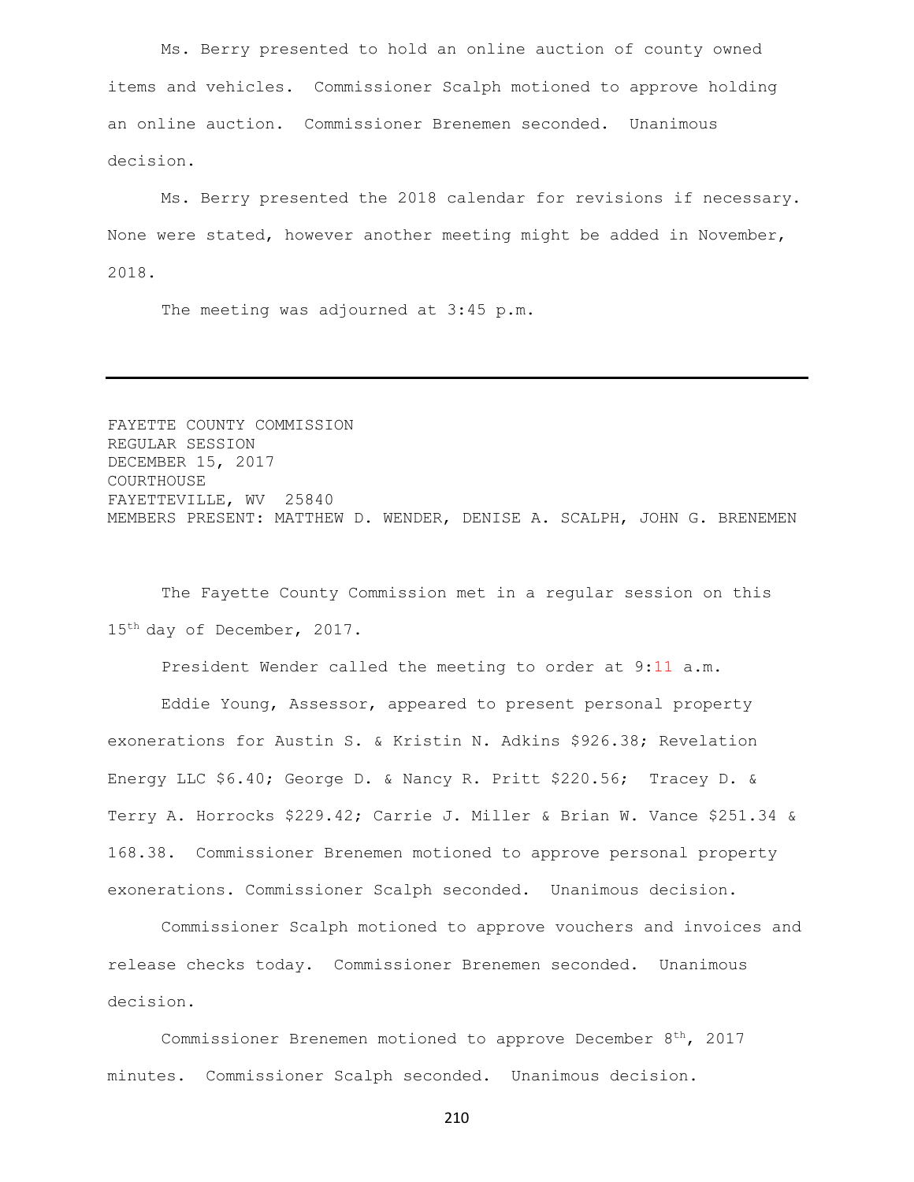Ms. Berry presented to hold an online auction of county owned items and vehicles. Commissioner Scalph motioned to approve holding an online auction. Commissioner Brenemen seconded. Unanimous decision.

Ms. Berry presented the 2018 calendar for revisions if necessary. None were stated, however another meeting might be added in November, 2018.

The meeting was adjourned at 3:45 p.m.

---

FAYETTE COUNTY COMMISSION
REGULAR SESSION
DECEMBER 15, 2017
COURTHOUSE
FAYETTEVILLE, WV 25840
MEMBERS PRESENT: MATTHEW D. WENDER, DENISE A. SCALPH, JOHN G. BRENEMEN

The Fayette County Commission met in a regular session on this 15th day of December, 2017.

President Wender called the meeting to order at 9:11 a.m.

Eddie Young, Assessor, appeared to present personal property exonerations for Austin S. & Kristin N. Adkins $926.38; Revelation Energy LLC $6.40; George D. & Nancy R. Pritt $220.56; Tracey D. & Terry A. Horrocks $229.42; Carrie J. Miller & Brian W. Vance $251.34 & 168.38. Commissioner Brenemen motioned to approve personal property exonerations. Commissioner Scalph seconded. Unanimous decision.

Commissioner Scalph motioned to approve vouchers and invoices and release checks today. Commissioner Brenemen seconded. Unanimous decision.

Commissioner Brenemen motioned to approve December 8th, 2017 minutes. Commissioner Scalph seconded. Unanimous decision.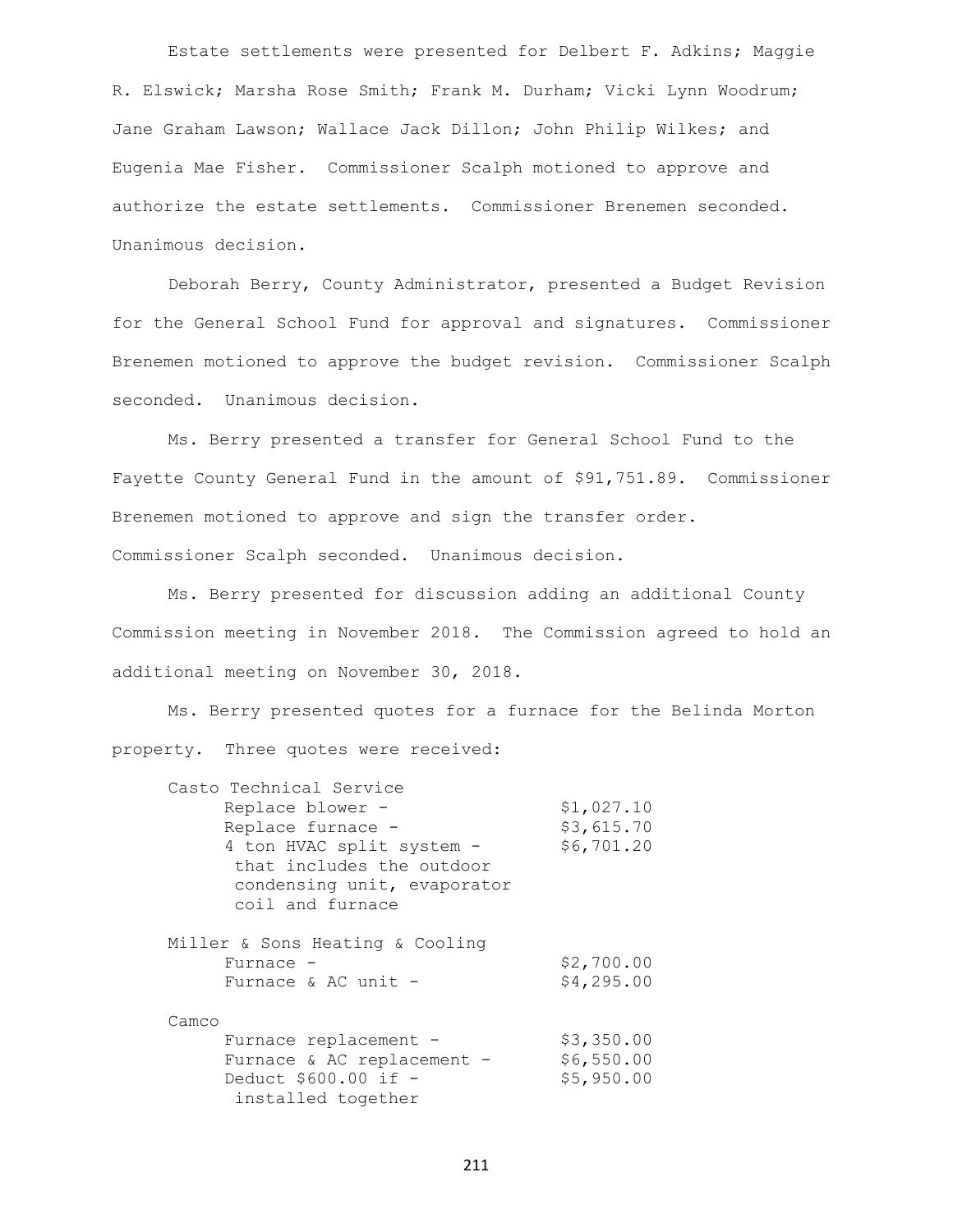Estate settlements were presented for Delbert F. Adkins; Maggie R. Elswick; Marsha Rose Smith; Frank M. Durham; Vicki Lynn Woodrum; Jane Graham Lawson; Wallace Jack Dillon; John Philip Wilkes; and Eugenia Mae Fisher. Commissioner Scalph motioned to approve and authorize the estate settlements. Commissioner Brenemen seconded. Unanimous decision.

Deborah Berry, County Administrator, presented a Budget Revision for the General School Fund for approval and signatures. Commissioner Brenemen motioned to approve the budget revision. Commissioner Scalph seconded. Unanimous decision.

Ms. Berry presented a transfer for General School Fund to the Fayette County General Fund in the amount of $91,751.89. Commissioner Brenemen motioned to approve and sign the transfer order. Commissioner Scalph seconded. Unanimous decision.

Ms. Berry presented for discussion adding an additional County Commission meeting in November 2018. The Commission agreed to hold an additional meeting on November 30, 2018.

Ms. Berry presented quotes for a furnace for the Belinda Morton property. Three quotes were received:

Casto Technical Service

| | |
|---|---|
| Replace blower - | $1,027.10 |
| Replace furnace - | $3,615.70 |
| 4 ton HVAC split system - that includes the outdoor condensing unit, evaporator coil and furnace | $6,701.20 |

Miller & Sons Heating & Cooling

| | |
|---|---|
| Furnace - | $2,700.00 |
| Furnace & AC unit - | $4,295.00 |

Camco

| | |
|---|---|
| Furnace replacement - | $3,350.00 |
| Furnace & AC replacement - | $6,550.00 |
| Deduct $600.00 if - installed together | $5,950.00 |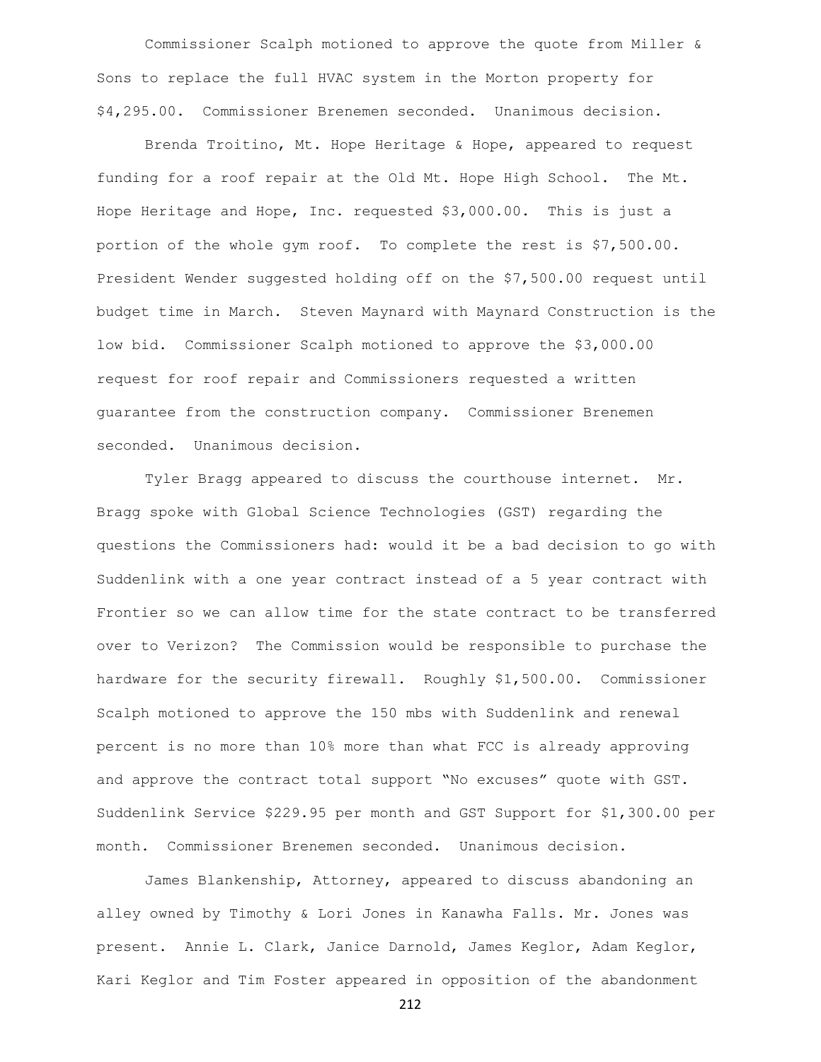Commissioner Scalph motioned to approve the quote from Miller & Sons to replace the full HVAC system in the Morton property for $4,295.00. Commissioner Brenemen seconded. Unanimous decision.

Brenda Troitino, Mt. Hope Heritage & Hope, appeared to request funding for a roof repair at the Old Mt. Hope High School. The Mt. Hope Heritage and Hope, Inc. requested $3,000.00. This is just a portion of the whole gym roof. To complete the rest is $7,500.00. President Wender suggested holding off on the $7,500.00 request until budget time in March. Steven Maynard with Maynard Construction is the low bid. Commissioner Scalph motioned to approve the $3,000.00 request for roof repair and Commissioners requested a written guarantee from the construction company. Commissioner Brenemen seconded. Unanimous decision.

Tyler Bragg appeared to discuss the courthouse internet. Mr. Bragg spoke with Global Science Technologies (GST) regarding the questions the Commissioners had: would it be a bad decision to go with Suddenlink with a one year contract instead of a 5 year contract with Frontier so we can allow time for the state contract to be transferred over to Verizon? The Commission would be responsible to purchase the hardware for the security firewall. Roughly $1,500.00. Commissioner Scalph motioned to approve the 150 mbs with Suddenlink and renewal percent is no more than 10% more than what FCC is already approving and approve the contract total support "No excuses" quote with GST. Suddenlink Service $229.95 per month and GST Support for $1,300.00 per month. Commissioner Brenemen seconded. Unanimous decision.

James Blankenship, Attorney, appeared to discuss abandoning an alley owned by Timothy & Lori Jones in Kanawha Falls. Mr. Jones was present. Annie L. Clark, Janice Darnold, James Keglor, Adam Keglor, Kari Keglor and Tim Foster appeared in opposition of the abandonment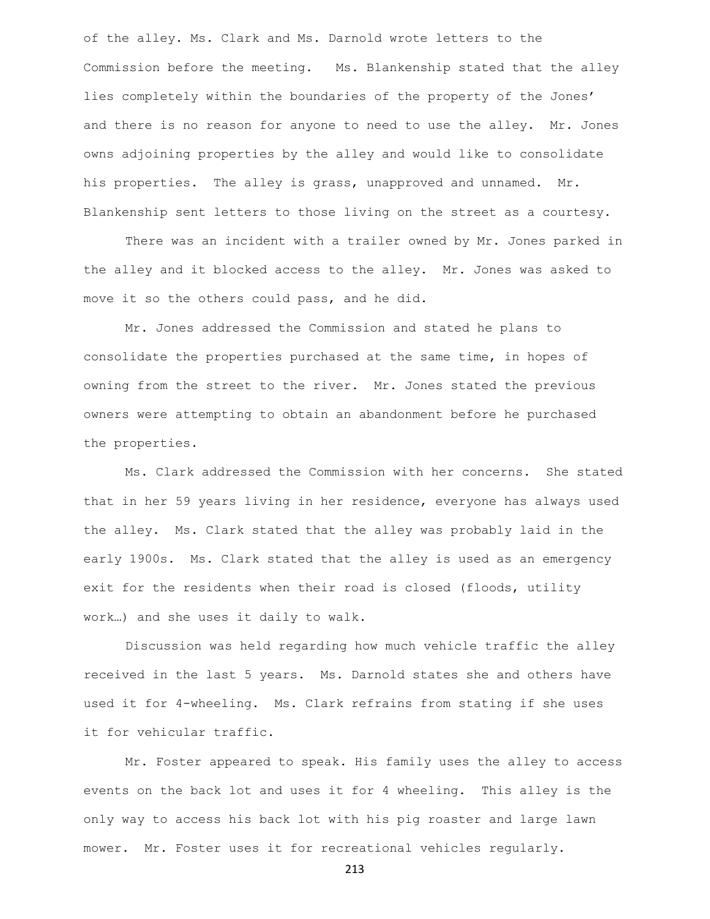of the alley. Ms. Clark and Ms. Darnold wrote letters to the Commission before the meeting. Ms. Blankenship stated that the alley lies completely within the boundaries of the property of the Jones' and there is no reason for anyone to need to use the alley. Mr. Jones owns adjoining properties by the alley and would like to consolidate his properties. The alley is grass, unapproved and unnamed. Mr. Blankenship sent letters to those living on the street as a courtesy.

There was an incident with a trailer owned by Mr. Jones parked in the alley and it blocked access to the alley. Mr. Jones was asked to move it so the others could pass, and he did.

Mr. Jones addressed the Commission and stated he plans to consolidate the properties purchased at the same time, in hopes of owning from the street to the river. Mr. Jones stated the previous owners were attempting to obtain an abandonment before he purchased the properties.

Ms. Clark addressed the Commission with her concerns. She stated that in her 59 years living in her residence, everyone has always used the alley. Ms. Clark stated that the alley was probably laid in the early 1900s. Ms. Clark stated that the alley is used as an emergency exit for the residents when their road is closed (floods, utility work…) and she uses it daily to walk.

Discussion was held regarding how much vehicle traffic the alley received in the last 5 years. Ms. Darnold states she and others have used it for 4-wheeling. Ms. Clark refrains from stating if she uses it for vehicular traffic.

Mr. Foster appeared to speak. His family uses the alley to access events on the back lot and uses it for 4 wheeling. This alley is the only way to access his back lot with his pig roaster and large lawn mower. Mr. Foster uses it for recreational vehicles regularly.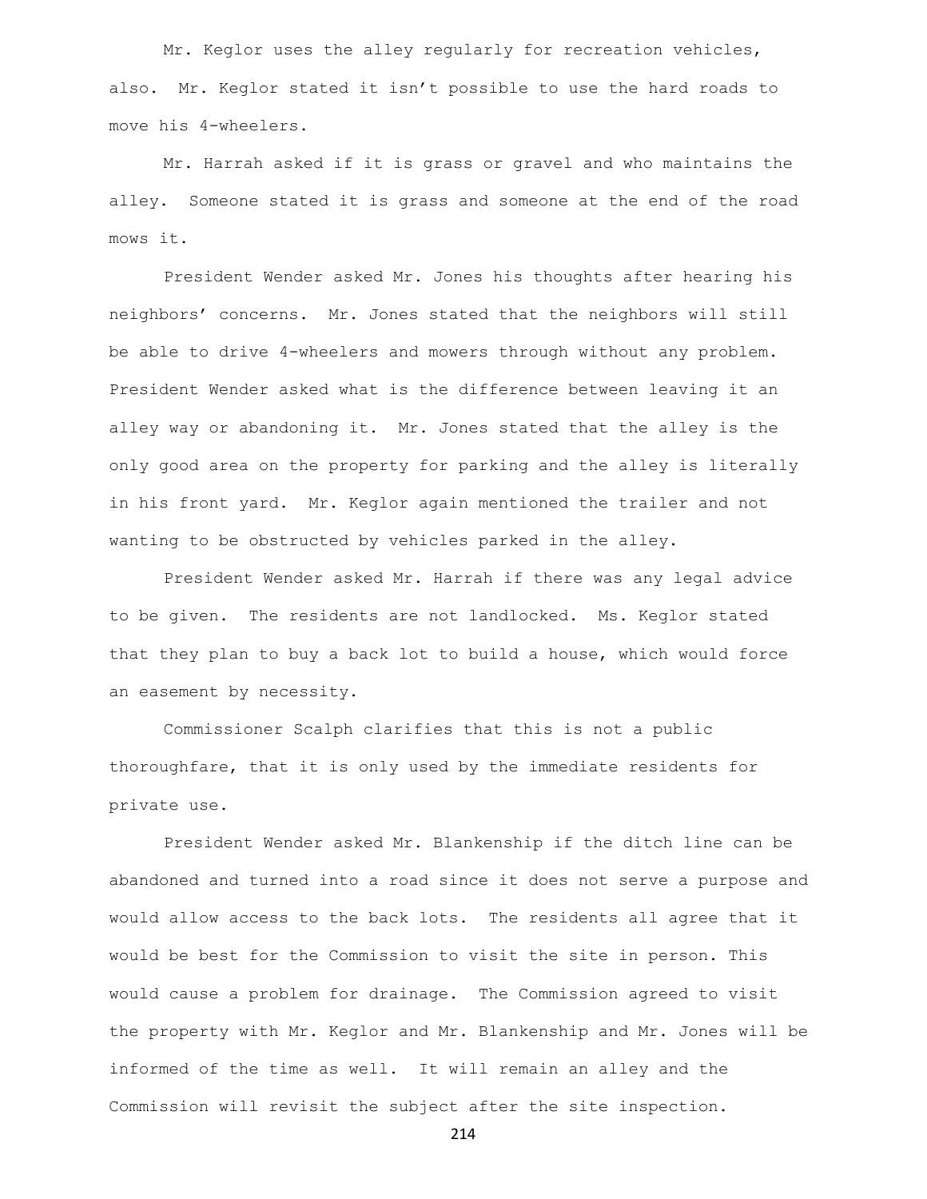Mr. Keglor uses the alley regularly for recreation vehicles, also. Mr. Keglor stated it isn't possible to use the hard roads to move his 4-wheelers.

Mr. Harrah asked if it is grass or gravel and who maintains the alley. Someone stated it is grass and someone at the end of the road mows it.

President Wender asked Mr. Jones his thoughts after hearing his neighbors' concerns. Mr. Jones stated that the neighbors will still be able to drive 4-wheelers and mowers through without any problem. President Wender asked what is the difference between leaving it an alley way or abandoning it. Mr. Jones stated that the alley is the only good area on the property for parking and the alley is literally in his front yard. Mr. Keglor again mentioned the trailer and not wanting to be obstructed by vehicles parked in the alley.

President Wender asked Mr. Harrah if there was any legal advice to be given. The residents are not landlocked. Ms. Keglor stated that they plan to buy a back lot to build a house, which would force an easement by necessity.

Commissioner Scalph clarifies that this is not a public thoroughfare, that it is only used by the immediate residents for private use.

President Wender asked Mr. Blankenship if the ditch line can be abandoned and turned into a road since it does not serve a purpose and would allow access to the back lots. The residents all agree that it would be best for the Commission to visit the site in person. This would cause a problem for drainage. The Commission agreed to visit the property with Mr. Keglor and Mr. Blankenship and Mr. Jones will be informed of the time as well. It will remain an alley and the Commission will revisit the subject after the site inspection.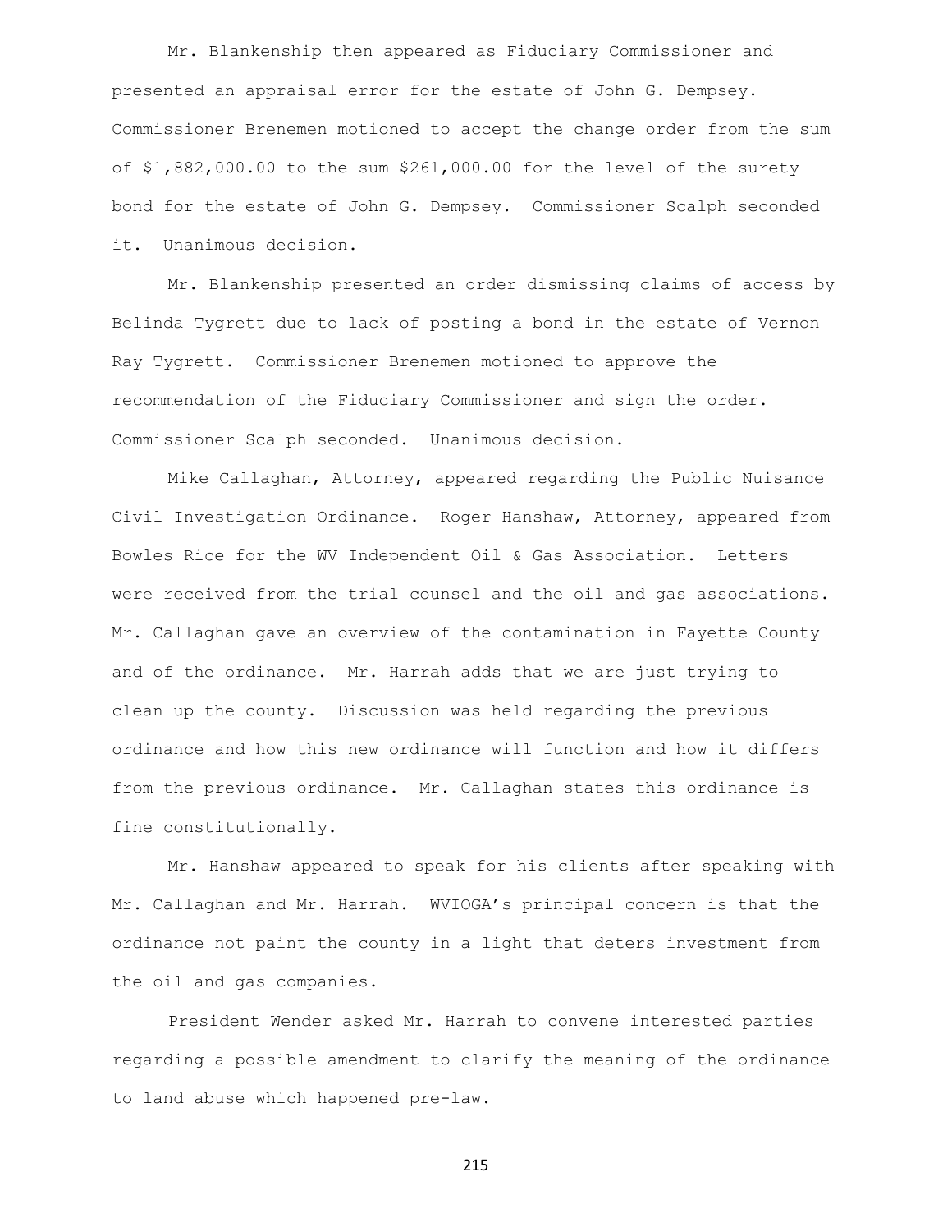Mr. Blankenship then appeared as Fiduciary Commissioner and presented an appraisal error for the estate of John G. Dempsey. Commissioner Brenemen motioned to accept the change order from the sum of $1,882,000.00 to the sum $261,000.00 for the level of the surety bond for the estate of John G. Dempsey. Commissioner Scalph seconded it. Unanimous decision.

Mr. Blankenship presented an order dismissing claims of access by Belinda Tygrett due to lack of posting a bond in the estate of Vernon Ray Tygrett. Commissioner Brenemen motioned to approve the recommendation of the Fiduciary Commissioner and sign the order. Commissioner Scalph seconded. Unanimous decision.

Mike Callaghan, Attorney, appeared regarding the Public Nuisance Civil Investigation Ordinance. Roger Hanshaw, Attorney, appeared from Bowles Rice for the WV Independent Oil & Gas Association. Letters were received from the trial counsel and the oil and gas associations. Mr. Callaghan gave an overview of the contamination in Fayette County and of the ordinance. Mr. Harrah adds that we are just trying to clean up the county. Discussion was held regarding the previous ordinance and how this new ordinance will function and how it differs from the previous ordinance. Mr. Callaghan states this ordinance is fine constitutionally.

Mr. Hanshaw appeared to speak for his clients after speaking with Mr. Callaghan and Mr. Harrah. WVIOGA's principal concern is that the ordinance not paint the county in a light that deters investment from the oil and gas companies.

President Wender asked Mr. Harrah to convene interested parties regarding a possible amendment to clarify the meaning of the ordinance to land abuse which happened pre-law.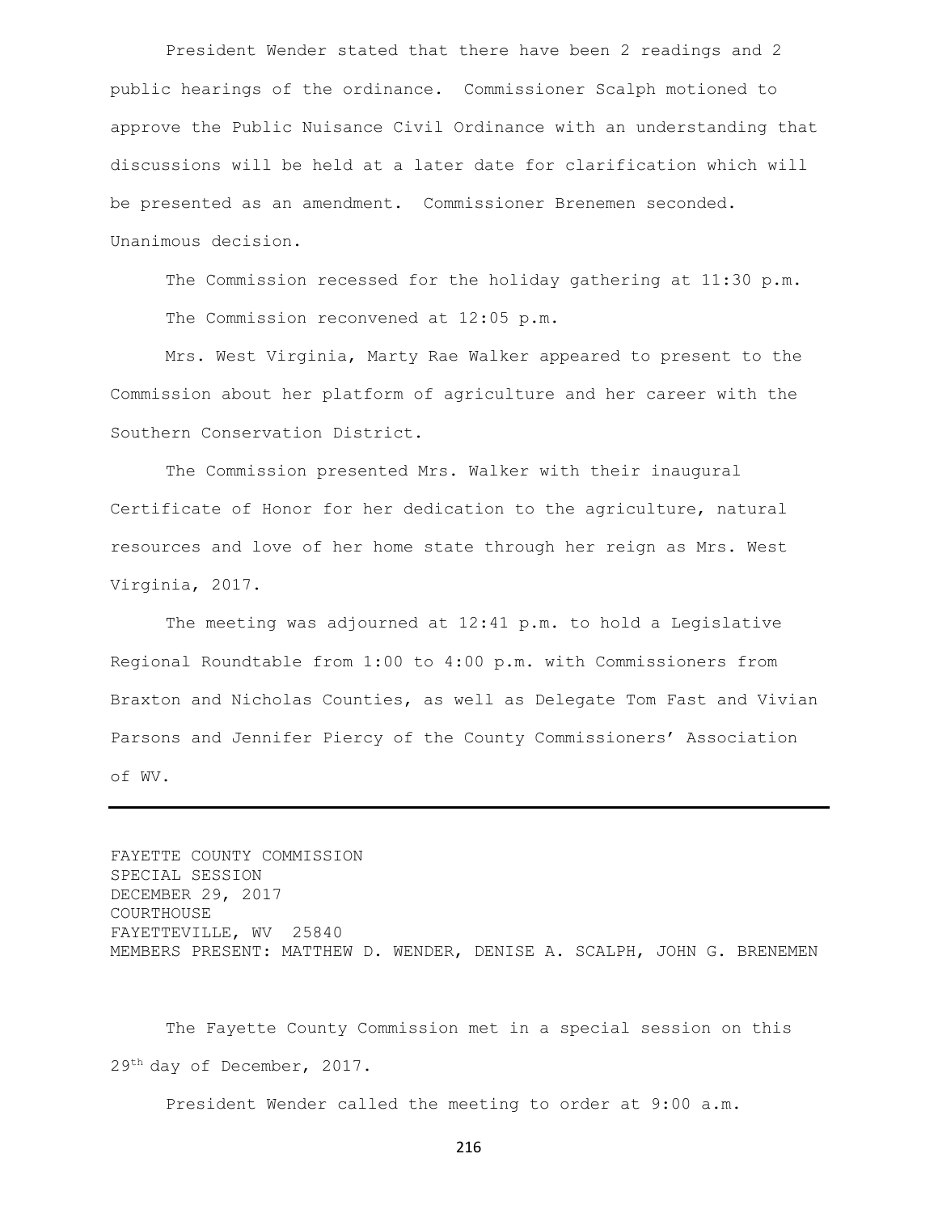President Wender stated that there have been 2 readings and 2 public hearings of the ordinance. Commissioner Scalph motioned to approve the Public Nuisance Civil Ordinance with an understanding that discussions will be held at a later date for clarification which will be presented as an amendment. Commissioner Brenemen seconded. Unanimous decision.

The Commission recessed for the holiday gathering at 11:30 p.m.

The Commission reconvened at 12:05 p.m.

Mrs. West Virginia, Marty Rae Walker appeared to present to the Commission about her platform of agriculture and her career with the Southern Conservation District.

The Commission presented Mrs. Walker with their inaugural Certificate of Honor for her dedication to the agriculture, natural resources and love of her home state through her reign as Mrs. West Virginia, 2017.

The meeting was adjourned at 12:41 p.m. to hold a Legislative Regional Roundtable from 1:00 to 4:00 p.m. with Commissioners from Braxton and Nicholas Counties, as well as Delegate Tom Fast and Vivian Parsons and Jennifer Piercy of the County Commissioners' Association of WV.

---

FAYETTE COUNTY COMMISSION
SPECIAL SESSION
DECEMBER 29, 2017
COURTHOUSE
FAYETTEVILLE, WV 25840
MEMBERS PRESENT: MATTHEW D. WENDER, DENISE A. SCALPH, JOHN G. BRENEMEN

The Fayette County Commission met in a special session on this 29th day of December, 2017.

President Wender called the meeting to order at 9:00 a.m.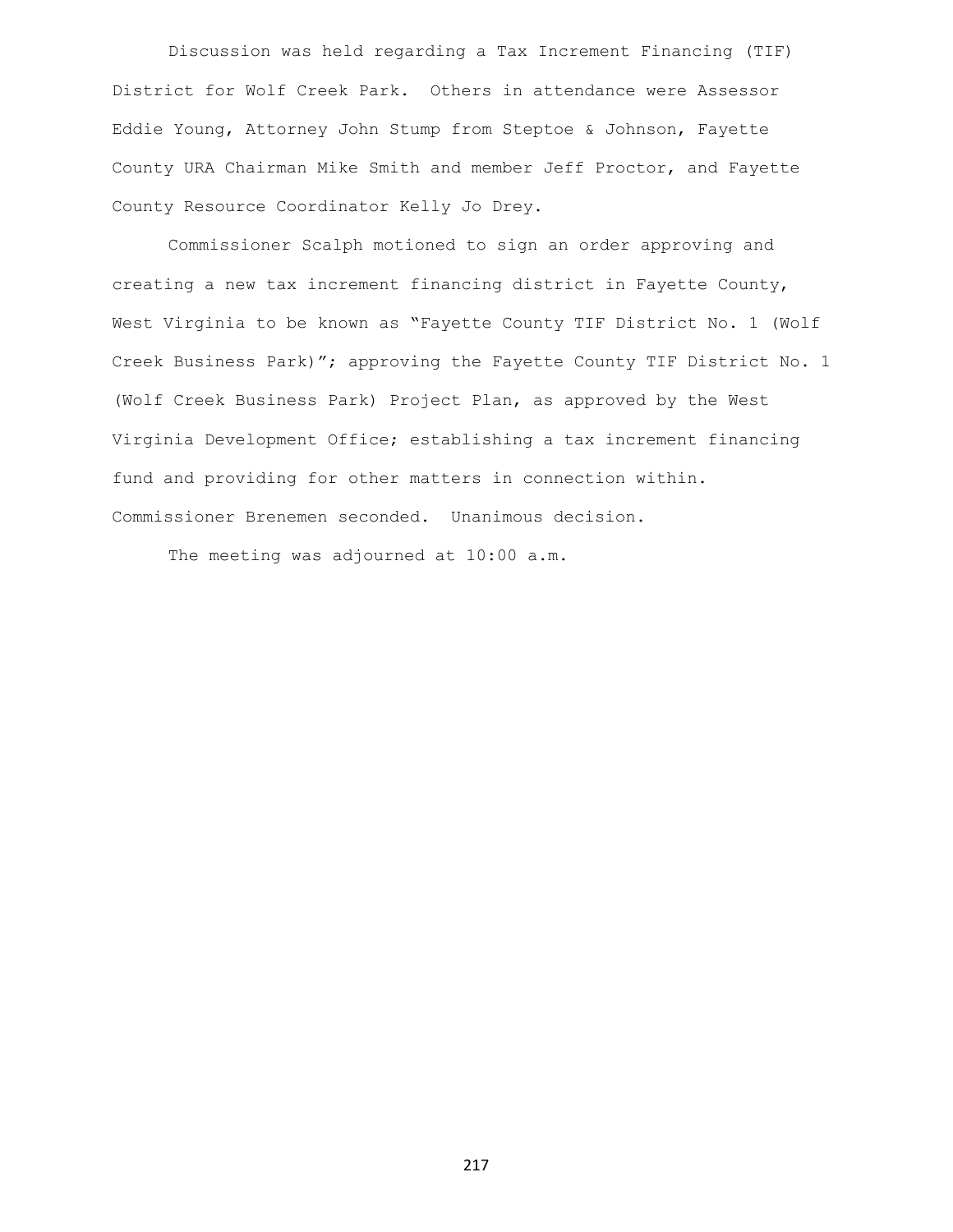Discussion was held regarding a Tax Increment Financing (TIF) District for Wolf Creek Park. Others in attendance were Assessor Eddie Young, Attorney John Stump from Steptoe & Johnson, Fayette County URA Chairman Mike Smith and member Jeff Proctor, and Fayette County Resource Coordinator Kelly Jo Drey.

Commissioner Scalph motioned to sign an order approving and creating a new tax increment financing district in Fayette County, West Virginia to be known as "Fayette County TIF District No. 1 (Wolf Creek Business Park)"; approving the Fayette County TIF District No. 1 (Wolf Creek Business Park) Project Plan, as approved by the West Virginia Development Office; establishing a tax increment financing fund and providing for other matters in connection within. Commissioner Brenemen seconded. Unanimous decision.

The meeting was adjourned at 10:00 a.m.